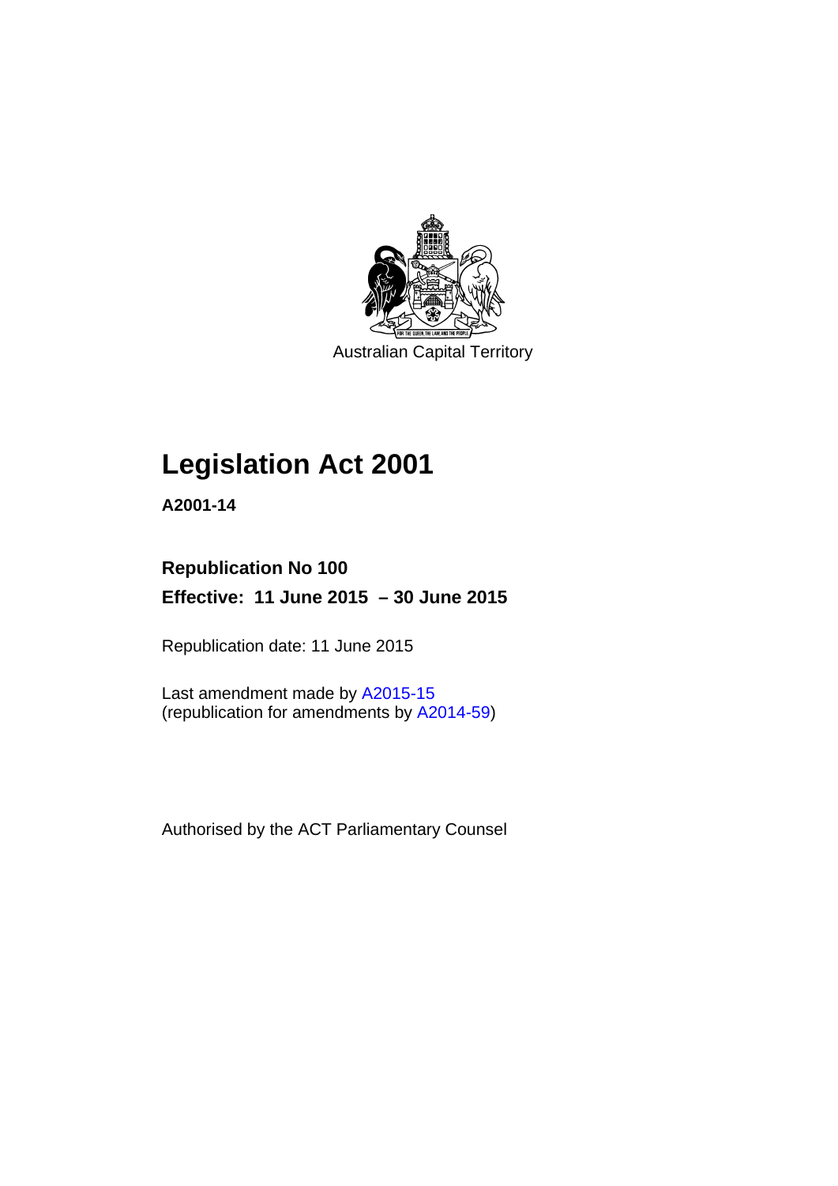Australian Capital Territory

# Legislation Act 2001

**A2001-14**

**Republication No 100**

**Effective: 11 June 2015 – 30 June 2015**

Republication date: 11 June 2015

Last amendment made by A2015-15
(republication for amendments by A2014-59)

Authorised by the ACT Parliamentary Counsel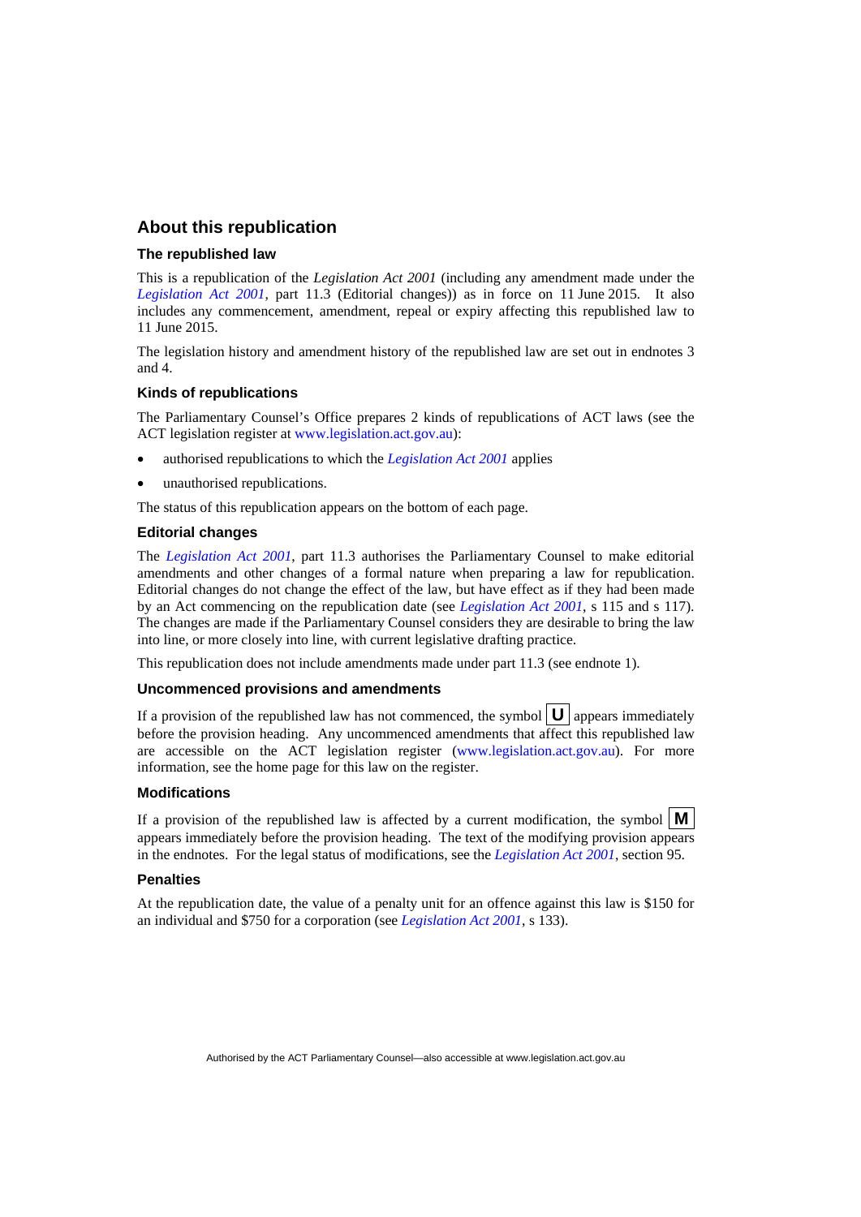## About this republication

### The republished law

This is a republication of the *Legislation Act 2001* (including any amendment made under the *Legislation Act 2001*, part 11.3 (Editorial changes)) as in force on 11 June 2015. It also includes any commencement, amendment, repeal or expiry affecting this republished law to 11 June 2015.

The legislation history and amendment history of the republished law are set out in endnotes 3 and 4.

### Kinds of republications

The Parliamentary Counsel's Office prepares 2 kinds of republications of ACT laws (see the ACT legislation register at www.legislation.act.gov.au):

- authorised republications to which the *Legislation Act 2001* applies
- unauthorised republications.

The status of this republication appears on the bottom of each page.

### Editorial changes

The *Legislation Act 2001*, part 11.3 authorises the Parliamentary Counsel to make editorial amendments and other changes of a formal nature when preparing a law for republication. Editorial changes do not change the effect of the law, but have effect as if they had been made by an Act commencing on the republication date (see *Legislation Act 2001*, s 115 and s 117). The changes are made if the Parliamentary Counsel considers they are desirable to bring the law into line, or more closely into line, with current legislative drafting practice.

This republication does not include amendments made under part 11.3 (see endnote 1).

### Uncommenced provisions and amendments

If a provision of the republished law has not commenced, the symbol **U** appears immediately before the provision heading. Any uncommenced amendments that affect this republished law are accessible on the ACT legislation register (www.legislation.act.gov.au). For more information, see the home page for this law on the register.

### Modifications

If a provision of the republished law is affected by a current modification, the symbol **M** appears immediately before the provision heading. The text of the modifying provision appears in the endnotes. For the legal status of modifications, see the *Legislation Act 2001*, section 95.

### Penalties

At the republication date, the value of a penalty unit for an offence against this law is $150 for an individual and $750 for a corporation (see *Legislation Act 2001*, s 133).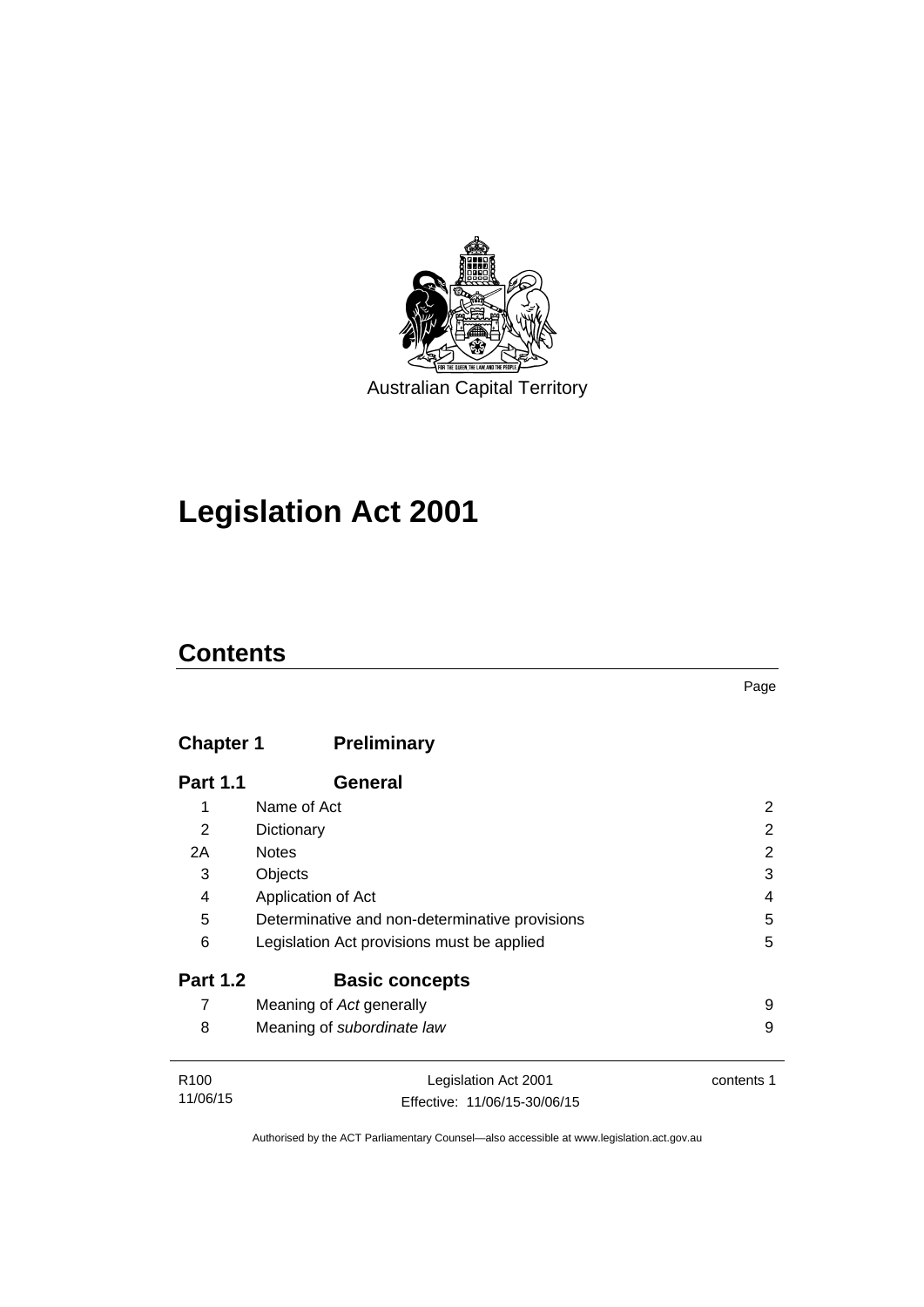Australian Capital Territory

# Legislation Act 2001

## Contents

| | | Page |
|---|---|---|
| **Chapter 1** | **Preliminary** | |
| **Part 1.1** | **General** | |
| 1 | Name of Act | 2 |
| 2 | Dictionary | 2 |
| 2A | Notes | 2 |
| 3 | Objects | 3 |
| 4 | Application of Act | 4 |
| 5 | Determinative and non-determinative provisions | 5 |
| 6 | Legislation Act provisions must be applied | 5 |
| **Part 1.2** | **Basic concepts** | |
| 7 | Meaning of *Act* generally | 9 |
| 8 | Meaning of *subordinate law* | 9 |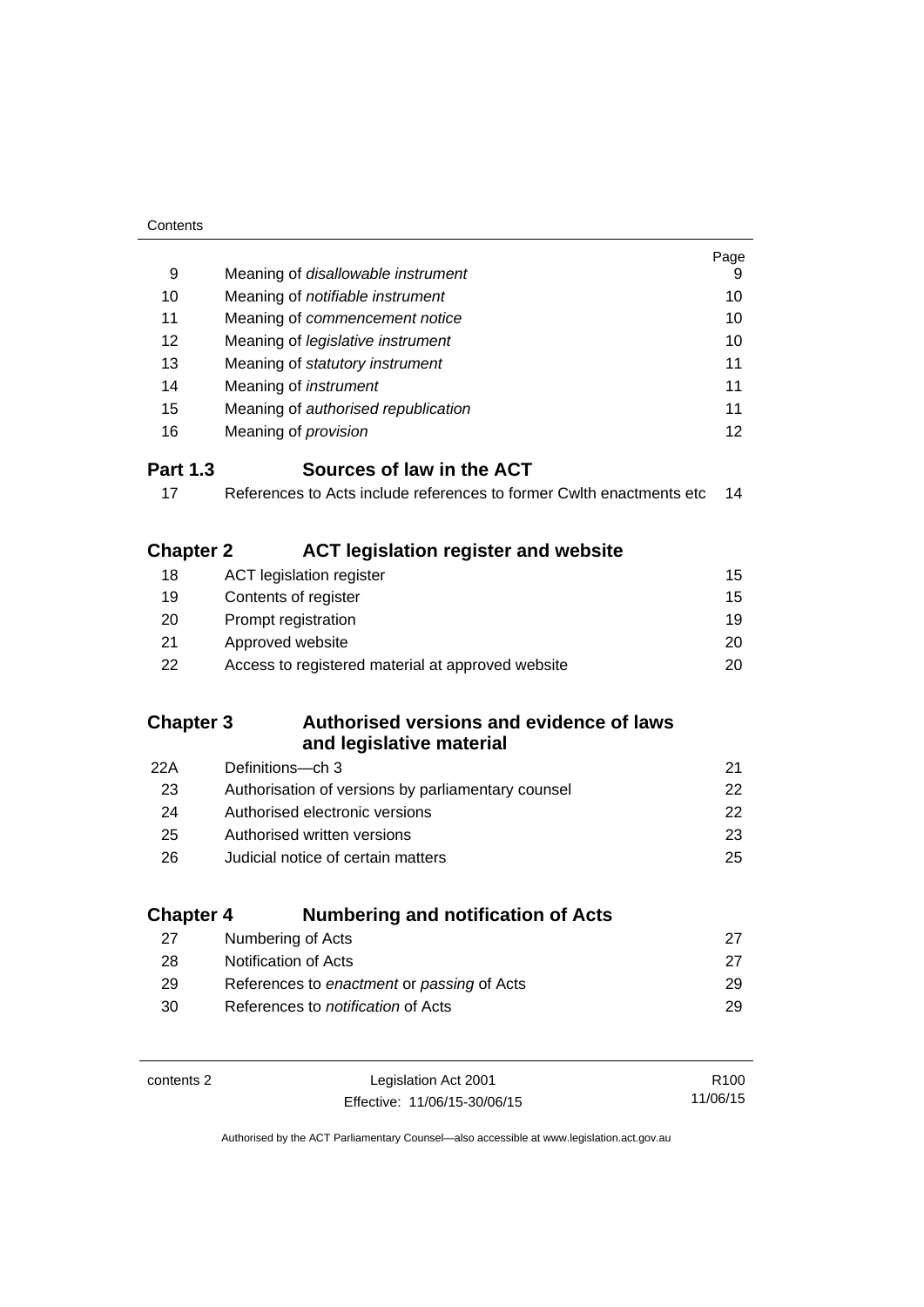| | | Page |
|---|---|---|
| 9 | Meaning of *disallowable instrument* | 9 |
| 10 | Meaning of *notifiable instrument* | 10 |
| 11 | Meaning of *commencement notice* | 10 |
| 12 | Meaning of *legislative instrument* | 10 |
| 13 | Meaning of *statutory instrument* | 11 |
| 14 | Meaning of *instrument* | 11 |
| 15 | Meaning of *authorised republication* | 11 |
| 16 | Meaning of *provision* | 12 |

## Part 1.3 Sources of law in the ACT

| | | |
|---|---|---|
| 17 | References to Acts include references to former Cwlth enactments etc | 14 |

## Chapter 2 ACT legislation register and website

| | | |
|---|---|---|
| 18 | ACT legislation register | 15 |
| 19 | Contents of register | 15 |
| 20 | Prompt registration | 19 |
| 21 | Approved website | 20 |
| 22 | Access to registered material at approved website | 20 |

## Chapter 3 Authorised versions and evidence of laws and legislative material

| | | |
|---|---|---|
| 22A | Definitions—ch 3 | 21 |
| 23 | Authorisation of versions by parliamentary counsel | 22 |
| 24 | Authorised electronic versions | 22 |
| 25 | Authorised written versions | 23 |
| 26 | Judicial notice of certain matters | 25 |

## Chapter 4 Numbering and notification of Acts

| | | |
|---|---|---|
| 27 | Numbering of Acts | 27 |
| 28 | Notification of Acts | 27 |
| 29 | References to *enactment* or *passing* of Acts | 29 |
| 30 | References to *notification* of Acts | 29 |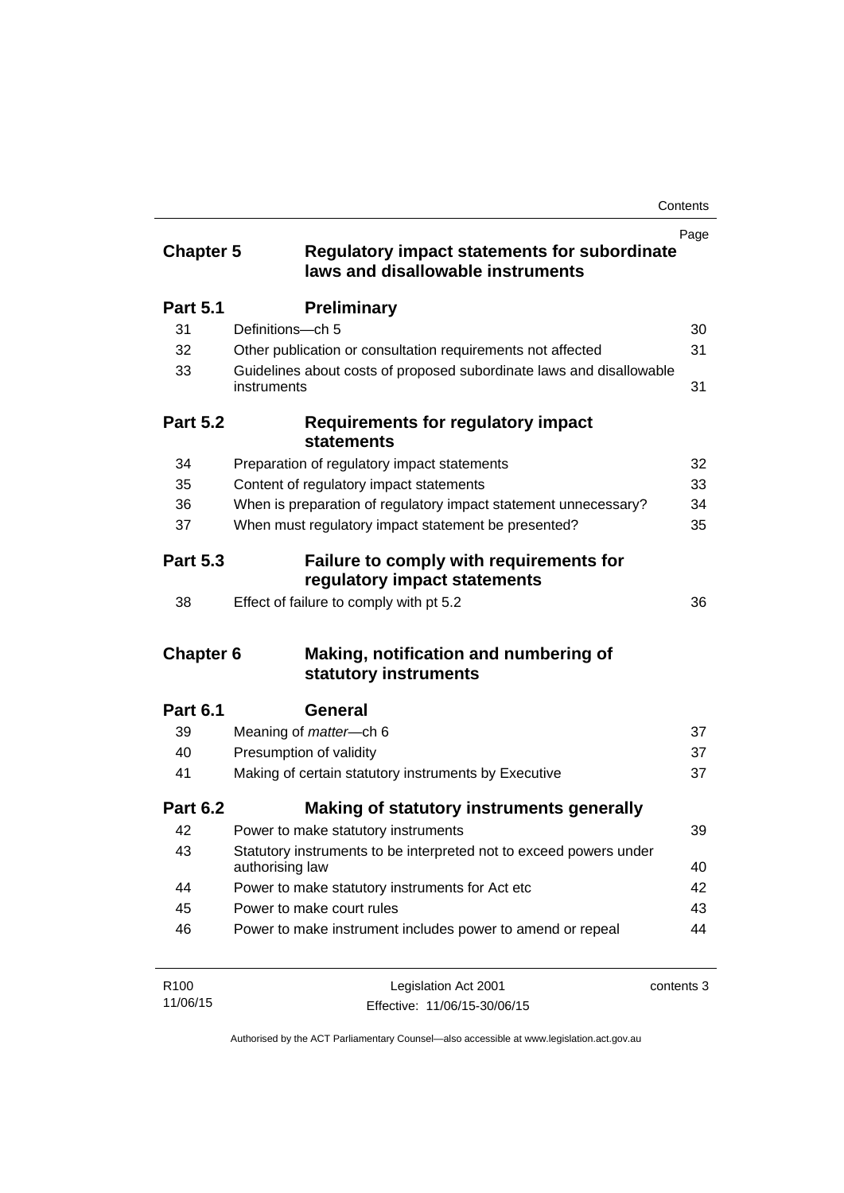| | | Page |
|---|---|---|
| **Chapter 5** | **Regulatory impact statements for subordinate laws and disallowable instruments** | |
| **Part 5.1** | **Preliminary** | |
| 31 | Definitions—ch 5 | 30 |
| 32 | Other publication or consultation requirements not affected | 31 |
| 33 | Guidelines about costs of proposed subordinate laws and disallowable instruments | 31 |
| **Part 5.2** | **Requirements for regulatory impact statements** | |
| 34 | Preparation of regulatory impact statements | 32 |
| 35 | Content of regulatory impact statements | 33 |
| 36 | When is preparation of regulatory impact statement unnecessary? | 34 |
| 37 | When must regulatory impact statement be presented? | 35 |
| **Part 5.3** | **Failure to comply with requirements for regulatory impact statements** | |
| 38 | Effect of failure to comply with pt 5.2 | 36 |
| **Chapter 6** | **Making, notification and numbering of statutory instruments** | |
| **Part 6.1** | **General** | |
| 39 | Meaning of *matter*—ch 6 | 37 |
| 40 | Presumption of validity | 37 |
| 41 | Making of certain statutory instruments by Executive | 37 |
| **Part 6.2** | **Making of statutory instruments generally** | |
| 42 | Power to make statutory instruments | 39 |
| 43 | Statutory instruments to be interpreted not to exceed powers under authorising law | 40 |
| 44 | Power to make statutory instruments for Act etc | 42 |
| 45 | Power to make court rules | 43 |
| 46 | Power to make instrument includes power to amend or repeal | 44 |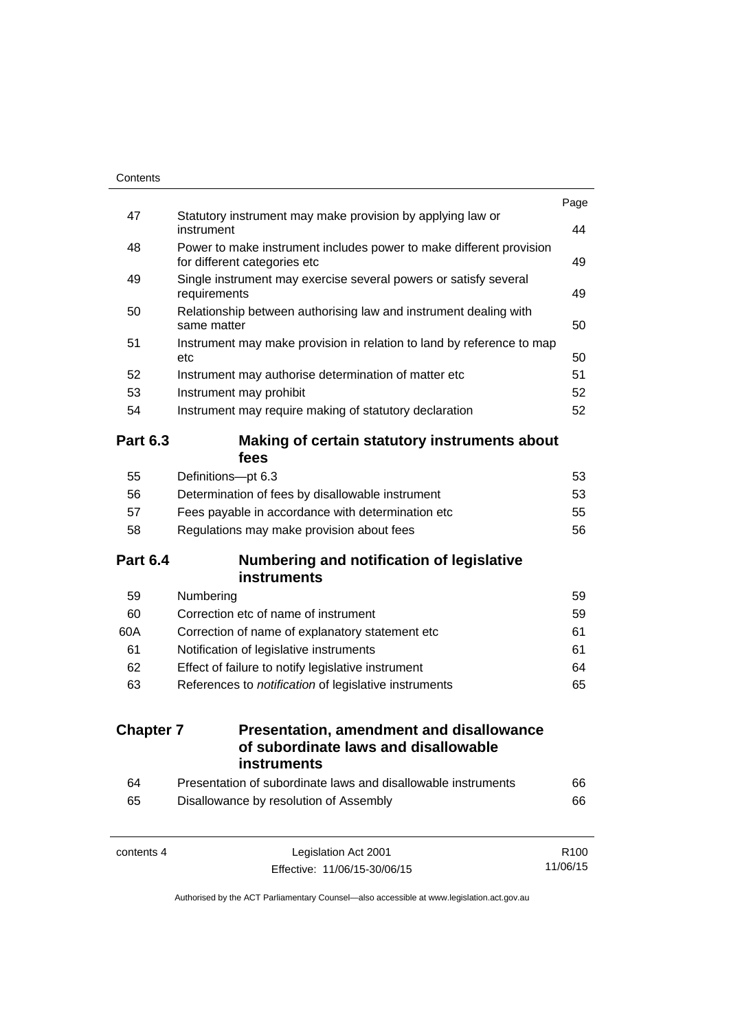| | | Page |
|---|---|---|
| 47 | Statutory instrument may make provision by applying law or instrument | 44 |
| 48 | Power to make instrument includes power to make different provision for different categories etc | 49 |
| 49 | Single instrument may exercise several powers or satisfy several requirements | 49 |
| 50 | Relationship between authorising law and instrument dealing with same matter | 50 |
| 51 | Instrument may make provision in relation to land by reference to map etc | 50 |
| 52 | Instrument may authorise determination of matter etc | 51 |
| 53 | Instrument may prohibit | 52 |
| 54 | Instrument may require making of statutory declaration | 52 |

### Part 6.3 Making of certain statutory instruments about fees

| | | |
|---|---|---|
| 55 | Definitions—pt 6.3 | 53 |
| 56 | Determination of fees by disallowable instrument | 53 |
| 57 | Fees payable in accordance with determination etc | 55 |
| 58 | Regulations may make provision about fees | 56 |

### Part 6.4 Numbering and notification of legislative instruments

| | | |
|---|---|---|
| 59 | Numbering | 59 |
| 60 | Correction etc of name of instrument | 59 |
| 60A | Correction of name of explanatory statement etc | 61 |
| 61 | Notification of legislative instruments | 61 |
| 62 | Effect of failure to notify legislative instrument | 64 |
| 63 | References to *notification* of legislative instruments | 65 |

## Chapter 7 Presentation, amendment and disallowance of subordinate laws and disallowable instruments

| | | |
|---|---|---|
| 64 | Presentation of subordinate laws and disallowable instruments | 66 |
| 65 | Disallowance by resolution of Assembly | 66 |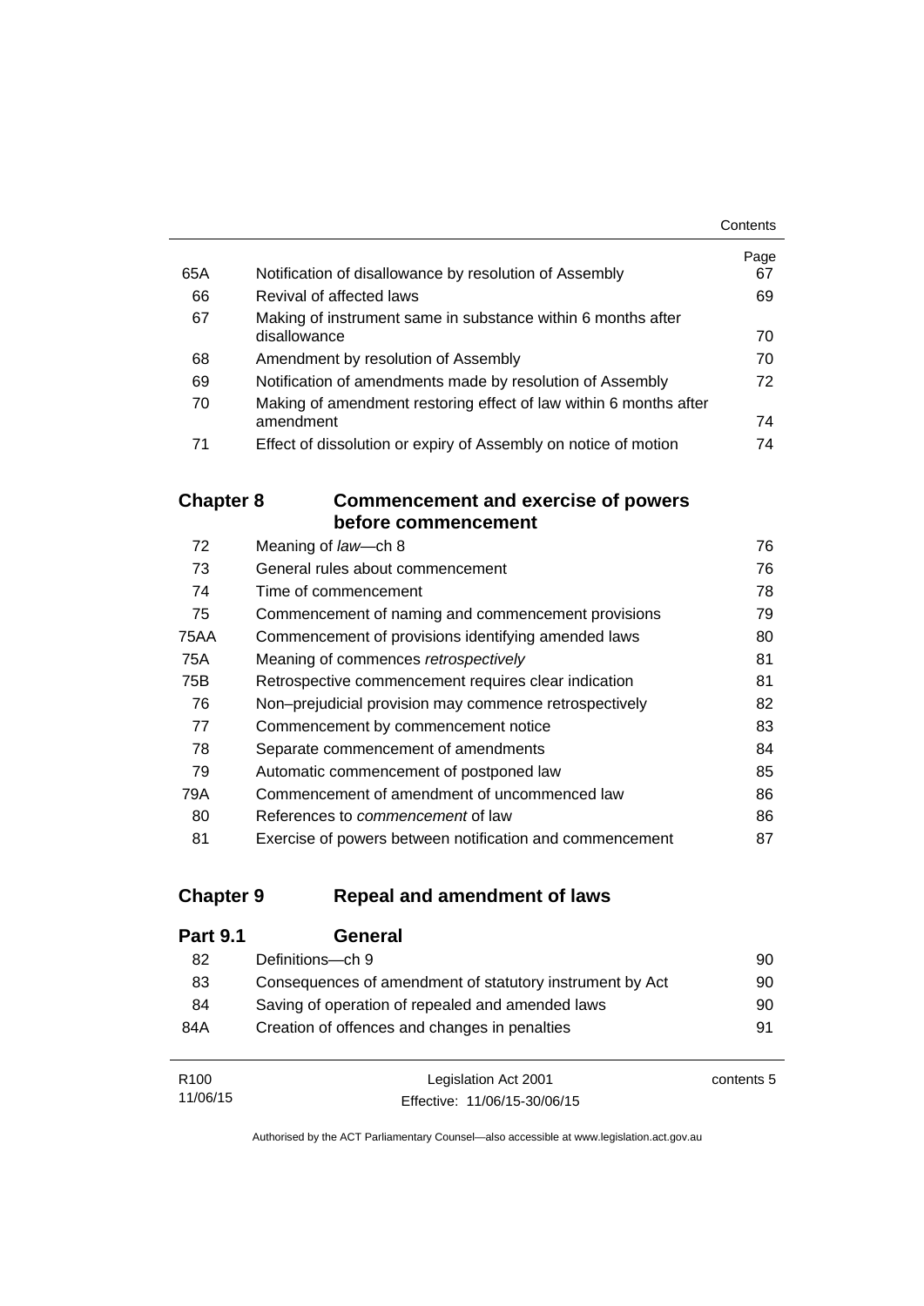| | | Page |
|---|---|---|
| 65A | Notification of disallowance by resolution of Assembly | 67 |
| 66 | Revival of affected laws | 69 |
| 67 | Making of instrument same in substance within 6 months after disallowance | 70 |
| 68 | Amendment by resolution of Assembly | 70 |
| 69 | Notification of amendments made by resolution of Assembly | 72 |
| 70 | Making of amendment restoring effect of law within 6 months after amendment | 74 |
| 71 | Effect of dissolution or expiry of Assembly on notice of motion | 74 |

## Chapter 8 Commencement and exercise of powers before commencement

| | | |
|---|---|---|
| 72 | Meaning of *law*—ch 8 | 76 |
| 73 | General rules about commencement | 76 |
| 74 | Time of commencement | 78 |
| 75 | Commencement of naming and commencement provisions | 79 |
| 75AA | Commencement of provisions identifying amended laws | 80 |
| 75A | Meaning of commences *retrospectively* | 81 |
| 75B | Retrospective commencement requires clear indication | 81 |
| 76 | Non–prejudicial provision may commence retrospectively | 82 |
| 77 | Commencement by commencement notice | 83 |
| 78 | Separate commencement of amendments | 84 |
| 79 | Automatic commencement of postponed law | 85 |
| 79A | Commencement of amendment of uncommenced law | 86 |
| 80 | References to *commencement* of law | 86 |
| 81 | Exercise of powers between notification and commencement | 87 |

## Chapter 9 Repeal and amendment of laws

### Part 9.1 General

| | | |
|---|---|---|
| 82 | Definitions—ch 9 | 90 |
| 83 | Consequences of amendment of statutory instrument by Act | 90 |
| 84 | Saving of operation of repealed and amended laws | 90 |
| 84A | Creation of offences and changes in penalties | 91 |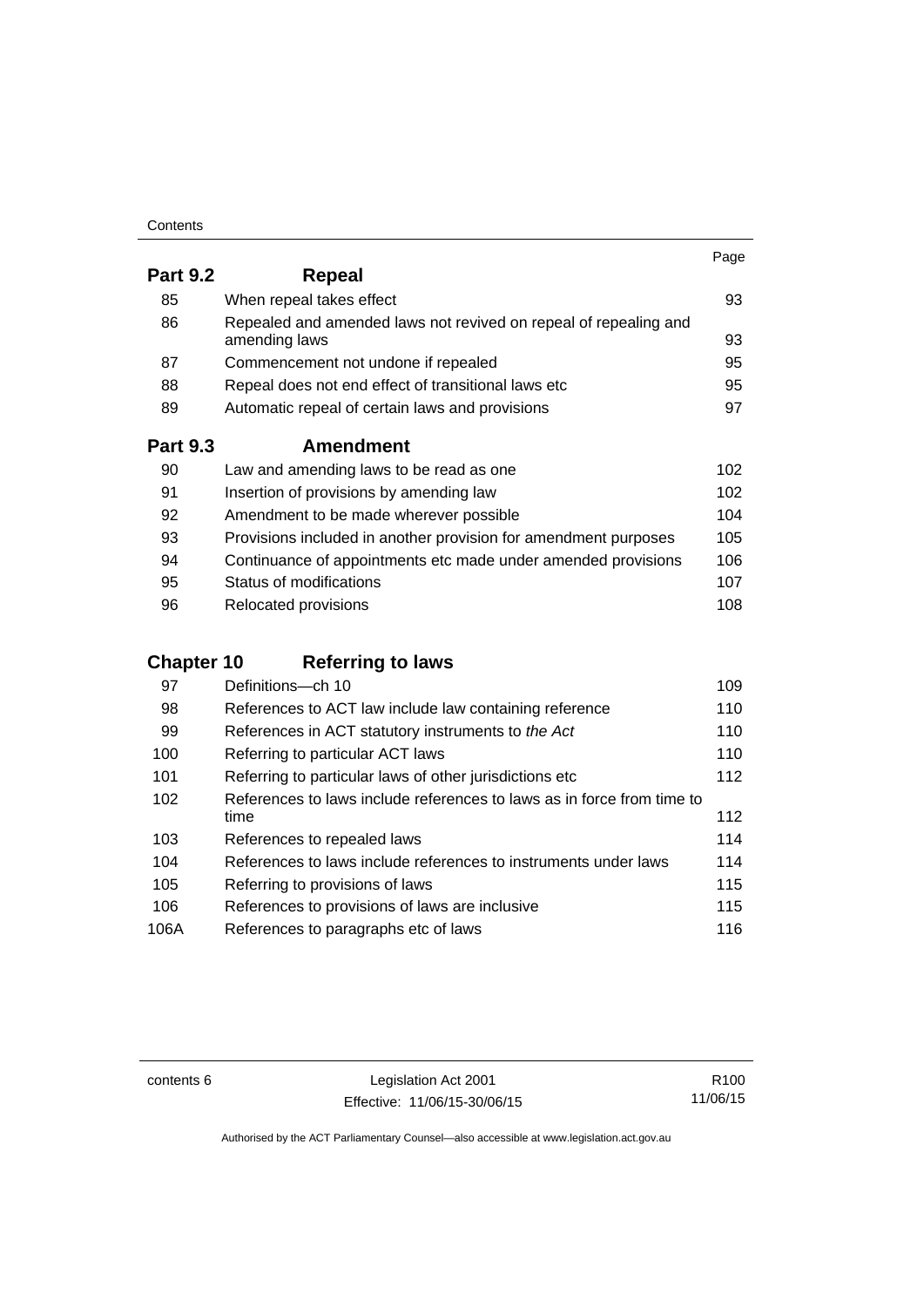| | | Page |
|---|---|---|
| **Part 9.2** | **Repeal** | |
| 85 | When repeal takes effect | 93 |
| 86 | Repealed and amended laws not revived on repeal of repealing and amending laws | 93 |
| 87 | Commencement not undone if repealed | 95 |
| 88 | Repeal does not end effect of transitional laws etc | 95 |
| 89 | Automatic repeal of certain laws and provisions | 97 |
| **Part 9.3** | **Amendment** | |
| 90 | Law and amending laws to be read as one | 102 |
| 91 | Insertion of provisions by amending law | 102 |
| 92 | Amendment to be made wherever possible | 104 |
| 93 | Provisions included in another provision for amendment purposes | 105 |
| 94 | Continuance of appointments etc made under amended provisions | 106 |
| 95 | Status of modifications | 107 |
| 96 | Relocated provisions | 108 |
| **Chapter 10** | **Referring to laws** | |
| 97 | Definitions—ch 10 | 109 |
| 98 | References to ACT law include law containing reference | 110 |
| 99 | References in ACT statutory instruments to *the Act* | 110 |
| 100 | Referring to particular ACT laws | 110 |
| 101 | Referring to particular laws of other jurisdictions etc | 112 |
| 102 | References to laws include references to laws as in force from time to time | 112 |
| 103 | References to repealed laws | 114 |
| 104 | References to laws include references to instruments under laws | 114 |
| 105 | Referring to provisions of laws | 115 |
| 106 | References to provisions of laws are inclusive | 115 |
| 106A | References to paragraphs etc of laws | 116 |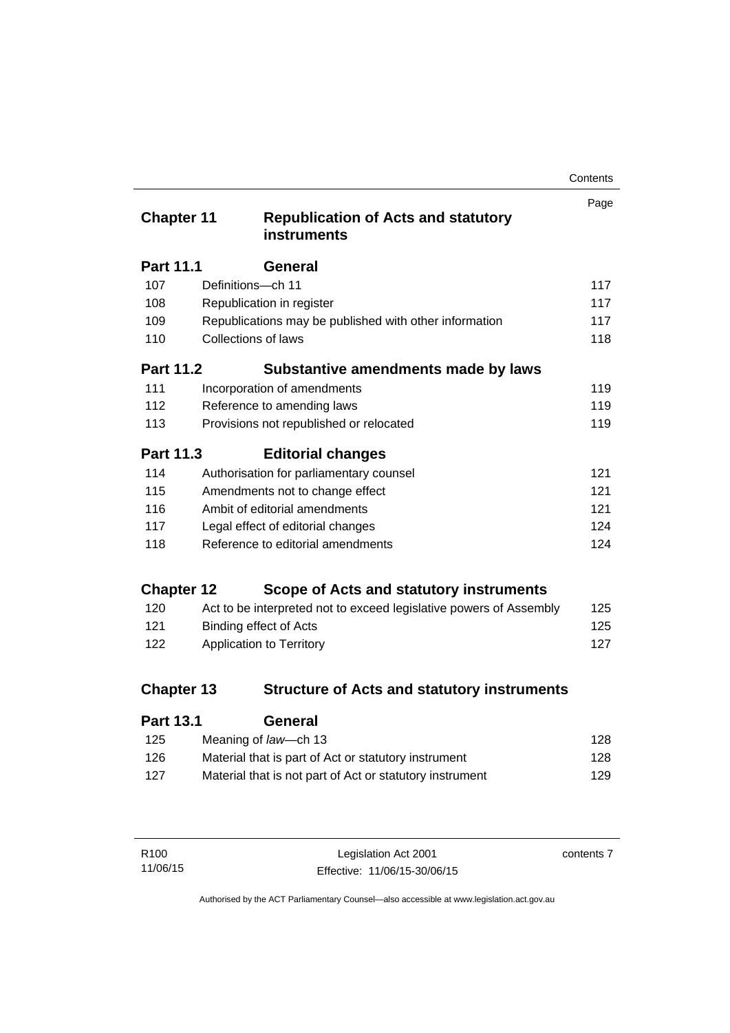| | | Page |
|---|---|---|
| **Chapter 11** | **Republication of Acts and statutory instruments** | |
| **Part 11.1** | **General** | |
| 107 | Definitions—ch 11 | 117 |
| 108 | Republication in register | 117 |
| 109 | Republications may be published with other information | 117 |
| 110 | Collections of laws | 118 |
| **Part 11.2** | **Substantive amendments made by laws** | |
| 111 | Incorporation of amendments | 119 |
| 112 | Reference to amending laws | 119 |
| 113 | Provisions not republished or relocated | 119 |
| **Part 11.3** | **Editorial changes** | |
| 114 | Authorisation for parliamentary counsel | 121 |
| 115 | Amendments not to change effect | 121 |
| 116 | Ambit of editorial amendments | 121 |
| 117 | Legal effect of editorial changes | 124 |
| 118 | Reference to editorial amendments | 124 |
| **Chapter 12** | **Scope of Acts and statutory instruments** | |
| 120 | Act to be interpreted not to exceed legislative powers of Assembly | 125 |
| 121 | Binding effect of Acts | 125 |
| 122 | Application to Territory | 127 |
| **Chapter 13** | **Structure of Acts and statutory instruments** | |
| **Part 13.1** | **General** | |
| 125 | Meaning of *law*—ch 13 | 128 |
| 126 | Material that is part of Act or statutory instrument | 128 |
| 127 | Material that is not part of Act or statutory instrument | 129 |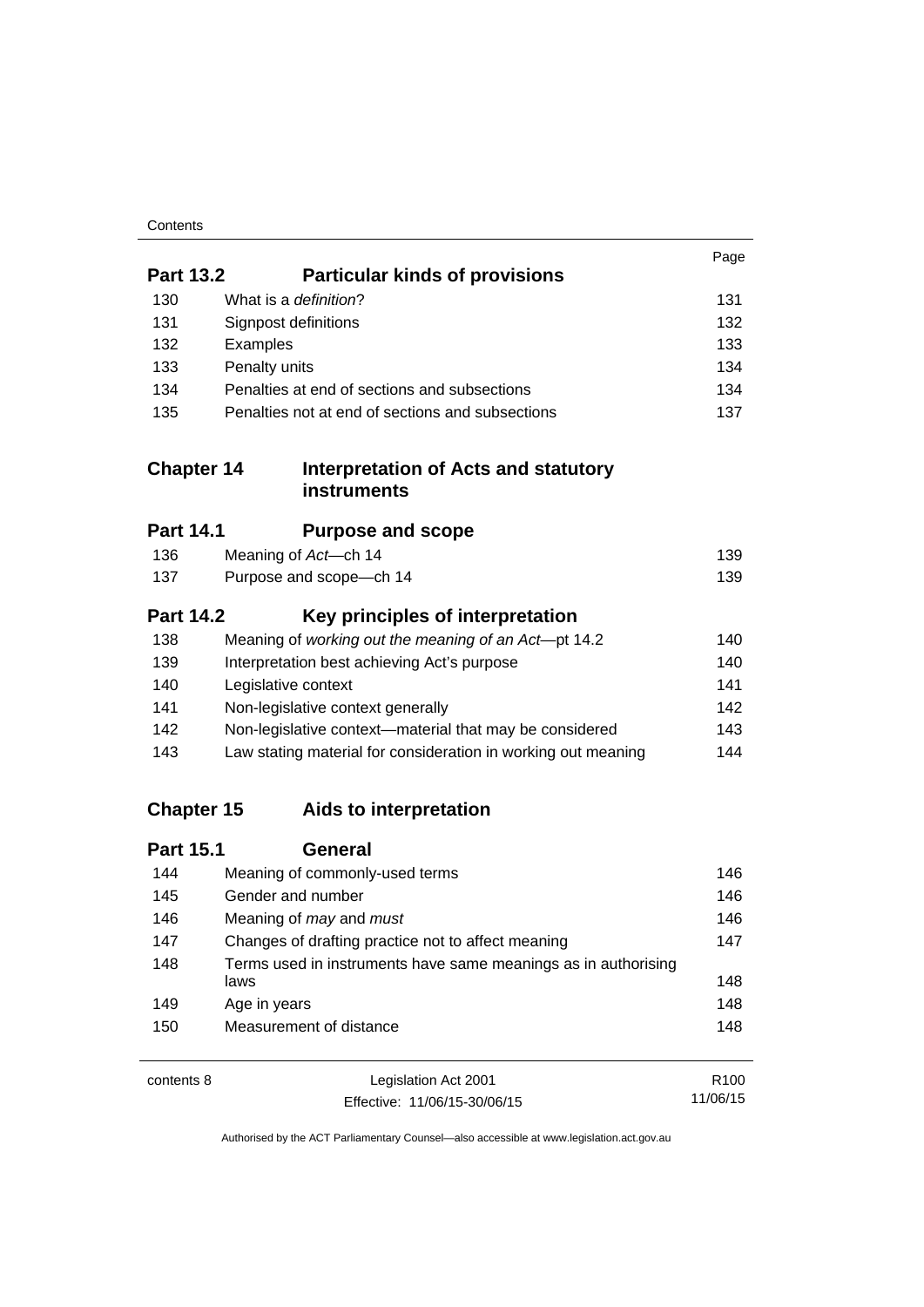| | | Page |
|---|---|---|
| **Part 13.2** | **Particular kinds of provisions** | |
| 130 | What is a *definition*? | 131 |
| 131 | Signpost definitions | 132 |
| 132 | Examples | 133 |
| 133 | Penalty units | 134 |
| 134 | Penalties at end of sections and subsections | 134 |
| 135 | Penalties not at end of sections and subsections | 137 |
| **Chapter 14** | **Interpretation of Acts and statutory instruments** | |
| **Part 14.1** | **Purpose and scope** | |
| 136 | Meaning of *Act*—ch 14 | 139 |
| 137 | Purpose and scope—ch 14 | 139 |
| **Part 14.2** | **Key principles of interpretation** | |
| 138 | Meaning of *working out the meaning of an Act*—pt 14.2 | 140 |
| 139 | Interpretation best achieving Act's purpose | 140 |
| 140 | Legislative context | 141 |
| 141 | Non-legislative context generally | 142 |
| 142 | Non-legislative context—material that may be considered | 143 |
| 143 | Law stating material for consideration in working out meaning | 144 |
| **Chapter 15** | **Aids to interpretation** | |
| **Part 15.1** | **General** | |
| 144 | Meaning of commonly-used terms | 146 |
| 145 | Gender and number | 146 |
| 146 | Meaning of *may* and *must* | 146 |
| 147 | Changes of drafting practice not to affect meaning | 147 |
| 148 | Terms used in instruments have same meanings as in authorising laws | 148 |
| 149 | Age in years | 148 |
| 150 | Measurement of distance | 148 |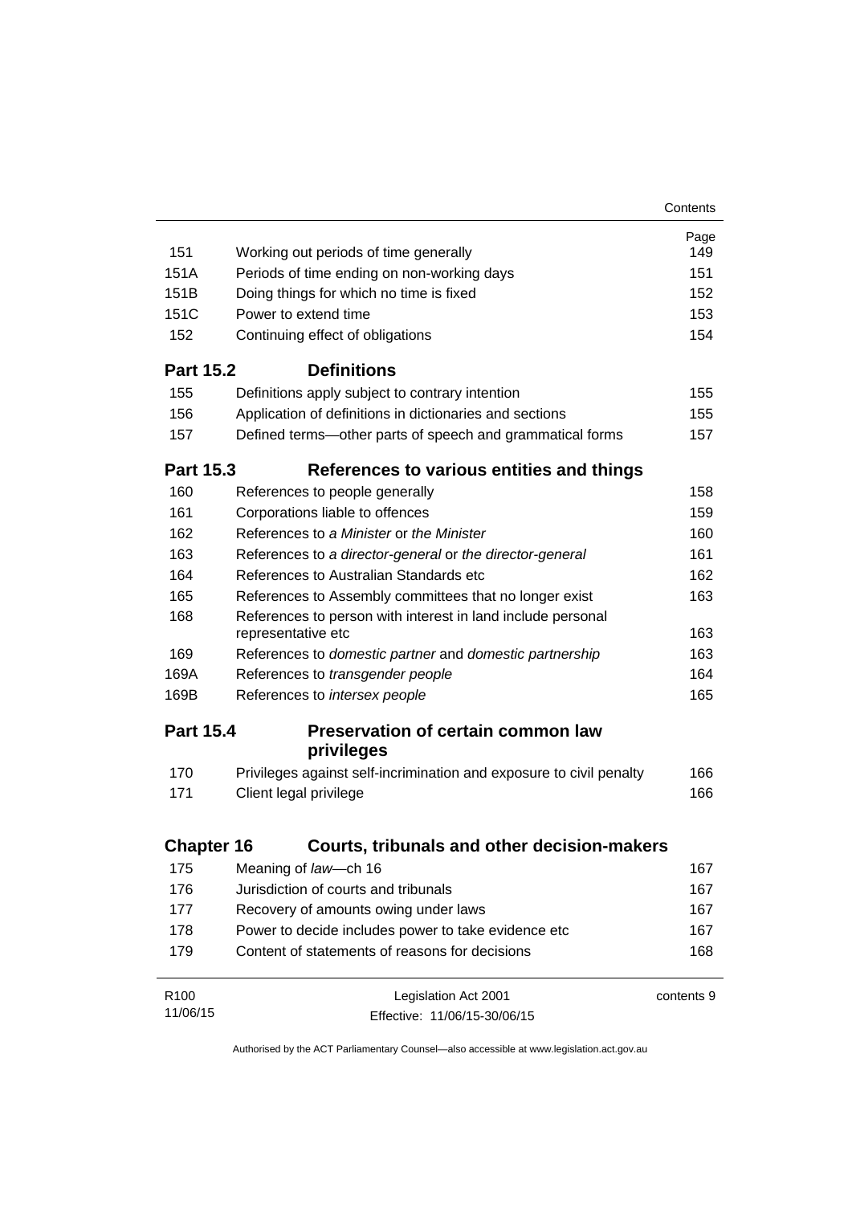| | | Page |
|---|---|---|
| 151 | Working out periods of time generally | 149 |
| 151A | Periods of time ending on non-working days | 151 |
| 151B | Doing things for which no time is fixed | 152 |
| 151C | Power to extend time | 153 |
| 152 | Continuing effect of obligations | 154 |
| **Part 15.2** | **Definitions** | |
| 155 | Definitions apply subject to contrary intention | 155 |
| 156 | Application of definitions in dictionaries and sections | 155 |
| 157 | Defined terms—other parts of speech and grammatical forms | 157 |
| **Part 15.3** | **References to various entities and things** | |
| 160 | References to people generally | 158 |
| 161 | Corporations liable to offences | 159 |
| 162 | References to *a Minister* or *the Minister* | 160 |
| 163 | References to *a director-general* or *the director-general* | 161 |
| 164 | References to Australian Standards etc | 162 |
| 165 | References to Assembly committees that no longer exist | 163 |
| 168 | References to person with interest in land include personal representative etc | 163 |
| 169 | References to *domestic partner* and *domestic partnership* | 163 |
| 169A | References to *transgender people* | 164 |
| 169B | References to *intersex people* | 165 |
| **Part 15.4** | **Preservation of certain common law privileges** | |
| 170 | Privileges against self-incrimination and exposure to civil penalty | 166 |
| 171 | Client legal privilege | 166 |
| **Chapter 16** | **Courts, tribunals and other decision-makers** | |
| 175 | Meaning of *law*—ch 16 | 167 |
| 176 | Jurisdiction of courts and tribunals | 167 |
| 177 | Recovery of amounts owing under laws | 167 |
| 178 | Power to decide includes power to take evidence etc | 167 |
| 179 | Content of statements of reasons for decisions | 168 |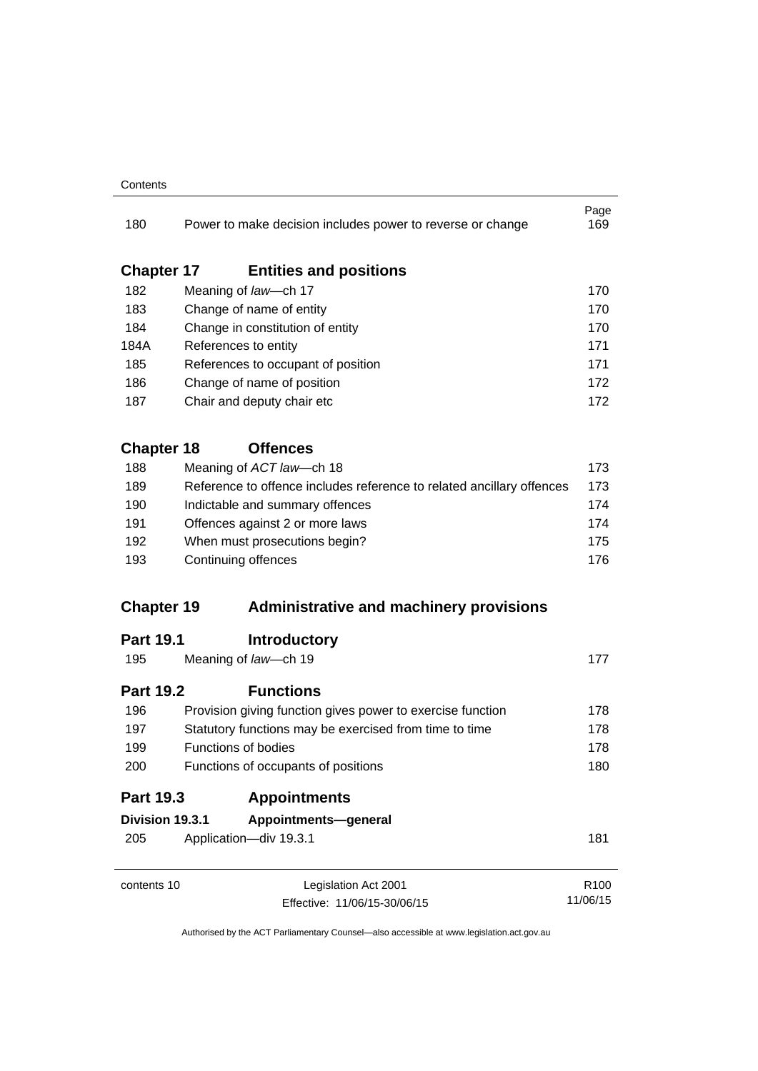| | | Page |
|---|---|---|
| 180 | Power to make decision includes power to reverse or change | 169 |

## Chapter 17 Entities and positions

| | | |
|---|---|---|
| 182 | Meaning of *law*—ch 17 | 170 |
| 183 | Change of name of entity | 170 |
| 184 | Change in constitution of entity | 170 |
| 184A | References to entity | 171 |
| 185 | References to occupant of position | 171 |
| 186 | Change of name of position | 172 |
| 187 | Chair and deputy chair etc | 172 |

## Chapter 18 Offences

| | | |
|---|---|---|
| 188 | Meaning of *ACT law*—ch 18 | 173 |
| 189 | Reference to offence includes reference to related ancillary offences | 173 |
| 190 | Indictable and summary offences | 174 |
| 191 | Offences against 2 or more laws | 174 |
| 192 | When must prosecutions begin? | 175 |
| 193 | Continuing offences | 176 |

## Chapter 19 Administrative and machinery provisions

### Part 19.1 Introductory

| | | |
|---|---|---|
| 195 | Meaning of *law*—ch 19 | 177 |

### Part 19.2 Functions

| | | |
|---|---|---|
| 196 | Provision giving function gives power to exercise function | 178 |
| 197 | Statutory functions may be exercised from time to time | 178 |
| 199 | Functions of bodies | 178 |
| 200 | Functions of occupants of positions | 180 |

### Part 19.3 Appointments

#### Division 19.3.1 Appointments—general

| | | |
|---|---|---|
| 205 | Application—div 19.3.1 | 181 |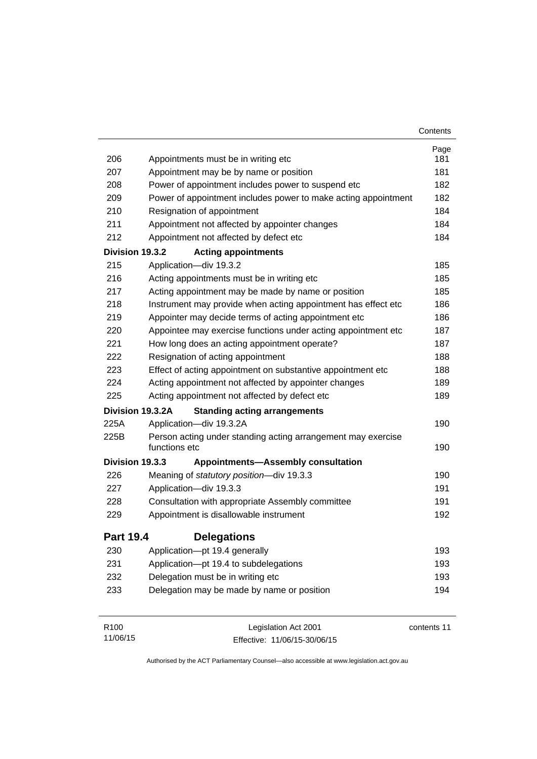| | | Page |
|---|---|---|
| 206 | Appointments must be in writing etc | 181 |
| 207 | Appointment may be by name or position | 181 |
| 208 | Power of appointment includes power to suspend etc | 182 |
| 209 | Power of appointment includes power to make acting appointment | 182 |
| 210 | Resignation of appointment | 184 |
| 211 | Appointment not affected by appointer changes | 184 |
| 212 | Appointment not affected by defect etc | 184 |
| **Division 19.3.2** | **Acting appointments** | |
| 215 | Application—div 19.3.2 | 185 |
| 216 | Acting appointments must be in writing etc | 185 |
| 217 | Acting appointment may be made by name or position | 185 |
| 218 | Instrument may provide when acting appointment has effect etc | 186 |
| 219 | Appointer may decide terms of acting appointment etc | 186 |
| 220 | Appointee may exercise functions under acting appointment etc | 187 |
| 221 | How long does an acting appointment operate? | 187 |
| 222 | Resignation of acting appointment | 188 |
| 223 | Effect of acting appointment on substantive appointment etc | 188 |
| 224 | Acting appointment not affected by appointer changes | 189 |
| 225 | Acting appointment not affected by defect etc | 189 |
| **Division 19.3.2A** | **Standing acting arrangements** | |
| 225A | Application—div 19.3.2A | 190 |
| 225B | Person acting under standing acting arrangement may exercise functions etc | 190 |
| **Division 19.3.3** | **Appointments—Assembly consultation** | |
| 226 | Meaning of *statutory position*—div 19.3.3 | 190 |
| 227 | Application—div 19.3.3 | 191 |
| 228 | Consultation with appropriate Assembly committee | 191 |
| 229 | Appointment is disallowable instrument | 192 |

## Part 19.4 Delegations

| | | |
|---|---|---|
| 230 | Application—pt 19.4 generally | 193 |
| 231 | Application—pt 19.4 to subdelegations | 193 |
| 232 | Delegation must be in writing etc | 193 |
| 233 | Delegation may be made by name or position | 194 |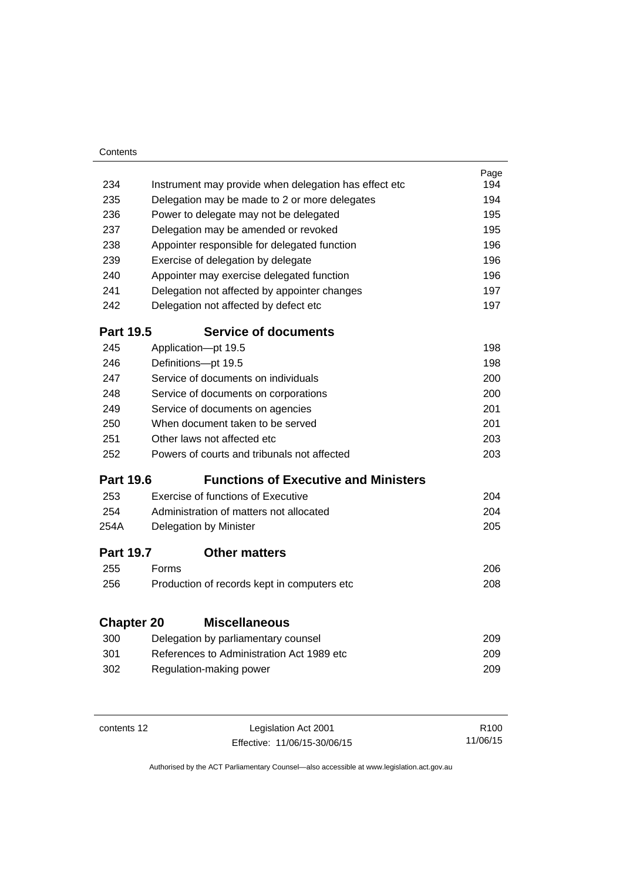| | | Page |
|---|---|---|
| 234 | Instrument may provide when delegation has effect etc | 194 |
| 235 | Delegation may be made to 2 or more delegates | 194 |
| 236 | Power to delegate may not be delegated | 195 |
| 237 | Delegation may be amended or revoked | 195 |
| 238 | Appointer responsible for delegated function | 196 |
| 239 | Exercise of delegation by delegate | 196 |
| 240 | Appointer may exercise delegated function | 196 |
| 241 | Delegation not affected by appointer changes | 197 |
| 242 | Delegation not affected by defect etc | 197 |

### Part 19.5 Service of documents

| | | |
|---|---|---|
| 245 | Application—pt 19.5 | 198 |
| 246 | Definitions—pt 19.5 | 198 |
| 247 | Service of documents on individuals | 200 |
| 248 | Service of documents on corporations | 200 |
| 249 | Service of documents on agencies | 201 |
| 250 | When document taken to be served | 201 |
| 251 | Other laws not affected etc | 203 |
| 252 | Powers of courts and tribunals not affected | 203 |

### Part 19.6 Functions of Executive and Ministers

| | | |
|---|---|---|
| 253 | Exercise of functions of Executive | 204 |
| 254 | Administration of matters not allocated | 204 |
| 254A | Delegation by Minister | 205 |

### Part 19.7 Other matters

| | | |
|---|---|---|
| 255 | Forms | 206 |
| 256 | Production of records kept in computers etc | 208 |

## Chapter 20 Miscellaneous

| | | |
|---|---|---|
| 300 | Delegation by parliamentary counsel | 209 |
| 301 | References to Administration Act 1989 etc | 209 |
| 302 | Regulation-making power | 209 |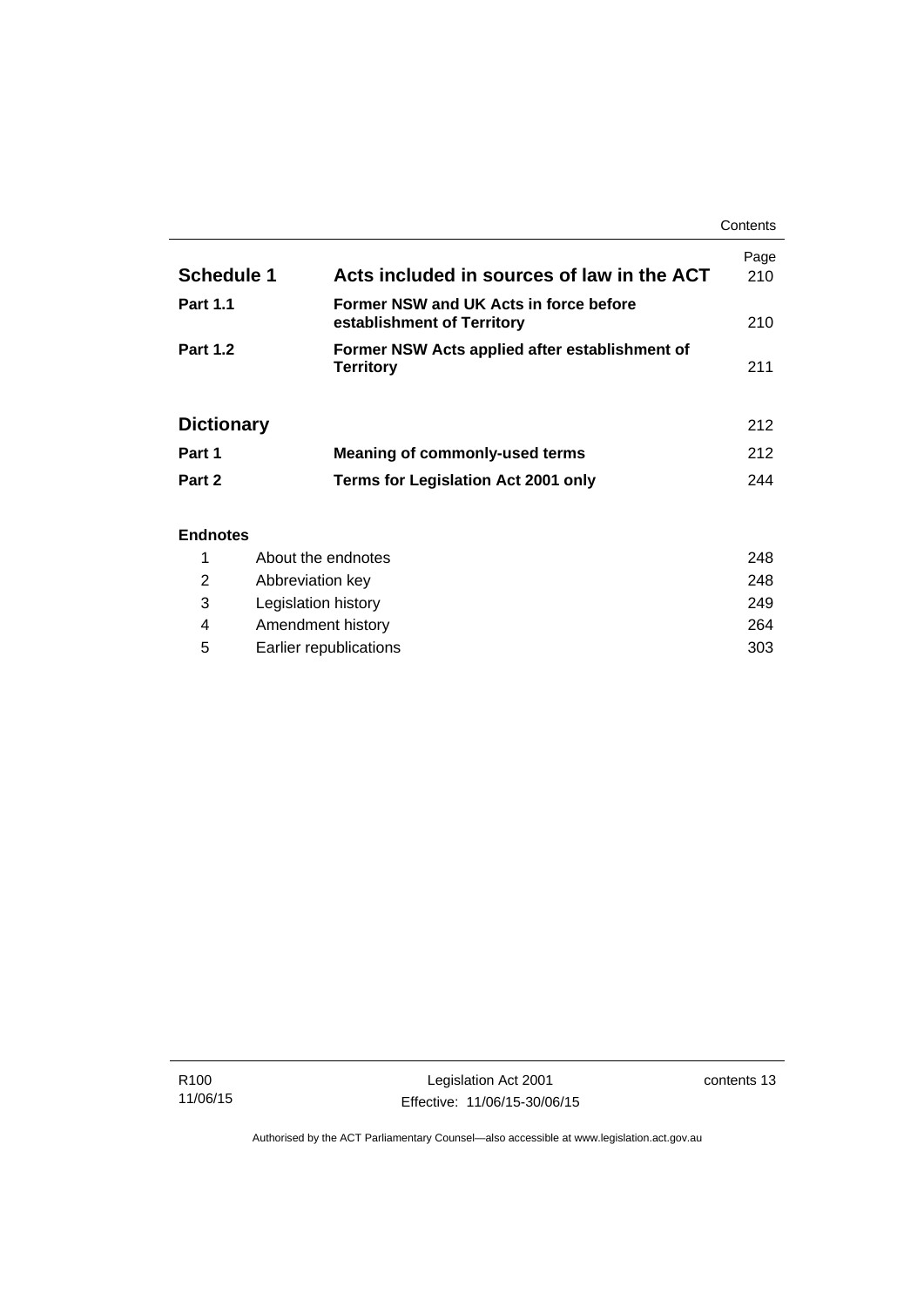| | | Page |
|---|---|---|
| **Schedule 1** | **Acts included in sources of law in the ACT** | 210 |
| **Part 1.1** | **Former NSW and UK Acts in force before establishment of Territory** | 210 |
| **Part 1.2** | **Former NSW Acts applied after establishment of Territory** | 211 |
| **Dictionary** | | 212 |
| **Part 1** | **Meaning of commonly-used terms** | 212 |
| **Part 2** | **Terms for Legislation Act 2001 only** | 244 |

**Endnotes**

| | | |
|---|---|---|
| 1 | About the endnotes | 248 |
| 2 | Abbreviation key | 248 |
| 3 | Legislation history | 249 |
| 4 | Amendment history | 264 |
| 5 | Earlier republications | 303 |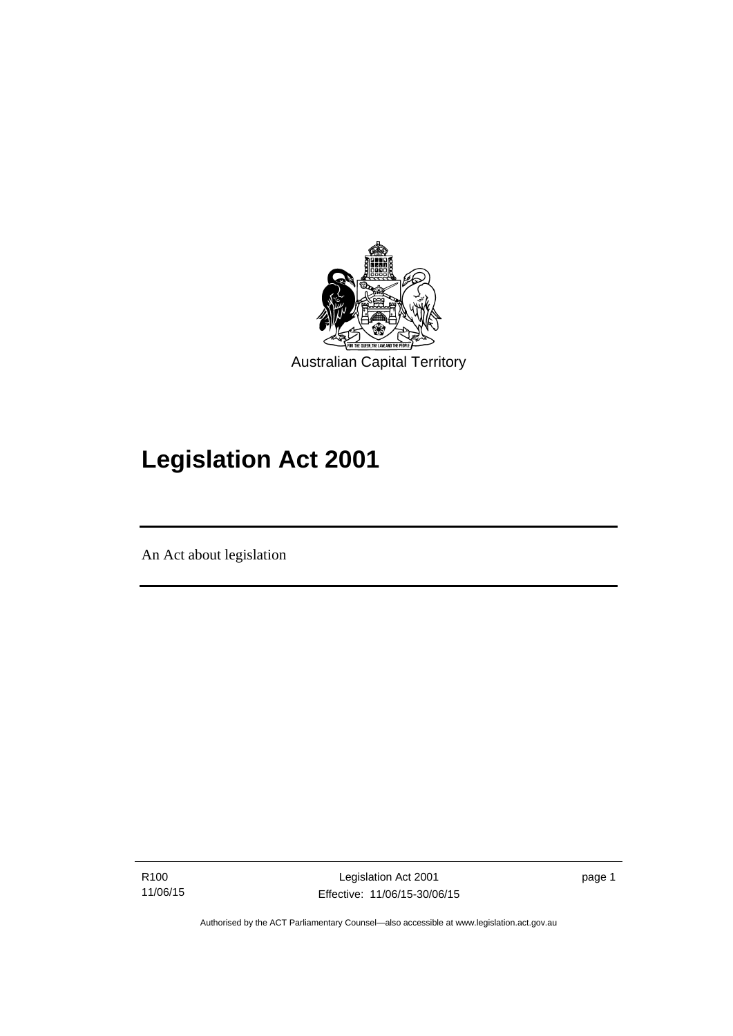Australian Capital Territory

# Legislation Act 2001

An Act about legislation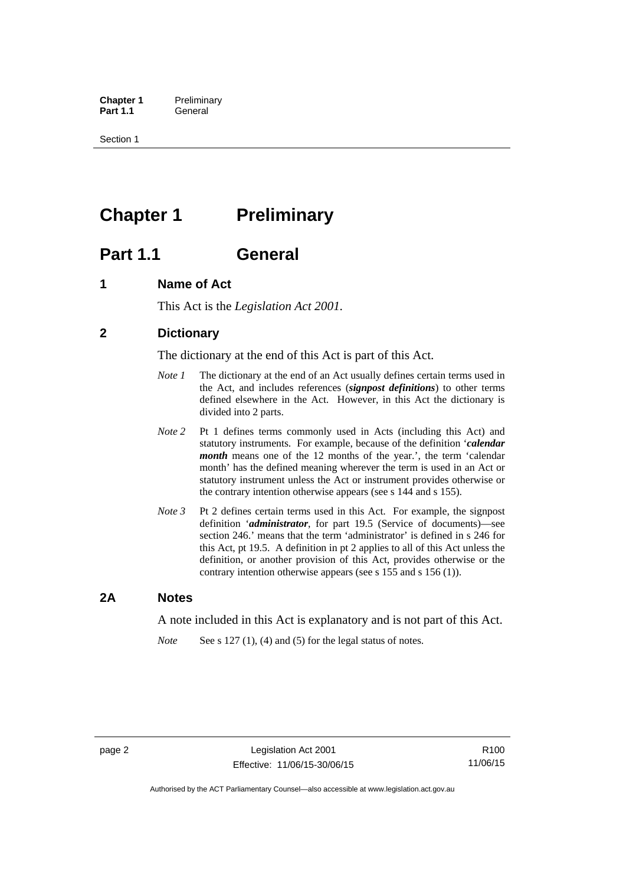# Chapter 1 Preliminary

## Part 1.1 General

### 1 Name of Act

This Act is the *Legislation Act 2001*.

### 2 Dictionary

The dictionary at the end of this Act is part of this Act.

*Note 1* The dictionary at the end of an Act usually defines certain terms used in the Act, and includes references (***signpost definitions***) to other terms defined elsewhere in the Act. However, in this Act the dictionary is divided into 2 parts.

*Note 2* Pt 1 defines terms commonly used in Acts (including this Act) and statutory instruments. For example, because of the definition '***calendar month*** means one of the 12 months of the year.', the term 'calendar month' has the defined meaning wherever the term is used in an Act or statutory instrument unless the Act or instrument provides otherwise or the contrary intention otherwise appears (see s 144 and s 155).

*Note 3* Pt 2 defines certain terms used in this Act. For example, the signpost definition '***administrator***, for part 19.5 (Service of documents)—see section 246.' means that the term 'administrator' is defined in s 246 for this Act, pt 19.5. A definition in pt 2 applies to all of this Act unless the definition, or another provision of this Act, provides otherwise or the contrary intention otherwise appears (see s 155 and s 156 (1)).

### 2A Notes

A note included in this Act is explanatory and is not part of this Act.

*Note* See s 127 (1), (4) and (5) for the legal status of notes.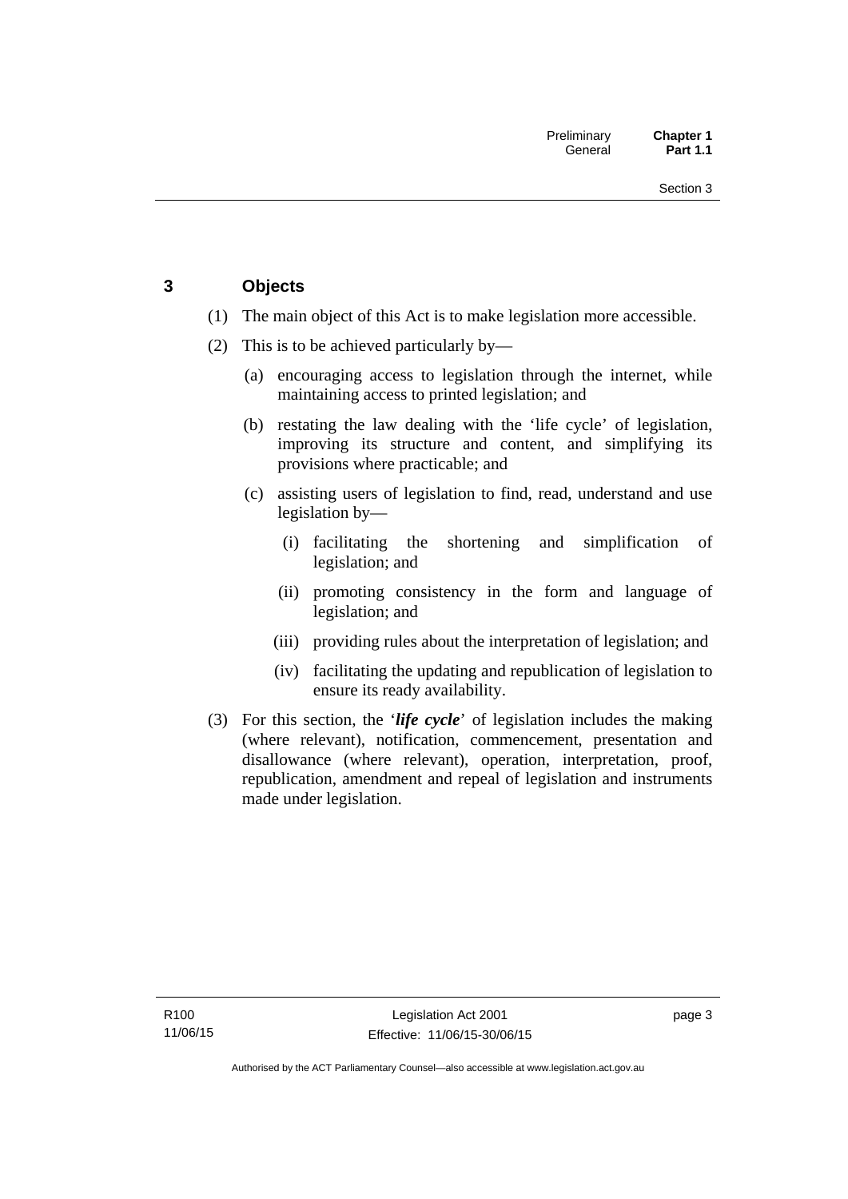## 3 Objects

(1) The main object of this Act is to make legislation more accessible.

(2) This is to be achieved particularly by—

(a) encouraging access to legislation through the internet, while maintaining access to printed legislation; and

(b) restating the law dealing with the 'life cycle' of legislation, improving its structure and content, and simplifying its provisions where practicable; and

(c) assisting users of legislation to find, read, understand and use legislation by—

(i) facilitating the shortening and simplification of legislation; and

(ii) promoting consistency in the form and language of legislation; and

(iii) providing rules about the interpretation of legislation; and

(iv) facilitating the updating and republication of legislation to ensure its ready availability.

(3) For this section, the '***life cycle***' of legislation includes the making (where relevant), notification, commencement, presentation and disallowance (where relevant), operation, interpretation, proof, republication, amendment and repeal of legislation and instruments made under legislation.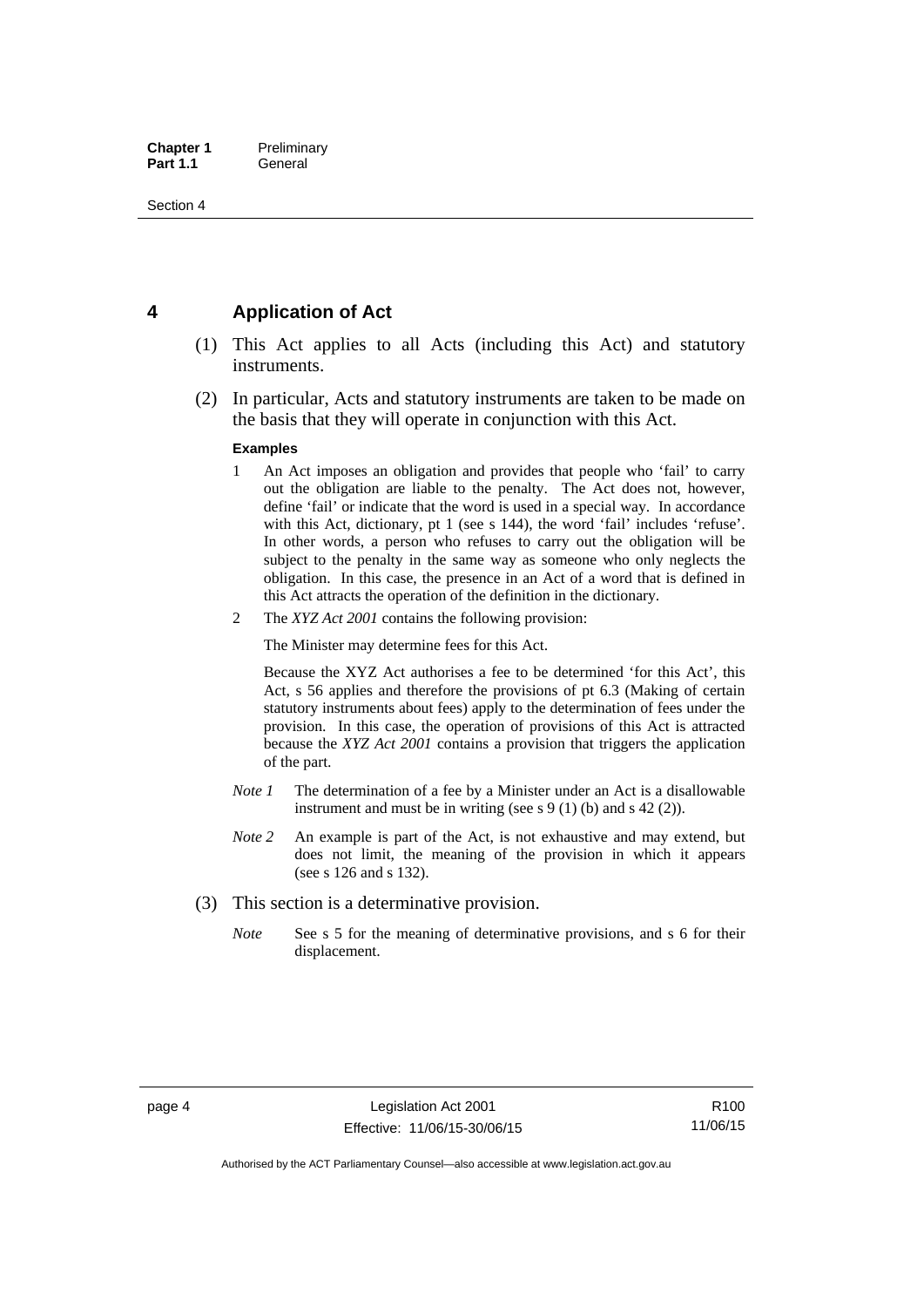## 4 Application of Act

(1) This Act applies to all Acts (including this Act) and statutory instruments.

(2) In particular, Acts and statutory instruments are taken to be made on the basis that they will operate in conjunction with this Act.

**Examples**

1. An Act imposes an obligation and provides that people who 'fail' to carry out the obligation are liable to the penalty. The Act does not, however, define 'fail' or indicate that the word is used in a special way. In accordance with this Act, dictionary, pt 1 (see s 144), the word 'fail' includes 'refuse'. In other words, a person who refuses to carry out the obligation will be subject to the penalty in the same way as someone who only neglects the obligation. In this case, the presence in an Act of a word that is defined in this Act attracts the operation of the definition in the dictionary.

2. The *XYZ Act 2001* contains the following provision:

   The Minister may determine fees for this Act.

   Because the XYZ Act authorises a fee to be determined 'for this Act', this Act, s 56 applies and therefore the provisions of pt 6.3 (Making of certain statutory instruments about fees) apply to the determination of fees under the provision. In this case, the operation of provisions of this Act is attracted because the *XYZ Act 2001* contains a provision that triggers the application of the part.

*Note 1* The determination of a fee by a Minister under an Act is a disallowable instrument and must be in writing (see s 9 (1) (b) and s 42 (2)).

*Note 2* An example is part of the Act, is not exhaustive and may extend, but does not limit, the meaning of the provision in which it appears (see s 126 and s 132).

(3) This section is a determinative provision.

*Note* See s 5 for the meaning of determinative provisions, and s 6 for their displacement.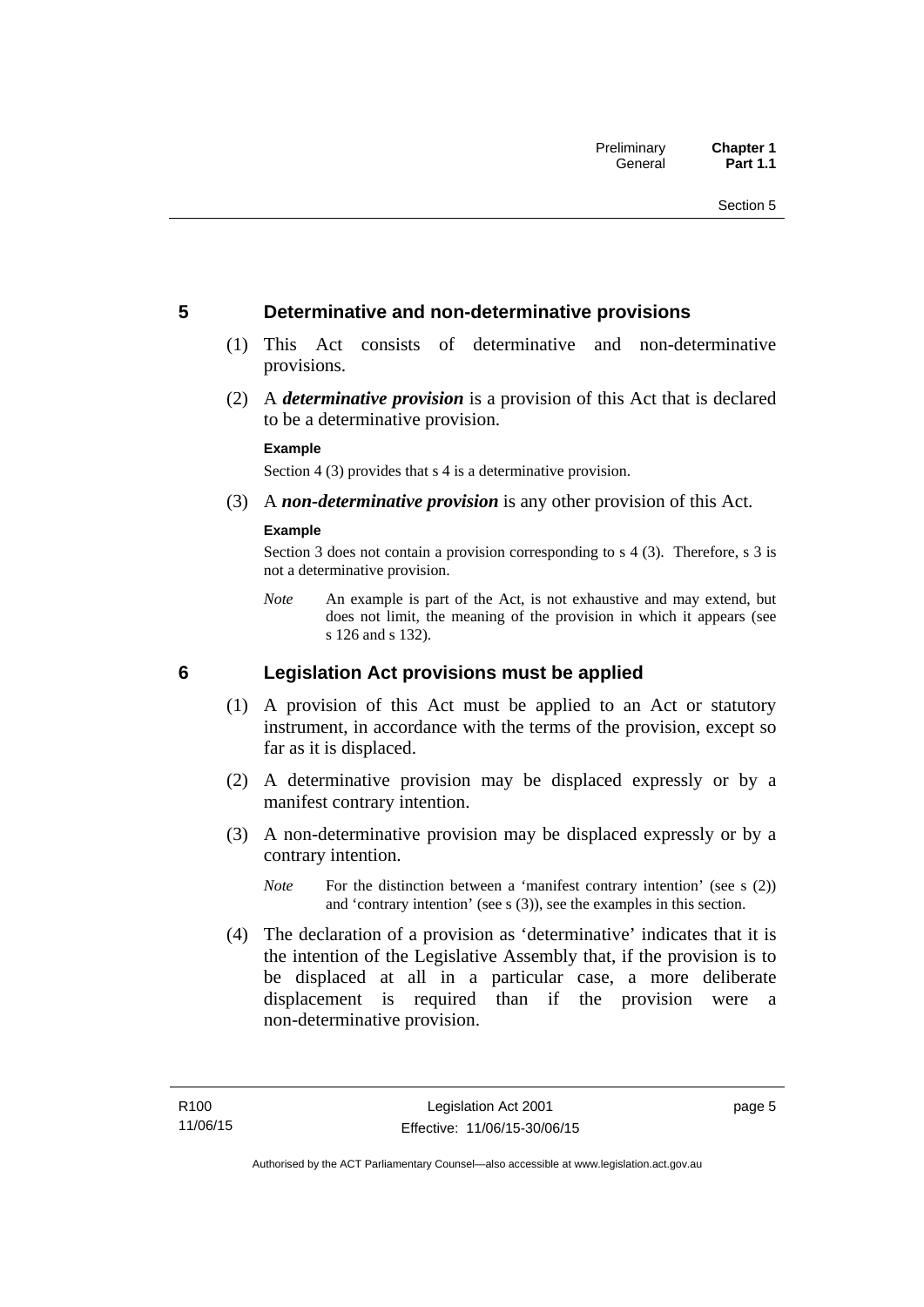## 5 Determinative and non-determinative provisions

(1) This Act consists of determinative and non-determinative provisions.

(2) A ***determinative provision*** is a provision of this Act that is declared to be a determinative provision.

**Example**

Section 4 (3) provides that s 4 is a determinative provision.

(3) A ***non-determinative provision*** is any other provision of this Act.

**Example**

Section 3 does not contain a provision corresponding to s 4 (3). Therefore, s 3 is not a determinative provision.

*Note* An example is part of the Act, is not exhaustive and may extend, but does not limit, the meaning of the provision in which it appears (see s 126 and s 132).

## 6 Legislation Act provisions must be applied

(1) A provision of this Act must be applied to an Act or statutory instrument, in accordance with the terms of the provision, except so far as it is displaced.

(2) A determinative provision may be displaced expressly or by a manifest contrary intention.

(3) A non-determinative provision may be displaced expressly or by a contrary intention.

*Note* For the distinction between a 'manifest contrary intention' (see s (2)) and 'contrary intention' (see s (3)), see the examples in this section.

(4) The declaration of a provision as 'determinative' indicates that it is the intention of the Legislative Assembly that, if the provision is to be displaced at all in a particular case, a more deliberate displacement is required than if the provision were a non-determinative provision.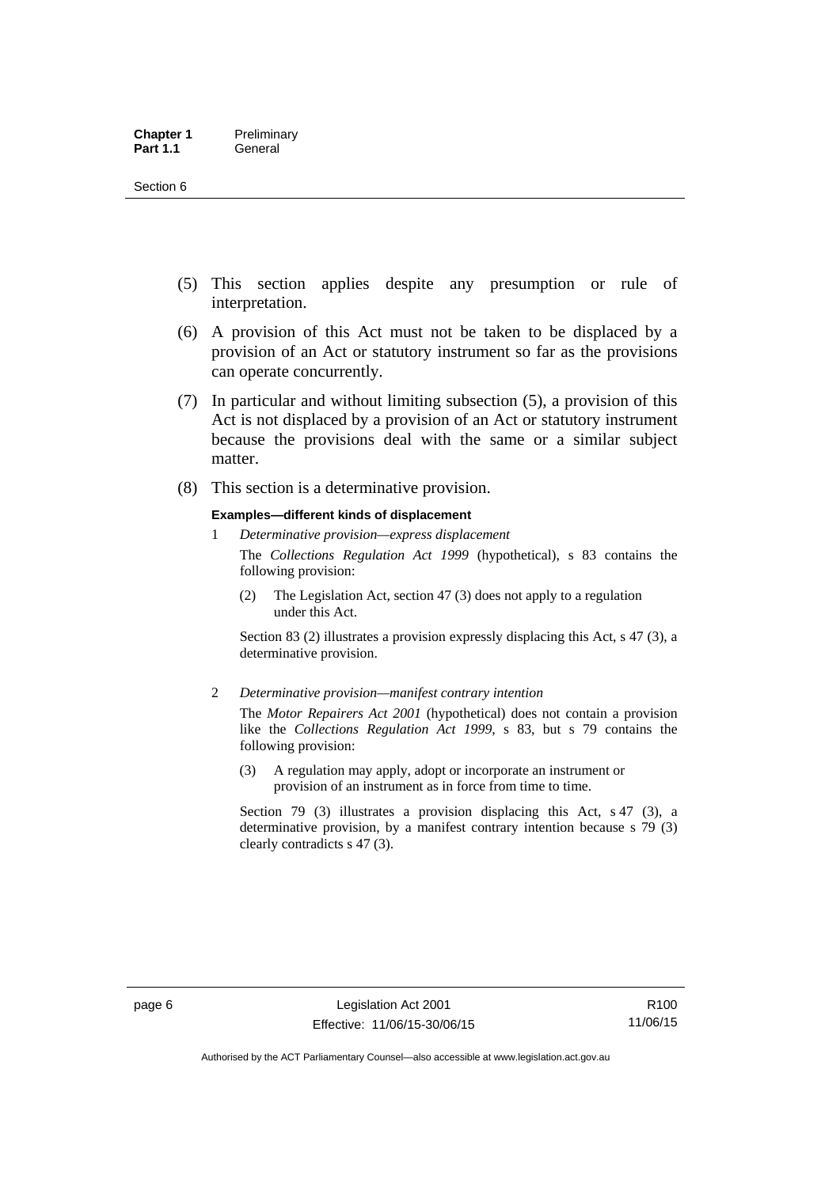(5) This section applies despite any presumption or rule of interpretation.

(6) A provision of this Act must not be taken to be displaced by a provision of an Act or statutory instrument so far as the provisions can operate concurrently.

(7) In particular and without limiting subsection (5), a provision of this Act is not displaced by a provision of an Act or statutory instrument because the provisions deal with the same or a similar subject matter.

(8) This section is a determinative provision.

**Examples—different kinds of displacement**

1 *Determinative provision—express displacement*

The *Collections Regulation Act 1999* (hypothetical), s 83 contains the following provision:

> (2) The Legislation Act, section 47 (3) does not apply to a regulation under this Act.

Section 83 (2) illustrates a provision expressly displacing this Act, s 47 (3), a determinative provision.

2 *Determinative provision—manifest contrary intention*

The *Motor Repairers Act 2001* (hypothetical) does not contain a provision like the *Collections Regulation Act 1999*, s 83, but s 79 contains the following provision:

> (3) A regulation may apply, adopt or incorporate an instrument or provision of an instrument as in force from time to time.

Section 79 (3) illustrates a provision displacing this Act, s 47 (3), a determinative provision, by a manifest contrary intention because s 79 (3) clearly contradicts s 47 (3).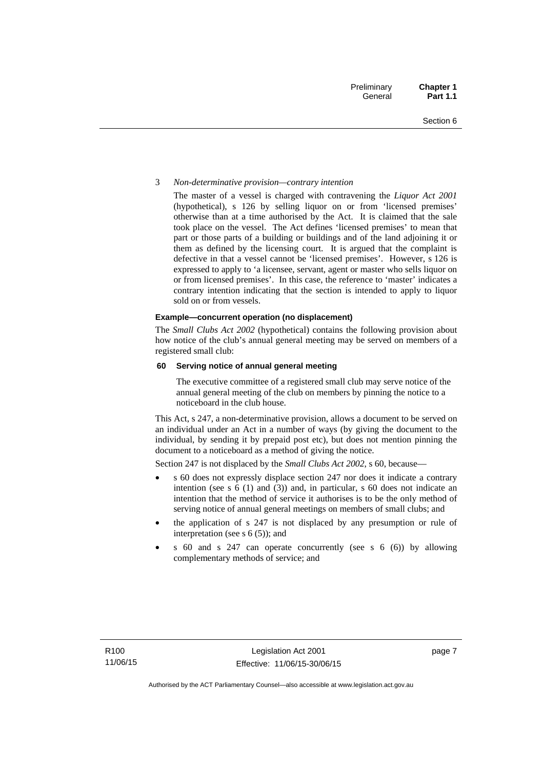3 *Non-determinative provision—contrary intention*

The master of a vessel is charged with contravening the *Liquor Act 2001* (hypothetical), s 126 by selling liquor on or from 'licensed premises' otherwise than at a time authorised by the Act. It is claimed that the sale took place on the vessel. The Act defines 'licensed premises' to mean that part or those parts of a building or buildings and of the land adjoining it or them as defined by the licensing court. It is argued that the complaint is defective in that a vessel cannot be 'licensed premises'. However, s 126 is expressed to apply to 'a licensee, servant, agent or master who sells liquor on or from licensed premises'. In this case, the reference to 'master' indicates a contrary intention indicating that the section is intended to apply to liquor sold on or from vessels.

**Example—concurrent operation (no displacement)**

The *Small Clubs Act 2002* (hypothetical) contains the following provision about how notice of the club's annual general meeting may be served on members of a registered small club:

**60 Serving notice of annual general meeting**

The executive committee of a registered small club may serve notice of the annual general meeting of the club on members by pinning the notice to a noticeboard in the club house.

This Act, s 247, a non-determinative provision, allows a document to be served on an individual under an Act in a number of ways (by giving the document to the individual, by sending it by prepaid post etc), but does not mention pinning the document to a noticeboard as a method of giving the notice.

Section 247 is not displaced by the *Small Clubs Act 2002*, s 60, because—

- s 60 does not expressly displace section 247 nor does it indicate a contrary intention (see s 6 (1) and (3)) and, in particular, s 60 does not indicate an intention that the method of service it authorises is to be the only method of serving notice of annual general meetings on members of small clubs; and
- the application of s 247 is not displaced by any presumption or rule of interpretation (see s 6 (5)); and
- s 60 and s 247 can operate concurrently (see s 6 (6)) by allowing complementary methods of service; and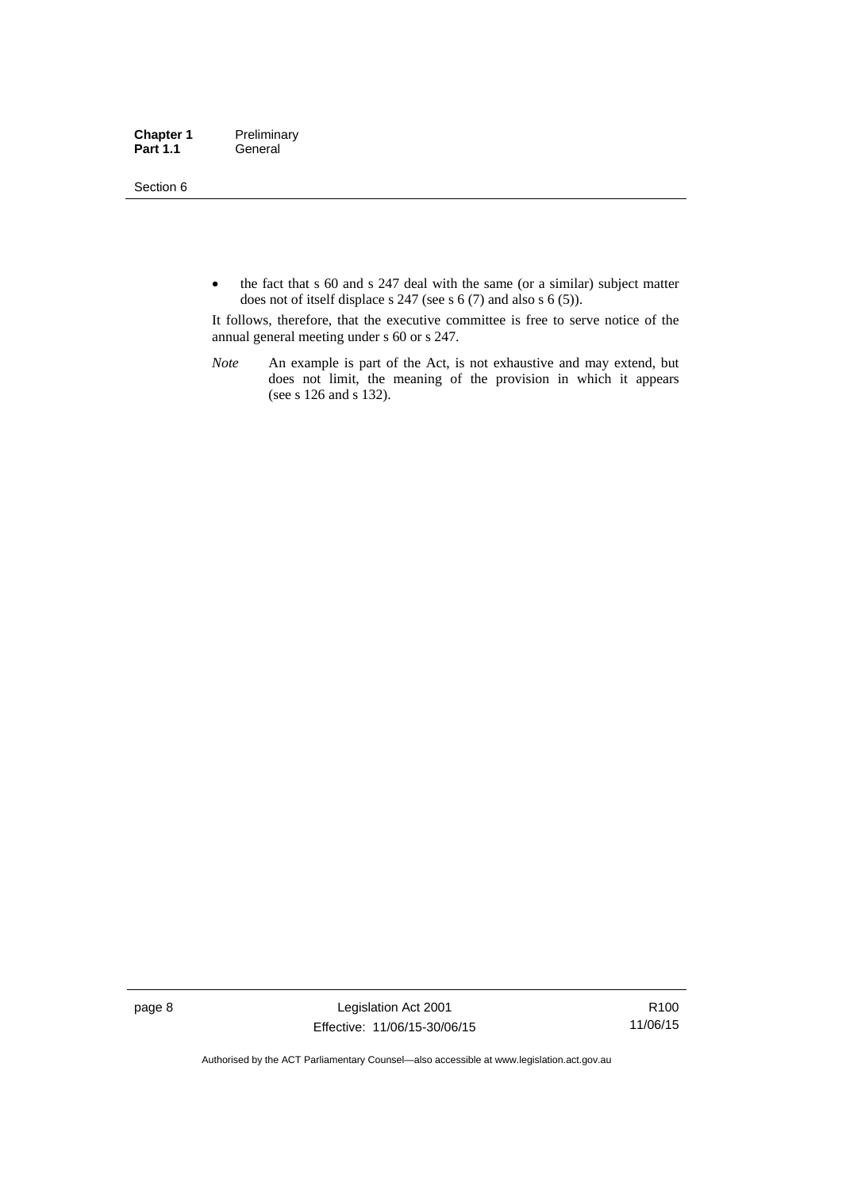- the fact that s 60 and s 247 deal with the same (or a similar) subject matter does not of itself displace s 247 (see s 6 (7) and also s 6 (5)).

It follows, therefore, that the executive committee is free to serve notice of the annual general meeting under s 60 or s 247.

*Note* An example is part of the Act, is not exhaustive and may extend, but does not limit, the meaning of the provision in which it appears (see s 126 and s 132).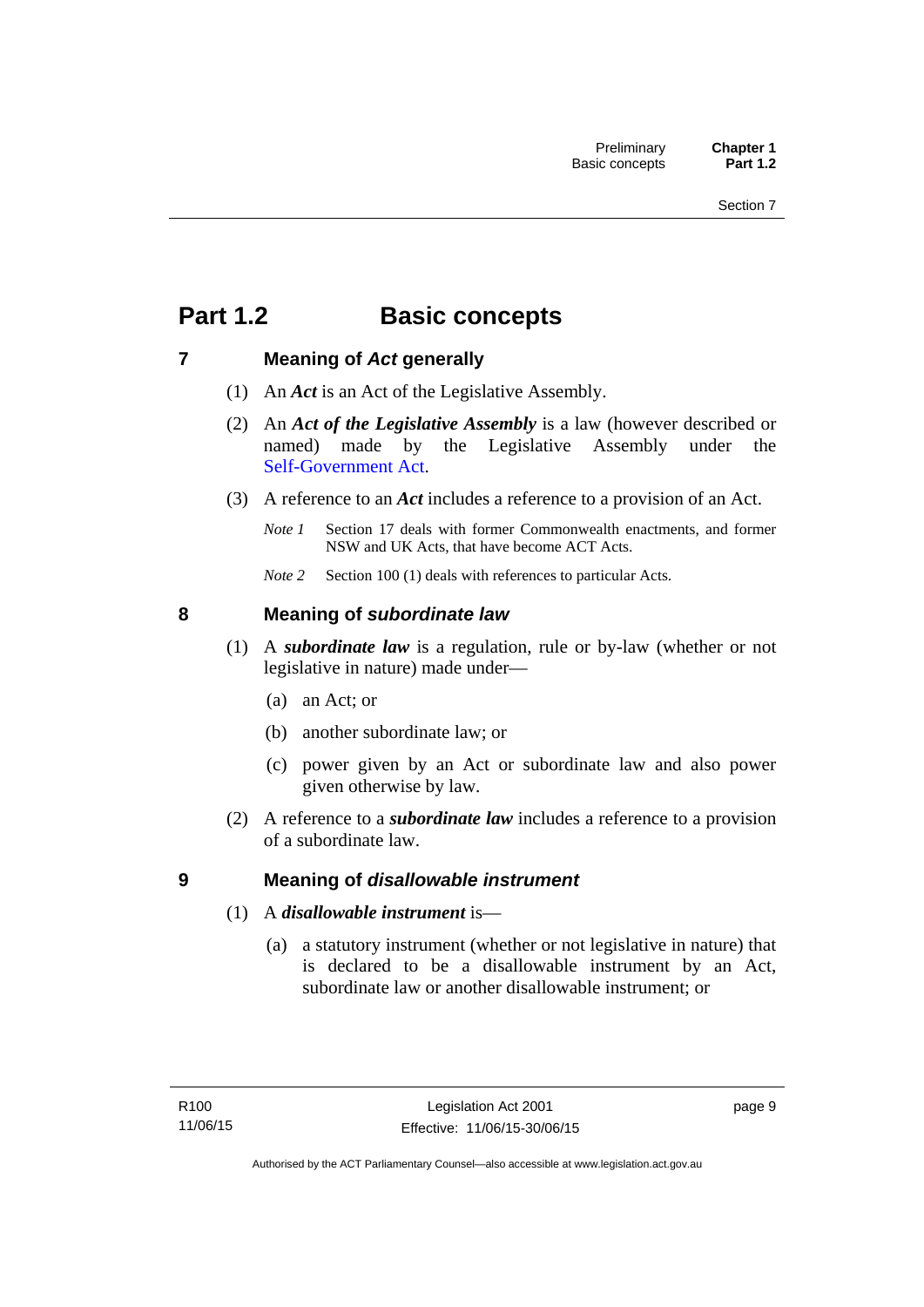# Part 1.2 Basic concepts

## 7 Meaning of *Act* generally

(1) An ***Act*** is an Act of the Legislative Assembly.

(2) An ***Act of the Legislative Assembly*** is a law (however described or named) made by the Legislative Assembly under the Self-Government Act.

(3) A reference to an ***Act*** includes a reference to a provision of an Act.

*Note 1* Section 17 deals with former Commonwealth enactments, and former NSW and UK Acts, that have become ACT Acts.

*Note 2* Section 100 (1) deals with references to particular Acts.

## 8 Meaning of *subordinate law*

(1) A ***subordinate law*** is a regulation, rule or by-law (whether or not legislative in nature) made under—

(a) an Act; or

(b) another subordinate law; or

(c) power given by an Act or subordinate law and also power given otherwise by law.

(2) A reference to a ***subordinate law*** includes a reference to a provision of a subordinate law.

## 9 Meaning of *disallowable instrument*

(1) A ***disallowable instrument*** is—

(a) a statutory instrument (whether or not legislative in nature) that is declared to be a disallowable instrument by an Act, subordinate law or another disallowable instrument; or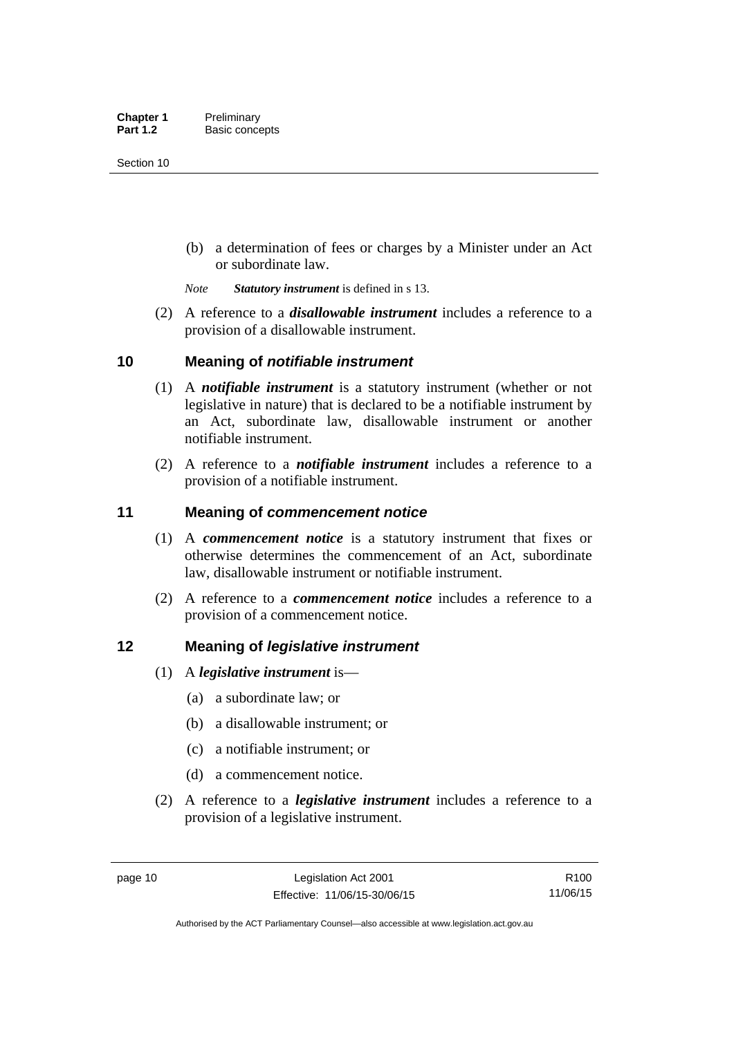(b) a determination of fees or charges by a Minister under an Act or subordinate law.

*Note* ***Statutory instrument*** is defined in s 13.

(2) A reference to a ***disallowable instrument*** includes a reference to a provision of a disallowable instrument.

## 10 Meaning of *notifiable instrument*

(1) A ***notifiable instrument*** is a statutory instrument (whether or not legislative in nature) that is declared to be a notifiable instrument by an Act, subordinate law, disallowable instrument or another notifiable instrument.

(2) A reference to a ***notifiable instrument*** includes a reference to a provision of a notifiable instrument.

## 11 Meaning of *commencement notice*

(1) A ***commencement notice*** is a statutory instrument that fixes or otherwise determines the commencement of an Act, subordinate law, disallowable instrument or notifiable instrument.

(2) A reference to a ***commencement notice*** includes a reference to a provision of a commencement notice.

## 12 Meaning of *legislative instrument*

(1) A ***legislative instrument*** is—

(a) a subordinate law; or

(b) a disallowable instrument; or

(c) a notifiable instrument; or

(d) a commencement notice.

(2) A reference to a ***legislative instrument*** includes a reference to a provision of a legislative instrument.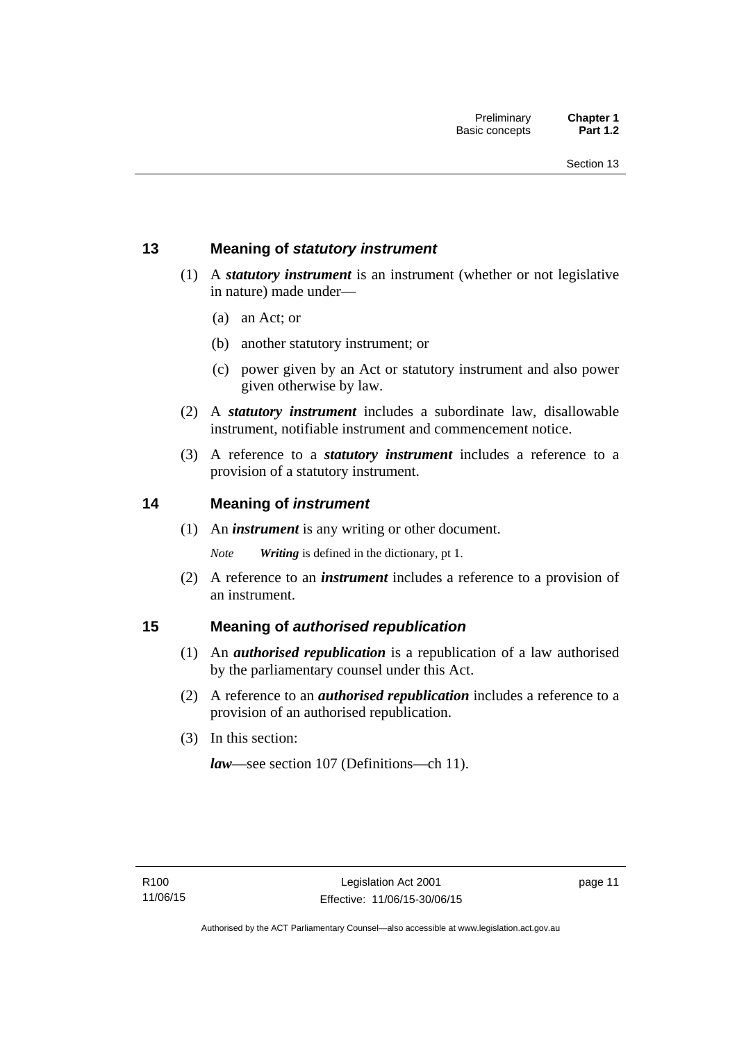## 13 Meaning of *statutory instrument*

(1) A ***statutory instrument*** is an instrument (whether or not legislative in nature) made under—

(a) an Act; or

(b) another statutory instrument; or

(c) power given by an Act or statutory instrument and also power given otherwise by law.

(2) A ***statutory instrument*** includes a subordinate law, disallowable instrument, notifiable instrument and commencement notice.

(3) A reference to a ***statutory instrument*** includes a reference to a provision of a statutory instrument.

## 14 Meaning of *instrument*

(1) An ***instrument*** is any writing or other document.

*Note* ***Writing*** is defined in the dictionary, pt 1.

(2) A reference to an ***instrument*** includes a reference to a provision of an instrument.

## 15 Meaning of *authorised republication*

(1) An ***authorised republication*** is a republication of a law authorised by the parliamentary counsel under this Act.

(2) A reference to an ***authorised republication*** includes a reference to a provision of an authorised republication.

(3) In this section:

***law***—see section 107 (Definitions—ch 11).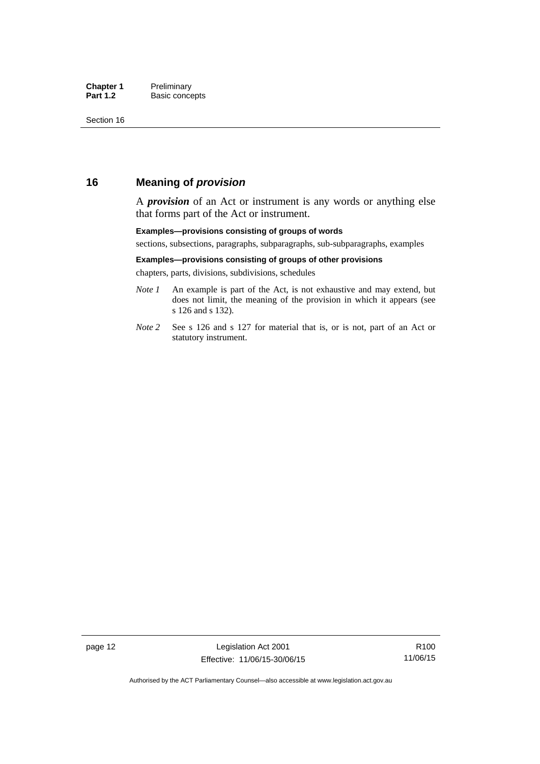## 16 Meaning of *provision*

A ***provision*** of an Act or instrument is any words or anything else that forms part of the Act or instrument.

**Examples—provisions consisting of groups of words**

sections, subsections, paragraphs, subparagraphs, sub-subparagraphs, examples

**Examples—provisions consisting of groups of other provisions**

chapters, parts, divisions, subdivisions, schedules

*Note 1* An example is part of the Act, is not exhaustive and may extend, but does not limit, the meaning of the provision in which it appears (see s 126 and s 132).

*Note 2* See s 126 and s 127 for material that is, or is not, part of an Act or statutory instrument.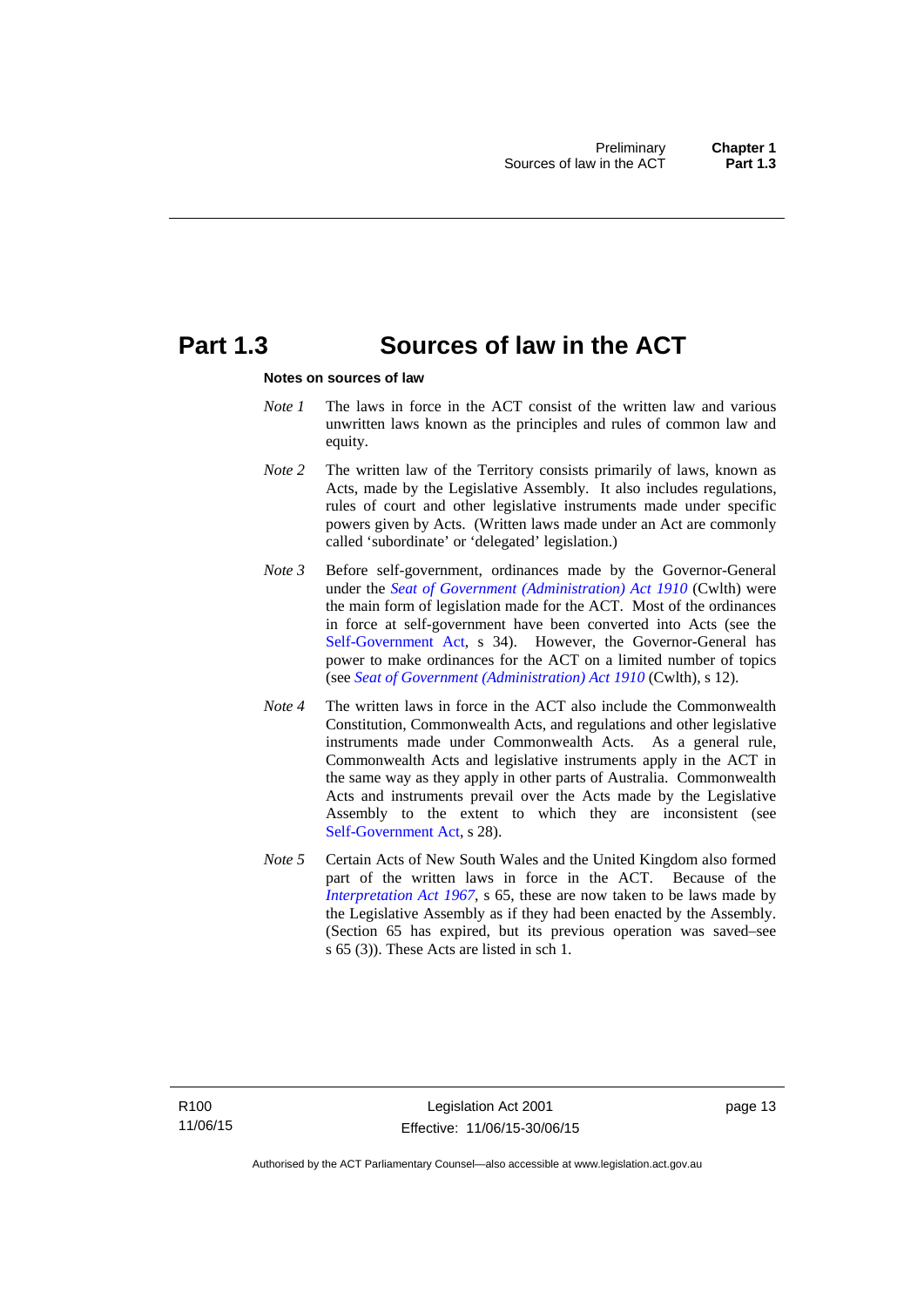# Part 1.3 Sources of law in the ACT

**Notes on sources of law**

*Note 1* The laws in force in the ACT consist of the written law and various unwritten laws known as the principles and rules of common law and equity.

*Note 2* The written law of the Territory consists primarily of laws, known as Acts, made by the Legislative Assembly. It also includes regulations, rules of court and other legislative instruments made under specific powers given by Acts. (Written laws made under an Act are commonly called 'subordinate' or 'delegated' legislation.)

*Note 3* Before self-government, ordinances made by the Governor-General under the *Seat of Government (Administration) Act 1910* (Cwlth) were the main form of legislation made for the ACT. Most of the ordinances in force at self-government have been converted into Acts (see the Self-Government Act, s 34). However, the Governor-General has power to make ordinances for the ACT on a limited number of topics (see *Seat of Government (Administration) Act 1910* (Cwlth), s 12).

*Note 4* The written laws in force in the ACT also include the Commonwealth Constitution, Commonwealth Acts, and regulations and other legislative instruments made under Commonwealth Acts. As a general rule, Commonwealth Acts and legislative instruments apply in the ACT in the same way as they apply in other parts of Australia. Commonwealth Acts and instruments prevail over the Acts made by the Legislative Assembly to the extent to which they are inconsistent (see Self-Government Act, s 28).

*Note 5* Certain Acts of New South Wales and the United Kingdom also formed part of the written laws in force in the ACT. Because of the *Interpretation Act 1967*, s 65, these are now taken to be laws made by the Legislative Assembly as if they had been enacted by the Assembly. (Section 65 has expired, but its previous operation was saved–see s 65 (3)). These Acts are listed in sch 1.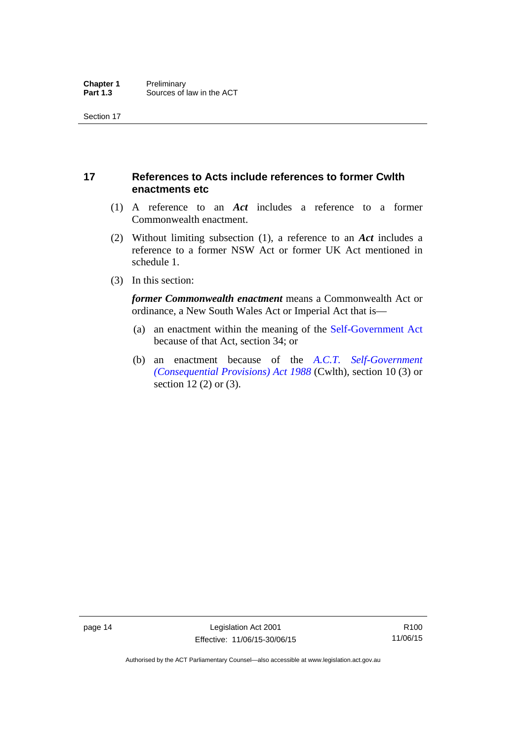## 17 References to Acts include references to former Cwlth enactments etc

(1) A reference to an ***Act*** includes a reference to a former Commonwealth enactment.

(2) Without limiting subsection (1), a reference to an ***Act*** includes a reference to a former NSW Act or former UK Act mentioned in schedule 1.

(3) In this section:

***former Commonwealth enactment*** means a Commonwealth Act or ordinance, a New South Wales Act or Imperial Act that is—

(a) an enactment within the meaning of the Self-Government Act because of that Act, section 34; or

(b) an enactment because of the *A.C.T. Self-Government (Consequential Provisions) Act 1988* (Cwlth), section 10 (3) or section 12 (2) or (3).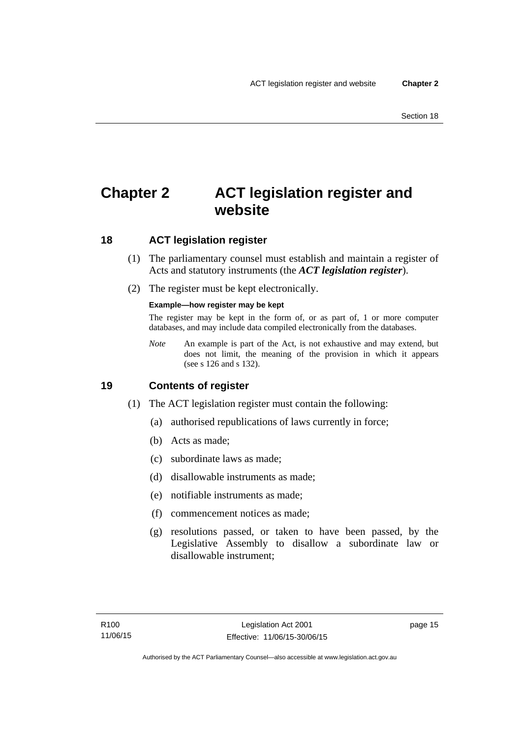# Chapter 2 ACT legislation register and website

## 18 ACT legislation register

(1) The parliamentary counsel must establish and maintain a register of Acts and statutory instruments (the ***ACT legislation register***).

(2) The register must be kept electronically.

**Example—how register may be kept**

The register may be kept in the form of, or as part of, 1 or more computer databases, and may include data compiled electronically from the databases.

*Note* An example is part of the Act, is not exhaustive and may extend, but does not limit, the meaning of the provision in which it appears (see s 126 and s 132).

## 19 Contents of register

(1) The ACT legislation register must contain the following:

(a) authorised republications of laws currently in force;

(b) Acts as made;

(c) subordinate laws as made;

(d) disallowable instruments as made;

(e) notifiable instruments as made;

(f) commencement notices as made;

(g) resolutions passed, or taken to have been passed, by the Legislative Assembly to disallow a subordinate law or disallowable instrument;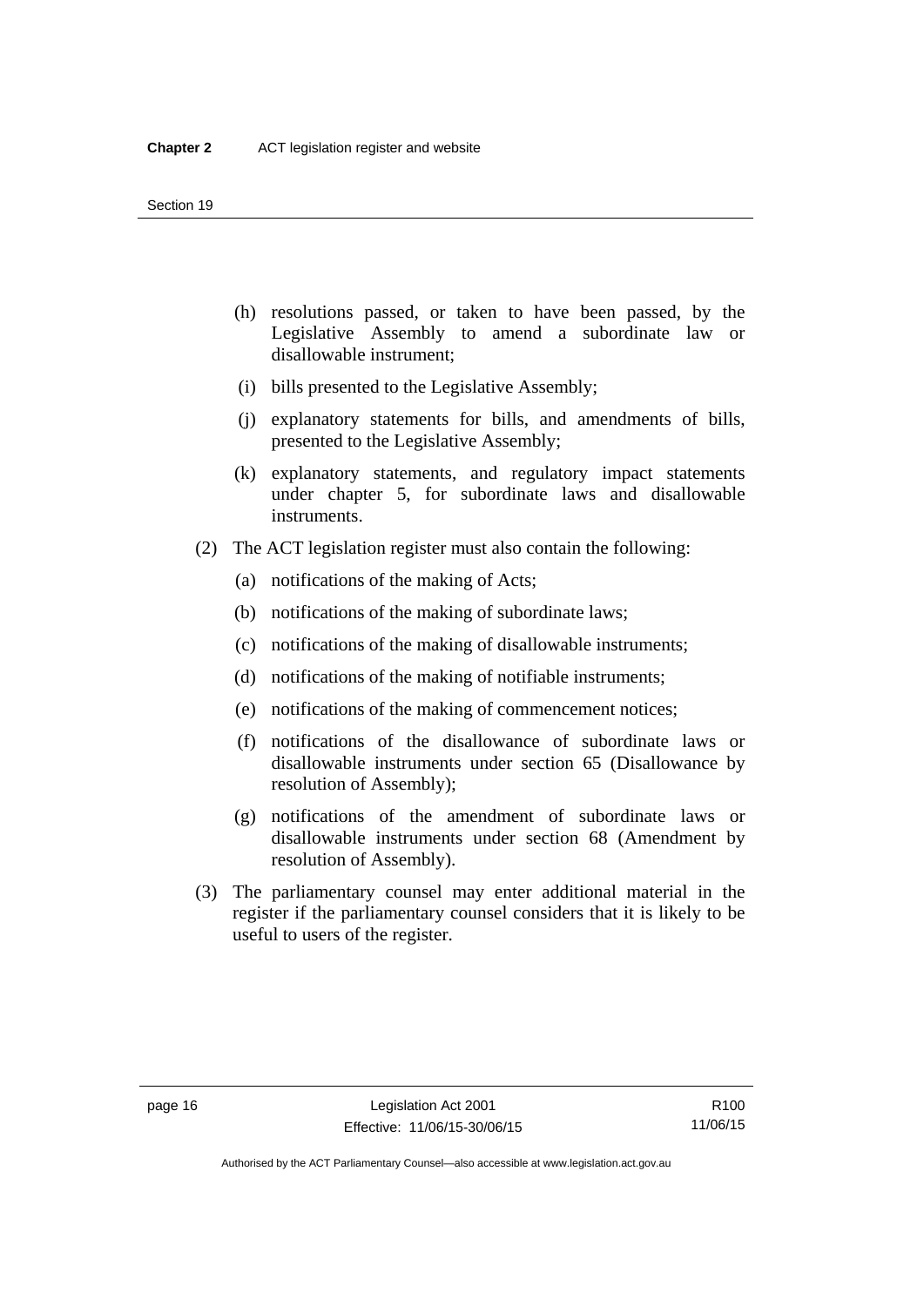(h) resolutions passed, or taken to have been passed, by the Legislative Assembly to amend a subordinate law or disallowable instrument;

(i) bills presented to the Legislative Assembly;

(j) explanatory statements for bills, and amendments of bills, presented to the Legislative Assembly;

(k) explanatory statements, and regulatory impact statements under chapter 5, for subordinate laws and disallowable instruments.

(2) The ACT legislation register must also contain the following:

(a) notifications of the making of Acts;

(b) notifications of the making of subordinate laws;

(c) notifications of the making of disallowable instruments;

(d) notifications of the making of notifiable instruments;

(e) notifications of the making of commencement notices;

(f) notifications of the disallowance of subordinate laws or disallowable instruments under section 65 (Disallowance by resolution of Assembly);

(g) notifications of the amendment of subordinate laws or disallowable instruments under section 68 (Amendment by resolution of Assembly).

(3) The parliamentary counsel may enter additional material in the register if the parliamentary counsel considers that it is likely to be useful to users of the register.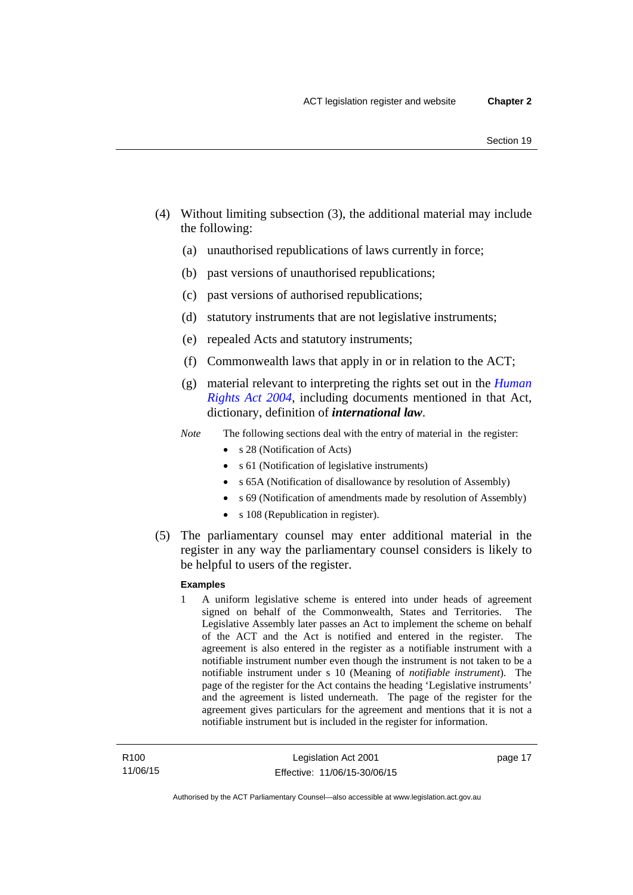(4) Without limiting subsection (3), the additional material may include the following:

(a) unauthorised republications of laws currently in force;

(b) past versions of unauthorised republications;

(c) past versions of authorised republications;

(d) statutory instruments that are not legislative instruments;

(e) repealed Acts and statutory instruments;

(f) Commonwealth laws that apply in or in relation to the ACT;

(g) material relevant to interpreting the rights set out in the *Human Rights Act 2004*, including documents mentioned in that Act, dictionary, definition of ***international law***.

*Note* The following sections deal with the entry of material in the register:

- s 28 (Notification of Acts)
- s 61 (Notification of legislative instruments)
- s 65A (Notification of disallowance by resolution of Assembly)
- s 69 (Notification of amendments made by resolution of Assembly)
- s 108 (Republication in register).

(5) The parliamentary counsel may enter additional material in the register in any way the parliamentary counsel considers is likely to be helpful to users of the register.

**Examples**

1 A uniform legislative scheme is entered into under heads of agreement signed on behalf of the Commonwealth, States and Territories. The Legislative Assembly later passes an Act to implement the scheme on behalf of the ACT and the Act is notified and entered in the register. The agreement is also entered in the register as a notifiable instrument with a notifiable instrument number even though the instrument is not taken to be a notifiable instrument under s 10 (Meaning of *notifiable instrument*). The page of the register for the Act contains the heading 'Legislative instruments' and the agreement is listed underneath. The page of the register for the agreement gives particulars for the agreement and mentions that it is not a notifiable instrument but is included in the register for information.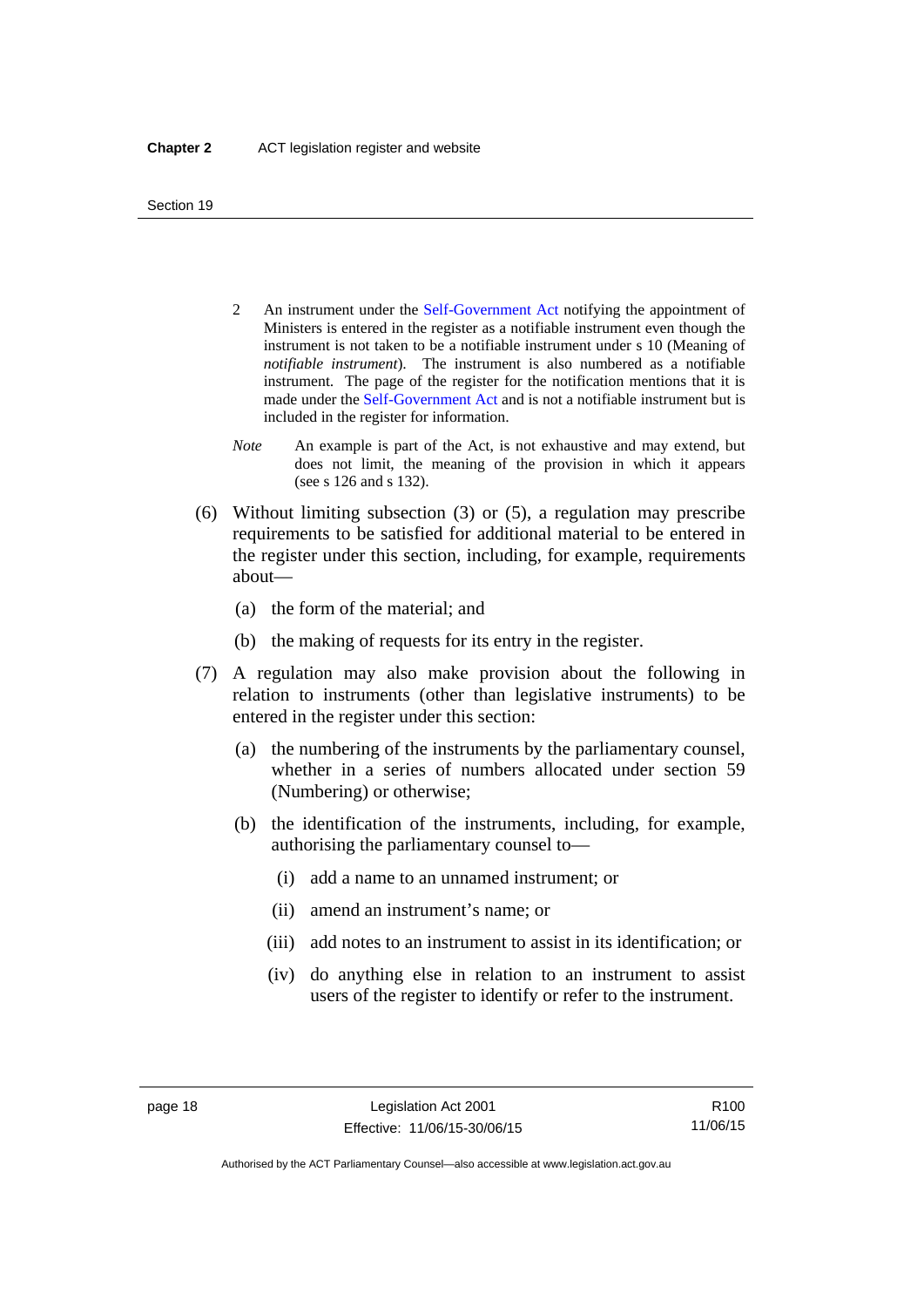2 An instrument under the Self-Government Act notifying the appointment of Ministers is entered in the register as a notifiable instrument even though the instrument is not taken to be a notifiable instrument under s 10 (Meaning of *notifiable instrument*). The instrument is also numbered as a notifiable instrument. The page of the register for the notification mentions that it is made under the Self-Government Act and is not a notifiable instrument but is included in the register for information.

*Note* An example is part of the Act, is not exhaustive and may extend, but does not limit, the meaning of the provision in which it appears (see s 126 and s 132).

(6) Without limiting subsection (3) or (5), a regulation may prescribe requirements to be satisfied for additional material to be entered in the register under this section, including, for example, requirements about—

(a) the form of the material; and

(b) the making of requests for its entry in the register.

(7) A regulation may also make provision about the following in relation to instruments (other than legislative instruments) to be entered in the register under this section:

(a) the numbering of the instruments by the parliamentary counsel, whether in a series of numbers allocated under section 59 (Numbering) or otherwise;

(b) the identification of the instruments, including, for example, authorising the parliamentary counsel to—

(i) add a name to an unnamed instrument; or

(ii) amend an instrument's name; or

(iii) add notes to an instrument to assist in its identification; or

(iv) do anything else in relation to an instrument to assist users of the register to identify or refer to the instrument.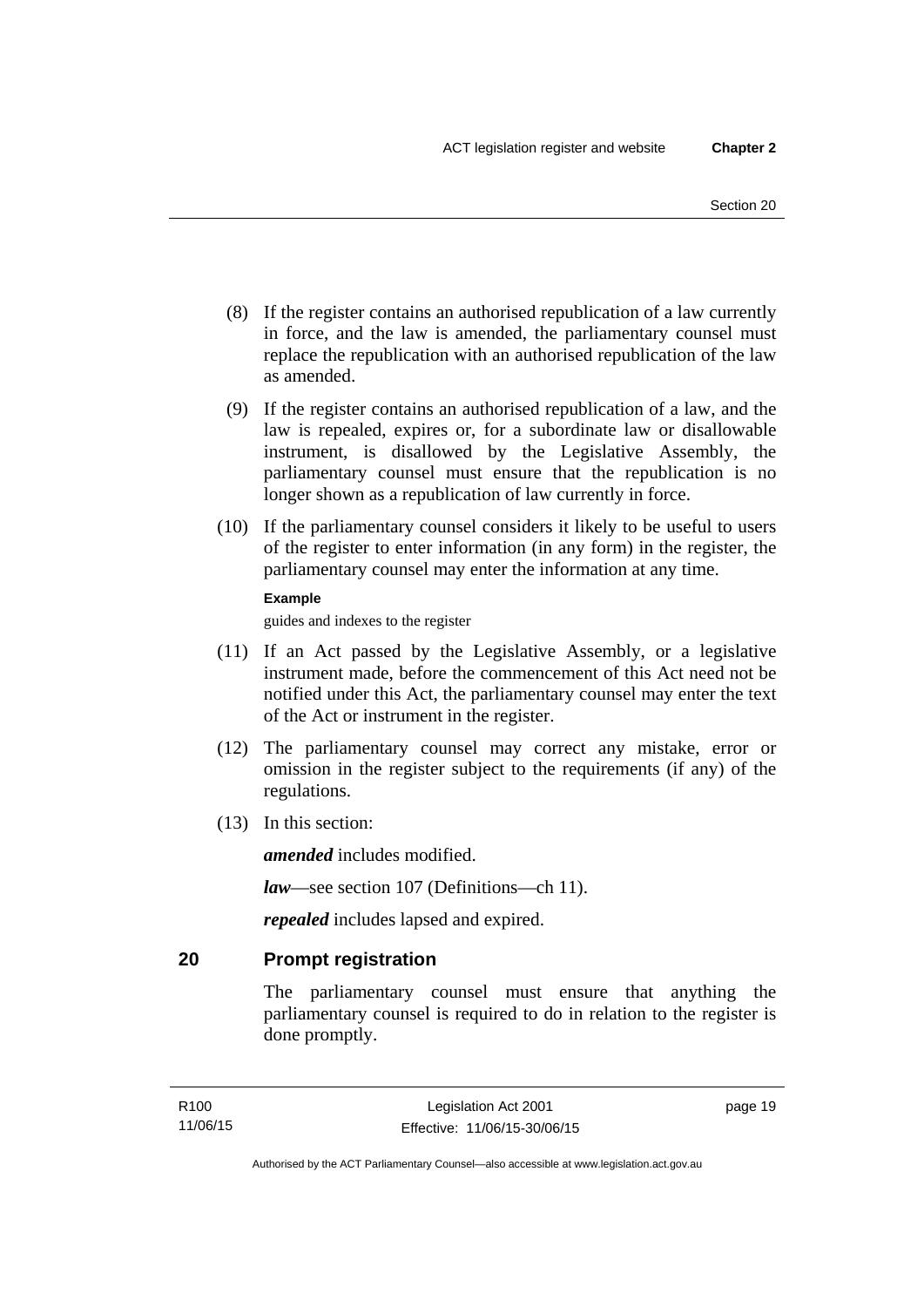(8) If the register contains an authorised republication of a law currently in force, and the law is amended, the parliamentary counsel must replace the republication with an authorised republication of the law as amended.

(9) If the register contains an authorised republication of a law, and the law is repealed, expires or, for a subordinate law or disallowable instrument, is disallowed by the Legislative Assembly, the parliamentary counsel must ensure that the republication is no longer shown as a republication of law currently in force.

(10) If the parliamentary counsel considers it likely to be useful to users of the register to enter information (in any form) in the register, the parliamentary counsel may enter the information at any time.

**Example**

guides and indexes to the register

(11) If an Act passed by the Legislative Assembly, or a legislative instrument made, before the commencement of this Act need not be notified under this Act, the parliamentary counsel may enter the text of the Act or instrument in the register.

(12) The parliamentary counsel may correct any mistake, error or omission in the register subject to the requirements (if any) of the regulations.

(13) In this section:

***amended*** includes modified.

***law***—see section 107 (Definitions—ch 11).

***repealed*** includes lapsed and expired.

## 20 Prompt registration

The parliamentary counsel must ensure that anything the parliamentary counsel is required to do in relation to the register is done promptly.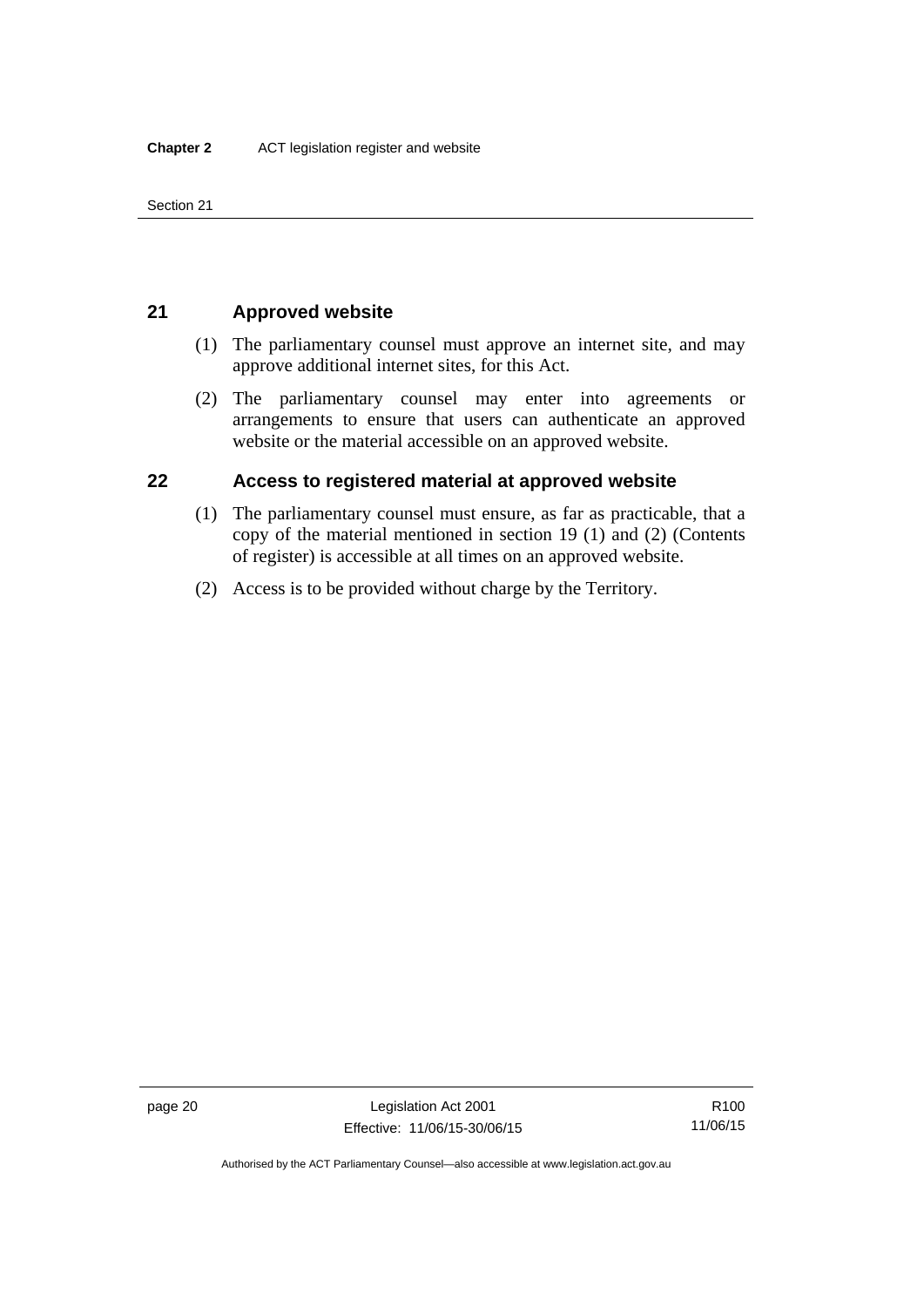## 21 Approved website

(1) The parliamentary counsel must approve an internet site, and may approve additional internet sites, for this Act.

(2) The parliamentary counsel may enter into agreements or arrangements to ensure that users can authenticate an approved website or the material accessible on an approved website.

## 22 Access to registered material at approved website

(1) The parliamentary counsel must ensure, as far as practicable, that a copy of the material mentioned in section 19 (1) and (2) (Contents of register) is accessible at all times on an approved website.

(2) Access is to be provided without charge by the Territory.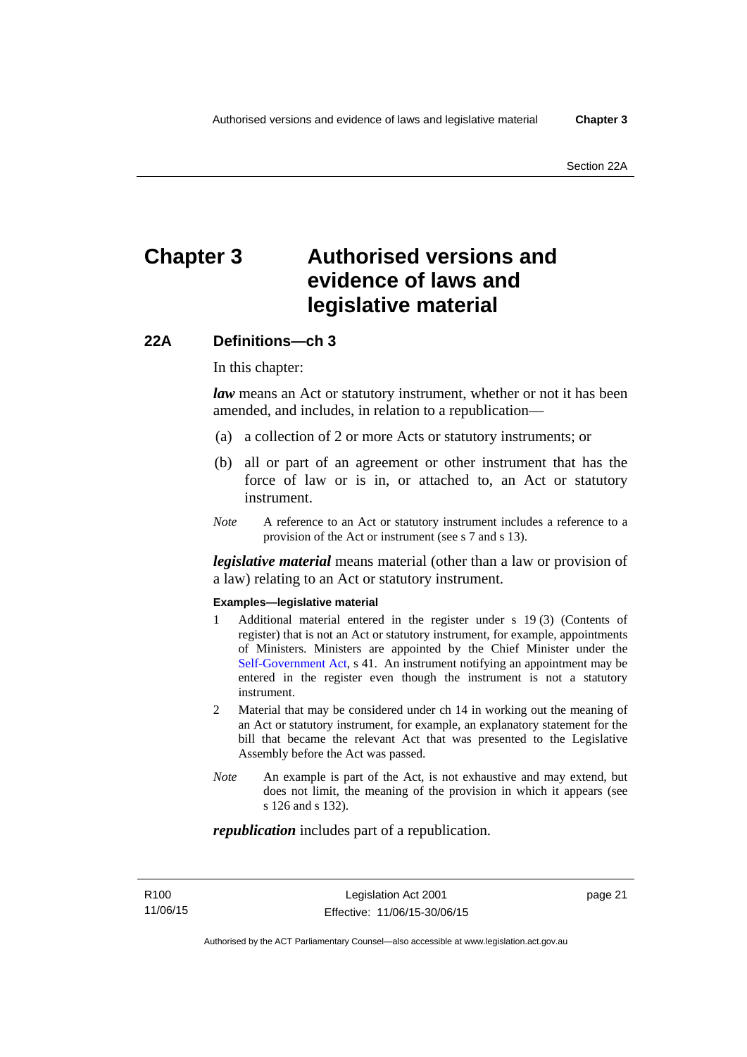# Chapter 3 Authorised versions and evidence of laws and legislative material

## 22A Definitions—ch 3

In this chapter:

***law*** means an Act or statutory instrument, whether or not it has been amended, and includes, in relation to a republication—

(a) a collection of 2 or more Acts or statutory instruments; or

(b) all or part of an agreement or other instrument that has the force of law or is in, or attached to, an Act or statutory instrument.

*Note* A reference to an Act or statutory instrument includes a reference to a provision of the Act or instrument (see s 7 and s 13).

***legislative material*** means material (other than a law or provision of a law) relating to an Act or statutory instrument.

**Examples—legislative material**

1 Additional material entered in the register under s 19 (3) (Contents of register) that is not an Act or statutory instrument, for example, appointments of Ministers. Ministers are appointed by the Chief Minister under the Self-Government Act, s 41. An instrument notifying an appointment may be entered in the register even though the instrument is not a statutory instrument.

2 Material that may be considered under ch 14 in working out the meaning of an Act or statutory instrument, for example, an explanatory statement for the bill that became the relevant Act that was presented to the Legislative Assembly before the Act was passed.

*Note* An example is part of the Act, is not exhaustive and may extend, but does not limit, the meaning of the provision in which it appears (see s 126 and s 132).

***republication*** includes part of a republication.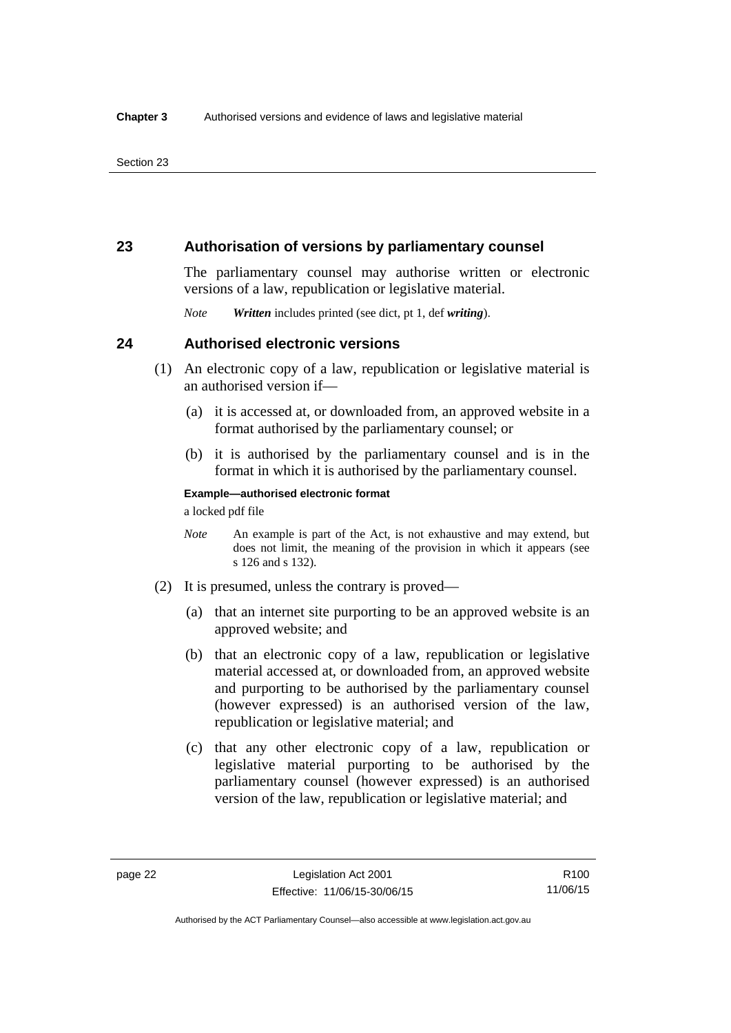## 23 Authorisation of versions by parliamentary counsel

The parliamentary counsel may authorise written or electronic versions of a law, republication or legislative material.

*Note* ***Written*** includes printed (see dict, pt 1, def ***writing***).

## 24 Authorised electronic versions

(1) An electronic copy of a law, republication or legislative material is an authorised version if—

(a) it is accessed at, or downloaded from, an approved website in a format authorised by the parliamentary counsel; or

(b) it is authorised by the parliamentary counsel and is in the format in which it is authorised by the parliamentary counsel.

**Example—authorised electronic format**

a locked pdf file

*Note* An example is part of the Act, is not exhaustive and may extend, but does not limit, the meaning of the provision in which it appears (see s 126 and s 132).

(2) It is presumed, unless the contrary is proved—

(a) that an internet site purporting to be an approved website is an approved website; and

(b) that an electronic copy of a law, republication or legislative material accessed at, or downloaded from, an approved website and purporting to be authorised by the parliamentary counsel (however expressed) is an authorised version of the law, republication or legislative material; and

(c) that any other electronic copy of a law, republication or legislative material purporting to be authorised by the parliamentary counsel (however expressed) is an authorised version of the law, republication or legislative material; and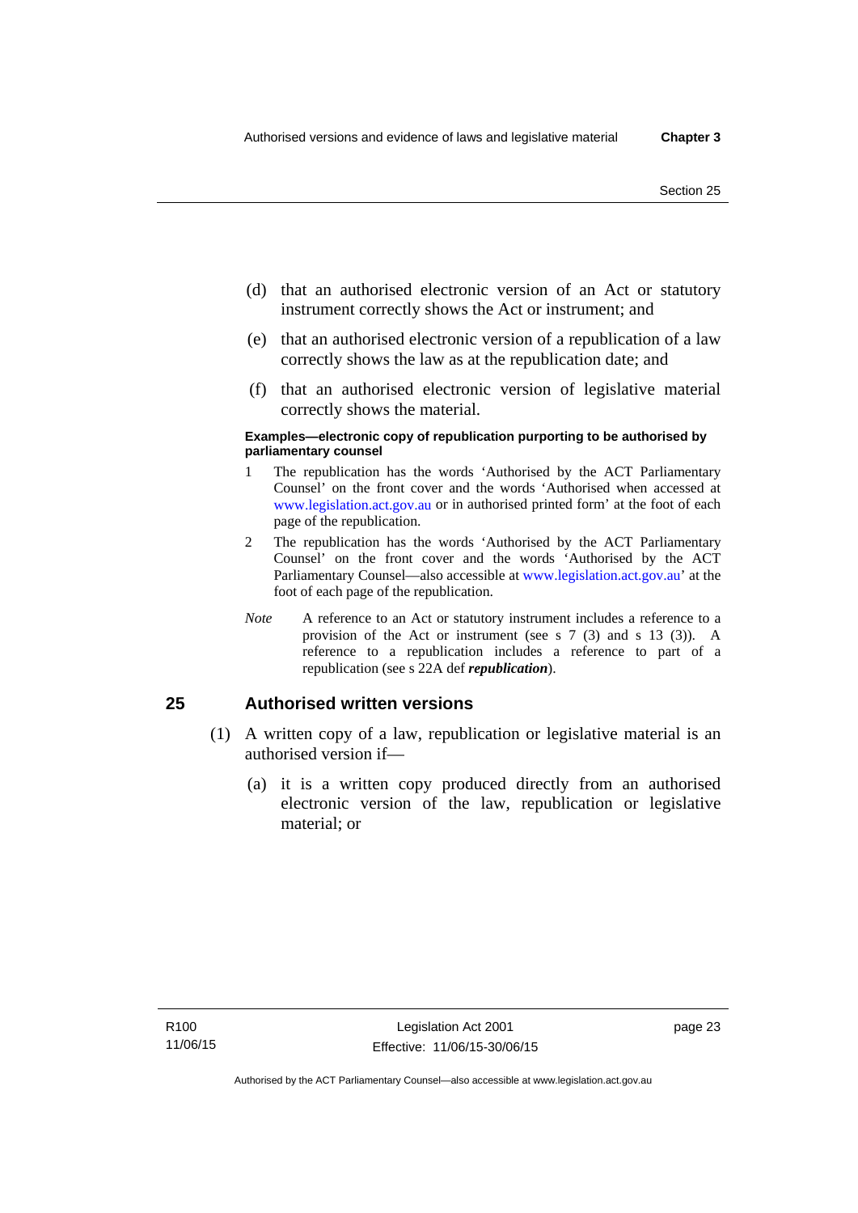(d) that an authorised electronic version of an Act or statutory instrument correctly shows the Act or instrument; and

(e) that an authorised electronic version of a republication of a law correctly shows the law as at the republication date; and

(f) that an authorised electronic version of legislative material correctly shows the material.

**Examples—electronic copy of republication purporting to be authorised by parliamentary counsel**

1 The republication has the words 'Authorised by the ACT Parliamentary Counsel' on the front cover and the words 'Authorised when accessed at www.legislation.act.gov.au or in authorised printed form' at the foot of each page of the republication.

2 The republication has the words 'Authorised by the ACT Parliamentary Counsel' on the front cover and the words 'Authorised by the ACT Parliamentary Counsel—also accessible at www.legislation.act.gov.au' at the foot of each page of the republication.

*Note* A reference to an Act or statutory instrument includes a reference to a provision of the Act or instrument (see s 7 (3) and s 13 (3)). A reference to a republication includes a reference to part of a republication (see s 22A def ***republication***).

## 25 Authorised written versions

(1) A written copy of a law, republication or legislative material is an authorised version if—

(a) it is a written copy produced directly from an authorised electronic version of the law, republication or legislative material; or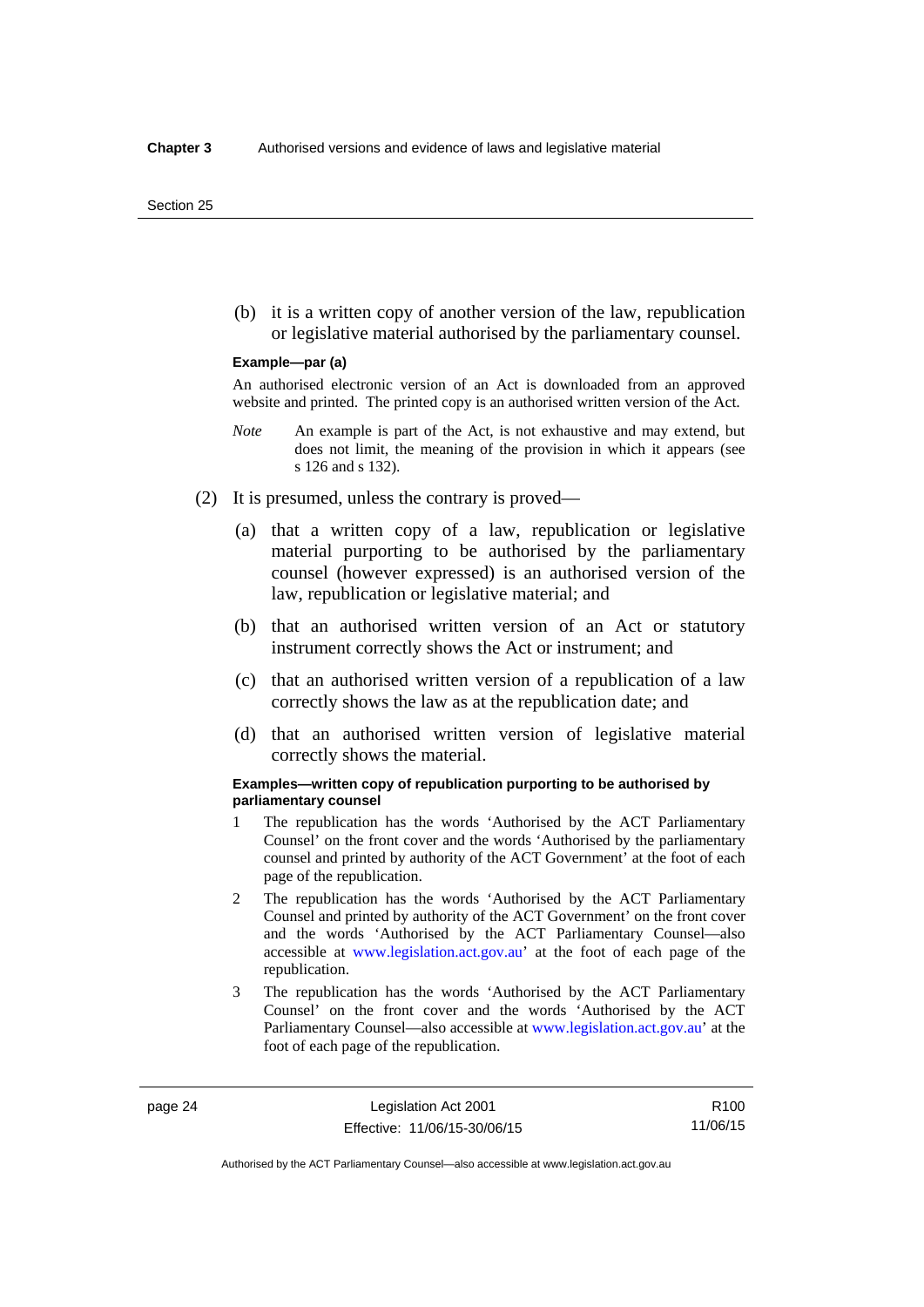(b) it is a written copy of another version of the law, republication or legislative material authorised by the parliamentary counsel.

**Example—par (a)**

An authorised electronic version of an Act is downloaded from an approved website and printed. The printed copy is an authorised written version of the Act.

*Note* An example is part of the Act, is not exhaustive and may extend, but does not limit, the meaning of the provision in which it appears (see s 126 and s 132).

(2) It is presumed, unless the contrary is proved—

(a) that a written copy of a law, republication or legislative material purporting to be authorised by the parliamentary counsel (however expressed) is an authorised version of the law, republication or legislative material; and

(b) that an authorised written version of an Act or statutory instrument correctly shows the Act or instrument; and

(c) that an authorised written version of a republication of a law correctly shows the law as at the republication date; and

(d) that an authorised written version of legislative material correctly shows the material.

**Examples—written copy of republication purporting to be authorised by parliamentary counsel**

1 The republication has the words 'Authorised by the ACT Parliamentary Counsel' on the front cover and the words 'Authorised by the parliamentary counsel and printed by authority of the ACT Government' at the foot of each page of the republication.

2 The republication has the words 'Authorised by the ACT Parliamentary Counsel and printed by authority of the ACT Government' on the front cover and the words 'Authorised by the ACT Parliamentary Counsel—also accessible at www.legislation.act.gov.au' at the foot of each page of the republication.

3 The republication has the words 'Authorised by the ACT Parliamentary Counsel' on the front cover and the words 'Authorised by the ACT Parliamentary Counsel—also accessible at www.legislation.act.gov.au' at the foot of each page of the republication.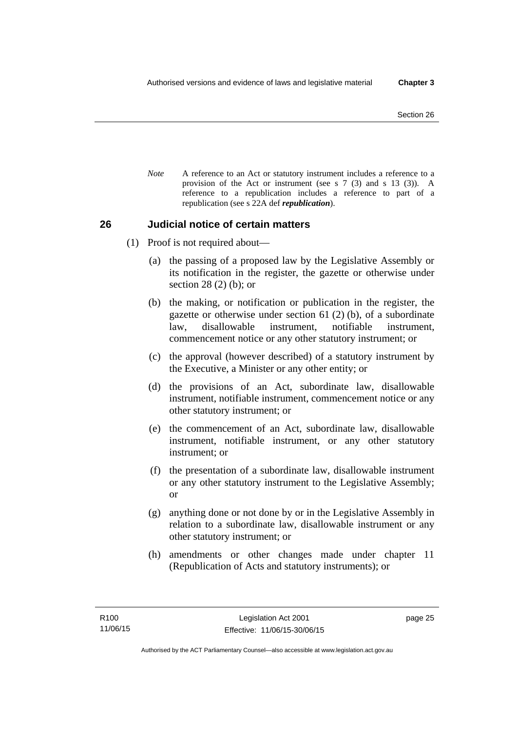*Note* A reference to an Act or statutory instrument includes a reference to a provision of the Act or instrument (see s 7 (3) and s 13 (3)). A reference to a republication includes a reference to part of a republication (see s 22A def ***republication***).

## 26 Judicial notice of certain matters

(1) Proof is not required about—

(a) the passing of a proposed law by the Legislative Assembly or its notification in the register, the gazette or otherwise under section 28 (2) (b); or

(b) the making, or notification or publication in the register, the gazette or otherwise under section 61 (2) (b), of a subordinate law, disallowable instrument, notifiable instrument, commencement notice or any other statutory instrument; or

(c) the approval (however described) of a statutory instrument by the Executive, a Minister or any other entity; or

(d) the provisions of an Act, subordinate law, disallowable instrument, notifiable instrument, commencement notice or any other statutory instrument; or

(e) the commencement of an Act, subordinate law, disallowable instrument, notifiable instrument, or any other statutory instrument; or

(f) the presentation of a subordinate law, disallowable instrument or any other statutory instrument to the Legislative Assembly; or

(g) anything done or not done by or in the Legislative Assembly in relation to a subordinate law, disallowable instrument or any other statutory instrument; or

(h) amendments or other changes made under chapter 11 (Republication of Acts and statutory instruments); or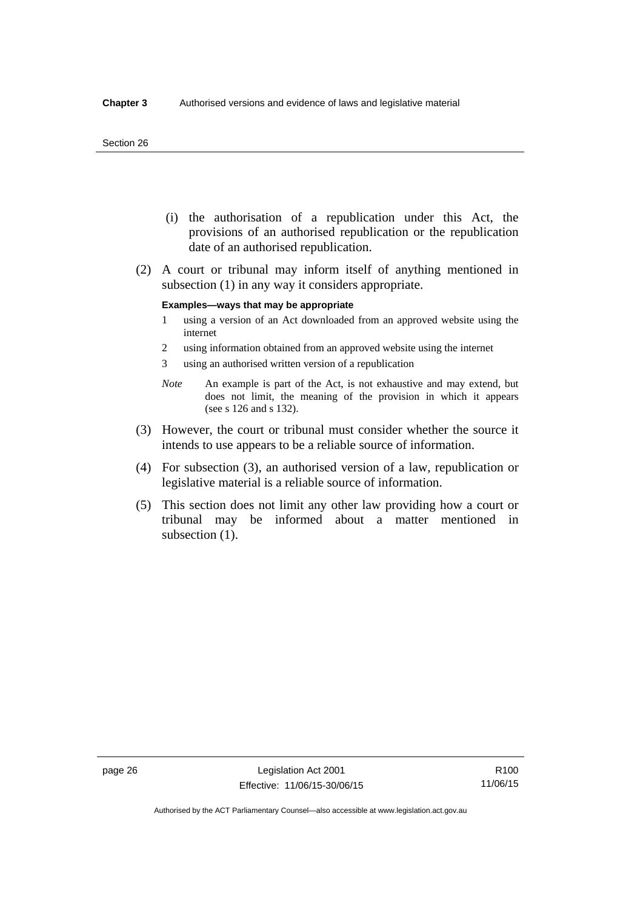(i) the authorisation of a republication under this Act, the provisions of an authorised republication or the republication date of an authorised republication.

(2) A court or tribunal may inform itself of anything mentioned in subsection (1) in any way it considers appropriate.

**Examples—ways that may be appropriate**

1 using a version of an Act downloaded from an approved website using the internet

2 using information obtained from an approved website using the internet

3 using an authorised written version of a republication

*Note* An example is part of the Act, is not exhaustive and may extend, but does not limit, the meaning of the provision in which it appears (see s 126 and s 132).

(3) However, the court or tribunal must consider whether the source it intends to use appears to be a reliable source of information.

(4) For subsection (3), an authorised version of a law, republication or legislative material is a reliable source of information.

(5) This section does not limit any other law providing how a court or tribunal may be informed about a matter mentioned in subsection (1).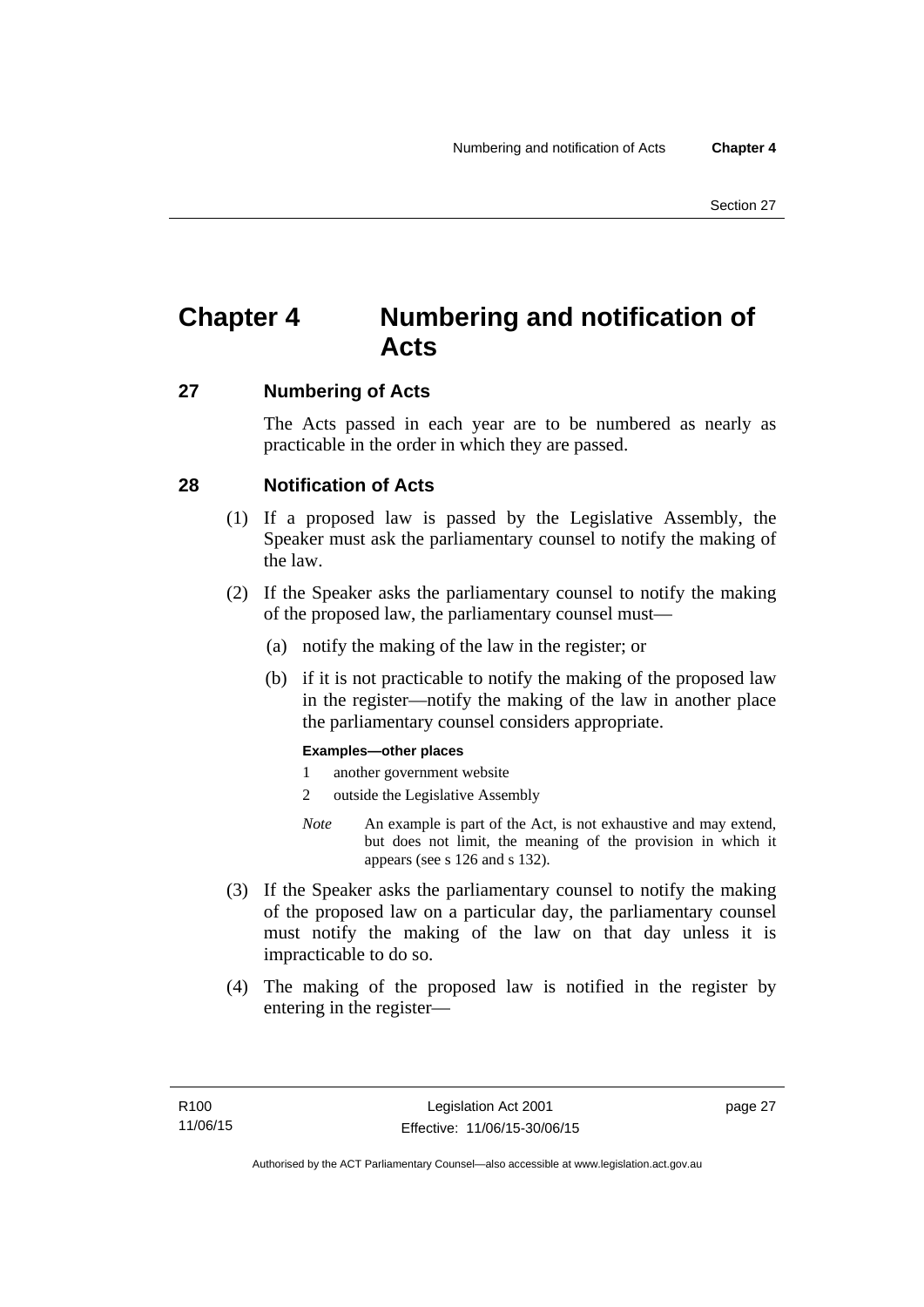# Chapter 4 Numbering and notification of Acts

## 27 Numbering of Acts

The Acts passed in each year are to be numbered as nearly as practicable in the order in which they are passed.

## 28 Notification of Acts

(1) If a proposed law is passed by the Legislative Assembly, the Speaker must ask the parliamentary counsel to notify the making of the law.

(2) If the Speaker asks the parliamentary counsel to notify the making of the proposed law, the parliamentary counsel must—

(a) notify the making of the law in the register; or

(b) if it is not practicable to notify the making of the proposed law in the register—notify the making of the law in another place the parliamentary counsel considers appropriate.

**Examples—other places**

1 another government website

2 outside the Legislative Assembly

*Note* An example is part of the Act, is not exhaustive and may extend, but does not limit, the meaning of the provision in which it appears (see s 126 and s 132).

(3) If the Speaker asks the parliamentary counsel to notify the making of the proposed law on a particular day, the parliamentary counsel must notify the making of the law on that day unless it is impracticable to do so.

(4) The making of the proposed law is notified in the register by entering in the register—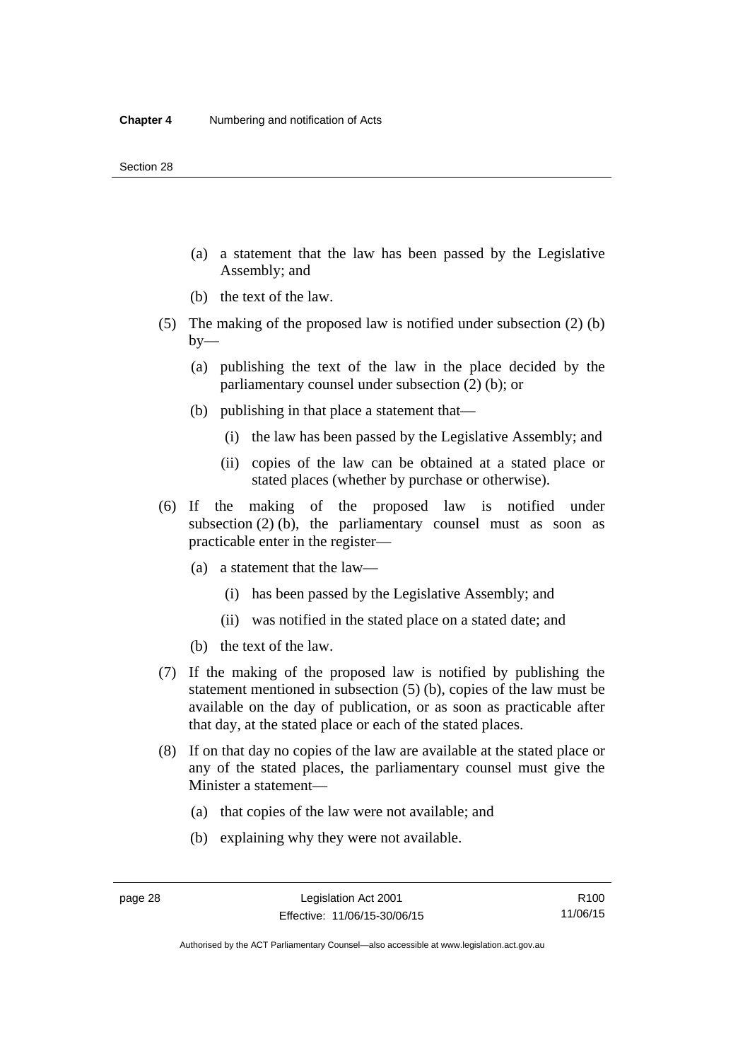(a) a statement that the law has been passed by the Legislative Assembly; and

(b) the text of the law.

(5) The making of the proposed law is notified under subsection (2) (b) by—

(a) publishing the text of the law in the place decided by the parliamentary counsel under subsection (2) (b); or

(b) publishing in that place a statement that—

(i) the law has been passed by the Legislative Assembly; and

(ii) copies of the law can be obtained at a stated place or stated places (whether by purchase or otherwise).

(6) If the making of the proposed law is notified under subsection (2) (b), the parliamentary counsel must as soon as practicable enter in the register—

(a) a statement that the law—

(i) has been passed by the Legislative Assembly; and

(ii) was notified in the stated place on a stated date; and

(b) the text of the law.

(7) If the making of the proposed law is notified by publishing the statement mentioned in subsection (5) (b), copies of the law must be available on the day of publication, or as soon as practicable after that day, at the stated place or each of the stated places.

(8) If on that day no copies of the law are available at the stated place or any of the stated places, the parliamentary counsel must give the Minister a statement—

(a) that copies of the law were not available; and

(b) explaining why they were not available.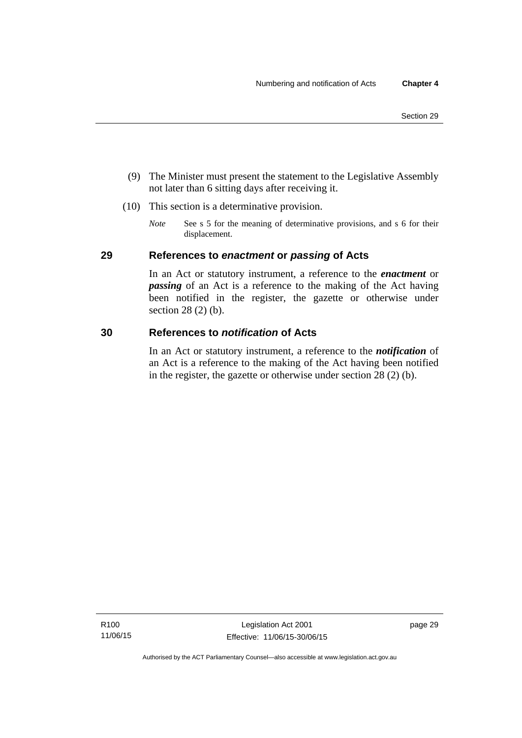(9) The Minister must present the statement to the Legislative Assembly not later than 6 sitting days after receiving it.

(10) This section is a determinative provision.

*Note* See s 5 for the meaning of determinative provisions, and s 6 for their displacement.

## 29 References to *enactment* or *passing* of Acts

In an Act or statutory instrument, a reference to the ***enactment*** or ***passing*** of an Act is a reference to the making of the Act having been notified in the register, the gazette or otherwise under section 28 (2) (b).

## 30 References to *notification* of Acts

In an Act or statutory instrument, a reference to the ***notification*** of an Act is a reference to the making of the Act having been notified in the register, the gazette or otherwise under section 28 (2) (b).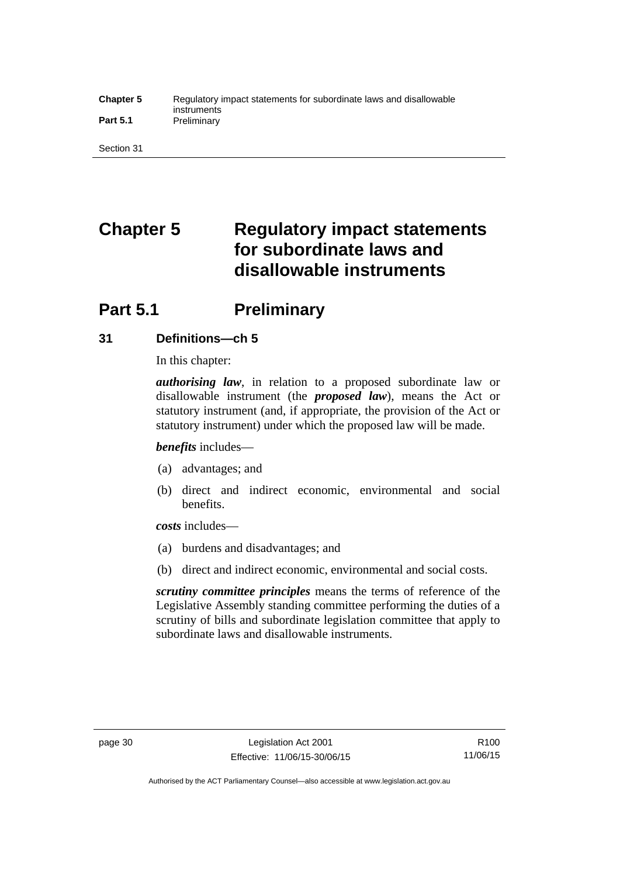# Chapter 5 Regulatory impact statements for subordinate laws and disallowable instruments

## Part 5.1 Preliminary

### 31 Definitions—ch 5

In this chapter:

***authorising law***, in relation to a proposed subordinate law or disallowable instrument (the ***proposed law***), means the Act or statutory instrument (and, if appropriate, the provision of the Act or statutory instrument) under which the proposed law will be made.

***benefits*** includes—

(a) advantages; and

(b) direct and indirect economic, environmental and social benefits.

***costs*** includes—

(a) burdens and disadvantages; and

(b) direct and indirect economic, environmental and social costs.

***scrutiny committee principles*** means the terms of reference of the Legislative Assembly standing committee performing the duties of a scrutiny of bills and subordinate legislation committee that apply to subordinate laws and disallowable instruments.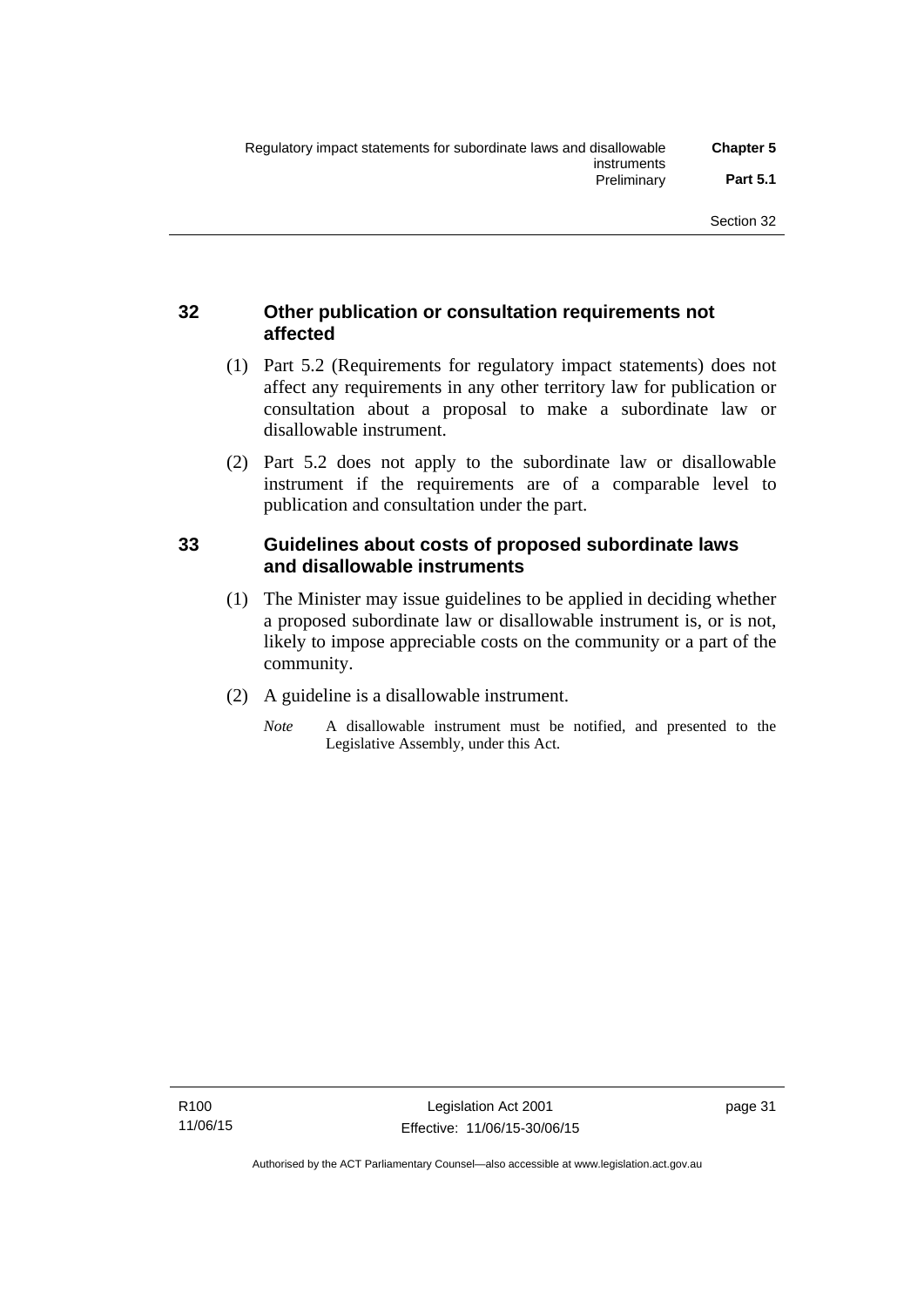## 32 Other publication or consultation requirements not affected

(1) Part 5.2 (Requirements for regulatory impact statements) does not affect any requirements in any other territory law for publication or consultation about a proposal to make a subordinate law or disallowable instrument.

(2) Part 5.2 does not apply to the subordinate law or disallowable instrument if the requirements are of a comparable level to publication and consultation under the part.

## 33 Guidelines about costs of proposed subordinate laws and disallowable instruments

(1) The Minister may issue guidelines to be applied in deciding whether a proposed subordinate law or disallowable instrument is, or is not, likely to impose appreciable costs on the community or a part of the community.

(2) A guideline is a disallowable instrument.

*Note* A disallowable instrument must be notified, and presented to the Legislative Assembly, under this Act.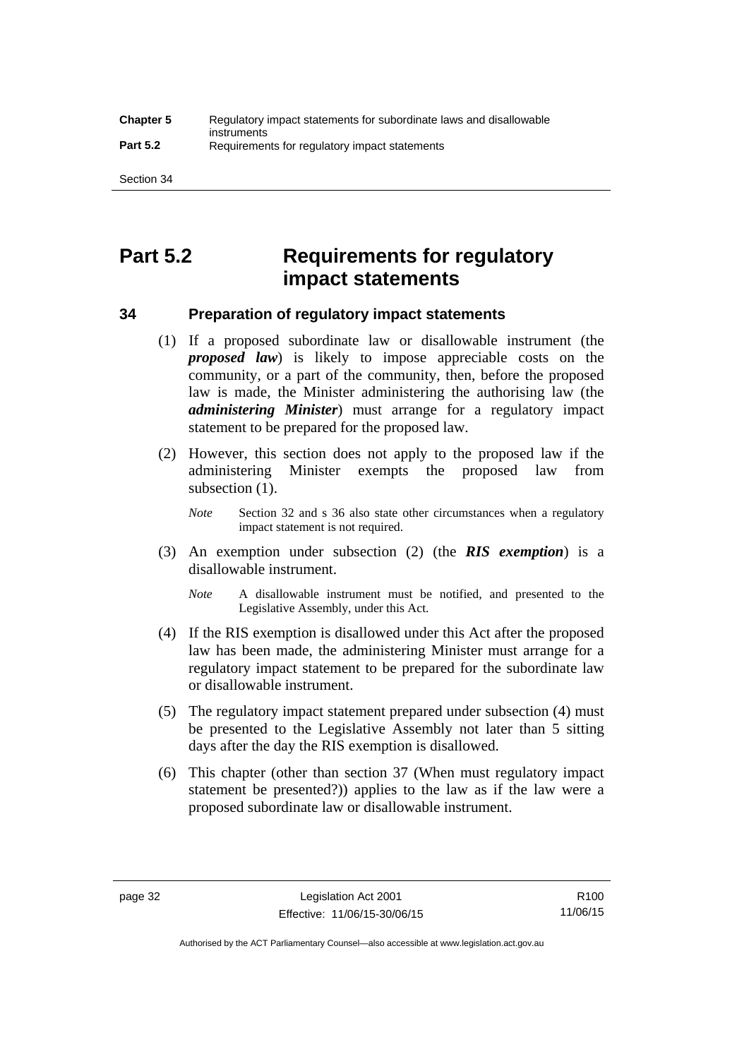# Part 5.2 Requirements for regulatory impact statements

## 34 Preparation of regulatory impact statements

(1) If a proposed subordinate law or disallowable instrument (the ***proposed law***) is likely to impose appreciable costs on the community, or a part of the community, then, before the proposed law is made, the Minister administering the authorising law (the ***administering Minister***) must arrange for a regulatory impact statement to be prepared for the proposed law.

(2) However, this section does not apply to the proposed law if the administering Minister exempts the proposed law from subsection (1).

*Note* Section 32 and s 36 also state other circumstances when a regulatory impact statement is not required.

(3) An exemption under subsection (2) (the ***RIS exemption***) is a disallowable instrument.

*Note* A disallowable instrument must be notified, and presented to the Legislative Assembly, under this Act.

(4) If the RIS exemption is disallowed under this Act after the proposed law has been made, the administering Minister must arrange for a regulatory impact statement to be prepared for the subordinate law or disallowable instrument.

(5) The regulatory impact statement prepared under subsection (4) must be presented to the Legislative Assembly not later than 5 sitting days after the day the RIS exemption is disallowed.

(6) This chapter (other than section 37 (When must regulatory impact statement be presented?)) applies to the law as if the law were a proposed subordinate law or disallowable instrument.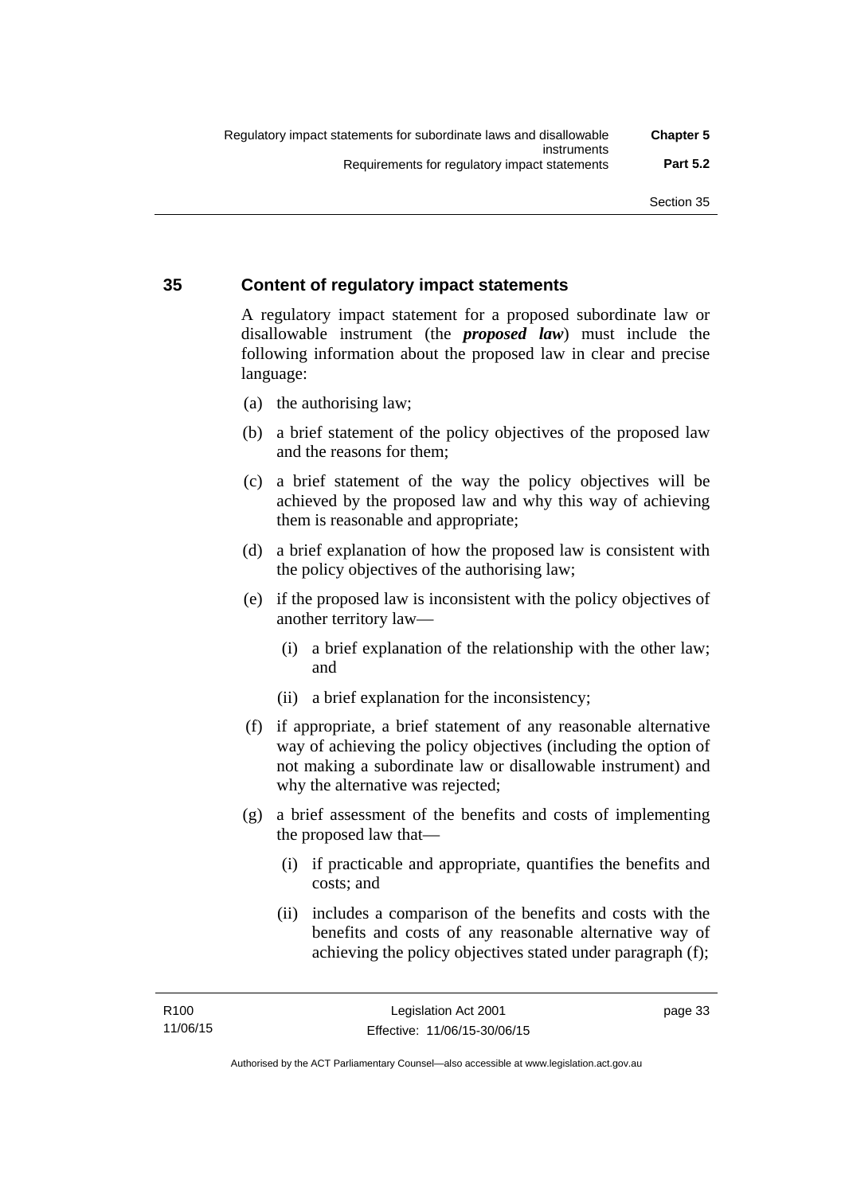## 35 Content of regulatory impact statements

A regulatory impact statement for a proposed subordinate law or disallowable instrument (the ***proposed law***) must include the following information about the proposed law in clear and precise language:

(a) the authorising law;

(b) a brief statement of the policy objectives of the proposed law and the reasons for them;

(c) a brief statement of the way the policy objectives will be achieved by the proposed law and why this way of achieving them is reasonable and appropriate;

(d) a brief explanation of how the proposed law is consistent with the policy objectives of the authorising law;

(e) if the proposed law is inconsistent with the policy objectives of another territory law—

 (i) a brief explanation of the relationship with the other law; and

 (ii) a brief explanation for the inconsistency;

(f) if appropriate, a brief statement of any reasonable alternative way of achieving the policy objectives (including the option of not making a subordinate law or disallowable instrument) and why the alternative was rejected;

(g) a brief assessment of the benefits and costs of implementing the proposed law that—

 (i) if practicable and appropriate, quantifies the benefits and costs; and

 (ii) includes a comparison of the benefits and costs with the benefits and costs of any reasonable alternative way of achieving the policy objectives stated under paragraph (f);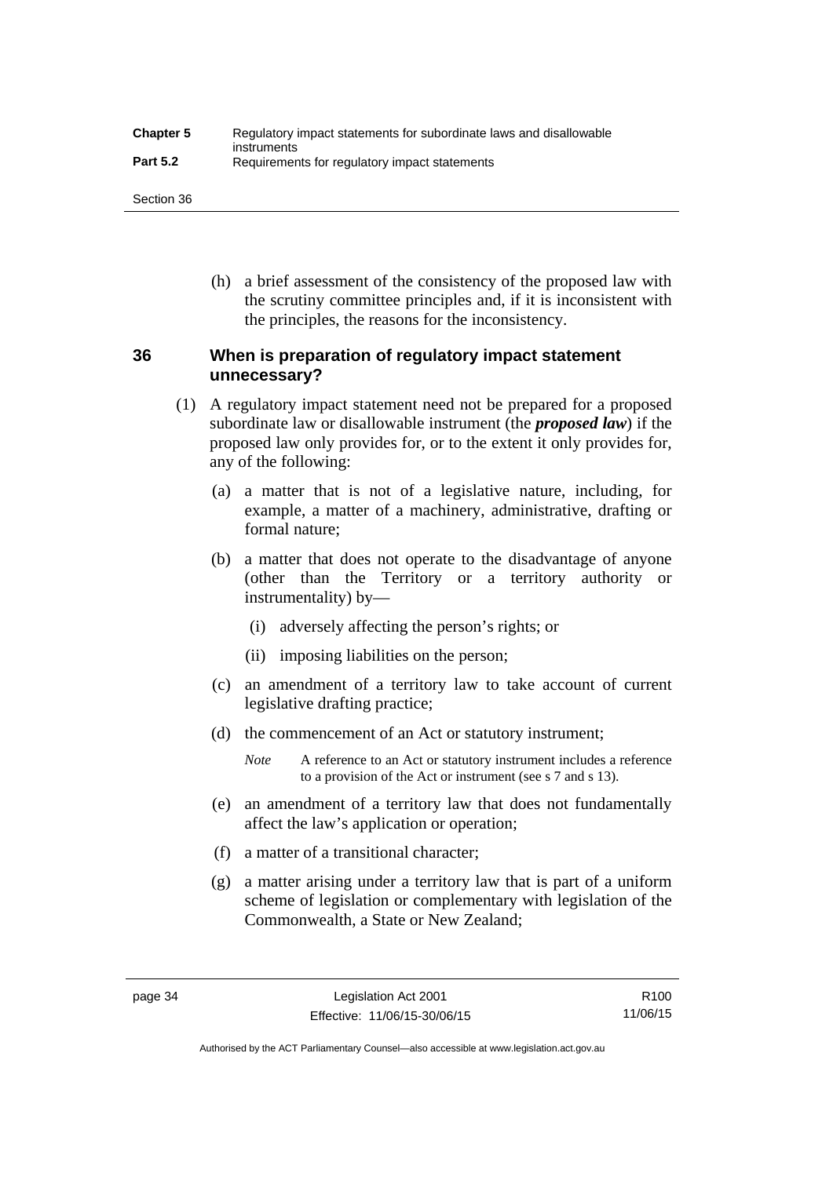(h) a brief assessment of the consistency of the proposed law with the scrutiny committee principles and, if it is inconsistent with the principles, the reasons for the inconsistency.

### 36 When is preparation of regulatory impact statement unnecessary?

(1) A regulatory impact statement need not be prepared for a proposed subordinate law or disallowable instrument (the ***proposed law***) if the proposed law only provides for, or to the extent it only provides for, any of the following:

(a) a matter that is not of a legislative nature, including, for example, a matter of a machinery, administrative, drafting or formal nature;

(b) a matter that does not operate to the disadvantage of anyone (other than the Territory or a territory authority or instrumentality) by—

(i) adversely affecting the person's rights; or

(ii) imposing liabilities on the person;

(c) an amendment of a territory law to take account of current legislative drafting practice;

(d) the commencement of an Act or statutory instrument;

*Note* A reference to an Act or statutory instrument includes a reference to a provision of the Act or instrument (see s 7 and s 13).

(e) an amendment of a territory law that does not fundamentally affect the law's application or operation;

(f) a matter of a transitional character;

(g) a matter arising under a territory law that is part of a uniform scheme of legislation or complementary with legislation of the Commonwealth, a State or New Zealand;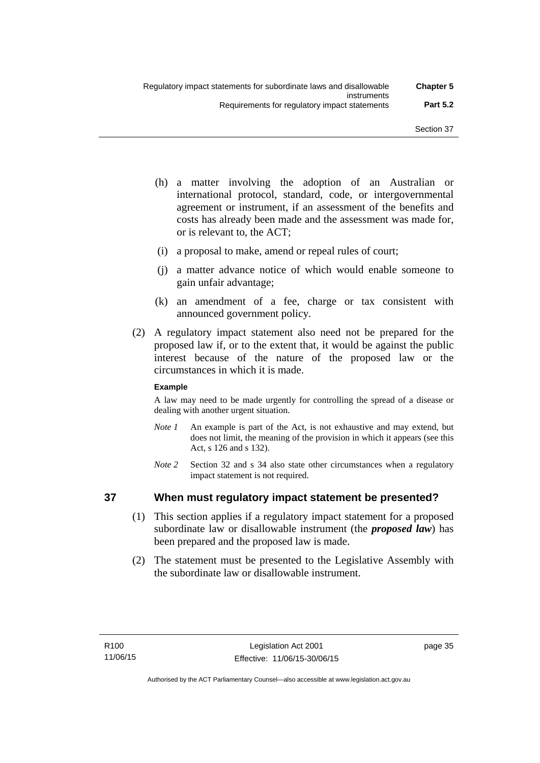(h) a matter involving the adoption of an Australian or international protocol, standard, code, or intergovernmental agreement or instrument, if an assessment of the benefits and costs has already been made and the assessment was made for, or is relevant to, the ACT;

(i) a proposal to make, amend or repeal rules of court;

(j) a matter advance notice of which would enable someone to gain unfair advantage;

(k) an amendment of a fee, charge or tax consistent with announced government policy.

(2) A regulatory impact statement also need not be prepared for the proposed law if, or to the extent that, it would be against the public interest because of the nature of the proposed law or the circumstances in which it is made.

**Example**

A law may need to be made urgently for controlling the spread of a disease or dealing with another urgent situation.

*Note 1* An example is part of the Act, is not exhaustive and may extend, but does not limit, the meaning of the provision in which it appears (see this Act, s 126 and s 132).

*Note 2* Section 32 and s 34 also state other circumstances when a regulatory impact statement is not required.

## 37 When must regulatory impact statement be presented?

(1) This section applies if a regulatory impact statement for a proposed subordinate law or disallowable instrument (the ***proposed law***) has been prepared and the proposed law is made.

(2) The statement must be presented to the Legislative Assembly with the subordinate law or disallowable instrument.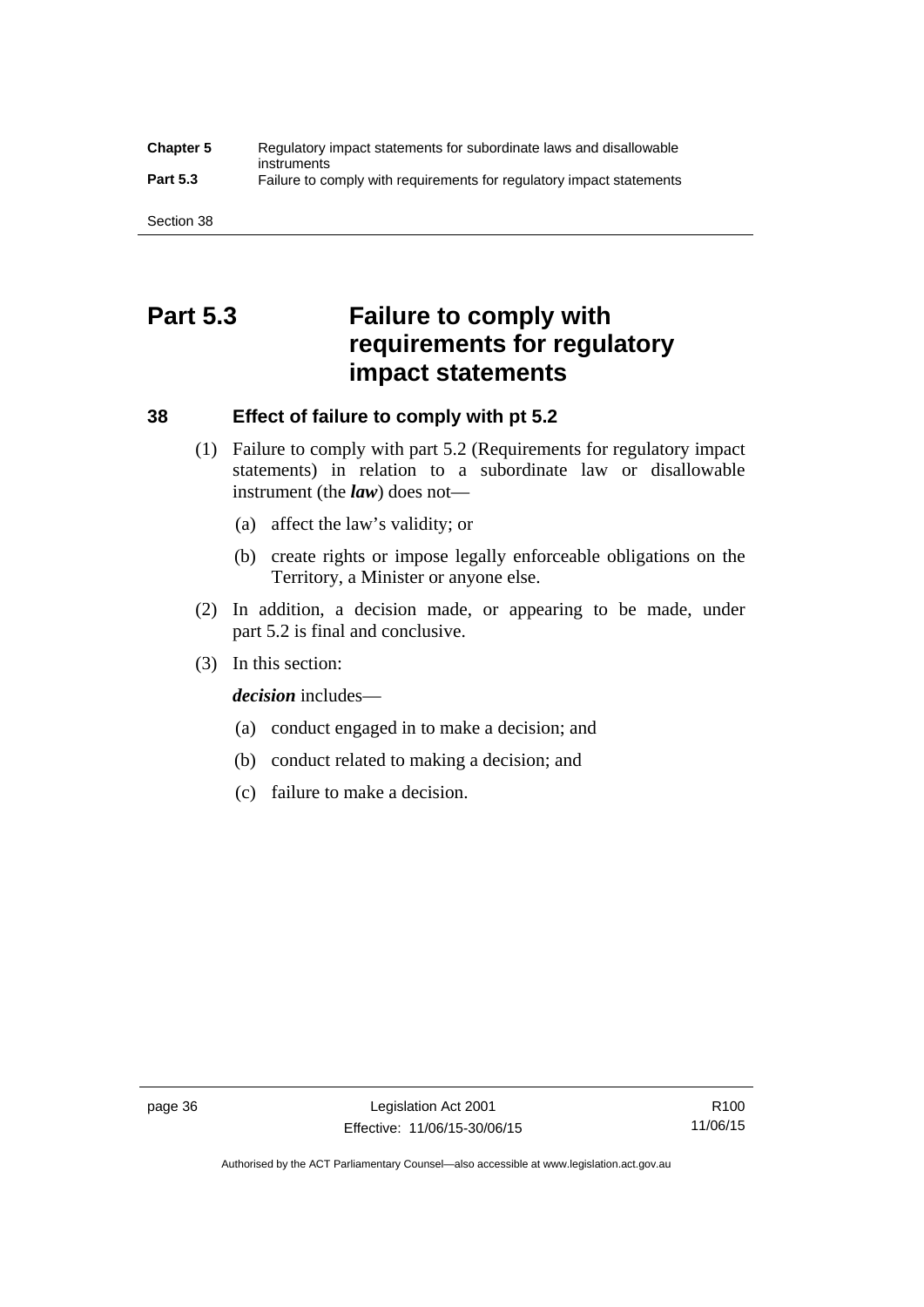# Part 5.3 Failure to comply with requirements for regulatory impact statements

## 38 Effect of failure to comply with pt 5.2

(1) Failure to comply with part 5.2 (Requirements for regulatory impact statements) in relation to a subordinate law or disallowable instrument (the ***law***) does not—

(a) affect the law's validity; or

(b) create rights or impose legally enforceable obligations on the Territory, a Minister or anyone else.

(2) In addition, a decision made, or appearing to be made, under part 5.2 is final and conclusive.

(3) In this section:

***decision*** includes—

(a) conduct engaged in to make a decision; and

(b) conduct related to making a decision; and

(c) failure to make a decision.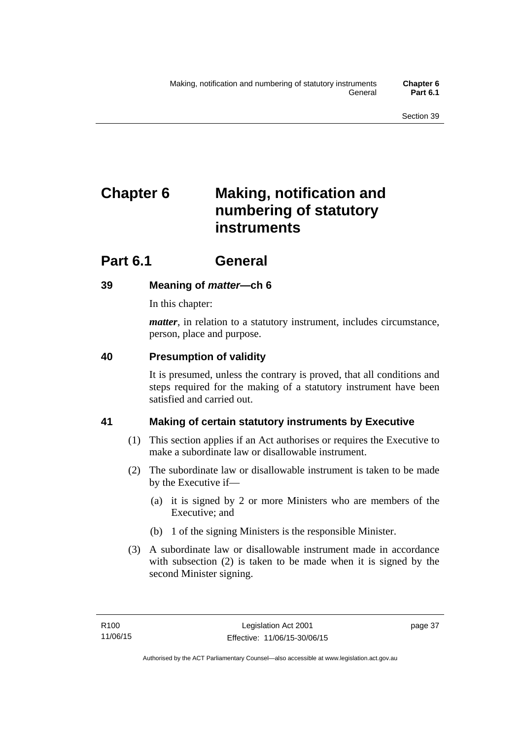# Chapter 6 Making, notification and numbering of statutory instruments

## Part 6.1 General

### 39 Meaning of *matter*—ch 6

In this chapter:

***matter***, in relation to a statutory instrument, includes circumstance, person, place and purpose.

### 40 Presumption of validity

It is presumed, unless the contrary is proved, that all conditions and steps required for the making of a statutory instrument have been satisfied and carried out.

### 41 Making of certain statutory instruments by Executive

(1) This section applies if an Act authorises or requires the Executive to make a subordinate law or disallowable instrument.

(2) The subordinate law or disallowable instrument is taken to be made by the Executive if—

(a) it is signed by 2 or more Ministers who are members of the Executive; and

(b) 1 of the signing Ministers is the responsible Minister.

(3) A subordinate law or disallowable instrument made in accordance with subsection (2) is taken to be made when it is signed by the second Minister signing.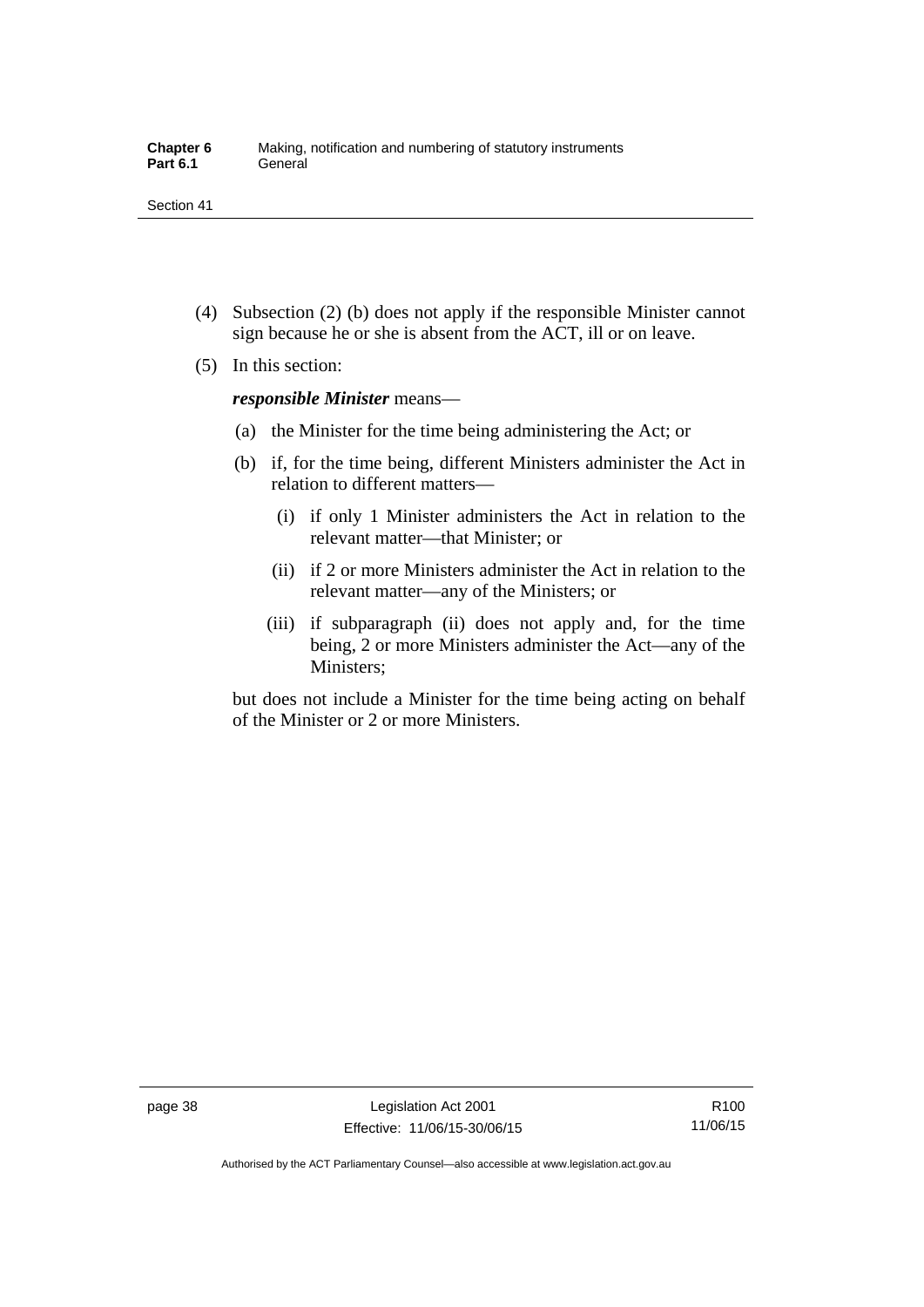(4) Subsection (2) (b) does not apply if the responsible Minister cannot sign because he or she is absent from the ACT, ill or on leave.

(5) In this section:

***responsible Minister*** means—

(a) the Minister for the time being administering the Act; or

(b) if, for the time being, different Ministers administer the Act in relation to different matters—

(i) if only 1 Minister administers the Act in relation to the relevant matter—that Minister; or

(ii) if 2 or more Ministers administer the Act in relation to the relevant matter—any of the Ministers; or

(iii) if subparagraph (ii) does not apply and, for the time being, 2 or more Ministers administer the Act—any of the Ministers;

but does not include a Minister for the time being acting on behalf of the Minister or 2 or more Ministers.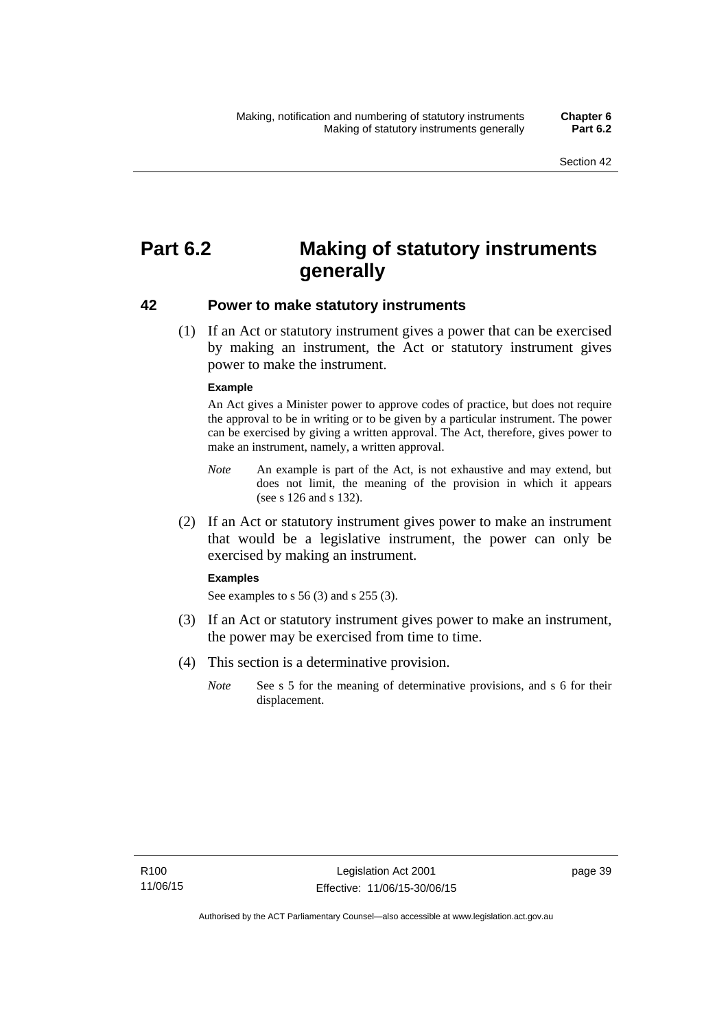# Part 6.2 Making of statutory instruments generally

## 42 Power to make statutory instruments

(1) If an Act or statutory instrument gives a power that can be exercised by making an instrument, the Act or statutory instrument gives power to make the instrument.

**Example**

An Act gives a Minister power to approve codes of practice, but does not require the approval to be in writing or to be given by a particular instrument. The power can be exercised by giving a written approval. The Act, therefore, gives power to make an instrument, namely, a written approval.

*Note* An example is part of the Act, is not exhaustive and may extend, but does not limit, the meaning of the provision in which it appears (see s 126 and s 132).

(2) If an Act or statutory instrument gives power to make an instrument that would be a legislative instrument, the power can only be exercised by making an instrument.

**Examples**

See examples to s 56 (3) and s 255 (3).

(3) If an Act or statutory instrument gives power to make an instrument, the power may be exercised from time to time.

(4) This section is a determinative provision.

*Note* See s 5 for the meaning of determinative provisions, and s 6 for their displacement.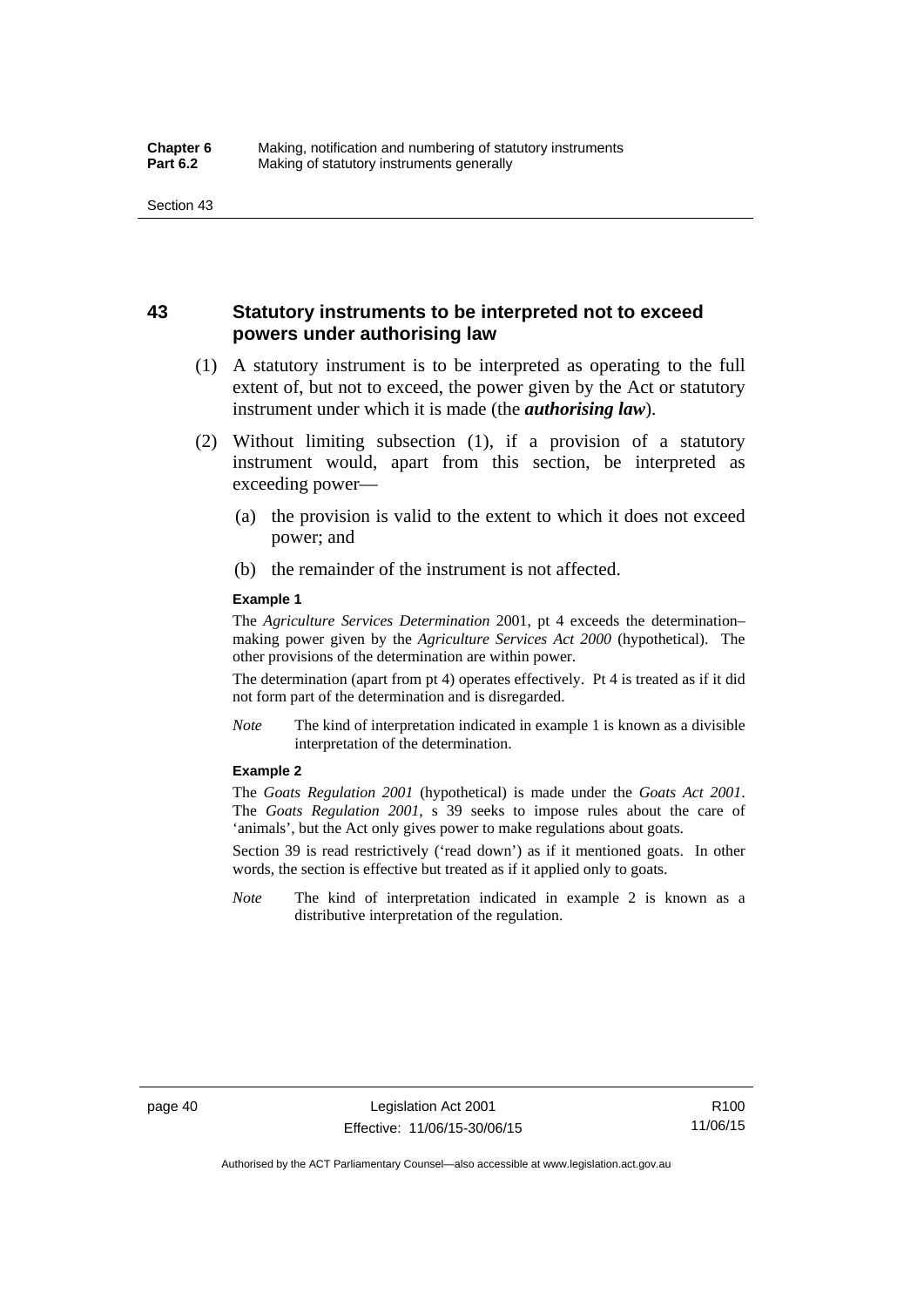## 43 Statutory instruments to be interpreted not to exceed powers under authorising law

(1) A statutory instrument is to be interpreted as operating to the full extent of, but not to exceed, the power given by the Act or statutory instrument under which it is made (the ***authorising law***).

(2) Without limiting subsection (1), if a provision of a statutory instrument would, apart from this section, be interpreted as exceeding power—

(a) the provision is valid to the extent to which it does not exceed power; and

(b) the remainder of the instrument is not affected.

**Example 1**

The *Agriculture Services Determination* 2001, pt 4 exceeds the determination–making power given by the *Agriculture Services Act 2000* (hypothetical). The other provisions of the determination are within power.

The determination (apart from pt 4) operates effectively. Pt 4 is treated as if it did not form part of the determination and is disregarded.

*Note* The kind of interpretation indicated in example 1 is known as a divisible interpretation of the determination.

**Example 2**

The *Goats Regulation 2001* (hypothetical) is made under the *Goats Act 2001*. The *Goats Regulation 2001*, s 39 seeks to impose rules about the care of 'animals', but the Act only gives power to make regulations about goats.

Section 39 is read restrictively ('read down') as if it mentioned goats. In other words, the section is effective but treated as if it applied only to goats.

*Note* The kind of interpretation indicated in example 2 is known as a distributive interpretation of the regulation.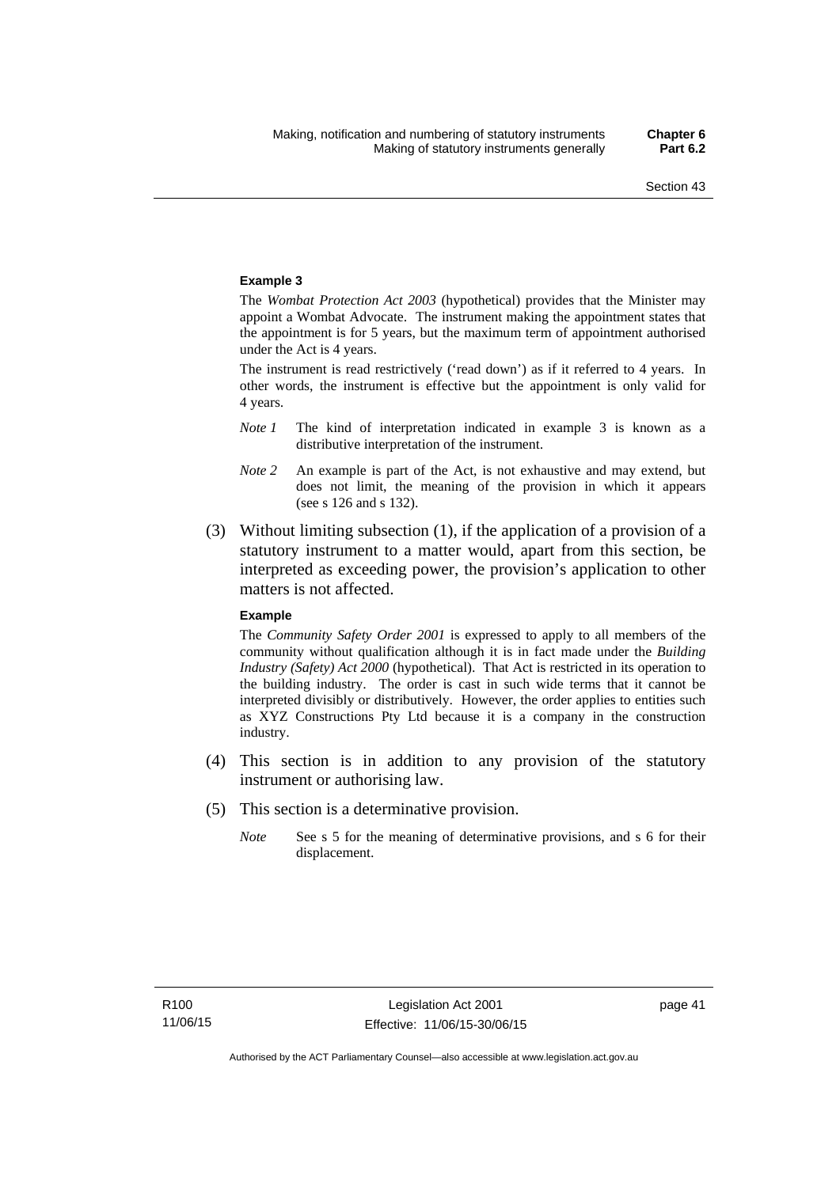**Example 3**

The *Wombat Protection Act 2003* (hypothetical) provides that the Minister may appoint a Wombat Advocate. The instrument making the appointment states that the appointment is for 5 years, but the maximum term of appointment authorised under the Act is 4 years.

The instrument is read restrictively ('read down') as if it referred to 4 years. In other words, the instrument is effective but the appointment is only valid for 4 years.

*Note 1* The kind of interpretation indicated in example 3 is known as a distributive interpretation of the instrument.

*Note 2* An example is part of the Act, is not exhaustive and may extend, but does not limit, the meaning of the provision in which it appears (see s 126 and s 132).

(3) Without limiting subsection (1), if the application of a provision of a statutory instrument to a matter would, apart from this section, be interpreted as exceeding power, the provision's application to other matters is not affected.

**Example**

The *Community Safety Order 2001* is expressed to apply to all members of the community without qualification although it is in fact made under the *Building Industry (Safety) Act 2000* (hypothetical). That Act is restricted in its operation to the building industry. The order is cast in such wide terms that it cannot be interpreted divisibly or distributively. However, the order applies to entities such as XYZ Constructions Pty Ltd because it is a company in the construction industry.

(4) This section is in addition to any provision of the statutory instrument or authorising law.

(5) This section is a determinative provision.

*Note* See s 5 for the meaning of determinative provisions, and s 6 for their displacement.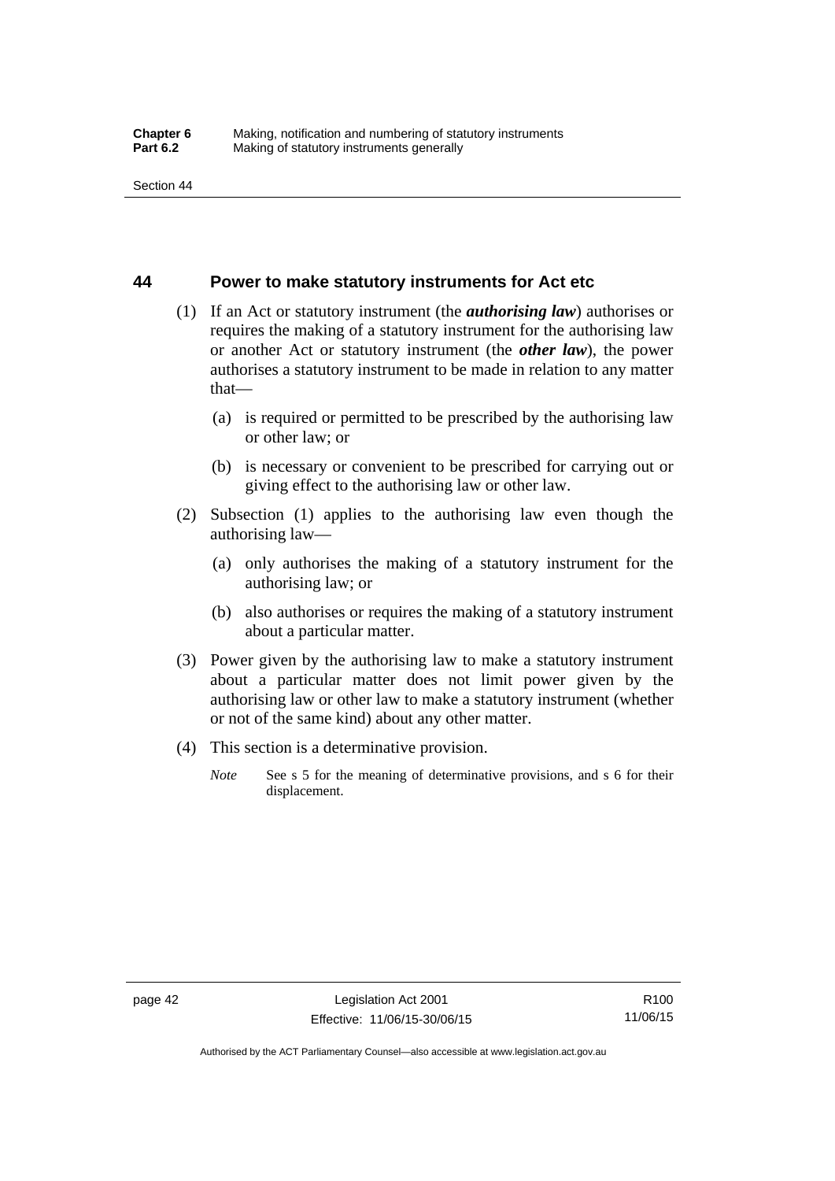## 44 Power to make statutory instruments for Act etc

(1) If an Act or statutory instrument (the ***authorising law***) authorises or requires the making of a statutory instrument for the authorising law or another Act or statutory instrument (the ***other law***), the power authorises a statutory instrument to be made in relation to any matter that—

(a) is required or permitted to be prescribed by the authorising law or other law; or

(b) is necessary or convenient to be prescribed for carrying out or giving effect to the authorising law or other law.

(2) Subsection (1) applies to the authorising law even though the authorising law—

(a) only authorises the making of a statutory instrument for the authorising law; or

(b) also authorises or requires the making of a statutory instrument about a particular matter.

(3) Power given by the authorising law to make a statutory instrument about a particular matter does not limit power given by the authorising law or other law to make a statutory instrument (whether or not of the same kind) about any other matter.

(4) This section is a determinative provision.

*Note* See s 5 for the meaning of determinative provisions, and s 6 for their displacement.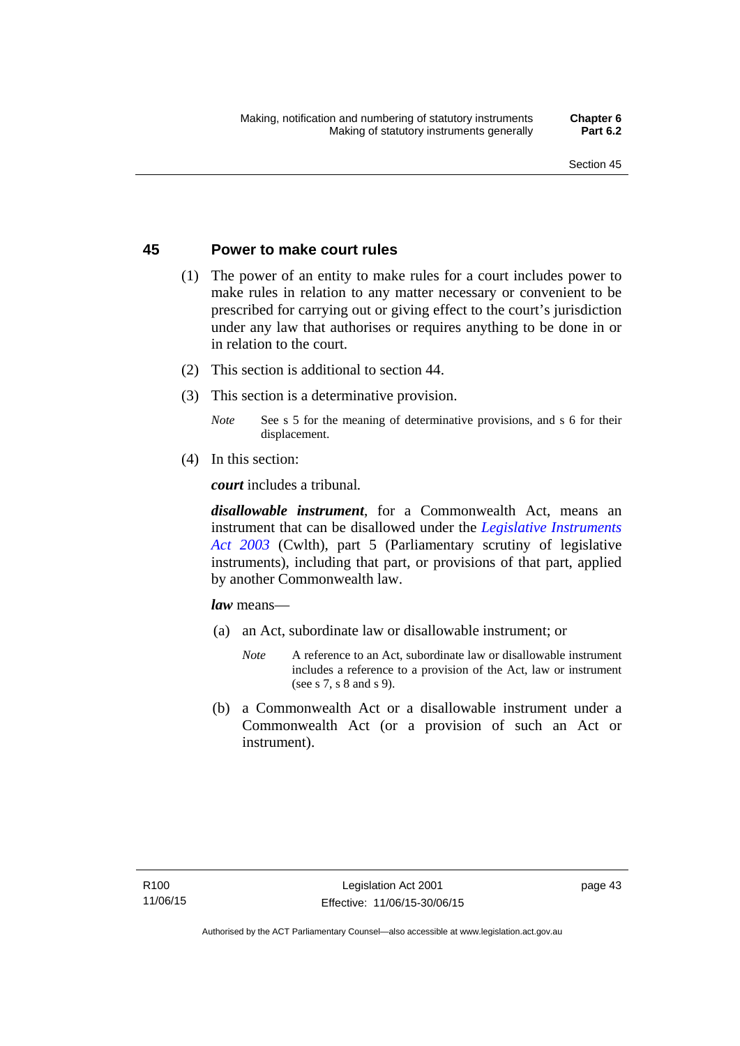## 45 Power to make court rules

(1) The power of an entity to make rules for a court includes power to make rules in relation to any matter necessary or convenient to be prescribed for carrying out or giving effect to the court's jurisdiction under any law that authorises or requires anything to be done in or in relation to the court.

(2) This section is additional to section 44.

(3) This section is a determinative provision.

*Note* See s 5 for the meaning of determinative provisions, and s 6 for their displacement.

(4) In this section:

***court*** includes a tribunal.

***disallowable instrument***, for a Commonwealth Act, means an instrument that can be disallowed under the *Legislative Instruments Act 2003* (Cwlth), part 5 (Parliamentary scrutiny of legislative instruments), including that part, or provisions of that part, applied by another Commonwealth law.

***law*** means—

(a) an Act, subordinate law or disallowable instrument; or

*Note* A reference to an Act, subordinate law or disallowable instrument includes a reference to a provision of the Act, law or instrument (see s 7, s 8 and s 9).

(b) a Commonwealth Act or a disallowable instrument under a Commonwealth Act (or a provision of such an Act or instrument).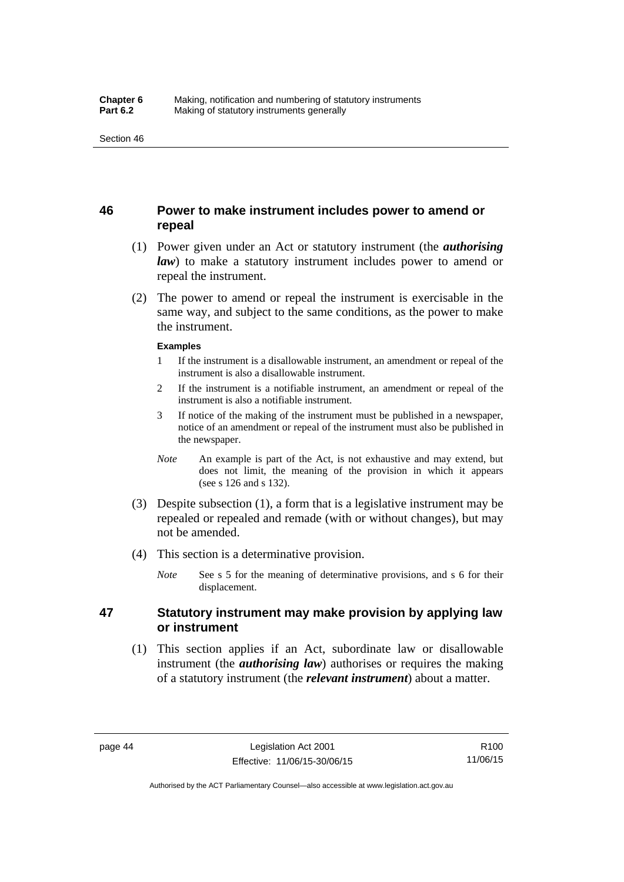## 46 Power to make instrument includes power to amend or repeal

(1) Power given under an Act or statutory instrument (the ***authorising law***) to make a statutory instrument includes power to amend or repeal the instrument.

(2) The power to amend or repeal the instrument is exercisable in the same way, and subject to the same conditions, as the power to make the instrument.

**Examples**

1 If the instrument is a disallowable instrument, an amendment or repeal of the instrument is also a disallowable instrument.

2 If the instrument is a notifiable instrument, an amendment or repeal of the instrument is also a notifiable instrument.

3 If notice of the making of the instrument must be published in a newspaper, notice of an amendment or repeal of the instrument must also be published in the newspaper.

*Note* An example is part of the Act, is not exhaustive and may extend, but does not limit, the meaning of the provision in which it appears (see s 126 and s 132).

(3) Despite subsection (1), a form that is a legislative instrument may be repealed or repealed and remade (with or without changes), but may not be amended.

(4) This section is a determinative provision.

*Note* See s 5 for the meaning of determinative provisions, and s 6 for their displacement.

## 47 Statutory instrument may make provision by applying law or instrument

(1) This section applies if an Act, subordinate law or disallowable instrument (the ***authorising law***) authorises or requires the making of a statutory instrument (the ***relevant instrument***) about a matter.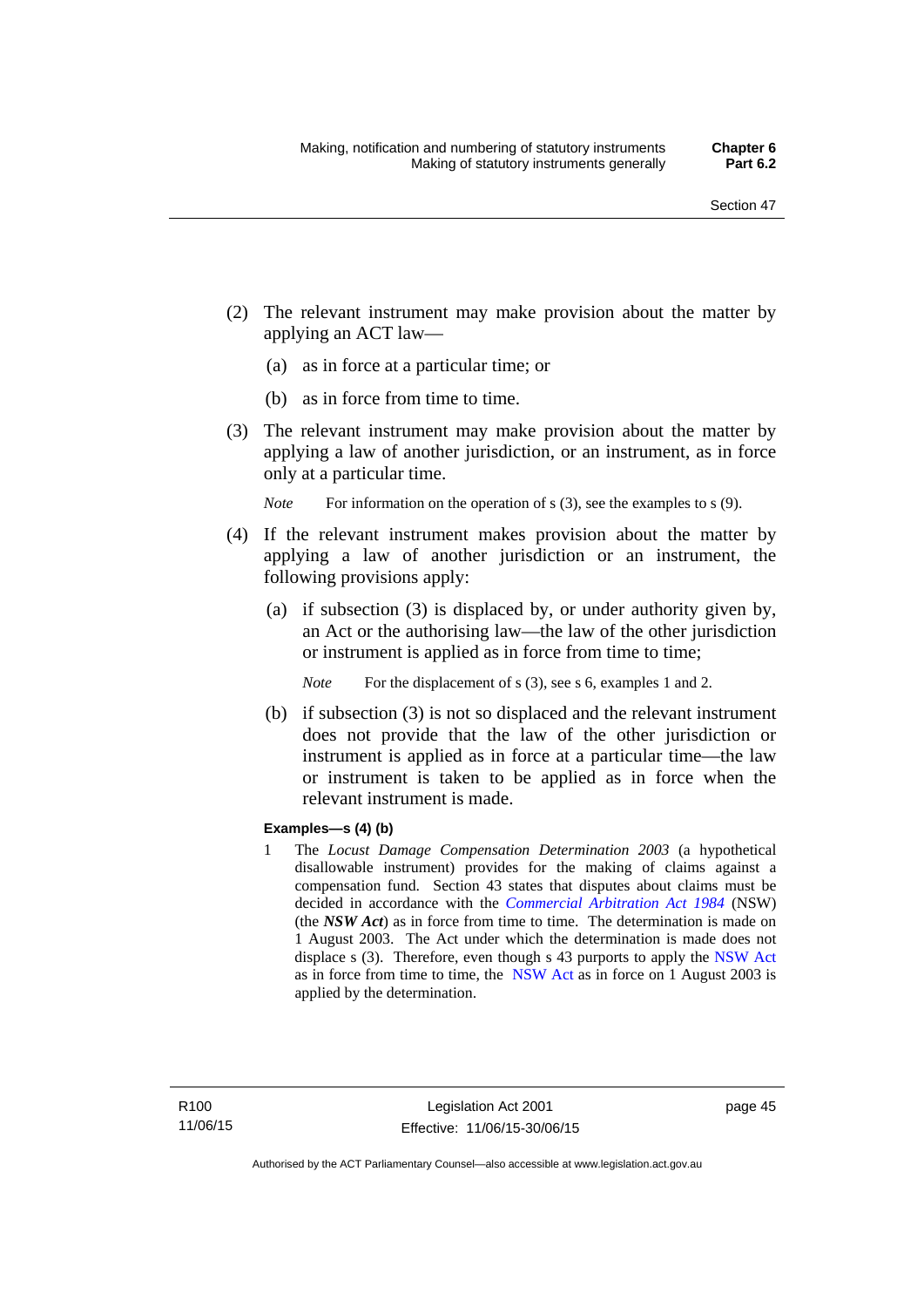(2) The relevant instrument may make provision about the matter by applying an ACT law—

(a) as in force at a particular time; or

(b) as in force from time to time.

(3) The relevant instrument may make provision about the matter by applying a law of another jurisdiction, or an instrument, as in force only at a particular time.

*Note* For information on the operation of s (3), see the examples to s (9).

(4) If the relevant instrument makes provision about the matter by applying a law of another jurisdiction or an instrument, the following provisions apply:

(a) if subsection (3) is displaced by, or under authority given by, an Act or the authorising law—the law of the other jurisdiction or instrument is applied as in force from time to time;

*Note* For the displacement of s (3), see s 6, examples 1 and 2.

(b) if subsection (3) is not so displaced and the relevant instrument does not provide that the law of the other jurisdiction or instrument is applied as in force at a particular time—the law or instrument is taken to be applied as in force when the relevant instrument is made.

**Examples—s (4) (b)**

1 The *Locust Damage Compensation Determination 2003* (a hypothetical disallowable instrument) provides for the making of claims against a compensation fund. Section 43 states that disputes about claims must be decided in accordance with the *Commercial Arbitration Act 1984* (NSW) (the ***NSW Act***) as in force from time to time. The determination is made on 1 August 2003. The Act under which the determination is made does not displace s (3). Therefore, even though s 43 purports to apply the NSW Act as in force from time to time, the NSW Act as in force on 1 August 2003 is applied by the determination.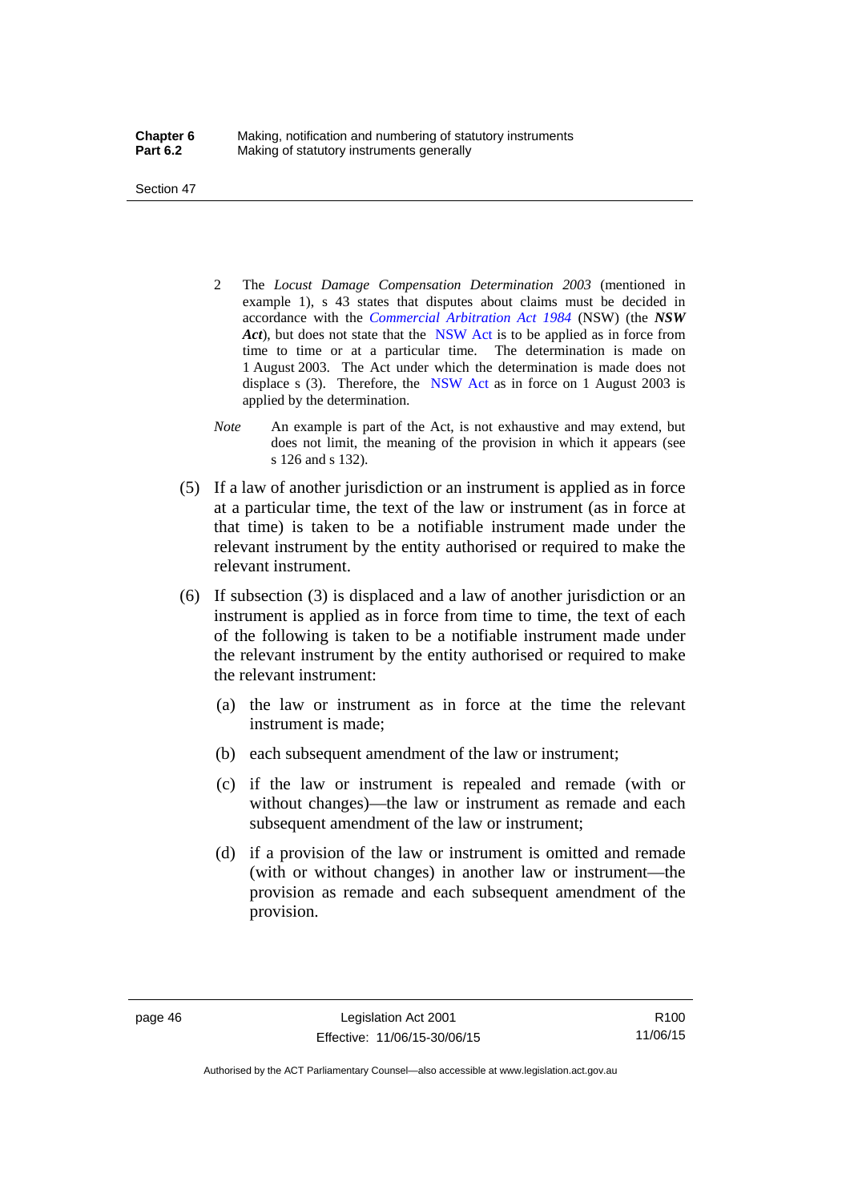2 The *Locust Damage Compensation Determination 2003* (mentioned in example 1), s 43 states that disputes about claims must be decided in accordance with the *Commercial Arbitration Act 1984* (NSW) (the ***NSW Act***), but does not state that the NSW Act is to be applied as in force from time to time or at a particular time. The determination is made on 1 August 2003. The Act under which the determination is made does not displace s (3). Therefore, the NSW Act as in force on 1 August 2003 is applied by the determination.

*Note* An example is part of the Act, is not exhaustive and may extend, but does not limit, the meaning of the provision in which it appears (see s 126 and s 132).

(5) If a law of another jurisdiction or an instrument is applied as in force at a particular time, the text of the law or instrument (as in force at that time) is taken to be a notifiable instrument made under the relevant instrument by the entity authorised or required to make the relevant instrument.

(6) If subsection (3) is displaced and a law of another jurisdiction or an instrument is applied as in force from time to time, the text of each of the following is taken to be a notifiable instrument made under the relevant instrument by the entity authorised or required to make the relevant instrument:

(a) the law or instrument as in force at the time the relevant instrument is made;

(b) each subsequent amendment of the law or instrument;

(c) if the law or instrument is repealed and remade (with or without changes)—the law or instrument as remade and each subsequent amendment of the law or instrument;

(d) if a provision of the law or instrument is omitted and remade (with or without changes) in another law or instrument—the provision as remade and each subsequent amendment of the provision.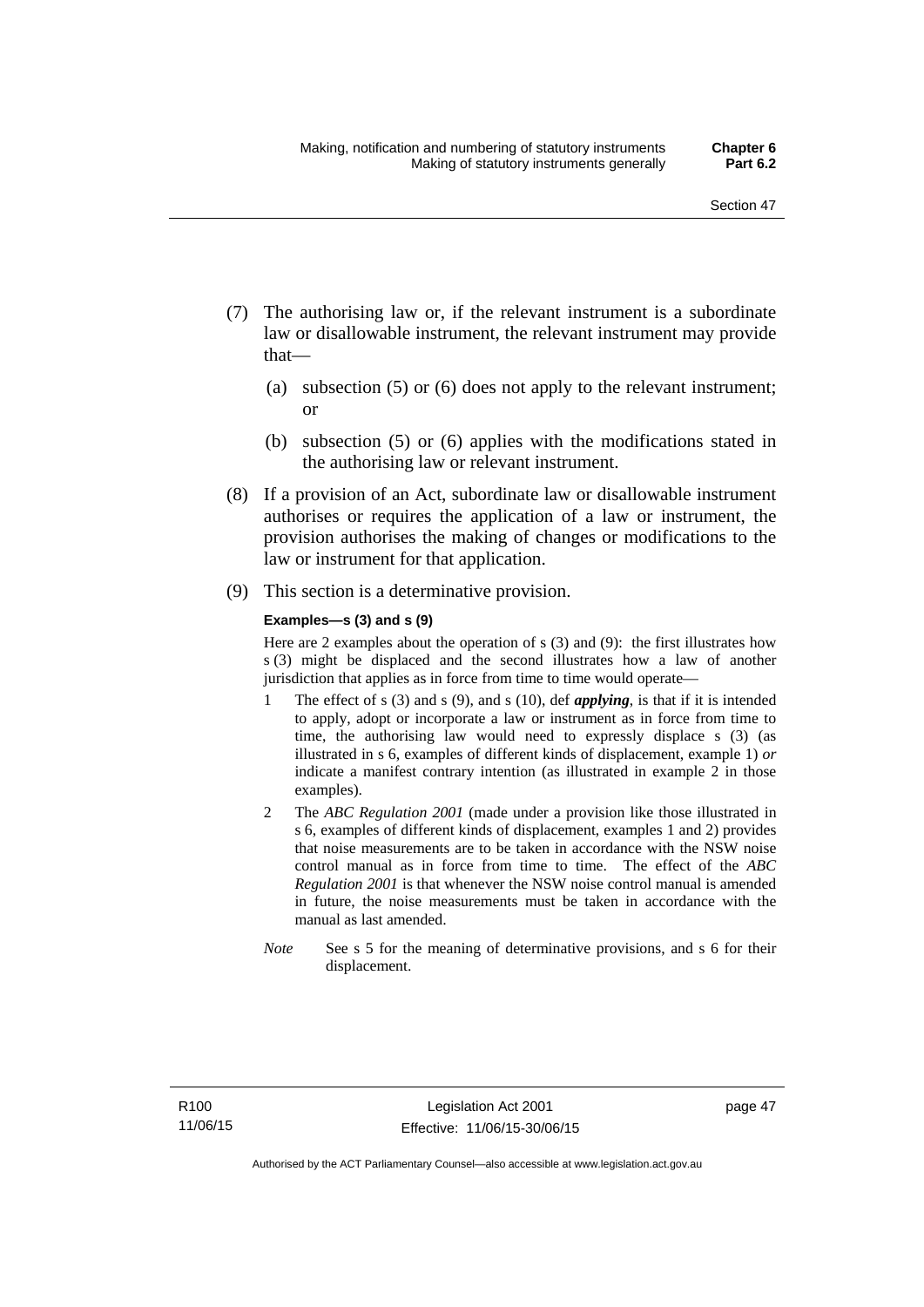(7) The authorising law or, if the relevant instrument is a subordinate law or disallowable instrument, the relevant instrument may provide that—

   (a) subsection (5) or (6) does not apply to the relevant instrument; or

   (b) subsection (5) or (6) applies with the modifications stated in the authorising law or relevant instrument.

(8) If a provision of an Act, subordinate law or disallowable instrument authorises or requires the application of a law or instrument, the provision authorises the making of changes or modifications to the law or instrument for that application.

(9) This section is a determinative provision.

**Examples—s (3) and s (9)**

Here are 2 examples about the operation of s (3) and (9): the first illustrates how s (3) might be displaced and the second illustrates how a law of another jurisdiction that applies as in force from time to time would operate—

1 The effect of s (3) and s (9), and s (10), def ***applying***, is that if it is intended to apply, adopt or incorporate a law or instrument as in force from time to time, the authorising law would need to expressly displace s (3) (as illustrated in s 6, examples of different kinds of displacement, example 1) *or* indicate a manifest contrary intention (as illustrated in example 2 in those examples).

2 The *ABC Regulation 2001* (made under a provision like those illustrated in s 6, examples of different kinds of displacement, examples 1 and 2) provides that noise measurements are to be taken in accordance with the NSW noise control manual as in force from time to time. The effect of the *ABC Regulation 2001* is that whenever the NSW noise control manual is amended in future, the noise measurements must be taken in accordance with the manual as last amended.

*Note* See s 5 for the meaning of determinative provisions, and s 6 for their displacement.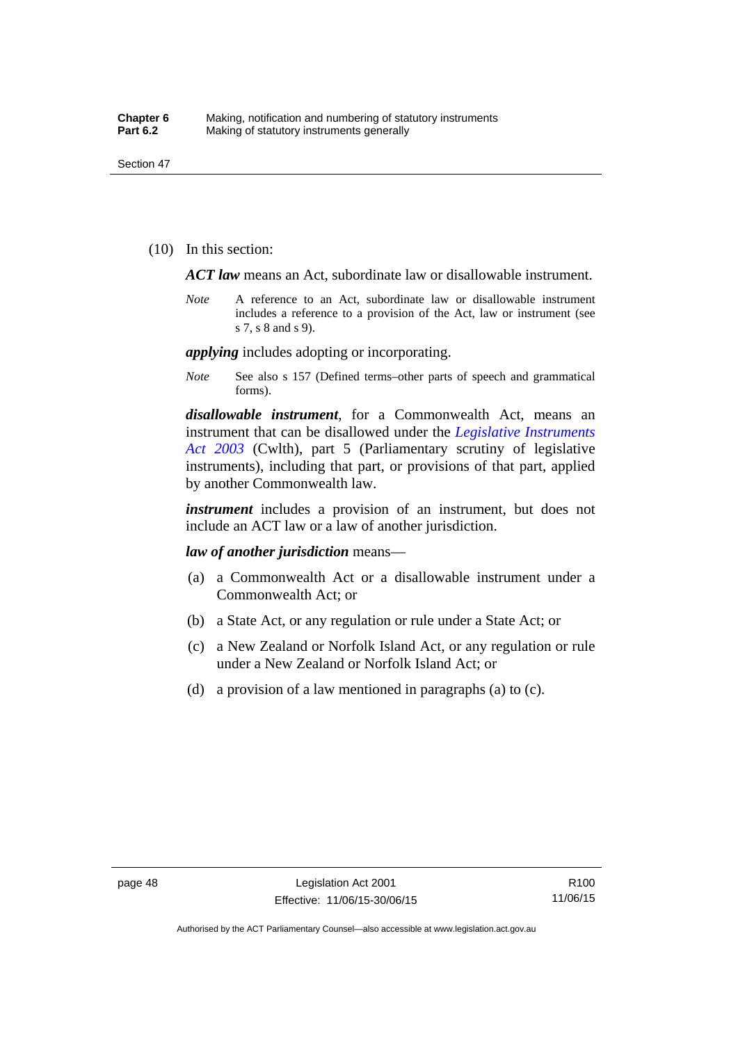(10) In this section:

***ACT law*** means an Act, subordinate law or disallowable instrument.

*Note* A reference to an Act, subordinate law or disallowable instrument includes a reference to a provision of the Act, law or instrument (see s 7, s 8 and s 9).

***applying*** includes adopting or incorporating.

*Note* See also s 157 (Defined terms–other parts of speech and grammatical forms).

***disallowable instrument***, for a Commonwealth Act, means an instrument that can be disallowed under the *Legislative Instruments Act 2003* (Cwlth), part 5 (Parliamentary scrutiny of legislative instruments), including that part, or provisions of that part, applied by another Commonwealth law.

***instrument*** includes a provision of an instrument, but does not include an ACT law or a law of another jurisdiction.

***law of another jurisdiction*** means—

(a) a Commonwealth Act or a disallowable instrument under a Commonwealth Act; or

(b) a State Act, or any regulation or rule under a State Act; or

(c) a New Zealand or Norfolk Island Act, or any regulation or rule under a New Zealand or Norfolk Island Act; or

(d) a provision of a law mentioned in paragraphs (a) to (c).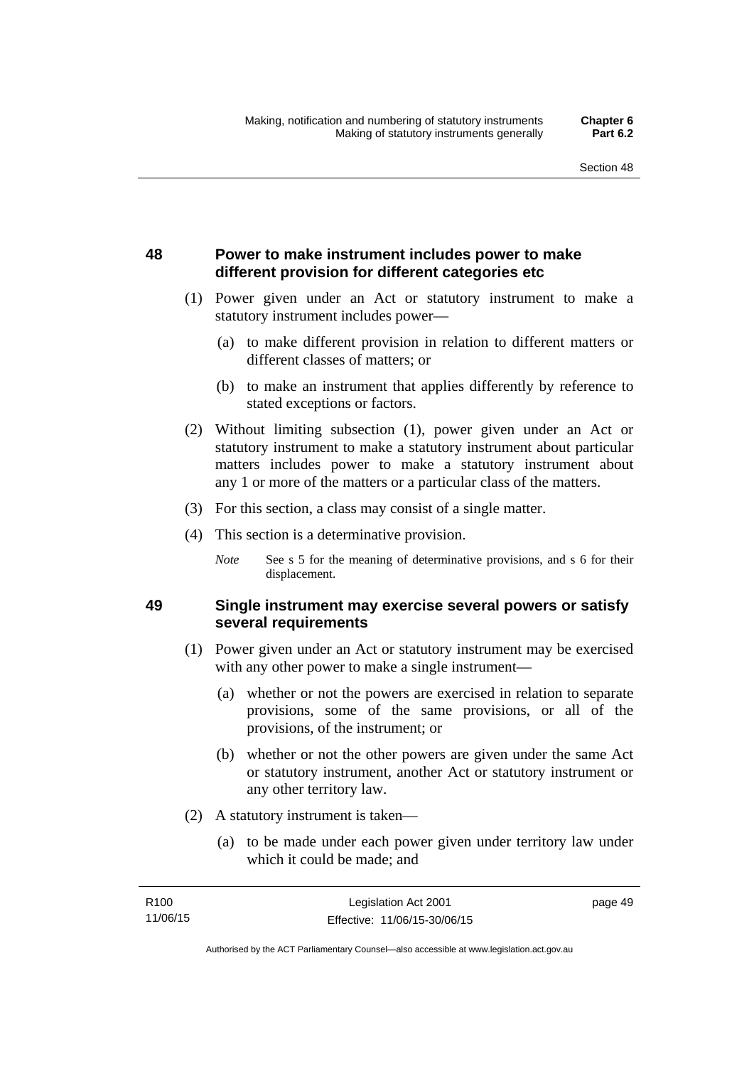## 48 Power to make instrument includes power to make different provision for different categories etc

(1) Power given under an Act or statutory instrument to make a statutory instrument includes power—

(a) to make different provision in relation to different matters or different classes of matters; or

(b) to make an instrument that applies differently by reference to stated exceptions or factors.

(2) Without limiting subsection (1), power given under an Act or statutory instrument to make a statutory instrument about particular matters includes power to make a statutory instrument about any 1 or more of the matters or a particular class of the matters.

(3) For this section, a class may consist of a single matter.

(4) This section is a determinative provision.

*Note* See s 5 for the meaning of determinative provisions, and s 6 for their displacement.

## 49 Single instrument may exercise several powers or satisfy several requirements

(1) Power given under an Act or statutory instrument may be exercised with any other power to make a single instrument—

(a) whether or not the powers are exercised in relation to separate provisions, some of the same provisions, or all of the provisions, of the instrument; or

(b) whether or not the other powers are given under the same Act or statutory instrument, another Act or statutory instrument or any other territory law.

(2) A statutory instrument is taken—

(a) to be made under each power given under territory law under which it could be made; and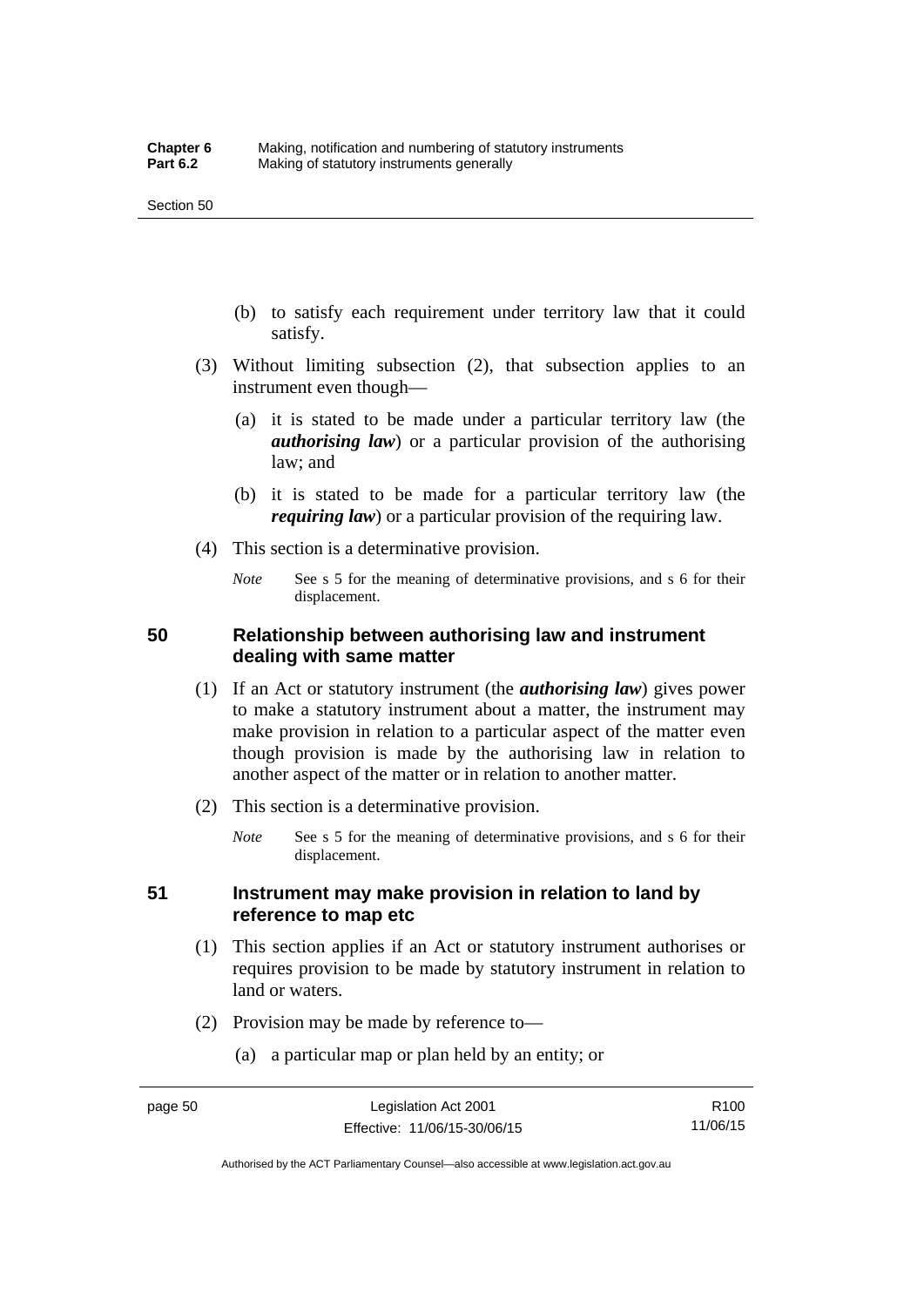(b) to satisfy each requirement under territory law that it could satisfy.

(3) Without limiting subsection (2), that subsection applies to an instrument even though—

(a) it is stated to be made under a particular territory law (the ***authorising law***) or a particular provision of the authorising law; and

(b) it is stated to be made for a particular territory law (the ***requiring law***) or a particular provision of the requiring law.

(4) This section is a determinative provision.

*Note* See s 5 for the meaning of determinative provisions, and s 6 for their displacement.

## 50 Relationship between authorising law and instrument dealing with same matter

(1) If an Act or statutory instrument (the ***authorising law***) gives power to make a statutory instrument about a matter, the instrument may make provision in relation to a particular aspect of the matter even though provision is made by the authorising law in relation to another aspect of the matter or in relation to another matter.

(2) This section is a determinative provision.

*Note* See s 5 for the meaning of determinative provisions, and s 6 for their displacement.

## 51 Instrument may make provision in relation to land by reference to map etc

(1) This section applies if an Act or statutory instrument authorises or requires provision to be made by statutory instrument in relation to land or waters.

(2) Provision may be made by reference to—

(a) a particular map or plan held by an entity; or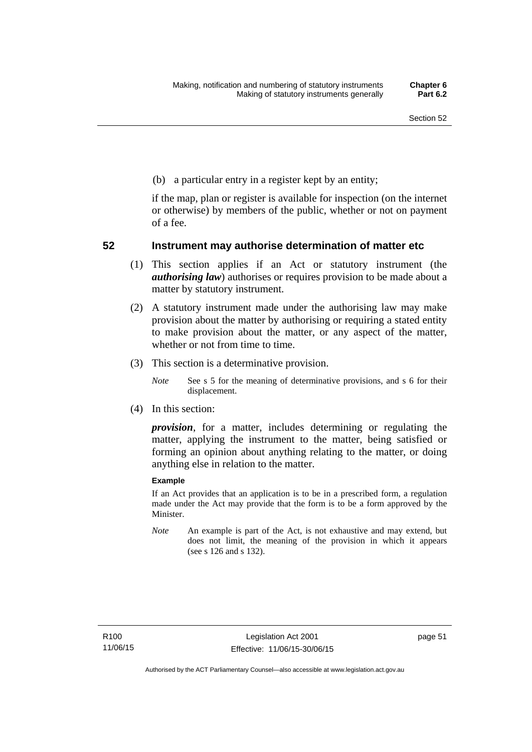(b) a particular entry in a register kept by an entity;

if the map, plan or register is available for inspection (on the internet or otherwise) by members of the public, whether or not on payment of a fee.

## 52 Instrument may authorise determination of matter etc

(1) This section applies if an Act or statutory instrument (the ***authorising law***) authorises or requires provision to be made about a matter by statutory instrument.

(2) A statutory instrument made under the authorising law may make provision about the matter by authorising or requiring a stated entity to make provision about the matter, or any aspect of the matter, whether or not from time to time.

(3) This section is a determinative provision.

*Note* See s 5 for the meaning of determinative provisions, and s 6 for their displacement.

(4) In this section:

***provision***, for a matter, includes determining or regulating the matter, applying the instrument to the matter, being satisfied or forming an opinion about anything relating to the matter, or doing anything else in relation to the matter.

**Example**

If an Act provides that an application is to be in a prescribed form, a regulation made under the Act may provide that the form is to be a form approved by the Minister.

*Note* An example is part of the Act, is not exhaustive and may extend, but does not limit, the meaning of the provision in which it appears (see s 126 and s 132).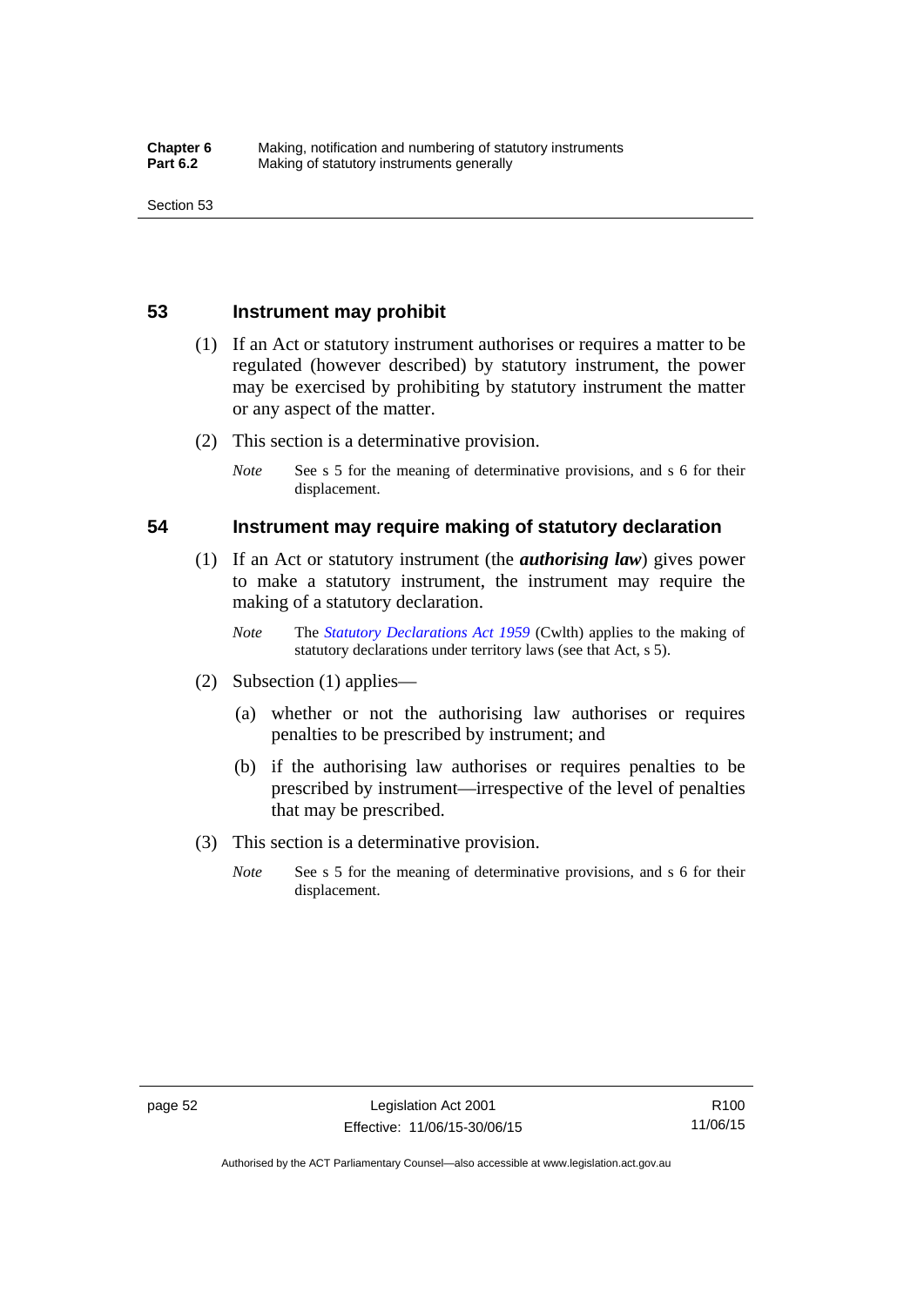## 53 Instrument may prohibit

(1) If an Act or statutory instrument authorises or requires a matter to be regulated (however described) by statutory instrument, the power may be exercised by prohibiting by statutory instrument the matter or any aspect of the matter.

(2) This section is a determinative provision.

*Note* See s 5 for the meaning of determinative provisions, and s 6 for their displacement.

## 54 Instrument may require making of statutory declaration

(1) If an Act or statutory instrument (the ***authorising law***) gives power to make a statutory instrument, the instrument may require the making of a statutory declaration.

*Note* The *Statutory Declarations Act 1959* (Cwlth) applies to the making of statutory declarations under territory laws (see that Act, s 5).

(2) Subsection (1) applies—

(a) whether or not the authorising law authorises or requires penalties to be prescribed by instrument; and

(b) if the authorising law authorises or requires penalties to be prescribed by instrument—irrespective of the level of penalties that may be prescribed.

(3) This section is a determinative provision.

*Note* See s 5 for the meaning of determinative provisions, and s 6 for their displacement.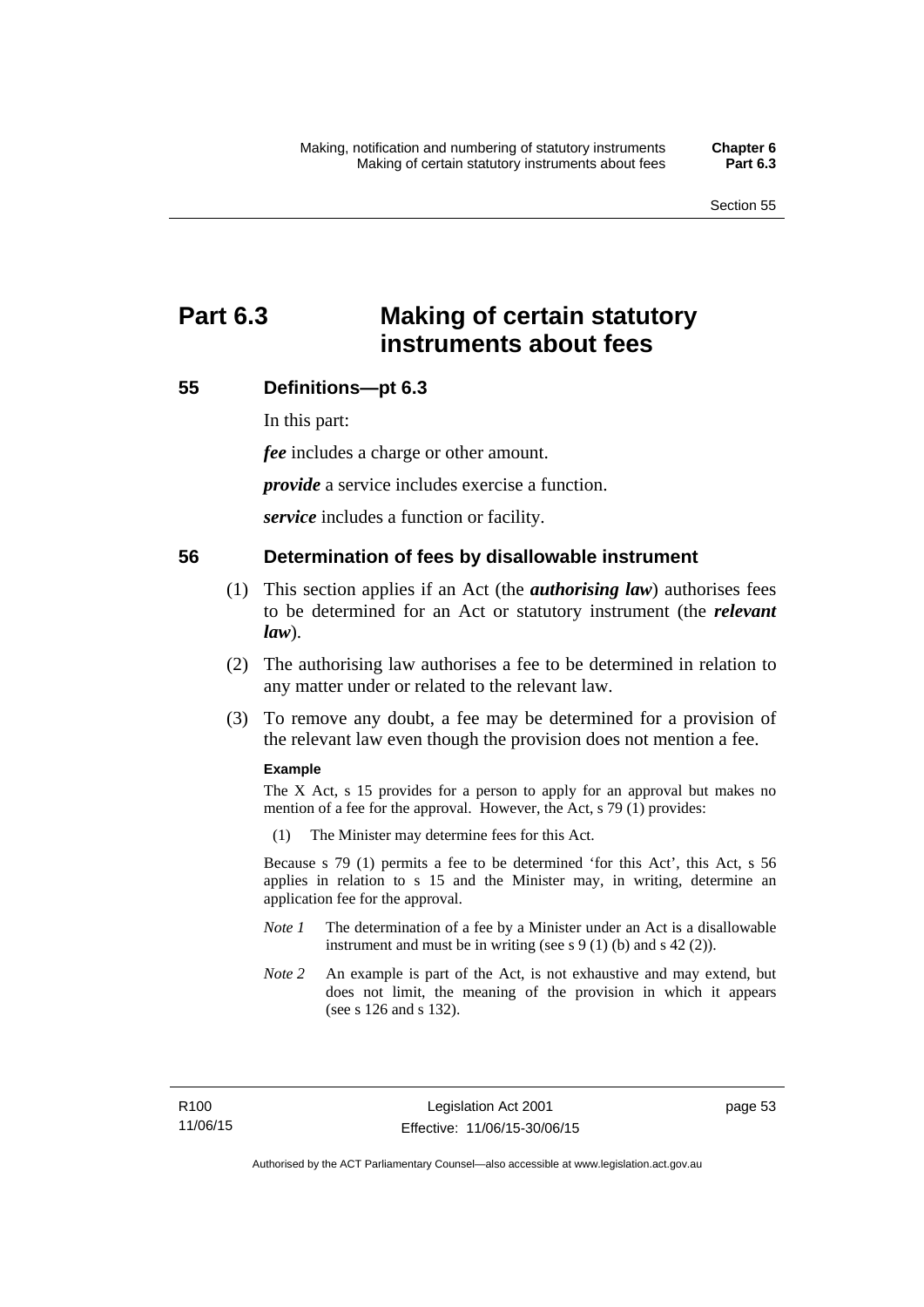# Part 6.3 Making of certain statutory instruments about fees

## 55 Definitions—pt 6.3

In this part:

***fee*** includes a charge or other amount.

***provide*** a service includes exercise a function.

***service*** includes a function or facility.

## 56 Determination of fees by disallowable instrument

(1) This section applies if an Act (the ***authorising law***) authorises fees to be determined for an Act or statutory instrument (the ***relevant law***).

(2) The authorising law authorises a fee to be determined in relation to any matter under or related to the relevant law.

(3) To remove any doubt, a fee may be determined for a provision of the relevant law even though the provision does not mention a fee.

**Example**

The X Act, s 15 provides for a person to apply for an approval but makes no mention of a fee for the approval. However, the Act, s 79 (1) provides:

(1) The Minister may determine fees for this Act.

Because s 79 (1) permits a fee to be determined 'for this Act', this Act, s 56 applies in relation to s 15 and the Minister may, in writing, determine an application fee for the approval.

*Note 1* The determination of a fee by a Minister under an Act is a disallowable instrument and must be in writing (see s 9 (1) (b) and s 42 (2)).

*Note 2* An example is part of the Act, is not exhaustive and may extend, but does not limit, the meaning of the provision in which it appears (see s 126 and s 132).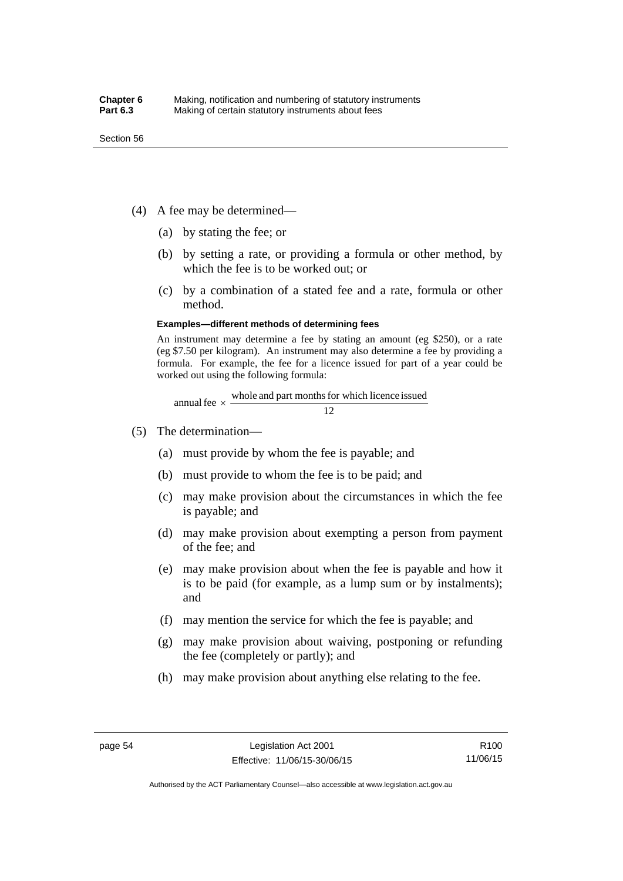(4) A fee may be determined—

(a) by stating the fee; or

(b) by setting a rate, or providing a formula or other method, by which the fee is to be worked out; or

(c) by a combination of a stated fee and a rate, formula or other method.

**Examples—different methods of determining fees**

An instrument may determine a fee by stating an amount (eg $250), or a rate (eg $7.50 per kilogram). An instrument may also determine a fee by providing a formula. For example, the fee for a licence issued for part of a year could be worked out using the following formula:

$$\text{annual fee} \times \frac{\text{whole and part months for which licence issued}}{12}$$

(5) The determination—

(a) must provide by whom the fee is payable; and

(b) must provide to whom the fee is to be paid; and

(c) may make provision about the circumstances in which the fee is payable; and

(d) may make provision about exempting a person from payment of the fee; and

(e) may make provision about when the fee is payable and how it is to be paid (for example, as a lump sum or by instalments); and

(f) may mention the service for which the fee is payable; and

(g) may make provision about waiving, postponing or refunding the fee (completely or partly); and

(h) may make provision about anything else relating to the fee.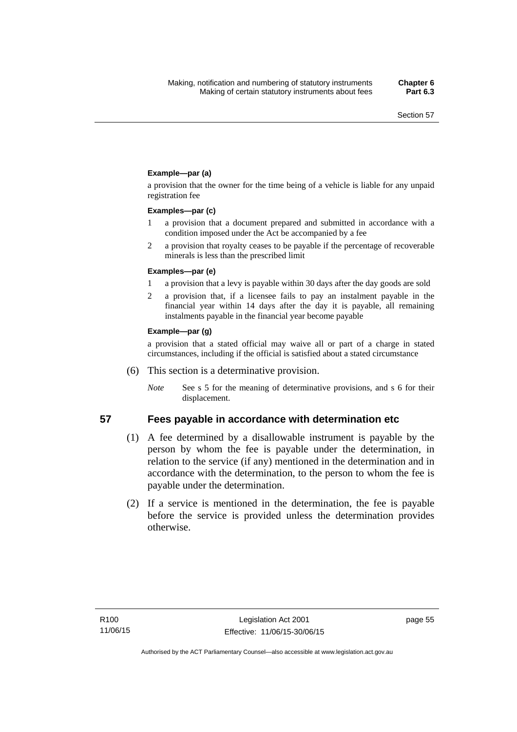**Example—par (a)**

a provision that the owner for the time being of a vehicle is liable for any unpaid registration fee

**Examples—par (c)**

1 a provision that a document prepared and submitted in accordance with a condition imposed under the Act be accompanied by a fee

2 a provision that royalty ceases to be payable if the percentage of recoverable minerals is less than the prescribed limit

**Examples—par (e)**

1 a provision that a levy is payable within 30 days after the day goods are sold

2 a provision that, if a licensee fails to pay an instalment payable in the financial year within 14 days after the day it is payable, all remaining instalments payable in the financial year become payable

**Example—par (g)**

a provision that a stated official may waive all or part of a charge in stated circumstances, including if the official is satisfied about a stated circumstance

(6) This section is a determinative provision.

*Note* See s 5 for the meaning of determinative provisions, and s 6 for their displacement.

## 57 Fees payable in accordance with determination etc

(1) A fee determined by a disallowable instrument is payable by the person by whom the fee is payable under the determination, in relation to the service (if any) mentioned in the determination and in accordance with the determination, to the person to whom the fee is payable under the determination.

(2) If a service is mentioned in the determination, the fee is payable before the service is provided unless the determination provides otherwise.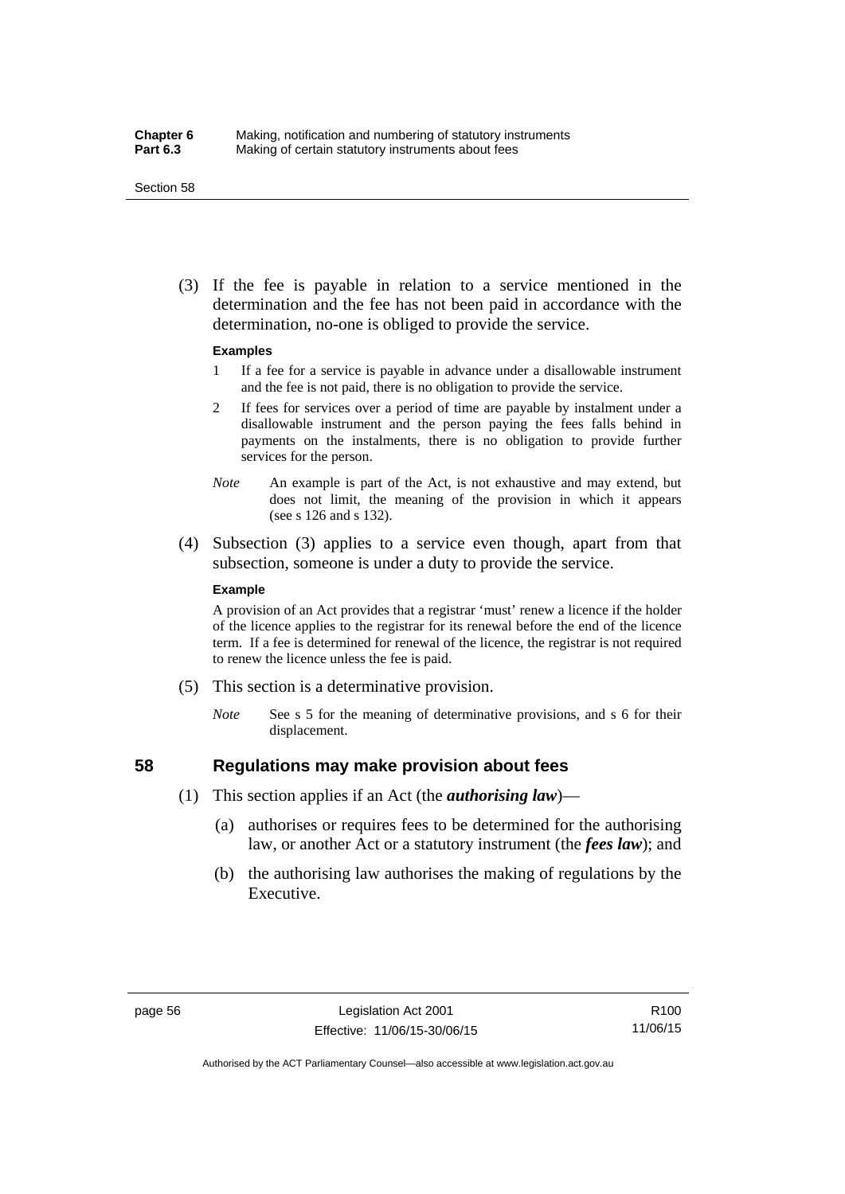(3) If the fee is payable in relation to a service mentioned in the determination and the fee has not been paid in accordance with the determination, no-one is obliged to provide the service.

**Examples**

1 If a fee for a service is payable in advance under a disallowable instrument and the fee is not paid, there is no obligation to provide the service.

2 If fees for services over a period of time are payable by instalment under a disallowable instrument and the person paying the fees falls behind in payments on the instalments, there is no obligation to provide further services for the person.

*Note* An example is part of the Act, is not exhaustive and may extend, but does not limit, the meaning of the provision in which it appears (see s 126 and s 132).

(4) Subsection (3) applies to a service even though, apart from that subsection, someone is under a duty to provide the service.

**Example**

A provision of an Act provides that a registrar 'must' renew a licence if the holder of the licence applies to the registrar for its renewal before the end of the licence term. If a fee is determined for renewal of the licence, the registrar is not required to renew the licence unless the fee is paid.

(5) This section is a determinative provision.

*Note* See s 5 for the meaning of determinative provisions, and s 6 for their displacement.

## 58 Regulations may make provision about fees

(1) This section applies if an Act (the ***authorising law***)—

(a) authorises or requires fees to be determined for the authorising law, or another Act or a statutory instrument (the ***fees law***); and

(b) the authorising law authorises the making of regulations by the Executive.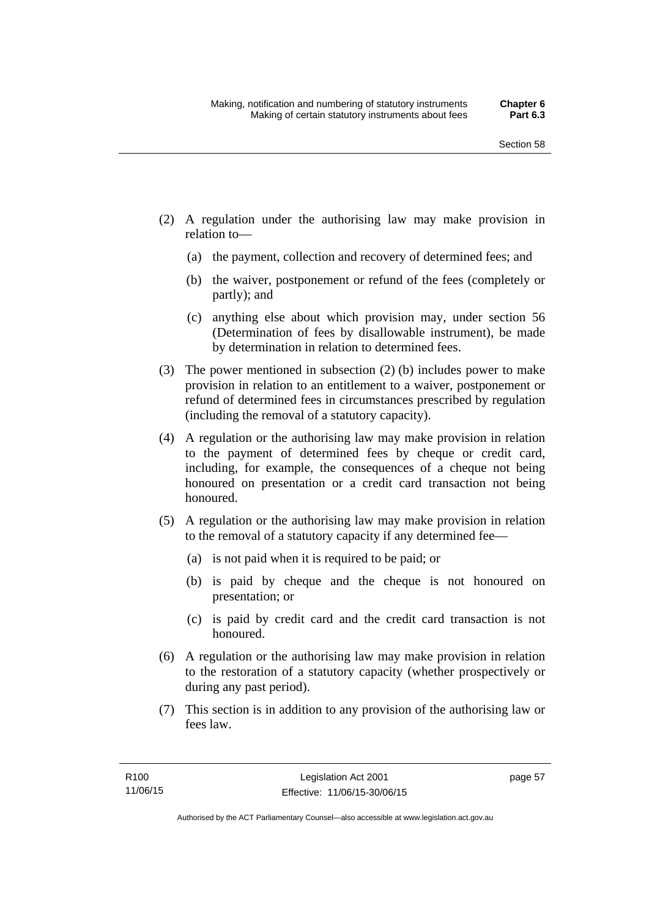(2) A regulation under the authorising law may make provision in relation to—

  (a) the payment, collection and recovery of determined fees; and

  (b) the waiver, postponement or refund of the fees (completely or partly); and

  (c) anything else about which provision may, under section 56 (Determination of fees by disallowable instrument), be made by determination in relation to determined fees.

(3) The power mentioned in subsection (2) (b) includes power to make provision in relation to an entitlement to a waiver, postponement or refund of determined fees in circumstances prescribed by regulation (including the removal of a statutory capacity).

(4) A regulation or the authorising law may make provision in relation to the payment of determined fees by cheque or credit card, including, for example, the consequences of a cheque not being honoured on presentation or a credit card transaction not being honoured.

(5) A regulation or the authorising law may make provision in relation to the removal of a statutory capacity if any determined fee—

  (a) is not paid when it is required to be paid; or

  (b) is paid by cheque and the cheque is not honoured on presentation; or

  (c) is paid by credit card and the credit card transaction is not honoured.

(6) A regulation or the authorising law may make provision in relation to the restoration of a statutory capacity (whether prospectively or during any past period).

(7) This section is in addition to any provision of the authorising law or fees law.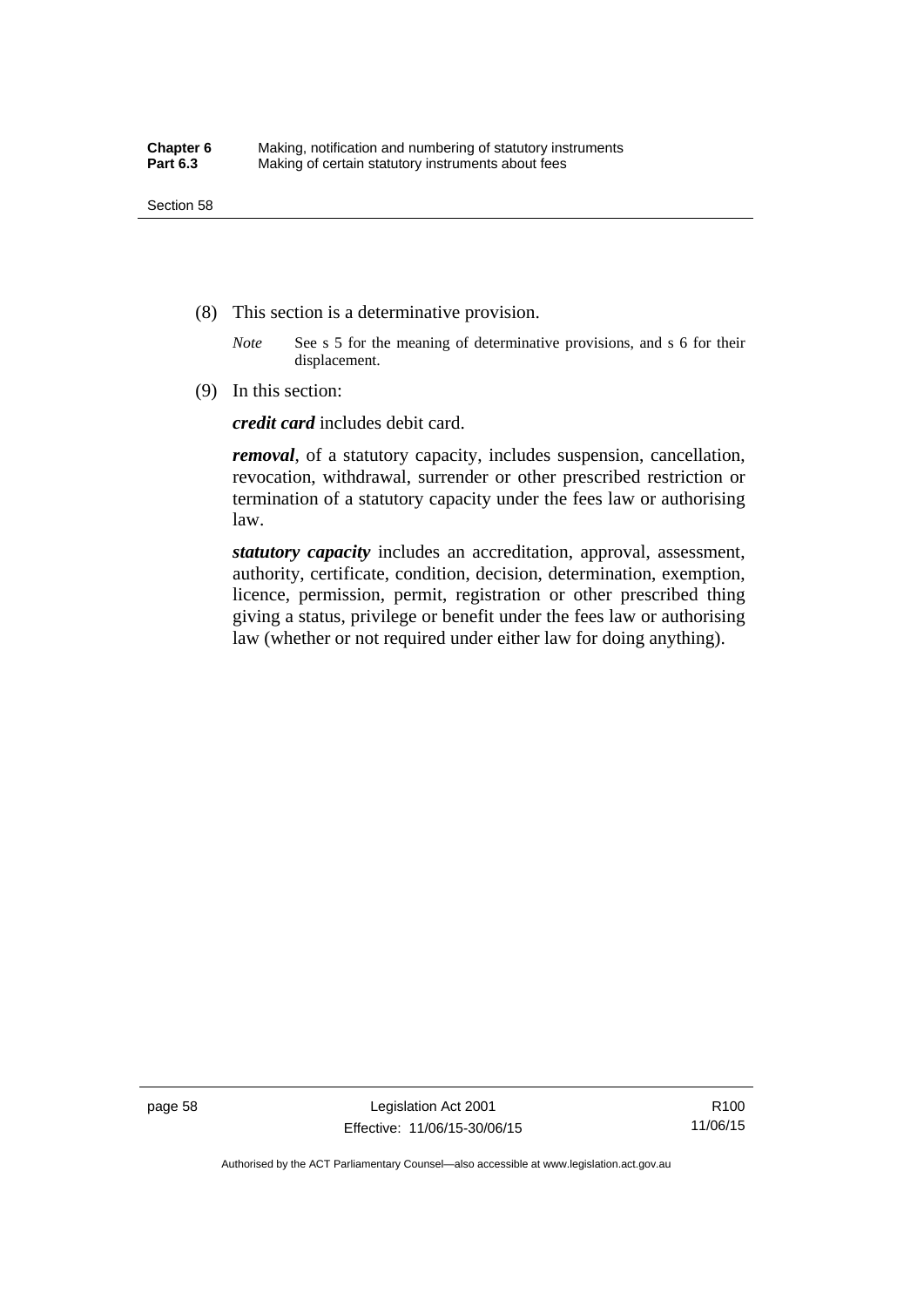(8) This section is a determinative provision.

*Note* See s 5 for the meaning of determinative provisions, and s 6 for their displacement.

(9) In this section:

***credit card*** includes debit card.

***removal***, of a statutory capacity, includes suspension, cancellation, revocation, withdrawal, surrender or other prescribed restriction or termination of a statutory capacity under the fees law or authorising law.

***statutory capacity*** includes an accreditation, approval, assessment, authority, certificate, condition, decision, determination, exemption, licence, permission, permit, registration or other prescribed thing giving a status, privilege or benefit under the fees law or authorising law (whether or not required under either law for doing anything).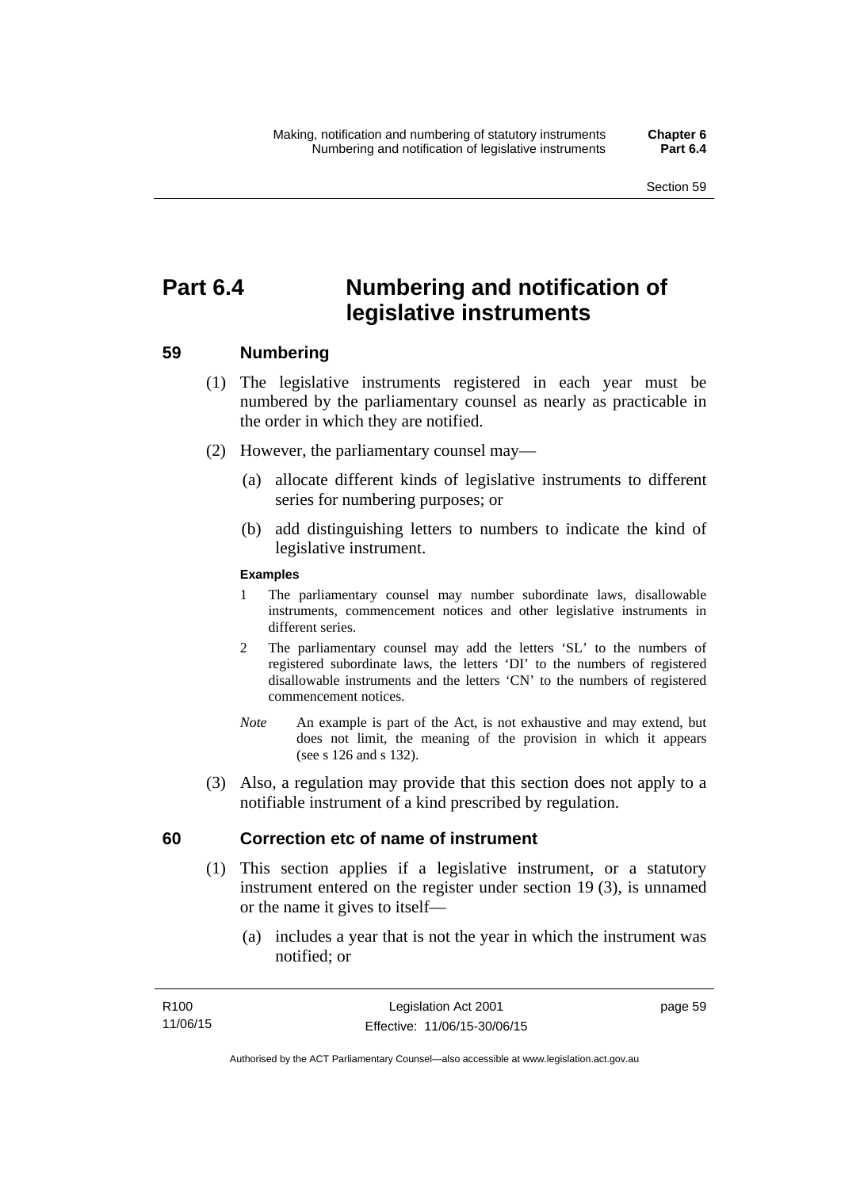# Part 6.4 Numbering and notification of legislative instruments

## 59 Numbering

(1) The legislative instruments registered in each year must be numbered by the parliamentary counsel as nearly as practicable in the order in which they are notified.

(2) However, the parliamentary counsel may—

(a) allocate different kinds of legislative instruments to different series for numbering purposes; or

(b) add distinguishing letters to numbers to indicate the kind of legislative instrument.

**Examples**

1 The parliamentary counsel may number subordinate laws, disallowable instruments, commencement notices and other legislative instruments in different series.

2 The parliamentary counsel may add the letters 'SL' to the numbers of registered subordinate laws, the letters 'DI' to the numbers of registered disallowable instruments and the letters 'CN' to the numbers of registered commencement notices.

*Note* An example is part of the Act, is not exhaustive and may extend, but does not limit, the meaning of the provision in which it appears (see s 126 and s 132).

(3) Also, a regulation may provide that this section does not apply to a notifiable instrument of a kind prescribed by regulation.

## 60 Correction etc of name of instrument

(1) This section applies if a legislative instrument, or a statutory instrument entered on the register under section 19 (3), is unnamed or the name it gives to itself—

(a) includes a year that is not the year in which the instrument was notified; or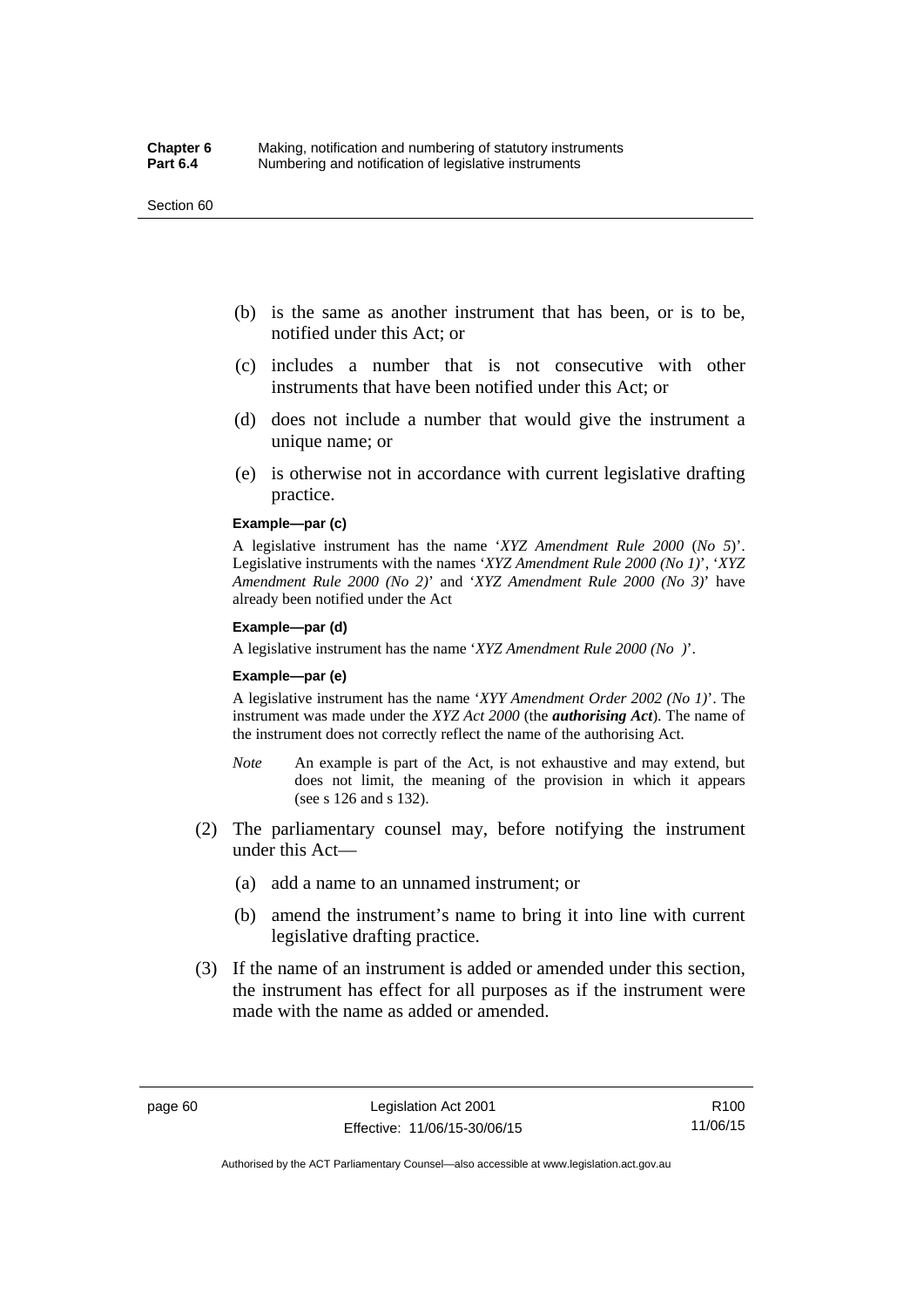(b) is the same as another instrument that has been, or is to be, notified under this Act; or

(c) includes a number that is not consecutive with other instruments that have been notified under this Act; or

(d) does not include a number that would give the instrument a unique name; or

(e) is otherwise not in accordance with current legislative drafting practice.

**Example—par (c)**

A legislative instrument has the name '*XYZ Amendment Rule 2000* (*No 5*)'. Legislative instruments with the names '*XYZ Amendment Rule 2000 (No 1)*', '*XYZ Amendment Rule 2000 (No 2)*' and '*XYZ Amendment Rule 2000 (No 3)*' have already been notified under the Act

**Example—par (d)**

A legislative instrument has the name '*XYZ Amendment Rule 2000 (No )*'.

**Example—par (e)**

A legislative instrument has the name '*XYY Amendment Order 2002 (No 1)*'. The instrument was made under the *XYZ Act 2000* (the ***authorising Act***). The name of the instrument does not correctly reflect the name of the authorising Act.

*Note* An example is part of the Act, is not exhaustive and may extend, but does not limit, the meaning of the provision in which it appears (see s 126 and s 132).

(2) The parliamentary counsel may, before notifying the instrument under this Act—

(a) add a name to an unnamed instrument; or

(b) amend the instrument's name to bring it into line with current legislative drafting practice.

(3) If the name of an instrument is added or amended under this section, the instrument has effect for all purposes as if the instrument were made with the name as added or amended.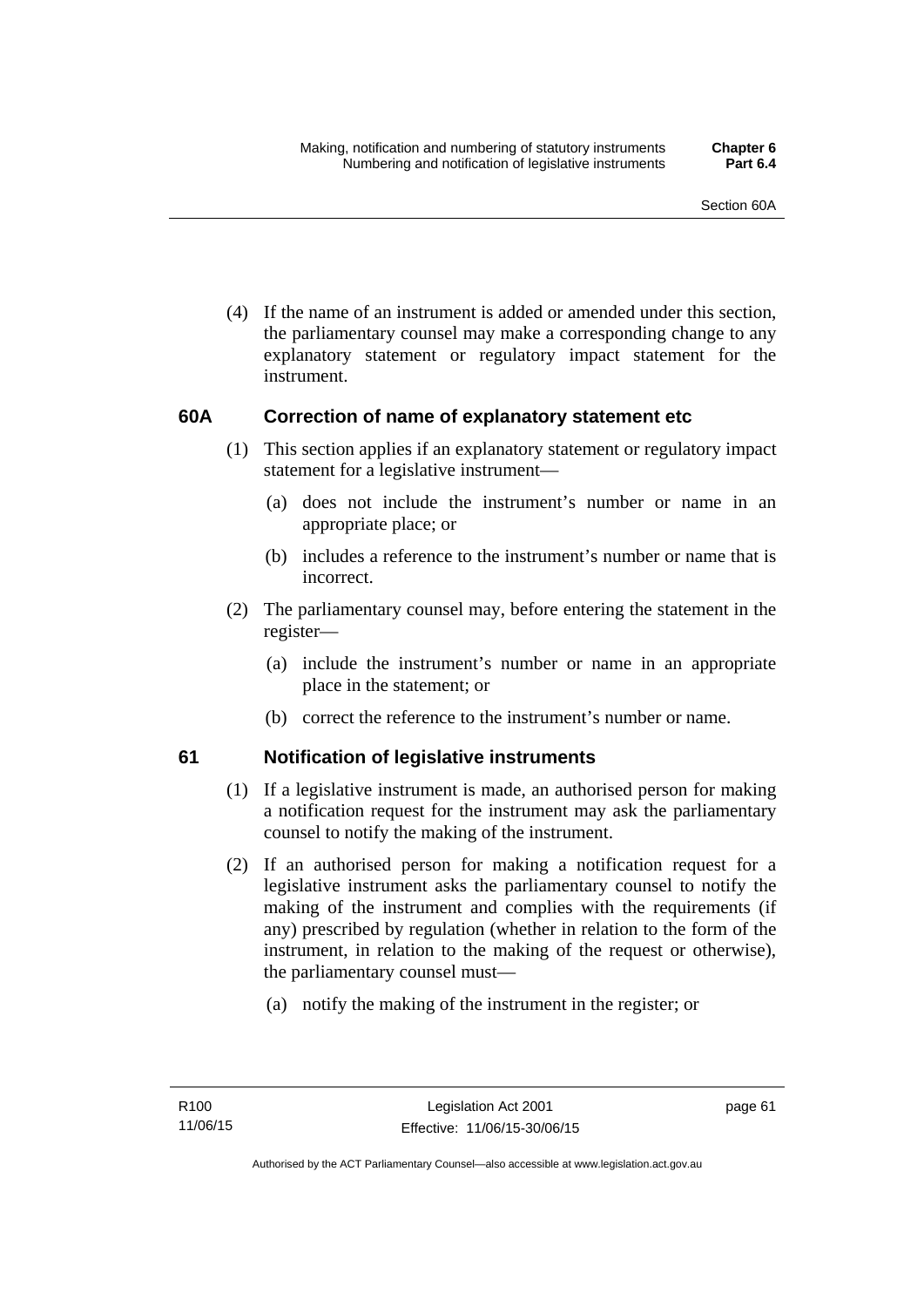(4) If the name of an instrument is added or amended under this section, the parliamentary counsel may make a corresponding change to any explanatory statement or regulatory impact statement for the instrument.

### 60A Correction of name of explanatory statement etc

(1) This section applies if an explanatory statement or regulatory impact statement for a legislative instrument—

(a) does not include the instrument's number or name in an appropriate place; or

(b) includes a reference to the instrument's number or name that is incorrect.

(2) The parliamentary counsel may, before entering the statement in the register—

(a) include the instrument's number or name in an appropriate place in the statement; or

(b) correct the reference to the instrument's number or name.

### 61 Notification of legislative instruments

(1) If a legislative instrument is made, an authorised person for making a notification request for the instrument may ask the parliamentary counsel to notify the making of the instrument.

(2) If an authorised person for making a notification request for a legislative instrument asks the parliamentary counsel to notify the making of the instrument and complies with the requirements (if any) prescribed by regulation (whether in relation to the form of the instrument, in relation to the making of the request or otherwise), the parliamentary counsel must—

(a) notify the making of the instrument in the register; or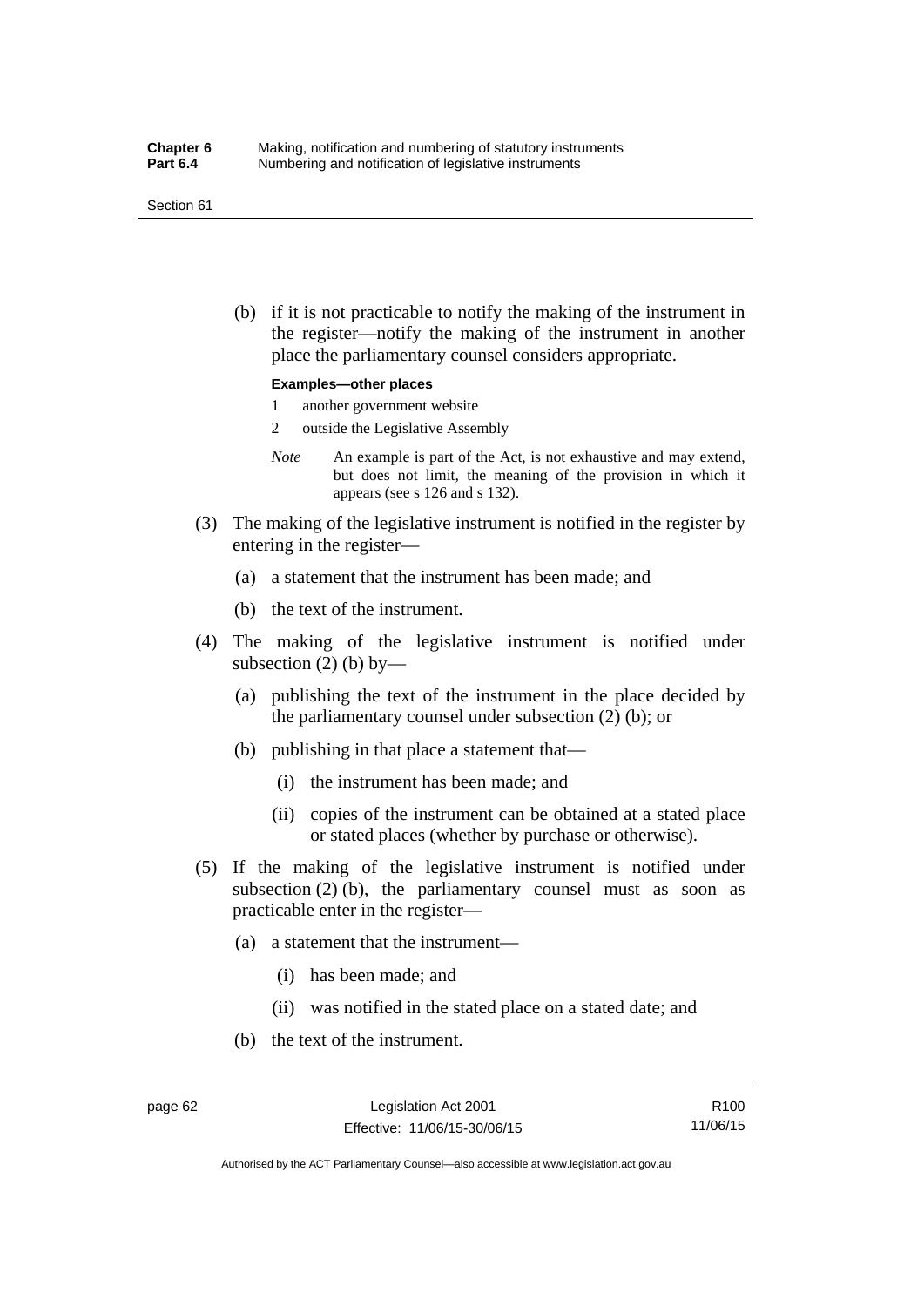(b) if it is not practicable to notify the making of the instrument in the register—notify the making of the instrument in another place the parliamentary counsel considers appropriate.

**Examples—other places**

1 another government website

2 outside the Legislative Assembly

*Note* An example is part of the Act, is not exhaustive and may extend, but does not limit, the meaning of the provision in which it appears (see s 126 and s 132).

(3) The making of the legislative instrument is notified in the register by entering in the register—

(a) a statement that the instrument has been made; and

(b) the text of the instrument.

(4) The making of the legislative instrument is notified under subsection (2) (b) by—

(a) publishing the text of the instrument in the place decided by the parliamentary counsel under subsection (2) (b); or

(b) publishing in that place a statement that—

(i) the instrument has been made; and

(ii) copies of the instrument can be obtained at a stated place or stated places (whether by purchase or otherwise).

(5) If the making of the legislative instrument is notified under subsection (2) (b), the parliamentary counsel must as soon as practicable enter in the register—

(a) a statement that the instrument—

(i) has been made; and

(ii) was notified in the stated place on a stated date; and

(b) the text of the instrument.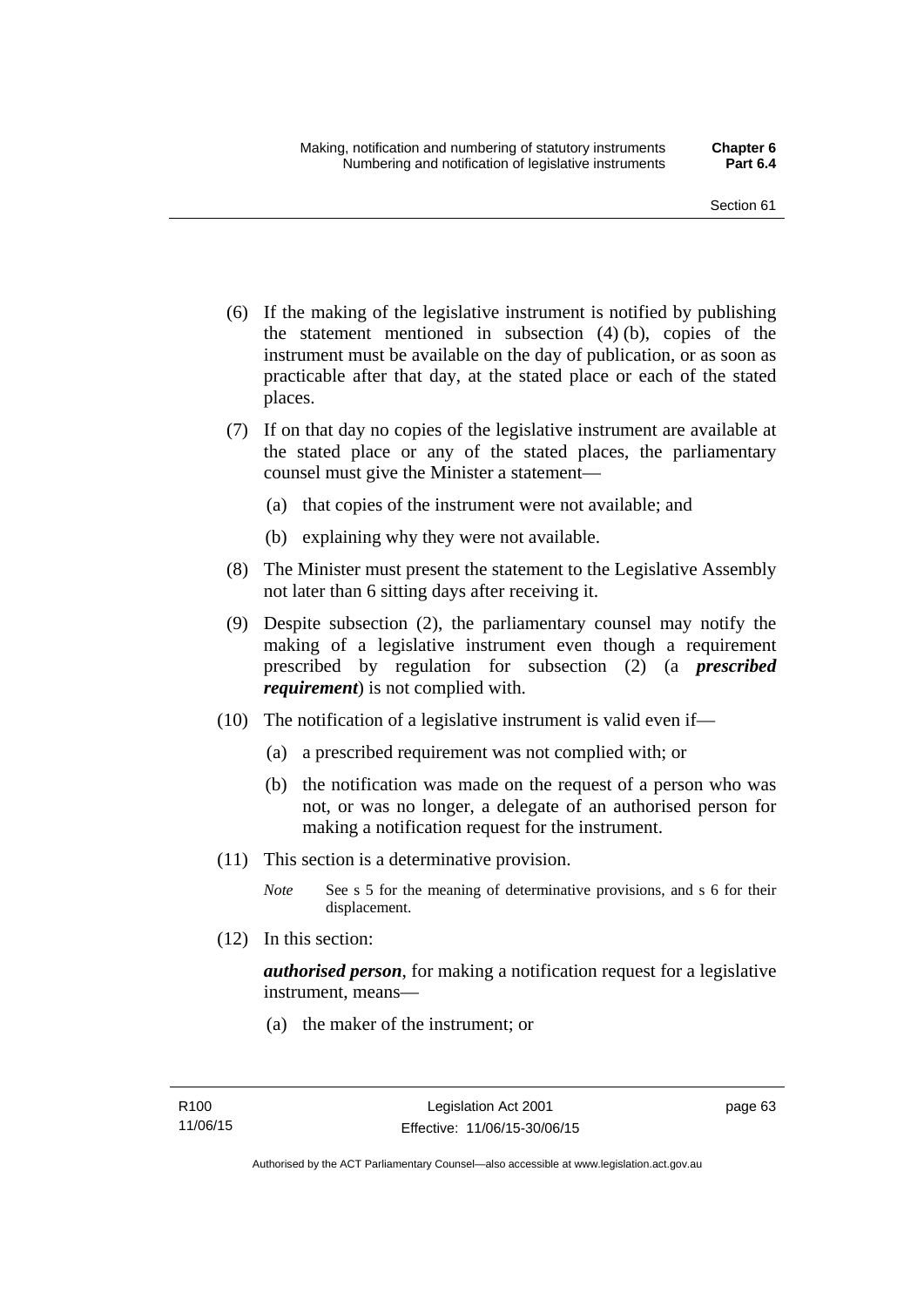(6) If the making of the legislative instrument is notified by publishing the statement mentioned in subsection (4) (b), copies of the instrument must be available on the day of publication, or as soon as practicable after that day, at the stated place or each of the stated places.

(7) If on that day no copies of the legislative instrument are available at the stated place or any of the stated places, the parliamentary counsel must give the Minister a statement—

(a) that copies of the instrument were not available; and

(b) explaining why they were not available.

(8) The Minister must present the statement to the Legislative Assembly not later than 6 sitting days after receiving it.

(9) Despite subsection (2), the parliamentary counsel may notify the making of a legislative instrument even though a requirement prescribed by regulation for subsection (2) (a ***prescribed requirement***) is not complied with.

(10) The notification of a legislative instrument is valid even if—

(a) a prescribed requirement was not complied with; or

(b) the notification was made on the request of a person who was not, or was no longer, a delegate of an authorised person for making a notification request for the instrument.

(11) This section is a determinative provision.

*Note* See s 5 for the meaning of determinative provisions, and s 6 for their displacement.

(12) In this section:

***authorised person***, for making a notification request for a legislative instrument, means—

(a) the maker of the instrument; or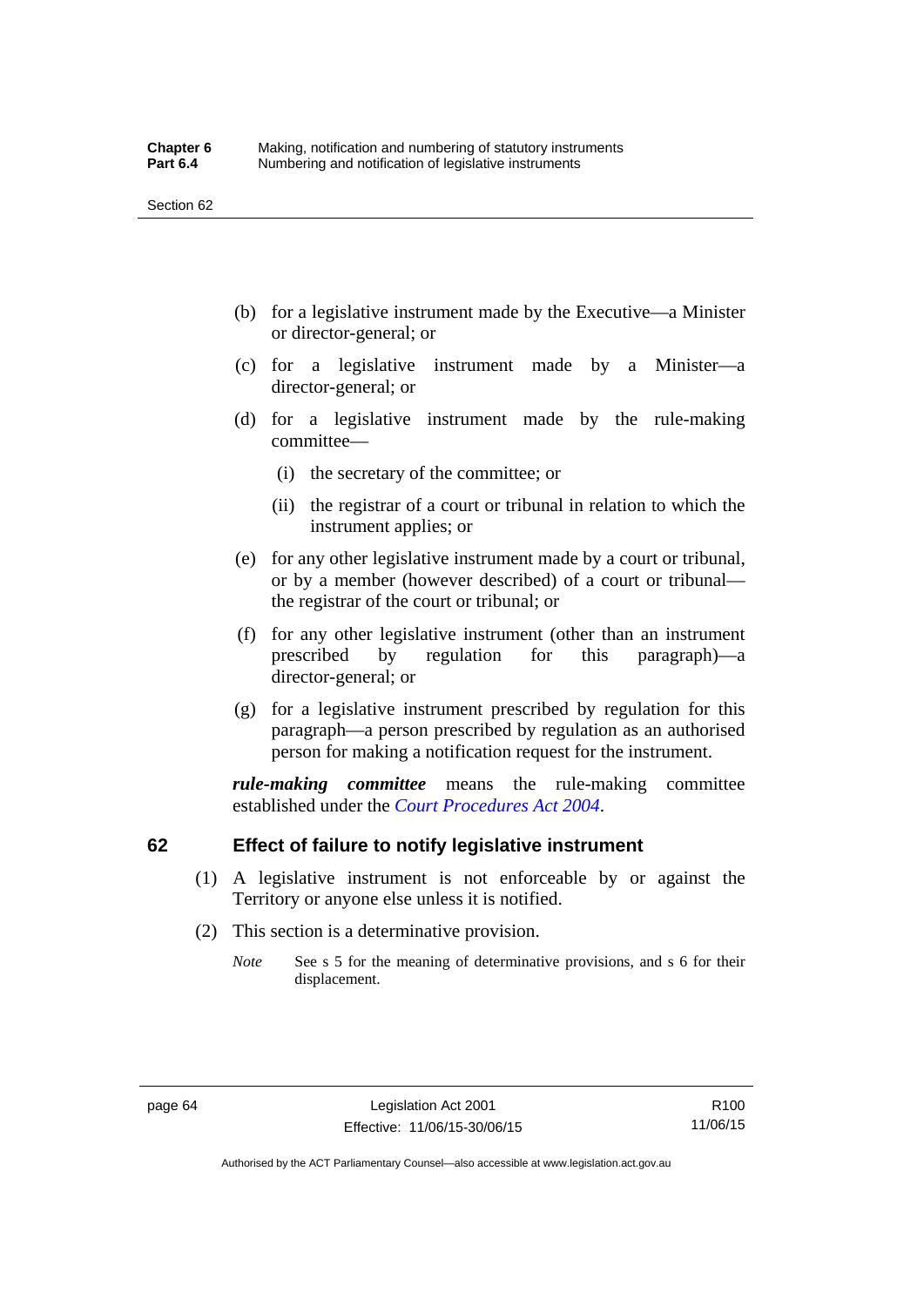(b) for a legislative instrument made by the Executive—a Minister or director-general; or

(c) for a legislative instrument made by a Minister—a director-general; or

(d) for a legislative instrument made by the rule-making committee—

  (i) the secretary of the committee; or

  (ii) the registrar of a court or tribunal in relation to which the instrument applies; or

(e) for any other legislative instrument made by a court or tribunal, or by a member (however described) of a court or tribunal—the registrar of the court or tribunal; or

(f) for any other legislative instrument (other than an instrument prescribed by regulation for this paragraph)—a director-general; or

(g) for a legislative instrument prescribed by regulation for this paragraph—a person prescribed by regulation as an authorised person for making a notification request for the instrument.

***rule-making committee*** means the rule-making committee established under the *Court Procedures Act 2004*.

## 62 Effect of failure to notify legislative instrument

(1) A legislative instrument is not enforceable by or against the Territory or anyone else unless it is notified.

(2) This section is a determinative provision.

*Note* See s 5 for the meaning of determinative provisions, and s 6 for their displacement.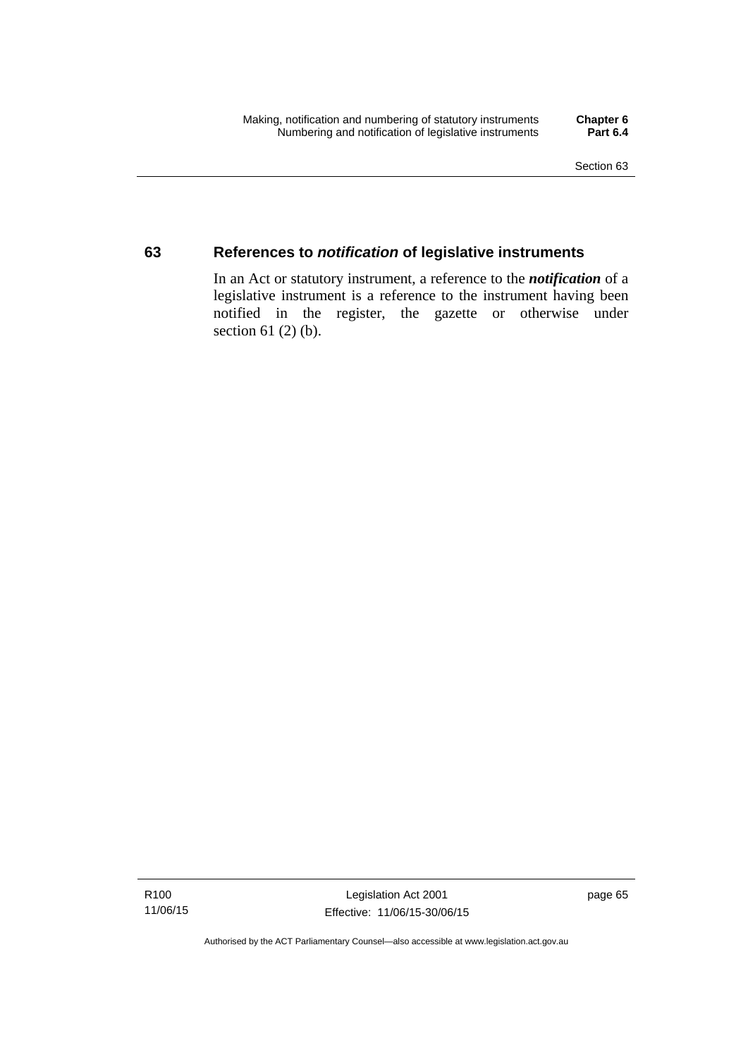## 63 References to *notification* of legislative instruments

In an Act or statutory instrument, a reference to the ***notification*** of a legislative instrument is a reference to the instrument having been notified in the register, the gazette or otherwise under section 61 (2) (b).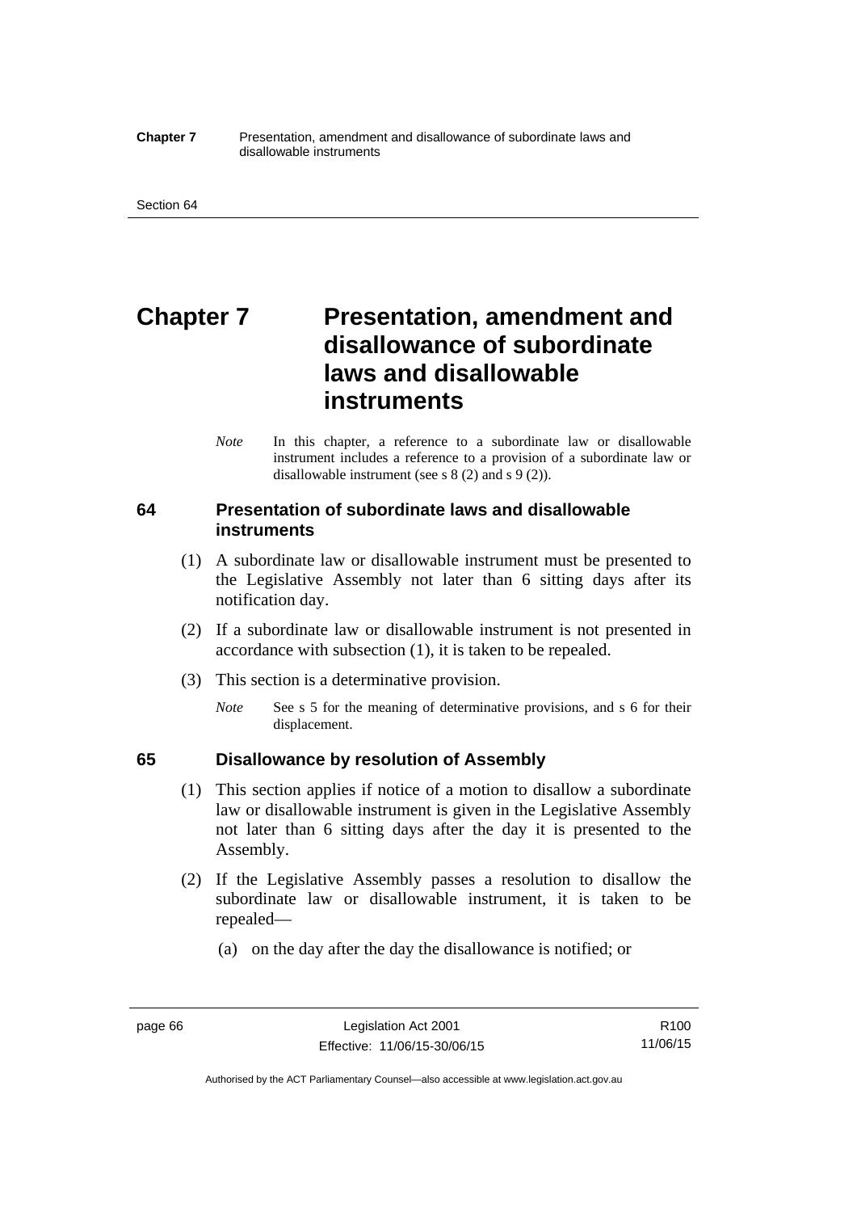# Chapter 7 Presentation, amendment and disallowance of subordinate laws and disallowable instruments

*Note* In this chapter, a reference to a subordinate law or disallowable instrument includes a reference to a provision of a subordinate law or disallowable instrument (see s 8 (2) and s 9 (2)).

## 64 Presentation of subordinate laws and disallowable instruments

(1) A subordinate law or disallowable instrument must be presented to the Legislative Assembly not later than 6 sitting days after its notification day.

(2) If a subordinate law or disallowable instrument is not presented in accordance with subsection (1), it is taken to be repealed.

(3) This section is a determinative provision.

*Note* See s 5 for the meaning of determinative provisions, and s 6 for their displacement.

## 65 Disallowance by resolution of Assembly

(1) This section applies if notice of a motion to disallow a subordinate law or disallowable instrument is given in the Legislative Assembly not later than 6 sitting days after the day it is presented to the Assembly.

(2) If the Legislative Assembly passes a resolution to disallow the subordinate law or disallowable instrument, it is taken to be repealed—

(a) on the day after the day the disallowance is notified; or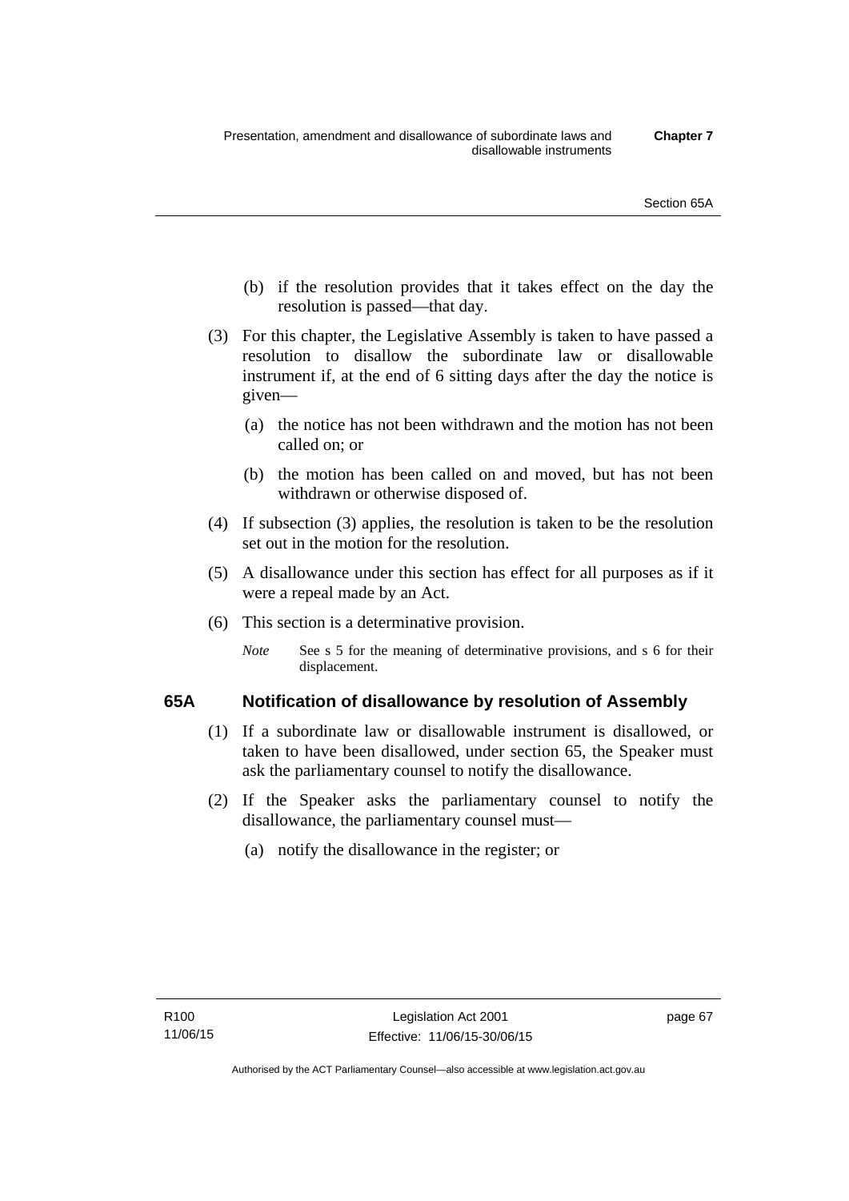(b) if the resolution provides that it takes effect on the day the resolution is passed—that day.

(3) For this chapter, the Legislative Assembly is taken to have passed a resolution to disallow the subordinate law or disallowable instrument if, at the end of 6 sitting days after the day the notice is given—

(a) the notice has not been withdrawn and the motion has not been called on; or

(b) the motion has been called on and moved, but has not been withdrawn or otherwise disposed of.

(4) If subsection (3) applies, the resolution is taken to be the resolution set out in the motion for the resolution.

(5) A disallowance under this section has effect for all purposes as if it were a repeal made by an Act.

(6) This section is a determinative provision.

*Note* See s 5 for the meaning of determinative provisions, and s 6 for their displacement.

### 65A Notification of disallowance by resolution of Assembly

(1) If a subordinate law or disallowable instrument is disallowed, or taken to have been disallowed, under section 65, the Speaker must ask the parliamentary counsel to notify the disallowance.

(2) If the Speaker asks the parliamentary counsel to notify the disallowance, the parliamentary counsel must—

(a) notify the disallowance in the register; or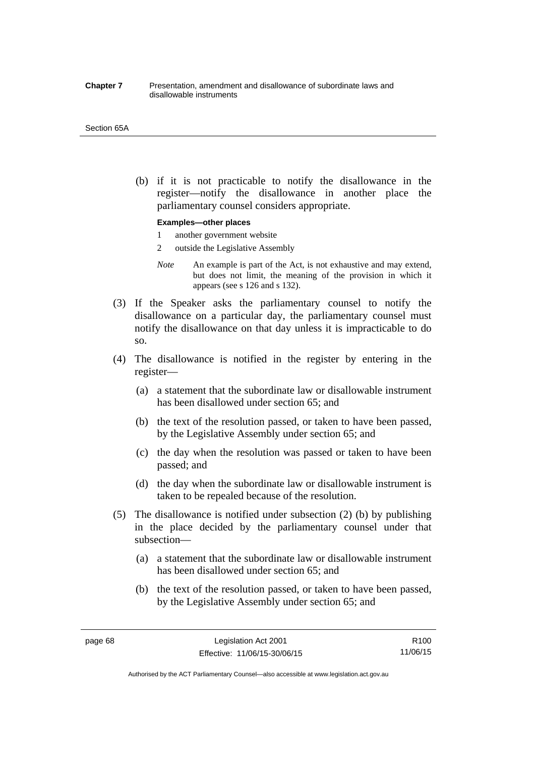(b) if it is not practicable to notify the disallowance in the register—notify the disallowance in another place the parliamentary counsel considers appropriate.

**Examples—other places**

1 another government website

2 outside the Legislative Assembly

*Note* An example is part of the Act, is not exhaustive and may extend, but does not limit, the meaning of the provision in which it appears (see s 126 and s 132).

(3) If the Speaker asks the parliamentary counsel to notify the disallowance on a particular day, the parliamentary counsel must notify the disallowance on that day unless it is impracticable to do so.

(4) The disallowance is notified in the register by entering in the register—

(a) a statement that the subordinate law or disallowable instrument has been disallowed under section 65; and

(b) the text of the resolution passed, or taken to have been passed, by the Legislative Assembly under section 65; and

(c) the day when the resolution was passed or taken to have been passed; and

(d) the day when the subordinate law or disallowable instrument is taken to be repealed because of the resolution.

(5) The disallowance is notified under subsection (2) (b) by publishing in the place decided by the parliamentary counsel under that subsection—

(a) a statement that the subordinate law or disallowable instrument has been disallowed under section 65; and

(b) the text of the resolution passed, or taken to have been passed, by the Legislative Assembly under section 65; and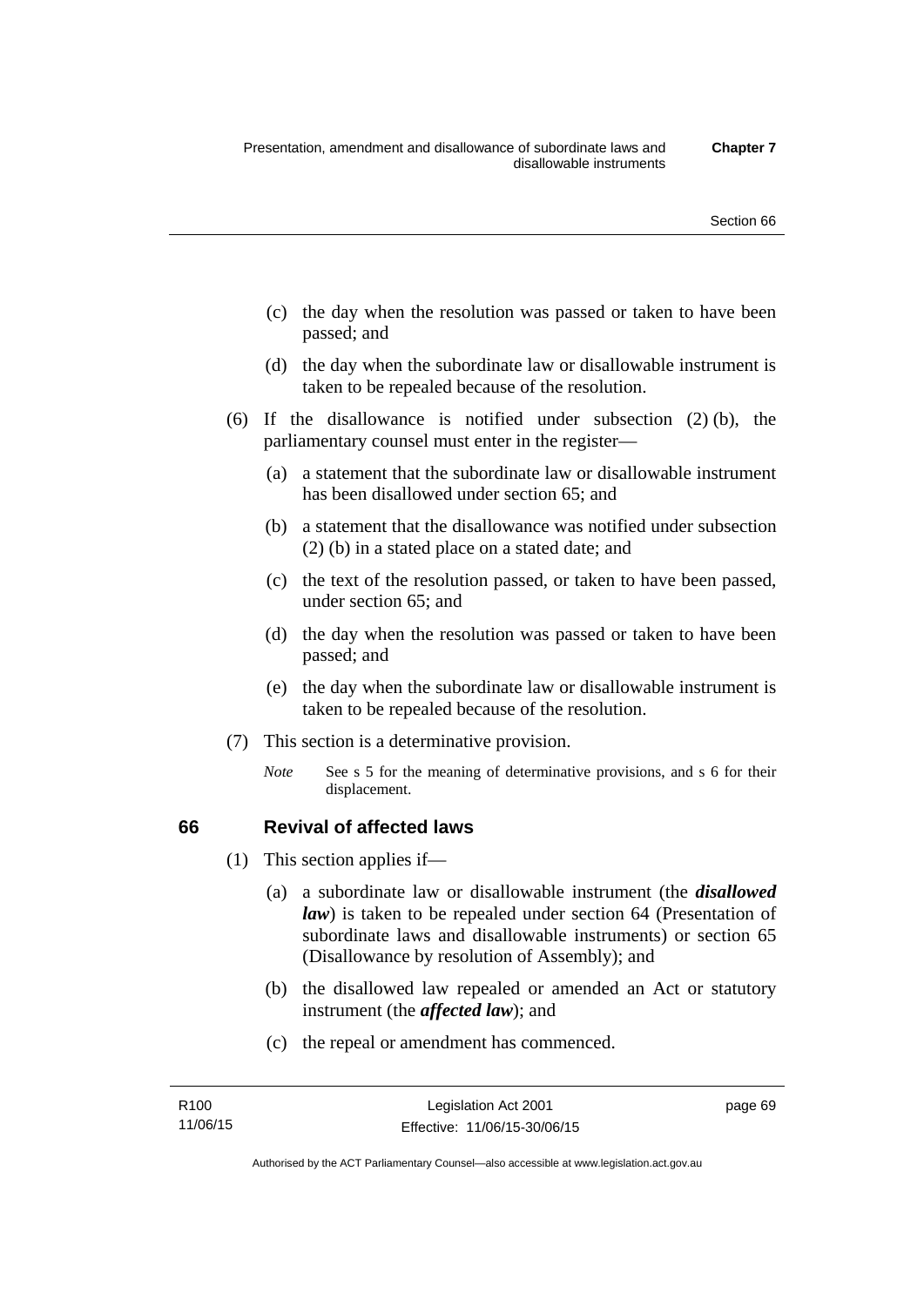(c) the day when the resolution was passed or taken to have been passed; and

(d) the day when the subordinate law or disallowable instrument is taken to be repealed because of the resolution.

(6) If the disallowance is notified under subsection (2) (b), the parliamentary counsel must enter in the register—

(a) a statement that the subordinate law or disallowable instrument has been disallowed under section 65; and

(b) a statement that the disallowance was notified under subsection (2) (b) in a stated place on a stated date; and

(c) the text of the resolution passed, or taken to have been passed, under section 65; and

(d) the day when the resolution was passed or taken to have been passed; and

(e) the day when the subordinate law or disallowable instrument is taken to be repealed because of the resolution.

(7) This section is a determinative provision.

*Note* See s 5 for the meaning of determinative provisions, and s 6 for their displacement.

## 66 Revival of affected laws

(1) This section applies if—

(a) a subordinate law or disallowable instrument (the ***disallowed law***) is taken to be repealed under section 64 (Presentation of subordinate laws and disallowable instruments) or section 65 (Disallowance by resolution of Assembly); and

(b) the disallowed law repealed or amended an Act or statutory instrument (the ***affected law***); and

(c) the repeal or amendment has commenced.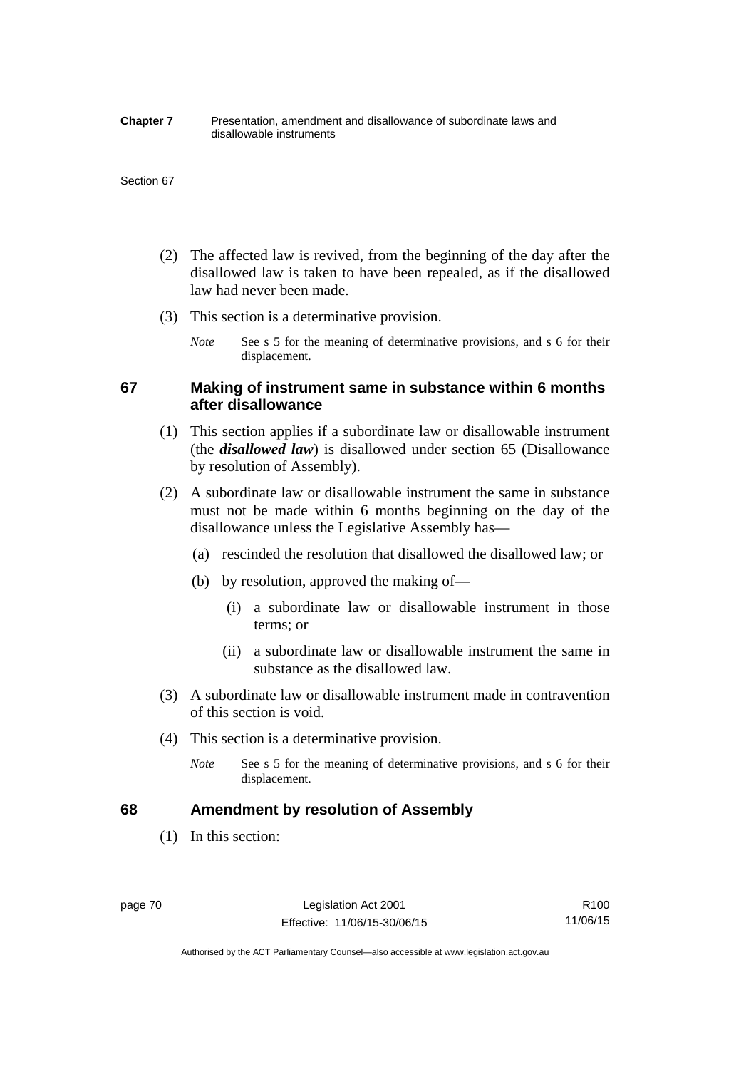(2) The affected law is revived, from the beginning of the day after the disallowed law is taken to have been repealed, as if the disallowed law had never been made.

(3) This section is a determinative provision.

*Note* See s 5 for the meaning of determinative provisions, and s 6 for their displacement.

## 67 Making of instrument same in substance within 6 months after disallowance

(1) This section applies if a subordinate law or disallowable instrument (the ***disallowed law***) is disallowed under section 65 (Disallowance by resolution of Assembly).

(2) A subordinate law or disallowable instrument the same in substance must not be made within 6 months beginning on the day of the disallowance unless the Legislative Assembly has—

(a) rescinded the resolution that disallowed the disallowed law; or

(b) by resolution, approved the making of—

(i) a subordinate law or disallowable instrument in those terms; or

(ii) a subordinate law or disallowable instrument the same in substance as the disallowed law.

(3) A subordinate law or disallowable instrument made in contravention of this section is void.

(4) This section is a determinative provision.

*Note* See s 5 for the meaning of determinative provisions, and s 6 for their displacement.

## 68 Amendment by resolution of Assembly

(1) In this section: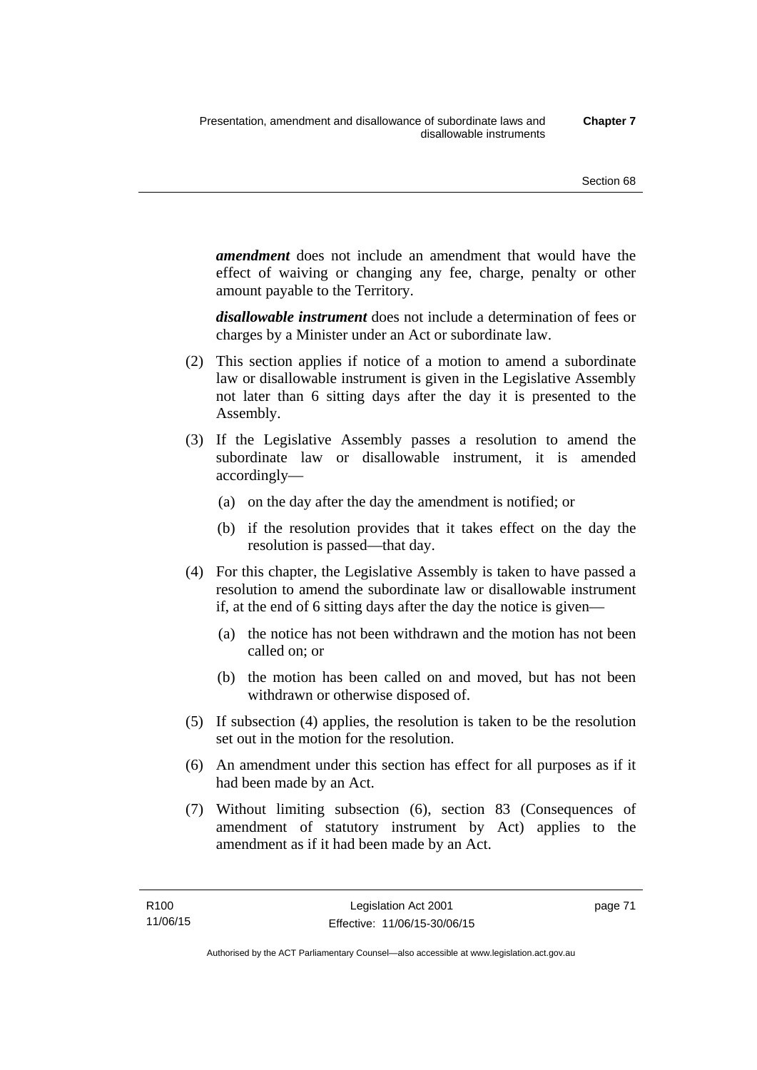***amendment*** does not include an amendment that would have the effect of waiving or changing any fee, charge, penalty or other amount payable to the Territory.

***disallowable instrument*** does not include a determination of fees or charges by a Minister under an Act or subordinate law.

(2) This section applies if notice of a motion to amend a subordinate law or disallowable instrument is given in the Legislative Assembly not later than 6 sitting days after the day it is presented to the Assembly.

(3) If the Legislative Assembly passes a resolution to amend the subordinate law or disallowable instrument, it is amended accordingly—

(a) on the day after the day the amendment is notified; or

(b) if the resolution provides that it takes effect on the day the resolution is passed—that day.

(4) For this chapter, the Legislative Assembly is taken to have passed a resolution to amend the subordinate law or disallowable instrument if, at the end of 6 sitting days after the day the notice is given—

(a) the notice has not been withdrawn and the motion has not been called on; or

(b) the motion has been called on and moved, but has not been withdrawn or otherwise disposed of.

(5) If subsection (4) applies, the resolution is taken to be the resolution set out in the motion for the resolution.

(6) An amendment under this section has effect for all purposes as if it had been made by an Act.

(7) Without limiting subsection (6), section 83 (Consequences of amendment of statutory instrument by Act) applies to the amendment as if it had been made by an Act.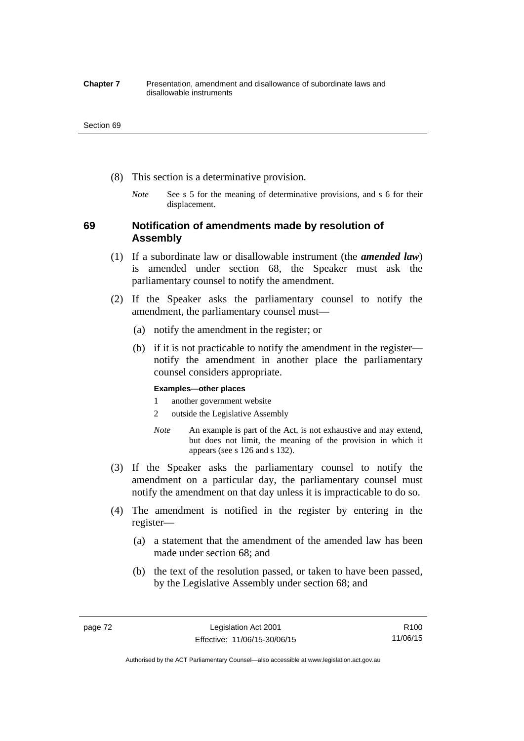(8) This section is a determinative provision.

*Note* See s 5 for the meaning of determinative provisions, and s 6 for their displacement.

## 69 Notification of amendments made by resolution of Assembly

(1) If a subordinate law or disallowable instrument (the ***amended law***) is amended under section 68, the Speaker must ask the parliamentary counsel to notify the amendment.

(2) If the Speaker asks the parliamentary counsel to notify the amendment, the parliamentary counsel must—

(a) notify the amendment in the register; or

(b) if it is not practicable to notify the amendment in the register—notify the amendment in another place the parliamentary counsel considers appropriate.

**Examples—other places**

1 another government website

2 outside the Legislative Assembly

*Note* An example is part of the Act, is not exhaustive and may extend, but does not limit, the meaning of the provision in which it appears (see s 126 and s 132).

(3) If the Speaker asks the parliamentary counsel to notify the amendment on a particular day, the parliamentary counsel must notify the amendment on that day unless it is impracticable to do so.

(4) The amendment is notified in the register by entering in the register—

(a) a statement that the amendment of the amended law has been made under section 68; and

(b) the text of the resolution passed, or taken to have been passed, by the Legislative Assembly under section 68; and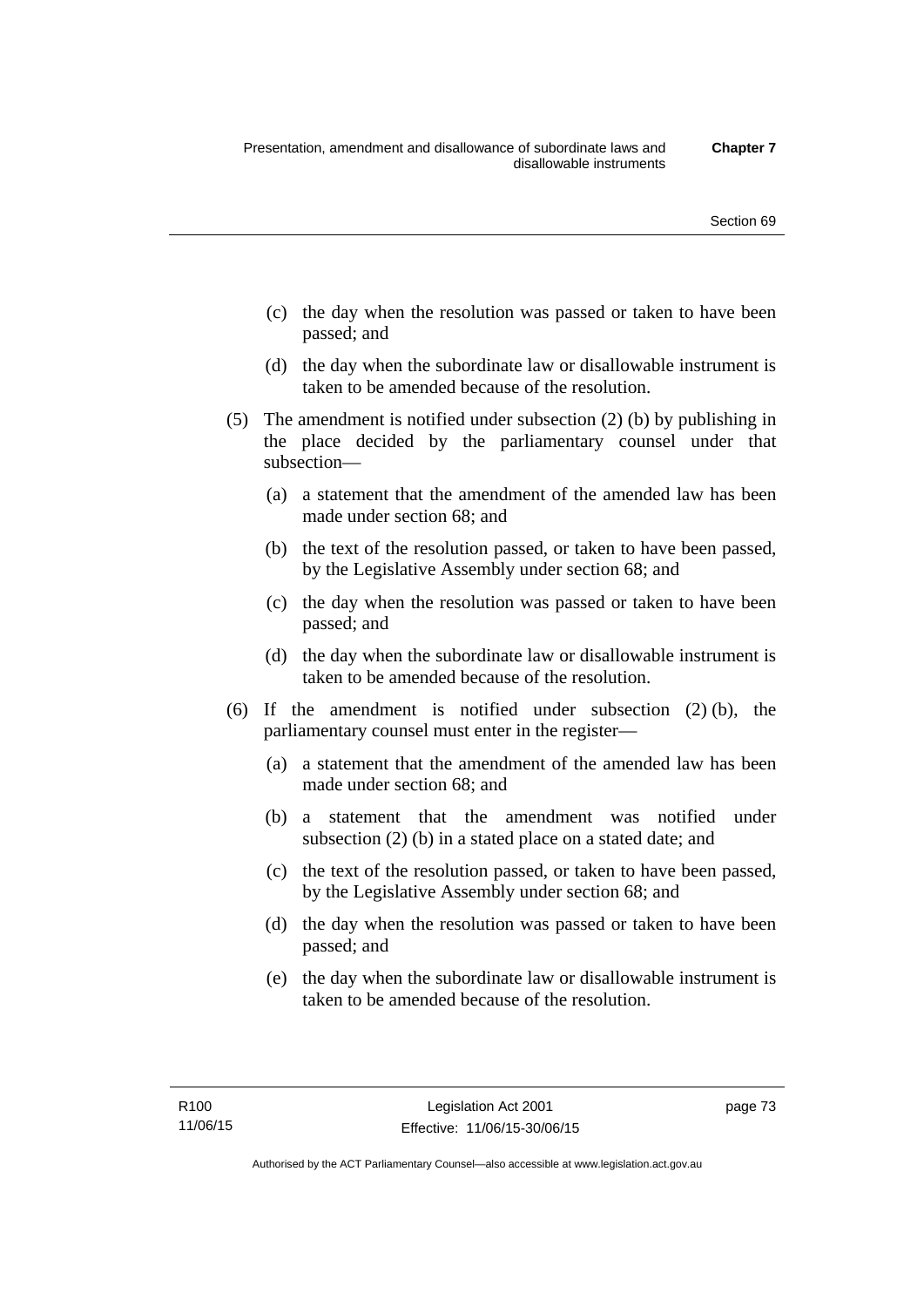(c) the day when the resolution was passed or taken to have been passed; and

(d) the day when the subordinate law or disallowable instrument is taken to be amended because of the resolution.

(5) The amendment is notified under subsection (2) (b) by publishing in the place decided by the parliamentary counsel under that subsection—

(a) a statement that the amendment of the amended law has been made under section 68; and

(b) the text of the resolution passed, or taken to have been passed, by the Legislative Assembly under section 68; and

(c) the day when the resolution was passed or taken to have been passed; and

(d) the day when the subordinate law or disallowable instrument is taken to be amended because of the resolution.

(6) If the amendment is notified under subsection (2) (b), the parliamentary counsel must enter in the register—

(a) a statement that the amendment of the amended law has been made under section 68; and

(b) a statement that the amendment was notified under subsection (2) (b) in a stated place on a stated date; and

(c) the text of the resolution passed, or taken to have been passed, by the Legislative Assembly under section 68; and

(d) the day when the resolution was passed or taken to have been passed; and

(e) the day when the subordinate law or disallowable instrument is taken to be amended because of the resolution.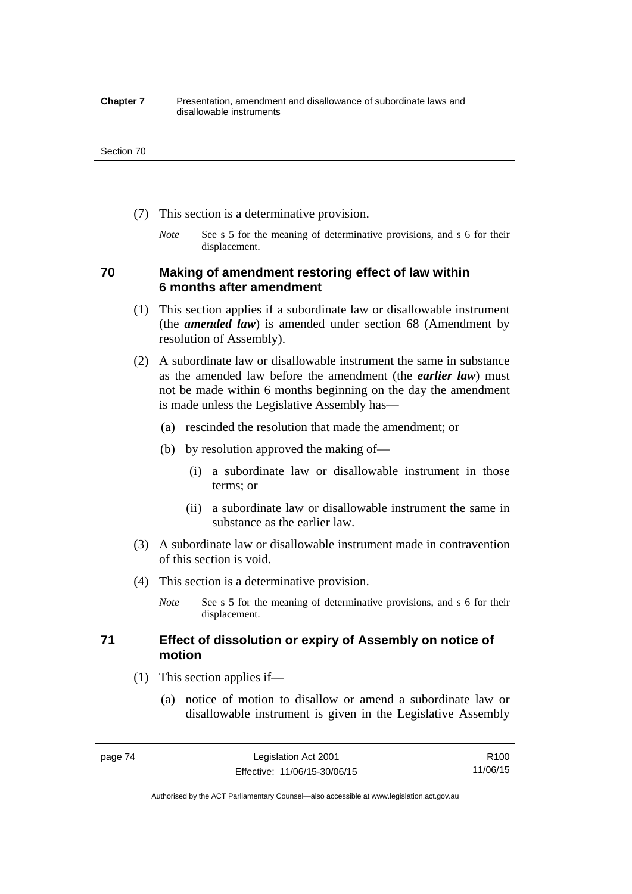(7) This section is a determinative provision.

*Note* See s 5 for the meaning of determinative provisions, and s 6 for their displacement.

## 70 Making of amendment restoring effect of law within 6 months after amendment

(1) This section applies if a subordinate law or disallowable instrument (the ***amended law***) is amended under section 68 (Amendment by resolution of Assembly).

(2) A subordinate law or disallowable instrument the same in substance as the amended law before the amendment (the ***earlier law***) must not be made within 6 months beginning on the day the amendment is made unless the Legislative Assembly has—

(a) rescinded the resolution that made the amendment; or

(b) by resolution approved the making of—

(i) a subordinate law or disallowable instrument in those terms; or

(ii) a subordinate law or disallowable instrument the same in substance as the earlier law.

(3) A subordinate law or disallowable instrument made in contravention of this section is void.

(4) This section is a determinative provision.

*Note* See s 5 for the meaning of determinative provisions, and s 6 for their displacement.

## 71 Effect of dissolution or expiry of Assembly on notice of motion

(1) This section applies if—

(a) notice of motion to disallow or amend a subordinate law or disallowable instrument is given in the Legislative Assembly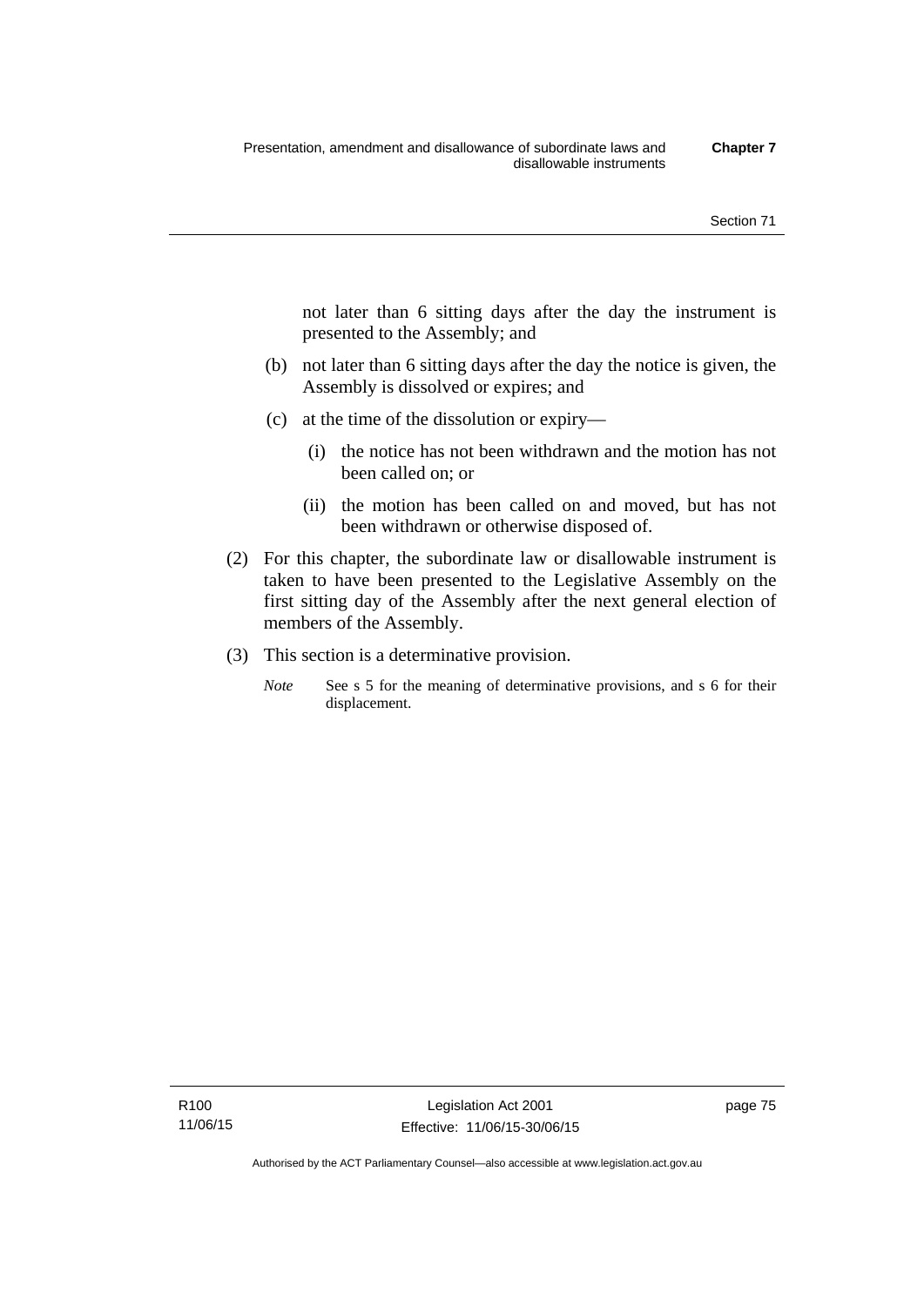not later than 6 sitting days after the day the instrument is presented to the Assembly; and

(b) not later than 6 sitting days after the day the notice is given, the Assembly is dissolved or expires; and

(c) at the time of the dissolution or expiry—

(i) the notice has not been withdrawn and the motion has not been called on; or

(ii) the motion has been called on and moved, but has not been withdrawn or otherwise disposed of.

(2) For this chapter, the subordinate law or disallowable instrument is taken to have been presented to the Legislative Assembly on the first sitting day of the Assembly after the next general election of members of the Assembly.

(3) This section is a determinative provision.

*Note* See s 5 for the meaning of determinative provisions, and s 6 for their displacement.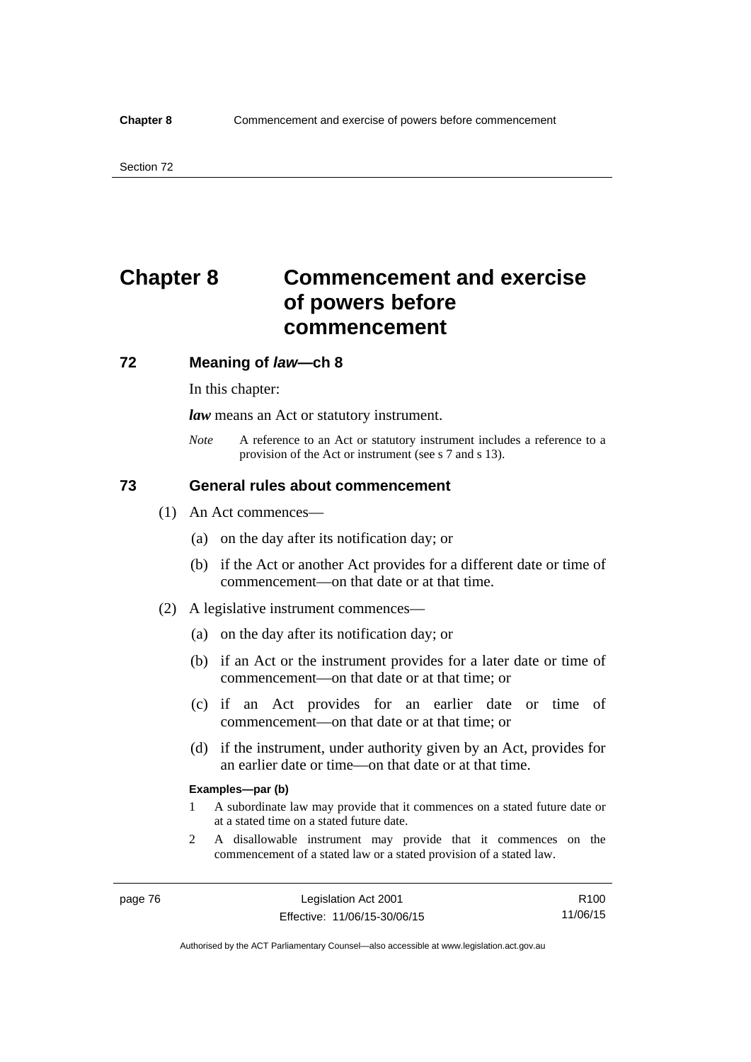# Chapter 8 Commencement and exercise of powers before commencement

## 72 Meaning of *law*—ch 8

In this chapter:

***law*** means an Act or statutory instrument.

*Note* A reference to an Act or statutory instrument includes a reference to a provision of the Act or instrument (see s 7 and s 13).

## 73 General rules about commencement

(1) An Act commences—

(a) on the day after its notification day; or

(b) if the Act or another Act provides for a different date or time of commencement—on that date or at that time.

(2) A legislative instrument commences—

(a) on the day after its notification day; or

(b) if an Act or the instrument provides for a later date or time of commencement—on that date or at that time; or

(c) if an Act provides for an earlier date or time of commencement—on that date or at that time; or

(d) if the instrument, under authority given by an Act, provides for an earlier date or time—on that date or at that time.

**Examples—par (b)**

1 A subordinate law may provide that it commences on a stated future date or at a stated time on a stated future date.

2 A disallowable instrument may provide that it commences on the commencement of a stated law or a stated provision of a stated law.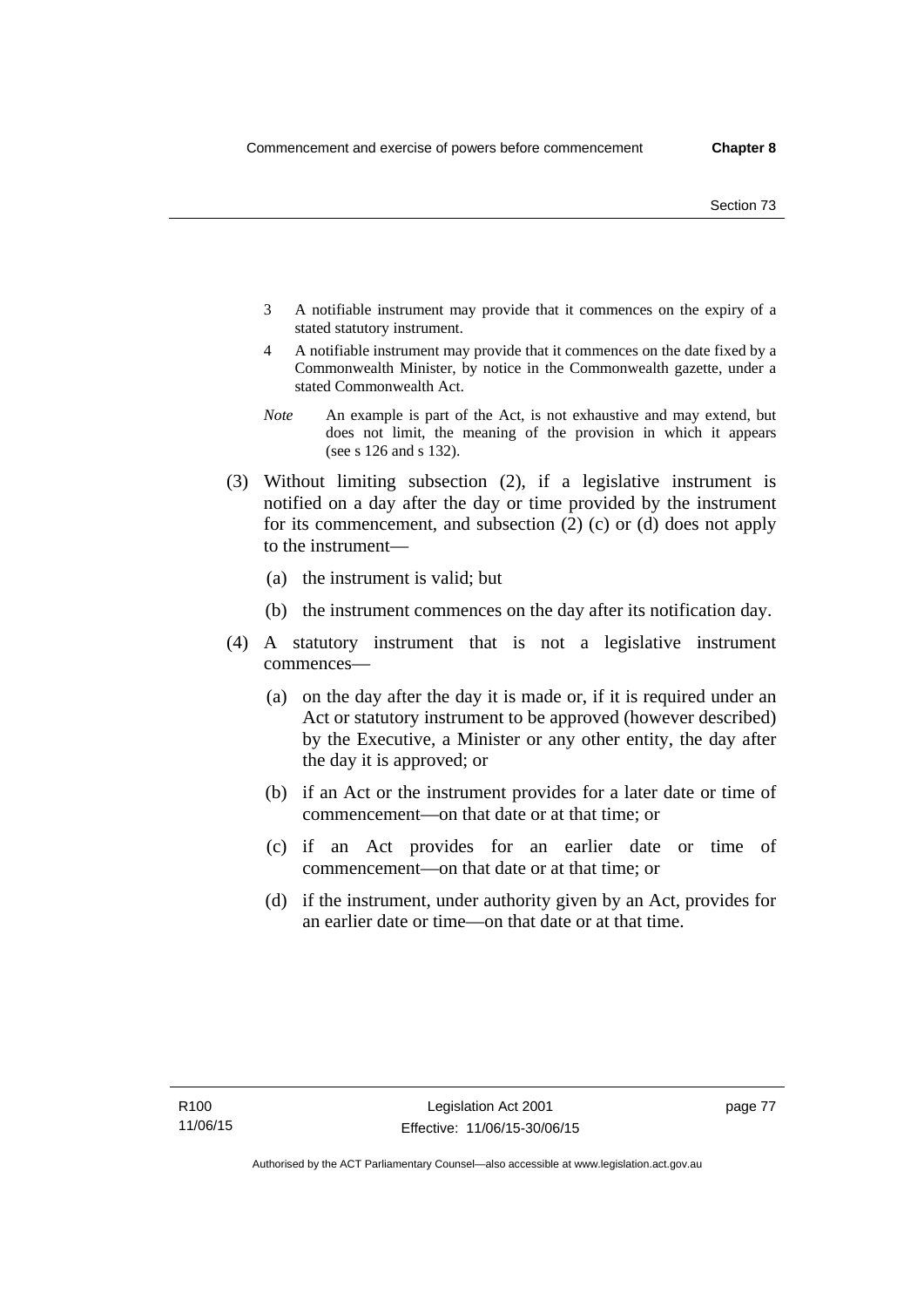3 A notifiable instrument may provide that it commences on the expiry of a stated statutory instrument.

4 A notifiable instrument may provide that it commences on the date fixed by a Commonwealth Minister, by notice in the Commonwealth gazette, under a stated Commonwealth Act.

*Note* An example is part of the Act, is not exhaustive and may extend, but does not limit, the meaning of the provision in which it appears (see s 126 and s 132).

(3) Without limiting subsection (2), if a legislative instrument is notified on a day after the day or time provided by the instrument for its commencement, and subsection (2) (c) or (d) does not apply to the instrument—

(a) the instrument is valid; but

(b) the instrument commences on the day after its notification day.

(4) A statutory instrument that is not a legislative instrument commences—

(a) on the day after the day it is made or, if it is required under an Act or statutory instrument to be approved (however described) by the Executive, a Minister or any other entity, the day after the day it is approved; or

(b) if an Act or the instrument provides for a later date or time of commencement—on that date or at that time; or

(c) if an Act provides for an earlier date or time of commencement—on that date or at that time; or

(d) if the instrument, under authority given by an Act, provides for an earlier date or time—on that date or at that time.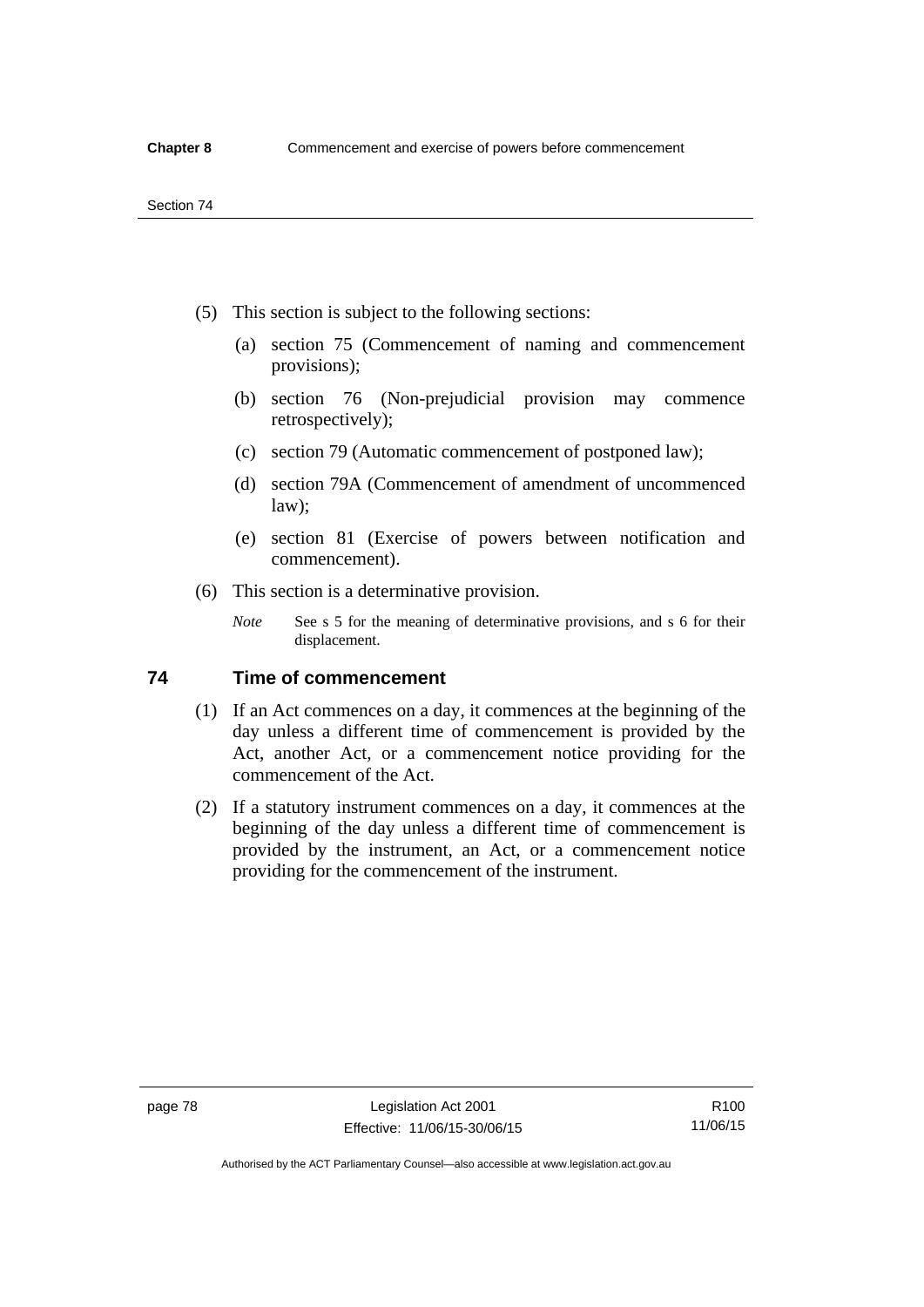(5) This section is subject to the following sections:

(a) section 75 (Commencement of naming and commencement provisions);

(b) section 76 (Non-prejudicial provision may commence retrospectively);

(c) section 79 (Automatic commencement of postponed law);

(d) section 79A (Commencement of amendment of uncommenced law);

(e) section 81 (Exercise of powers between notification and commencement).

(6) This section is a determinative provision.

*Note* See s 5 for the meaning of determinative provisions, and s 6 for their displacement.

## 74 Time of commencement

(1) If an Act commences on a day, it commences at the beginning of the day unless a different time of commencement is provided by the Act, another Act, or a commencement notice providing for the commencement of the Act.

(2) If a statutory instrument commences on a day, it commences at the beginning of the day unless a different time of commencement is provided by the instrument, an Act, or a commencement notice providing for the commencement of the instrument.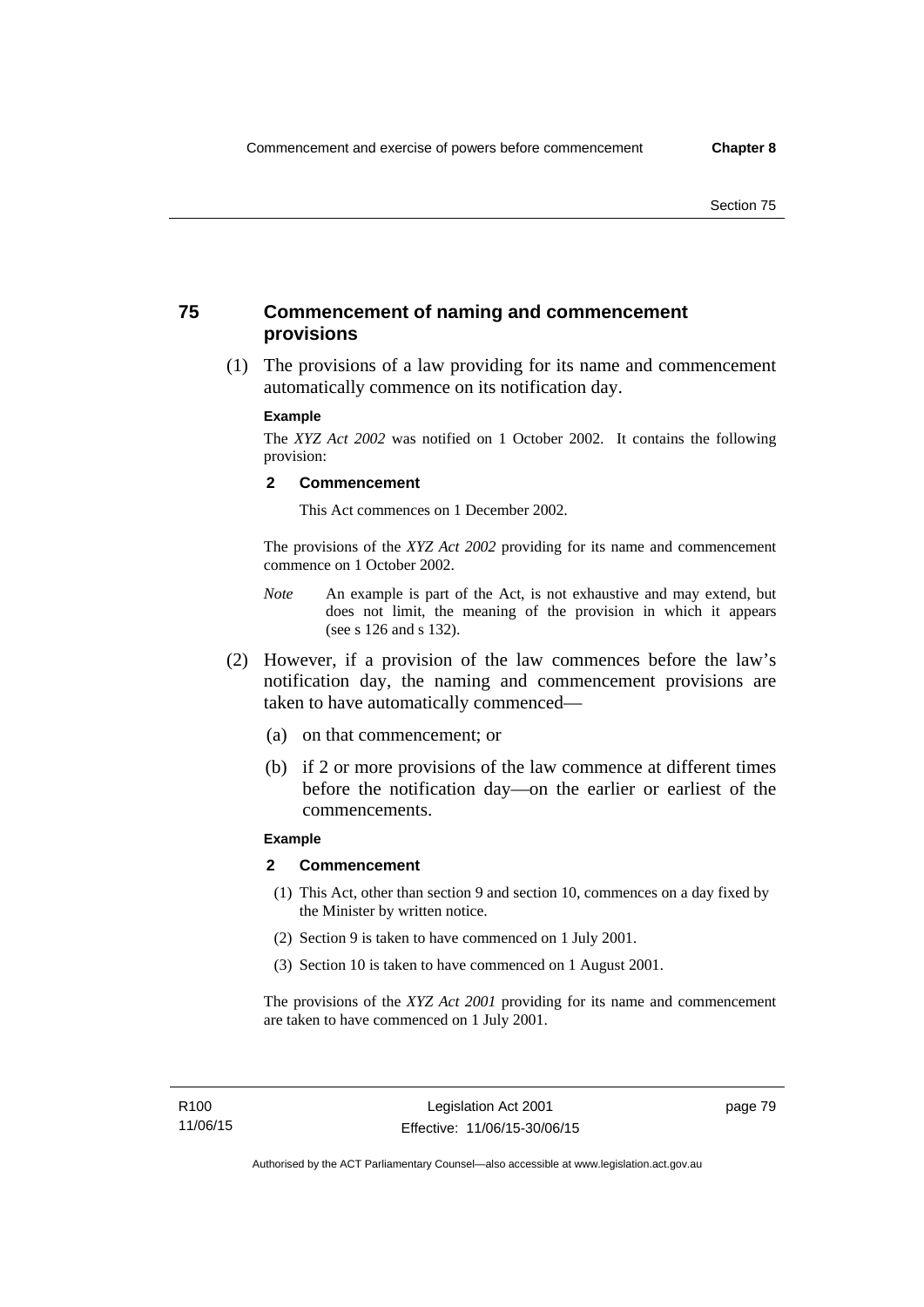## 75 Commencement of naming and commencement provisions

(1) The provisions of a law providing for its name and commencement automatically commence on its notification day.

**Example**

The *XYZ Act 2002* was notified on 1 October 2002. It contains the following provision:

**2 Commencement**

This Act commences on 1 December 2002.

The provisions of the *XYZ Act 2002* providing for its name and commencement commence on 1 October 2002.

*Note* An example is part of the Act, is not exhaustive and may extend, but does not limit, the meaning of the provision in which it appears (see s 126 and s 132).

(2) However, if a provision of the law commences before the law's notification day, the naming and commencement provisions are taken to have automatically commenced—

(a) on that commencement; or

(b) if 2 or more provisions of the law commence at different times before the notification day—on the earlier or earliest of the commencements.

**Example**

**2 Commencement**

(1) This Act, other than section 9 and section 10, commences on a day fixed by the Minister by written notice.

(2) Section 9 is taken to have commenced on 1 July 2001.

(3) Section 10 is taken to have commenced on 1 August 2001.

The provisions of the *XYZ Act 2001* providing for its name and commencement are taken to have commenced on 1 July 2001.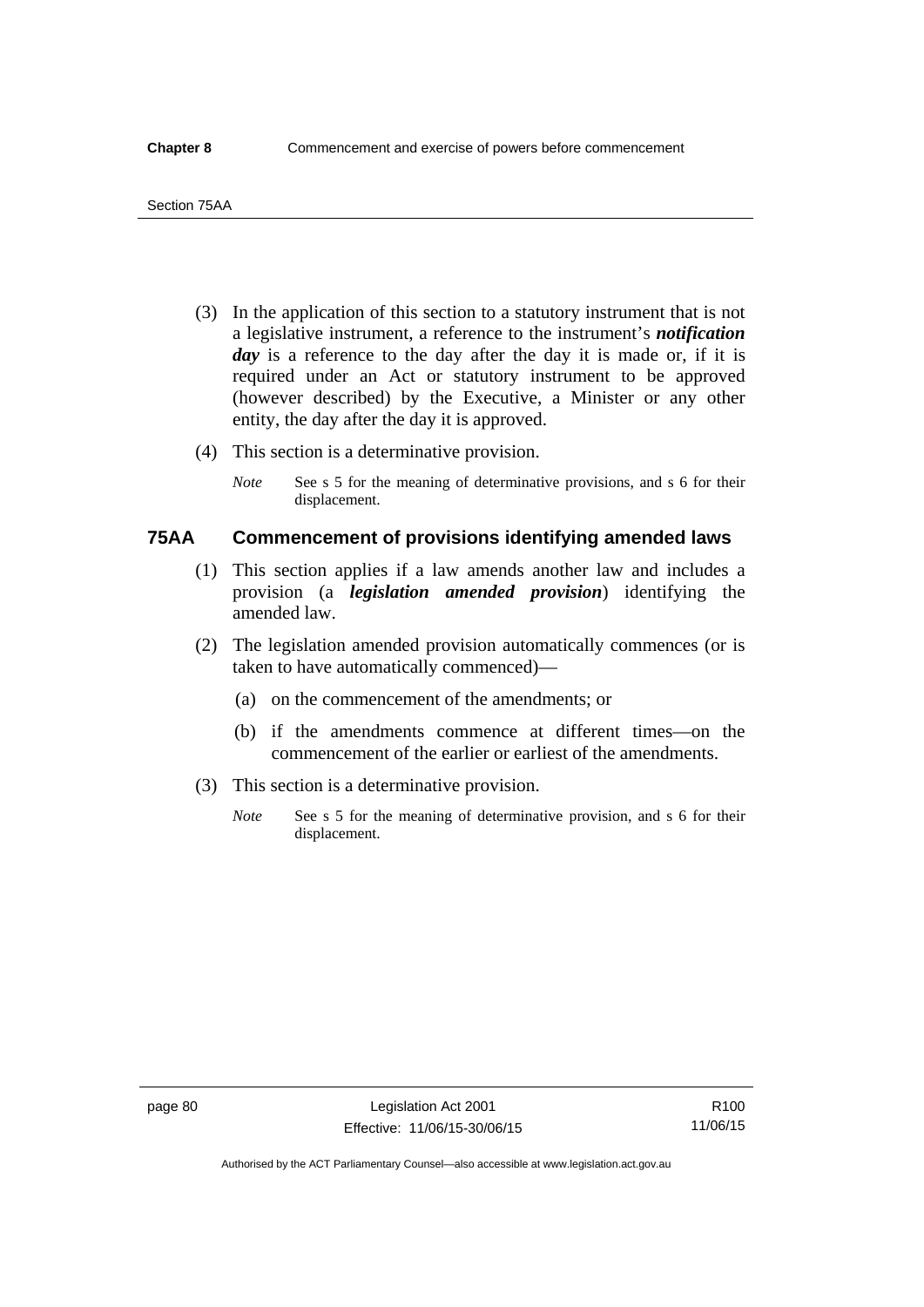(3) In the application of this section to a statutory instrument that is not a legislative instrument, a reference to the instrument's ***notification day*** is a reference to the day after the day it is made or, if it is required under an Act or statutory instrument to be approved (however described) by the Executive, a Minister or any other entity, the day after the day it is approved.

(4) This section is a determinative provision.

*Note* See s 5 for the meaning of determinative provisions, and s 6 for their displacement.

### 75AA Commencement of provisions identifying amended laws

(1) This section applies if a law amends another law and includes a provision (a ***legislation amended provision***) identifying the amended law.

(2) The legislation amended provision automatically commences (or is taken to have automatically commenced)—

(a) on the commencement of the amendments; or

(b) if the amendments commence at different times—on the commencement of the earlier or earliest of the amendments.

(3) This section is a determinative provision.

*Note* See s 5 for the meaning of determinative provision, and s 6 for their displacement.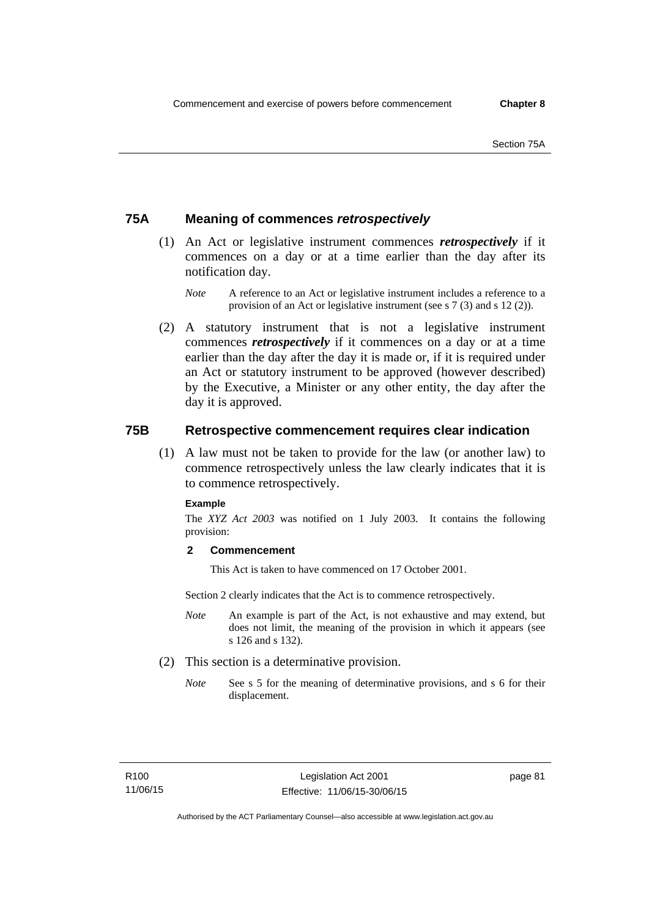## 75A Meaning of commences *retrospectively*

(1) An Act or legislative instrument commences ***retrospectively*** if it commences on a day or at a time earlier than the day after its notification day.

*Note* A reference to an Act or legislative instrument includes a reference to a provision of an Act or legislative instrument (see s 7 (3) and s 12 (2)).

(2) A statutory instrument that is not a legislative instrument commences ***retrospectively*** if it commences on a day or at a time earlier than the day after the day it is made or, if it is required under an Act or statutory instrument to be approved (however described) by the Executive, a Minister or any other entity, the day after the day it is approved.

## 75B Retrospective commencement requires clear indication

(1) A law must not be taken to provide for the law (or another law) to commence retrospectively unless the law clearly indicates that it is to commence retrospectively.

**Example**

The *XYZ Act 2003* was notified on 1 July 2003. It contains the following provision:

**2 Commencement**

This Act is taken to have commenced on 17 October 2001.

Section 2 clearly indicates that the Act is to commence retrospectively.

*Note* An example is part of the Act, is not exhaustive and may extend, but does not limit, the meaning of the provision in which it appears (see s 126 and s 132).

(2) This section is a determinative provision.

*Note* See s 5 for the meaning of determinative provisions, and s 6 for their displacement.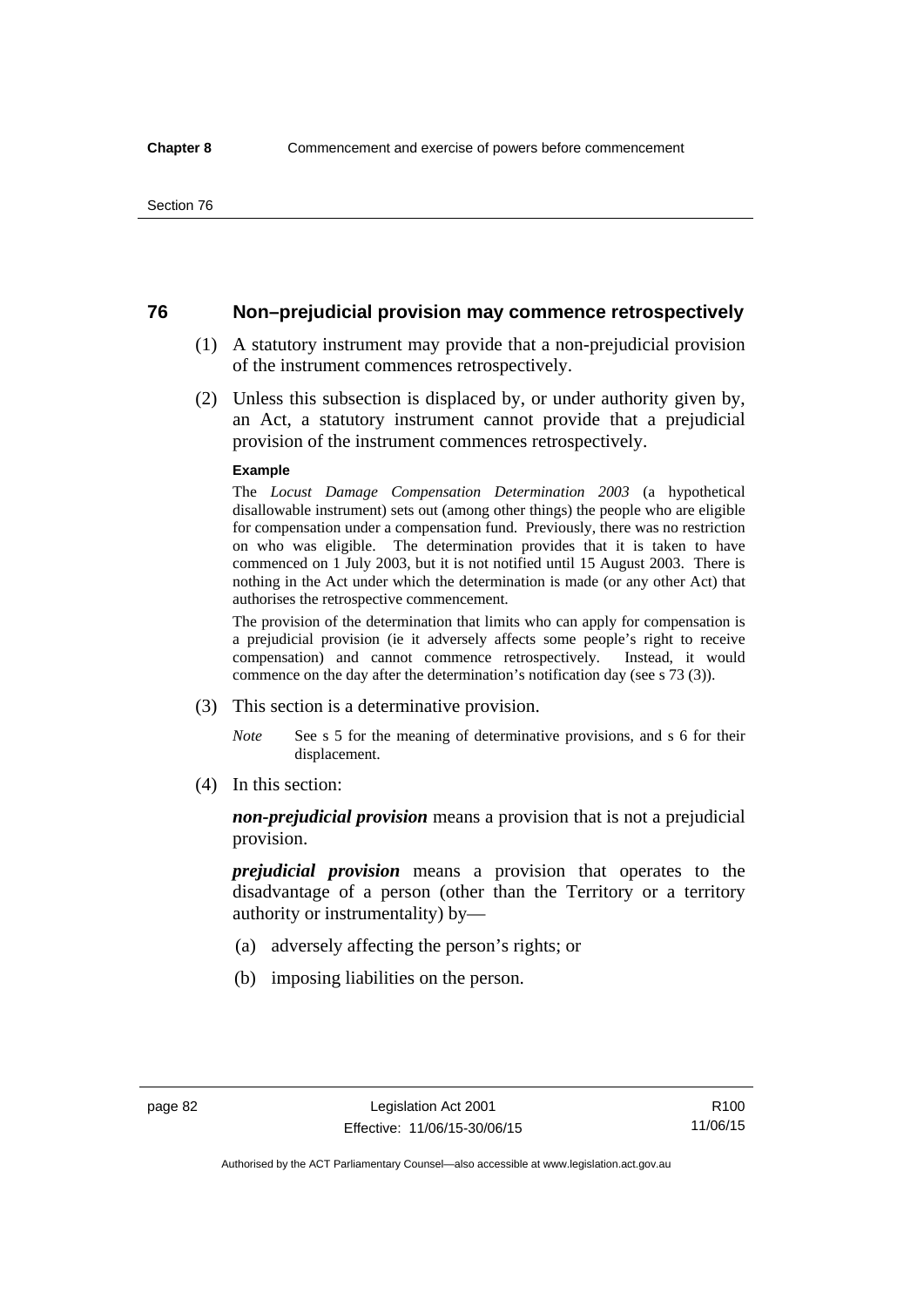## 76 Non–prejudicial provision may commence retrospectively

(1) A statutory instrument may provide that a non-prejudicial provision of the instrument commences retrospectively.

(2) Unless this subsection is displaced by, or under authority given by, an Act, a statutory instrument cannot provide that a prejudicial provision of the instrument commences retrospectively.

**Example**

The *Locust Damage Compensation Determination 2003* (a hypothetical disallowable instrument) sets out (among other things) the people who are eligible for compensation under a compensation fund. Previously, there was no restriction on who was eligible. The determination provides that it is taken to have commenced on 1 July 2003, but it is not notified until 15 August 2003. There is nothing in the Act under which the determination is made (or any other Act) that authorises the retrospective commencement.

The provision of the determination that limits who can apply for compensation is a prejudicial provision (ie it adversely affects some people's right to receive compensation) and cannot commence retrospectively. Instead, it would commence on the day after the determination's notification day (see s 73 (3)).

(3) This section is a determinative provision.

*Note* See s 5 for the meaning of determinative provisions, and s 6 for their displacement.

(4) In this section:

***non-prejudicial provision*** means a provision that is not a prejudicial provision.

***prejudicial provision*** means a provision that operates to the disadvantage of a person (other than the Territory or a territory authority or instrumentality) by—

(a) adversely affecting the person's rights; or

(b) imposing liabilities on the person.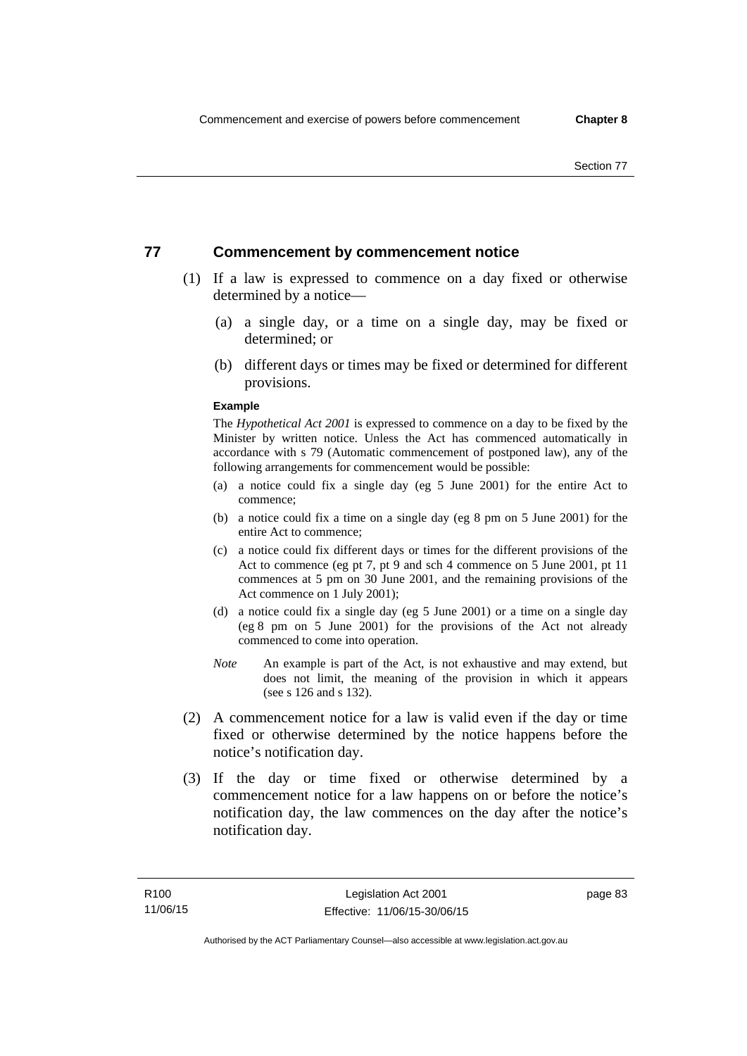## 77 Commencement by commencement notice

(1) If a law is expressed to commence on a day fixed or otherwise determined by a notice—

(a) a single day, or a time on a single day, may be fixed or determined; or

(b) different days or times may be fixed or determined for different provisions.

**Example**

The *Hypothetical Act 2001* is expressed to commence on a day to be fixed by the Minister by written notice. Unless the Act has commenced automatically in accordance with s 79 (Automatic commencement of postponed law), any of the following arrangements for commencement would be possible:

(a) a notice could fix a single day (eg 5 June 2001) for the entire Act to commence;

(b) a notice could fix a time on a single day (eg 8 pm on 5 June 2001) for the entire Act to commence;

(c) a notice could fix different days or times for the different provisions of the Act to commence (eg pt 7, pt 9 and sch 4 commence on 5 June 2001, pt 11 commences at 5 pm on 30 June 2001, and the remaining provisions of the Act commence on 1 July 2001);

(d) a notice could fix a single day (eg 5 June 2001) or a time on a single day (eg 8 pm on 5 June 2001) for the provisions of the Act not already commenced to come into operation.

*Note* An example is part of the Act, is not exhaustive and may extend, but does not limit, the meaning of the provision in which it appears (see s 126 and s 132).

(2) A commencement notice for a law is valid even if the day or time fixed or otherwise determined by the notice happens before the notice's notification day.

(3) If the day or time fixed or otherwise determined by a commencement notice for a law happens on or before the notice's notification day, the law commences on the day after the notice's notification day.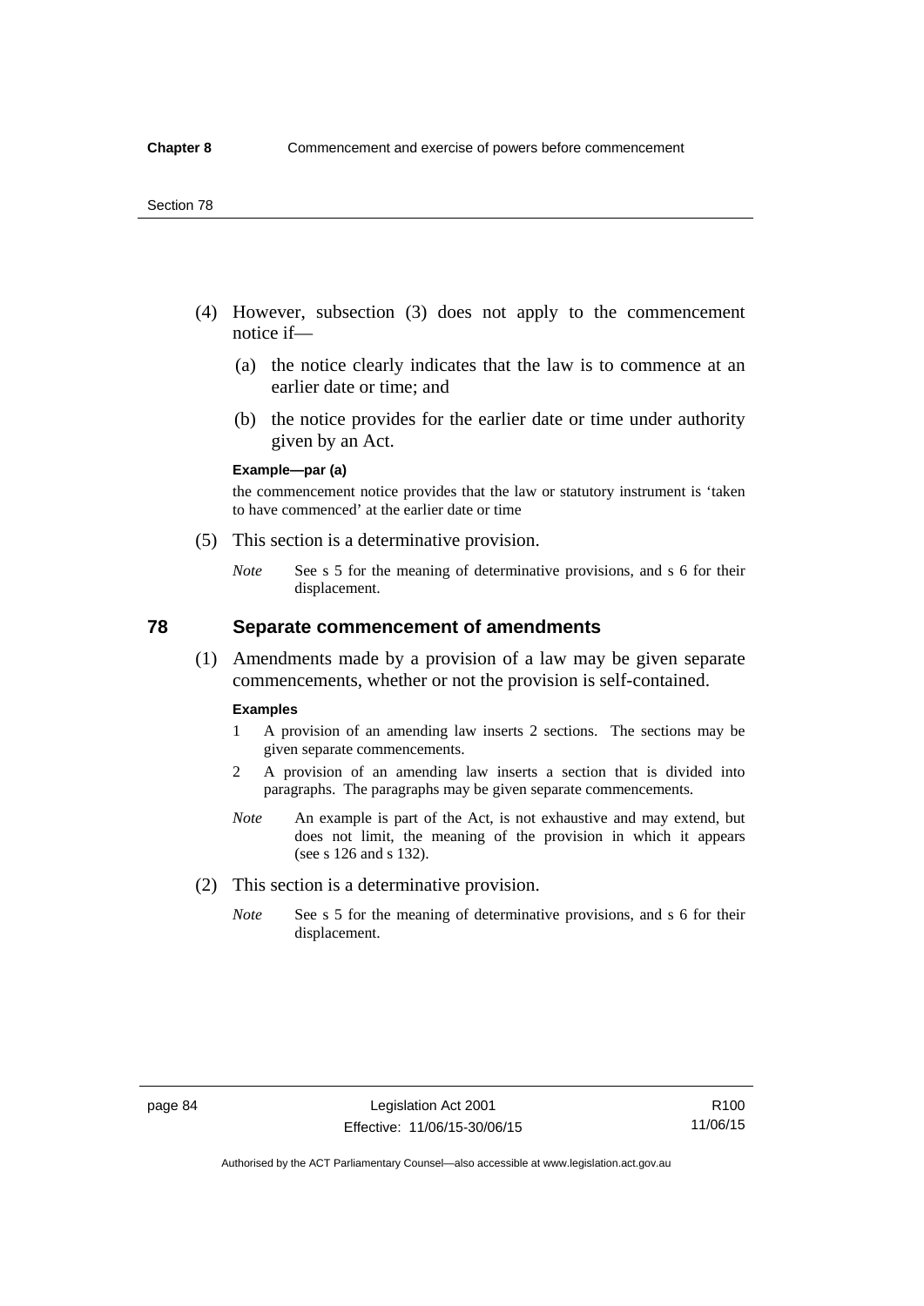(4) However, subsection (3) does not apply to the commencement notice if—

(a) the notice clearly indicates that the law is to commence at an earlier date or time; and

(b) the notice provides for the earlier date or time under authority given by an Act.

**Example—par (a)**

the commencement notice provides that the law or statutory instrument is 'taken to have commenced' at the earlier date or time

(5) This section is a determinative provision.

*Note* See s 5 for the meaning of determinative provisions, and s 6 for their displacement.

## 78 Separate commencement of amendments

(1) Amendments made by a provision of a law may be given separate commencements, whether or not the provision is self-contained.

**Examples**

1 A provision of an amending law inserts 2 sections. The sections may be given separate commencements.

2 A provision of an amending law inserts a section that is divided into paragraphs. The paragraphs may be given separate commencements.

*Note* An example is part of the Act, is not exhaustive and may extend, but does not limit, the meaning of the provision in which it appears (see s 126 and s 132).

(2) This section is a determinative provision.

*Note* See s 5 for the meaning of determinative provisions, and s 6 for their displacement.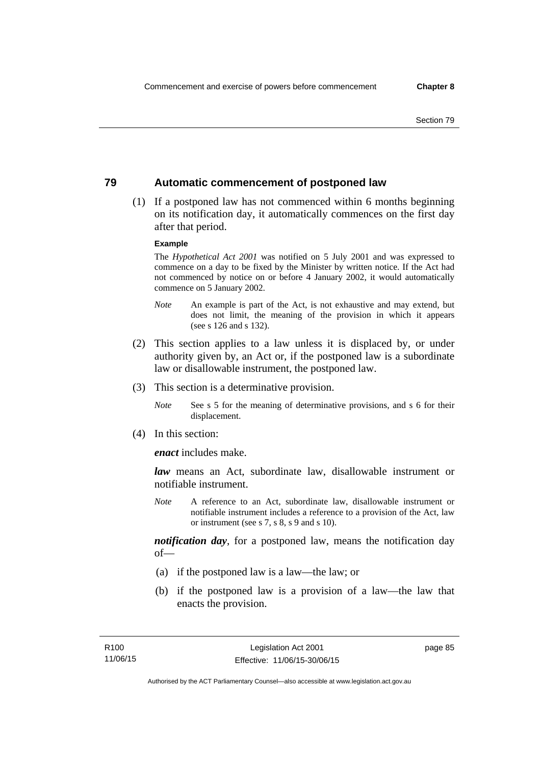## 79 Automatic commencement of postponed law

(1) If a postponed law has not commenced within 6 months beginning on its notification day, it automatically commences on the first day after that period.

**Example**

The *Hypothetical Act 2001* was notified on 5 July 2001 and was expressed to commence on a day to be fixed by the Minister by written notice. If the Act had not commenced by notice on or before 4 January 2002, it would automatically commence on 5 January 2002.

*Note* An example is part of the Act, is not exhaustive and may extend, but does not limit, the meaning of the provision in which it appears (see s 126 and s 132).

(2) This section applies to a law unless it is displaced by, or under authority given by, an Act or, if the postponed law is a subordinate law or disallowable instrument, the postponed law.

(3) This section is a determinative provision.

*Note* See s 5 for the meaning of determinative provisions, and s 6 for their displacement.

(4) In this section:

***enact*** includes make.

***law*** means an Act, subordinate law, disallowable instrument or notifiable instrument.

*Note* A reference to an Act, subordinate law, disallowable instrument or notifiable instrument includes a reference to a provision of the Act, law or instrument (see s 7, s 8, s 9 and s 10).

***notification day***, for a postponed law, means the notification day of—

(a) if the postponed law is a law—the law; or

(b) if the postponed law is a provision of a law—the law that enacts the provision.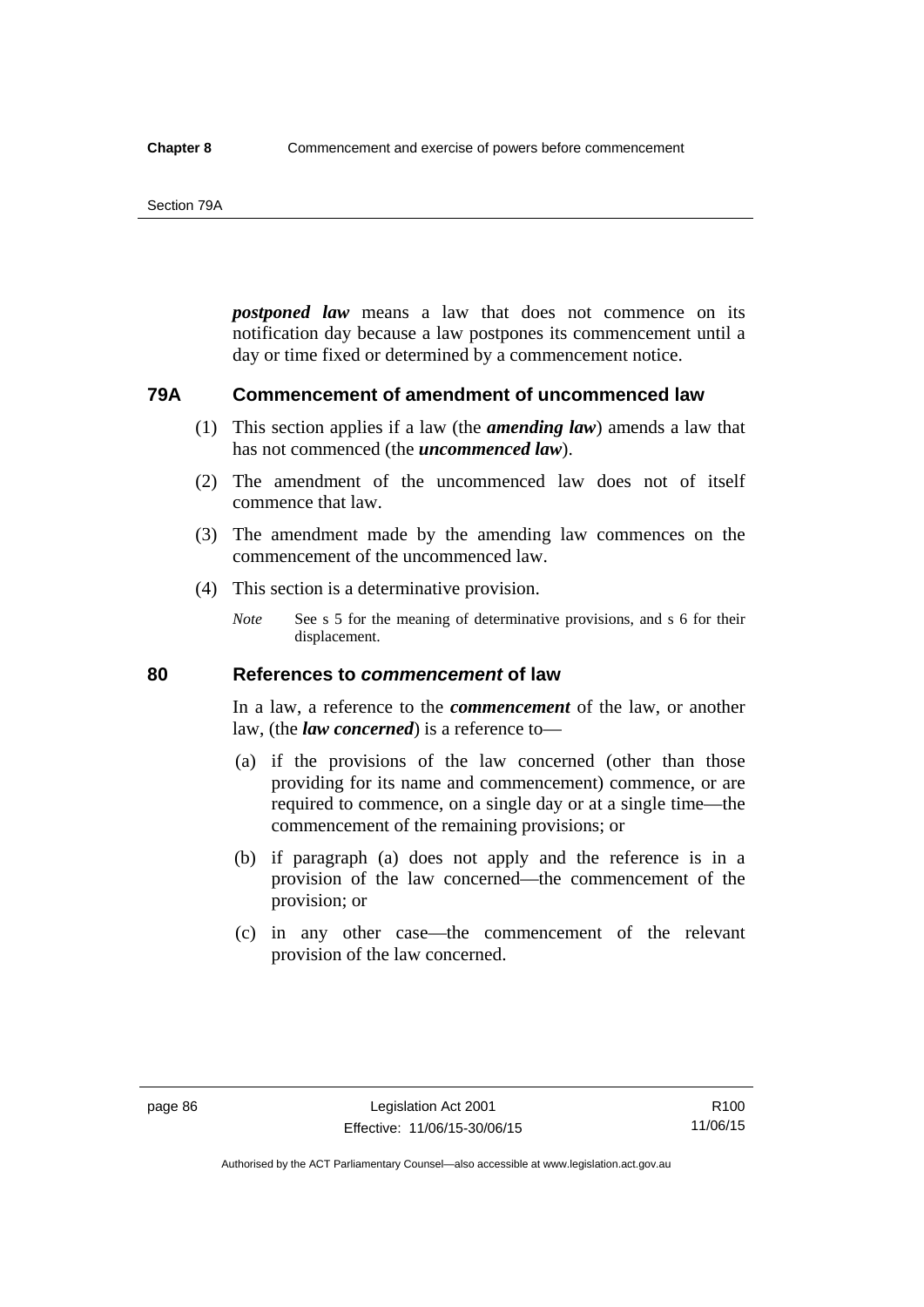***postponed law*** means a law that does not commence on its notification day because a law postpones its commencement until a day or time fixed or determined by a commencement notice.

### 79A Commencement of amendment of uncommenced law

(1) This section applies if a law (the ***amending law***) amends a law that has not commenced (the ***uncommenced law***).

(2) The amendment of the uncommenced law does not of itself commence that law.

(3) The amendment made by the amending law commences on the commencement of the uncommenced law.

(4) This section is a determinative provision.

*Note* See s 5 for the meaning of determinative provisions, and s 6 for their displacement.

### 80 References to *commencement* of law

In a law, a reference to the ***commencement*** of the law, or another law, (the ***law concerned***) is a reference to—

(a) if the provisions of the law concerned (other than those providing for its name and commencement) commence, or are required to commence, on a single day or at a single time—the commencement of the remaining provisions; or

(b) if paragraph (a) does not apply and the reference is in a provision of the law concerned—the commencement of the provision; or

(c) in any other case—the commencement of the relevant provision of the law concerned.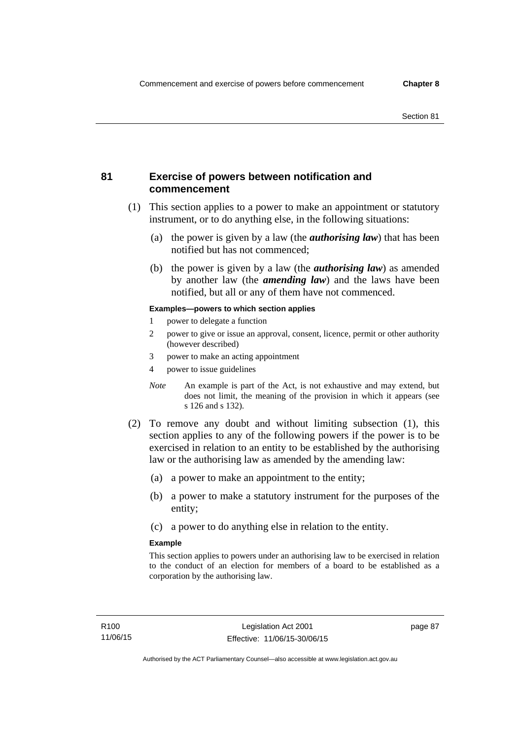## 81 Exercise of powers between notification and commencement

(1) This section applies to a power to make an appointment or statutory instrument, or to do anything else, in the following situations:

(a) the power is given by a law (the ***authorising law***) that has been notified but has not commenced;

(b) the power is given by a law (the ***authorising law***) as amended by another law (the ***amending law***) and the laws have been notified, but all or any of them have not commenced.

**Examples—powers to which section applies**

1 power to delegate a function

2 power to give or issue an approval, consent, licence, permit or other authority (however described)

3 power to make an acting appointment

4 power to issue guidelines

*Note* An example is part of the Act, is not exhaustive and may extend, but does not limit, the meaning of the provision in which it appears (see s 126 and s 132).

(2) To remove any doubt and without limiting subsection (1), this section applies to any of the following powers if the power is to be exercised in relation to an entity to be established by the authorising law or the authorising law as amended by the amending law:

(a) a power to make an appointment to the entity;

(b) a power to make a statutory instrument for the purposes of the entity;

(c) a power to do anything else in relation to the entity.

**Example**

This section applies to powers under an authorising law to be exercised in relation to the conduct of an election for members of a board to be established as a corporation by the authorising law.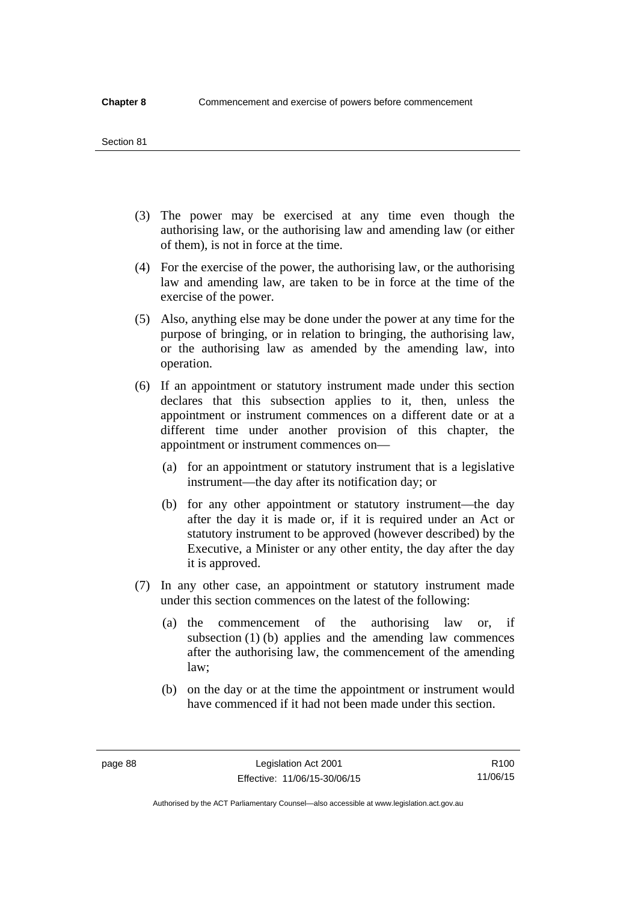(3) The power may be exercised at any time even though the authorising law, or the authorising law and amending law (or either of them), is not in force at the time.

(4) For the exercise of the power, the authorising law, or the authorising law and amending law, are taken to be in force at the time of the exercise of the power.

(5) Also, anything else may be done under the power at any time for the purpose of bringing, or in relation to bringing, the authorising law, or the authorising law as amended by the amending law, into operation.

(6) If an appointment or statutory instrument made under this section declares that this subsection applies to it, then, unless the appointment or instrument commences on a different date or at a different time under another provision of this chapter, the appointment or instrument commences on—

(a) for an appointment or statutory instrument that is a legislative instrument—the day after its notification day; or

(b) for any other appointment or statutory instrument—the day after the day it is made or, if it is required under an Act or statutory instrument to be approved (however described) by the Executive, a Minister or any other entity, the day after the day it is approved.

(7) In any other case, an appointment or statutory instrument made under this section commences on the latest of the following:

(a) the commencement of the authorising law or, if subsection (1) (b) applies and the amending law commences after the authorising law, the commencement of the amending law;

(b) on the day or at the time the appointment or instrument would have commenced if it had not been made under this section.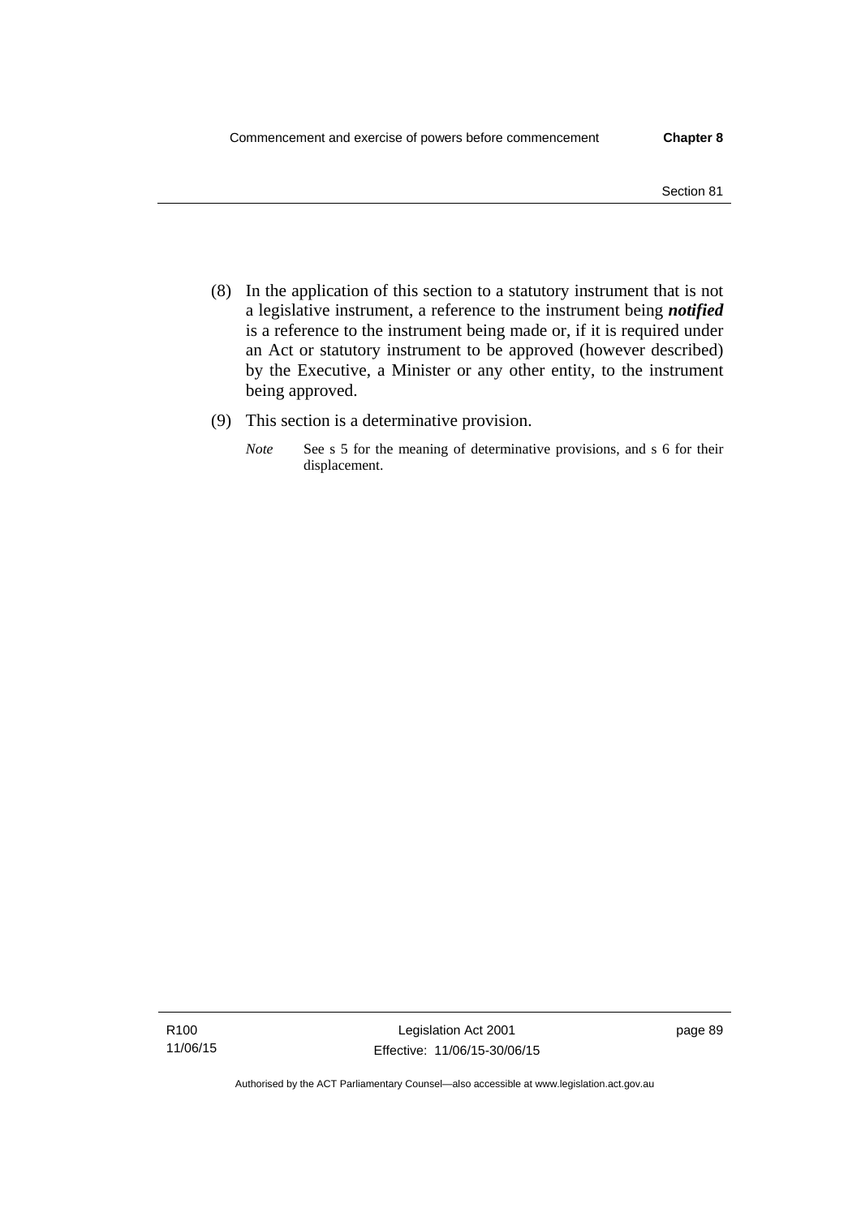(8) In the application of this section to a statutory instrument that is not a legislative instrument, a reference to the instrument being ***notified*** is a reference to the instrument being made or, if it is required under an Act or statutory instrument to be approved (however described) by the Executive, a Minister or any other entity, to the instrument being approved.

(9) This section is a determinative provision.

*Note* See s 5 for the meaning of determinative provisions, and s 6 for their displacement.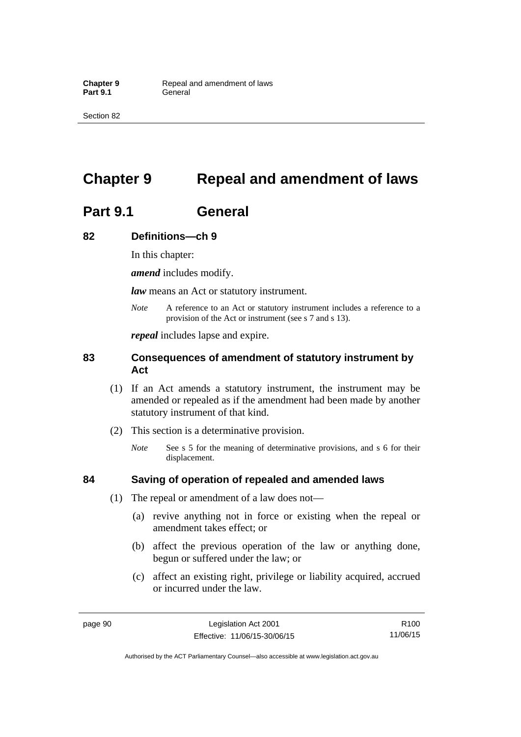# Chapter 9 Repeal and amendment of laws

## Part 9.1 General

### 82 Definitions—ch 9

In this chapter:

***amend*** includes modify.

***law*** means an Act or statutory instrument.

*Note* A reference to an Act or statutory instrument includes a reference to a provision of the Act or instrument (see s 7 and s 13).

***repeal*** includes lapse and expire.

### 83 Consequences of amendment of statutory instrument by Act

(1) If an Act amends a statutory instrument, the instrument may be amended or repealed as if the amendment had been made by another statutory instrument of that kind.

(2) This section is a determinative provision.

*Note* See s 5 for the meaning of determinative provisions, and s 6 for their displacement.

### 84 Saving of operation of repealed and amended laws

(1) The repeal or amendment of a law does not—

(a) revive anything not in force or existing when the repeal or amendment takes effect; or

(b) affect the previous operation of the law or anything done, begun or suffered under the law; or

(c) affect an existing right, privilege or liability acquired, accrued or incurred under the law.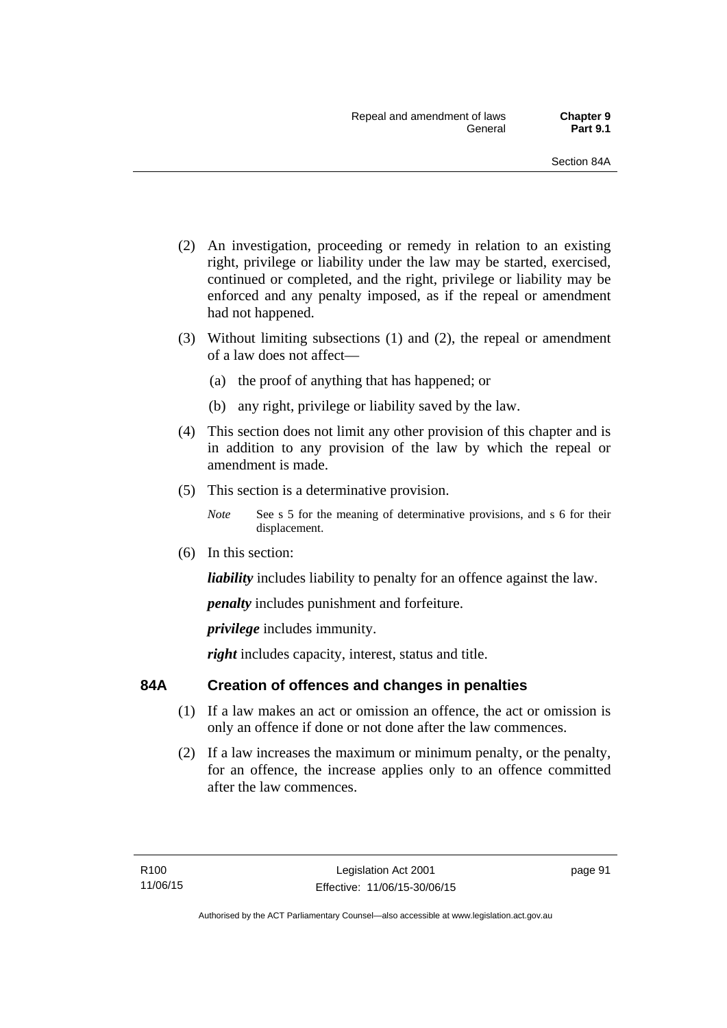(2) An investigation, proceeding or remedy in relation to an existing right, privilege or liability under the law may be started, exercised, continued or completed, and the right, privilege or liability may be enforced and any penalty imposed, as if the repeal or amendment had not happened.

(3) Without limiting subsections (1) and (2), the repeal or amendment of a law does not affect—

(a) the proof of anything that has happened; or

(b) any right, privilege or liability saved by the law.

(4) This section does not limit any other provision of this chapter and is in addition to any provision of the law by which the repeal or amendment is made.

(5) This section is a determinative provision.

*Note* See s 5 for the meaning of determinative provisions, and s 6 for their displacement.

(6) In this section:

***liability*** includes liability to penalty for an offence against the law.

***penalty*** includes punishment and forfeiture.

***privilege*** includes immunity.

***right*** includes capacity, interest, status and title.

## 84A Creation of offences and changes in penalties

(1) If a law makes an act or omission an offence, the act or omission is only an offence if done or not done after the law commences.

(2) If a law increases the maximum or minimum penalty, or the penalty, for an offence, the increase applies only to an offence committed after the law commences.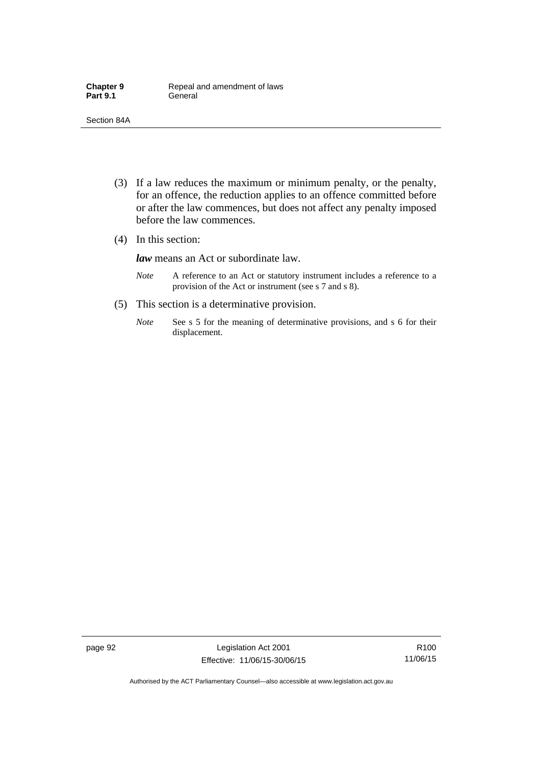(3) If a law reduces the maximum or minimum penalty, or the penalty, for an offence, the reduction applies to an offence committed before or after the law commences, but does not affect any penalty imposed before the law commences.

(4) In this section:

***law*** means an Act or subordinate law.

*Note* A reference to an Act or statutory instrument includes a reference to a provision of the Act or instrument (see s 7 and s 8).

(5) This section is a determinative provision.

*Note* See s 5 for the meaning of determinative provisions, and s 6 for their displacement.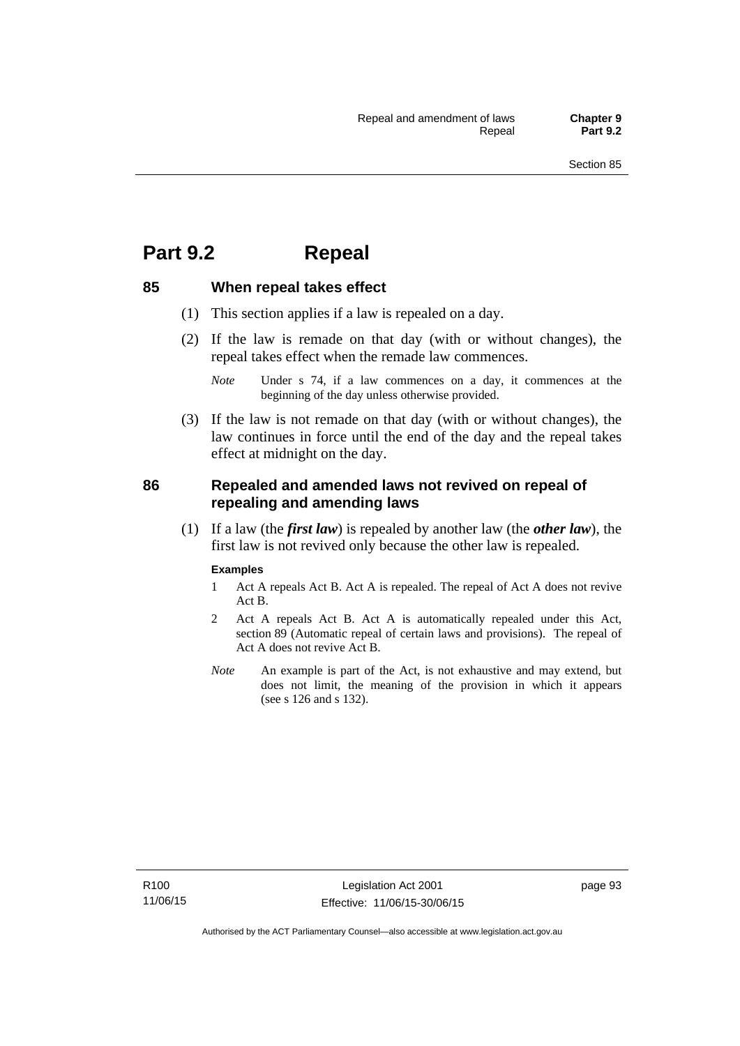# Part 9.2 Repeal

## 85 When repeal takes effect

(1) This section applies if a law is repealed on a day.

(2) If the law is remade on that day (with or without changes), the repeal takes effect when the remade law commences.

*Note* Under s 74, if a law commences on a day, it commences at the beginning of the day unless otherwise provided.

(3) If the law is not remade on that day (with or without changes), the law continues in force until the end of the day and the repeal takes effect at midnight on the day.

## 86 Repealed and amended laws not revived on repeal of repealing and amending laws

(1) If a law (the ***first law***) is repealed by another law (the ***other law***), the first law is not revived only because the other law is repealed.

**Examples**

1 Act A repeals Act B. Act A is repealed. The repeal of Act A does not revive Act B.

2 Act A repeals Act B. Act A is automatically repealed under this Act, section 89 (Automatic repeal of certain laws and provisions). The repeal of Act A does not revive Act B.

*Note* An example is part of the Act, is not exhaustive and may extend, but does not limit, the meaning of the provision in which it appears (see s 126 and s 132).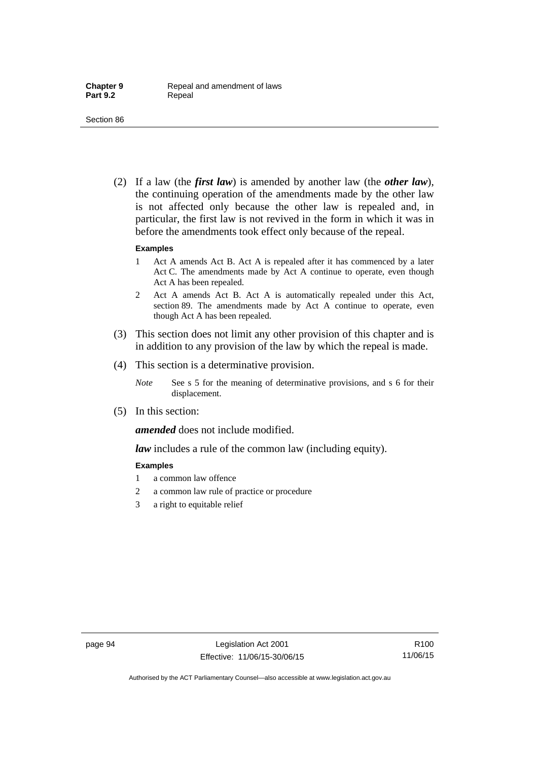(2) If a law (the ***first law***) is amended by another law (the ***other law***), the continuing operation of the amendments made by the other law is not affected only because the other law is repealed and, in particular, the first law is not revived in the form in which it was in before the amendments took effect only because of the repeal.

**Examples**

1. Act A amends Act B. Act A is repealed after it has commenced by a later Act C. The amendments made by Act A continue to operate, even though Act A has been repealed.
2. Act A amends Act B. Act A is automatically repealed under this Act, section 89. The amendments made by Act A continue to operate, even though Act A has been repealed.

(3) This section does not limit any other provision of this chapter and is in addition to any provision of the law by which the repeal is made.

(4) This section is a determinative provision.

*Note* See s 5 for the meaning of determinative provisions, and s 6 for their displacement.

(5) In this section:

***amended*** does not include modified.

***law*** includes a rule of the common law (including equity).

**Examples**

1. a common law offence
2. a common law rule of practice or procedure
3. a right to equitable relief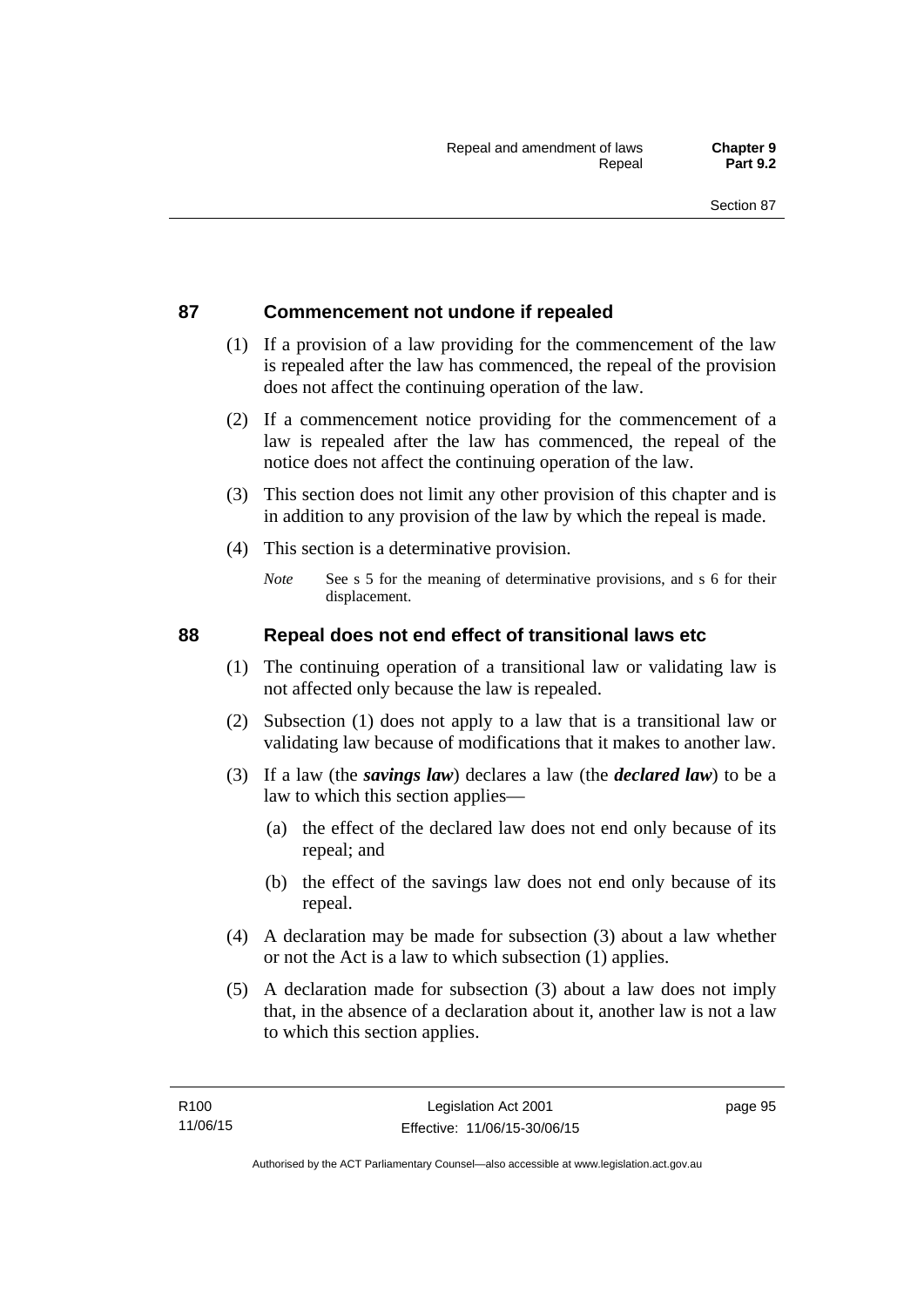## 87 Commencement not undone if repealed

(1) If a provision of a law providing for the commencement of the law is repealed after the law has commenced, the repeal of the provision does not affect the continuing operation of the law.

(2) If a commencement notice providing for the commencement of a law is repealed after the law has commenced, the repeal of the notice does not affect the continuing operation of the law.

(3) This section does not limit any other provision of this chapter and is in addition to any provision of the law by which the repeal is made.

(4) This section is a determinative provision.

*Note* See s 5 for the meaning of determinative provisions, and s 6 for their displacement.

## 88 Repeal does not end effect of transitional laws etc

(1) The continuing operation of a transitional law or validating law is not affected only because the law is repealed.

(2) Subsection (1) does not apply to a law that is a transitional law or validating law because of modifications that it makes to another law.

(3) If a law (the ***savings law***) declares a law (the ***declared law***) to be a law to which this section applies—

(a) the effect of the declared law does not end only because of its repeal; and

(b) the effect of the savings law does not end only because of its repeal.

(4) A declaration may be made for subsection (3) about a law whether or not the Act is a law to which subsection (1) applies.

(5) A declaration made for subsection (3) about a law does not imply that, in the absence of a declaration about it, another law is not a law to which this section applies.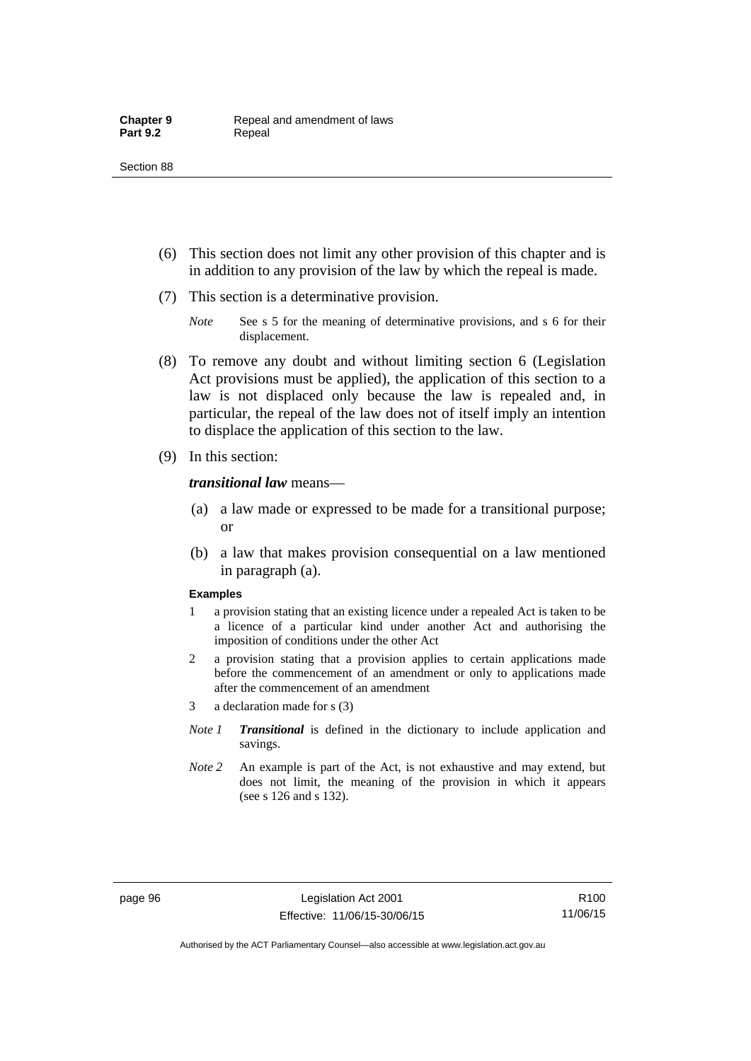(6) This section does not limit any other provision of this chapter and is in addition to any provision of the law by which the repeal is made.

(7) This section is a determinative provision.

*Note* See s 5 for the meaning of determinative provisions, and s 6 for their displacement.

(8) To remove any doubt and without limiting section 6 (Legislation Act provisions must be applied), the application of this section to a law is not displaced only because the law is repealed and, in particular, the repeal of the law does not of itself imply an intention to displace the application of this section to the law.

(9) In this section:

***transitional law*** means—

(a) a law made or expressed to be made for a transitional purpose; or

(b) a law that makes provision consequential on a law mentioned in paragraph (a).

**Examples**

1 a provision stating that an existing licence under a repealed Act is taken to be a licence of a particular kind under another Act and authorising the imposition of conditions under the other Act

2 a provision stating that a provision applies to certain applications made before the commencement of an amendment or only to applications made after the commencement of an amendment

3 a declaration made for s (3)

*Note 1* ***Transitional*** is defined in the dictionary to include application and savings.

*Note 2* An example is part of the Act, is not exhaustive and may extend, but does not limit, the meaning of the provision in which it appears (see s 126 and s 132).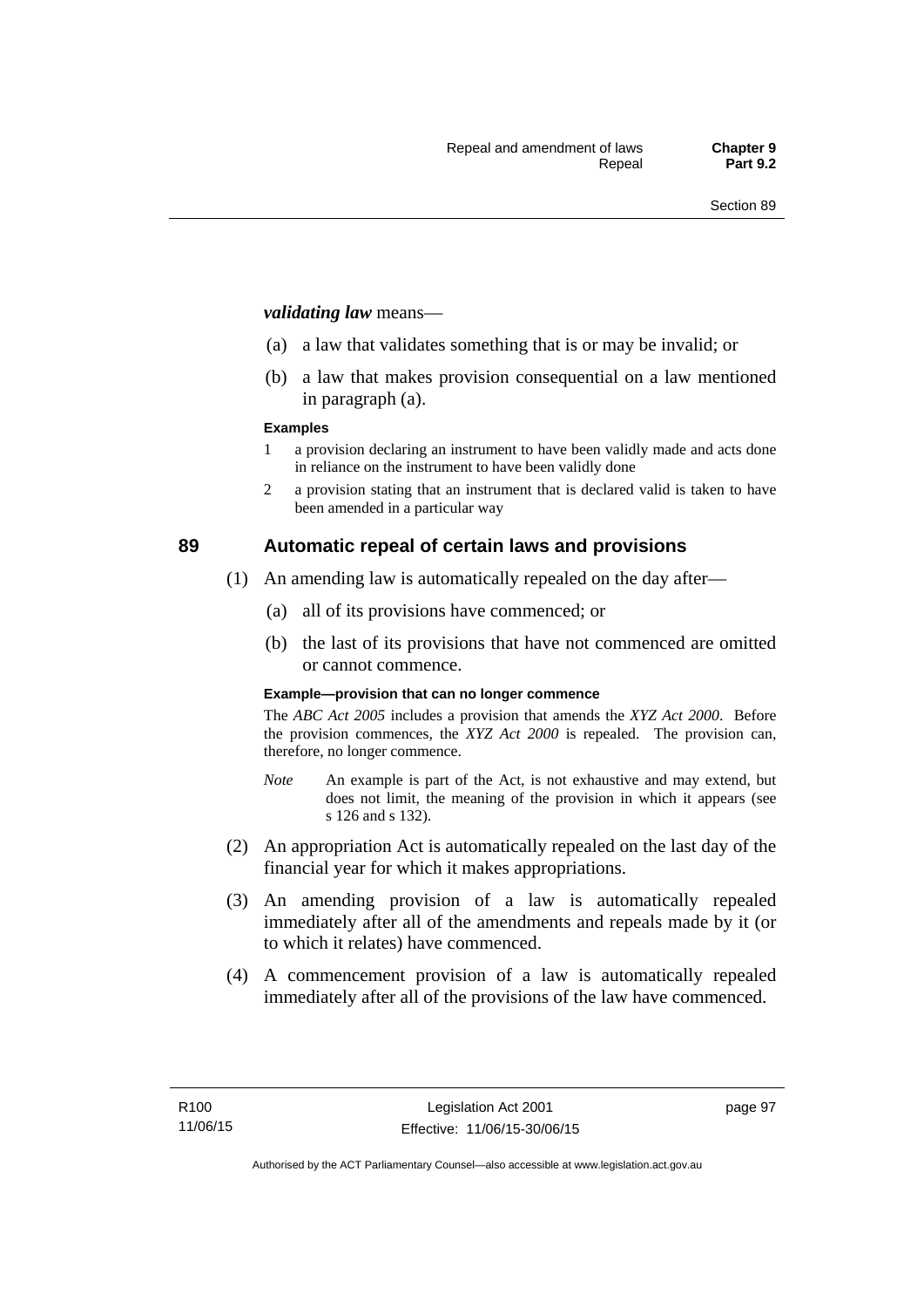***validating law*** means—

(a) a law that validates something that is or may be invalid; or

(b) a law that makes provision consequential on a law mentioned in paragraph (a).

**Examples**

1 a provision declaring an instrument to have been validly made and acts done in reliance on the instrument to have been validly done

2 a provision stating that an instrument that is declared valid is taken to have been amended in a particular way

## 89 Automatic repeal of certain laws and provisions

(1) An amending law is automatically repealed on the day after—

(a) all of its provisions have commenced; or

(b) the last of its provisions that have not commenced are omitted or cannot commence.

**Example—provision that can no longer commence**

The *ABC Act 2005* includes a provision that amends the *XYZ Act 2000*. Before the provision commences, the *XYZ Act 2000* is repealed. The provision can, therefore, no longer commence.

*Note* An example is part of the Act, is not exhaustive and may extend, but does not limit, the meaning of the provision in which it appears (see s 126 and s 132).

(2) An appropriation Act is automatically repealed on the last day of the financial year for which it makes appropriations.

(3) An amending provision of a law is automatically repealed immediately after all of the amendments and repeals made by it (or to which it relates) have commenced.

(4) A commencement provision of a law is automatically repealed immediately after all of the provisions of the law have commenced.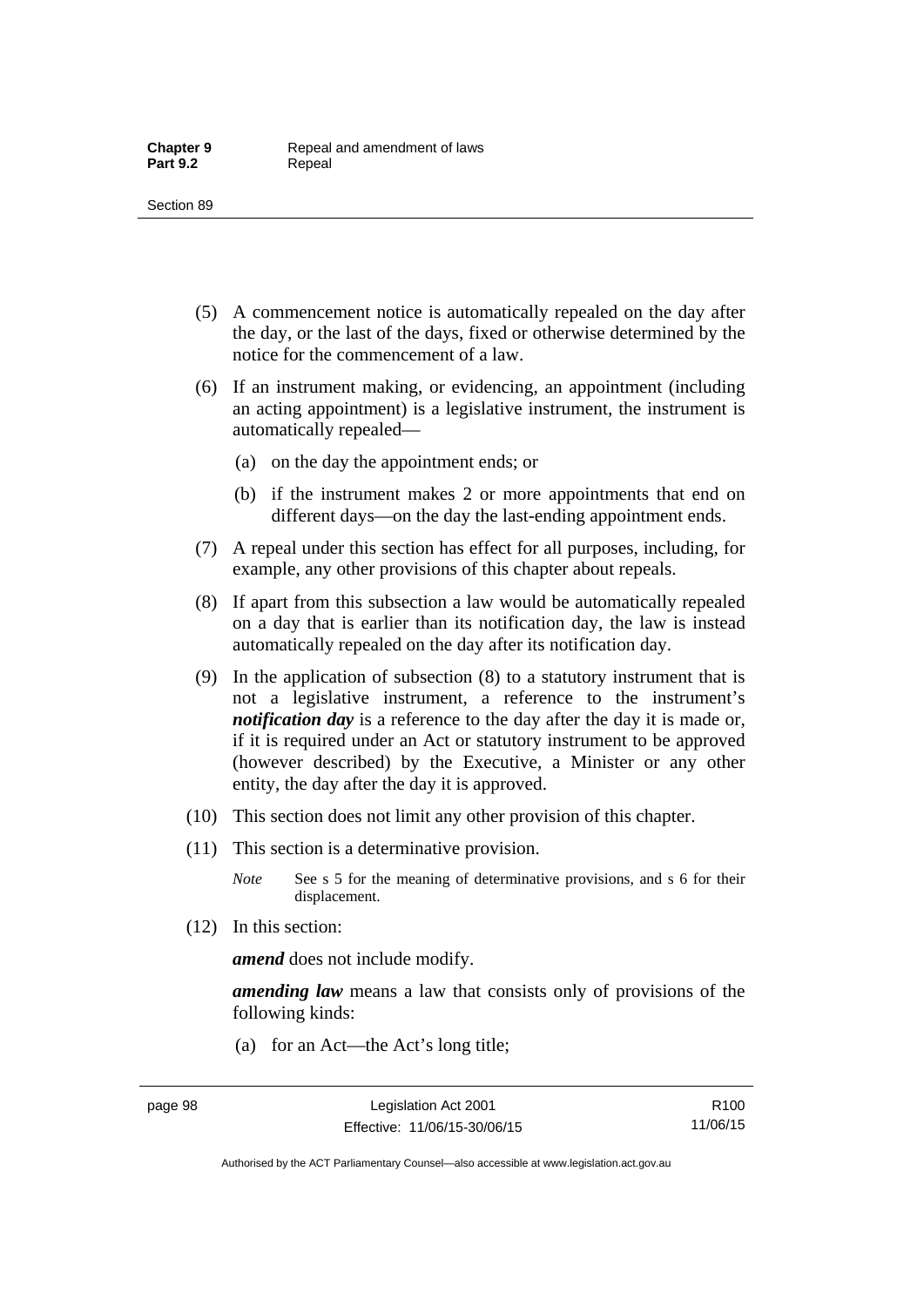(5) A commencement notice is automatically repealed on the day after the day, or the last of the days, fixed or otherwise determined by the notice for the commencement of a law.

(6) If an instrument making, or evidencing, an appointment (including an acting appointment) is a legislative instrument, the instrument is automatically repealed—

(a) on the day the appointment ends; or

(b) if the instrument makes 2 or more appointments that end on different days—on the day the last-ending appointment ends.

(7) A repeal under this section has effect for all purposes, including, for example, any other provisions of this chapter about repeals.

(8) If apart from this subsection a law would be automatically repealed on a day that is earlier than its notification day, the law is instead automatically repealed on the day after its notification day.

(9) In the application of subsection (8) to a statutory instrument that is not a legislative instrument, a reference to the instrument's ***notification day*** is a reference to the day after the day it is made or, if it is required under an Act or statutory instrument to be approved (however described) by the Executive, a Minister or any other entity, the day after the day it is approved.

(10) This section does not limit any other provision of this chapter.

(11) This section is a determinative provision.

*Note* See s 5 for the meaning of determinative provisions, and s 6 for their displacement.

(12) In this section:

***amend*** does not include modify.

***amending law*** means a law that consists only of provisions of the following kinds:

(a) for an Act—the Act's long title;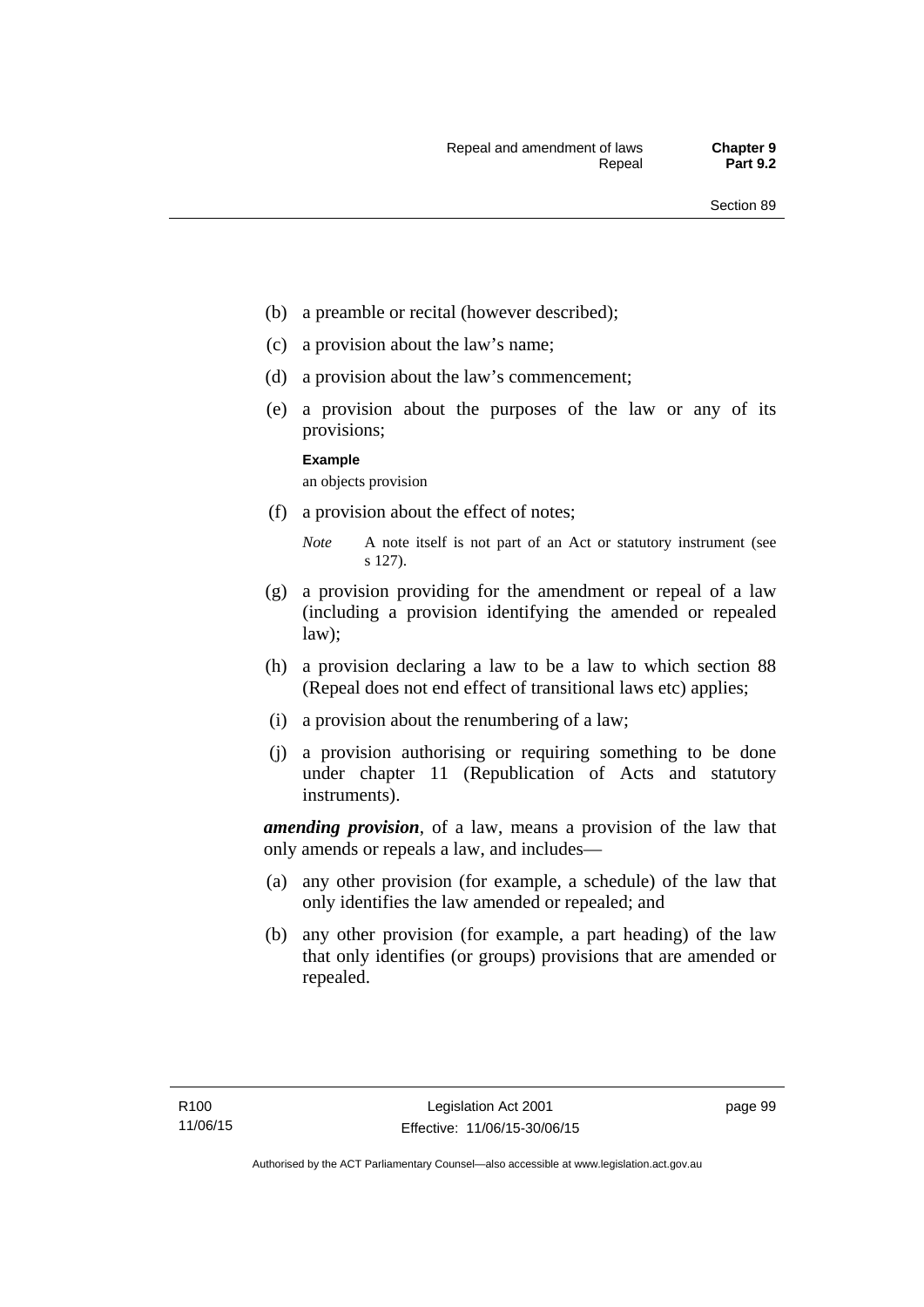(b) a preamble or recital (however described);

(c) a provision about the law's name;

(d) a provision about the law's commencement;

(e) a provision about the purposes of the law or any of its provisions;

**Example**

an objects provision

(f) a provision about the effect of notes;

*Note* A note itself is not part of an Act or statutory instrument (see s 127).

(g) a provision providing for the amendment or repeal of a law (including a provision identifying the amended or repealed law);

(h) a provision declaring a law to be a law to which section 88 (Repeal does not end effect of transitional laws etc) applies;

(i) a provision about the renumbering of a law;

(j) a provision authorising or requiring something to be done under chapter 11 (Republication of Acts and statutory instruments).

***amending provision***, of a law, means a provision of the law that only amends or repeals a law, and includes—

(a) any other provision (for example, a schedule) of the law that only identifies the law amended or repealed; and

(b) any other provision (for example, a part heading) of the law that only identifies (or groups) provisions that are amended or repealed.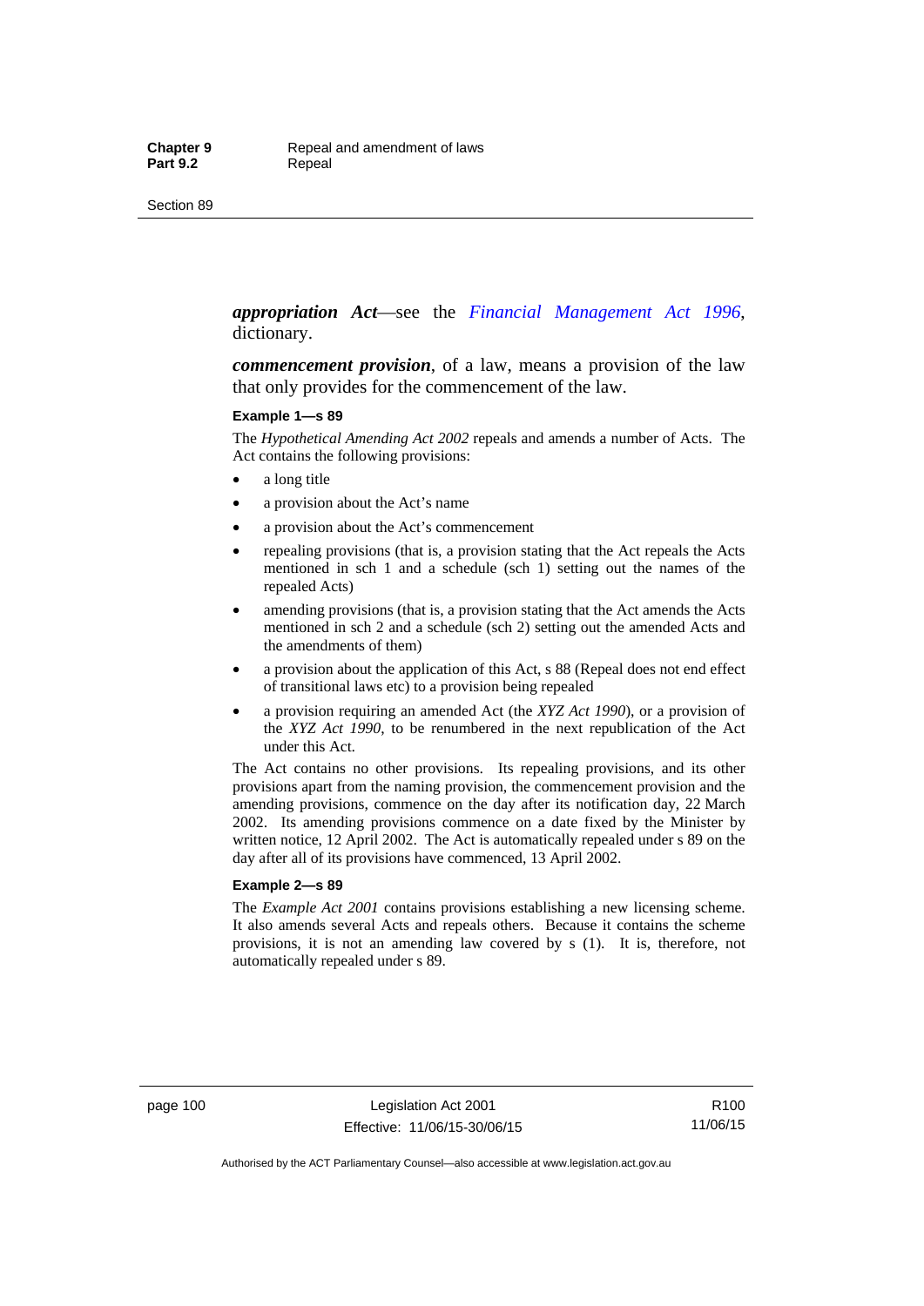***appropriation Act***—see the *Financial Management Act 1996*, dictionary.

***commencement provision***, of a law, means a provision of the law that only provides for the commencement of the law.

**Example 1—s 89**

The *Hypothetical Amending Act 2002* repeals and amends a number of Acts. The Act contains the following provisions:

- a long title
- a provision about the Act's name
- a provision about the Act's commencement
- repealing provisions (that is, a provision stating that the Act repeals the Acts mentioned in sch 1 and a schedule (sch 1) setting out the names of the repealed Acts)
- amending provisions (that is, a provision stating that the Act amends the Acts mentioned in sch 2 and a schedule (sch 2) setting out the amended Acts and the amendments of them)
- a provision about the application of this Act, s 88 (Repeal does not end effect of transitional laws etc) to a provision being repealed
- a provision requiring an amended Act (the *XYZ Act 1990*), or a provision of the *XYZ Act 1990*, to be renumbered in the next republication of the Act under this Act.

The Act contains no other provisions. Its repealing provisions, and its other provisions apart from the naming provision, the commencement provision and the amending provisions, commence on the day after its notification day, 22 March 2002. Its amending provisions commence on a date fixed by the Minister by written notice, 12 April 2002. The Act is automatically repealed under s 89 on the day after all of its provisions have commenced, 13 April 2002.

**Example 2—s 89**

The *Example Act 2001* contains provisions establishing a new licensing scheme. It also amends several Acts and repeals others. Because it contains the scheme provisions, it is not an amending law covered by s (1). It is, therefore, not automatically repealed under s 89.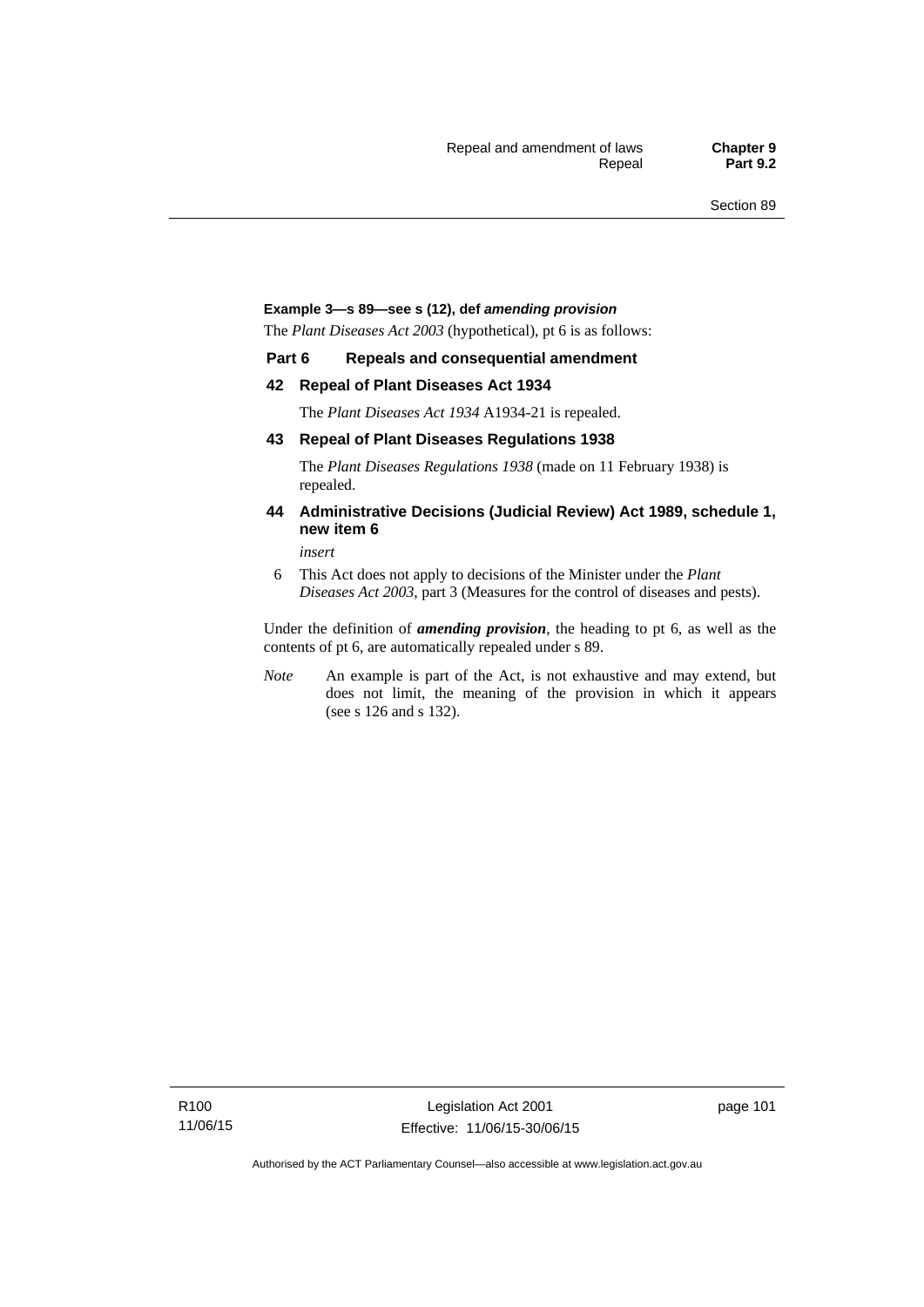**Example 3—s 89—see s (12), def *amending provision***

The *Plant Diseases Act 2003* (hypothetical), pt 6 is as follows:

**Part 6 Repeals and consequential amendment**

**42 Repeal of Plant Diseases Act 1934**

The *Plant Diseases Act 1934* A1934-21 is repealed.

**43 Repeal of Plant Diseases Regulations 1938**

The *Plant Diseases Regulations 1938* (made on 11 February 1938) is repealed.

**44 Administrative Decisions (Judicial Review) Act 1989, schedule 1, new item 6**

*insert*

6 This Act does not apply to decisions of the Minister under the *Plant Diseases Act 2003*, part 3 (Measures for the control of diseases and pests).

Under the definition of ***amending provision***, the heading to pt 6, as well as the contents of pt 6, are automatically repealed under s 89.

*Note* An example is part of the Act, is not exhaustive and may extend, but does not limit, the meaning of the provision in which it appears (see s 126 and s 132).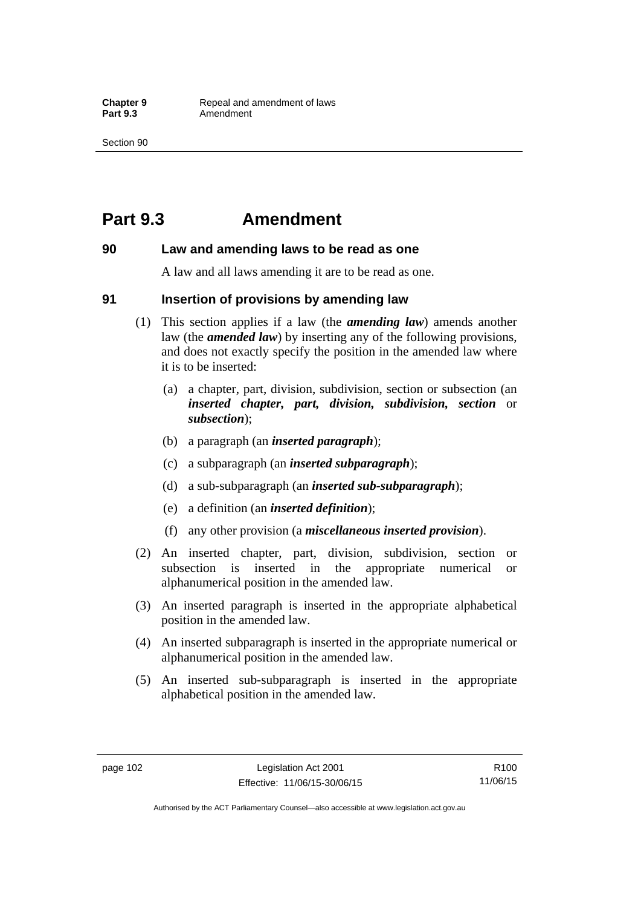# Part 9.3 Amendment

## 90 Law and amending laws to be read as one

A law and all laws amending it are to be read as one.

## 91 Insertion of provisions by amending law

(1) This section applies if a law (the ***amending law***) amends another law (the ***amended law***) by inserting any of the following provisions, and does not exactly specify the position in the amended law where it is to be inserted:

(a) a chapter, part, division, subdivision, section or subsection (an ***inserted chapter, part, division, subdivision, section*** or ***subsection***);

(b) a paragraph (an ***inserted paragraph***);

(c) a subparagraph (an ***inserted subparagraph***);

(d) a sub-subparagraph (an ***inserted sub-subparagraph***);

(e) a definition (an ***inserted definition***);

(f) any other provision (a ***miscellaneous inserted provision***).

(2) An inserted chapter, part, division, subdivision, section or subsection is inserted in the appropriate numerical or alphanumerical position in the amended law.

(3) An inserted paragraph is inserted in the appropriate alphabetical position in the amended law.

(4) An inserted subparagraph is inserted in the appropriate numerical or alphanumerical position in the amended law.

(5) An inserted sub-subparagraph is inserted in the appropriate alphabetical position in the amended law.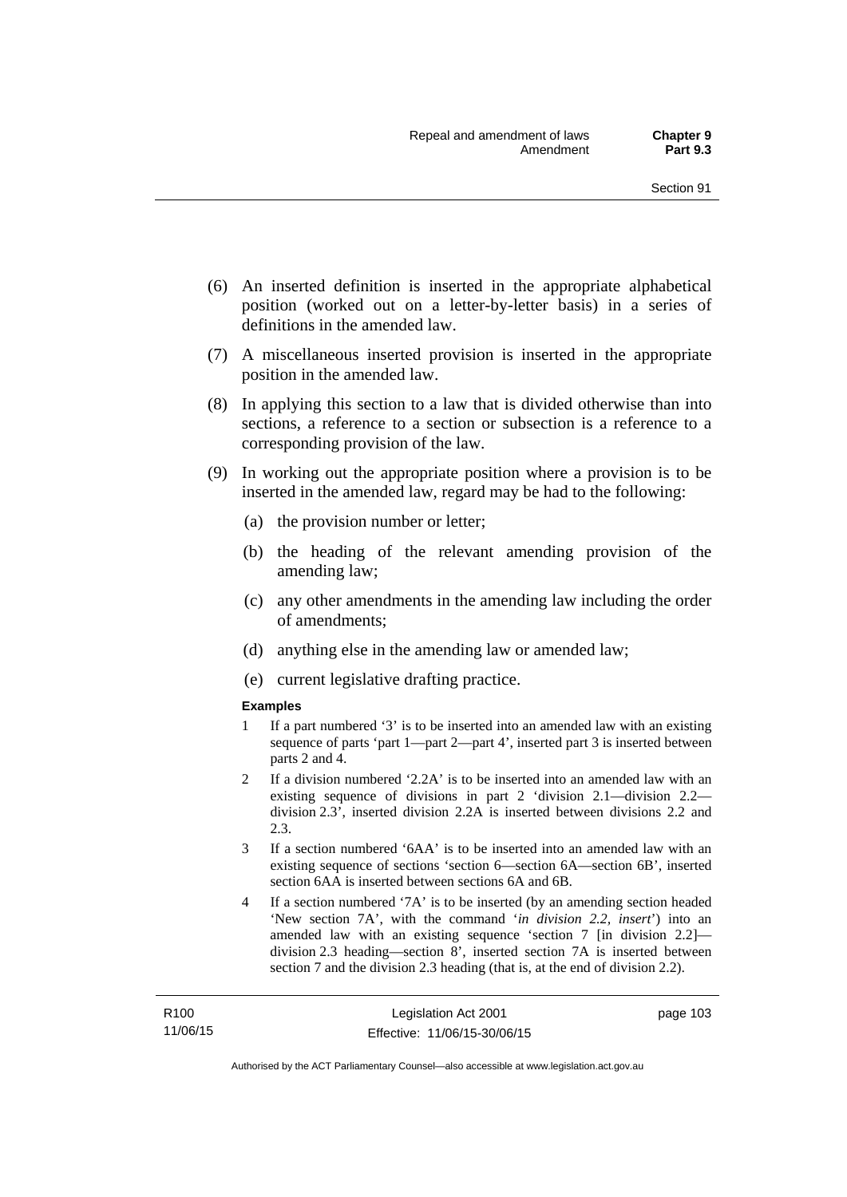(6) An inserted definition is inserted in the appropriate alphabetical position (worked out on a letter-by-letter basis) in a series of definitions in the amended law.

(7) A miscellaneous inserted provision is inserted in the appropriate position in the amended law.

(8) In applying this section to a law that is divided otherwise than into sections, a reference to a section or subsection is a reference to a corresponding provision of the law.

(9) In working out the appropriate position where a provision is to be inserted in the amended law, regard may be had to the following:

(a) the provision number or letter;

(b) the heading of the relevant amending provision of the amending law;

(c) any other amendments in the amending law including the order of amendments;

(d) anything else in the amending law or amended law;

(e) current legislative drafting practice.

**Examples**

1 If a part numbered '3' is to be inserted into an amended law with an existing sequence of parts 'part 1—part 2—part 4', inserted part 3 is inserted between parts 2 and 4.

2 If a division numbered '2.2A' is to be inserted into an amended law with an existing sequence of divisions in part 2 'division 2.1—division 2.2—division 2.3', inserted division 2.2A is inserted between divisions 2.2 and 2.3.

3 If a section numbered '6AA' is to be inserted into an amended law with an existing sequence of sections 'section 6—section 6A—section 6B', inserted section 6AA is inserted between sections 6A and 6B.

4 If a section numbered '7A' is to be inserted (by an amending section headed 'New section 7A', with the command '*in division 2.2, insert*') into an amended law with an existing sequence 'section 7 [in division 2.2]—division 2.3 heading—section 8', inserted section 7A is inserted between section 7 and the division 2.3 heading (that is, at the end of division 2.2).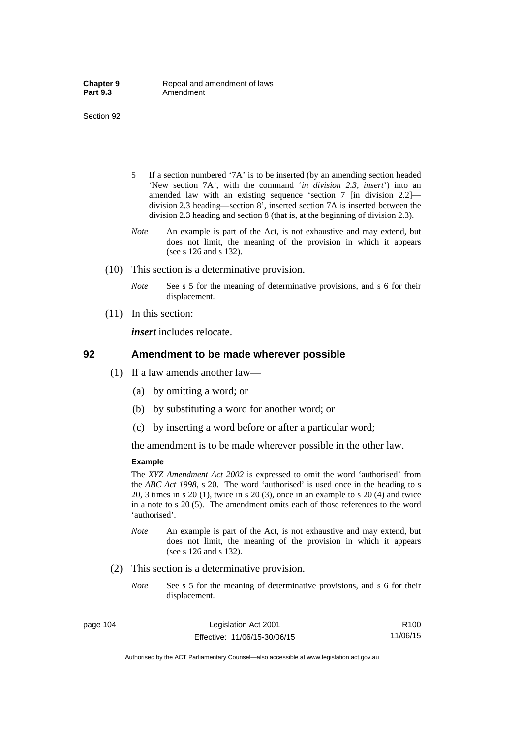5 If a section numbered '7A' is to be inserted (by an amending section headed 'New section 7A', with the command '*in division 2.3, insert*') into an amended law with an existing sequence 'section 7 [in division 2.2]—division 2.3 heading—section 8', inserted section 7A is inserted between the division 2.3 heading and section 8 (that is, at the beginning of division 2.3).

*Note* An example is part of the Act, is not exhaustive and may extend, but does not limit, the meaning of the provision in which it appears (see s 126 and s 132).

(10) This section is a determinative provision.

*Note* See s 5 for the meaning of determinative provisions, and s 6 for their displacement.

(11) In this section:

***insert*** includes relocate.

## 92 Amendment to be made wherever possible

(1) If a law amends another law—

(a) by omitting a word; or

(b) by substituting a word for another word; or

(c) by inserting a word before or after a particular word;

the amendment is to be made wherever possible in the other law.

**Example**

The *XYZ Amendment Act 2002* is expressed to omit the word 'authorised' from the *ABC Act 1998*, s 20. The word 'authorised' is used once in the heading to s 20, 3 times in s 20 (1), twice in s 20 (3), once in an example to s 20 (4) and twice in a note to s 20 (5). The amendment omits each of those references to the word 'authorised'.

*Note* An example is part of the Act, is not exhaustive and may extend, but does not limit, the meaning of the provision in which it appears (see s 126 and s 132).

(2) This section is a determinative provision.

*Note* See s 5 for the meaning of determinative provisions, and s 6 for their displacement.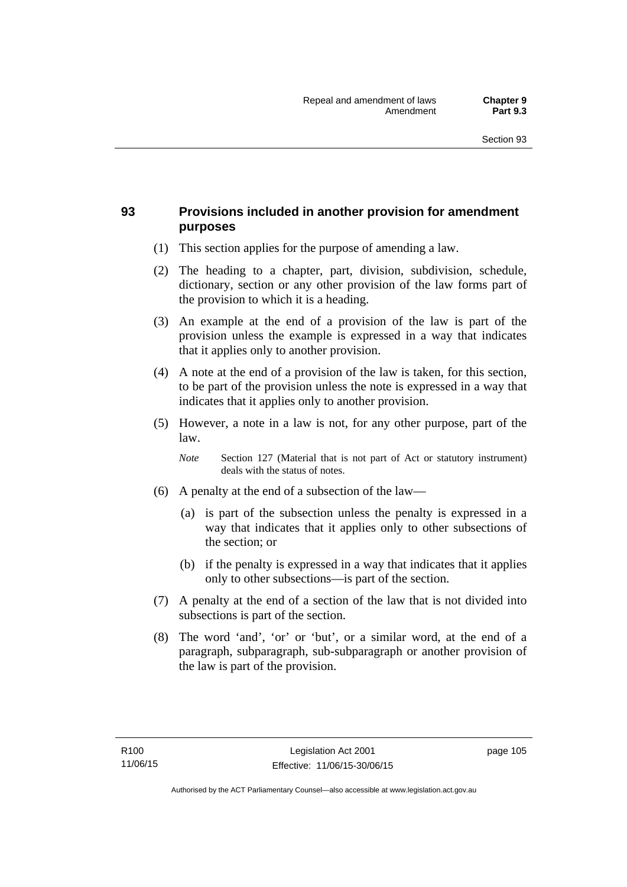## 93 Provisions included in another provision for amendment purposes

(1) This section applies for the purpose of amending a law.

(2) The heading to a chapter, part, division, subdivision, schedule, dictionary, section or any other provision of the law forms part of the provision to which it is a heading.

(3) An example at the end of a provision of the law is part of the provision unless the example is expressed in a way that indicates that it applies only to another provision.

(4) A note at the end of a provision of the law is taken, for this section, to be part of the provision unless the note is expressed in a way that indicates that it applies only to another provision.

(5) However, a note in a law is not, for any other purpose, part of the law.

*Note* Section 127 (Material that is not part of Act or statutory instrument) deals with the status of notes.

(6) A penalty at the end of a subsection of the law—

(a) is part of the subsection unless the penalty is expressed in a way that indicates that it applies only to other subsections of the section; or

(b) if the penalty is expressed in a way that indicates that it applies only to other subsections—is part of the section.

(7) A penalty at the end of a section of the law that is not divided into subsections is part of the section.

(8) The word 'and', 'or' or 'but', or a similar word, at the end of a paragraph, subparagraph, sub-subparagraph or another provision of the law is part of the provision.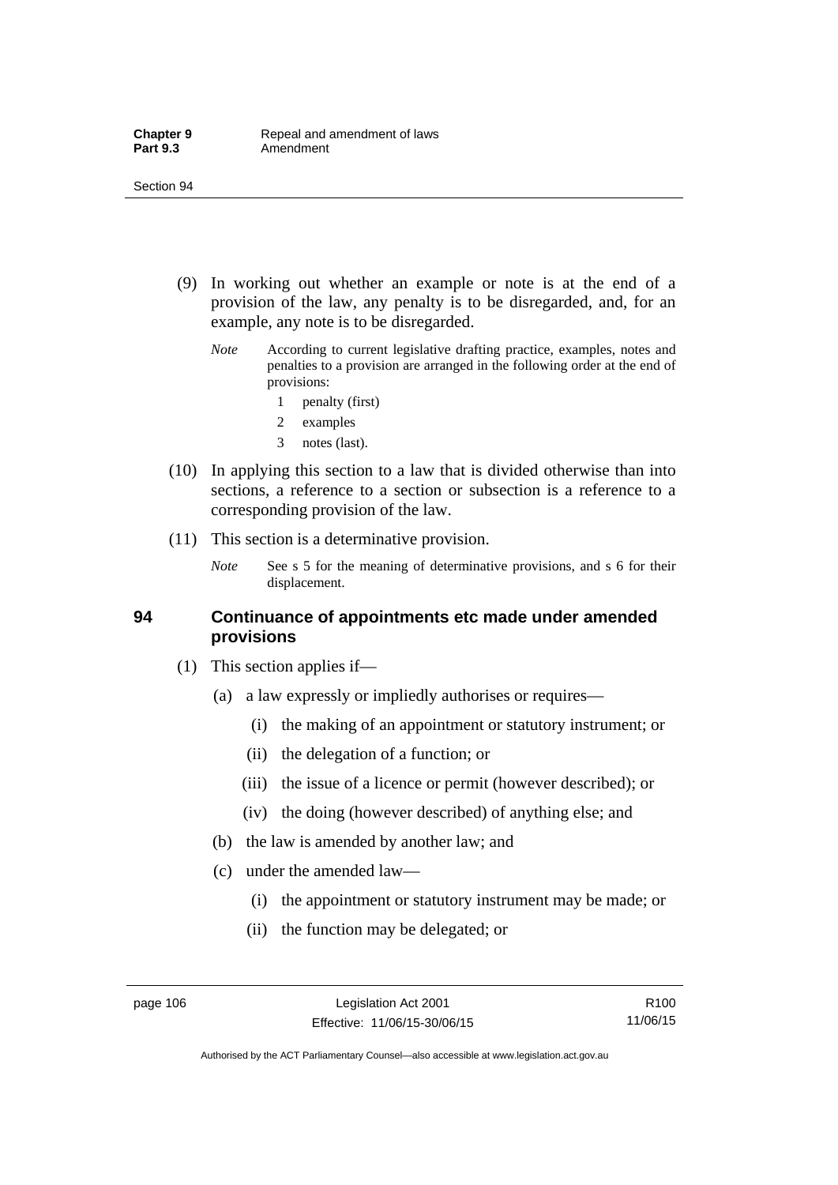(9) In working out whether an example or note is at the end of a provision of the law, any penalty is to be disregarded, and, for an example, any note is to be disregarded.

*Note* According to current legislative drafting practice, examples, notes and penalties to a provision are arranged in the following order at the end of provisions:

1 penalty (first)

2 examples

3 notes (last).

(10) In applying this section to a law that is divided otherwise than into sections, a reference to a section or subsection is a reference to a corresponding provision of the law.

(11) This section is a determinative provision.

*Note* See s 5 for the meaning of determinative provisions, and s 6 for their displacement.

## 94 Continuance of appointments etc made under amended provisions

(1) This section applies if—

(a) a law expressly or impliedly authorises or requires—

(i) the making of an appointment or statutory instrument; or

(ii) the delegation of a function; or

(iii) the issue of a licence or permit (however described); or

(iv) the doing (however described) of anything else; and

(b) the law is amended by another law; and

(c) under the amended law—

(i) the appointment or statutory instrument may be made; or

(ii) the function may be delegated; or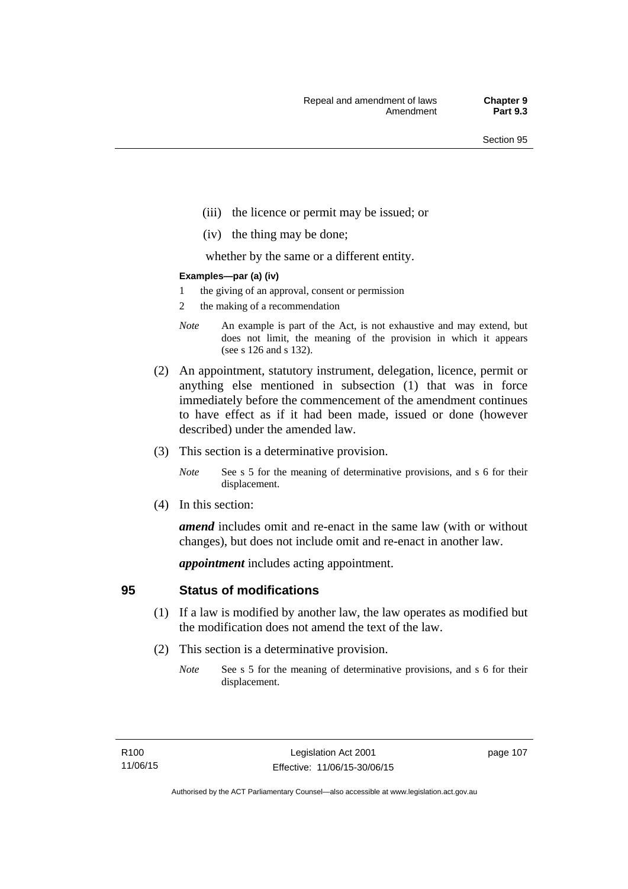(iii) the licence or permit may be issued; or

(iv) the thing may be done;

whether by the same or a different entity.

**Examples—par (a) (iv)**

1 the giving of an approval, consent or permission

2 the making of a recommendation

*Note* An example is part of the Act, is not exhaustive and may extend, but does not limit, the meaning of the provision in which it appears (see s 126 and s 132).

(2) An appointment, statutory instrument, delegation, licence, permit or anything else mentioned in subsection (1) that was in force immediately before the commencement of the amendment continues to have effect as if it had been made, issued or done (however described) under the amended law.

(3) This section is a determinative provision.

*Note* See s 5 for the meaning of determinative provisions, and s 6 for their displacement.

(4) In this section:

***amend*** includes omit and re-enact in the same law (with or without changes), but does not include omit and re-enact in another law.

***appointment*** includes acting appointment.

## 95 Status of modifications

(1) If a law is modified by another law, the law operates as modified but the modification does not amend the text of the law.

(2) This section is a determinative provision.

*Note* See s 5 for the meaning of determinative provisions, and s 6 for their displacement.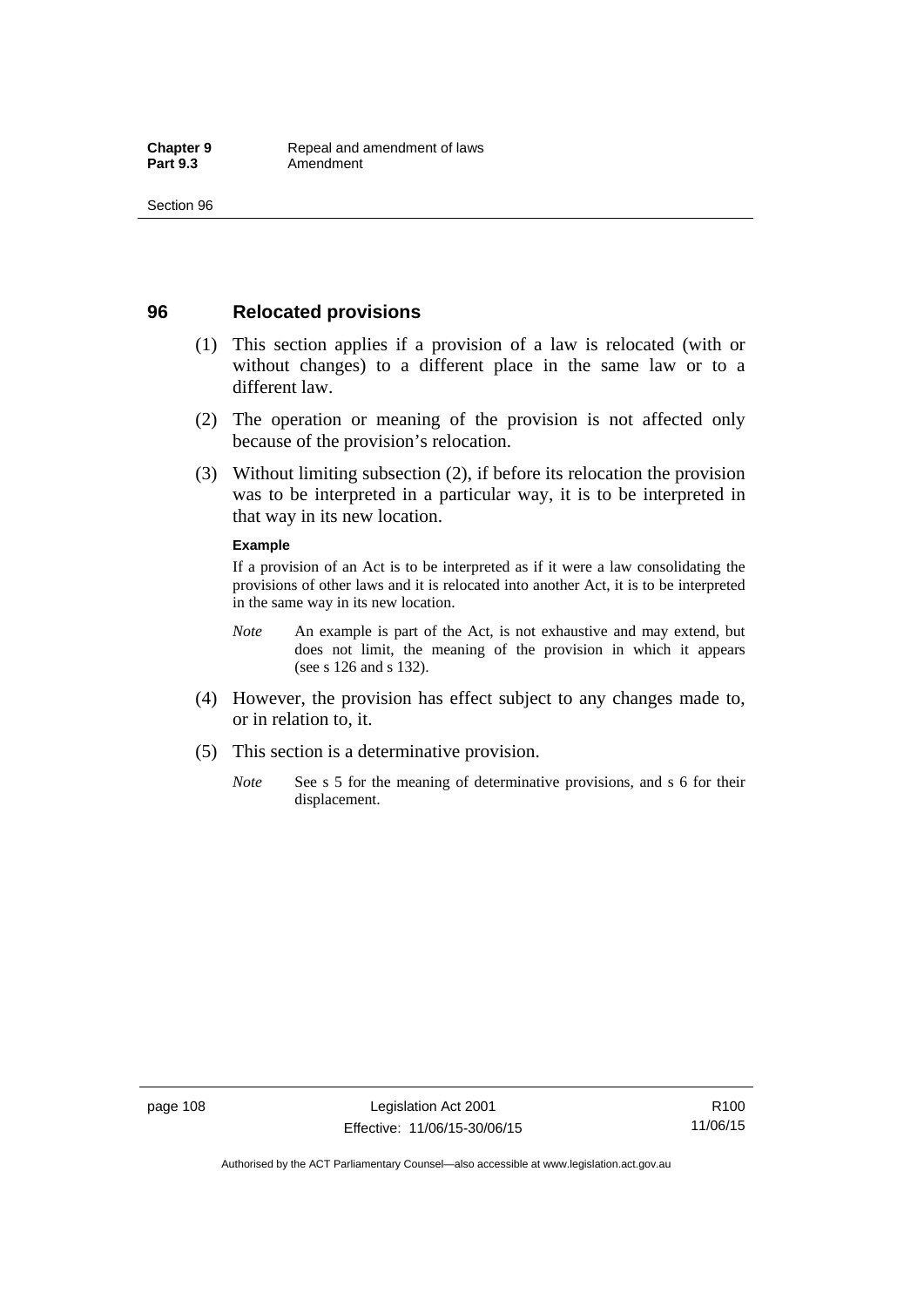## 96 Relocated provisions

(1) This section applies if a provision of a law is relocated (with or without changes) to a different place in the same law or to a different law.

(2) The operation or meaning of the provision is not affected only because of the provision's relocation.

(3) Without limiting subsection (2), if before its relocation the provision was to be interpreted in a particular way, it is to be interpreted in that way in its new location.

**Example**

If a provision of an Act is to be interpreted as if it were a law consolidating the provisions of other laws and it is relocated into another Act, it is to be interpreted in the same way in its new location.

*Note* An example is part of the Act, is not exhaustive and may extend, but does not limit, the meaning of the provision in which it appears (see s 126 and s 132).

(4) However, the provision has effect subject to any changes made to, or in relation to, it.

(5) This section is a determinative provision.

*Note* See s 5 for the meaning of determinative provisions, and s 6 for their displacement.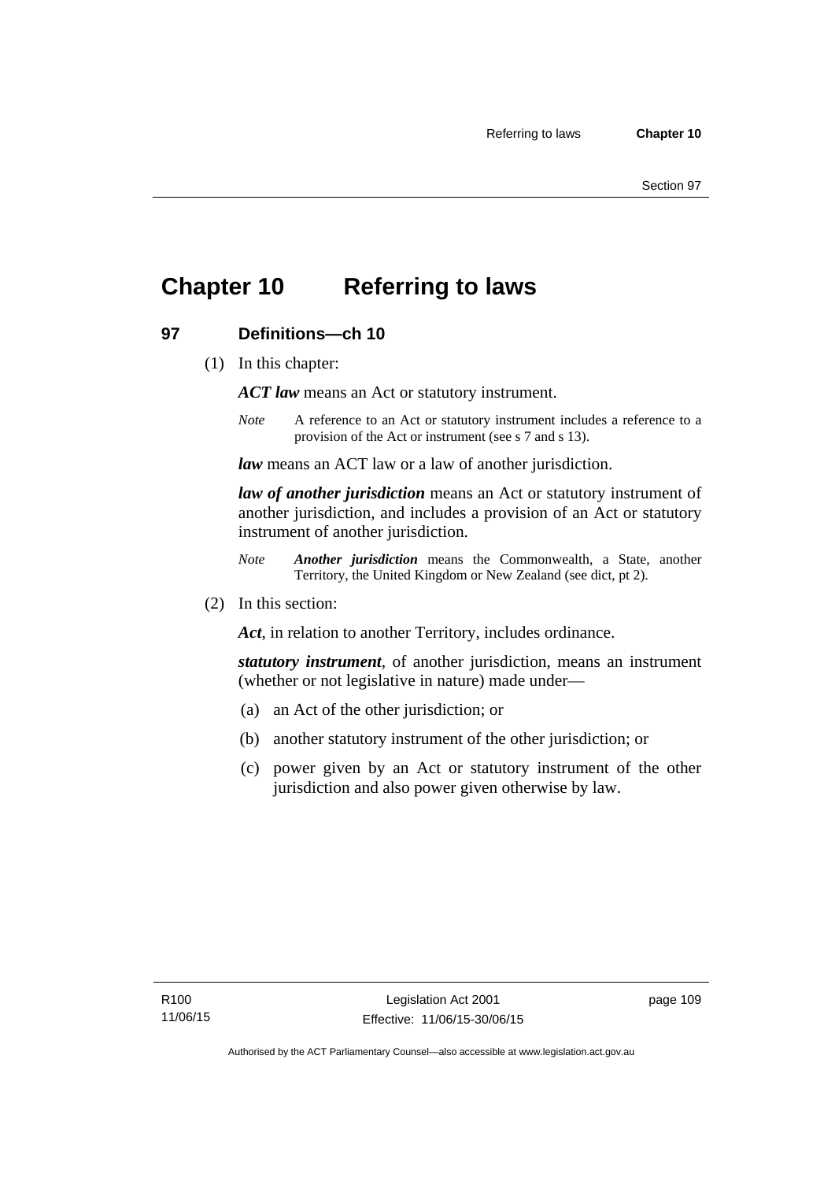# Chapter 10 Referring to laws

## 97 Definitions—ch 10

(1) In this chapter:

***ACT law*** means an Act or statutory instrument.

*Note* A reference to an Act or statutory instrument includes a reference to a provision of the Act or instrument (see s 7 and s 13).

***law*** means an ACT law or a law of another jurisdiction.

***law of another jurisdiction*** means an Act or statutory instrument of another jurisdiction, and includes a provision of an Act or statutory instrument of another jurisdiction.

*Note* ***Another jurisdiction*** means the Commonwealth, a State, another Territory, the United Kingdom or New Zealand (see dict, pt 2).

(2) In this section:

***Act***, in relation to another Territory, includes ordinance.

***statutory instrument***, of another jurisdiction, means an instrument (whether or not legislative in nature) made under—

(a) an Act of the other jurisdiction; or

(b) another statutory instrument of the other jurisdiction; or

(c) power given by an Act or statutory instrument of the other jurisdiction and also power given otherwise by law.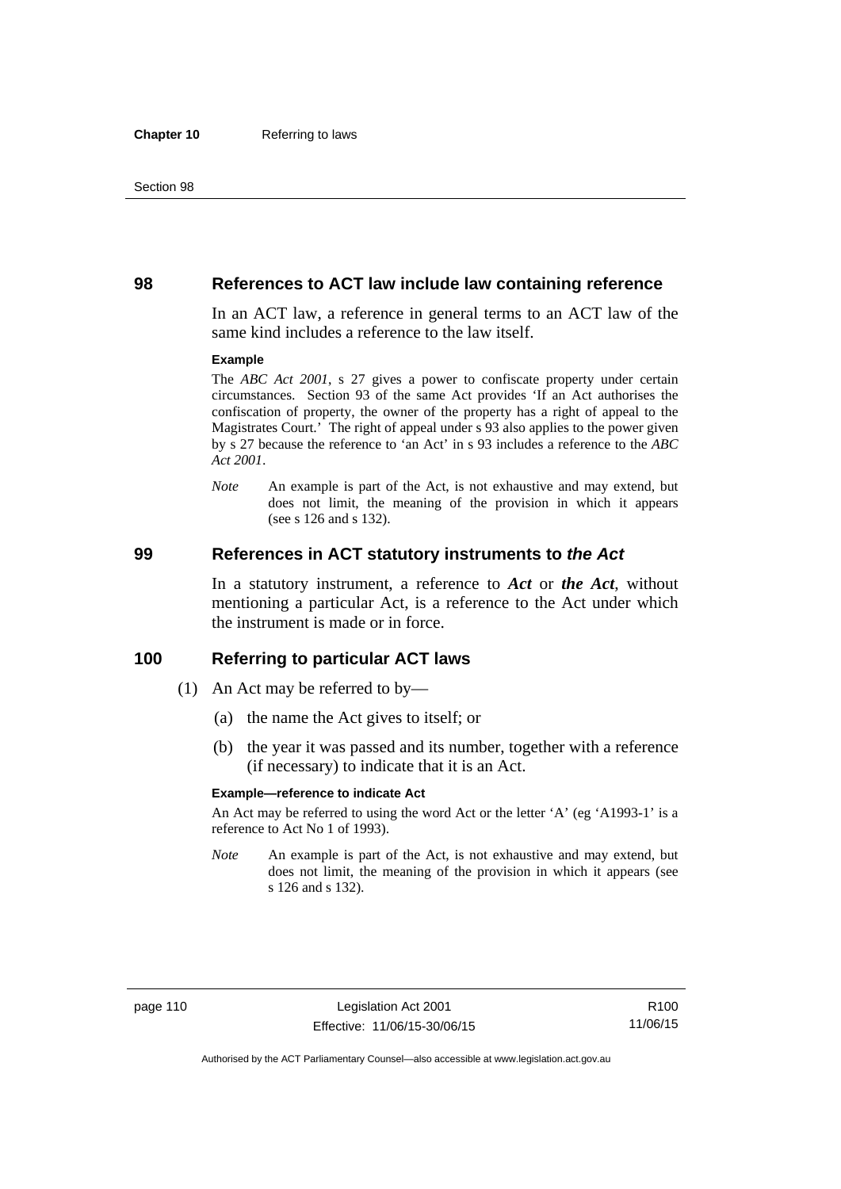## 98 References to ACT law include law containing reference

In an ACT law, a reference in general terms to an ACT law of the same kind includes a reference to the law itself.

**Example**

The *ABC Act 2001*, s 27 gives a power to confiscate property under certain circumstances. Section 93 of the same Act provides 'If an Act authorises the confiscation of property, the owner of the property has a right of appeal to the Magistrates Court.' The right of appeal under s 93 also applies to the power given by s 27 because the reference to 'an Act' in s 93 includes a reference to the *ABC Act 2001*.

*Note* An example is part of the Act, is not exhaustive and may extend, but does not limit, the meaning of the provision in which it appears (see s 126 and s 132).

## 99 References in ACT statutory instruments to *the Act*

In a statutory instrument, a reference to ***Act*** or ***the Act***, without mentioning a particular Act, is a reference to the Act under which the instrument is made or in force.

## 100 Referring to particular ACT laws

(1) An Act may be referred to by—

(a) the name the Act gives to itself; or

(b) the year it was passed and its number, together with a reference (if necessary) to indicate that it is an Act.

**Example—reference to indicate Act**

An Act may be referred to using the word Act or the letter 'A' (eg 'A1993-1' is a reference to Act No 1 of 1993).

*Note* An example is part of the Act, is not exhaustive and may extend, but does not limit, the meaning of the provision in which it appears (see s 126 and s 132).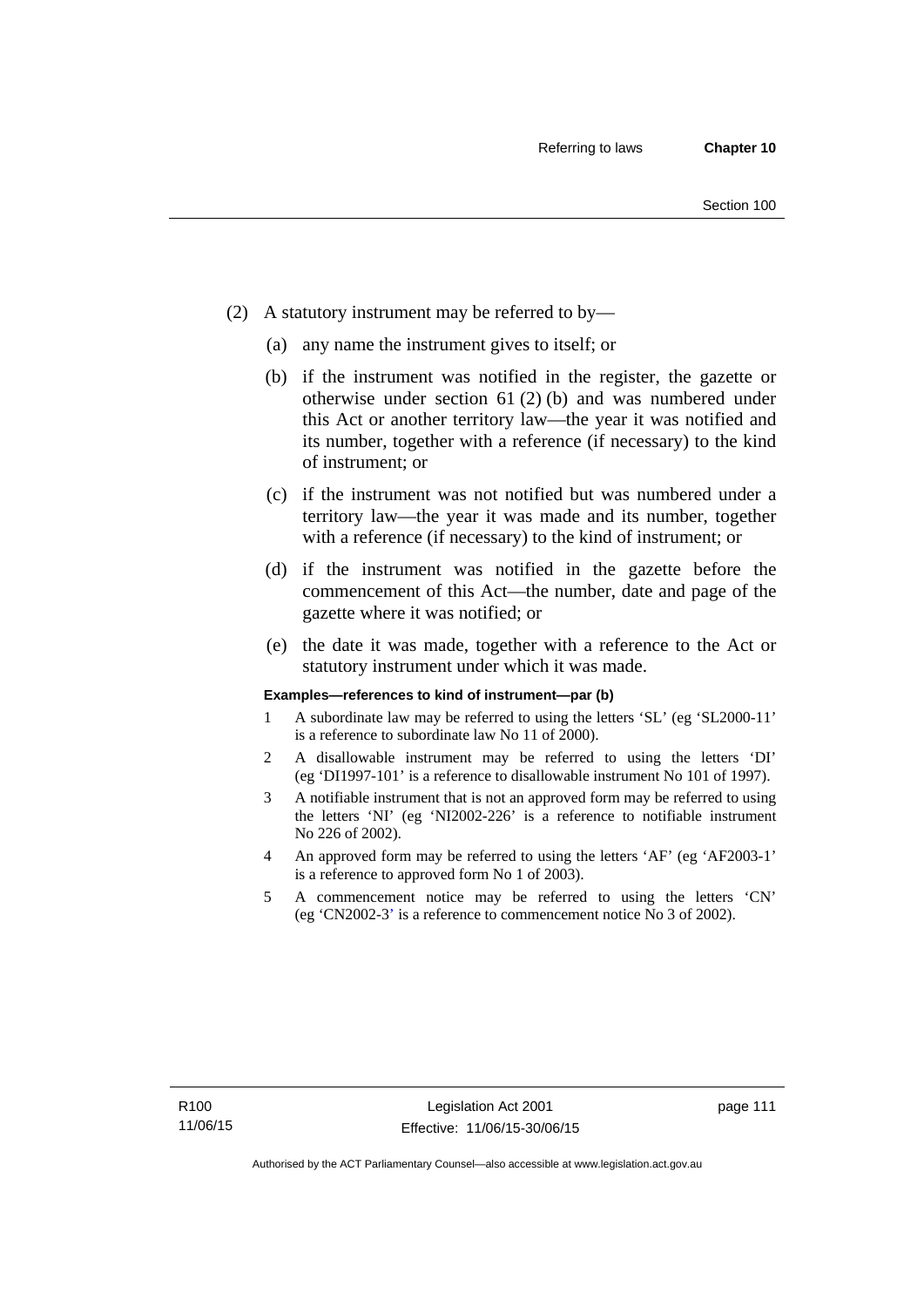(2) A statutory instrument may be referred to by—

(a) any name the instrument gives to itself; or

(b) if the instrument was notified in the register, the gazette or otherwise under section 61 (2) (b) and was numbered under this Act or another territory law—the year it was notified and its number, together with a reference (if necessary) to the kind of instrument; or

(c) if the instrument was not notified but was numbered under a territory law—the year it was made and its number, together with a reference (if necessary) to the kind of instrument; or

(d) if the instrument was notified in the gazette before the commencement of this Act—the number, date and page of the gazette where it was notified; or

(e) the date it was made, together with a reference to the Act or statutory instrument under which it was made.

**Examples—references to kind of instrument—par (b)**

1 A subordinate law may be referred to using the letters 'SL' (eg 'SL2000-11' is a reference to subordinate law No 11 of 2000).

2 A disallowable instrument may be referred to using the letters 'DI' (eg 'DI1997-101' is a reference to disallowable instrument No 101 of 1997).

3 A notifiable instrument that is not an approved form may be referred to using the letters 'NI' (eg 'NI2002-226' is a reference to notifiable instrument No 226 of 2002).

4 An approved form may be referred to using the letters 'AF' (eg 'AF2003-1' is a reference to approved form No 1 of 2003).

5 A commencement notice may be referred to using the letters 'CN' (eg 'CN2002-3' is a reference to commencement notice No 3 of 2002).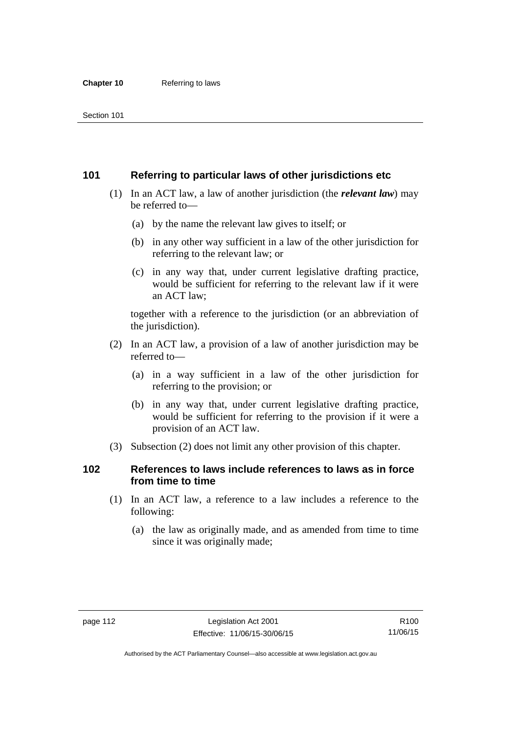## 101 Referring to particular laws of other jurisdictions etc

(1) In an ACT law, a law of another jurisdiction (the ***relevant law***) may be referred to—

(a) by the name the relevant law gives to itself; or

(b) in any other way sufficient in a law of the other jurisdiction for referring to the relevant law; or

(c) in any way that, under current legislative drafting practice, would be sufficient for referring to the relevant law if it were an ACT law;

together with a reference to the jurisdiction (or an abbreviation of the jurisdiction).

(2) In an ACT law, a provision of a law of another jurisdiction may be referred to—

(a) in a way sufficient in a law of the other jurisdiction for referring to the provision; or

(b) in any way that, under current legislative drafting practice, would be sufficient for referring to the provision if it were a provision of an ACT law.

(3) Subsection (2) does not limit any other provision of this chapter.

## 102 References to laws include references to laws as in force from time to time

(1) In an ACT law, a reference to a law includes a reference to the following:

(a) the law as originally made, and as amended from time to time since it was originally made;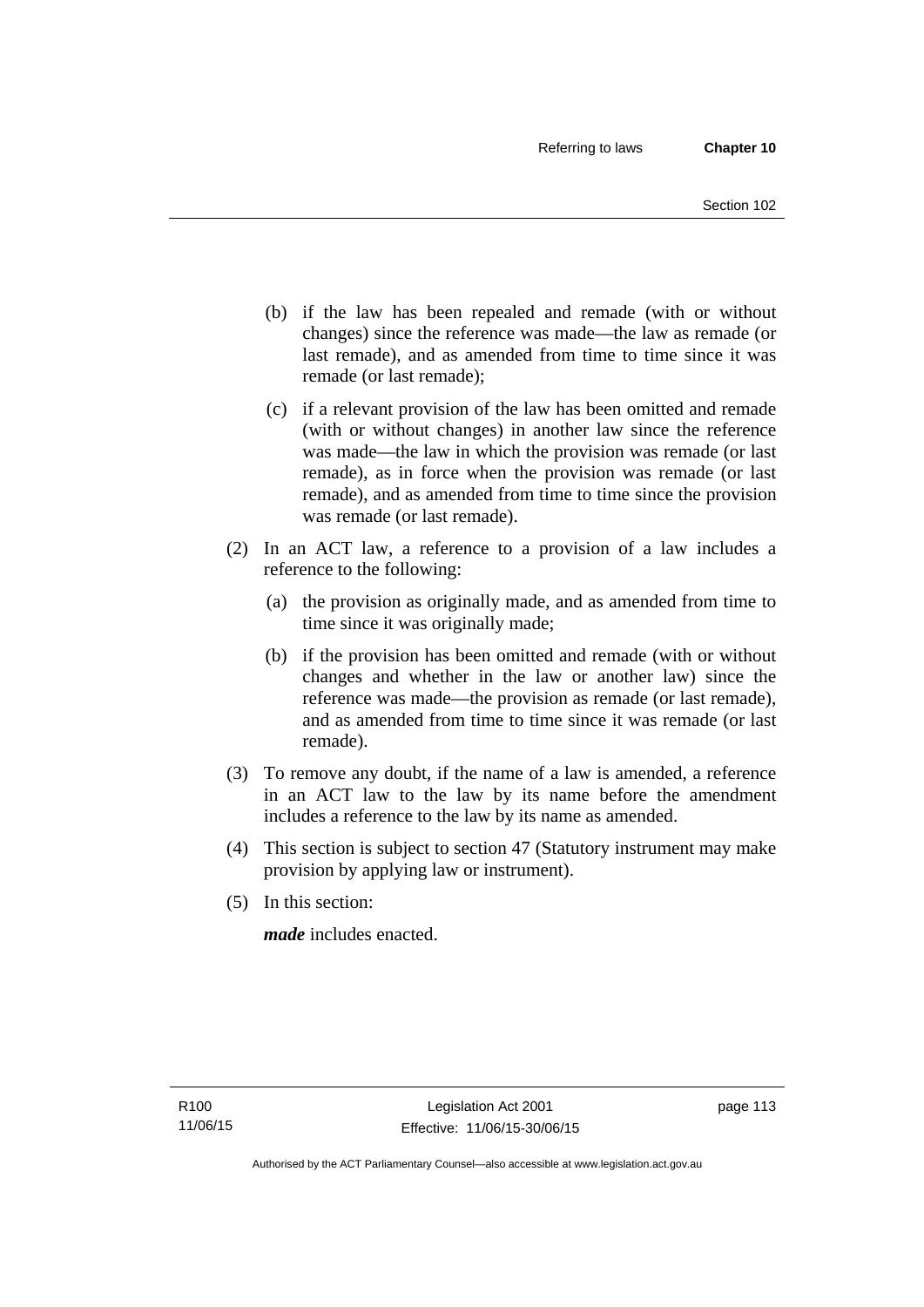(b) if the law has been repealed and remade (with or without changes) since the reference was made—the law as remade (or last remade), and as amended from time to time since it was remade (or last remade);

(c) if a relevant provision of the law has been omitted and remade (with or without changes) in another law since the reference was made—the law in which the provision was remade (or last remade), as in force when the provision was remade (or last remade), and as amended from time to time since the provision was remade (or last remade).

(2) In an ACT law, a reference to a provision of a law includes a reference to the following:

(a) the provision as originally made, and as amended from time to time since it was originally made;

(b) if the provision has been omitted and remade (with or without changes and whether in the law or another law) since the reference was made—the provision as remade (or last remade), and as amended from time to time since it was remade (or last remade).

(3) To remove any doubt, if the name of a law is amended, a reference in an ACT law to the law by its name before the amendment includes a reference to the law by its name as amended.

(4) This section is subject to section 47 (Statutory instrument may make provision by applying law or instrument).

(5) In this section:

***made*** includes enacted.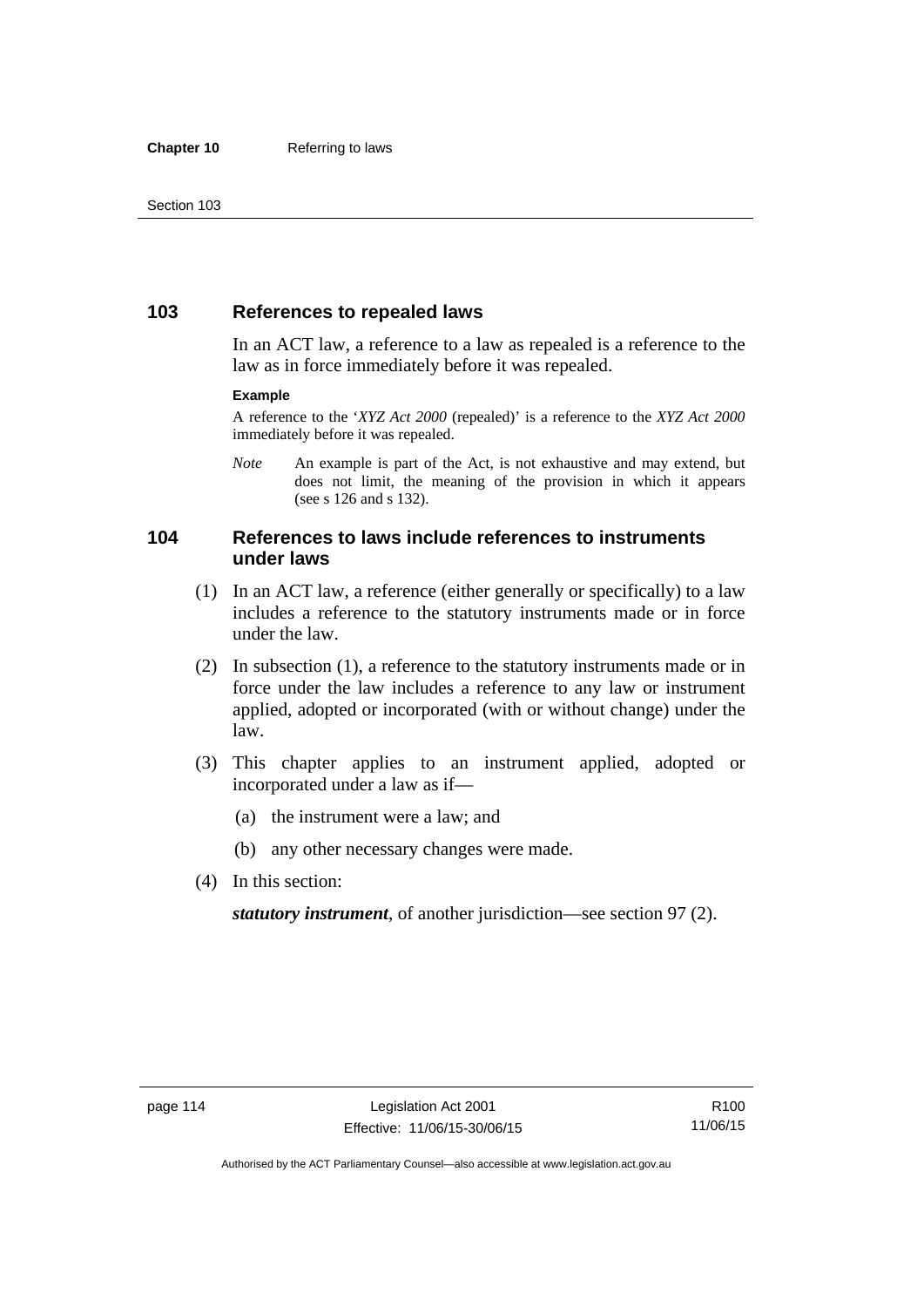## 103 References to repealed laws

In an ACT law, a reference to a law as repealed is a reference to the law as in force immediately before it was repealed.

**Example**

A reference to the '*XYZ Act 2000* (repealed)' is a reference to the *XYZ Act 2000* immediately before it was repealed.

*Note* An example is part of the Act, is not exhaustive and may extend, but does not limit, the meaning of the provision in which it appears (see s 126 and s 132).

## 104 References to laws include references to instruments under laws

(1) In an ACT law, a reference (either generally or specifically) to a law includes a reference to the statutory instruments made or in force under the law.

(2) In subsection (1), a reference to the statutory instruments made or in force under the law includes a reference to any law or instrument applied, adopted or incorporated (with or without change) under the law.

(3) This chapter applies to an instrument applied, adopted or incorporated under a law as if—

(a) the instrument were a law; and

(b) any other necessary changes were made.

(4) In this section:

***statutory instrument***, of another jurisdiction—see section 97 (2).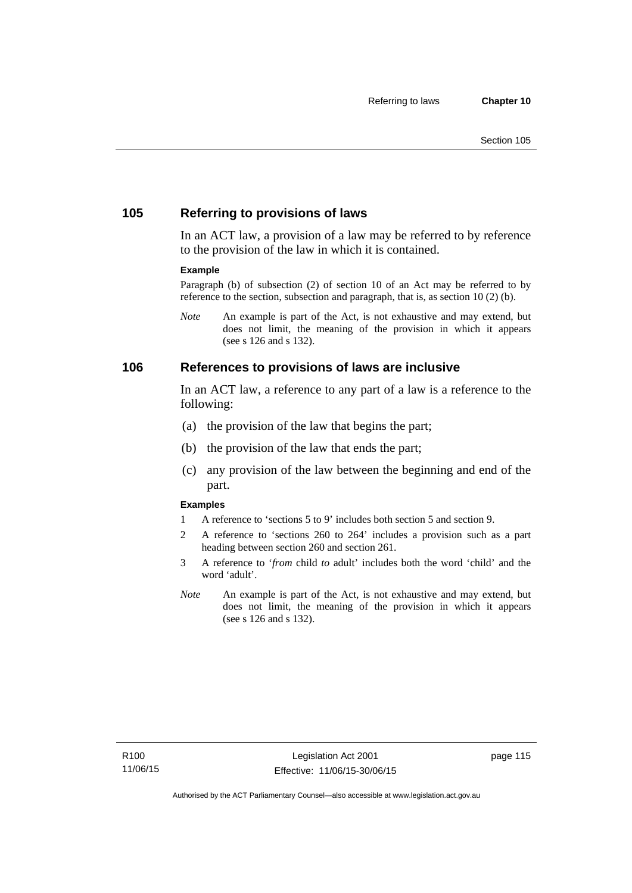## 105 Referring to provisions of laws

In an ACT law, a provision of a law may be referred to by reference to the provision of the law in which it is contained.

**Example**

Paragraph (b) of subsection (2) of section 10 of an Act may be referred to by reference to the section, subsection and paragraph, that is, as section 10 (2) (b).

*Note* An example is part of the Act, is not exhaustive and may extend, but does not limit, the meaning of the provision in which it appears (see s 126 and s 132).

## 106 References to provisions of laws are inclusive

In an ACT law, a reference to any part of a law is a reference to the following:

(a) the provision of the law that begins the part;

(b) the provision of the law that ends the part;

(c) any provision of the law between the beginning and end of the part.

**Examples**

1 A reference to 'sections 5 to 9' includes both section 5 and section 9.

2 A reference to 'sections 260 to 264' includes a provision such as a part heading between section 260 and section 261.

3 A reference to '*from* child *to* adult' includes both the word 'child' and the word 'adult'.

*Note* An example is part of the Act, is not exhaustive and may extend, but does not limit, the meaning of the provision in which it appears (see s 126 and s 132).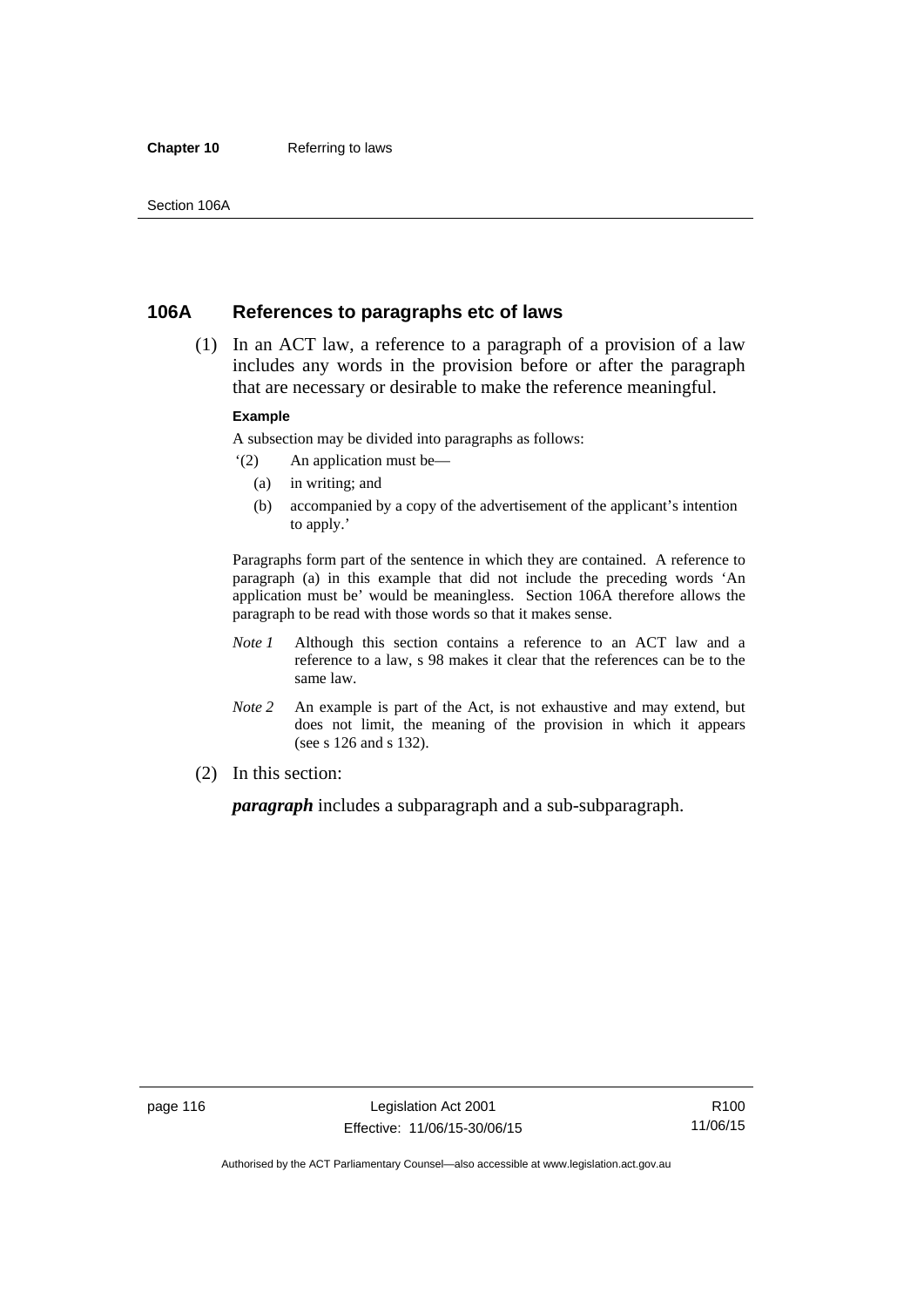## 106A References to paragraphs etc of laws

(1) In an ACT law, a reference to a paragraph of a provision of a law includes any words in the provision before or after the paragraph that are necessary or desirable to make the reference meaningful.

**Example**

A subsection may be divided into paragraphs as follows:

'(2) An application must be—

(a) in writing; and

(b) accompanied by a copy of the advertisement of the applicant's intention to apply.'

Paragraphs form part of the sentence in which they are contained. A reference to paragraph (a) in this example that did not include the preceding words 'An application must be' would be meaningless. Section 106A therefore allows the paragraph to be read with those words so that it makes sense.

*Note 1* Although this section contains a reference to an ACT law and a reference to a law, s 98 makes it clear that the references can be to the same law.

*Note 2* An example is part of the Act, is not exhaustive and may extend, but does not limit, the meaning of the provision in which it appears (see s 126 and s 132).

(2) In this section:

***paragraph*** includes a subparagraph and a sub-subparagraph.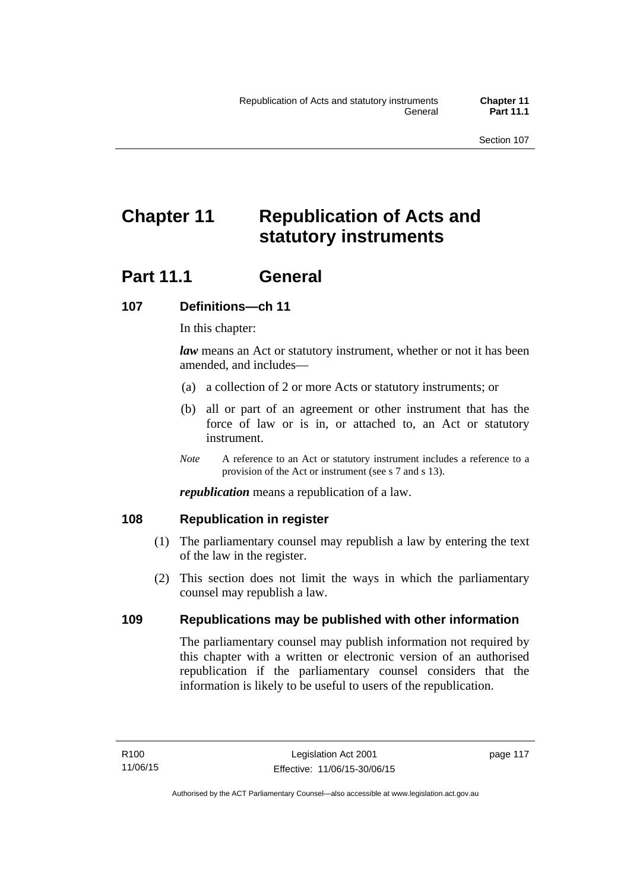# Chapter 11 Republication of Acts and statutory instruments

## Part 11.1 General

### 107 Definitions—ch 11

In this chapter:

***law*** means an Act or statutory instrument, whether or not it has been amended, and includes—

(a) a collection of 2 or more Acts or statutory instruments; or

(b) all or part of an agreement or other instrument that has the force of law or is in, or attached to, an Act or statutory instrument.

*Note* A reference to an Act or statutory instrument includes a reference to a provision of the Act or instrument (see s 7 and s 13).

***republication*** means a republication of a law.

### 108 Republication in register

(1) The parliamentary counsel may republish a law by entering the text of the law in the register.

(2) This section does not limit the ways in which the parliamentary counsel may republish a law.

### 109 Republications may be published with other information

The parliamentary counsel may publish information not required by this chapter with a written or electronic version of an authorised republication if the parliamentary counsel considers that the information is likely to be useful to users of the republication.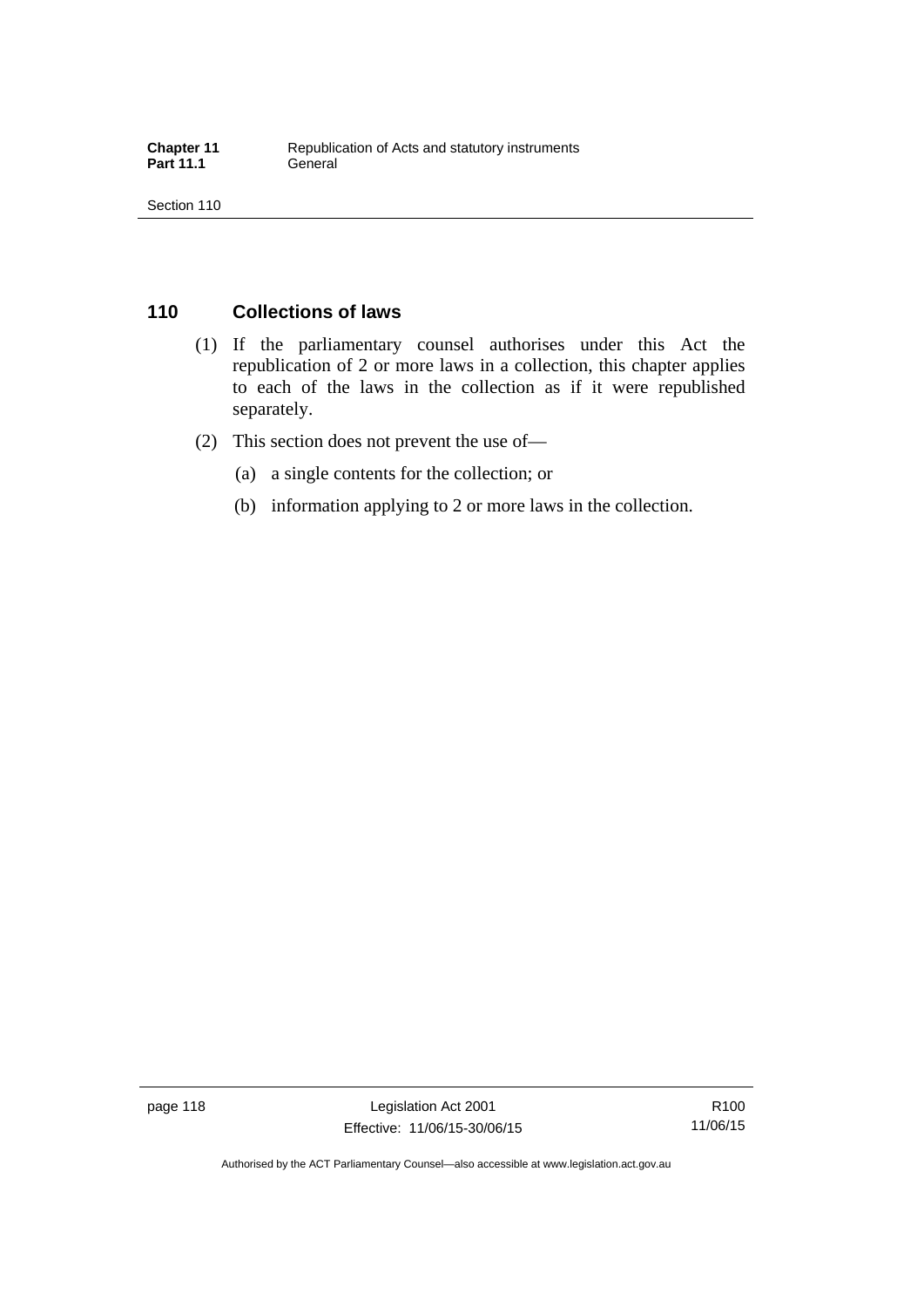## 110 Collections of laws

(1) If the parliamentary counsel authorises under this Act the republication of 2 or more laws in a collection, this chapter applies to each of the laws in the collection as if it were republished separately.

(2) This section does not prevent the use of—

(a) a single contents for the collection; or

(b) information applying to 2 or more laws in the collection.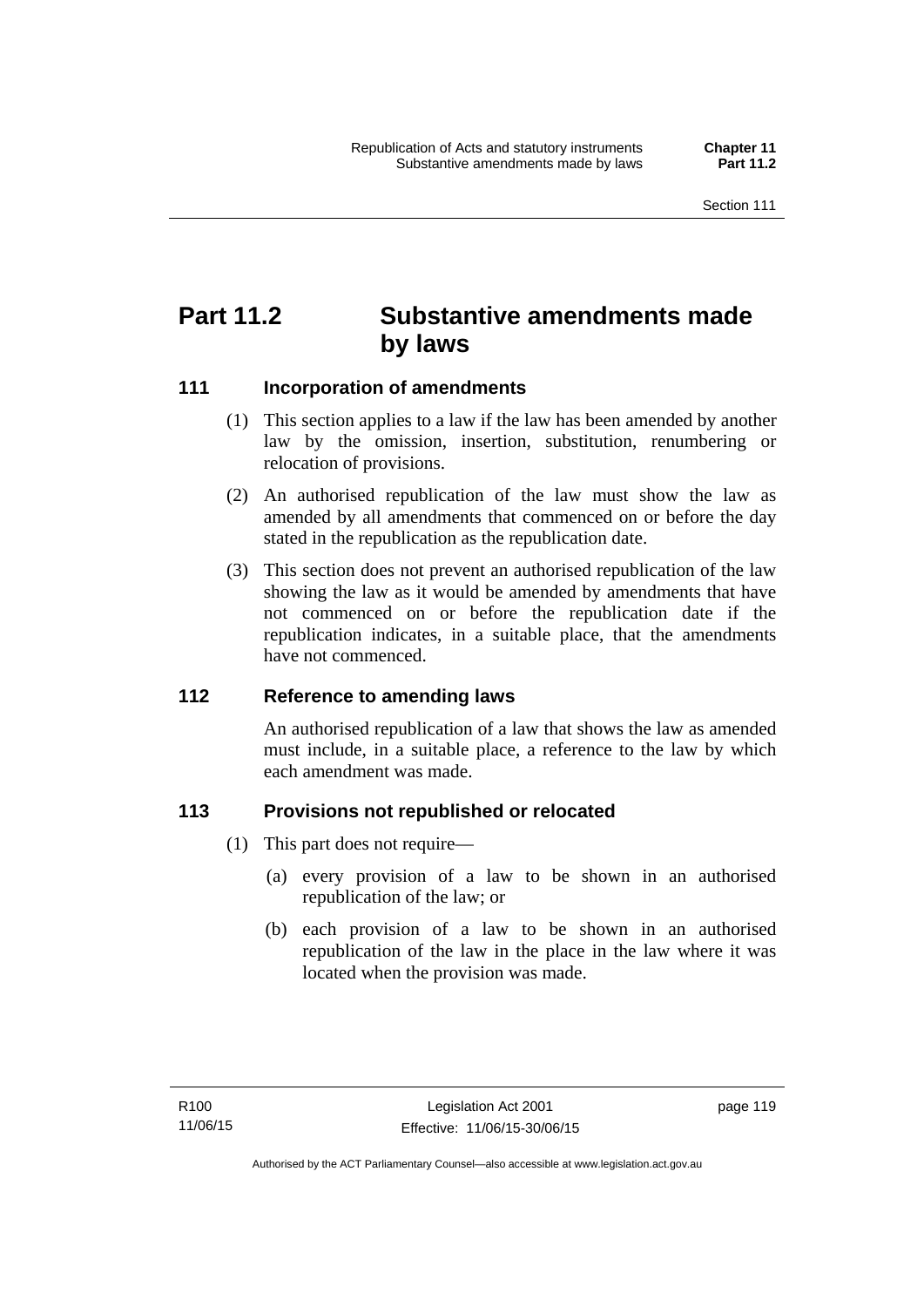# Part 11.2 Substantive amendments made by laws

## 111 Incorporation of amendments

(1) This section applies to a law if the law has been amended by another law by the omission, insertion, substitution, renumbering or relocation of provisions.

(2) An authorised republication of the law must show the law as amended by all amendments that commenced on or before the day stated in the republication as the republication date.

(3) This section does not prevent an authorised republication of the law showing the law as it would be amended by amendments that have not commenced on or before the republication date if the republication indicates, in a suitable place, that the amendments have not commenced.

## 112 Reference to amending laws

An authorised republication of a law that shows the law as amended must include, in a suitable place, a reference to the law by which each amendment was made.

## 113 Provisions not republished or relocated

(1) This part does not require—

(a) every provision of a law to be shown in an authorised republication of the law; or

(b) each provision of a law to be shown in an authorised republication of the law in the place in the law where it was located when the provision was made.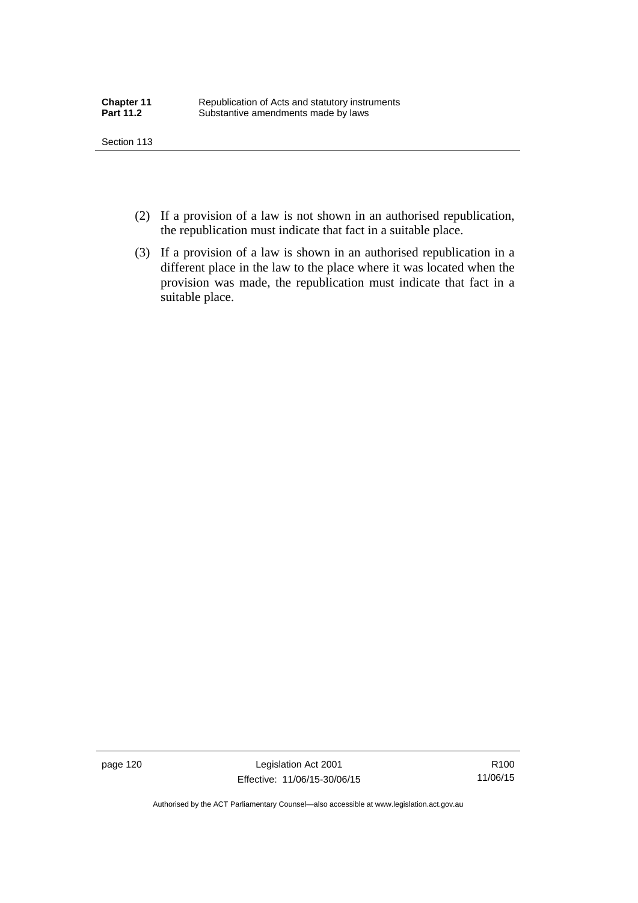(2) If a provision of a law is not shown in an authorised republication, the republication must indicate that fact in a suitable place.

(3) If a provision of a law is shown in an authorised republication in a different place in the law to the place where it was located when the provision was made, the republication must indicate that fact in a suitable place.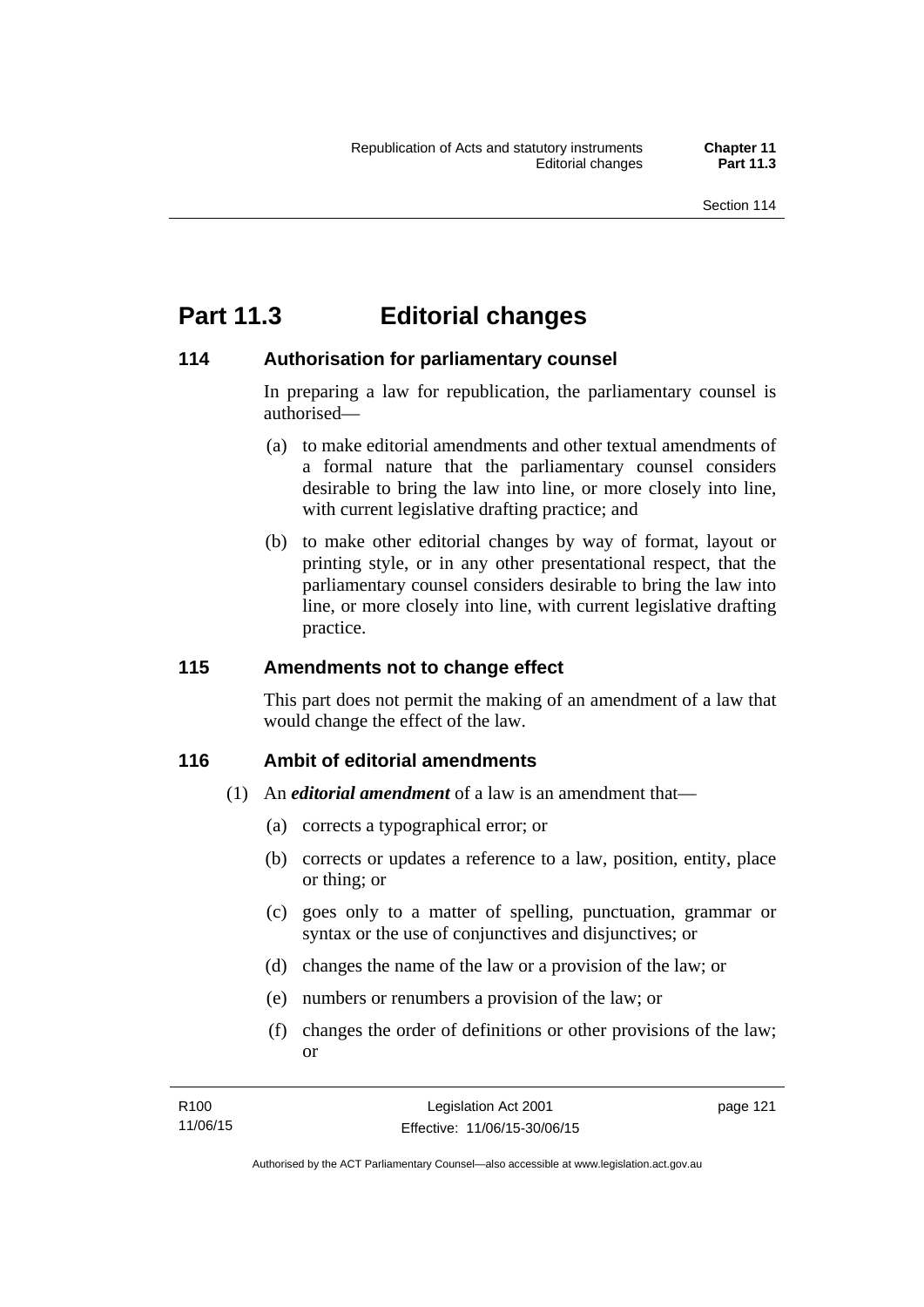# Part 11.3 Editorial changes

## 114 Authorisation for parliamentary counsel

In preparing a law for republication, the parliamentary counsel is authorised—

(a) to make editorial amendments and other textual amendments of a formal nature that the parliamentary counsel considers desirable to bring the law into line, or more closely into line, with current legislative drafting practice; and

(b) to make other editorial changes by way of format, layout or printing style, or in any other presentational respect, that the parliamentary counsel considers desirable to bring the law into line, or more closely into line, with current legislative drafting practice.

## 115 Amendments not to change effect

This part does not permit the making of an amendment of a law that would change the effect of the law.

## 116 Ambit of editorial amendments

(1) An ***editorial amendment*** of a law is an amendment that—

(a) corrects a typographical error; or

(b) corrects or updates a reference to a law, position, entity, place or thing; or

(c) goes only to a matter of spelling, punctuation, grammar or syntax or the use of conjunctives and disjunctives; or

(d) changes the name of the law or a provision of the law; or

(e) numbers or renumbers a provision of the law; or

(f) changes the order of definitions or other provisions of the law; or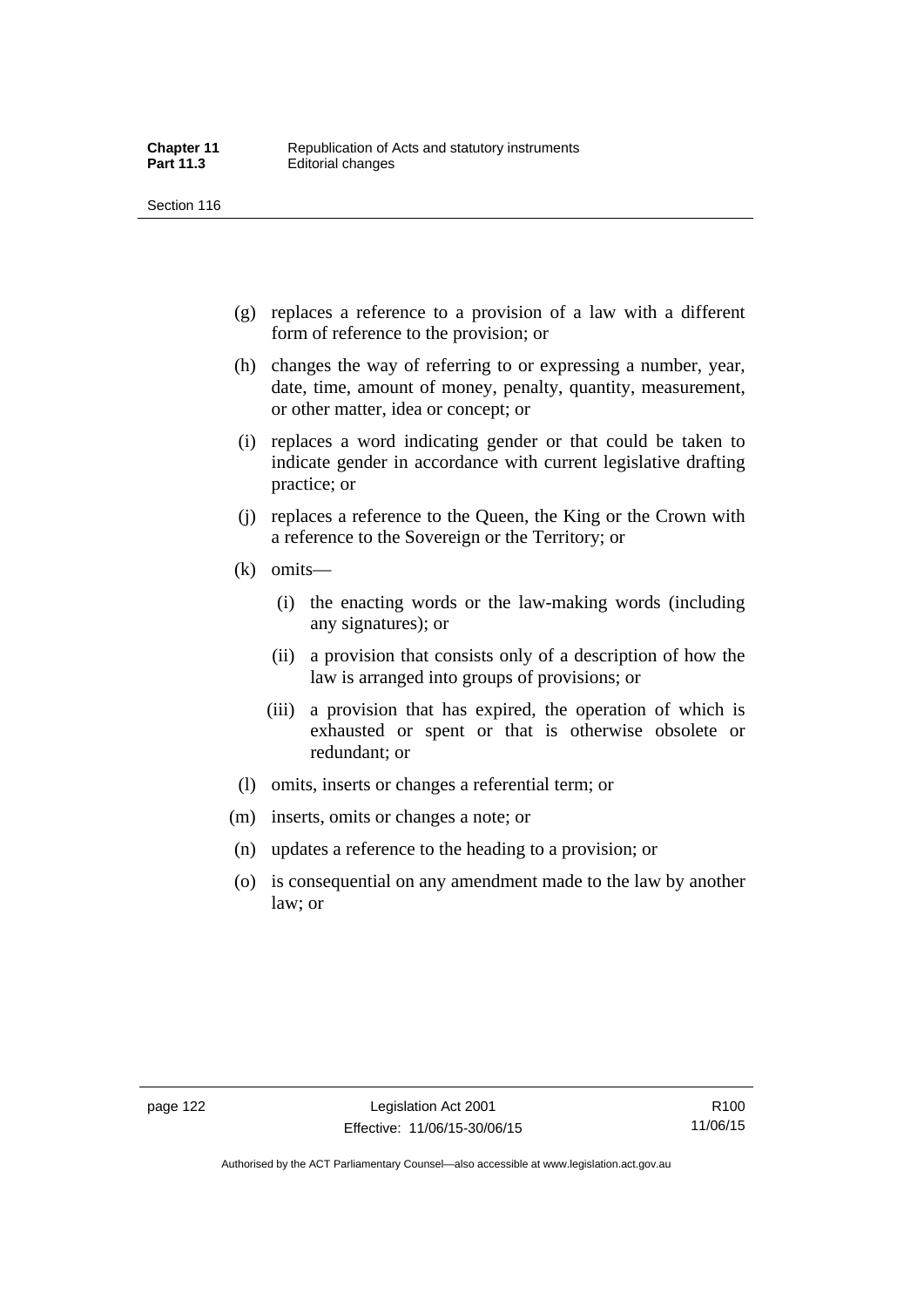- (g) replaces a reference to a provision of a law with a different form of reference to the provision; or
- (h) changes the way of referring to or expressing a number, year, date, time, amount of money, penalty, quantity, measurement, or other matter, idea or concept; or
- (i) replaces a word indicating gender or that could be taken to indicate gender in accordance with current legislative drafting practice; or
- (j) replaces a reference to the Queen, the King or the Crown with a reference to the Sovereign or the Territory; or
- (k) omits—
  - (i) the enacting words or the law-making words (including any signatures); or
  - (ii) a provision that consists only of a description of how the law is arranged into groups of provisions; or
  - (iii) a provision that has expired, the operation of which is exhausted or spent or that is otherwise obsolete or redundant; or
- (l) omits, inserts or changes a referential term; or
- (m) inserts, omits or changes a note; or
- (n) updates a reference to the heading to a provision; or
- (o) is consequential on any amendment made to the law by another law; or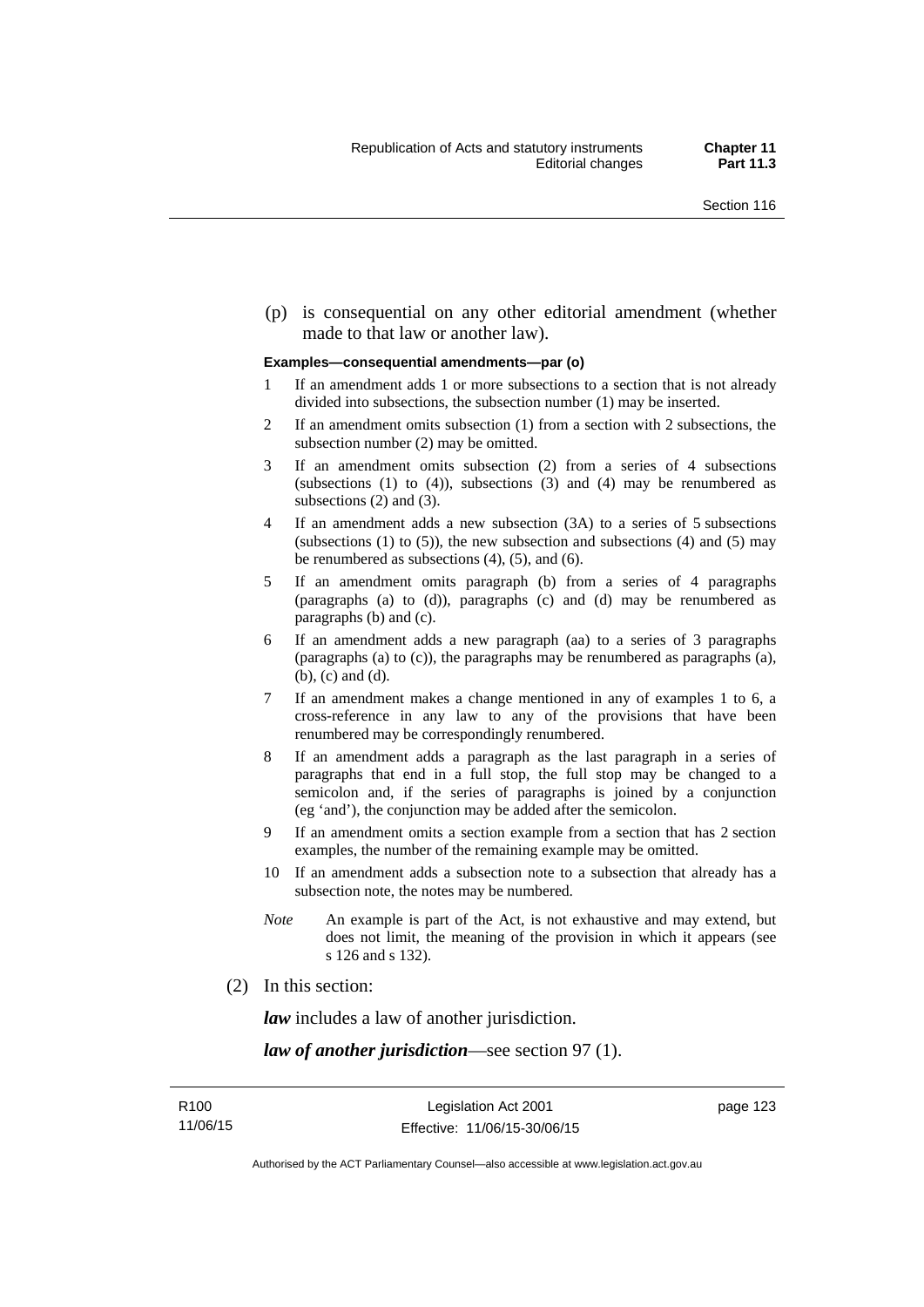(p) is consequential on any other editorial amendment (whether made to that law or another law).

**Examples—consequential amendments—par (o)**

1 If an amendment adds 1 or more subsections to a section that is not already divided into subsections, the subsection number (1) may be inserted.

2 If an amendment omits subsection (1) from a section with 2 subsections, the subsection number (2) may be omitted.

3 If an amendment omits subsection (2) from a series of 4 subsections (subsections (1) to (4)), subsections (3) and (4) may be renumbered as subsections (2) and (3).

4 If an amendment adds a new subsection (3A) to a series of 5 subsections (subsections (1) to (5)), the new subsection and subsections (4) and (5) may be renumbered as subsections (4), (5), and (6).

5 If an amendment omits paragraph (b) from a series of 4 paragraphs (paragraphs (a) to (d)), paragraphs (c) and (d) may be renumbered as paragraphs (b) and (c).

6 If an amendment adds a new paragraph (aa) to a series of 3 paragraphs (paragraphs (a) to (c)), the paragraphs may be renumbered as paragraphs (a), (b), (c) and (d).

7 If an amendment makes a change mentioned in any of examples 1 to 6, a cross-reference in any law to any of the provisions that have been renumbered may be correspondingly renumbered.

8 If an amendment adds a paragraph as the last paragraph in a series of paragraphs that end in a full stop, the full stop may be changed to a semicolon and, if the series of paragraphs is joined by a conjunction (eg 'and'), the conjunction may be added after the semicolon.

9 If an amendment omits a section example from a section that has 2 section examples, the number of the remaining example may be omitted.

10 If an amendment adds a subsection note to a subsection that already has a subsection note, the notes may be numbered.

*Note* An example is part of the Act, is not exhaustive and may extend, but does not limit, the meaning of the provision in which it appears (see s 126 and s 132).

(2) In this section:

***law*** includes a law of another jurisdiction.

***law of another jurisdiction***—see section 97 (1).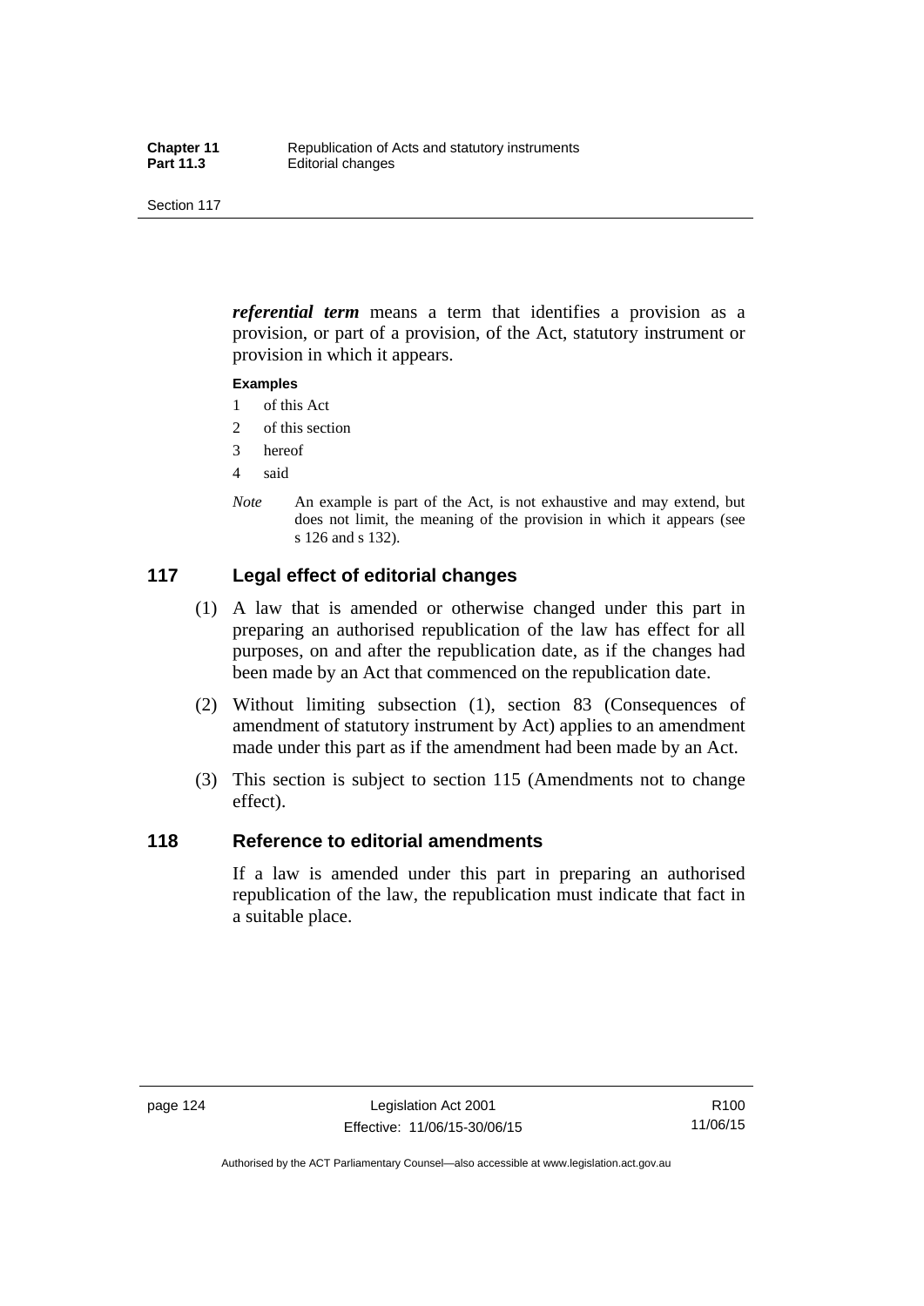***referential term*** means a term that identifies a provision as a provision, or part of a provision, of the Act, statutory instrument or provision in which it appears.

**Examples**

1 of this Act

2 of this section

3 hereof

4 said

*Note* An example is part of the Act, is not exhaustive and may extend, but does not limit, the meaning of the provision in which it appears (see s 126 and s 132).

## 117 Legal effect of editorial changes

(1) A law that is amended or otherwise changed under this part in preparing an authorised republication of the law has effect for all purposes, on and after the republication date, as if the changes had been made by an Act that commenced on the republication date.

(2) Without limiting subsection (1), section 83 (Consequences of amendment of statutory instrument by Act) applies to an amendment made under this part as if the amendment had been made by an Act.

(3) This section is subject to section 115 (Amendments not to change effect).

## 118 Reference to editorial amendments

If a law is amended under this part in preparing an authorised republication of the law, the republication must indicate that fact in a suitable place.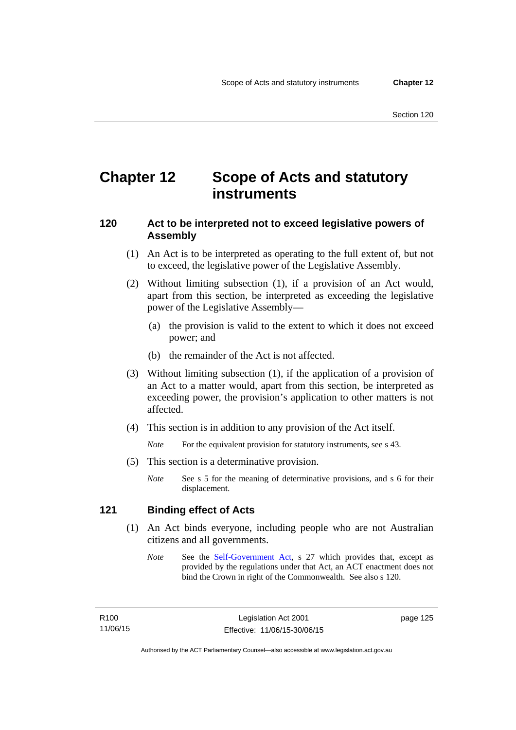# Chapter 12 Scope of Acts and statutory instruments

## 120 Act to be interpreted not to exceed legislative powers of Assembly

(1) An Act is to be interpreted as operating to the full extent of, but not to exceed, the legislative power of the Legislative Assembly.

(2) Without limiting subsection (1), if a provision of an Act would, apart from this section, be interpreted as exceeding the legislative power of the Legislative Assembly—

(a) the provision is valid to the extent to which it does not exceed power; and

(b) the remainder of the Act is not affected.

(3) Without limiting subsection (1), if the application of a provision of an Act to a matter would, apart from this section, be interpreted as exceeding power, the provision's application to other matters is not affected.

(4) This section is in addition to any provision of the Act itself.

*Note* For the equivalent provision for statutory instruments, see s 43.

(5) This section is a determinative provision.

*Note* See s 5 for the meaning of determinative provisions, and s 6 for their displacement.

## 121 Binding effect of Acts

(1) An Act binds everyone, including people who are not Australian citizens and all governments.

*Note* See the Self-Government Act, s 27 which provides that, except as provided by the regulations under that Act, an ACT enactment does not bind the Crown in right of the Commonwealth. See also s 120.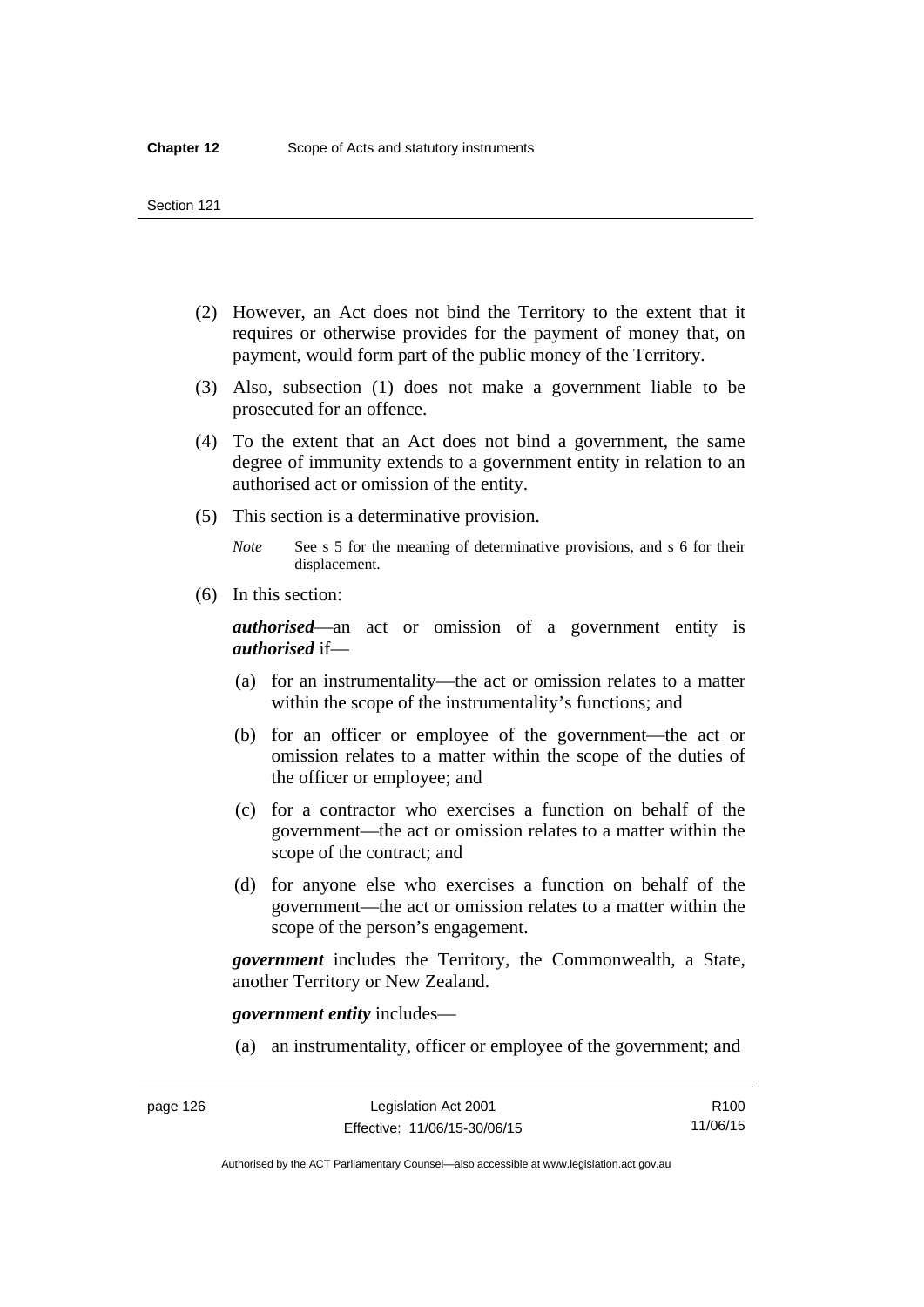(2) However, an Act does not bind the Territory to the extent that it requires or otherwise provides for the payment of money that, on payment, would form part of the public money of the Territory.

(3) Also, subsection (1) does not make a government liable to be prosecuted for an offence.

(4) To the extent that an Act does not bind a government, the same degree of immunity extends to a government entity in relation to an authorised act or omission of the entity.

(5) This section is a determinative provision.

*Note* See s 5 for the meaning of determinative provisions, and s 6 for their displacement.

(6) In this section:

***authorised***—an act or omission of a government entity is ***authorised*** if—

(a) for an instrumentality—the act or omission relates to a matter within the scope of the instrumentality's functions; and

(b) for an officer or employee of the government—the act or omission relates to a matter within the scope of the duties of the officer or employee; and

(c) for a contractor who exercises a function on behalf of the government—the act or omission relates to a matter within the scope of the contract; and

(d) for anyone else who exercises a function on behalf of the government—the act or omission relates to a matter within the scope of the person's engagement.

***government*** includes the Territory, the Commonwealth, a State, another Territory or New Zealand.

***government entity*** includes—

(a) an instrumentality, officer or employee of the government; and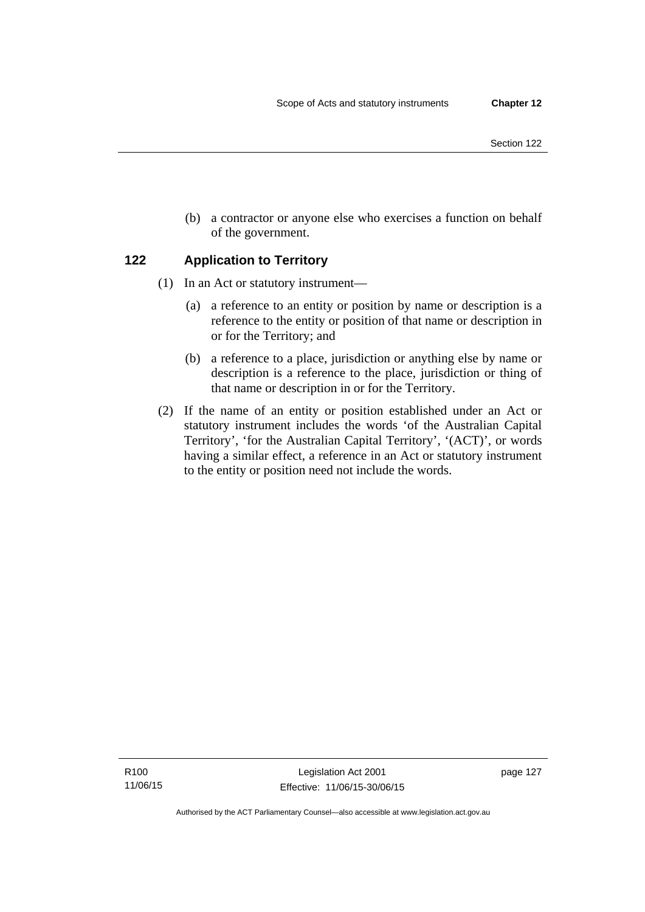(b) a contractor or anyone else who exercises a function on behalf of the government.

## 122 Application to Territory

(1) In an Act or statutory instrument—

(a) a reference to an entity or position by name or description is a reference to the entity or position of that name or description in or for the Territory; and

(b) a reference to a place, jurisdiction or anything else by name or description is a reference to the place, jurisdiction or thing of that name or description in or for the Territory.

(2) If the name of an entity or position established under an Act or statutory instrument includes the words 'of the Australian Capital Territory', 'for the Australian Capital Territory', '(ACT)', or words having a similar effect, a reference in an Act or statutory instrument to the entity or position need not include the words.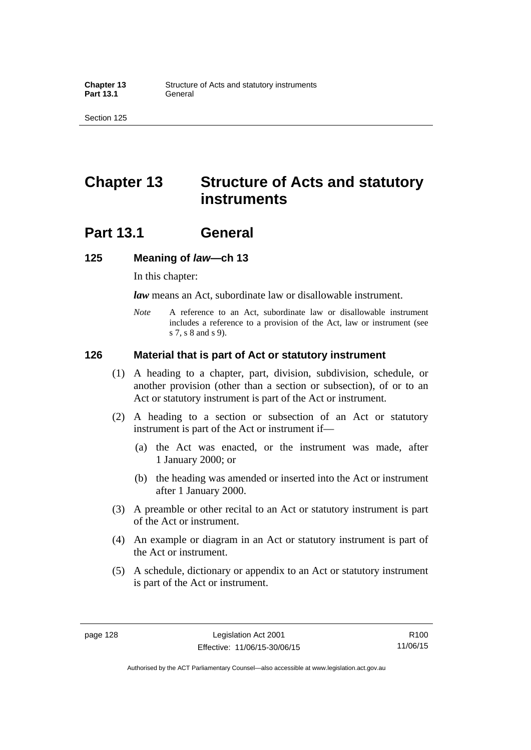# Chapter 13 Structure of Acts and statutory instruments

## Part 13.1 General

### 125 Meaning of *law*—ch 13

In this chapter:

***law*** means an Act, subordinate law or disallowable instrument.

*Note* A reference to an Act, subordinate law or disallowable instrument includes a reference to a provision of the Act, law or instrument (see s 7, s 8 and s 9).

### 126 Material that is part of Act or statutory instrument

(1) A heading to a chapter, part, division, subdivision, schedule, or another provision (other than a section or subsection), of or to an Act or statutory instrument is part of the Act or instrument.

(2) A heading to a section or subsection of an Act or statutory instrument is part of the Act or instrument if—

(a) the Act was enacted, or the instrument was made, after 1 January 2000; or

(b) the heading was amended or inserted into the Act or instrument after 1 January 2000.

(3) A preamble or other recital to an Act or statutory instrument is part of the Act or instrument.

(4) An example or diagram in an Act or statutory instrument is part of the Act or instrument.

(5) A schedule, dictionary or appendix to an Act or statutory instrument is part of the Act or instrument.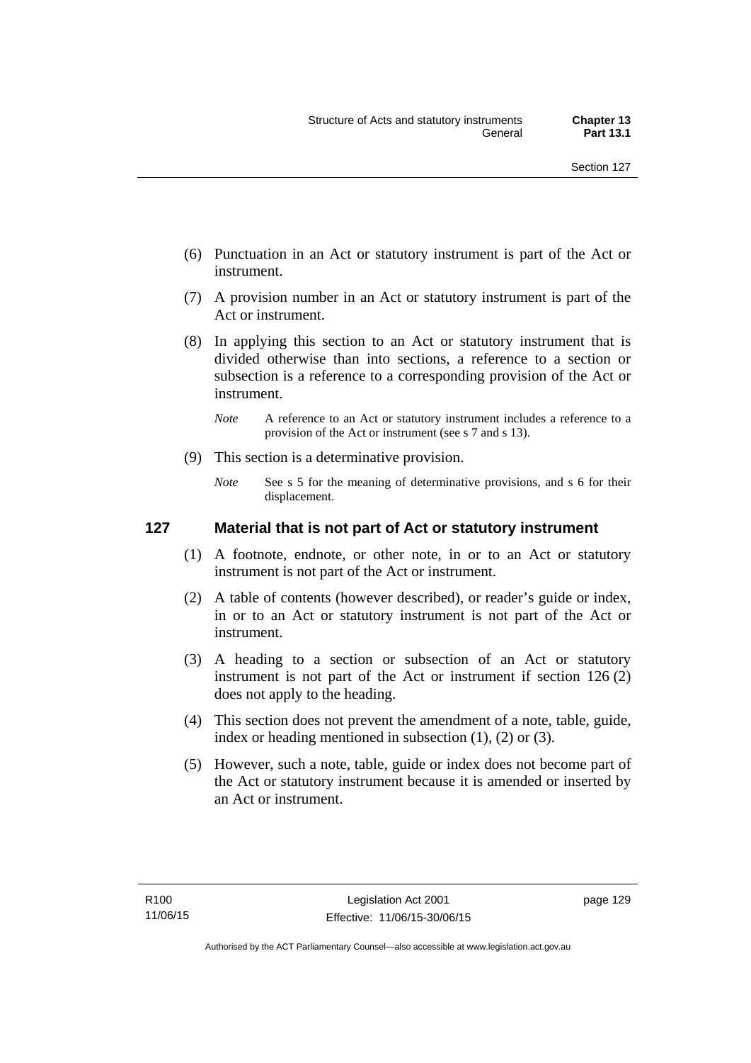(6) Punctuation in an Act or statutory instrument is part of the Act or instrument.

(7) A provision number in an Act or statutory instrument is part of the Act or instrument.

(8) In applying this section to an Act or statutory instrument that is divided otherwise than into sections, a reference to a section or subsection is a reference to a corresponding provision of the Act or instrument.

*Note* A reference to an Act or statutory instrument includes a reference to a provision of the Act or instrument (see s 7 and s 13).

(9) This section is a determinative provision.

*Note* See s 5 for the meaning of determinative provisions, and s 6 for their displacement.

### 127 Material that is not part of Act or statutory instrument

(1) A footnote, endnote, or other note, in or to an Act or statutory instrument is not part of the Act or instrument.

(2) A table of contents (however described), or reader's guide or index, in or to an Act or statutory instrument is not part of the Act or instrument.

(3) A heading to a section or subsection of an Act or statutory instrument is not part of the Act or instrument if section 126 (2) does not apply to the heading.

(4) This section does not prevent the amendment of a note, table, guide, index or heading mentioned in subsection (1), (2) or (3).

(5) However, such a note, table, guide or index does not become part of the Act or statutory instrument because it is amended or inserted by an Act or instrument.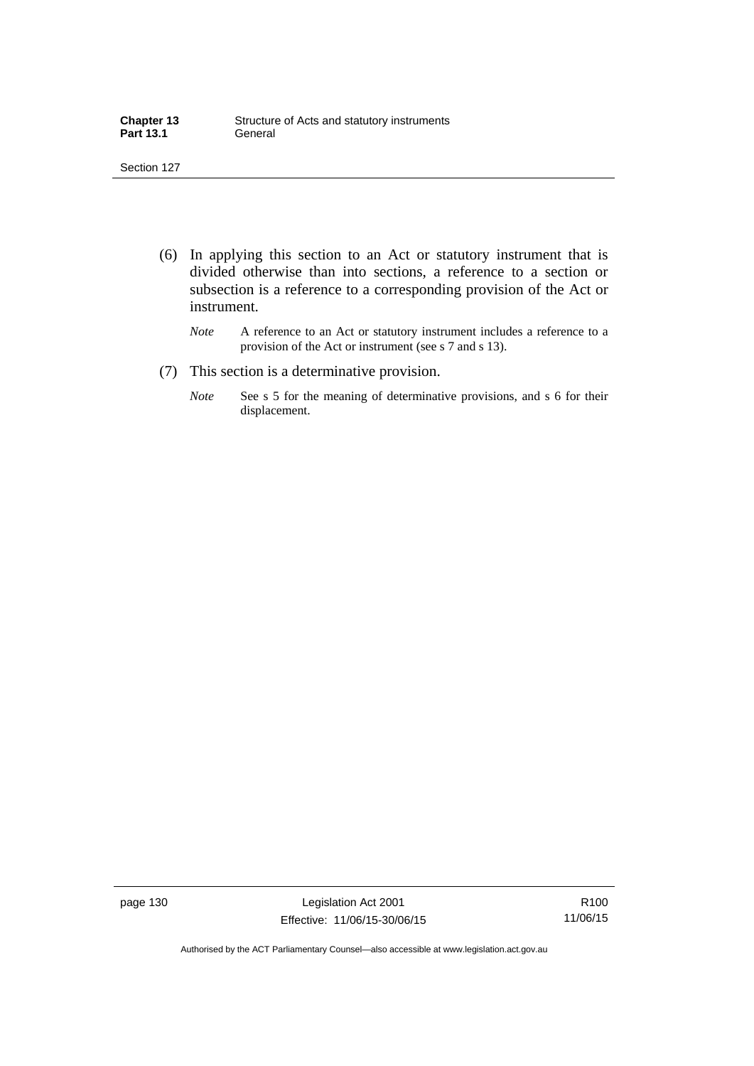(6) In applying this section to an Act or statutory instrument that is divided otherwise than into sections, a reference to a section or subsection is a reference to a corresponding provision of the Act or instrument.

*Note* A reference to an Act or statutory instrument includes a reference to a provision of the Act or instrument (see s 7 and s 13).

(7) This section is a determinative provision.

*Note* See s 5 for the meaning of determinative provisions, and s 6 for their displacement.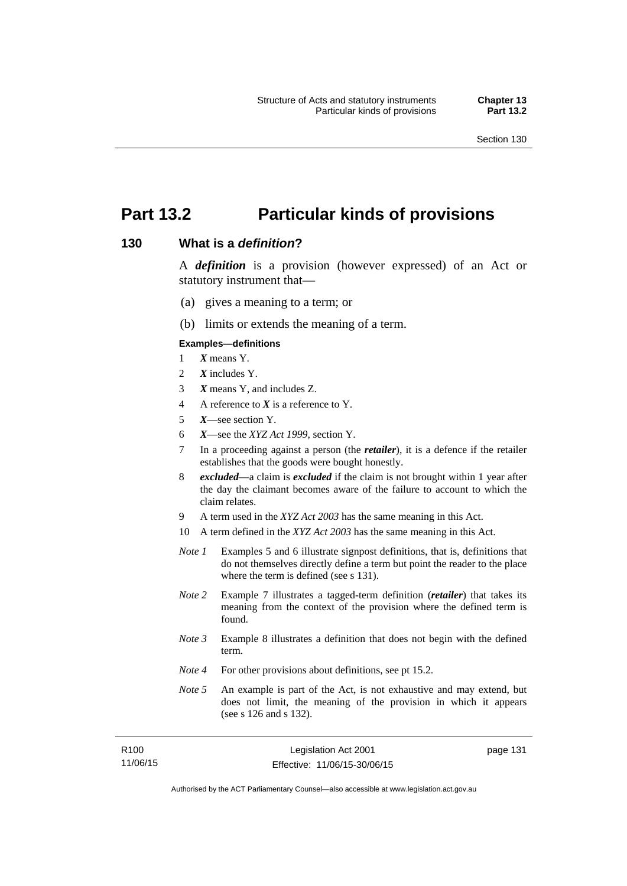# Part 13.2 Particular kinds of provisions

## 130 What is a *definition*?

A ***definition*** is a provision (however expressed) of an Act or statutory instrument that—

(a) gives a meaning to a term; or

(b) limits or extends the meaning of a term.

**Examples—definitions**

1 ***X*** means Y.

2 ***X*** includes Y.

3 ***X*** means Y, and includes Z.

4 A reference to ***X*** is a reference to Y.

5 ***X***—see section Y.

6 ***X***—see the *XYZ Act 1999*, section Y.

7 In a proceeding against a person (the ***retailer***), it is a defence if the retailer establishes that the goods were bought honestly.

8 ***excluded***—a claim is ***excluded*** if the claim is not brought within 1 year after the day the claimant becomes aware of the failure to account to which the claim relates.

9 A term used in the *XYZ Act 2003* has the same meaning in this Act.

10 A term defined in the *XYZ Act 2003* has the same meaning in this Act.

*Note 1* Examples 5 and 6 illustrate signpost definitions, that is, definitions that do not themselves directly define a term but point the reader to the place where the term is defined (see s 131).

*Note 2* Example 7 illustrates a tagged-term definition (***retailer***) that takes its meaning from the context of the provision where the defined term is found.

*Note 3* Example 8 illustrates a definition that does not begin with the defined term.

*Note 4* For other provisions about definitions, see pt 15.2.

*Note 5* An example is part of the Act, is not exhaustive and may extend, but does not limit, the meaning of the provision in which it appears (see s 126 and s 132).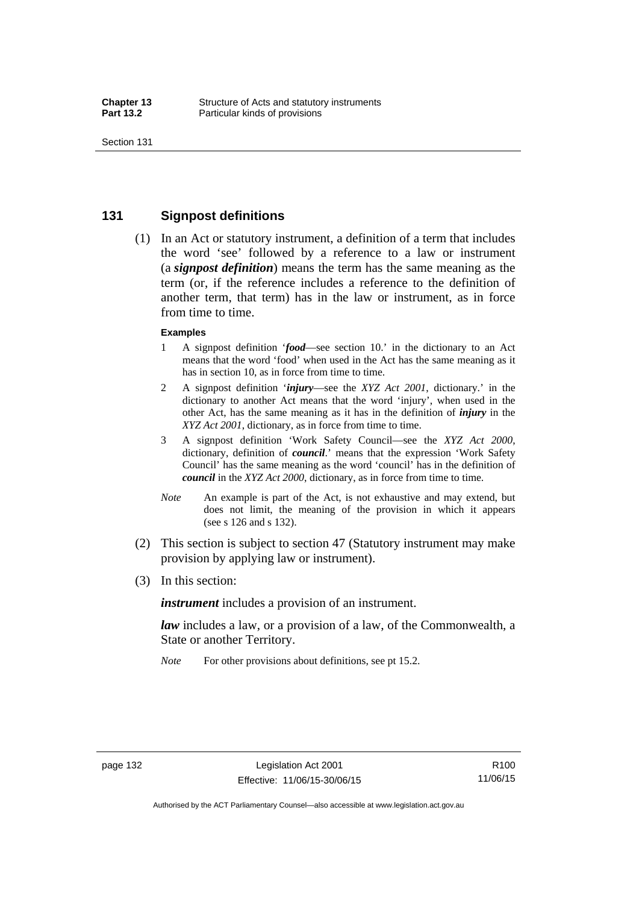## 131 Signpost definitions

(1) In an Act or statutory instrument, a definition of a term that includes the word 'see' followed by a reference to a law or instrument (a ***signpost definition***) means the term has the same meaning as the term (or, if the reference includes a reference to the definition of another term, that term) has in the law or instrument, as in force from time to time.

**Examples**

1 A signpost definition '***food***—see section 10.' in the dictionary to an Act means that the word 'food' when used in the Act has the same meaning as it has in section 10, as in force from time to time.

2 A signpost definition '***injury***—see the *XYZ Act 2001*, dictionary.' in the dictionary to another Act means that the word 'injury', when used in the other Act, has the same meaning as it has in the definition of ***injury*** in the *XYZ Act 2001*, dictionary, as in force from time to time.

3 A signpost definition 'Work Safety Council—see the *XYZ Act 2000*, dictionary, definition of ***council***.' means that the expression 'Work Safety Council' has the same meaning as the word 'council' has in the definition of ***council*** in the *XYZ Act 2000*, dictionary, as in force from time to time.

*Note* An example is part of the Act, is not exhaustive and may extend, but does not limit, the meaning of the provision in which it appears (see s 126 and s 132).

(2) This section is subject to section 47 (Statutory instrument may make provision by applying law or instrument).

(3) In this section:

***instrument*** includes a provision of an instrument.

***law*** includes a law, or a provision of a law, of the Commonwealth, a State or another Territory.

*Note* For other provisions about definitions, see pt 15.2.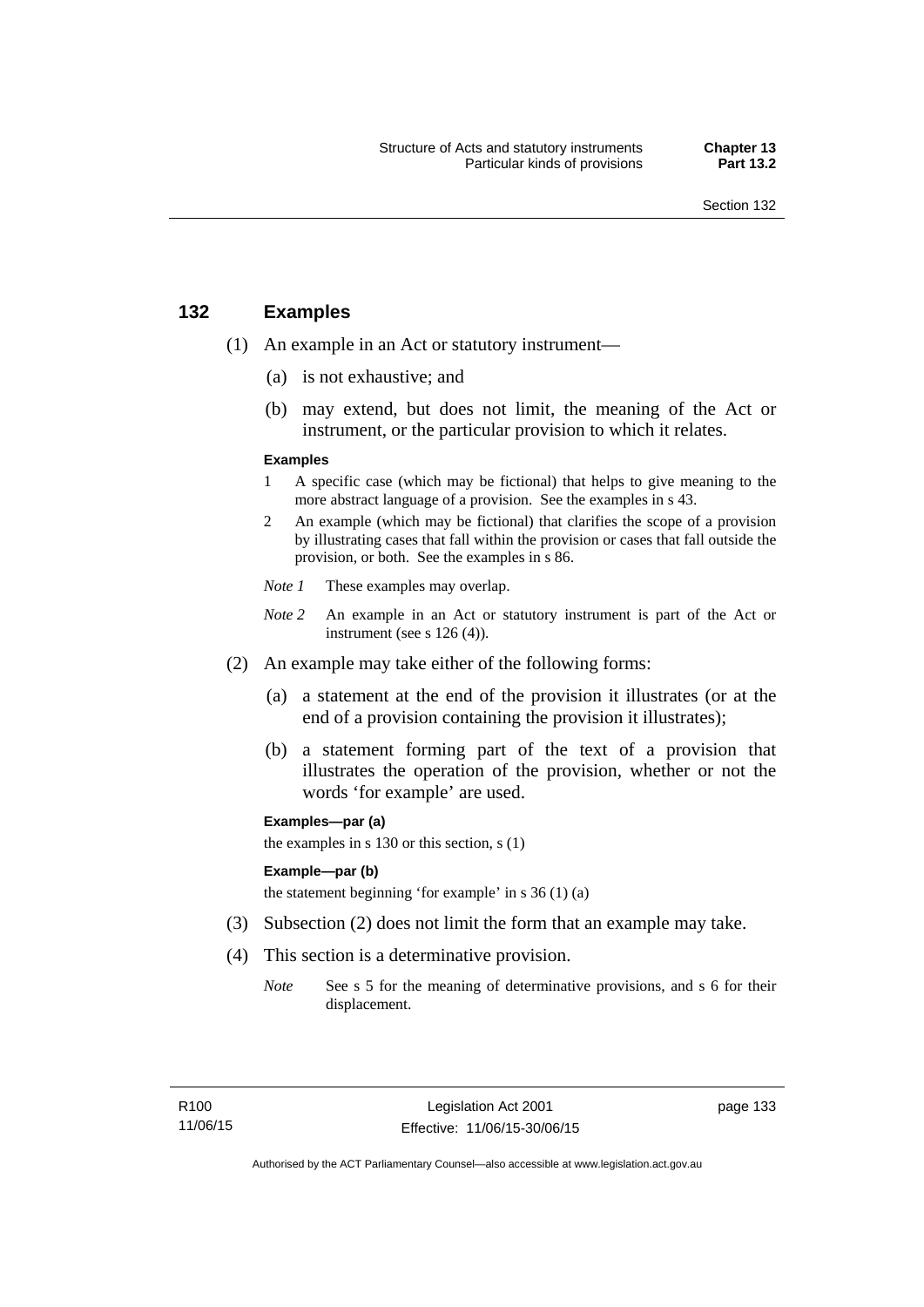## 132 Examples

(1) An example in an Act or statutory instrument—

(a) is not exhaustive; and

(b) may extend, but does not limit, the meaning of the Act or instrument, or the particular provision to which it relates.

**Examples**

1 A specific case (which may be fictional) that helps to give meaning to the more abstract language of a provision. See the examples in s 43.

2 An example (which may be fictional) that clarifies the scope of a provision by illustrating cases that fall within the provision or cases that fall outside the provision, or both. See the examples in s 86.

*Note 1* These examples may overlap.

*Note 2* An example in an Act or statutory instrument is part of the Act or instrument (see s 126 (4)).

(2) An example may take either of the following forms:

(a) a statement at the end of the provision it illustrates (or at the end of a provision containing the provision it illustrates);

(b) a statement forming part of the text of a provision that illustrates the operation of the provision, whether or not the words 'for example' are used.

**Examples—par (a)**

the examples in s 130 or this section, s (1)

**Example—par (b)**

the statement beginning 'for example' in s 36 (1) (a)

(3) Subsection (2) does not limit the form that an example may take.

(4) This section is a determinative provision.

*Note* See s 5 for the meaning of determinative provisions, and s 6 for their displacement.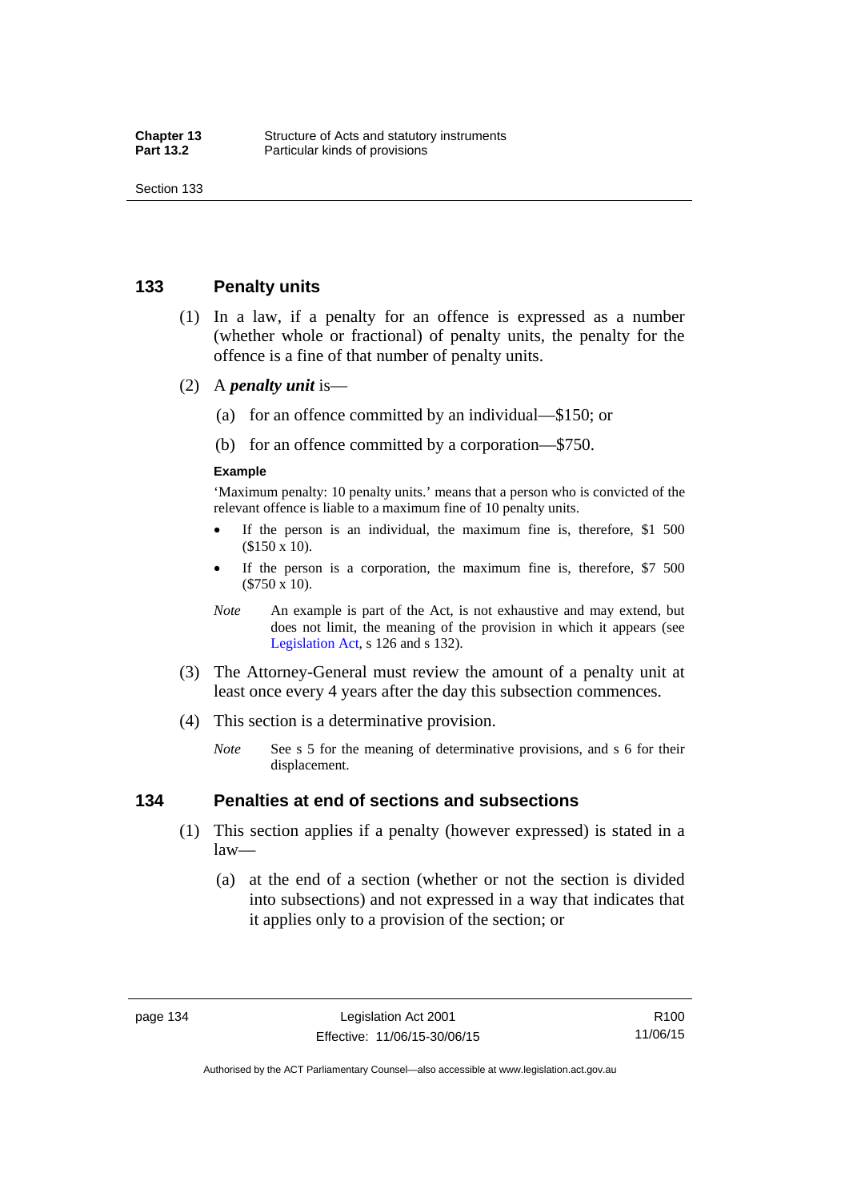## 133 Penalty units

(1) In a law, if a penalty for an offence is expressed as a number (whether whole or fractional) of penalty units, the penalty for the offence is a fine of that number of penalty units.

(2) A ***penalty unit*** is—

(a) for an offence committed by an individual—$150; or

(b) for an offence committed by a corporation—$750.

**Example**

'Maximum penalty: 10 penalty units.' means that a person who is convicted of the relevant offence is liable to a maximum fine of 10 penalty units.

- If the person is an individual, the maximum fine is, therefore, $1 500 ($150 x 10).
- If the person is a corporation, the maximum fine is, therefore, $7 500 ($750 x 10).

*Note* An example is part of the Act, is not exhaustive and may extend, but does not limit, the meaning of the provision in which it appears (see Legislation Act, s 126 and s 132).

(3) The Attorney-General must review the amount of a penalty unit at least once every 4 years after the day this subsection commences.

(4) This section is a determinative provision.

*Note* See s 5 for the meaning of determinative provisions, and s 6 for their displacement.

## 134 Penalties at end of sections and subsections

(1) This section applies if a penalty (however expressed) is stated in a law—

(a) at the end of a section (whether or not the section is divided into subsections) and not expressed in a way that indicates that it applies only to a provision of the section; or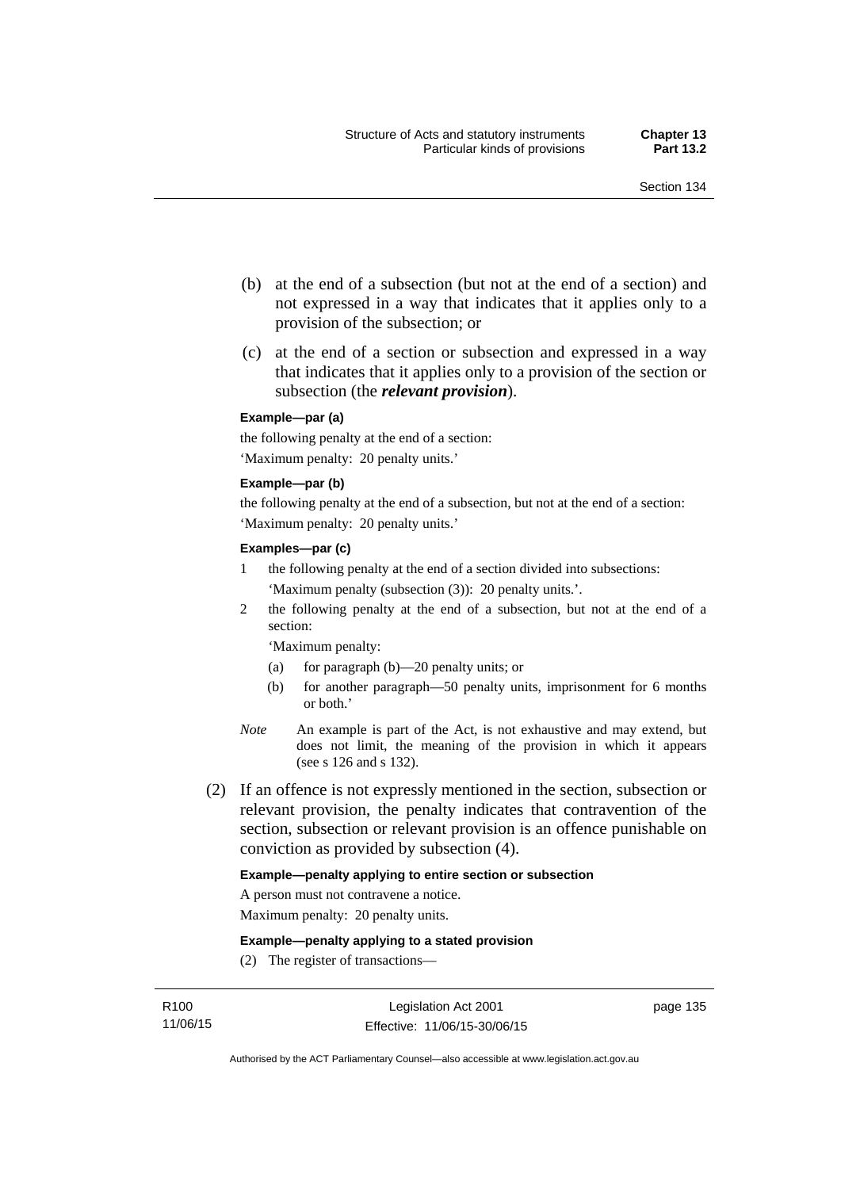(b) at the end of a subsection (but not at the end of a section) and not expressed in a way that indicates that it applies only to a provision of the subsection; or

(c) at the end of a section or subsection and expressed in a way that indicates that it applies only to a provision of the section or subsection (the ***relevant provision***).

**Example—par (a)**

the following penalty at the end of a section:

'Maximum penalty: 20 penalty units.'

**Example—par (b)**

the following penalty at the end of a subsection, but not at the end of a section:

'Maximum penalty: 20 penalty units.'

**Examples—par (c)**

1 the following penalty at the end of a section divided into subsections:

'Maximum penalty (subsection (3)): 20 penalty units.'.

2 the following penalty at the end of a subsection, but not at the end of a section:

'Maximum penalty:

(a) for paragraph (b)—20 penalty units; or

(b) for another paragraph—50 penalty units, imprisonment for 6 months or both.'

*Note* An example is part of the Act, is not exhaustive and may extend, but does not limit, the meaning of the provision in which it appears (see s 126 and s 132).

(2) If an offence is not expressly mentioned in the section, subsection or relevant provision, the penalty indicates that contravention of the section, subsection or relevant provision is an offence punishable on conviction as provided by subsection (4).

**Example—penalty applying to entire section or subsection**

A person must not contravene a notice.

Maximum penalty: 20 penalty units.

**Example—penalty applying to a stated provision**

(2) The register of transactions—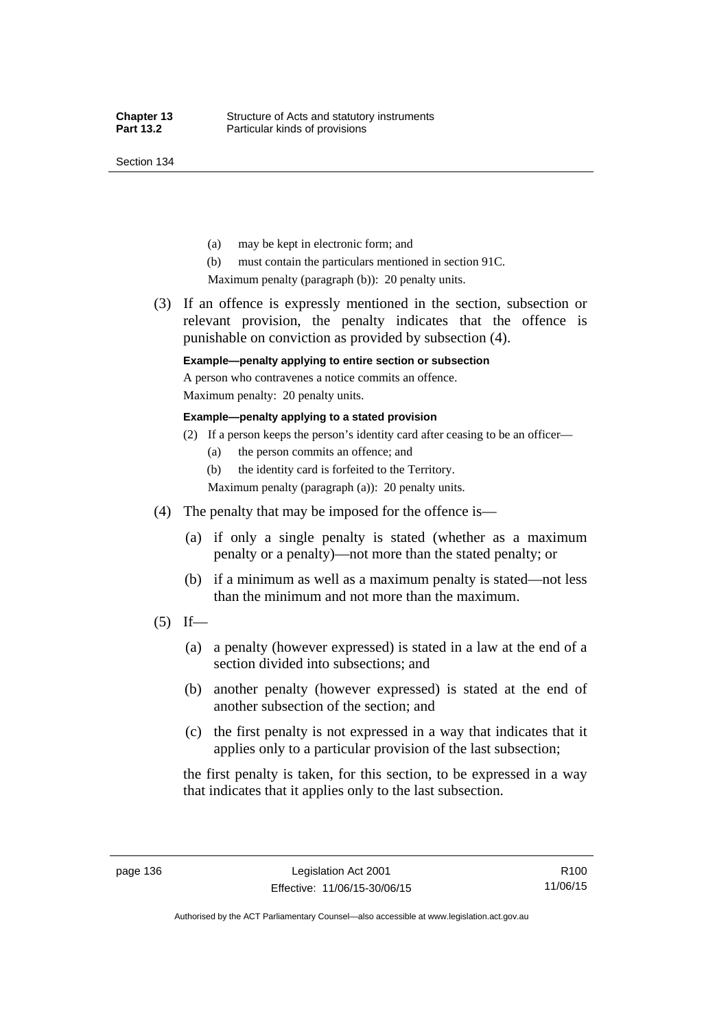(a) may be kept in electronic form; and

(b) must contain the particulars mentioned in section 91C.

Maximum penalty (paragraph (b)): 20 penalty units.

(3) If an offence is expressly mentioned in the section, subsection or relevant provision, the penalty indicates that the offence is punishable on conviction as provided by subsection (4).

**Example—penalty applying to entire section or subsection**

A person who contravenes a notice commits an offence.

Maximum penalty: 20 penalty units.

**Example—penalty applying to a stated provision**

(2) If a person keeps the person's identity card after ceasing to be an officer—

(a) the person commits an offence; and

(b) the identity card is forfeited to the Territory.

Maximum penalty (paragraph (a)): 20 penalty units.

(4) The penalty that may be imposed for the offence is—

(a) if only a single penalty is stated (whether as a maximum penalty or a penalty)—not more than the stated penalty; or

(b) if a minimum as well as a maximum penalty is stated—not less than the minimum and not more than the maximum.

(5) If—

(a) a penalty (however expressed) is stated in a law at the end of a section divided into subsections; and

(b) another penalty (however expressed) is stated at the end of another subsection of the section; and

(c) the first penalty is not expressed in a way that indicates that it applies only to a particular provision of the last subsection;

the first penalty is taken, for this section, to be expressed in a way that indicates that it applies only to the last subsection.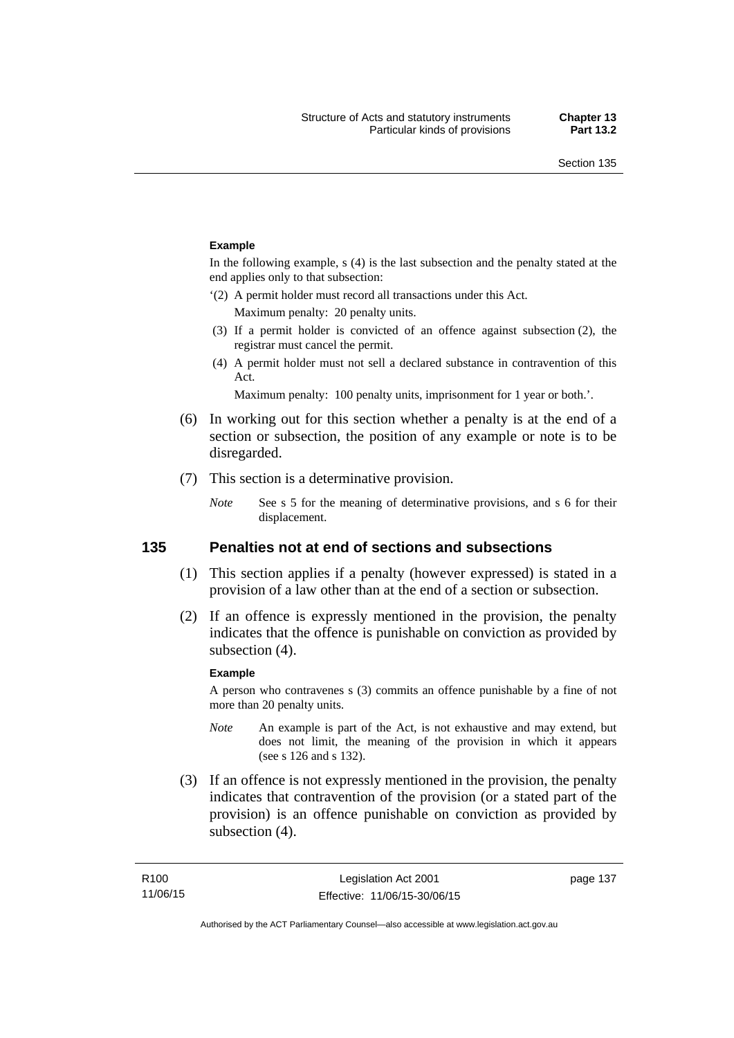**Example**

In the following example, s (4) is the last subsection and the penalty stated at the end applies only to that subsection:

'(2) A permit holder must record all transactions under this Act.

Maximum penalty: 20 penalty units.

(3) If a permit holder is convicted of an offence against subsection (2), the registrar must cancel the permit.

(4) A permit holder must not sell a declared substance in contravention of this Act.

Maximum penalty: 100 penalty units, imprisonment for 1 year or both.'.

(6) In working out for this section whether a penalty is at the end of a section or subsection, the position of any example or note is to be disregarded.

(7) This section is a determinative provision.

*Note* See s 5 for the meaning of determinative provisions, and s 6 for their displacement.

## 135 Penalties not at end of sections and subsections

(1) This section applies if a penalty (however expressed) is stated in a provision of a law other than at the end of a section or subsection.

(2) If an offence is expressly mentioned in the provision, the penalty indicates that the offence is punishable on conviction as provided by subsection (4).

**Example**

A person who contravenes s (3) commits an offence punishable by a fine of not more than 20 penalty units.

*Note* An example is part of the Act, is not exhaustive and may extend, but does not limit, the meaning of the provision in which it appears (see s 126 and s 132).

(3) If an offence is not expressly mentioned in the provision, the penalty indicates that contravention of the provision (or a stated part of the provision) is an offence punishable on conviction as provided by subsection (4).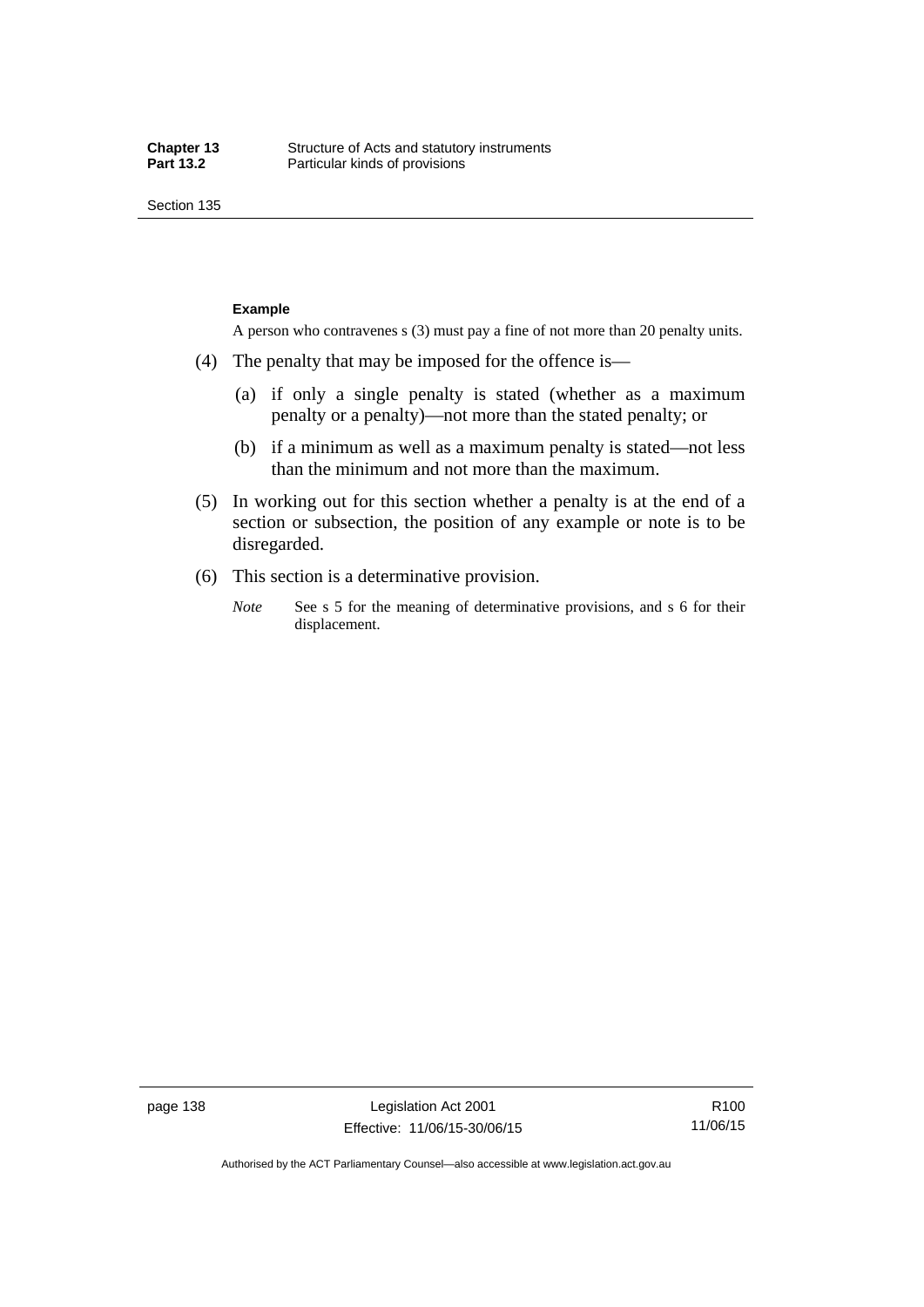**Example**

A person who contravenes s (3) must pay a fine of not more than 20 penalty units.

(4) The penalty that may be imposed for the offence is—

(a) if only a single penalty is stated (whether as a maximum penalty or a penalty)—not more than the stated penalty; or

(b) if a minimum as well as a maximum penalty is stated—not less than the minimum and not more than the maximum.

(5) In working out for this section whether a penalty is at the end of a section or subsection, the position of any example or note is to be disregarded.

(6) This section is a determinative provision.

*Note* See s 5 for the meaning of determinative provisions, and s 6 for their displacement.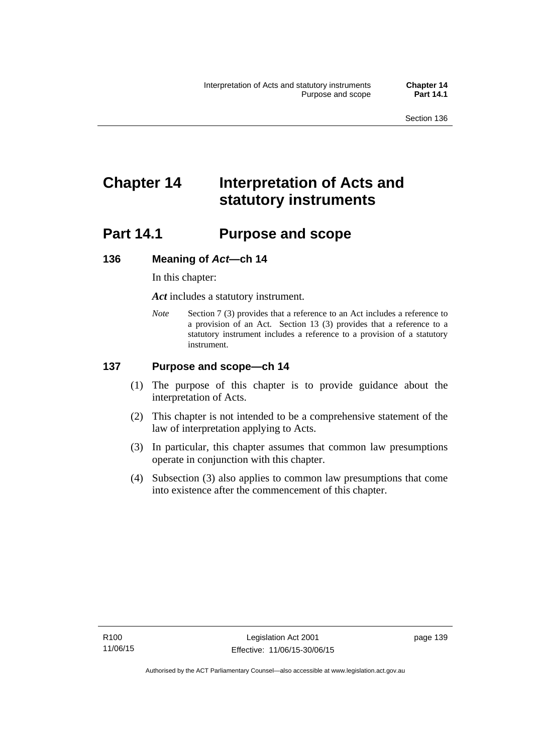# Chapter 14 Interpretation of Acts and statutory instruments

## Part 14.1 Purpose and scope

### 136 Meaning of *Act*—ch 14

In this chapter:

***Act*** includes a statutory instrument.

*Note* Section 7 (3) provides that a reference to an Act includes a reference to a provision of an Act. Section 13 (3) provides that a reference to a statutory instrument includes a reference to a provision of a statutory instrument.

### 137 Purpose and scope—ch 14

(1) The purpose of this chapter is to provide guidance about the interpretation of Acts.

(2) This chapter is not intended to be a comprehensive statement of the law of interpretation applying to Acts.

(3) In particular, this chapter assumes that common law presumptions operate in conjunction with this chapter.

(4) Subsection (3) also applies to common law presumptions that come into existence after the commencement of this chapter.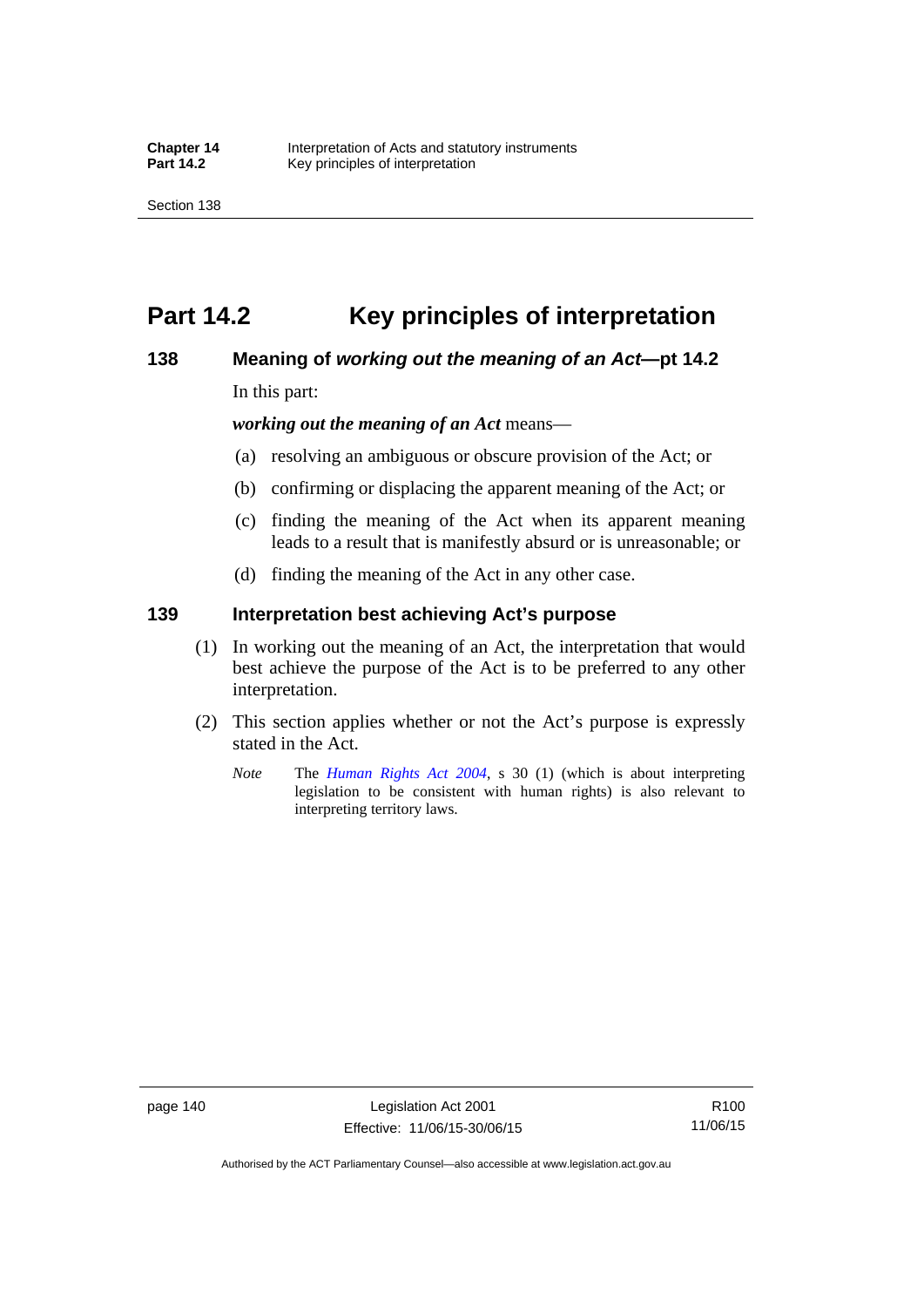# Part 14.2 Key principles of interpretation

## 138 Meaning of *working out the meaning of an Act*—pt 14.2

In this part:

***working out the meaning of an Act*** means—

(a) resolving an ambiguous or obscure provision of the Act; or

(b) confirming or displacing the apparent meaning of the Act; or

(c) finding the meaning of the Act when its apparent meaning leads to a result that is manifestly absurd or is unreasonable; or

(d) finding the meaning of the Act in any other case.

## 139 Interpretation best achieving Act's purpose

(1) In working out the meaning of an Act, the interpretation that would best achieve the purpose of the Act is to be preferred to any other interpretation.

(2) This section applies whether or not the Act's purpose is expressly stated in the Act.

*Note* The *Human Rights Act 2004*, s 30 (1) (which is about interpreting legislation to be consistent with human rights) is also relevant to interpreting territory laws.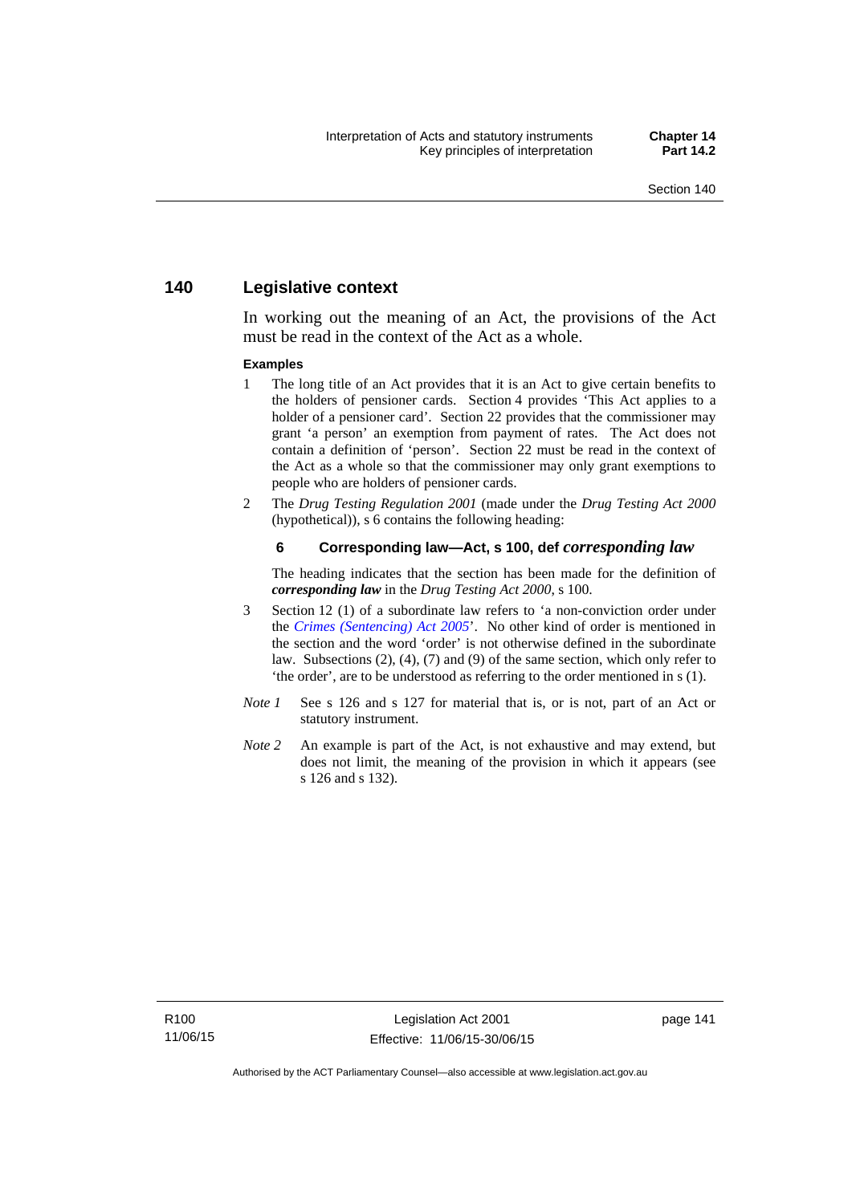## 140 Legislative context

In working out the meaning of an Act, the provisions of the Act must be read in the context of the Act as a whole.

**Examples**

1 The long title of an Act provides that it is an Act to give certain benefits to the holders of pensioner cards. Section 4 provides 'This Act applies to a holder of a pensioner card'. Section 22 provides that the commissioner may grant 'a person' an exemption from payment of rates. The Act does not contain a definition of 'person'. Section 22 must be read in the context of the Act as a whole so that the commissioner may only grant exemptions to people who are holders of pensioner cards.

2 The *Drug Testing Regulation 2001* (made under the *Drug Testing Act 2000* (hypothetical)), s 6 contains the following heading:

**6 Corresponding law—Act, s 100, def *corresponding law***

The heading indicates that the section has been made for the definition of ***corresponding law*** in the *Drug Testing Act 2000*, s 100.

3 Section 12 (1) of a subordinate law refers to 'a non-conviction order under the *Crimes (Sentencing) Act 2005*'. No other kind of order is mentioned in the section and the word 'order' is not otherwise defined in the subordinate law. Subsections (2), (4), (7) and (9) of the same section, which only refer to 'the order', are to be understood as referring to the order mentioned in s (1).

*Note 1* See s 126 and s 127 for material that is, or is not, part of an Act or statutory instrument.

*Note 2* An example is part of the Act, is not exhaustive and may extend, but does not limit, the meaning of the provision in which it appears (see s 126 and s 132).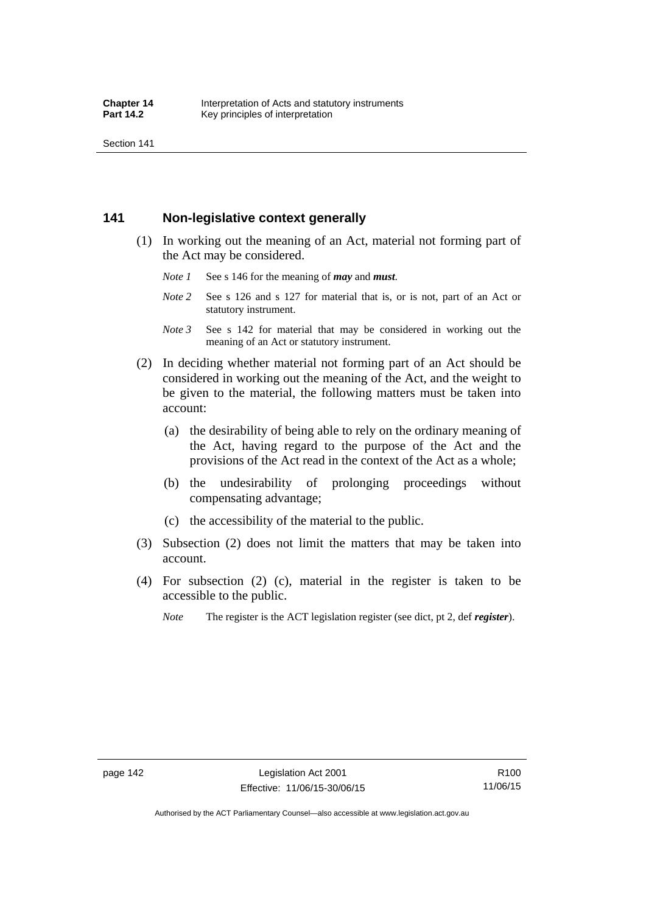## 141 Non-legislative context generally

(1) In working out the meaning of an Act, material not forming part of the Act may be considered.

*Note 1* See s 146 for the meaning of ***may*** and ***must***.

*Note 2* See s 126 and s 127 for material that is, or is not, part of an Act or statutory instrument.

*Note 3* See s 142 for material that may be considered in working out the meaning of an Act or statutory instrument.

(2) In deciding whether material not forming part of an Act should be considered in working out the meaning of the Act, and the weight to be given to the material, the following matters must be taken into account:

(a) the desirability of being able to rely on the ordinary meaning of the Act, having regard to the purpose of the Act and the provisions of the Act read in the context of the Act as a whole;

(b) the undesirability of prolonging proceedings without compensating advantage;

(c) the accessibility of the material to the public.

(3) Subsection (2) does not limit the matters that may be taken into account.

(4) For subsection (2) (c), material in the register is taken to be accessible to the public.

*Note* The register is the ACT legislation register (see dict, pt 2, def ***register***).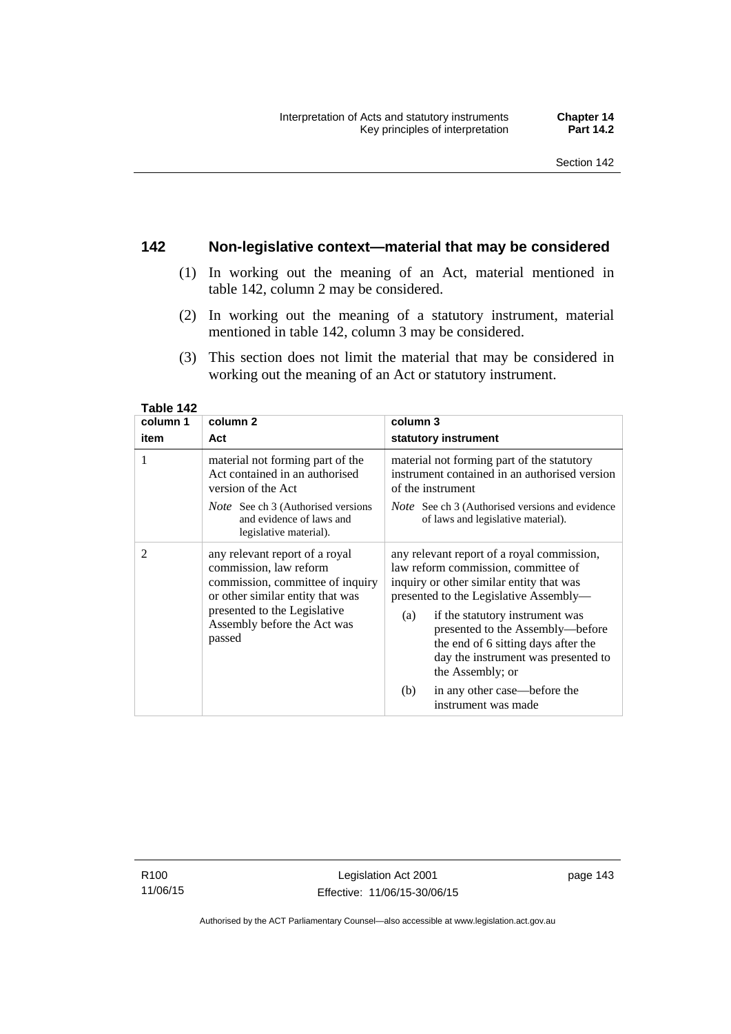## 142 Non-legislative context—material that may be considered

(1) In working out the meaning of an Act, material mentioned in table 142, column 2 may be considered.

(2) In working out the meaning of a statutory instrument, material mentioned in table 142, column 3 may be considered.

(3) This section does not limit the material that may be considered in working out the meaning of an Act or statutory instrument.

**Table 142**

| column 1<br>item | column 2<br>Act | column 3<br>statutory instrument |
|---|---|---|
| 1 | material not forming part of the Act contained in an authorised version of the Act<br>*Note* See ch 3 (Authorised versions and evidence of laws and legislative material). | material not forming part of the statutory instrument contained in an authorised version of the instrument<br>*Note* See ch 3 (Authorised versions and evidence of laws and legislative material). |
| 2 | any relevant report of a royal commission, law reform commission, committee of inquiry or other similar entity that was presented to the Legislative Assembly before the Act was passed | any relevant report of a royal commission, law reform commission, committee of inquiry or other similar entity that was presented to the Legislative Assembly—<br>(a) if the statutory instrument was presented to the Assembly—before the end of 6 sitting days after the day the instrument was presented to the Assembly; or<br>(b) in any other case—before the instrument was made |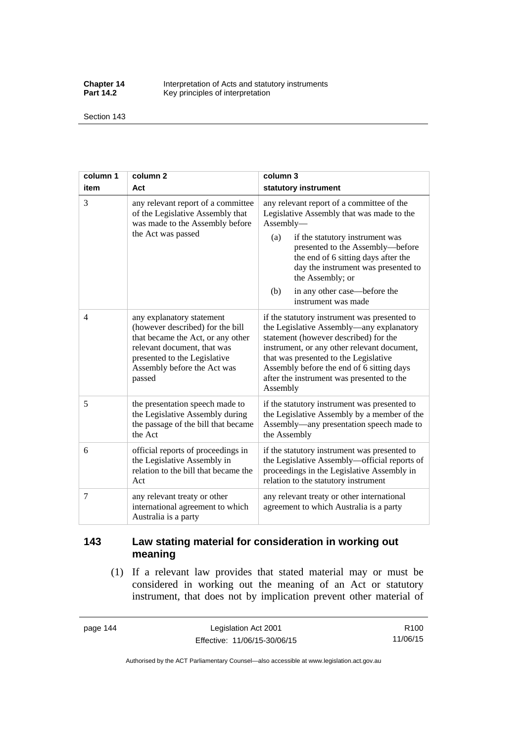| column 1 item | column 2 Act | column 3 statutory instrument |
|---|---|---|
| 3 | any relevant report of a committee of the Legislative Assembly that was made to the Assembly before the Act was passed | any relevant report of a committee of the Legislative Assembly that was made to the Assembly— (a) if the statutory instrument was presented to the Assembly—before the end of 6 sitting days after the day the instrument was presented to the Assembly; or (b) in any other case—before the instrument was made |
| 4 | any explanatory statement (however described) for the bill that became the Act, or any other relevant document, that was presented to the Legislative Assembly before the Act was passed | if the statutory instrument was presented to the Legislative Assembly—any explanatory statement (however described) for the instrument, or any other relevant document, that was presented to the Legislative Assembly before the end of 6 sitting days after the instrument was presented to the Assembly |
| 5 | the presentation speech made to the Legislative Assembly during the passage of the bill that became the Act | if the statutory instrument was presented to the Legislative Assembly by a member of the Assembly—any presentation speech made to the Assembly |
| 6 | official reports of proceedings in the Legislative Assembly in relation to the bill that became the Act | if the statutory instrument was presented to the Legislative Assembly—official reports of proceedings in the Legislative Assembly in relation to the statutory instrument |
| 7 | any relevant treaty or other international agreement to which Australia is a party | any relevant treaty or other international agreement to which Australia is a party |

## 143 Law stating material for consideration in working out meaning

(1) If a relevant law provides that stated material may or must be considered in working out the meaning of an Act or statutory instrument, that does not by implication prevent other material of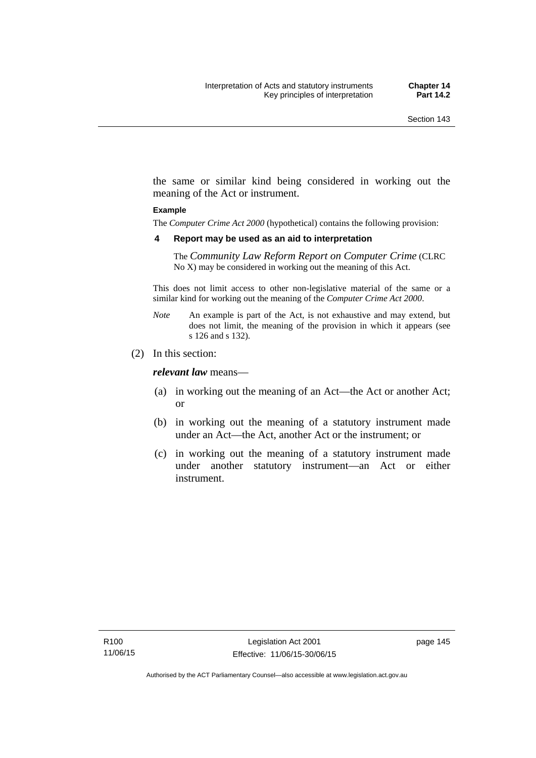the same or similar kind being considered in working out the meaning of the Act or instrument.

**Example**

The *Computer Crime Act 2000* (hypothetical) contains the following provision:

**4 Report may be used as an aid to interpretation**

The *Community Law Reform Report on Computer Crime* (CLRC No X) may be considered in working out the meaning of this Act.

This does not limit access to other non-legislative material of the same or a similar kind for working out the meaning of the *Computer Crime Act 2000*.

*Note* An example is part of the Act, is not exhaustive and may extend, but does not limit, the meaning of the provision in which it appears (see s 126 and s 132).

(2) In this section:

***relevant law*** means—

(a) in working out the meaning of an Act—the Act or another Act; or

(b) in working out the meaning of a statutory instrument made under an Act—the Act, another Act or the instrument; or

(c) in working out the meaning of a statutory instrument made under another statutory instrument—an Act or either instrument.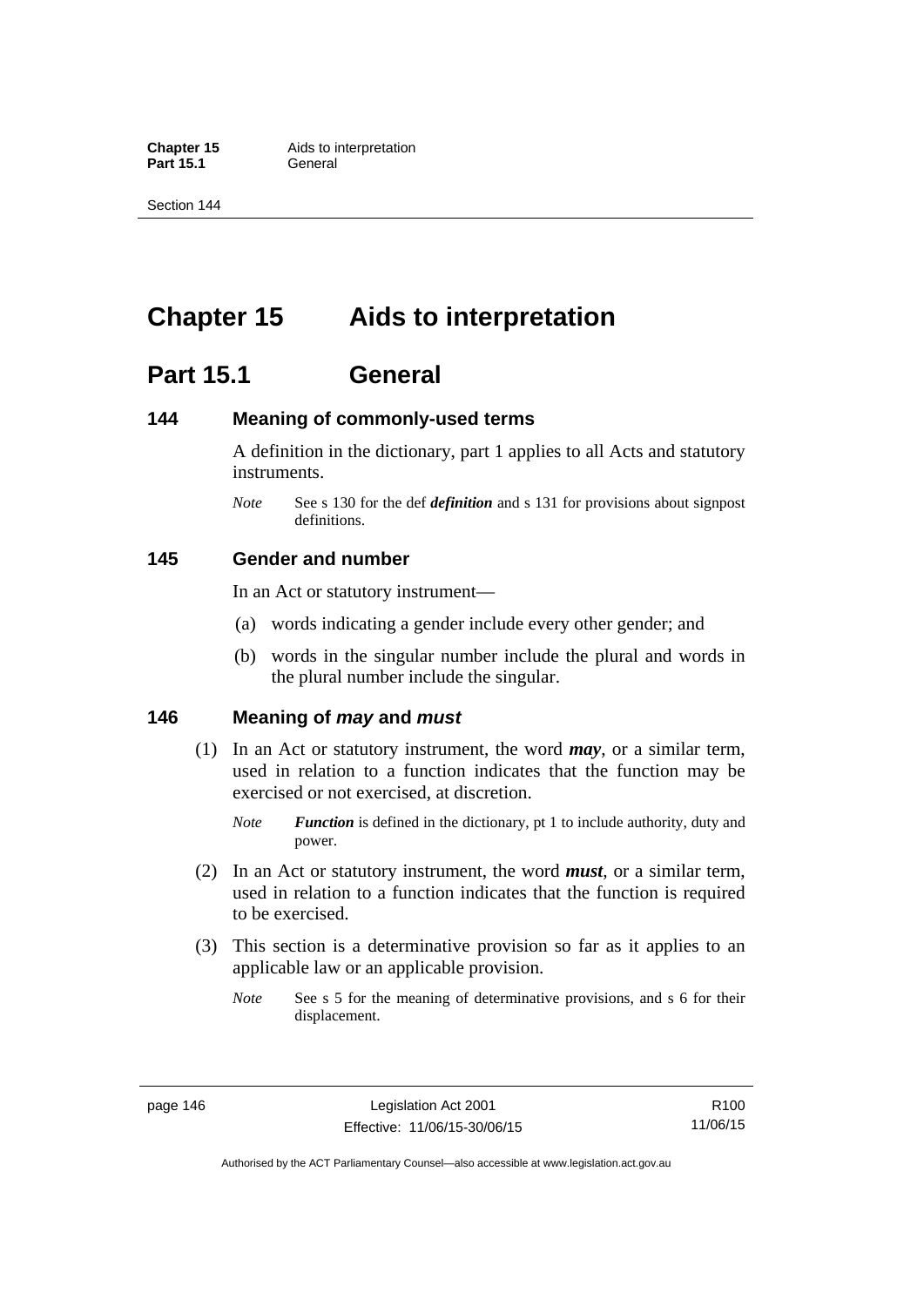# Chapter 15 Aids to interpretation

## Part 15.1 General

### 144 Meaning of commonly-used terms

A definition in the dictionary, part 1 applies to all Acts and statutory instruments.

*Note* See s 130 for the def ***definition*** and s 131 for provisions about signpost definitions.

### 145 Gender and number

In an Act or statutory instrument—

(a) words indicating a gender include every other gender; and

(b) words in the singular number include the plural and words in the plural number include the singular.

### 146 Meaning of *may* and *must*

(1) In an Act or statutory instrument, the word ***may***, or a similar term, used in relation to a function indicates that the function may be exercised or not exercised, at discretion.

*Note* ***Function*** is defined in the dictionary, pt 1 to include authority, duty and power.

(2) In an Act or statutory instrument, the word ***must***, or a similar term, used in relation to a function indicates that the function is required to be exercised.

(3) This section is a determinative provision so far as it applies to an applicable law or an applicable provision.

*Note* See s 5 for the meaning of determinative provisions, and s 6 for their displacement.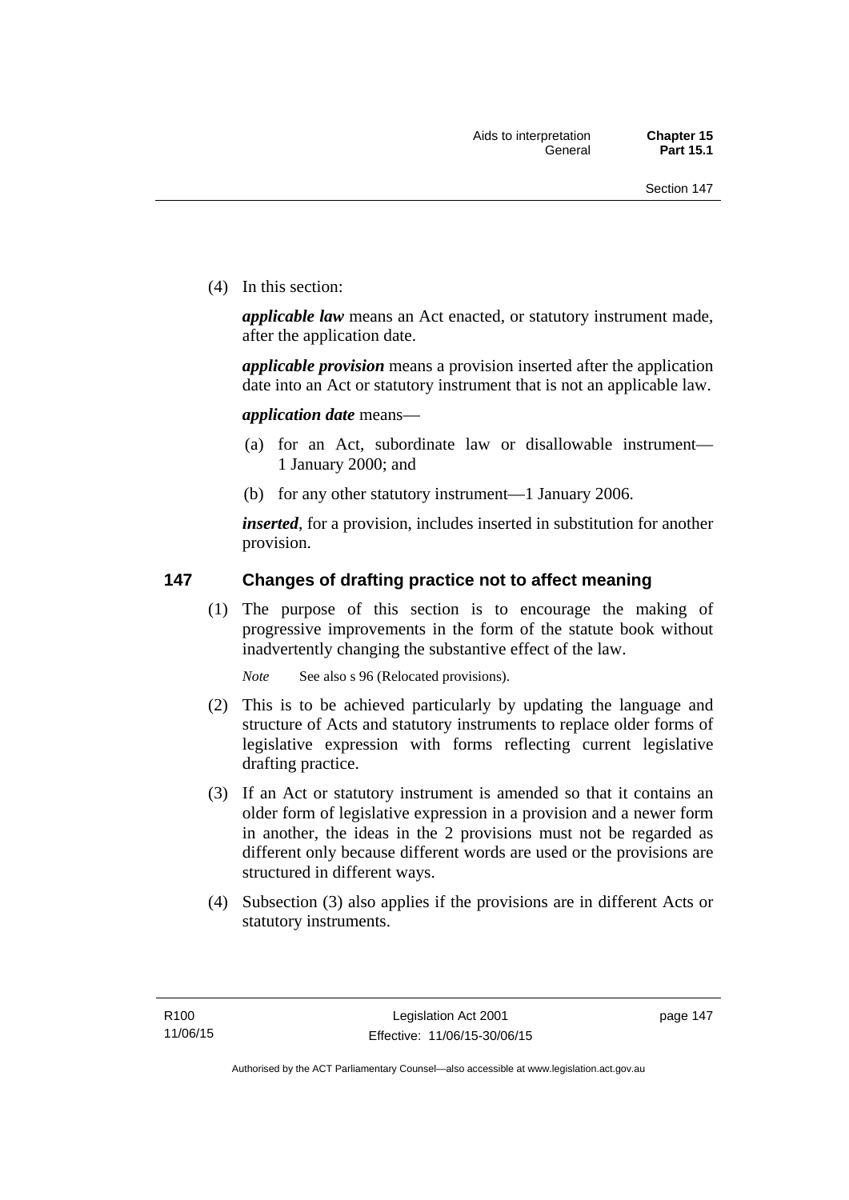(4) In this section:

***applicable law*** means an Act enacted, or statutory instrument made, after the application date.

***applicable provision*** means a provision inserted after the application date into an Act or statutory instrument that is not an applicable law.

***application date*** means—

(a) for an Act, subordinate law or disallowable instrument—1 January 2000; and

(b) for any other statutory instrument—1 January 2006.

***inserted***, for a provision, includes inserted in substitution for another provision.

## 147 Changes of drafting practice not to affect meaning

(1) The purpose of this section is to encourage the making of progressive improvements in the form of the statute book without inadvertently changing the substantive effect of the law.

*Note* See also s 96 (Relocated provisions).

(2) This is to be achieved particularly by updating the language and structure of Acts and statutory instruments to replace older forms of legislative expression with forms reflecting current legislative drafting practice.

(3) If an Act or statutory instrument is amended so that it contains an older form of legislative expression in a provision and a newer form in another, the ideas in the 2 provisions must not be regarded as different only because different words are used or the provisions are structured in different ways.

(4) Subsection (3) also applies if the provisions are in different Acts or statutory instruments.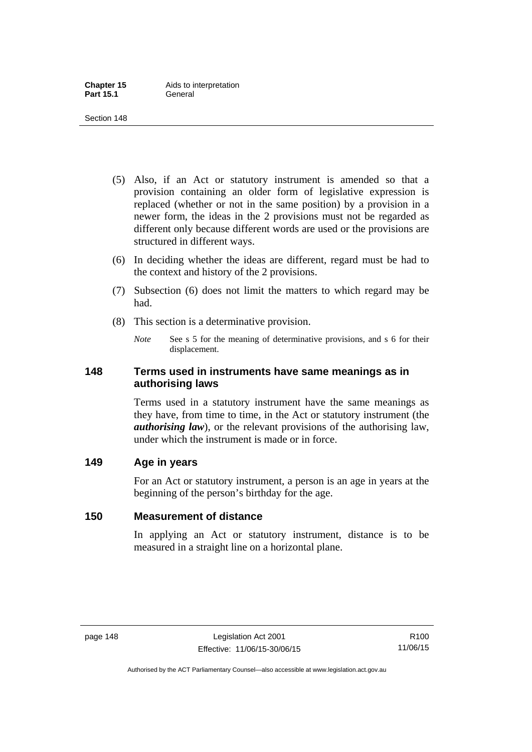(5) Also, if an Act or statutory instrument is amended so that a provision containing an older form of legislative expression is replaced (whether or not in the same position) by a provision in a newer form, the ideas in the 2 provisions must not be regarded as different only because different words are used or the provisions are structured in different ways.

(6) In deciding whether the ideas are different, regard must be had to the context and history of the 2 provisions.

(7) Subsection (6) does not limit the matters to which regard may be had.

(8) This section is a determinative provision.

*Note* See s 5 for the meaning of determinative provisions, and s 6 for their displacement.

## 148 Terms used in instruments have same meanings as in authorising laws

Terms used in a statutory instrument have the same meanings as they have, from time to time, in the Act or statutory instrument (the ***authorising law***), or the relevant provisions of the authorising law, under which the instrument is made or in force.

## 149 Age in years

For an Act or statutory instrument, a person is an age in years at the beginning of the person's birthday for the age.

## 150 Measurement of distance

In applying an Act or statutory instrument, distance is to be measured in a straight line on a horizontal plane.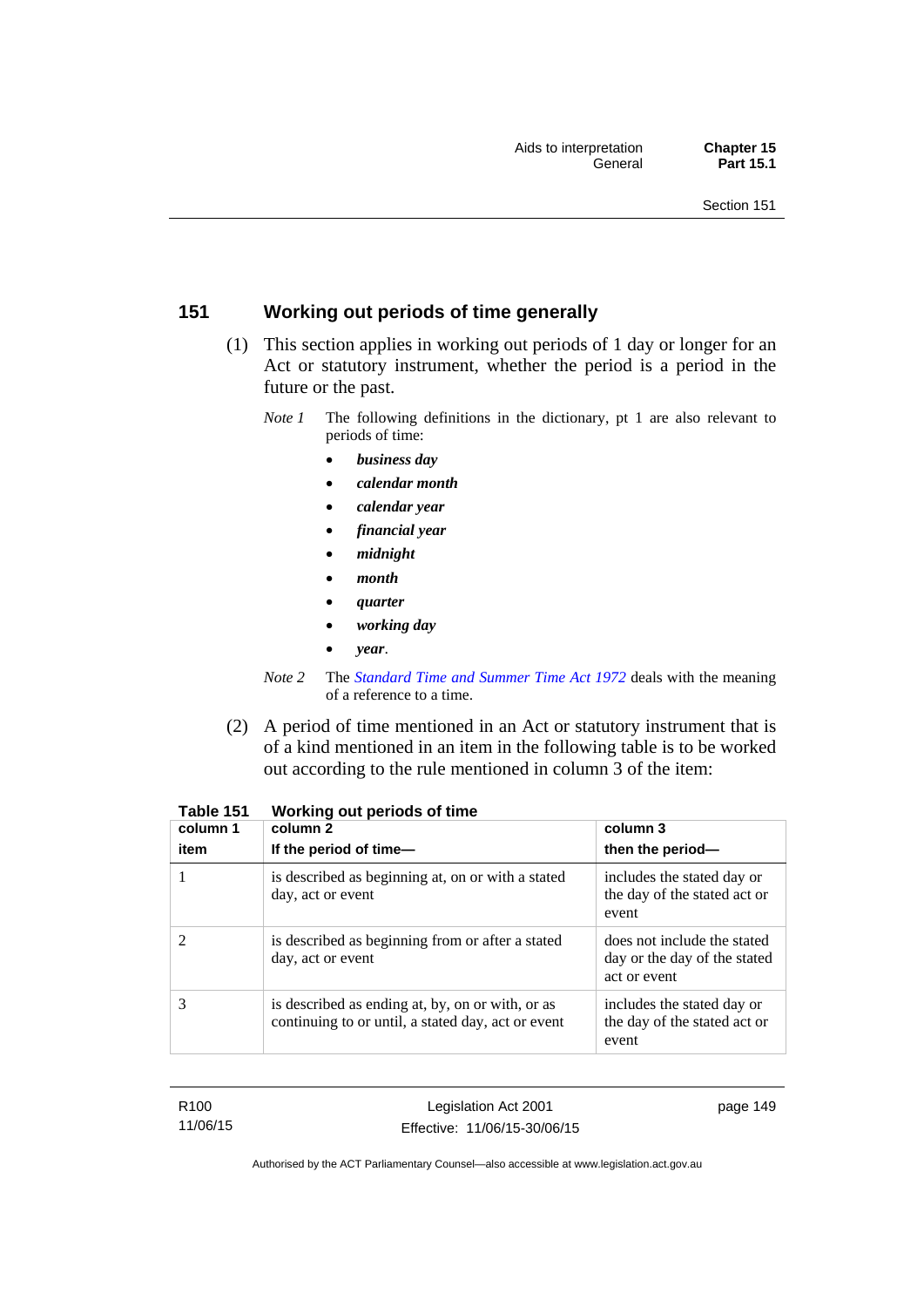## 151 Working out periods of time generally

(1) This section applies in working out periods of 1 day or longer for an Act or statutory instrument, whether the period is a period in the future or the past.

*Note 1* The following definitions in the dictionary, pt 1 are also relevant to periods of time:

- ***business day***
- ***calendar month***
- ***calendar year***
- ***financial year***
- ***midnight***
- ***month***
- ***quarter***
- ***working day***
- ***year***.

*Note 2* The *Standard Time and Summer Time Act 1972* deals with the meaning of a reference to a time.

(2) A period of time mentioned in an Act or statutory instrument that is of a kind mentioned in an item in the following table is to be worked out according to the rule mentioned in column 3 of the item:

**Table 151 Working out periods of time**

| column 1<br>item | column 2<br>If the period of time— | column 3<br>then the period— |
|---|---|---|
| 1 | is described as beginning at, on or with a stated day, act or event | includes the stated day or the day of the stated act or event |
| 2 | is described as beginning from or after a stated day, act or event | does not include the stated day or the day of the stated act or event |
| 3 | is described as ending at, by, on or with, or as continuing to or until, a stated day, act or event | includes the stated day or the day of the stated act or event |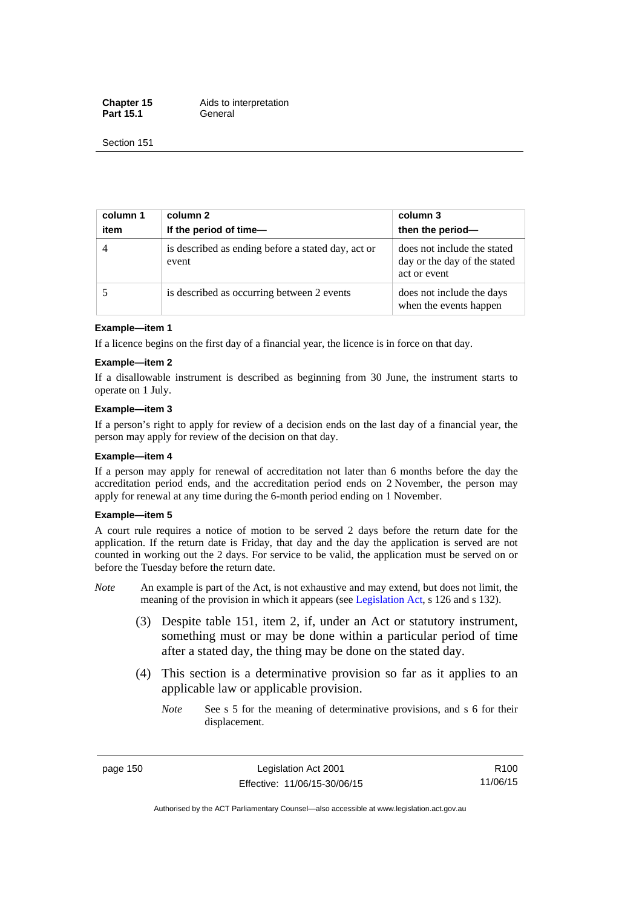| column 1<br>item | column 2<br>If the period of time— | column 3<br>then the period— |
|---|---|---|
| 4 | is described as ending before a stated day, act or event | does not include the stated day or the day of the stated act or event |
| 5 | is described as occurring between 2 events | does not include the days when the events happen |

**Example—item 1**

If a licence begins on the first day of a financial year, the licence is in force on that day.

**Example—item 2**

If a disallowable instrument is described as beginning from 30 June, the instrument starts to operate on 1 July.

**Example—item 3**

If a person's right to apply for review of a decision ends on the last day of a financial year, the person may apply for review of the decision on that day.

**Example—item 4**

If a person may apply for renewal of accreditation not later than 6 months before the day the accreditation period ends, and the accreditation period ends on 2 November, the person may apply for renewal at any time during the 6-month period ending on 1 November.

**Example—item 5**

A court rule requires a notice of motion to be served 2 days before the return date for the application. If the return date is Friday, that day and the day the application is served are not counted in working out the 2 days. For service to be valid, the application must be served on or before the Tuesday before the return date.

*Note* An example is part of the Act, is not exhaustive and may extend, but does not limit, the meaning of the provision in which it appears (see Legislation Act, s 126 and s 132).

(3) Despite table 151, item 2, if, under an Act or statutory instrument, something must or may be done within a particular period of time after a stated day, the thing may be done on the stated day.

(4) This section is a determinative provision so far as it applies to an applicable law or applicable provision.

*Note* See s 5 for the meaning of determinative provisions, and s 6 for their displacement.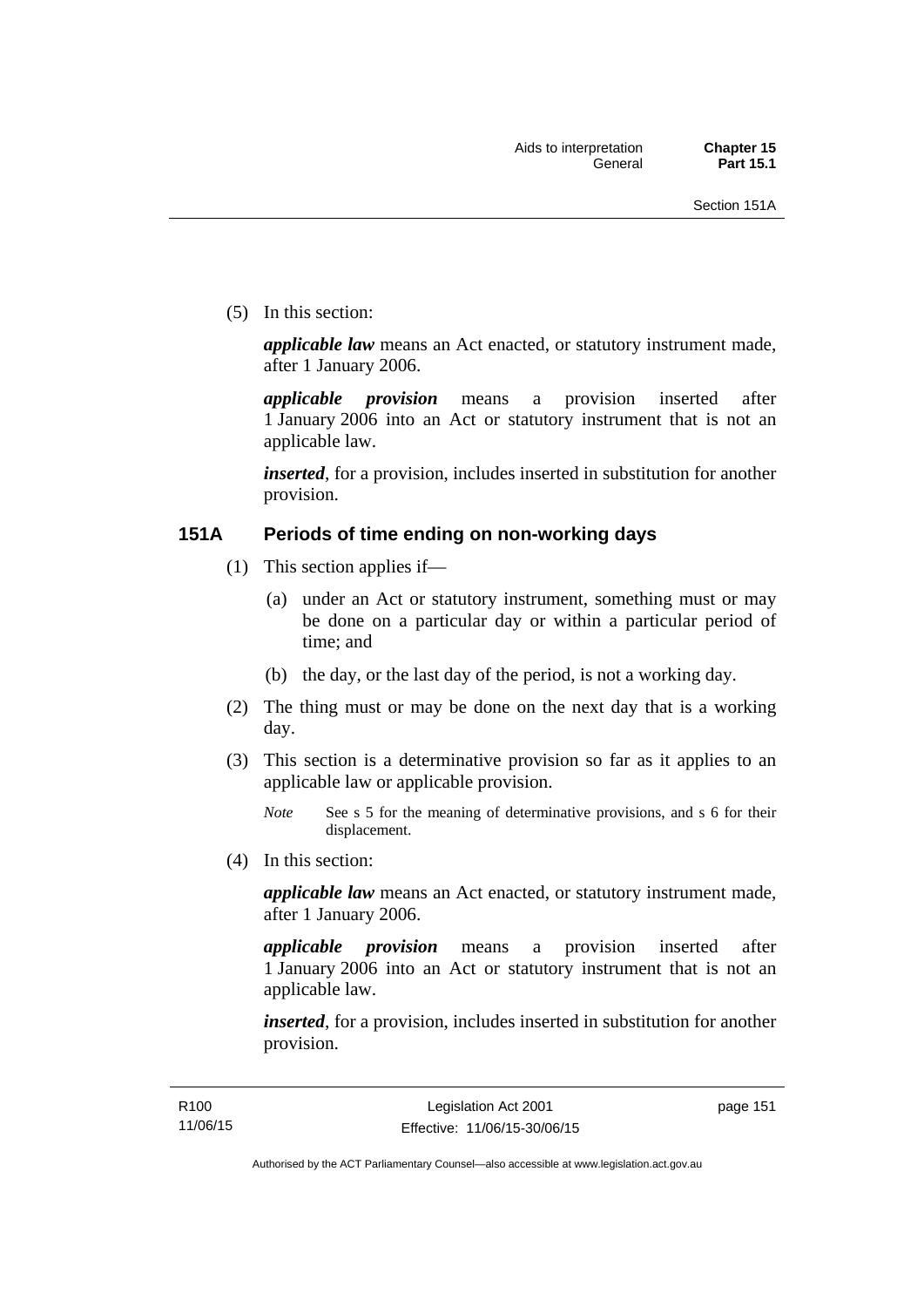(5) In this section:

***applicable law*** means an Act enacted, or statutory instrument made, after 1 January 2006.

***applicable provision*** means a provision inserted after 1 January 2006 into an Act or statutory instrument that is not an applicable law.

***inserted***, for a provision, includes inserted in substitution for another provision.

### 151A Periods of time ending on non-working days

(1) This section applies if—

(a) under an Act or statutory instrument, something must or may be done on a particular day or within a particular period of time; and

(b) the day, or the last day of the period, is not a working day.

(2) The thing must or may be done on the next day that is a working day.

(3) This section is a determinative provision so far as it applies to an applicable law or applicable provision.

*Note* See s 5 for the meaning of determinative provisions, and s 6 for their displacement.

(4) In this section:

***applicable law*** means an Act enacted, or statutory instrument made, after 1 January 2006.

***applicable provision*** means a provision inserted after 1 January 2006 into an Act or statutory instrument that is not an applicable law.

***inserted***, for a provision, includes inserted in substitution for another provision.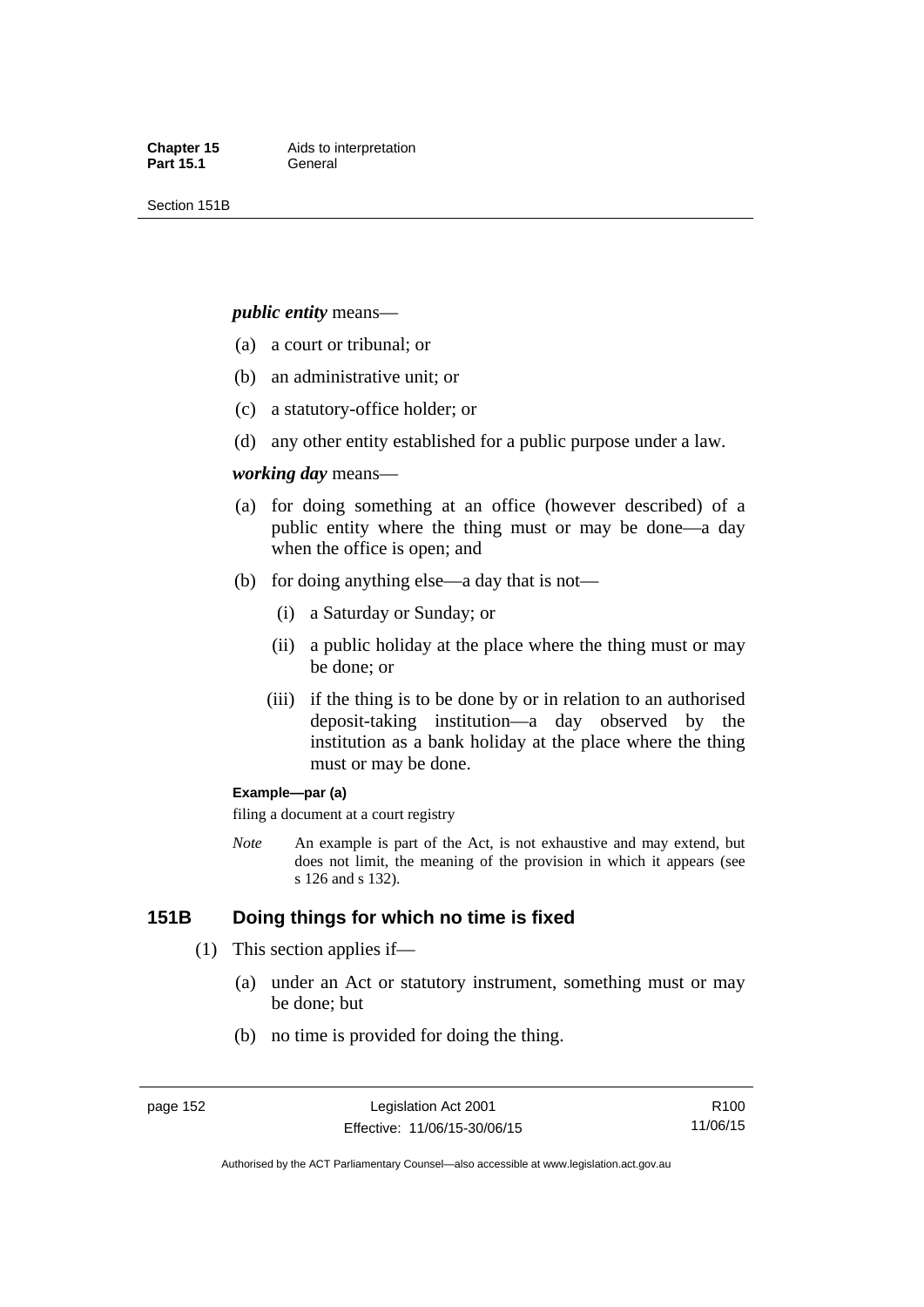***public entity*** means—

- (a) a court or tribunal; or
- (b) an administrative unit; or
- (c) a statutory-office holder; or
- (d) any other entity established for a public purpose under a law.

***working day*** means—

- (a) for doing something at an office (however described) of a public entity where the thing must or may be done—a day when the office is open; and
- (b) for doing anything else—a day that is not—
  - (i) a Saturday or Sunday; or
  - (ii) a public holiday at the place where the thing must or may be done; or
  - (iii) if the thing is to be done by or in relation to an authorised deposit-taking institution—a day observed by the institution as a bank holiday at the place where the thing must or may be done.

**Example—par (a)**

filing a document at a court registry

*Note* An example is part of the Act, is not exhaustive and may extend, but does not limit, the meaning of the provision in which it appears (see s 126 and s 132).

## 151B Doing things for which no time is fixed

(1) This section applies if—

- (a) under an Act or statutory instrument, something must or may be done; but
- (b) no time is provided for doing the thing.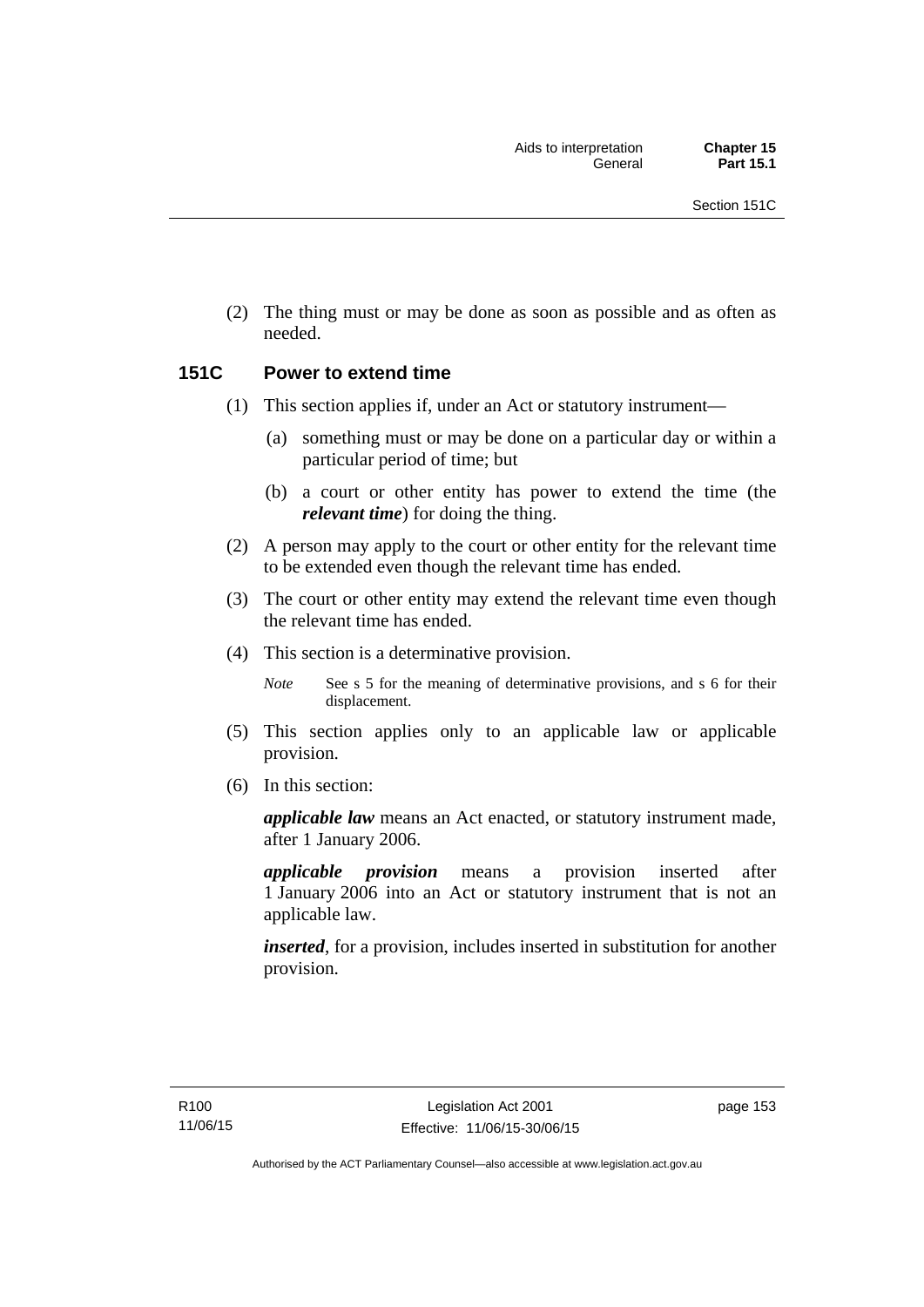(2) The thing must or may be done as soon as possible and as often as needed.

## 151C Power to extend time

(1) This section applies if, under an Act or statutory instrument—

(a) something must or may be done on a particular day or within a particular period of time; but

(b) a court or other entity has power to extend the time (the ***relevant time***) for doing the thing.

(2) A person may apply to the court or other entity for the relevant time to be extended even though the relevant time has ended.

(3) The court or other entity may extend the relevant time even though the relevant time has ended.

(4) This section is a determinative provision.

*Note* See s 5 for the meaning of determinative provisions, and s 6 for their displacement.

(5) This section applies only to an applicable law or applicable provision.

(6) In this section:

***applicable law*** means an Act enacted, or statutory instrument made, after 1 January 2006.

***applicable provision*** means a provision inserted after 1 January 2006 into an Act or statutory instrument that is not an applicable law.

***inserted***, for a provision, includes inserted in substitution for another provision.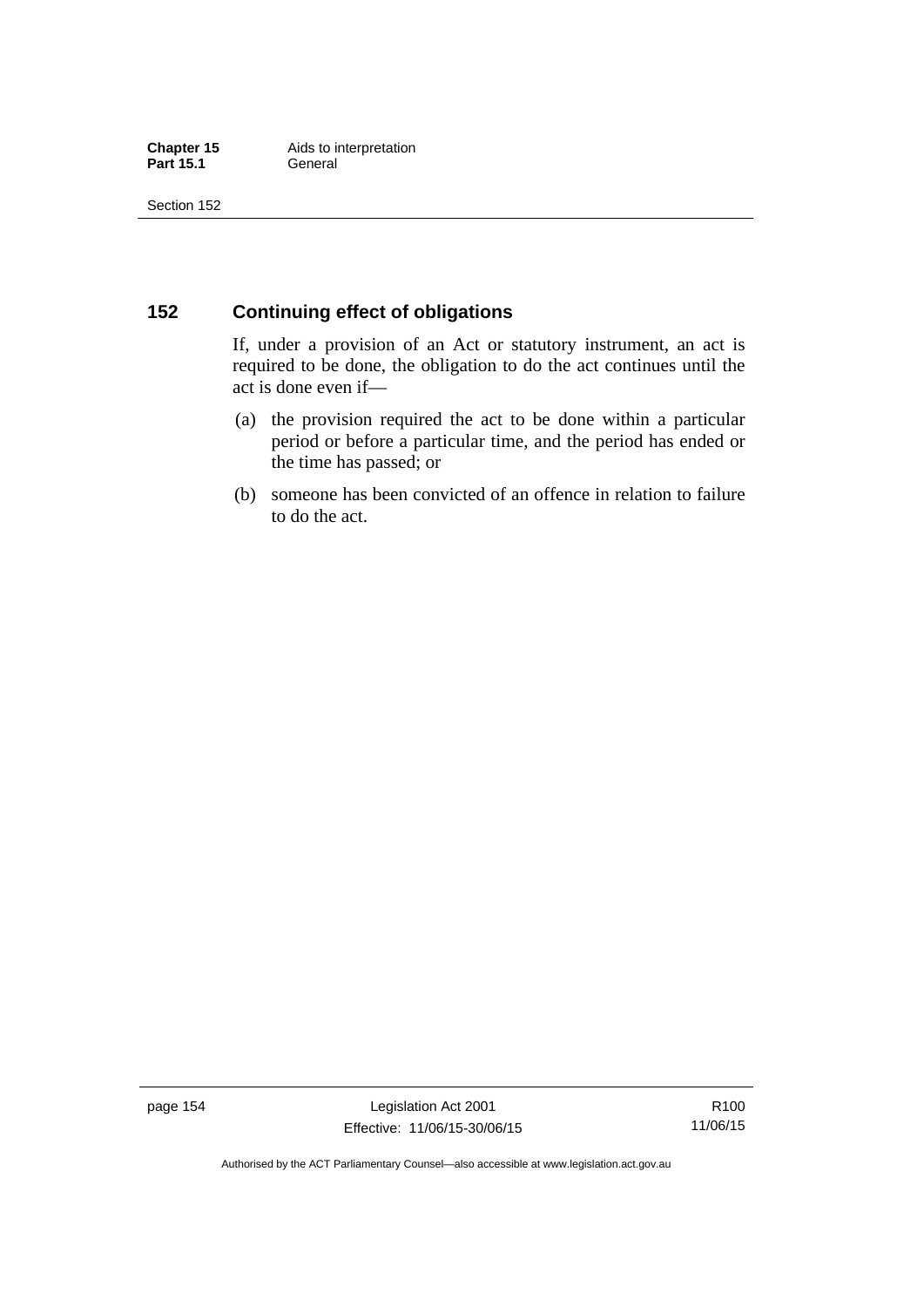## 152 Continuing effect of obligations

If, under a provision of an Act or statutory instrument, an act is required to be done, the obligation to do the act continues until the act is done even if—

(a) the provision required the act to be done within a particular period or before a particular time, and the period has ended or the time has passed; or

(b) someone has been convicted of an offence in relation to failure to do the act.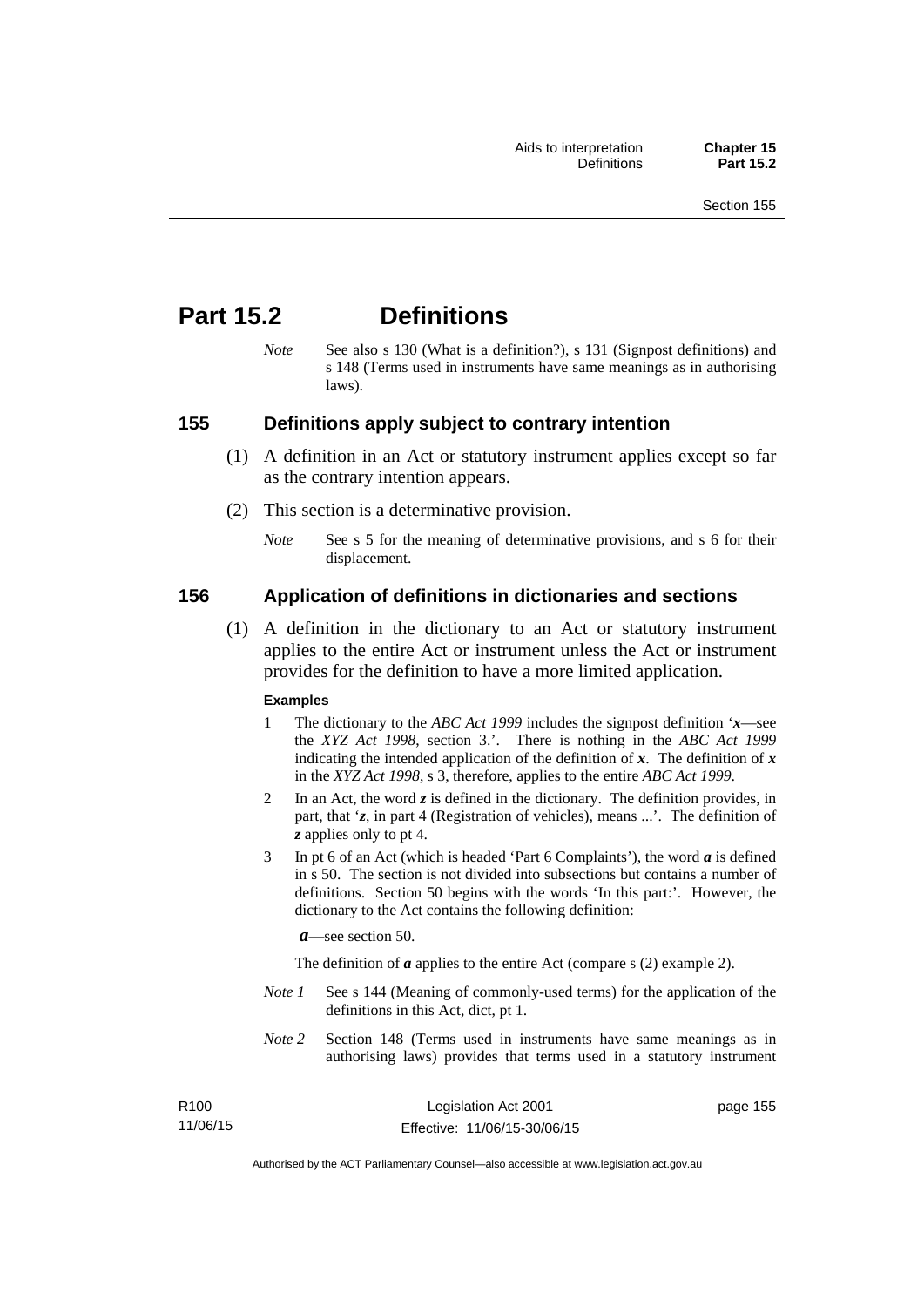# Part 15.2 Definitions

*Note* See also s 130 (What is a definition?), s 131 (Signpost definitions) and s 148 (Terms used in instruments have same meanings as in authorising laws).

## 155 Definitions apply subject to contrary intention

(1) A definition in an Act or statutory instrument applies except so far as the contrary intention appears.

(2) This section is a determinative provision.

*Note* See s 5 for the meaning of determinative provisions, and s 6 for their displacement.

## 156 Application of definitions in dictionaries and sections

(1) A definition in the dictionary to an Act or statutory instrument applies to the entire Act or instrument unless the Act or instrument provides for the definition to have a more limited application.

**Examples**

1 The dictionary to the *ABC Act 1999* includes the signpost definition '***x***—see the *XYZ Act 1998*, section 3.'. There is nothing in the *ABC Act 1999* indicating the intended application of the definition of ***x***. The definition of ***x*** in the *XYZ Act 1998*, s 3, therefore, applies to the entire *ABC Act 1999*.

2 In an Act, the word ***z*** is defined in the dictionary. The definition provides, in part, that '***z***, in part 4 (Registration of vehicles), means ...'. The definition of ***z*** applies only to pt 4.

3 In pt 6 of an Act (which is headed 'Part 6 Complaints'), the word ***a*** is defined in s 50. The section is not divided into subsections but contains a number of definitions. Section 50 begins with the words 'In this part:'. However, the dictionary to the Act contains the following definition:

***a***—see section 50.

The definition of ***a*** applies to the entire Act (compare s (2) example 2).

*Note 1* See s 144 (Meaning of commonly-used terms) for the application of the definitions in this Act, dict, pt 1.

*Note 2* Section 148 (Terms used in instruments have same meanings as in authorising laws) provides that terms used in a statutory instrument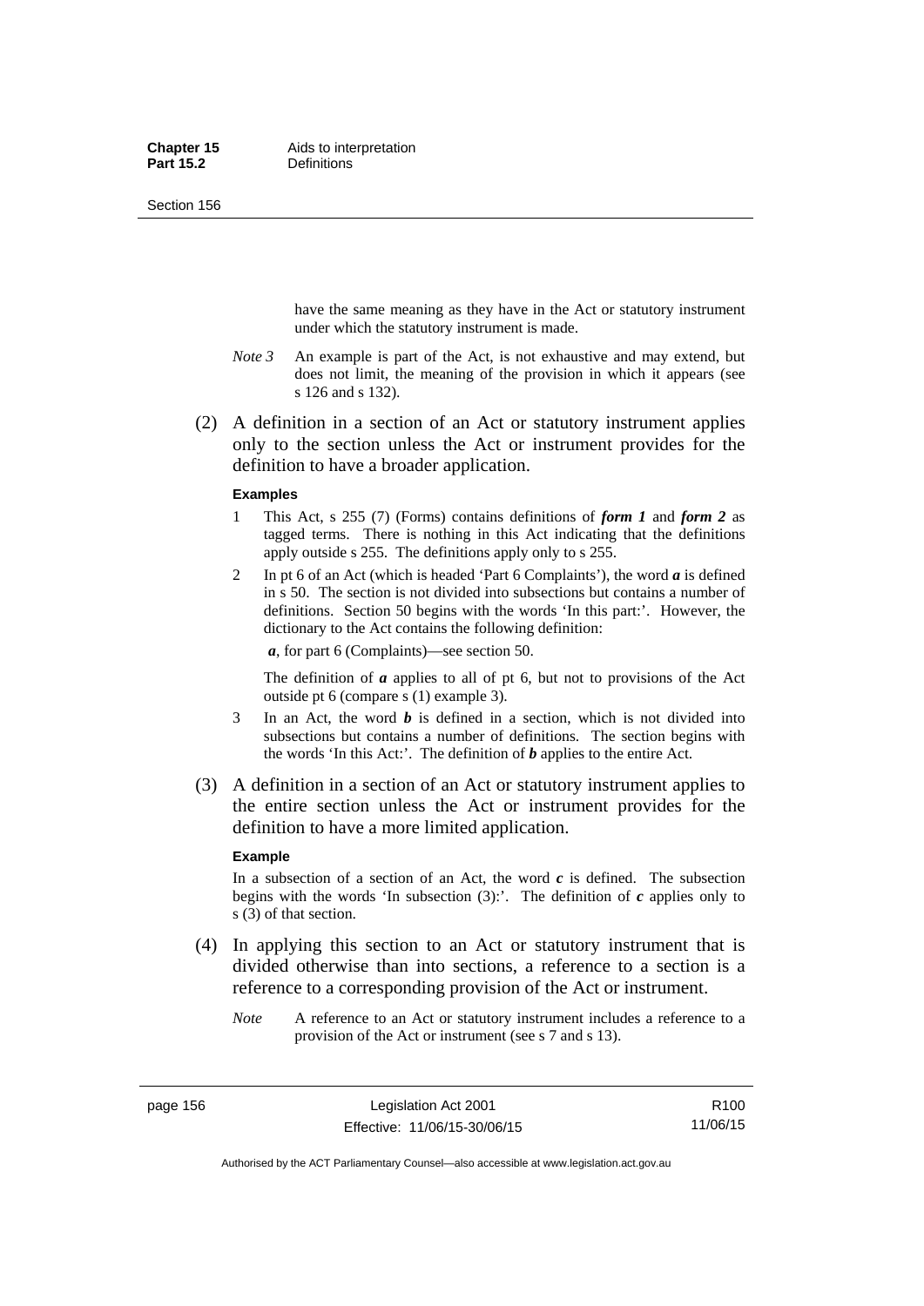have the same meaning as they have in the Act or statutory instrument under which the statutory instrument is made.

*Note 3* An example is part of the Act, is not exhaustive and may extend, but does not limit, the meaning of the provision in which it appears (see s 126 and s 132).

(2) A definition in a section of an Act or statutory instrument applies only to the section unless the Act or instrument provides for the definition to have a broader application.

**Examples**

1 This Act, s 255 (7) (Forms) contains definitions of ***form 1*** and ***form 2*** as tagged terms. There is nothing in this Act indicating that the definitions apply outside s 255. The definitions apply only to s 255.

2 In pt 6 of an Act (which is headed 'Part 6 Complaints'), the word ***a*** is defined in s 50. The section is not divided into subsections but contains a number of definitions. Section 50 begins with the words 'In this part:'. However, the dictionary to the Act contains the following definition:

***a***, for part 6 (Complaints)—see section 50.

The definition of ***a*** applies to all of pt 6, but not to provisions of the Act outside pt 6 (compare s (1) example 3).

3 In an Act, the word ***b*** is defined in a section, which is not divided into subsections but contains a number of definitions. The section begins with the words 'In this Act:'. The definition of ***b*** applies to the entire Act.

(3) A definition in a section of an Act or statutory instrument applies to the entire section unless the Act or instrument provides for the definition to have a more limited application.

**Example**

In a subsection of a section of an Act, the word ***c*** is defined. The subsection begins with the words 'In subsection (3):'. The definition of ***c*** applies only to s (3) of that section.

(4) In applying this section to an Act or statutory instrument that is divided otherwise than into sections, a reference to a section is a reference to a corresponding provision of the Act or instrument.

*Note* A reference to an Act or statutory instrument includes a reference to a provision of the Act or instrument (see s 7 and s 13).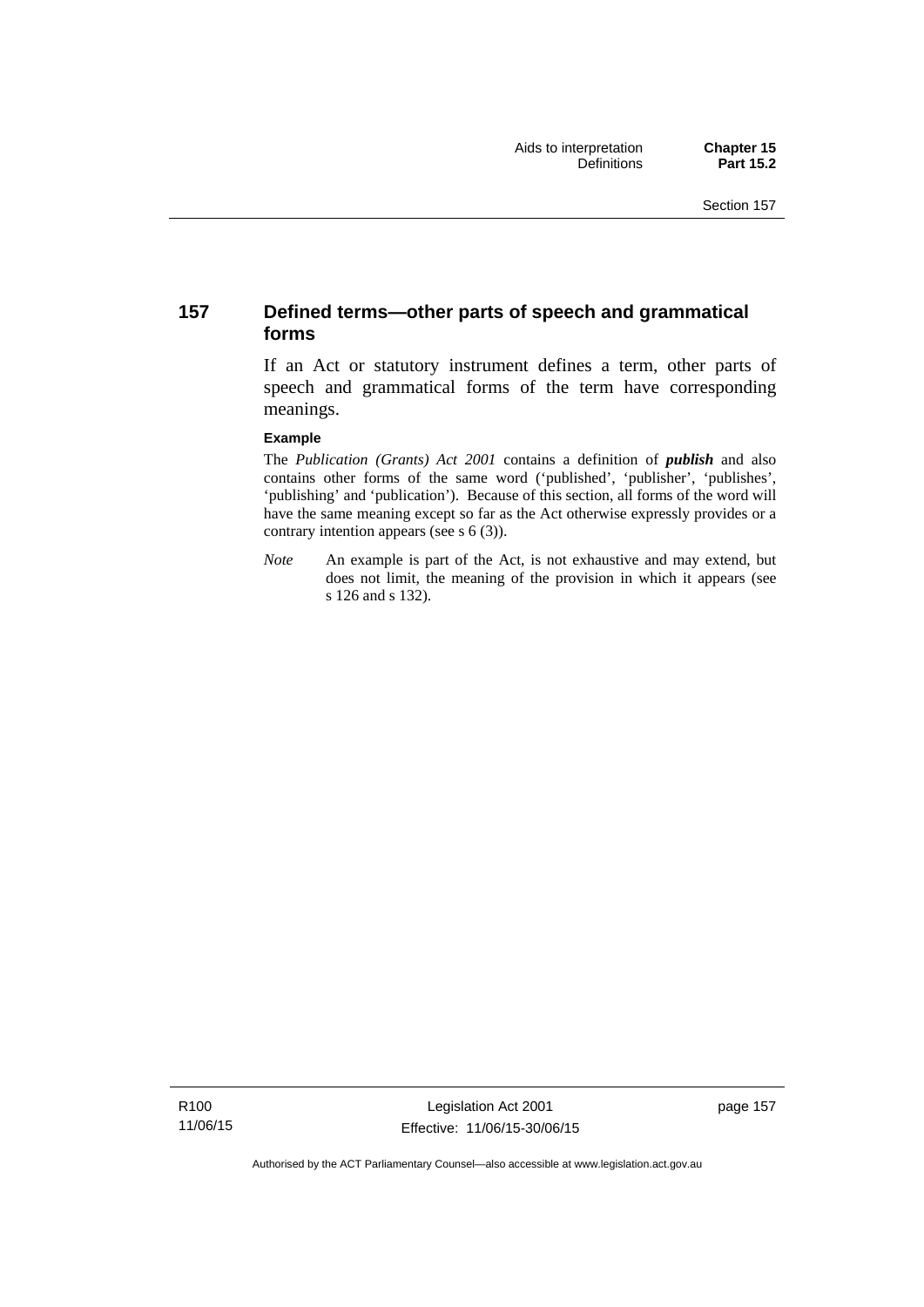## 157 Defined terms—other parts of speech and grammatical forms

If an Act or statutory instrument defines a term, other parts of speech and grammatical forms of the term have corresponding meanings.

**Example**

The *Publication (Grants) Act 2001* contains a definition of ***publish*** and also contains other forms of the same word ('published', 'publisher', 'publishes', 'publishing' and 'publication'). Because of this section, all forms of the word will have the same meaning except so far as the Act otherwise expressly provides or a contrary intention appears (see s 6 (3)).

*Note* An example is part of the Act, is not exhaustive and may extend, but does not limit, the meaning of the provision in which it appears (see s 126 and s 132).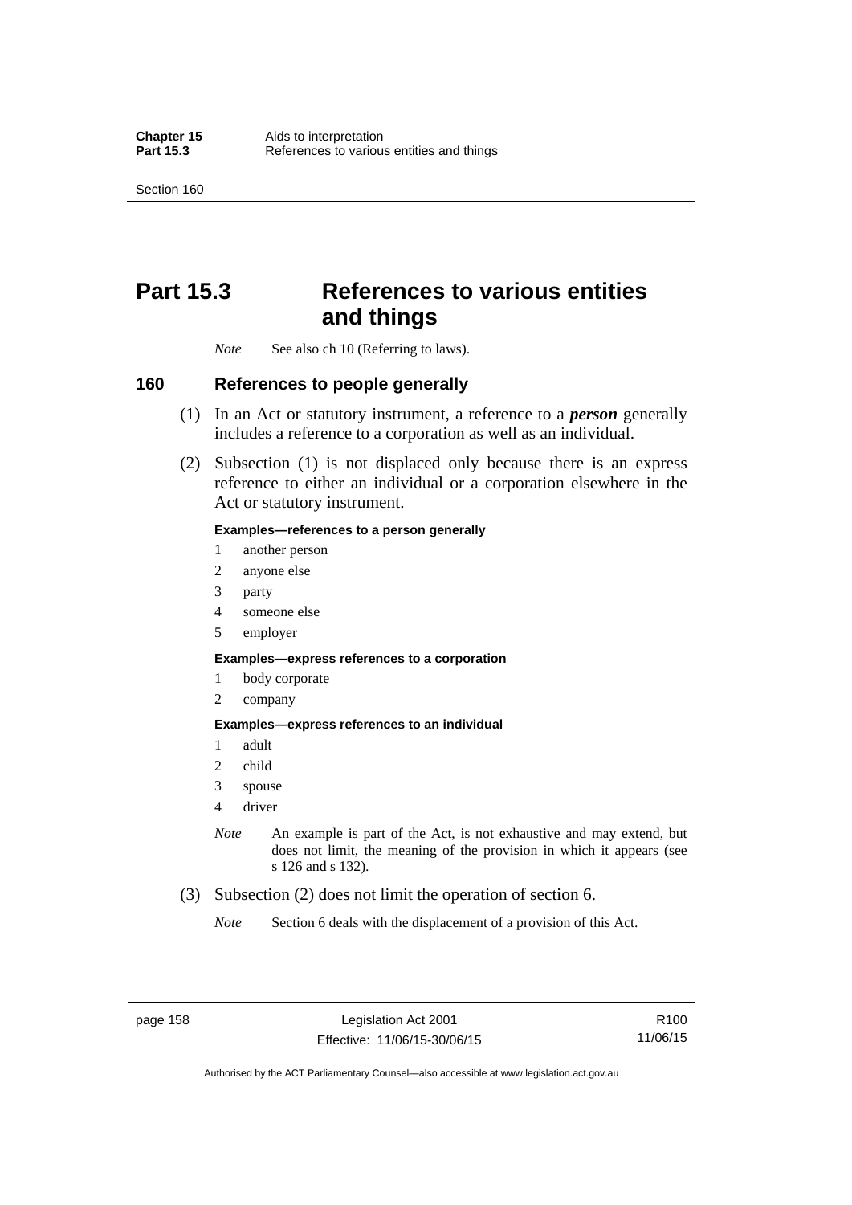# Part 15.3 References to various entities and things

*Note* See also ch 10 (Referring to laws).

## 160 References to people generally

(1) In an Act or statutory instrument, a reference to a ***person*** generally includes a reference to a corporation as well as an individual.

(2) Subsection (1) is not displaced only because there is an express reference to either an individual or a corporation elsewhere in the Act or statutory instrument.

**Examples—references to a person generally**

1 another person
2 anyone else
3 party
4 someone else
5 employer

**Examples—express references to a corporation**

1 body corporate
2 company

**Examples—express references to an individual**

1 adult
2 child
3 spouse
4 driver

*Note* An example is part of the Act, is not exhaustive and may extend, but does not limit, the meaning of the provision in which it appears (see s 126 and s 132).

(3) Subsection (2) does not limit the operation of section 6.

*Note* Section 6 deals with the displacement of a provision of this Act.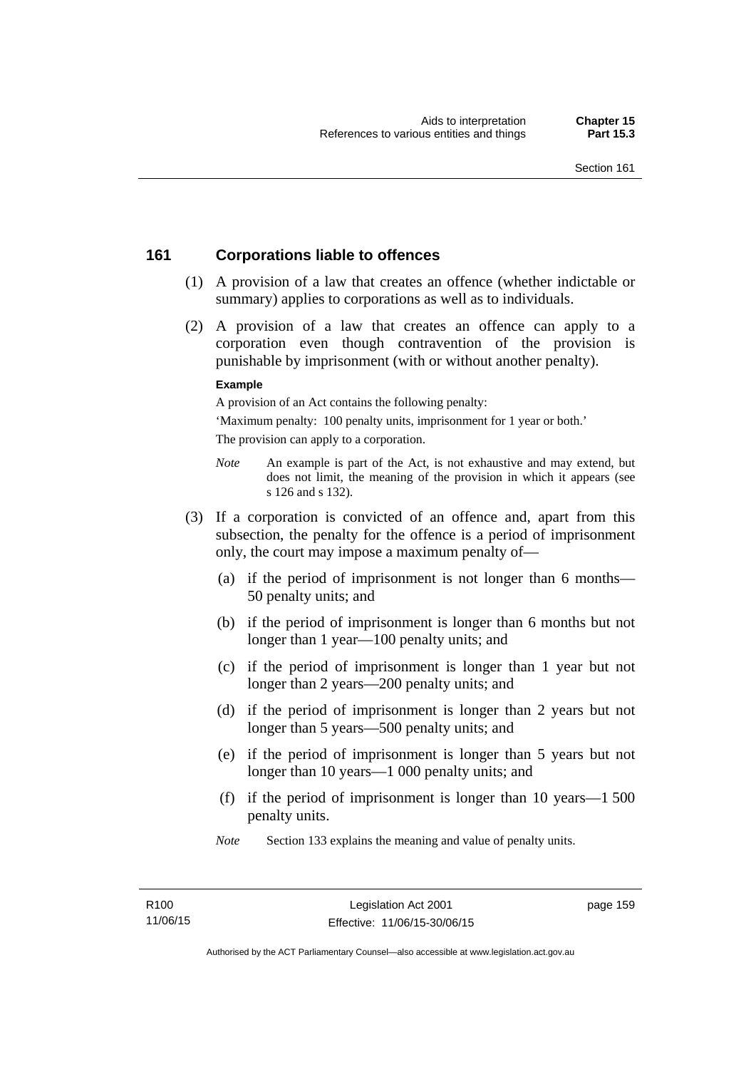## 161 Corporations liable to offences

(1) A provision of a law that creates an offence (whether indictable or summary) applies to corporations as well as to individuals.

(2) A provision of a law that creates an offence can apply to a corporation even though contravention of the provision is punishable by imprisonment (with or without another penalty).

**Example**

A provision of an Act contains the following penalty:

'Maximum penalty: 100 penalty units, imprisonment for 1 year or both.'

The provision can apply to a corporation.

*Note* An example is part of the Act, is not exhaustive and may extend, but does not limit, the meaning of the provision in which it appears (see s 126 and s 132).

(3) If a corporation is convicted of an offence and, apart from this subsection, the penalty for the offence is a period of imprisonment only, the court may impose a maximum penalty of—

(a) if the period of imprisonment is not longer than 6 months—50 penalty units; and

(b) if the period of imprisonment is longer than 6 months but not longer than 1 year—100 penalty units; and

(c) if the period of imprisonment is longer than 1 year but not longer than 2 years—200 penalty units; and

(d) if the period of imprisonment is longer than 2 years but not longer than 5 years—500 penalty units; and

(e) if the period of imprisonment is longer than 5 years but not longer than 10 years—1 000 penalty units; and

(f) if the period of imprisonment is longer than 10 years—1 500 penalty units.

*Note* Section 133 explains the meaning and value of penalty units.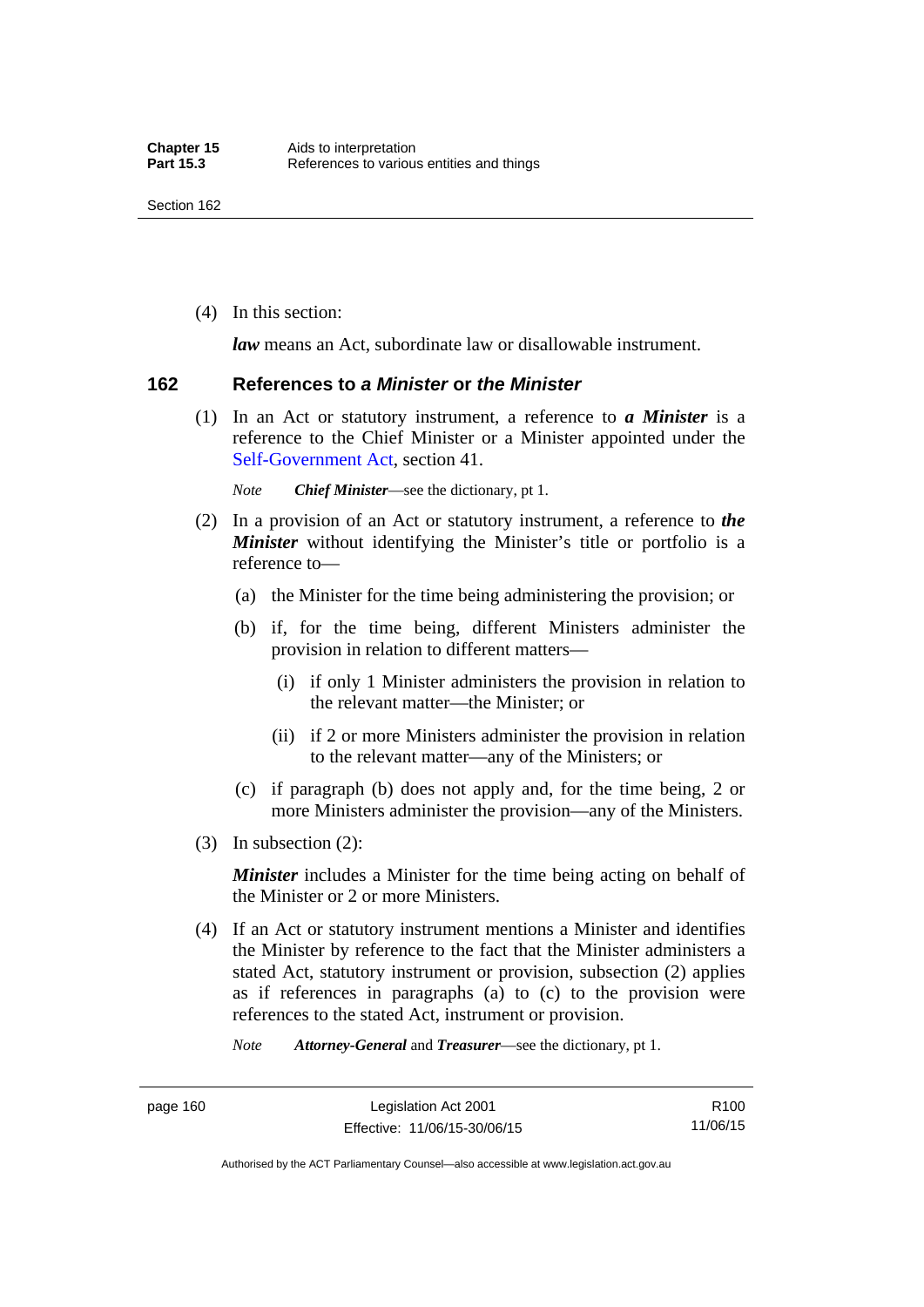(4) In this section:

***law*** means an Act, subordinate law or disallowable instrument.

### 162 References to *a Minister* or *the Minister*

(1) In an Act or statutory instrument, a reference to ***a Minister*** is a reference to the Chief Minister or a Minister appointed under the Self-Government Act, section 41.

*Note* ***Chief Minister***—see the dictionary, pt 1.

(2) In a provision of an Act or statutory instrument, a reference to ***the Minister*** without identifying the Minister's title or portfolio is a reference to—

(a) the Minister for the time being administering the provision; or

(b) if, for the time being, different Ministers administer the provision in relation to different matters—

(i) if only 1 Minister administers the provision in relation to the relevant matter—the Minister; or

(ii) if 2 or more Ministers administer the provision in relation to the relevant matter—any of the Ministers; or

(c) if paragraph (b) does not apply and, for the time being, 2 or more Ministers administer the provision—any of the Ministers.

(3) In subsection (2):

***Minister*** includes a Minister for the time being acting on behalf of the Minister or 2 or more Ministers.

(4) If an Act or statutory instrument mentions a Minister and identifies the Minister by reference to the fact that the Minister administers a stated Act, statutory instrument or provision, subsection (2) applies as if references in paragraphs (a) to (c) to the provision were references to the stated Act, instrument or provision.

*Note* ***Attorney-General*** and ***Treasurer***—see the dictionary, pt 1.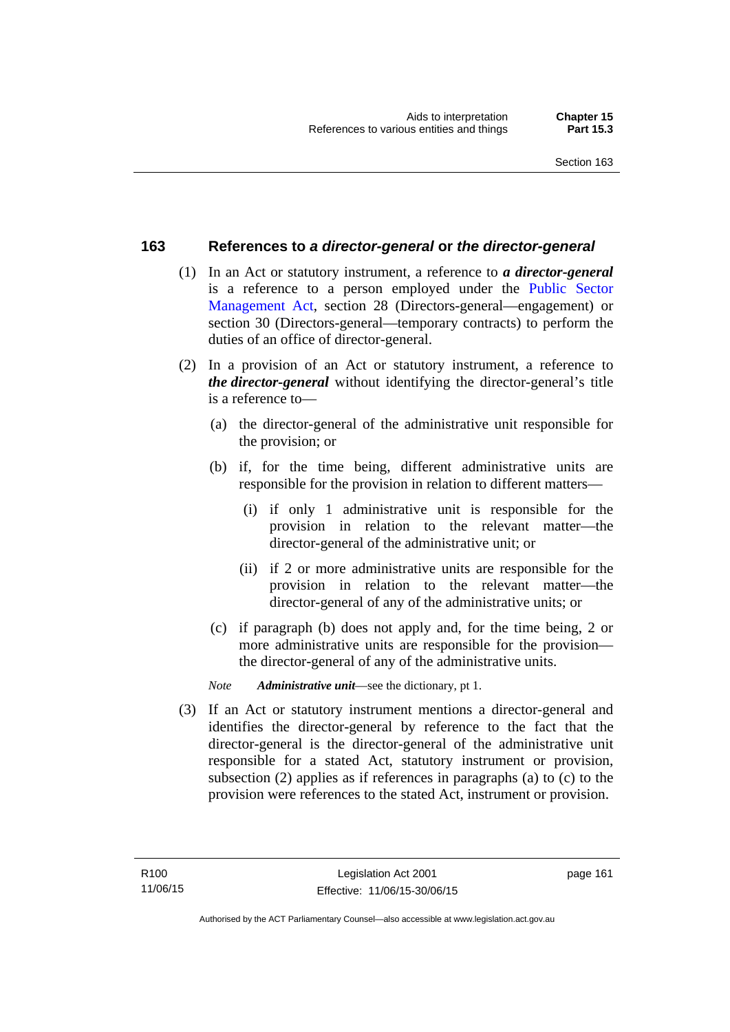## 163 References to *a director-general* or *the director-general*

(1) In an Act or statutory instrument, a reference to ***a director-general*** is a reference to a person employed under the Public Sector Management Act, section 28 (Directors-general—engagement) or section 30 (Directors-general—temporary contracts) to perform the duties of an office of director-general.

(2) In a provision of an Act or statutory instrument, a reference to ***the director-general*** without identifying the director-general's title is a reference to—

  (a) the director-general of the administrative unit responsible for the provision; or

  (b) if, for the time being, different administrative units are responsible for the provision in relation to different matters—

    (i) if only 1 administrative unit is responsible for the provision in relation to the relevant matter—the director-general of the administrative unit; or

    (ii) if 2 or more administrative units are responsible for the provision in relation to the relevant matter—the director-general of any of the administrative units; or

  (c) if paragraph (b) does not apply and, for the time being, 2 or more administrative units are responsible for the provision—the director-general of any of the administrative units.

*Note* ***Administrative unit***—see the dictionary, pt 1.

(3) If an Act or statutory instrument mentions a director-general and identifies the director-general by reference to the fact that the director-general is the director-general of the administrative unit responsible for a stated Act, statutory instrument or provision, subsection (2) applies as if references in paragraphs (a) to (c) to the provision were references to the stated Act, instrument or provision.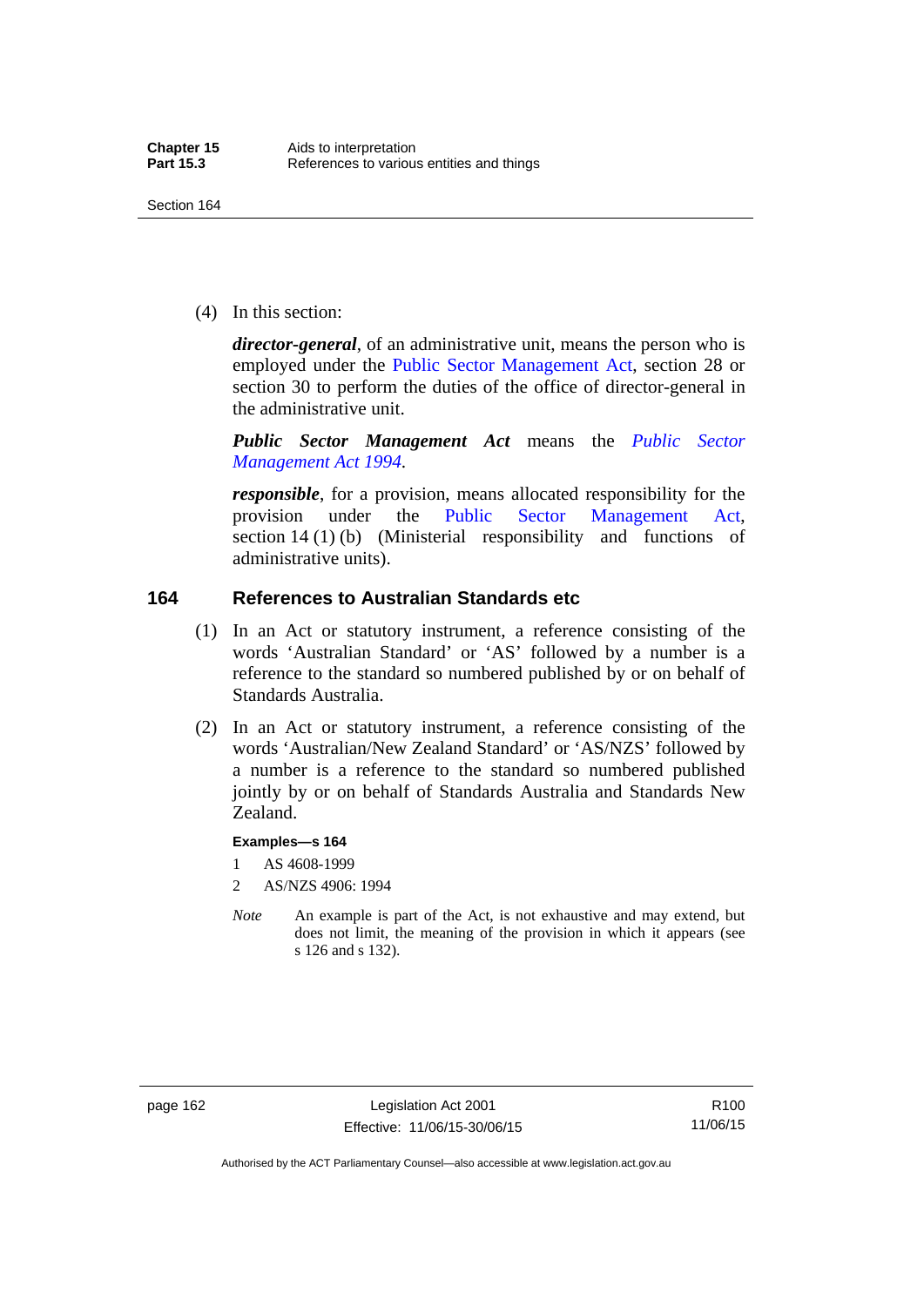(4) In this section:

***director-general***, of an administrative unit, means the person who is employed under the Public Sector Management Act, section 28 or section 30 to perform the duties of the office of director-general in the administrative unit.

***Public Sector Management Act*** means the *Public Sector Management Act 1994*.

***responsible***, for a provision, means allocated responsibility for the provision under the Public Sector Management Act, section 14 (1) (b) (Ministerial responsibility and functions of administrative units).

## 164 References to Australian Standards etc

(1) In an Act or statutory instrument, a reference consisting of the words 'Australian Standard' or 'AS' followed by a number is a reference to the standard so numbered published by or on behalf of Standards Australia.

(2) In an Act or statutory instrument, a reference consisting of the words 'Australian/New Zealand Standard' or 'AS/NZS' followed by a number is a reference to the standard so numbered published jointly by or on behalf of Standards Australia and Standards New Zealand.

**Examples—s 164**

1 AS 4608-1999

2 AS/NZS 4906: 1994

*Note* An example is part of the Act, is not exhaustive and may extend, but does not limit, the meaning of the provision in which it appears (see s 126 and s 132).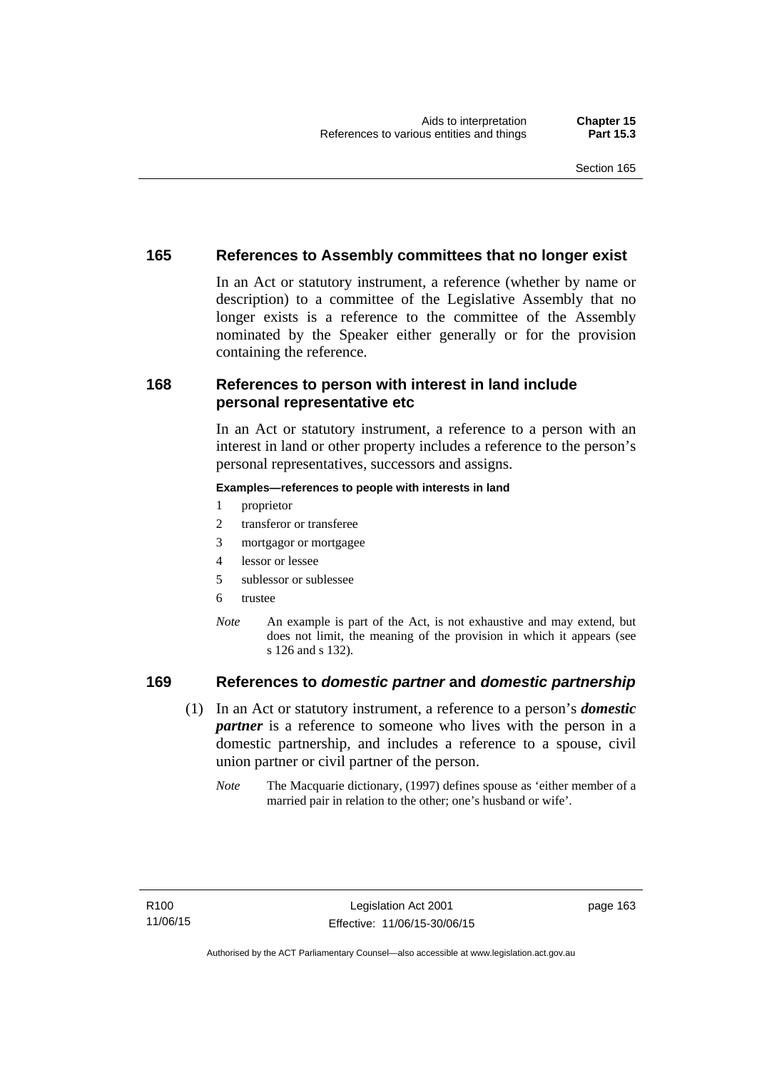## 165 References to Assembly committees that no longer exist

In an Act or statutory instrument, a reference (whether by name or description) to a committee of the Legislative Assembly that no longer exists is a reference to the committee of the Assembly nominated by the Speaker either generally or for the provision containing the reference.

## 168 References to person with interest in land include personal representative etc

In an Act or statutory instrument, a reference to a person with an interest in land or other property includes a reference to the person's personal representatives, successors and assigns.

**Examples—references to people with interests in land**

1 proprietor

2 transferor or transferee

3 mortgagor or mortgagee

4 lessor or lessee

5 sublessor or sublessee

6 trustee

*Note* An example is part of the Act, is not exhaustive and may extend, but does not limit, the meaning of the provision in which it appears (see s 126 and s 132).

## 169 References to *domestic partner* and *domestic partnership*

(1) In an Act or statutory instrument, a reference to a person's ***domestic partner*** is a reference to someone who lives with the person in a domestic partnership, and includes a reference to a spouse, civil union partner or civil partner of the person.

*Note* The Macquarie dictionary, (1997) defines spouse as 'either member of a married pair in relation to the other; one's husband or wife'.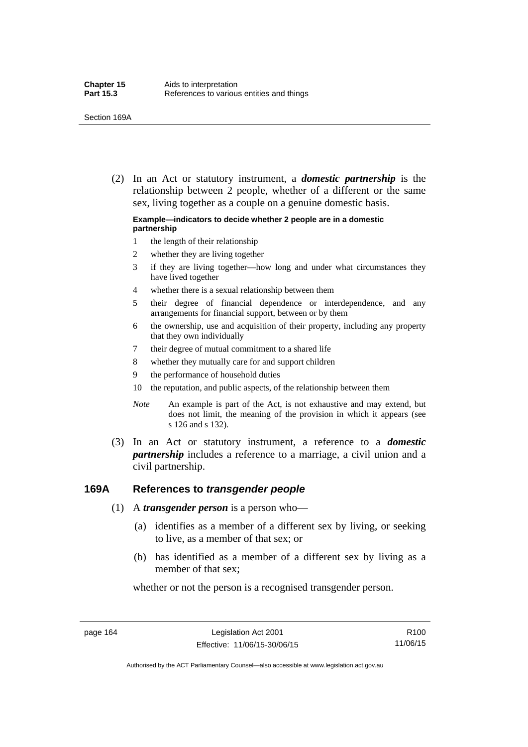(2) In an Act or statutory instrument, a ***domestic partnership*** is the relationship between 2 people, whether of a different or the same sex, living together as a couple on a genuine domestic basis.

**Example—indicators to decide whether 2 people are in a domestic partnership**

1 the length of their relationship

2 whether they are living together

3 if they are living together—how long and under what circumstances they have lived together

4 whether there is a sexual relationship between them

5 their degree of financial dependence or interdependence, and any arrangements for financial support, between or by them

6 the ownership, use and acquisition of their property, including any property that they own individually

7 their degree of mutual commitment to a shared life

8 whether they mutually care for and support children

9 the performance of household duties

10 the reputation, and public aspects, of the relationship between them

*Note* An example is part of the Act, is not exhaustive and may extend, but does not limit, the meaning of the provision in which it appears (see s 126 and s 132).

(3) In an Act or statutory instrument, a reference to a ***domestic partnership*** includes a reference to a marriage, a civil union and a civil partnership.

## 169A References to *transgender people*

(1) A ***transgender person*** is a person who—

(a) identifies as a member of a different sex by living, or seeking to live, as a member of that sex; or

(b) has identified as a member of a different sex by living as a member of that sex;

whether or not the person is a recognised transgender person.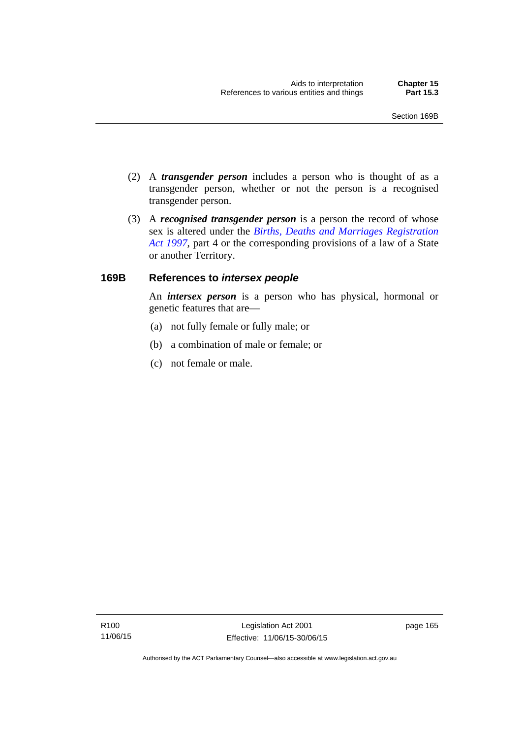(2) A ***transgender person*** includes a person who is thought of as a transgender person, whether or not the person is a recognised transgender person.

(3) A ***recognised transgender person*** is a person the record of whose sex is altered under the *Births, Deaths and Marriages Registration Act 1997*, part 4 or the corresponding provisions of a law of a State or another Territory.

### 169B References to *intersex people*

An ***intersex person*** is a person who has physical, hormonal or genetic features that are—

(a) not fully female or fully male; or

(b) a combination of male or female; or

(c) not female or male.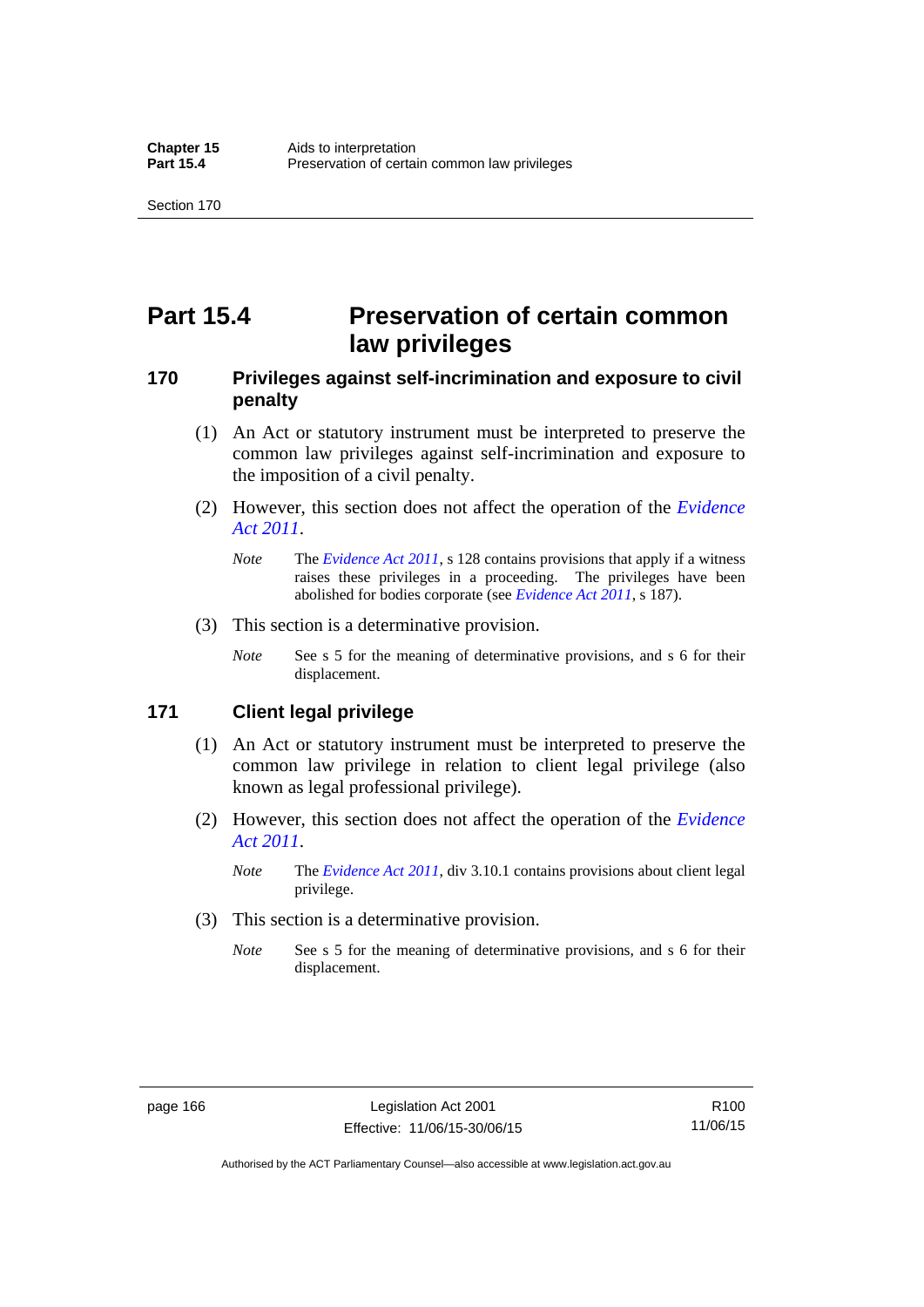# Part 15.4 Preservation of certain common law privileges

## 170 Privileges against self-incrimination and exposure to civil penalty

(1) An Act or statutory instrument must be interpreted to preserve the common law privileges against self-incrimination and exposure to the imposition of a civil penalty.

(2) However, this section does not affect the operation of the *Evidence Act 2011*.

*Note* The *Evidence Act 2011*, s 128 contains provisions that apply if a witness raises these privileges in a proceeding. The privileges have been abolished for bodies corporate (see *Evidence Act 2011*, s 187).

(3) This section is a determinative provision.

*Note* See s 5 for the meaning of determinative provisions, and s 6 for their displacement.

## 171 Client legal privilege

(1) An Act or statutory instrument must be interpreted to preserve the common law privilege in relation to client legal privilege (also known as legal professional privilege).

(2) However, this section does not affect the operation of the *Evidence Act 2011*.

*Note* The *Evidence Act 2011*, div 3.10.1 contains provisions about client legal privilege.

(3) This section is a determinative provision.

*Note* See s 5 for the meaning of determinative provisions, and s 6 for their displacement.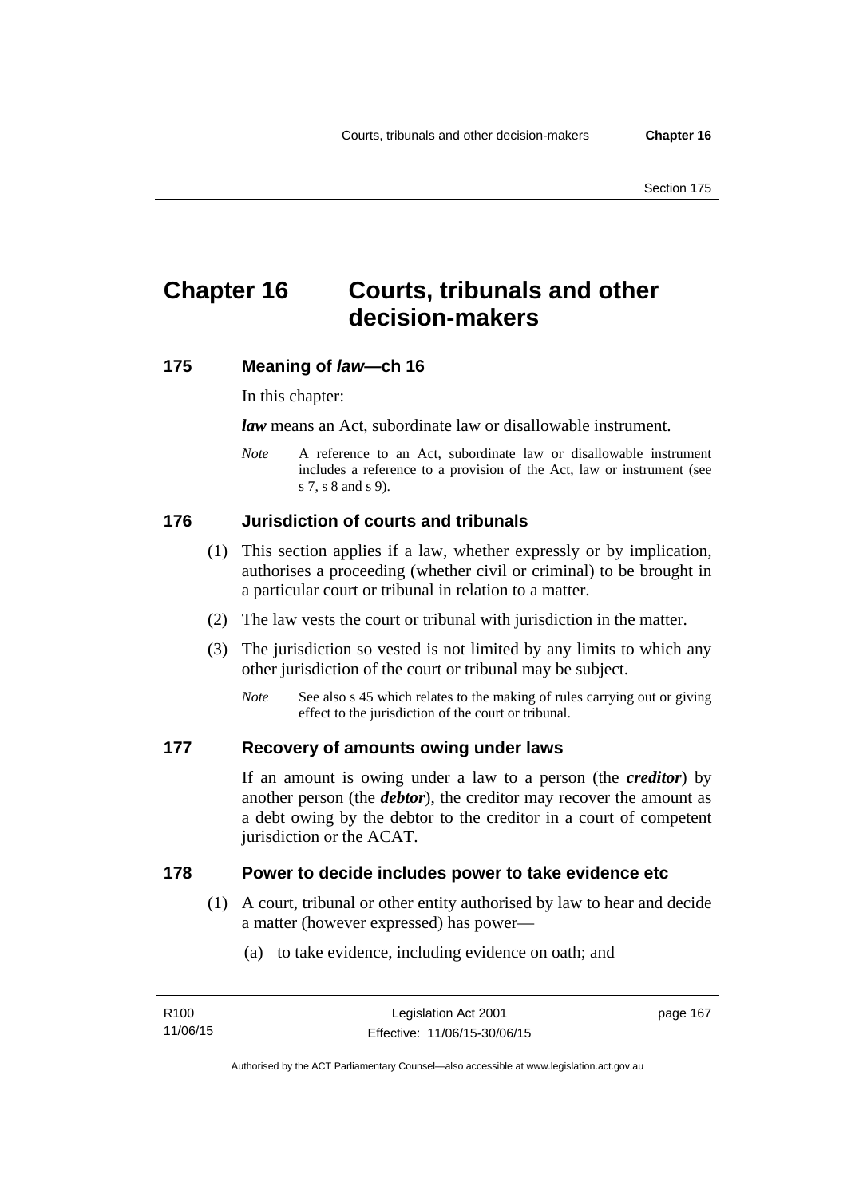# Chapter 16 Courts, tribunals and other decision-makers

## 175 Meaning of *law*—ch 16

In this chapter:

***law*** means an Act, subordinate law or disallowable instrument.

*Note* A reference to an Act, subordinate law or disallowable instrument includes a reference to a provision of the Act, law or instrument (see s 7, s 8 and s 9).

## 176 Jurisdiction of courts and tribunals

(1) This section applies if a law, whether expressly or by implication, authorises a proceeding (whether civil or criminal) to be brought in a particular court or tribunal in relation to a matter.

(2) The law vests the court or tribunal with jurisdiction in the matter.

(3) The jurisdiction so vested is not limited by any limits to which any other jurisdiction of the court or tribunal may be subject.

*Note* See also s 45 which relates to the making of rules carrying out or giving effect to the jurisdiction of the court or tribunal.

## 177 Recovery of amounts owing under laws

If an amount is owing under a law to a person (the ***creditor***) by another person (the ***debtor***), the creditor may recover the amount as a debt owing by the debtor to the creditor in a court of competent jurisdiction or the ACAT.

## 178 Power to decide includes power to take evidence etc

(1) A court, tribunal or other entity authorised by law to hear and decide a matter (however expressed) has power—

(a) to take evidence, including evidence on oath; and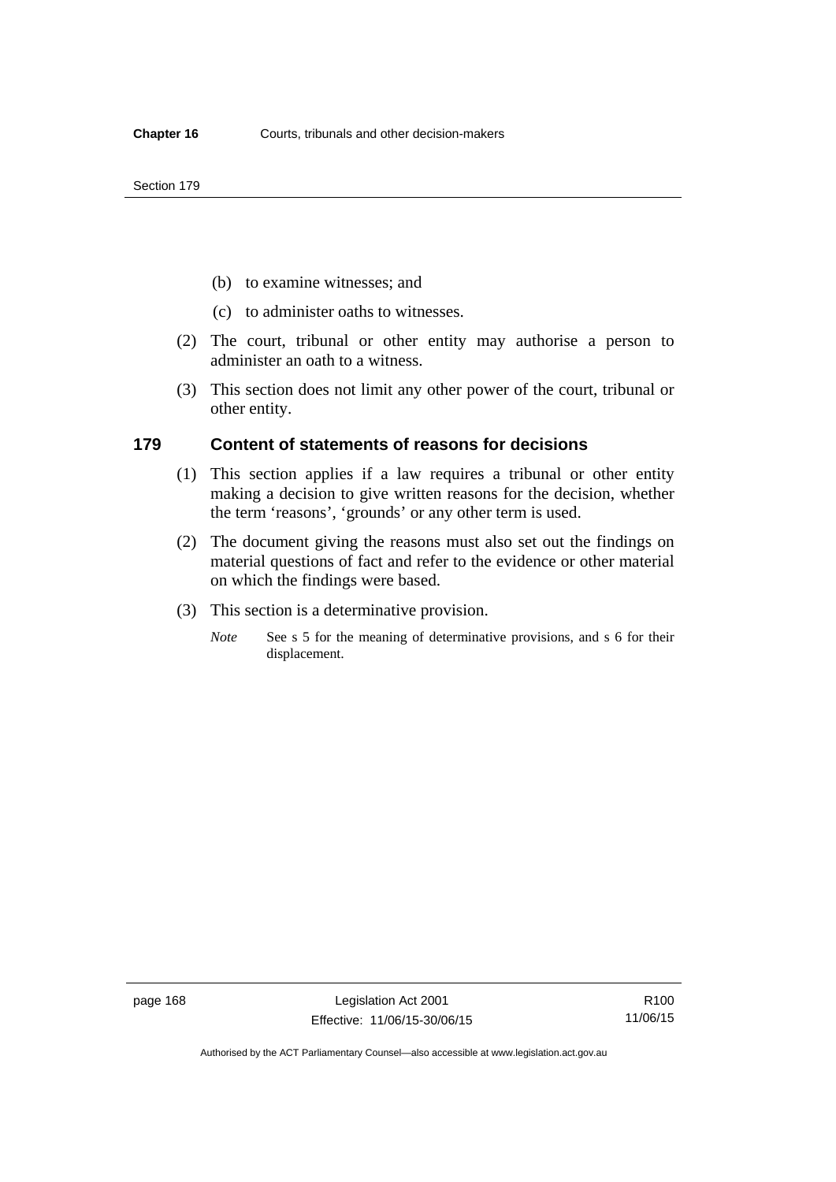(b) to examine witnesses; and

(c) to administer oaths to witnesses.

(2) The court, tribunal or other entity may authorise a person to administer an oath to a witness.

(3) This section does not limit any other power of the court, tribunal or other entity.

## 179 Content of statements of reasons for decisions

(1) This section applies if a law requires a tribunal or other entity making a decision to give written reasons for the decision, whether the term 'reasons', 'grounds' or any other term is used.

(2) The document giving the reasons must also set out the findings on material questions of fact and refer to the evidence or other material on which the findings were based.

(3) This section is a determinative provision.

*Note* See s 5 for the meaning of determinative provisions, and s 6 for their displacement.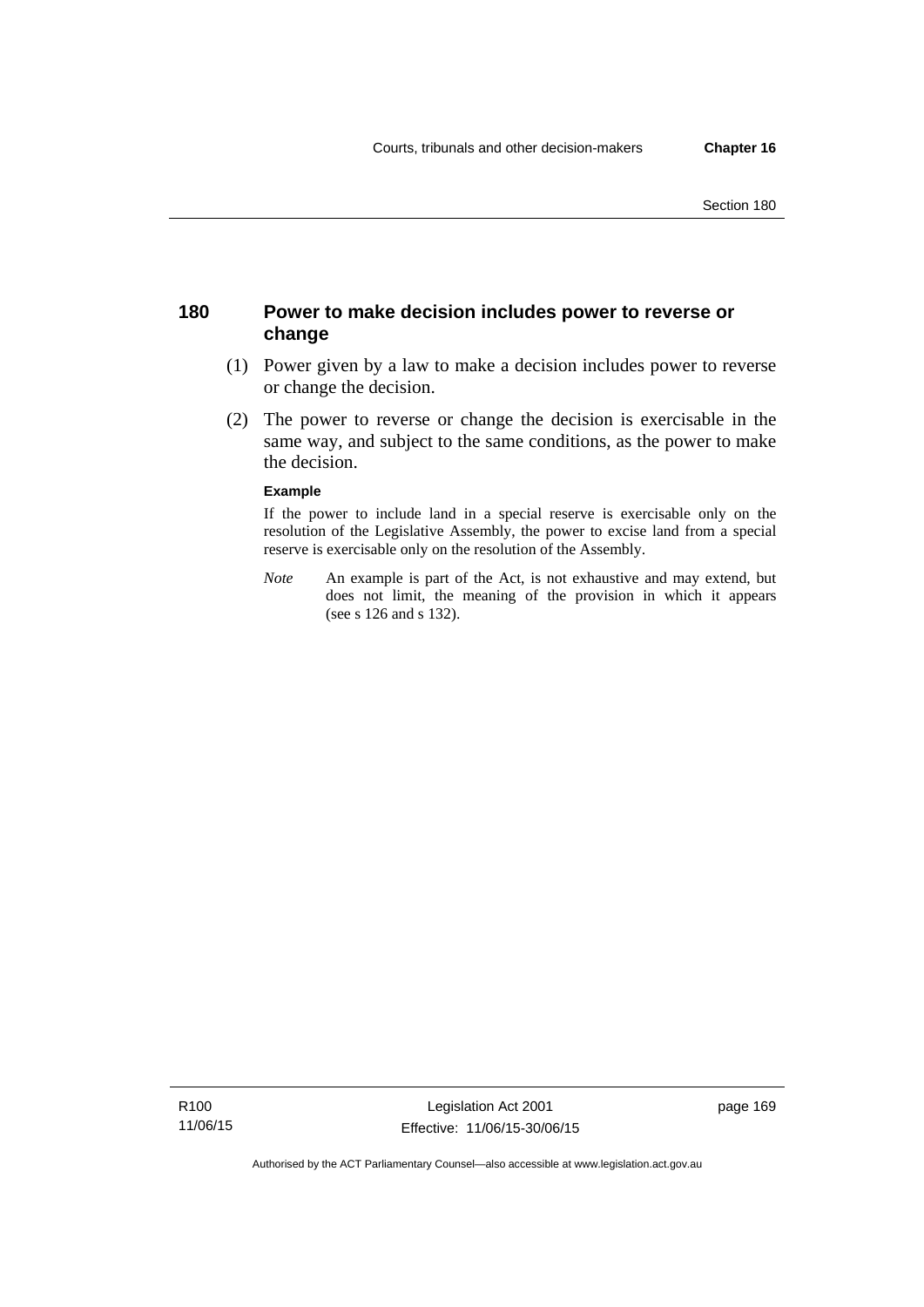## 180 Power to make decision includes power to reverse or change

(1) Power given by a law to make a decision includes power to reverse or change the decision.

(2) The power to reverse or change the decision is exercisable in the same way, and subject to the same conditions, as the power to make the decision.

**Example**

If the power to include land in a special reserve is exercisable only on the resolution of the Legislative Assembly, the power to excise land from a special reserve is exercisable only on the resolution of the Assembly.

*Note* An example is part of the Act, is not exhaustive and may extend, but does not limit, the meaning of the provision in which it appears (see s 126 and s 132).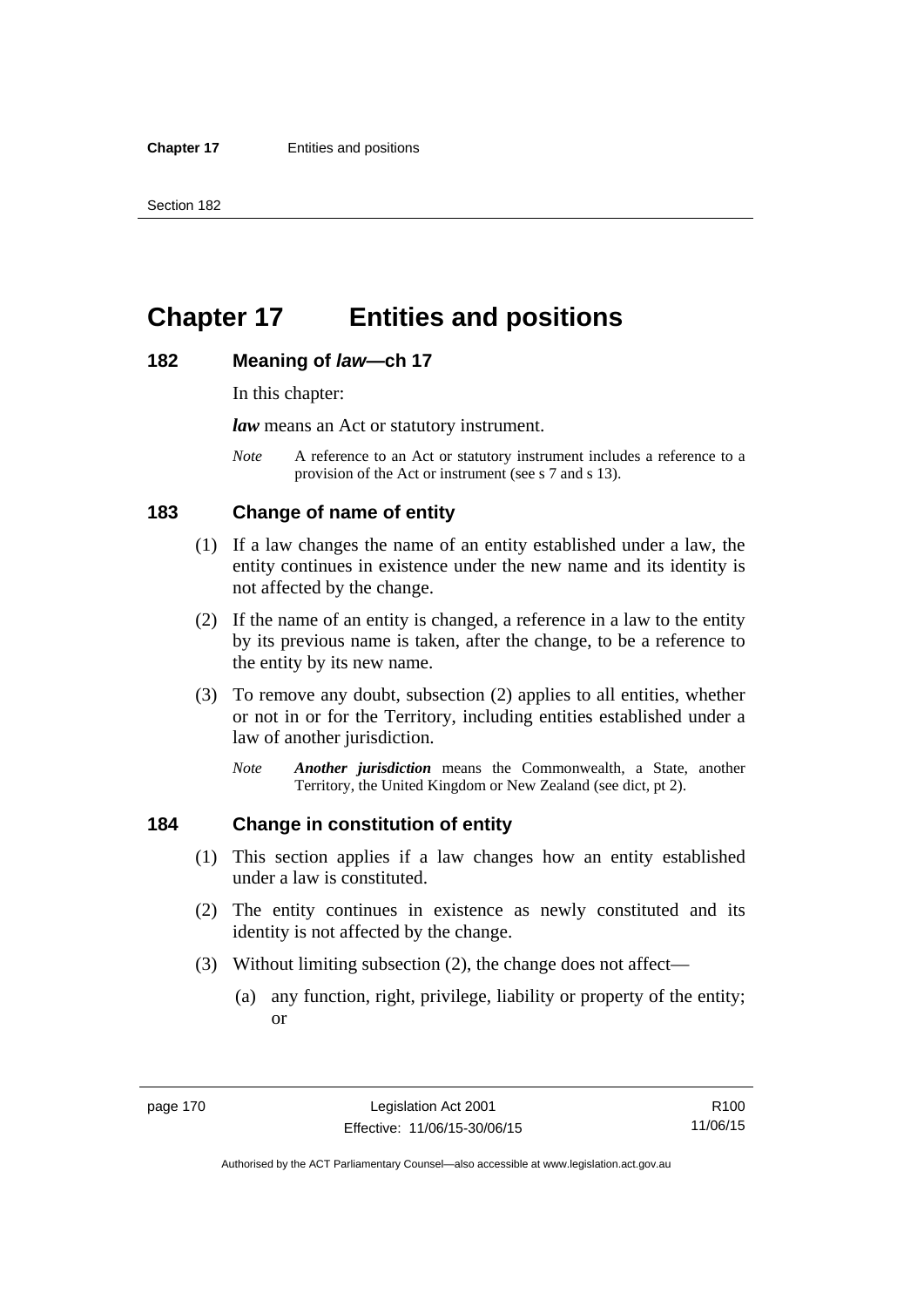# Chapter 17 Entities and positions

## 182 Meaning of *law*—ch 17

In this chapter:

***law*** means an Act or statutory instrument.

*Note* A reference to an Act or statutory instrument includes a reference to a provision of the Act or instrument (see s 7 and s 13).

## 183 Change of name of entity

(1) If a law changes the name of an entity established under a law, the entity continues in existence under the new name and its identity is not affected by the change.

(2) If the name of an entity is changed, a reference in a law to the entity by its previous name is taken, after the change, to be a reference to the entity by its new name.

(3) To remove any doubt, subsection (2) applies to all entities, whether or not in or for the Territory, including entities established under a law of another jurisdiction.

*Note* ***Another jurisdiction*** means the Commonwealth, a State, another Territory, the United Kingdom or New Zealand (see dict, pt 2).

## 184 Change in constitution of entity

(1) This section applies if a law changes how an entity established under a law is constituted.

(2) The entity continues in existence as newly constituted and its identity is not affected by the change.

(3) Without limiting subsection (2), the change does not affect—

(a) any function, right, privilege, liability or property of the entity; or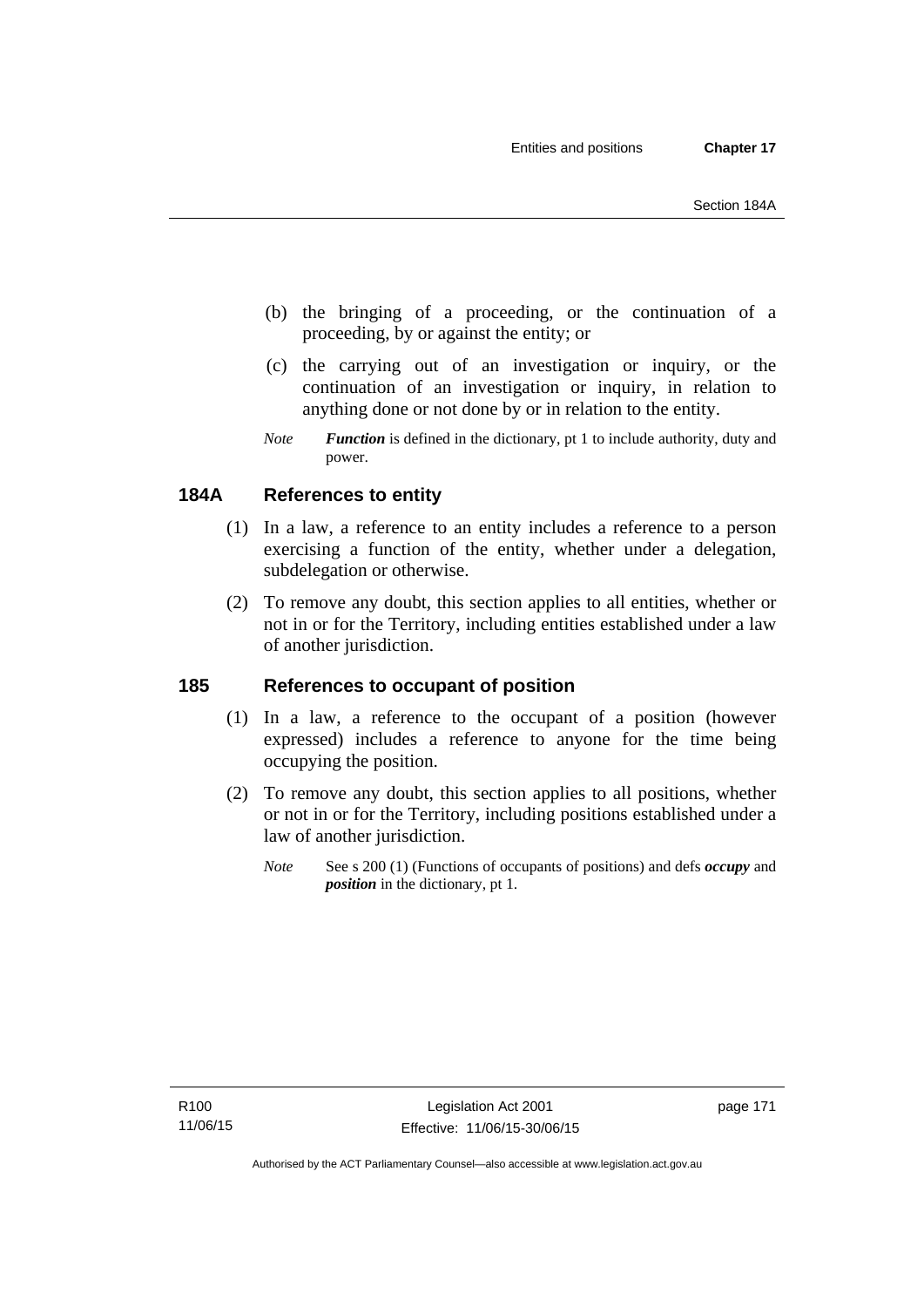(b) the bringing of a proceeding, or the continuation of a proceeding, by or against the entity; or

(c) the carrying out of an investigation or inquiry, or the continuation of an investigation or inquiry, in relation to anything done or not done by or in relation to the entity.

*Note* ***Function*** is defined in the dictionary, pt 1 to include authority, duty and power.

## 184A References to entity

(1) In a law, a reference to an entity includes a reference to a person exercising a function of the entity, whether under a delegation, subdelegation or otherwise.

(2) To remove any doubt, this section applies to all entities, whether or not in or for the Territory, including entities established under a law of another jurisdiction.

## 185 References to occupant of position

(1) In a law, a reference to the occupant of a position (however expressed) includes a reference to anyone for the time being occupying the position.

(2) To remove any doubt, this section applies to all positions, whether or not in or for the Territory, including positions established under a law of another jurisdiction.

*Note* See s 200 (1) (Functions of occupants of positions) and defs ***occupy*** and ***position*** in the dictionary, pt 1.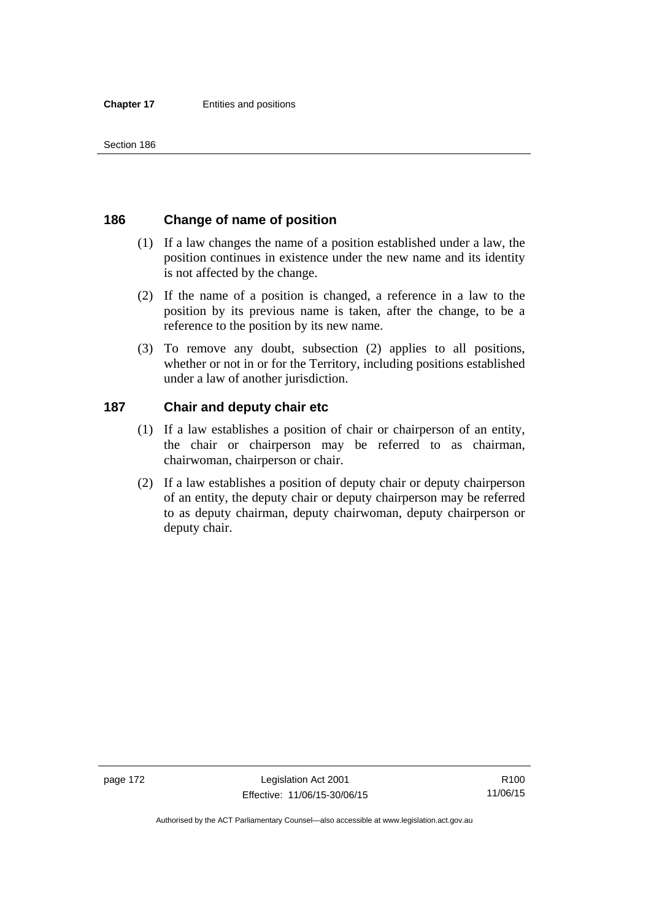## 186 Change of name of position

(1) If a law changes the name of a position established under a law, the position continues in existence under the new name and its identity is not affected by the change.

(2) If the name of a position is changed, a reference in a law to the position by its previous name is taken, after the change, to be a reference to the position by its new name.

(3) To remove any doubt, subsection (2) applies to all positions, whether or not in or for the Territory, including positions established under a law of another jurisdiction.

## 187 Chair and deputy chair etc

(1) If a law establishes a position of chair or chairperson of an entity, the chair or chairperson may be referred to as chairman, chairwoman, chairperson or chair.

(2) If a law establishes a position of deputy chair or deputy chairperson of an entity, the deputy chair or deputy chairperson may be referred to as deputy chairman, deputy chairwoman, deputy chairperson or deputy chair.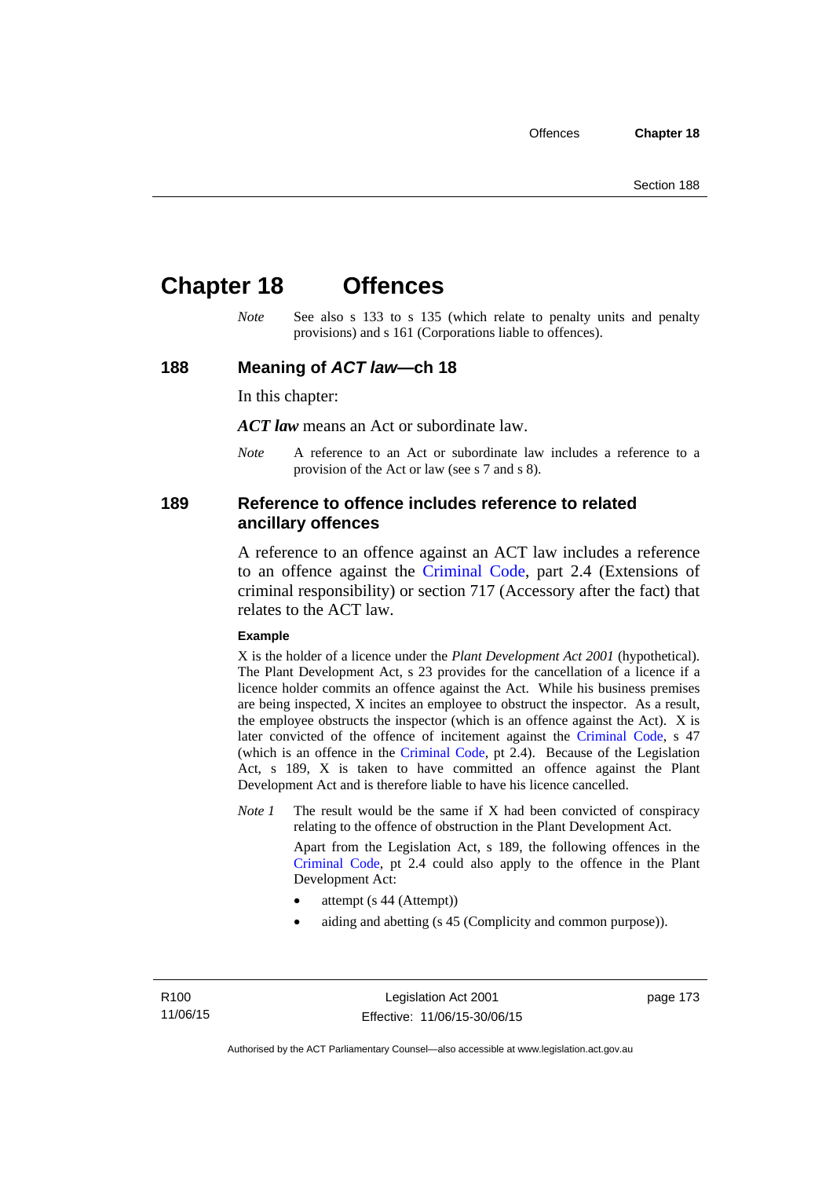# Chapter 18 Offences

*Note* See also s 133 to s 135 (which relate to penalty units and penalty provisions) and s 161 (Corporations liable to offences).

## 188 Meaning of *ACT law*—ch 18

In this chapter:

***ACT law*** means an Act or subordinate law.

*Note* A reference to an Act or subordinate law includes a reference to a provision of the Act or law (see s 7 and s 8).

## 189 Reference to offence includes reference to related ancillary offences

A reference to an offence against an ACT law includes a reference to an offence against the Criminal Code, part 2.4 (Extensions of criminal responsibility) or section 717 (Accessory after the fact) that relates to the ACT law.

**Example**

X is the holder of a licence under the *Plant Development Act 2001* (hypothetical). The Plant Development Act, s 23 provides for the cancellation of a licence if a licence holder commits an offence against the Act. While his business premises are being inspected, X incites an employee to obstruct the inspector. As a result, the employee obstructs the inspector (which is an offence against the Act). X is later convicted of the offence of incitement against the Criminal Code, s 47 (which is an offence in the Criminal Code, pt 2.4). Because of the Legislation Act, s 189, X is taken to have committed an offence against the Plant Development Act and is therefore liable to have his licence cancelled.

*Note 1* The result would be the same if X had been convicted of conspiracy relating to the offence of obstruction in the Plant Development Act.

Apart from the Legislation Act, s 189, the following offences in the Criminal Code, pt 2.4 could also apply to the offence in the Plant Development Act:

- attempt (s 44 (Attempt))
- aiding and abetting (s 45 (Complicity and common purpose)).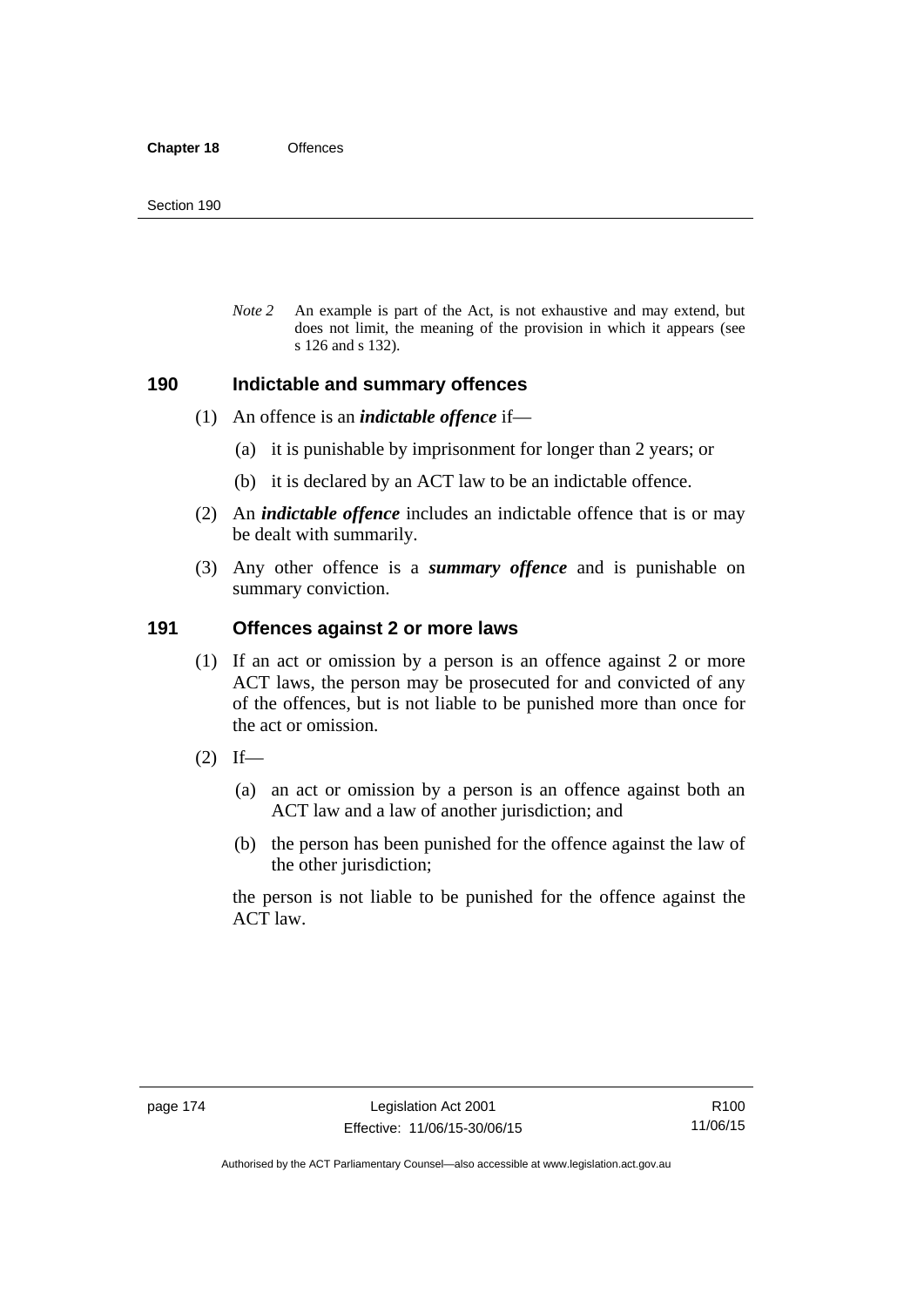*Note 2* An example is part of the Act, is not exhaustive and may extend, but does not limit, the meaning of the provision in which it appears (see s 126 and s 132).

## 190 Indictable and summary offences

(1) An offence is an ***indictable offence*** if—

(a) it is punishable by imprisonment for longer than 2 years; or

(b) it is declared by an ACT law to be an indictable offence.

(2) An ***indictable offence*** includes an indictable offence that is or may be dealt with summarily.

(3) Any other offence is a ***summary offence*** and is punishable on summary conviction.

## 191 Offences against 2 or more laws

(1) If an act or omission by a person is an offence against 2 or more ACT laws, the person may be prosecuted for and convicted of any of the offences, but is not liable to be punished more than once for the act or omission.

(2) If—

(a) an act or omission by a person is an offence against both an ACT law and a law of another jurisdiction; and

(b) the person has been punished for the offence against the law of the other jurisdiction;

the person is not liable to be punished for the offence against the ACT law.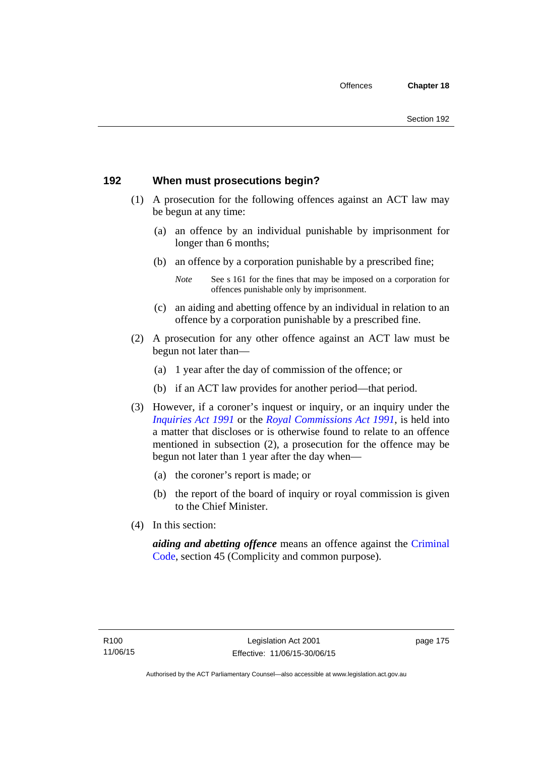## 192 When must prosecutions begin?

(1) A prosecution for the following offences against an ACT law may be begun at any time:

(a) an offence by an individual punishable by imprisonment for longer than 6 months;

(b) an offence by a corporation punishable by a prescribed fine;

*Note* See s 161 for the fines that may be imposed on a corporation for offences punishable only by imprisonment.

(c) an aiding and abetting offence by an individual in relation to an offence by a corporation punishable by a prescribed fine.

(2) A prosecution for any other offence against an ACT law must be begun not later than—

(a) 1 year after the day of commission of the offence; or

(b) if an ACT law provides for another period—that period.

(3) However, if a coroner's inquest or inquiry, or an inquiry under the *Inquiries Act 1991* or the *Royal Commissions Act 1991*, is held into a matter that discloses or is otherwise found to relate to an offence mentioned in subsection (2), a prosecution for the offence may be begun not later than 1 year after the day when—

(a) the coroner's report is made; or

(b) the report of the board of inquiry or royal commission is given to the Chief Minister.

(4) In this section:

***aiding and abetting offence*** means an offence against the Criminal Code, section 45 (Complicity and common purpose).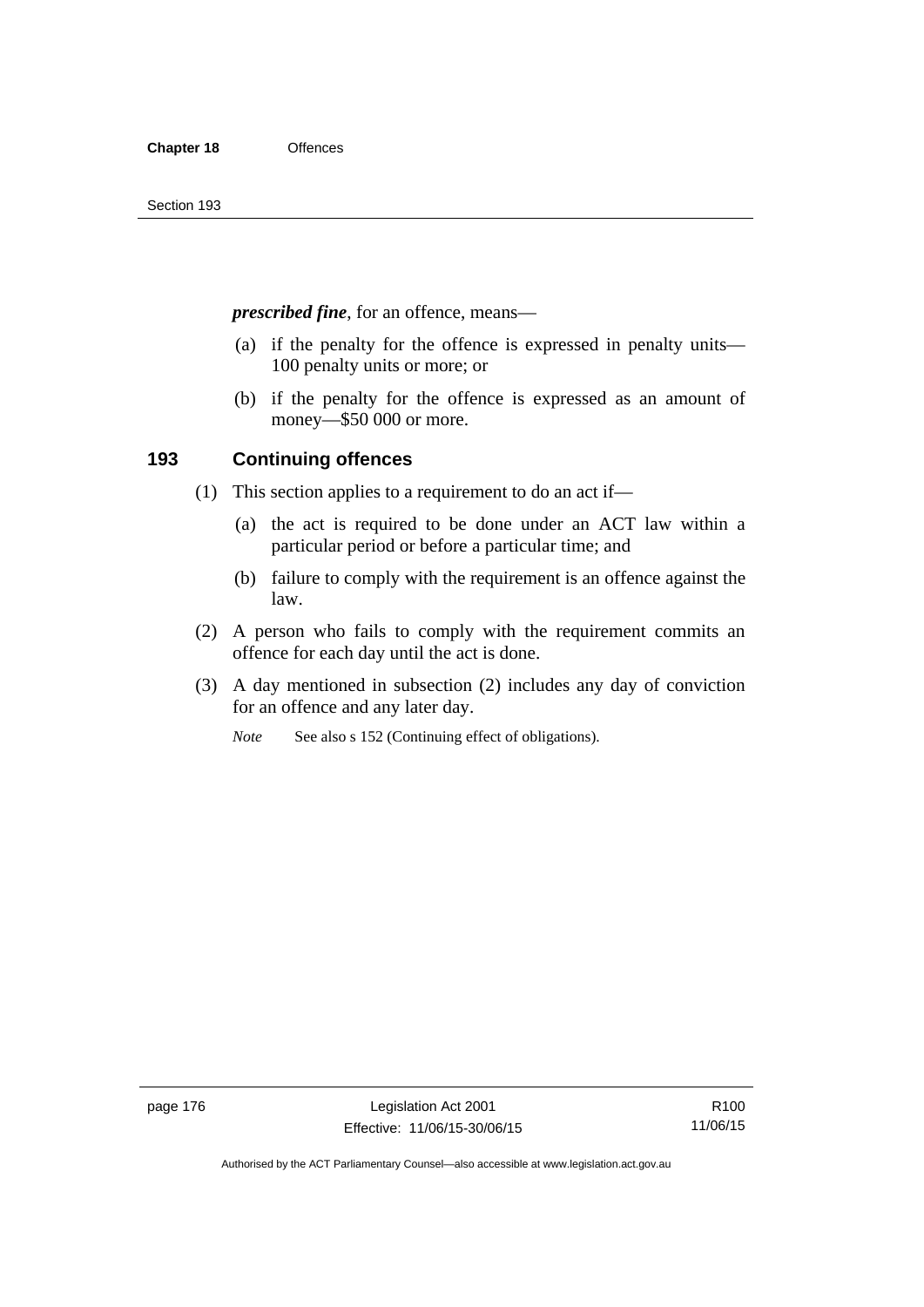***prescribed fine***, for an offence, means—

(a) if the penalty for the offence is expressed in penalty units—100 penalty units or more; or

(b) if the penalty for the offence is expressed as an amount of money—$50 000 or more.

## 193 Continuing offences

(1) This section applies to a requirement to do an act if—

(a) the act is required to be done under an ACT law within a particular period or before a particular time; and

(b) failure to comply with the requirement is an offence against the law.

(2) A person who fails to comply with the requirement commits an offence for each day until the act is done.

(3) A day mentioned in subsection (2) includes any day of conviction for an offence and any later day.

*Note* See also s 152 (Continuing effect of obligations).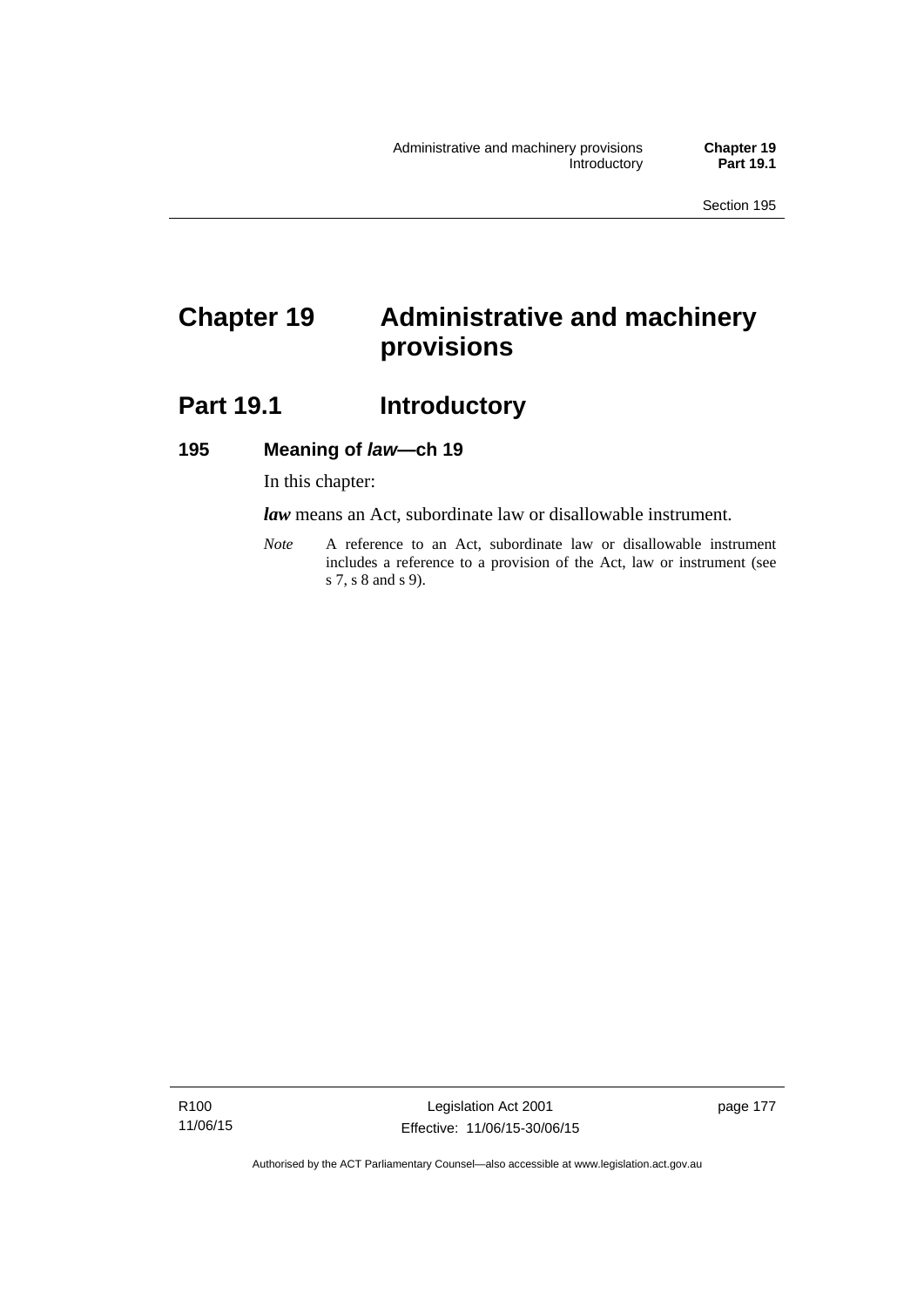# Chapter 19 Administrative and machinery provisions

## Part 19.1 Introductory

### 195 Meaning of *law*—ch 19

In this chapter:

***law*** means an Act, subordinate law or disallowable instrument.

*Note* A reference to an Act, subordinate law or disallowable instrument includes a reference to a provision of the Act, law or instrument (see s 7, s 8 and s 9).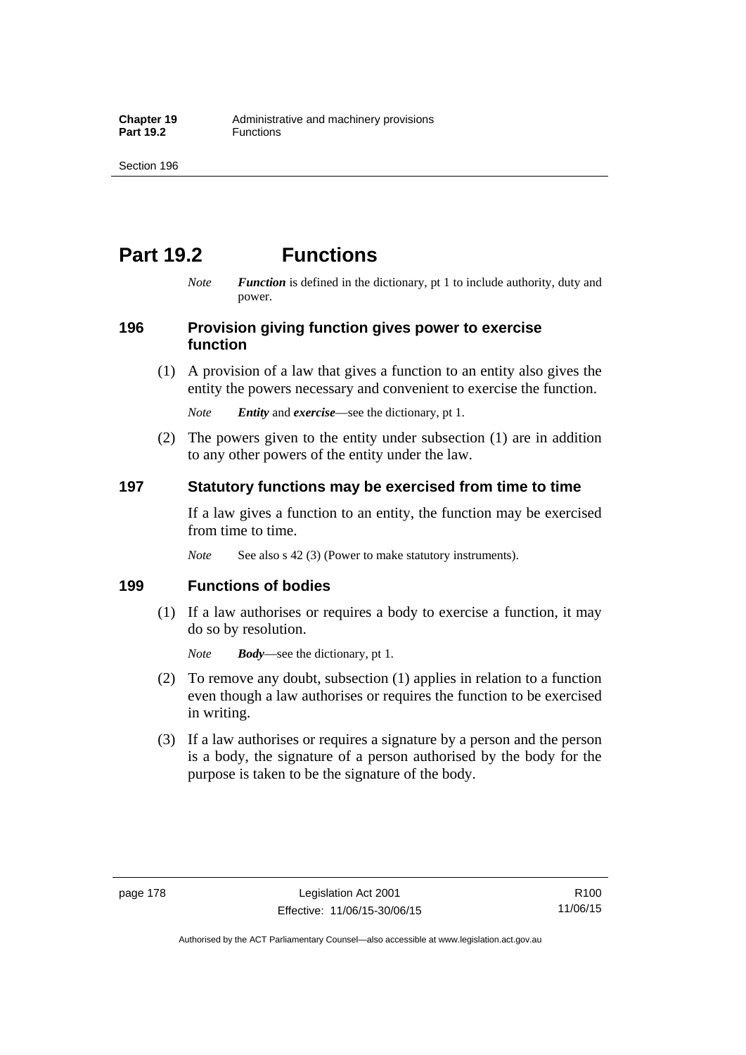# Part 19.2 Functions

*Note* ***Function*** is defined in the dictionary, pt 1 to include authority, duty and power.

## 196 Provision giving function gives power to exercise function

(1) A provision of a law that gives a function to an entity also gives the entity the powers necessary and convenient to exercise the function.

*Note* ***Entity*** and ***exercise***—see the dictionary, pt 1.

(2) The powers given to the entity under subsection (1) are in addition to any other powers of the entity under the law.

## 197 Statutory functions may be exercised from time to time

If a law gives a function to an entity, the function may be exercised from time to time.

*Note* See also s 42 (3) (Power to make statutory instruments).

## 199 Functions of bodies

(1) If a law authorises or requires a body to exercise a function, it may do so by resolution.

*Note* ***Body***—see the dictionary, pt 1.

(2) To remove any doubt, subsection (1) applies in relation to a function even though a law authorises or requires the function to be exercised in writing.

(3) If a law authorises or requires a signature by a person and the person is a body, the signature of a person authorised by the body for the purpose is taken to be the signature of the body.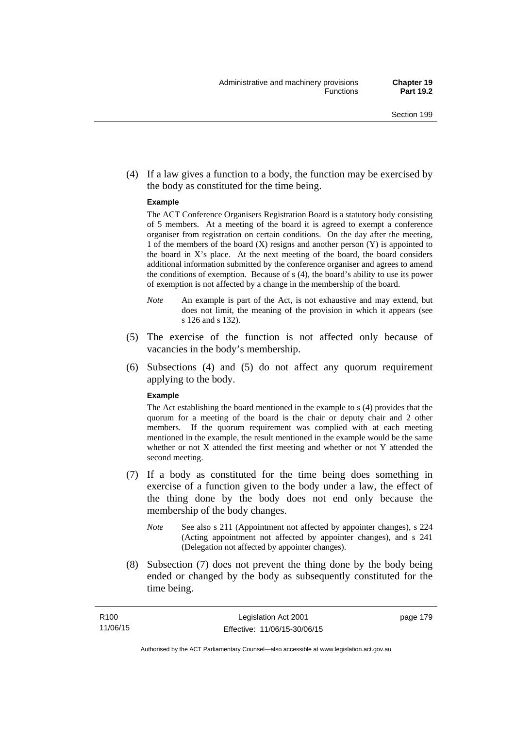(4) If a law gives a function to a body, the function may be exercised by the body as constituted for the time being.

**Example**

The ACT Conference Organisers Registration Board is a statutory body consisting of 5 members. At a meeting of the board it is agreed to exempt a conference organiser from registration on certain conditions. On the day after the meeting, 1 of the members of the board (X) resigns and another person (Y) is appointed to the board in X's place. At the next meeting of the board, the board considers additional information submitted by the conference organiser and agrees to amend the conditions of exemption. Because of s (4), the board's ability to use its power of exemption is not affected by a change in the membership of the board.

*Note* An example is part of the Act, is not exhaustive and may extend, but does not limit, the meaning of the provision in which it appears (see s 126 and s 132).

(5) The exercise of the function is not affected only because of vacancies in the body's membership.

(6) Subsections (4) and (5) do not affect any quorum requirement applying to the body.

**Example**

The Act establishing the board mentioned in the example to s (4) provides that the quorum for a meeting of the board is the chair or deputy chair and 2 other members. If the quorum requirement was complied with at each meeting mentioned in the example, the result mentioned in the example would be the same whether or not X attended the first meeting and whether or not Y attended the second meeting.

(7) If a body as constituted for the time being does something in exercise of a function given to the body under a law, the effect of the thing done by the body does not end only because the membership of the body changes.

*Note* See also s 211 (Appointment not affected by appointer changes), s 224 (Acting appointment not affected by appointer changes), and s 241 (Delegation not affected by appointer changes).

(8) Subsection (7) does not prevent the thing done by the body being ended or changed by the body as subsequently constituted for the time being.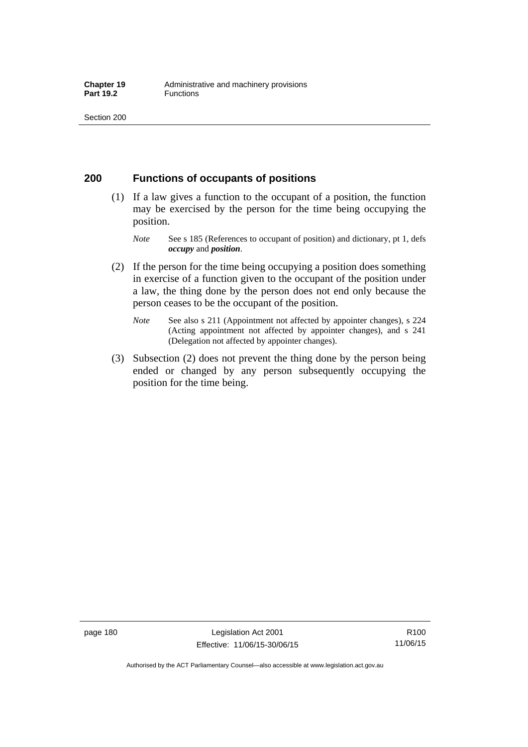## 200 Functions of occupants of positions

(1) If a law gives a function to the occupant of a position, the function may be exercised by the person for the time being occupying the position.

*Note* See s 185 (References to occupant of position) and dictionary, pt 1, defs ***occupy*** and ***position***.

(2) If the person for the time being occupying a position does something in exercise of a function given to the occupant of the position under a law, the thing done by the person does not end only because the person ceases to be the occupant of the position.

*Note* See also s 211 (Appointment not affected by appointer changes), s 224 (Acting appointment not affected by appointer changes), and s 241 (Delegation not affected by appointer changes).

(3) Subsection (2) does not prevent the thing done by the person being ended or changed by any person subsequently occupying the position for the time being.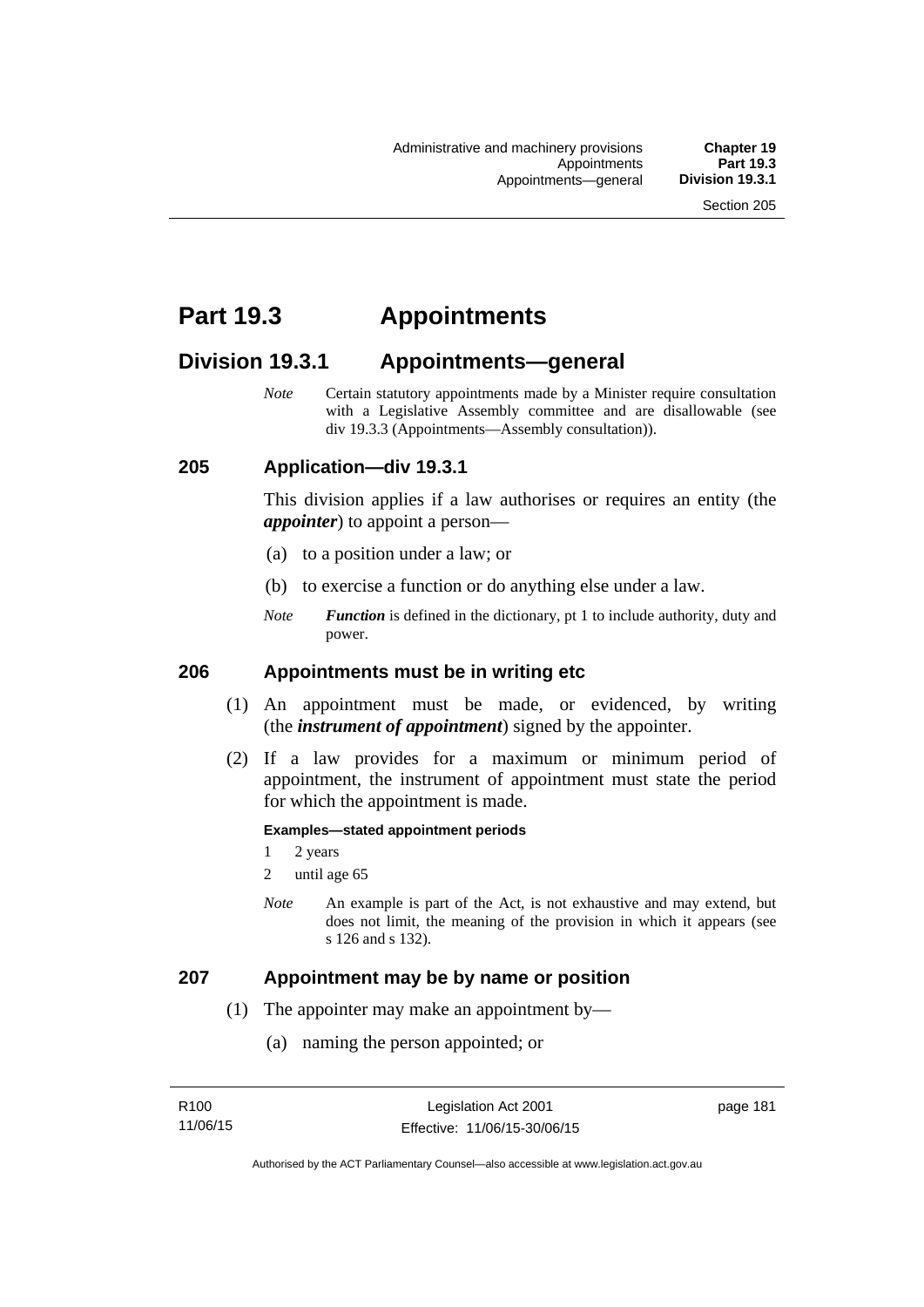# Part 19.3 Appointments

## Division 19.3.1 Appointments—general

*Note* Certain statutory appointments made by a Minister require consultation with a Legislative Assembly committee and are disallowable (see div 19.3.3 (Appointments—Assembly consultation)).

### 205 Application—div 19.3.1

This division applies if a law authorises or requires an entity (the ***appointer***) to appoint a person—

(a) to a position under a law; or

(b) to exercise a function or do anything else under a law.

*Note* ***Function*** is defined in the dictionary, pt 1 to include authority, duty and power.

### 206 Appointments must be in writing etc

(1) An appointment must be made, or evidenced, by writing (the ***instrument of appointment***) signed by the appointer.

(2) If a law provides for a maximum or minimum period of appointment, the instrument of appointment must state the period for which the appointment is made.

**Examples—stated appointment periods**

1 2 years

2 until age 65

*Note* An example is part of the Act, is not exhaustive and may extend, but does not limit, the meaning of the provision in which it appears (see s 126 and s 132).

### 207 Appointment may be by name or position

(1) The appointer may make an appointment by—

(a) naming the person appointed; or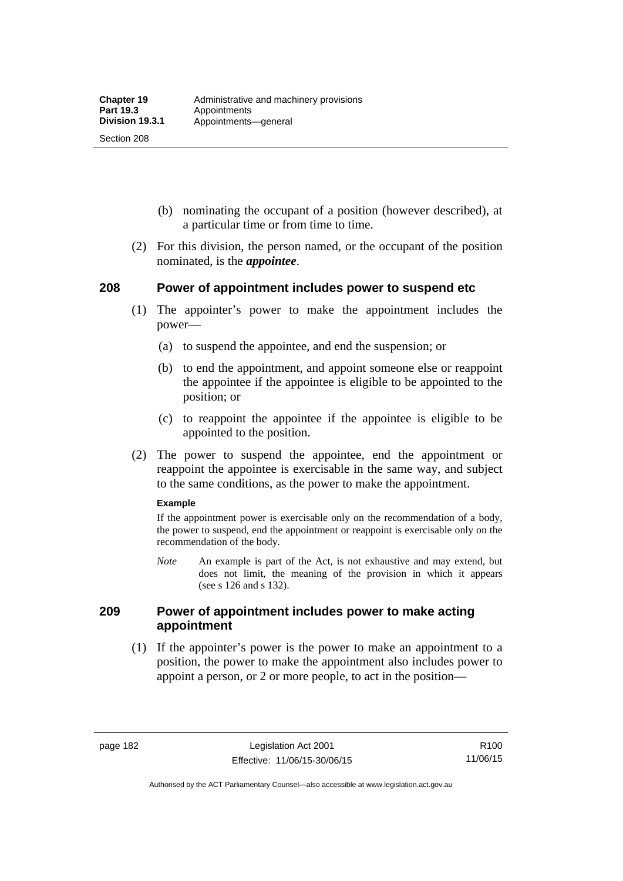(b) nominating the occupant of a position (however described), at a particular time or from time to time.

(2) For this division, the person named, or the occupant of the position nominated, is the ***appointee***.

## 208 Power of appointment includes power to suspend etc

(1) The appointer's power to make the appointment includes the power—

(a) to suspend the appointee, and end the suspension; or

(b) to end the appointment, and appoint someone else or reappoint the appointee if the appointee is eligible to be appointed to the position; or

(c) to reappoint the appointee if the appointee is eligible to be appointed to the position.

(2) The power to suspend the appointee, end the appointment or reappoint the appointee is exercisable in the same way, and subject to the same conditions, as the power to make the appointment.

**Example**

If the appointment power is exercisable only on the recommendation of a body, the power to suspend, end the appointment or reappoint is exercisable only on the recommendation of the body.

*Note* An example is part of the Act, is not exhaustive and may extend, but does not limit, the meaning of the provision in which it appears (see s 126 and s 132).

## 209 Power of appointment includes power to make acting appointment

(1) If the appointer's power is the power to make an appointment to a position, the power to make the appointment also includes power to appoint a person, or 2 or more people, to act in the position—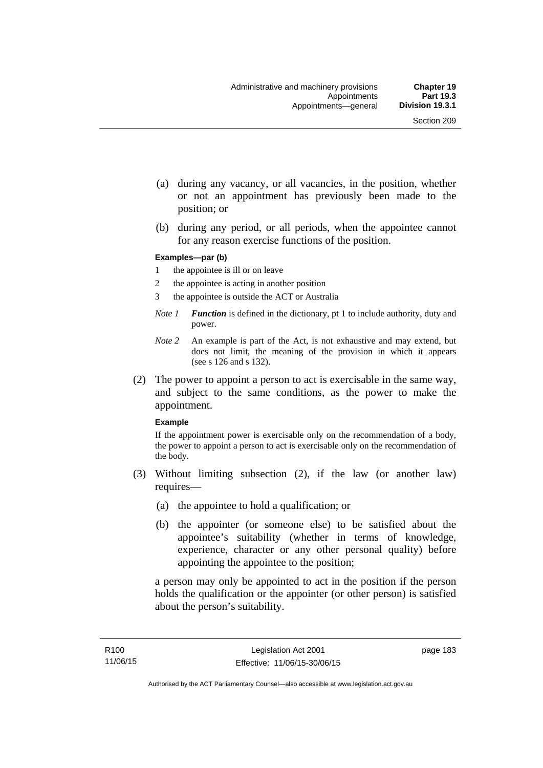(a) during any vacancy, or all vacancies, in the position, whether or not an appointment has previously been made to the position; or

(b) during any period, or all periods, when the appointee cannot for any reason exercise functions of the position.

**Examples—par (b)**

1 the appointee is ill or on leave

2 the appointee is acting in another position

3 the appointee is outside the ACT or Australia

*Note 1* ***Function*** is defined in the dictionary, pt 1 to include authority, duty and power.

*Note 2* An example is part of the Act, is not exhaustive and may extend, but does not limit, the meaning of the provision in which it appears (see s 126 and s 132).

(2) The power to appoint a person to act is exercisable in the same way, and subject to the same conditions, as the power to make the appointment.

**Example**

If the appointment power is exercisable only on the recommendation of a body, the power to appoint a person to act is exercisable only on the recommendation of the body.

(3) Without limiting subsection (2), if the law (or another law) requires—

(a) the appointee to hold a qualification; or

(b) the appointer (or someone else) to be satisfied about the appointee's suitability (whether in terms of knowledge, experience, character or any other personal quality) before appointing the appointee to the position;

a person may only be appointed to act in the position if the person holds the qualification or the appointer (or other person) is satisfied about the person's suitability.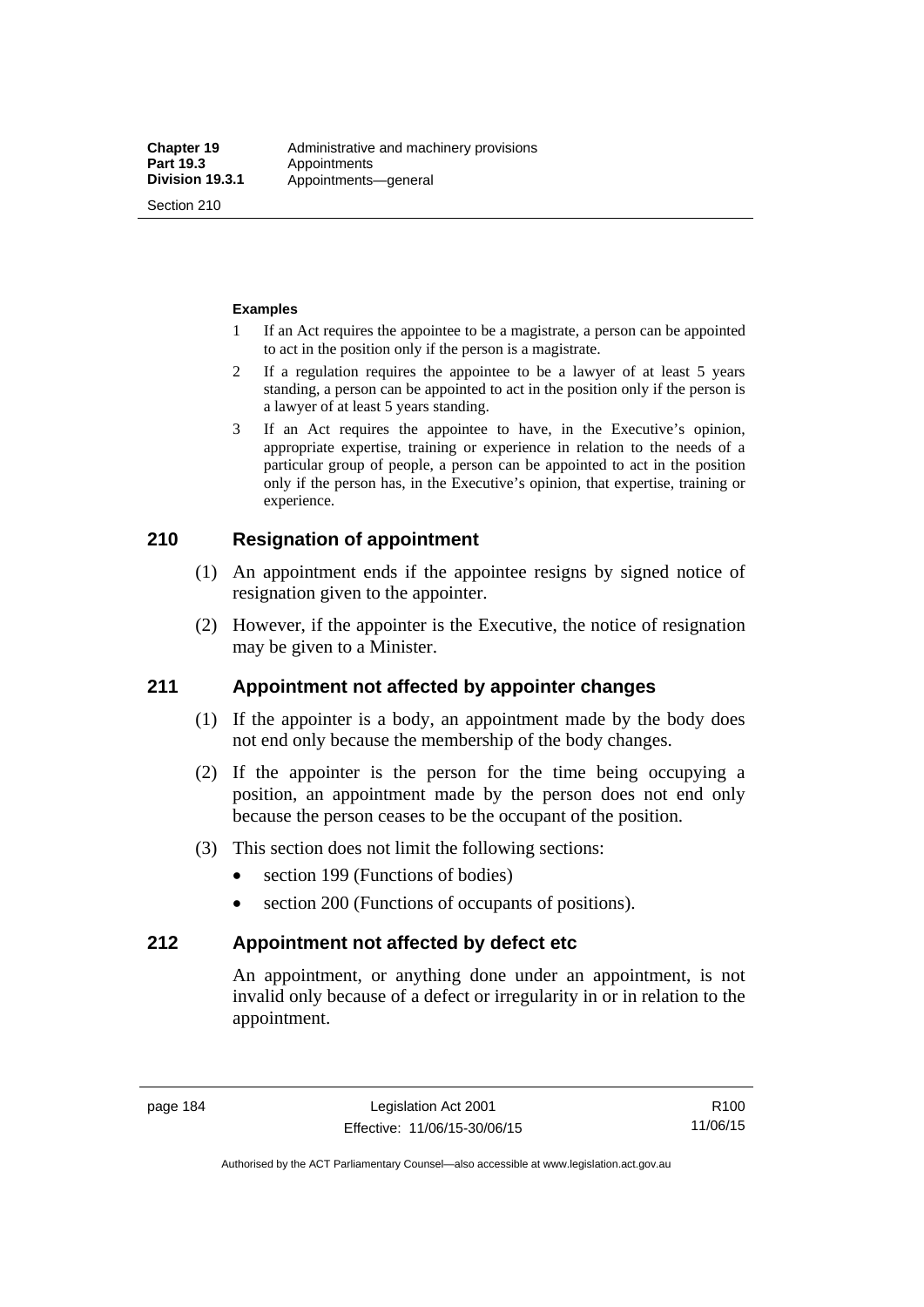**Examples**

1 If an Act requires the appointee to be a magistrate, a person can be appointed to act in the position only if the person is a magistrate.

2 If a regulation requires the appointee to be a lawyer of at least 5 years standing, a person can be appointed to act in the position only if the person is a lawyer of at least 5 years standing.

3 If an Act requires the appointee to have, in the Executive's opinion, appropriate expertise, training or experience in relation to the needs of a particular group of people, a person can be appointed to act in the position only if the person has, in the Executive's opinion, that expertise, training or experience.

## 210 Resignation of appointment

(1) An appointment ends if the appointee resigns by signed notice of resignation given to the appointer.

(2) However, if the appointer is the Executive, the notice of resignation may be given to a Minister.

## 211 Appointment not affected by appointer changes

(1) If the appointer is a body, an appointment made by the body does not end only because the membership of the body changes.

(2) If the appointer is the person for the time being occupying a position, an appointment made by the person does not end only because the person ceases to be the occupant of the position.

(3) This section does not limit the following sections:

- section 199 (Functions of bodies)
- section 200 (Functions of occupants of positions).

## 212 Appointment not affected by defect etc

An appointment, or anything done under an appointment, is not invalid only because of a defect or irregularity in or in relation to the appointment.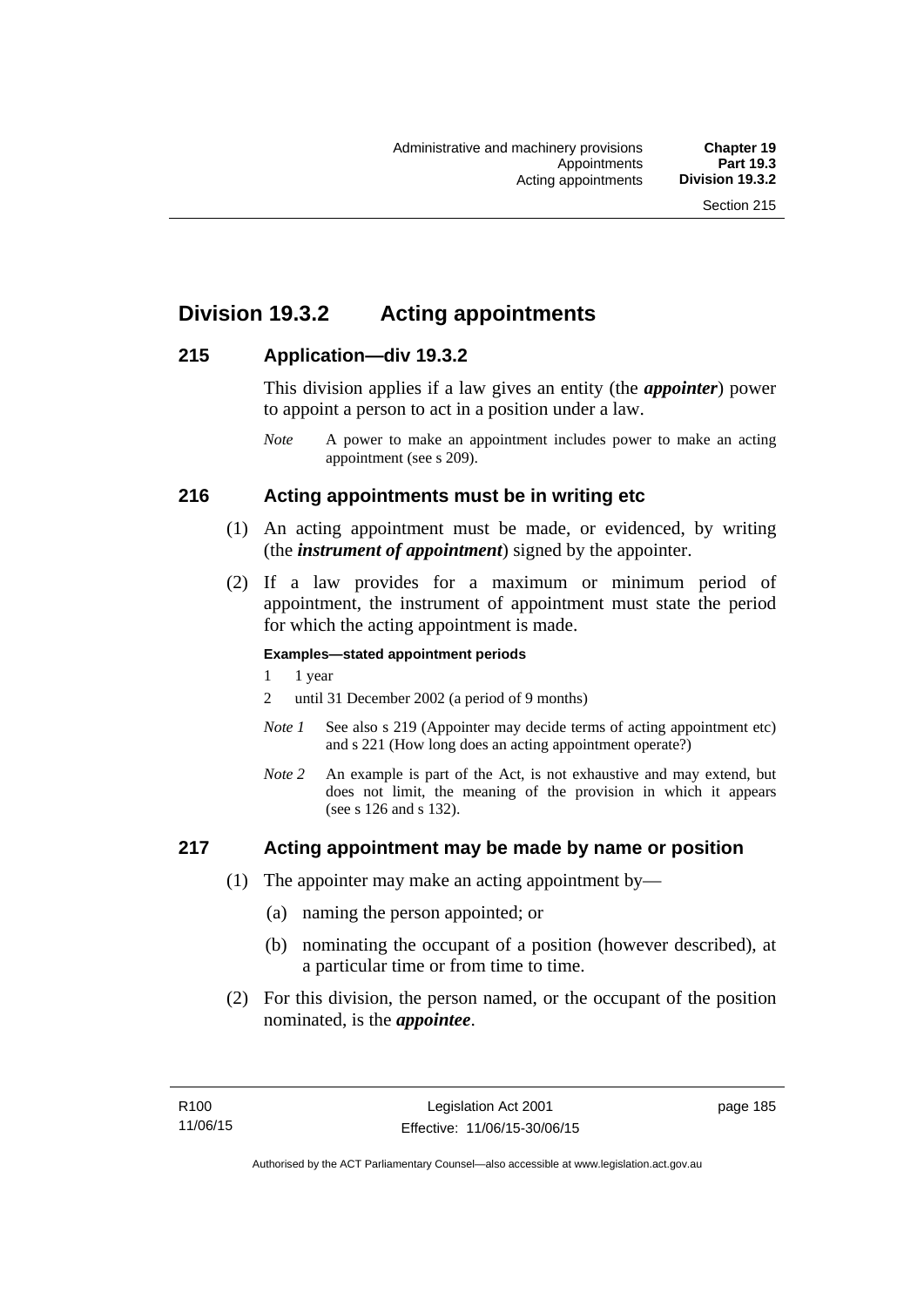# Division 19.3.2 Acting appointments

## 215 Application—div 19.3.2

This division applies if a law gives an entity (the ***appointer***) power to appoint a person to act in a position under a law.

*Note* A power to make an appointment includes power to make an acting appointment (see s 209).

## 216 Acting appointments must be in writing etc

(1) An acting appointment must be made, or evidenced, by writing (the ***instrument of appointment***) signed by the appointer.

(2) If a law provides for a maximum or minimum period of appointment, the instrument of appointment must state the period for which the acting appointment is made.

**Examples—stated appointment periods**

1 1 year

2 until 31 December 2002 (a period of 9 months)

*Note 1* See also s 219 (Appointer may decide terms of acting appointment etc) and s 221 (How long does an acting appointment operate?)

*Note 2* An example is part of the Act, is not exhaustive and may extend, but does not limit, the meaning of the provision in which it appears (see s 126 and s 132).

## 217 Acting appointment may be made by name or position

(1) The appointer may make an acting appointment by—

(a) naming the person appointed; or

(b) nominating the occupant of a position (however described), at a particular time or from time to time.

(2) For this division, the person named, or the occupant of the position nominated, is the ***appointee***.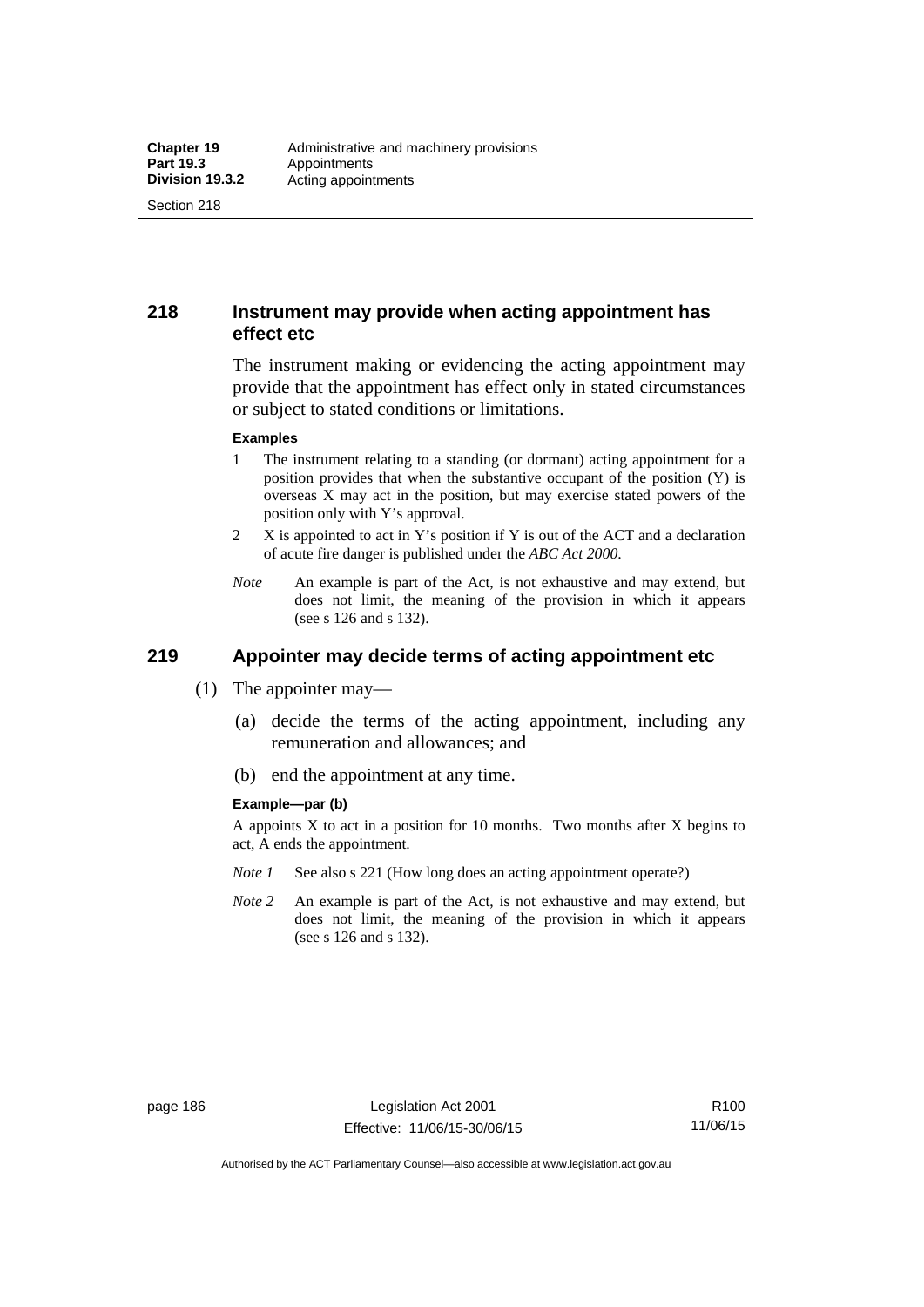## 218 Instrument may provide when acting appointment has effect etc

The instrument making or evidencing the acting appointment may provide that the appointment has effect only in stated circumstances or subject to stated conditions or limitations.

**Examples**

1. The instrument relating to a standing (or dormant) acting appointment for a position provides that when the substantive occupant of the position (Y) is overseas X may act in the position, but may exercise stated powers of the position only with Y's approval.
2. X is appointed to act in Y's position if Y is out of the ACT and a declaration of acute fire danger is published under the *ABC Act 2000*.

*Note* An example is part of the Act, is not exhaustive and may extend, but does not limit, the meaning of the provision in which it appears (see s 126 and s 132).

## 219 Appointer may decide terms of acting appointment etc

(1) The appointer may—

(a) decide the terms of the acting appointment, including any remuneration and allowances; and

(b) end the appointment at any time.

**Example—par (b)**

A appoints X to act in a position for 10 months. Two months after X begins to act, A ends the appointment.

*Note 1* See also s 221 (How long does an acting appointment operate?)

*Note 2* An example is part of the Act, is not exhaustive and may extend, but does not limit, the meaning of the provision in which it appears (see s 126 and s 132).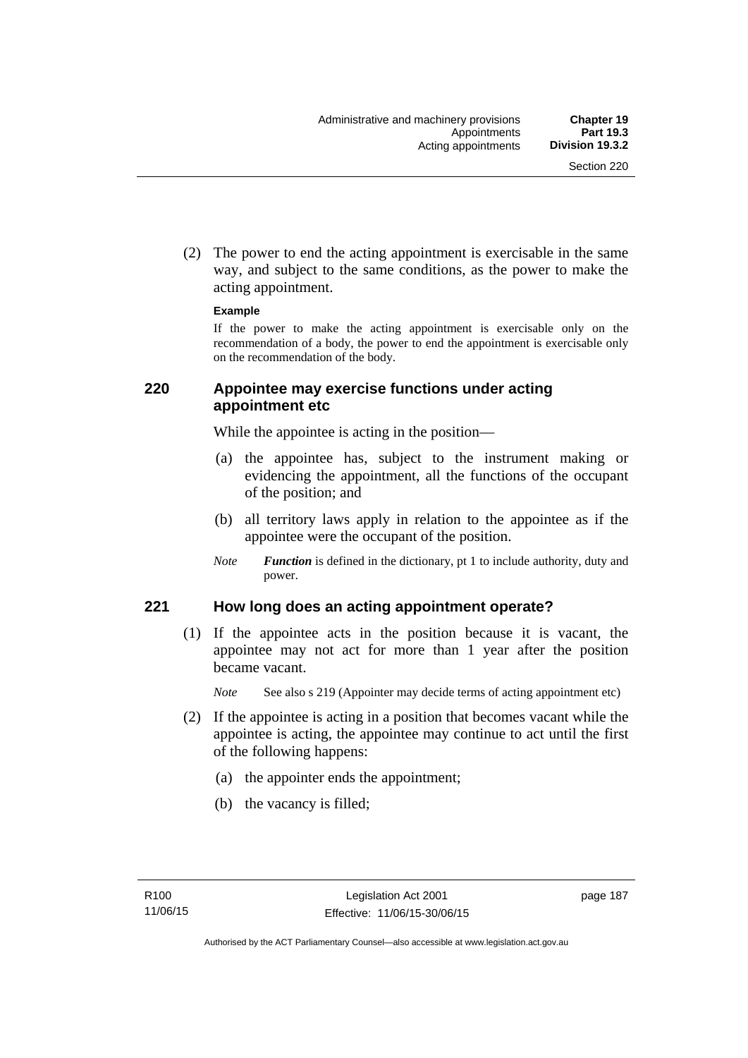(2) The power to end the acting appointment is exercisable in the same way, and subject to the same conditions, as the power to make the acting appointment.

**Example**

If the power to make the acting appointment is exercisable only on the recommendation of a body, the power to end the appointment is exercisable only on the recommendation of the body.

### 220 Appointee may exercise functions under acting appointment etc

While the appointee is acting in the position—

(a) the appointee has, subject to the instrument making or evidencing the appointment, all the functions of the occupant of the position; and

(b) all territory laws apply in relation to the appointee as if the appointee were the occupant of the position.

*Note* ***Function*** is defined in the dictionary, pt 1 to include authority, duty and power.

### 221 How long does an acting appointment operate?

(1) If the appointee acts in the position because it is vacant, the appointee may not act for more than 1 year after the position became vacant.

*Note* See also s 219 (Appointer may decide terms of acting appointment etc)

(2) If the appointee is acting in a position that becomes vacant while the appointee is acting, the appointee may continue to act until the first of the following happens:

(a) the appointer ends the appointment;

(b) the vacancy is filled;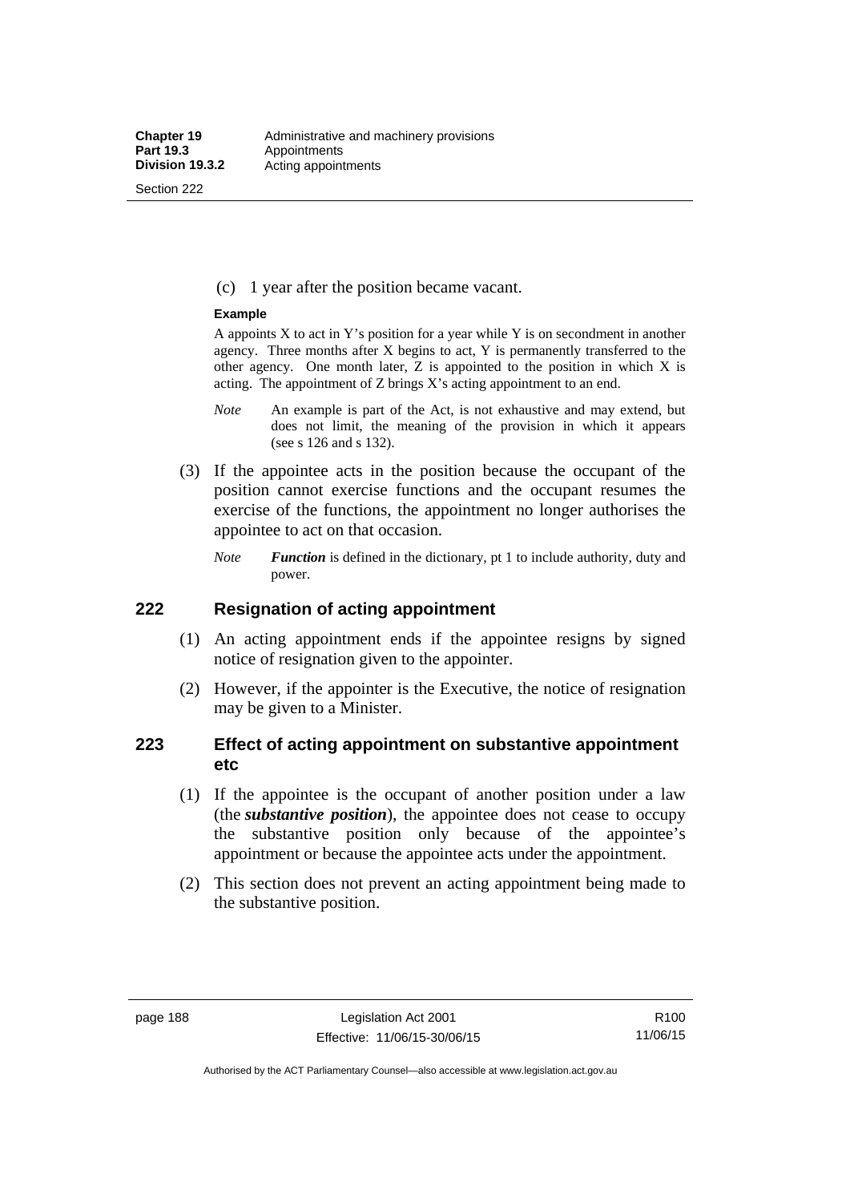(c) 1 year after the position became vacant.

**Example**

A appoints X to act in Y's position for a year while Y is on secondment in another agency. Three months after X begins to act, Y is permanently transferred to the other agency. One month later, Z is appointed to the position in which X is acting. The appointment of Z brings X's acting appointment to an end.

*Note* An example is part of the Act, is not exhaustive and may extend, but does not limit, the meaning of the provision in which it appears (see s 126 and s 132).

(3) If the appointee acts in the position because the occupant of the position cannot exercise functions and the occupant resumes the exercise of the functions, the appointment no longer authorises the appointee to act on that occasion.

*Note* ***Function*** is defined in the dictionary, pt 1 to include authority, duty and power.

## 222 Resignation of acting appointment

(1) An acting appointment ends if the appointee resigns by signed notice of resignation given to the appointer.

(2) However, if the appointer is the Executive, the notice of resignation may be given to a Minister.

## 223 Effect of acting appointment on substantive appointment etc

(1) If the appointee is the occupant of another position under a law (the ***substantive position***), the appointee does not cease to occupy the substantive position only because of the appointee's appointment or because the appointee acts under the appointment.

(2) This section does not prevent an acting appointment being made to the substantive position.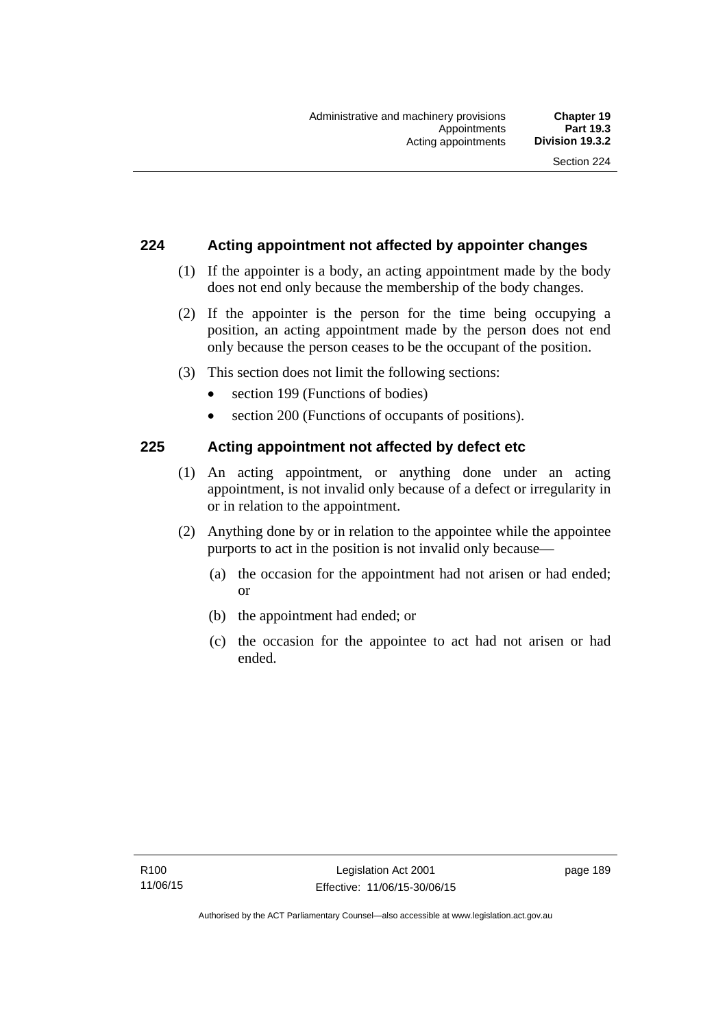## 224 Acting appointment not affected by appointer changes

(1) If the appointer is a body, an acting appointment made by the body does not end only because the membership of the body changes.

(2) If the appointer is the person for the time being occupying a position, an acting appointment made by the person does not end only because the person ceases to be the occupant of the position.

(3) This section does not limit the following sections:

- section 199 (Functions of bodies)
- section 200 (Functions of occupants of positions).

## 225 Acting appointment not affected by defect etc

(1) An acting appointment, or anything done under an acting appointment, is not invalid only because of a defect or irregularity in or in relation to the appointment.

(2) Anything done by or in relation to the appointee while the appointee purports to act in the position is not invalid only because—

(a) the occasion for the appointment had not arisen or had ended; or

(b) the appointment had ended; or

(c) the occasion for the appointee to act had not arisen or had ended.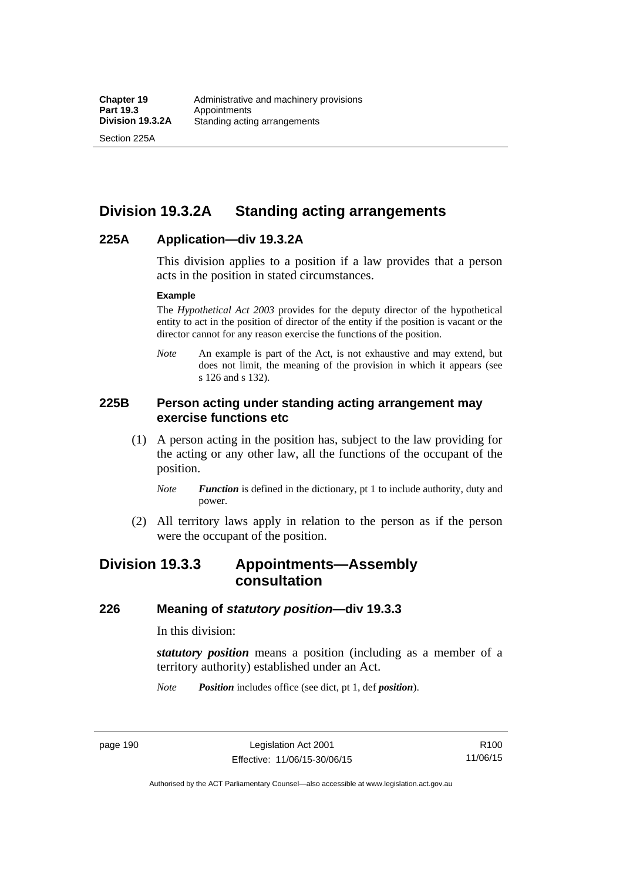## Division 19.3.2A Standing acting arrangements

### 225A Application—div 19.3.2A

This division applies to a position if a law provides that a person acts in the position in stated circumstances.

**Example**

The *Hypothetical Act 2003* provides for the deputy director of the hypothetical entity to act in the position of director of the entity if the position is vacant or the director cannot for any reason exercise the functions of the position.

*Note* An example is part of the Act, is not exhaustive and may extend, but does not limit, the meaning of the provision in which it appears (see s 126 and s 132).

### 225B Person acting under standing acting arrangement may exercise functions etc

(1) A person acting in the position has, subject to the law providing for the acting or any other law, all the functions of the occupant of the position.

*Note* ***Function*** is defined in the dictionary, pt 1 to include authority, duty and power.

(2) All territory laws apply in relation to the person as if the person were the occupant of the position.

## Division 19.3.3 Appointments—Assembly consultation

### 226 Meaning of *statutory position*—div 19.3.3

In this division:

***statutory position*** means a position (including as a member of a territory authority) established under an Act.

*Note* ***Position*** includes office (see dict, pt 1, def ***position***).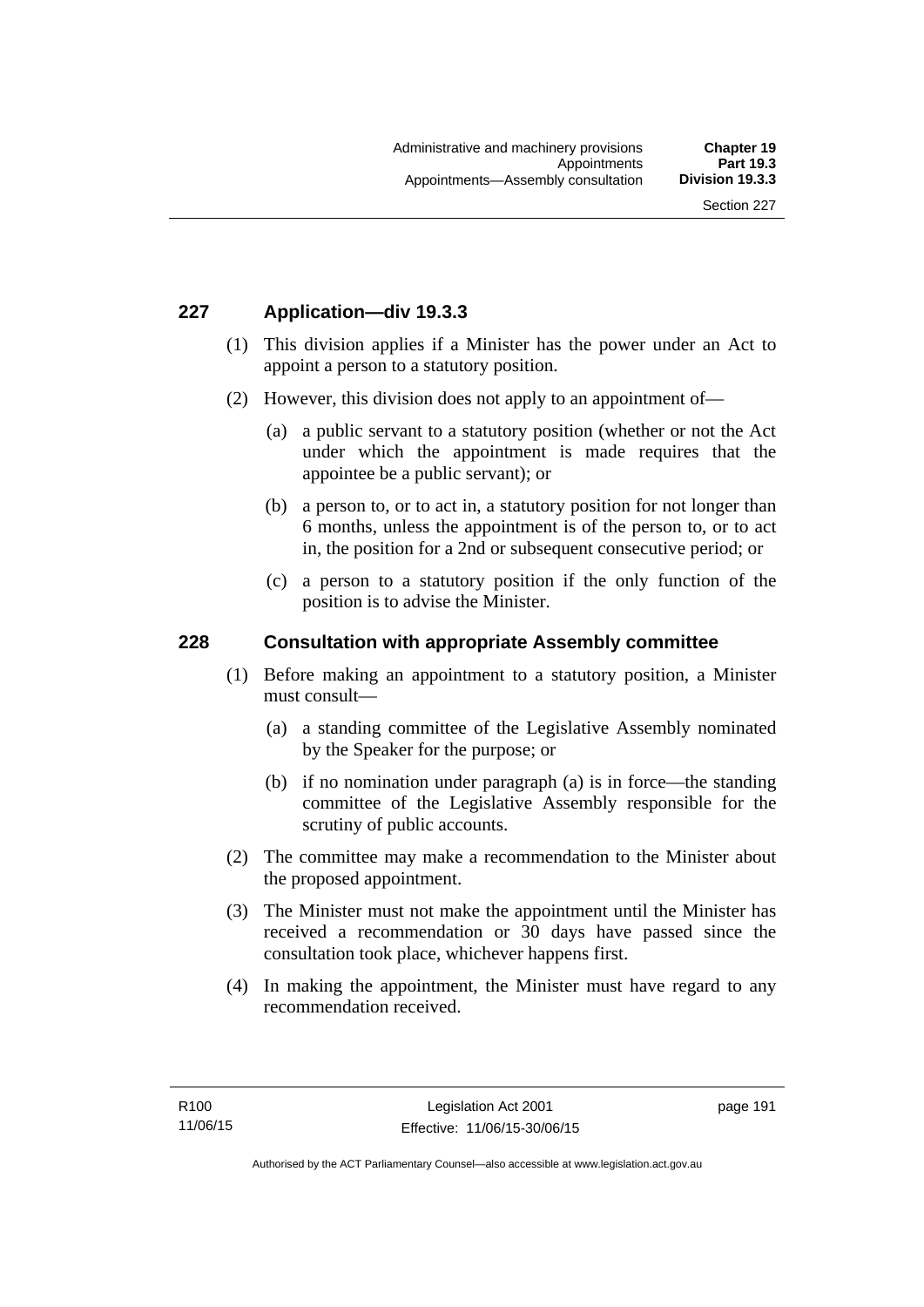## 227 Application—div 19.3.3

(1) This division applies if a Minister has the power under an Act to appoint a person to a statutory position.

(2) However, this division does not apply to an appointment of—

(a) a public servant to a statutory position (whether or not the Act under which the appointment is made requires that the appointee be a public servant); or

(b) a person to, or to act in, a statutory position for not longer than 6 months, unless the appointment is of the person to, or to act in, the position for a 2nd or subsequent consecutive period; or

(c) a person to a statutory position if the only function of the position is to advise the Minister.

## 228 Consultation with appropriate Assembly committee

(1) Before making an appointment to a statutory position, a Minister must consult—

(a) a standing committee of the Legislative Assembly nominated by the Speaker for the purpose; or

(b) if no nomination under paragraph (a) is in force—the standing committee of the Legislative Assembly responsible for the scrutiny of public accounts.

(2) The committee may make a recommendation to the Minister about the proposed appointment.

(3) The Minister must not make the appointment until the Minister has received a recommendation or 30 days have passed since the consultation took place, whichever happens first.

(4) In making the appointment, the Minister must have regard to any recommendation received.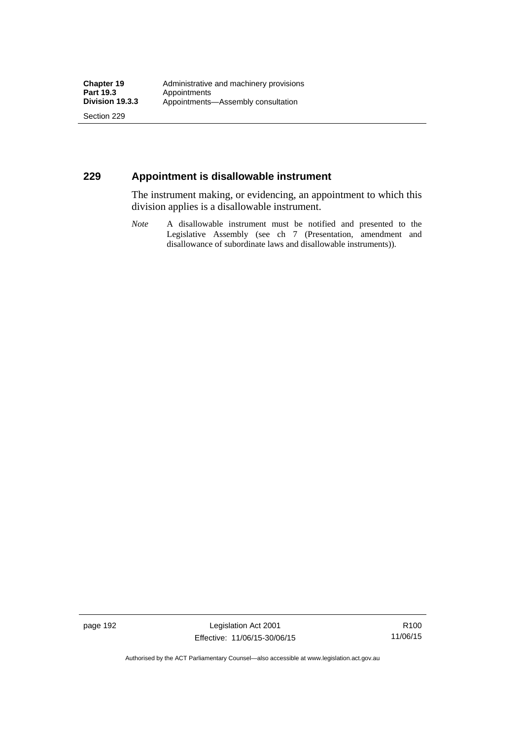## 229 Appointment is disallowable instrument

The instrument making, or evidencing, an appointment to which this division applies is a disallowable instrument.

*Note* A disallowable instrument must be notified and presented to the Legislative Assembly (see ch 7 (Presentation, amendment and disallowance of subordinate laws and disallowable instruments)).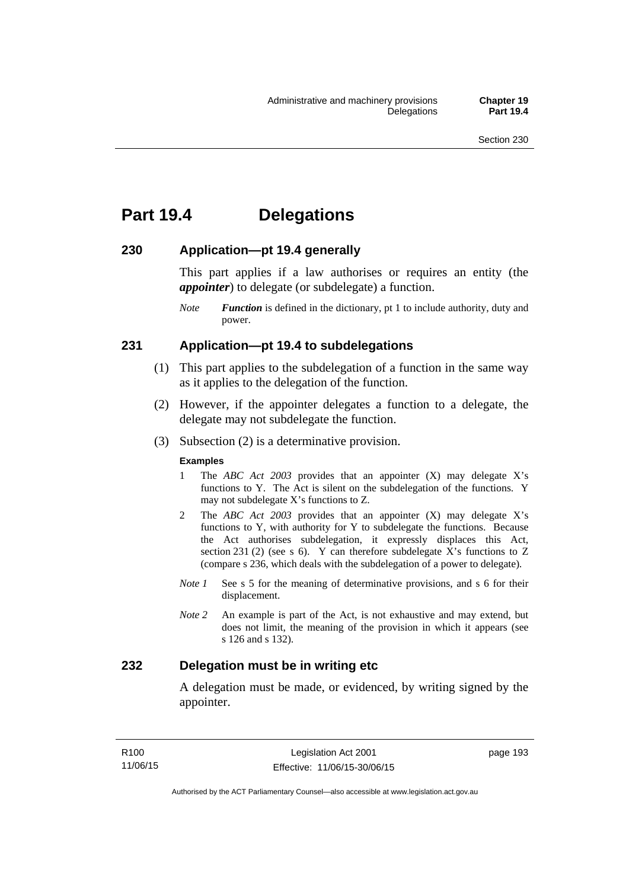# Part 19.4 Delegations

### 230 Application—pt 19.4 generally

This part applies if a law authorises or requires an entity (the ***appointer***) to delegate (or subdelegate) a function.

*Note* ***Function*** is defined in the dictionary, pt 1 to include authority, duty and power.

### 231 Application—pt 19.4 to subdelegations

(1) This part applies to the subdelegation of a function in the same way as it applies to the delegation of the function.

(2) However, if the appointer delegates a function to a delegate, the delegate may not subdelegate the function.

(3) Subsection (2) is a determinative provision.

**Examples**

1 The *ABC Act 2003* provides that an appointer (X) may delegate X's functions to Y. The Act is silent on the subdelegation of the functions. Y may not subdelegate X's functions to Z.

2 The *ABC Act 2003* provides that an appointer (X) may delegate X's functions to Y, with authority for Y to subdelegate the functions. Because the Act authorises subdelegation, it expressly displaces this Act, section 231 (2) (see s 6). Y can therefore subdelegate X's functions to Z (compare s 236, which deals with the subdelegation of a power to delegate).

*Note 1* See s 5 for the meaning of determinative provisions, and s 6 for their displacement.

*Note 2* An example is part of the Act, is not exhaustive and may extend, but does not limit, the meaning of the provision in which it appears (see s 126 and s 132).

### 232 Delegation must be in writing etc

A delegation must be made, or evidenced, by writing signed by the appointer.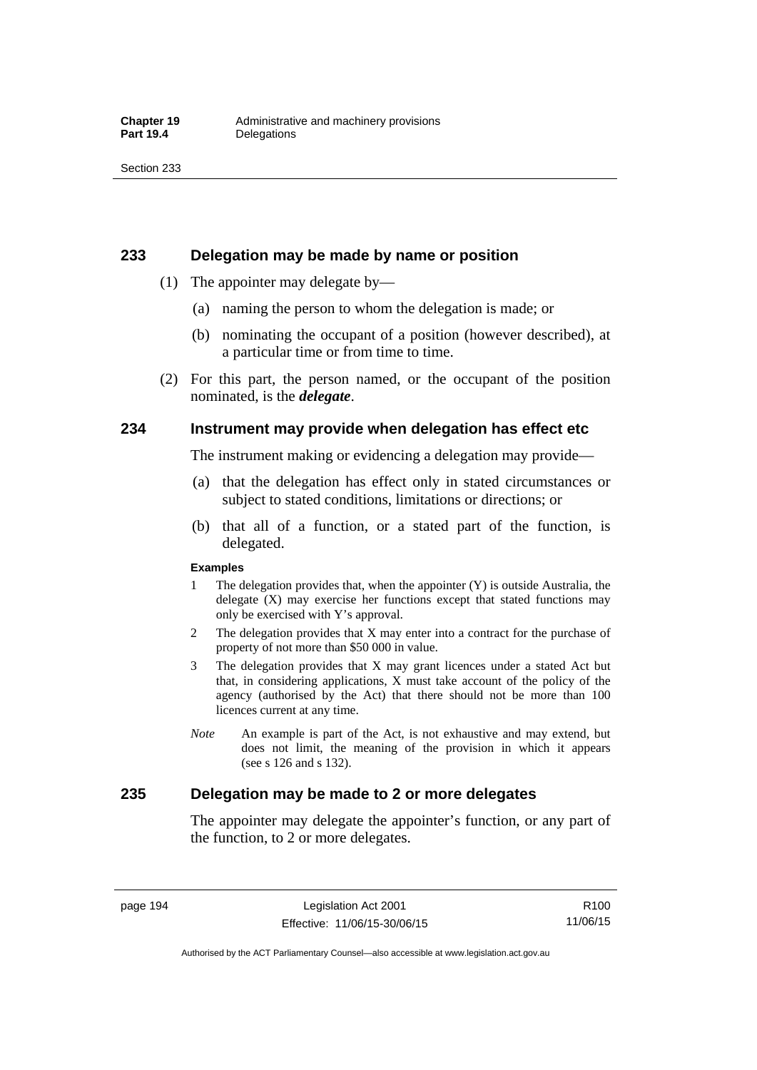## 233 Delegation may be made by name or position

(1) The appointer may delegate by—

(a) naming the person to whom the delegation is made; or

(b) nominating the occupant of a position (however described), at a particular time or from time to time.

(2) For this part, the person named, or the occupant of the position nominated, is the ***delegate***.

## 234 Instrument may provide when delegation has effect etc

The instrument making or evidencing a delegation may provide—

(a) that the delegation has effect only in stated circumstances or subject to stated conditions, limitations or directions; or

(b) that all of a function, or a stated part of the function, is delegated.

**Examples**

1 The delegation provides that, when the appointer (Y) is outside Australia, the delegate (X) may exercise her functions except that stated functions may only be exercised with Y's approval.

2 The delegation provides that X may enter into a contract for the purchase of property of not more than $50 000 in value.

3 The delegation provides that X may grant licences under a stated Act but that, in considering applications, X must take account of the policy of the agency (authorised by the Act) that there should not be more than 100 licences current at any time.

*Note* An example is part of the Act, is not exhaustive and may extend, but does not limit, the meaning of the provision in which it appears (see s 126 and s 132).

## 235 Delegation may be made to 2 or more delegates

The appointer may delegate the appointer's function, or any part of the function, to 2 or more delegates.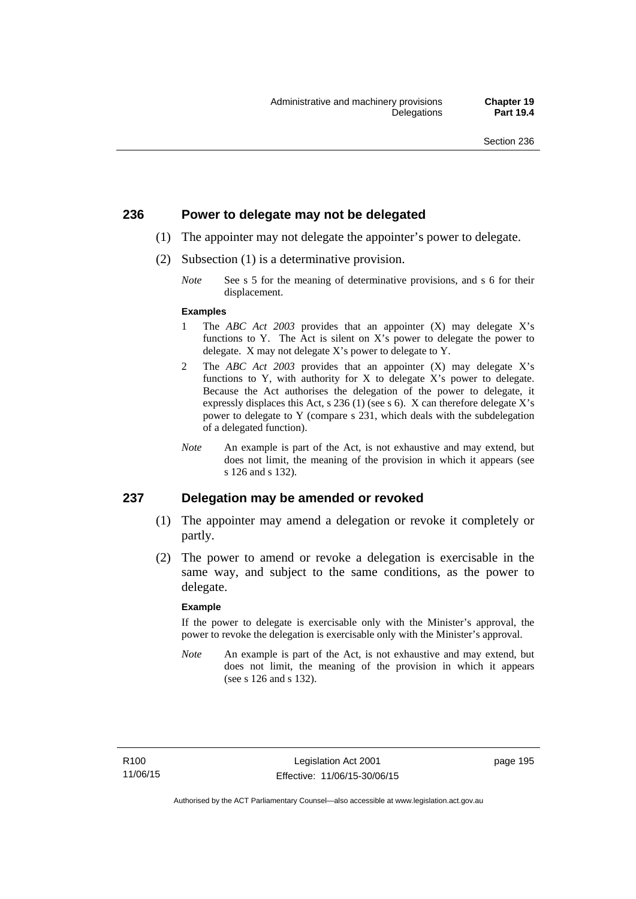## 236 Power to delegate may not be delegated

(1) The appointer may not delegate the appointer's power to delegate.

(2) Subsection (1) is a determinative provision.

*Note* See s 5 for the meaning of determinative provisions, and s 6 for their displacement.

**Examples**

1 The *ABC Act 2003* provides that an appointer (X) may delegate X's functions to Y. The Act is silent on X's power to delegate the power to delegate. X may not delegate X's power to delegate to Y.

2 The *ABC Act 2003* provides that an appointer (X) may delegate X's functions to Y, with authority for X to delegate X's power to delegate. Because the Act authorises the delegation of the power to delegate, it expressly displaces this Act, s 236 (1) (see s 6). X can therefore delegate X's power to delegate to Y (compare s 231, which deals with the subdelegation of a delegated function).

*Note* An example is part of the Act, is not exhaustive and may extend, but does not limit, the meaning of the provision in which it appears (see s 126 and s 132).

## 237 Delegation may be amended or revoked

(1) The appointer may amend a delegation or revoke it completely or partly.

(2) The power to amend or revoke a delegation is exercisable in the same way, and subject to the same conditions, as the power to delegate.

**Example**

If the power to delegate is exercisable only with the Minister's approval, the power to revoke the delegation is exercisable only with the Minister's approval.

*Note* An example is part of the Act, is not exhaustive and may extend, but does not limit, the meaning of the provision in which it appears (see s 126 and s 132).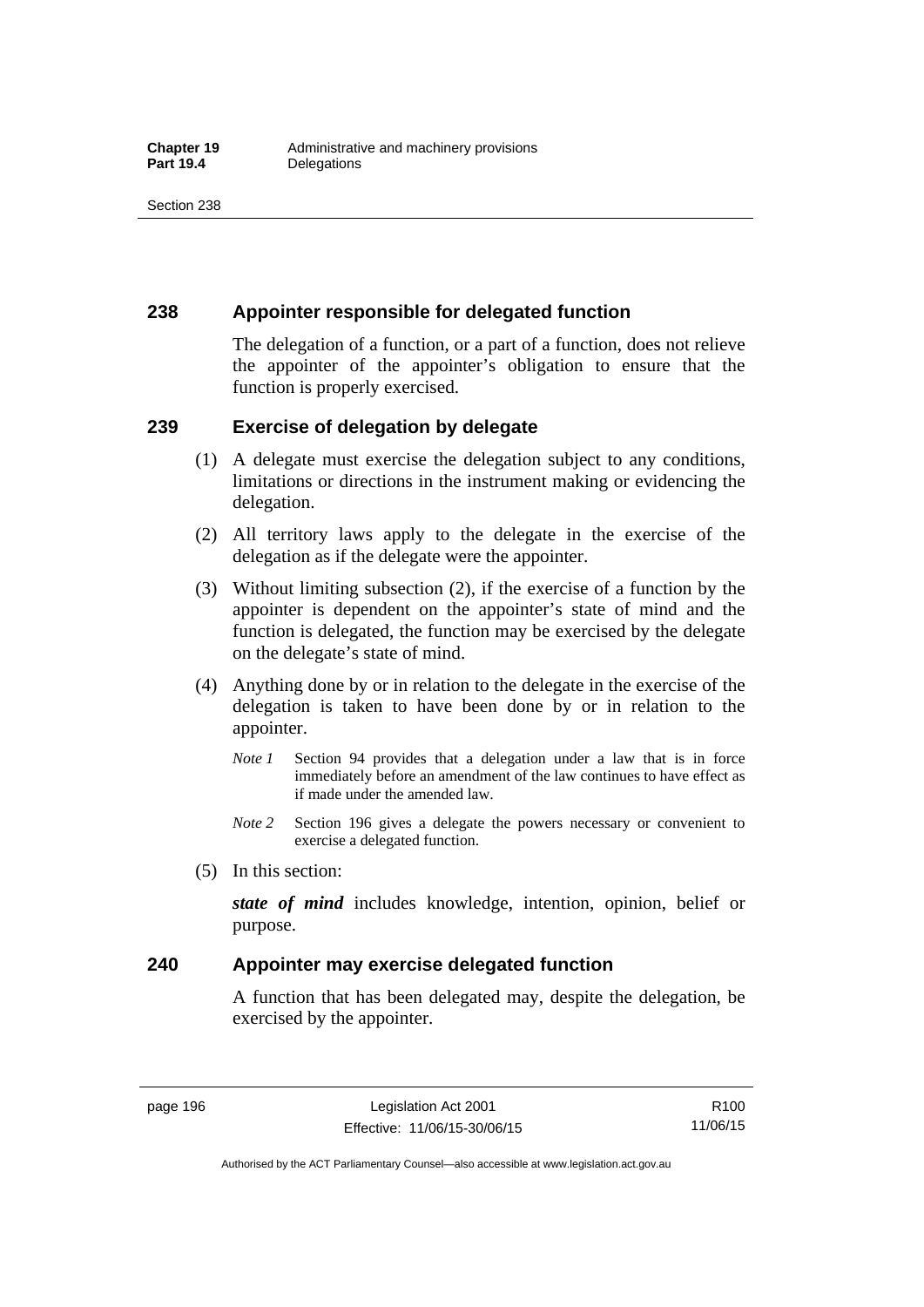## 238 Appointer responsible for delegated function

The delegation of a function, or a part of a function, does not relieve the appointer of the appointer's obligation to ensure that the function is properly exercised.

## 239 Exercise of delegation by delegate

(1) A delegate must exercise the delegation subject to any conditions, limitations or directions in the instrument making or evidencing the delegation.

(2) All territory laws apply to the delegate in the exercise of the delegation as if the delegate were the appointer.

(3) Without limiting subsection (2), if the exercise of a function by the appointer is dependent on the appointer's state of mind and the function is delegated, the function may be exercised by the delegate on the delegate's state of mind.

(4) Anything done by or in relation to the delegate in the exercise of the delegation is taken to have been done by or in relation to the appointer.

*Note 1* Section 94 provides that a delegation under a law that is in force immediately before an amendment of the law continues to have effect as if made under the amended law.

*Note 2* Section 196 gives a delegate the powers necessary or convenient to exercise a delegated function.

(5) In this section:

***state of mind*** includes knowledge, intention, opinion, belief or purpose.

## 240 Appointer may exercise delegated function

A function that has been delegated may, despite the delegation, be exercised by the appointer.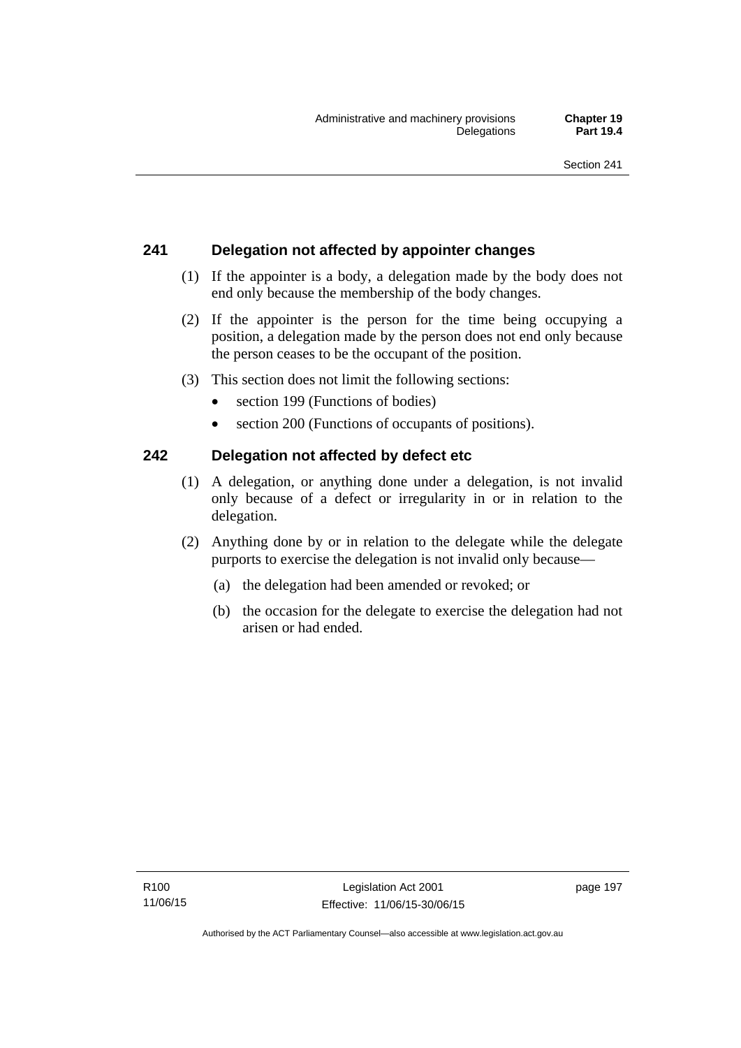## 241 Delegation not affected by appointer changes

(1) If the appointer is a body, a delegation made by the body does not end only because the membership of the body changes.

(2) If the appointer is the person for the time being occupying a position, a delegation made by the person does not end only because the person ceases to be the occupant of the position.

(3) This section does not limit the following sections:

- section 199 (Functions of bodies)
- section 200 (Functions of occupants of positions).

## 242 Delegation not affected by defect etc

(1) A delegation, or anything done under a delegation, is not invalid only because of a defect or irregularity in or in relation to the delegation.

(2) Anything done by or in relation to the delegate while the delegate purports to exercise the delegation is not invalid only because—

(a) the delegation had been amended or revoked; or

(b) the occasion for the delegate to exercise the delegation had not arisen or had ended.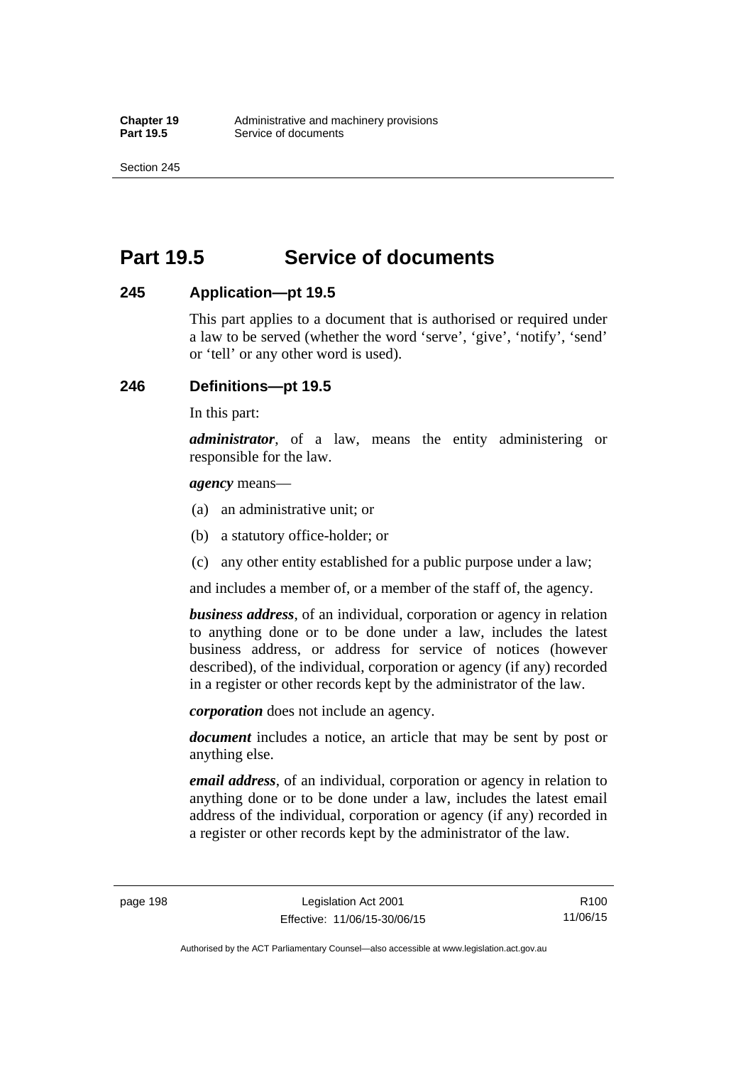# Part 19.5 Service of documents

## 245 Application—pt 19.5

This part applies to a document that is authorised or required under a law to be served (whether the word 'serve', 'give', 'notify', 'send' or 'tell' or any other word is used).

## 246 Definitions—pt 19.5

In this part:

***administrator***, of a law, means the entity administering or responsible for the law.

***agency*** means—

(a) an administrative unit; or

(b) a statutory office-holder; or

(c) any other entity established for a public purpose under a law;

and includes a member of, or a member of the staff of, the agency.

***business address***, of an individual, corporation or agency in relation to anything done or to be done under a law, includes the latest business address, or address for service of notices (however described), of the individual, corporation or agency (if any) recorded in a register or other records kept by the administrator of the law.

***corporation*** does not include an agency.

***document*** includes a notice, an article that may be sent by post or anything else.

***email address***, of an individual, corporation or agency in relation to anything done or to be done under a law, includes the latest email address of the individual, corporation or agency (if any) recorded in a register or other records kept by the administrator of the law.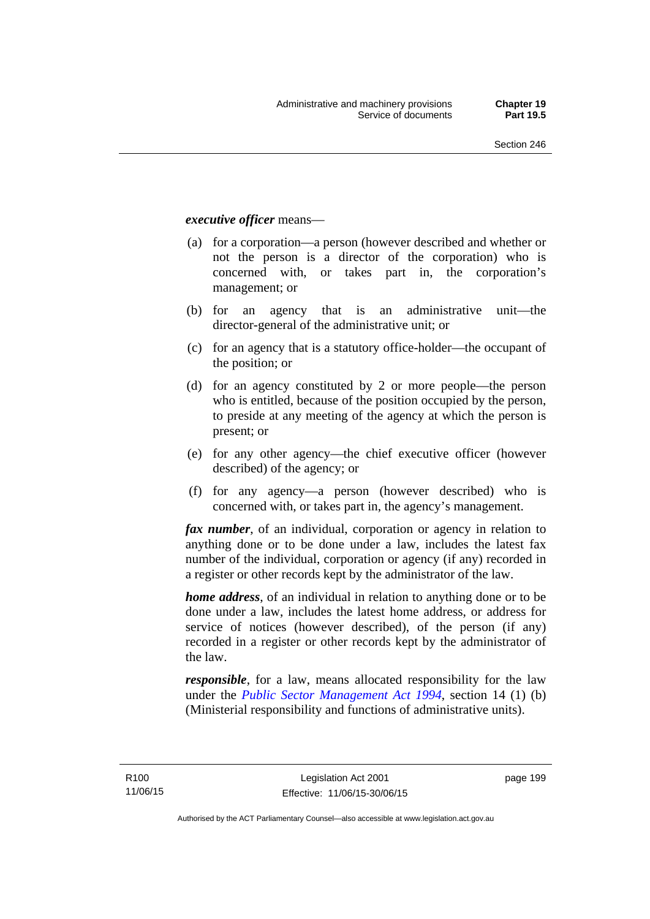***executive officer*** means—

(a) for a corporation—a person (however described and whether or not the person is a director of the corporation) who is concerned with, or takes part in, the corporation's management; or

(b) for an agency that is an administrative unit—the director-general of the administrative unit; or

(c) for an agency that is a statutory office-holder—the occupant of the position; or

(d) for an agency constituted by 2 or more people—the person who is entitled, because of the position occupied by the person, to preside at any meeting of the agency at which the person is present; or

(e) for any other agency—the chief executive officer (however described) of the agency; or

(f) for any agency—a person (however described) who is concerned with, or takes part in, the agency's management.

***fax number***, of an individual, corporation or agency in relation to anything done or to be done under a law, includes the latest fax number of the individual, corporation or agency (if any) recorded in a register or other records kept by the administrator of the law.

***home address***, of an individual in relation to anything done or to be done under a law, includes the latest home address, or address for service of notices (however described), of the person (if any) recorded in a register or other records kept by the administrator of the law.

***responsible***, for a law, means allocated responsibility for the law under the *Public Sector Management Act 1994*, section 14 (1) (b) (Ministerial responsibility and functions of administrative units).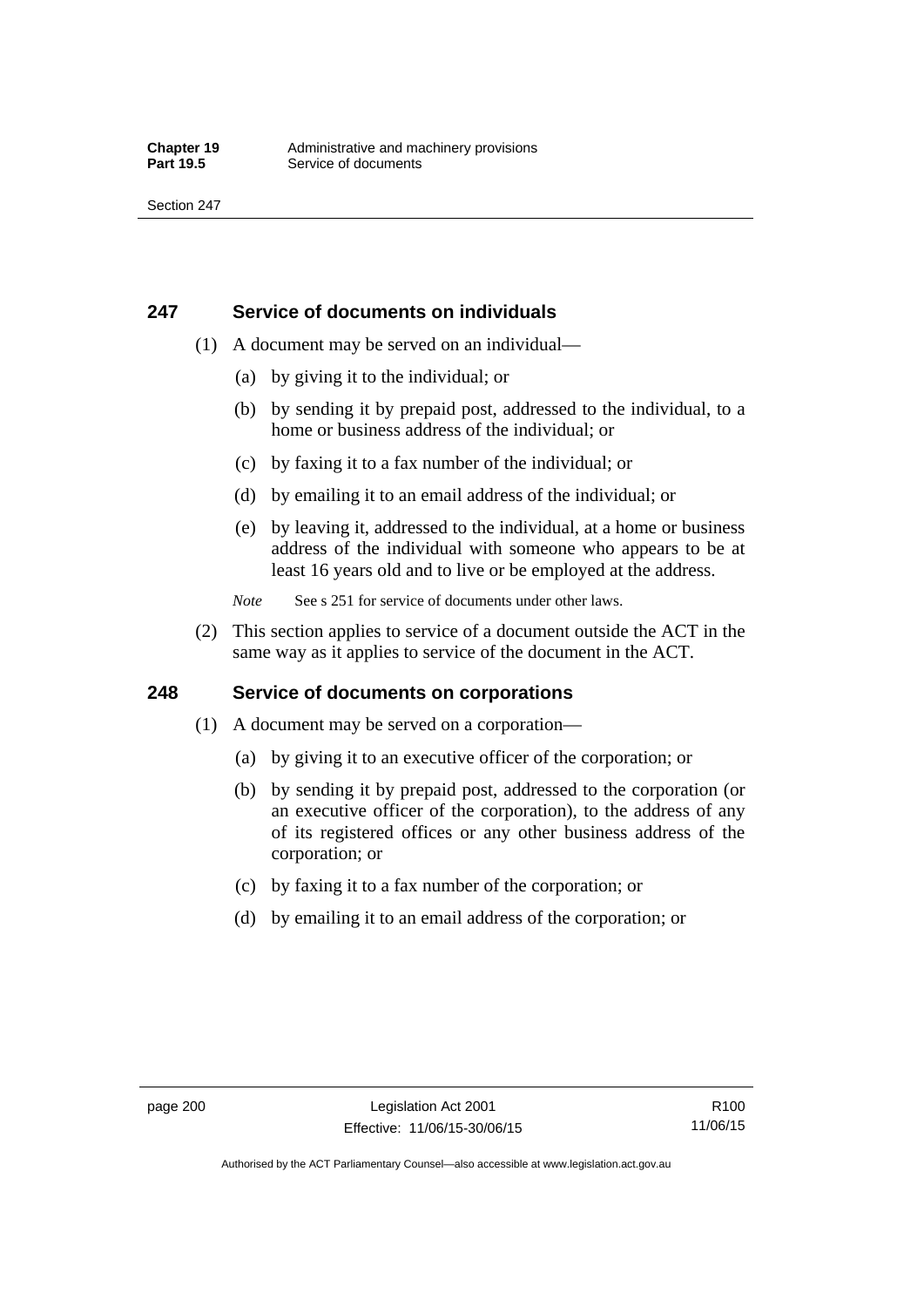## 247 Service of documents on individuals

(1) A document may be served on an individual—

(a) by giving it to the individual; or

(b) by sending it by prepaid post, addressed to the individual, to a home or business address of the individual; or

(c) by faxing it to a fax number of the individual; or

(d) by emailing it to an email address of the individual; or

(e) by leaving it, addressed to the individual, at a home or business address of the individual with someone who appears to be at least 16 years old and to live or be employed at the address.

*Note* See s 251 for service of documents under other laws.

(2) This section applies to service of a document outside the ACT in the same way as it applies to service of the document in the ACT.

## 248 Service of documents on corporations

(1) A document may be served on a corporation—

(a) by giving it to an executive officer of the corporation; or

(b) by sending it by prepaid post, addressed to the corporation (or an executive officer of the corporation), to the address of any of its registered offices or any other business address of the corporation; or

(c) by faxing it to a fax number of the corporation; or

(d) by emailing it to an email address of the corporation; or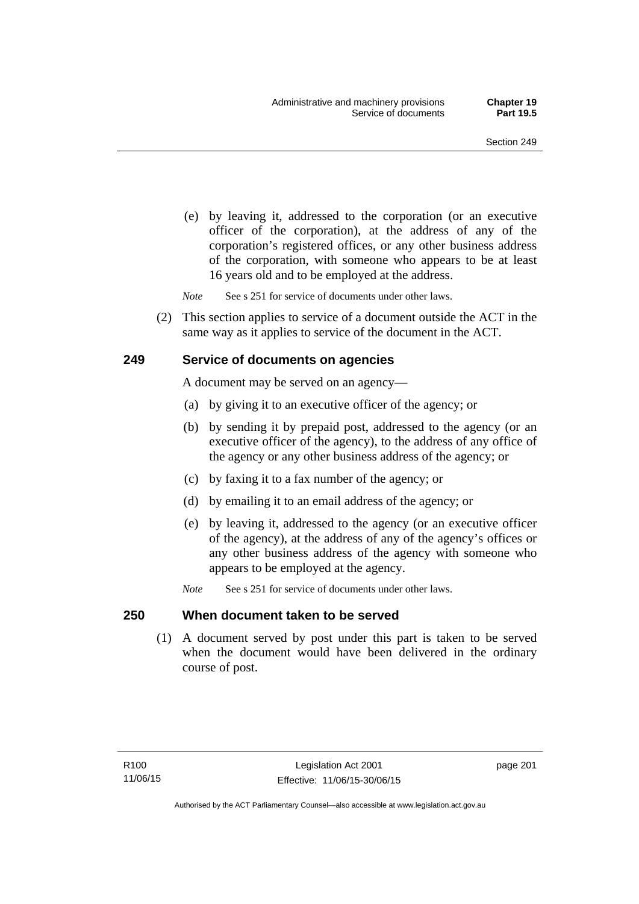(e) by leaving it, addressed to the corporation (or an executive officer of the corporation), at the address of any of the corporation's registered offices, or any other business address of the corporation, with someone who appears to be at least 16 years old and to be employed at the address.

*Note* See s 251 for service of documents under other laws.

(2) This section applies to service of a document outside the ACT in the same way as it applies to service of the document in the ACT.

## 249 Service of documents on agencies

A document may be served on an agency—

(a) by giving it to an executive officer of the agency; or

(b) by sending it by prepaid post, addressed to the agency (or an executive officer of the agency), to the address of any office of the agency or any other business address of the agency; or

(c) by faxing it to a fax number of the agency; or

(d) by emailing it to an email address of the agency; or

(e) by leaving it, addressed to the agency (or an executive officer of the agency), at the address of any of the agency's offices or any other business address of the agency with someone who appears to be employed at the agency.

*Note* See s 251 for service of documents under other laws.

## 250 When document taken to be served

(1) A document served by post under this part is taken to be served when the document would have been delivered in the ordinary course of post.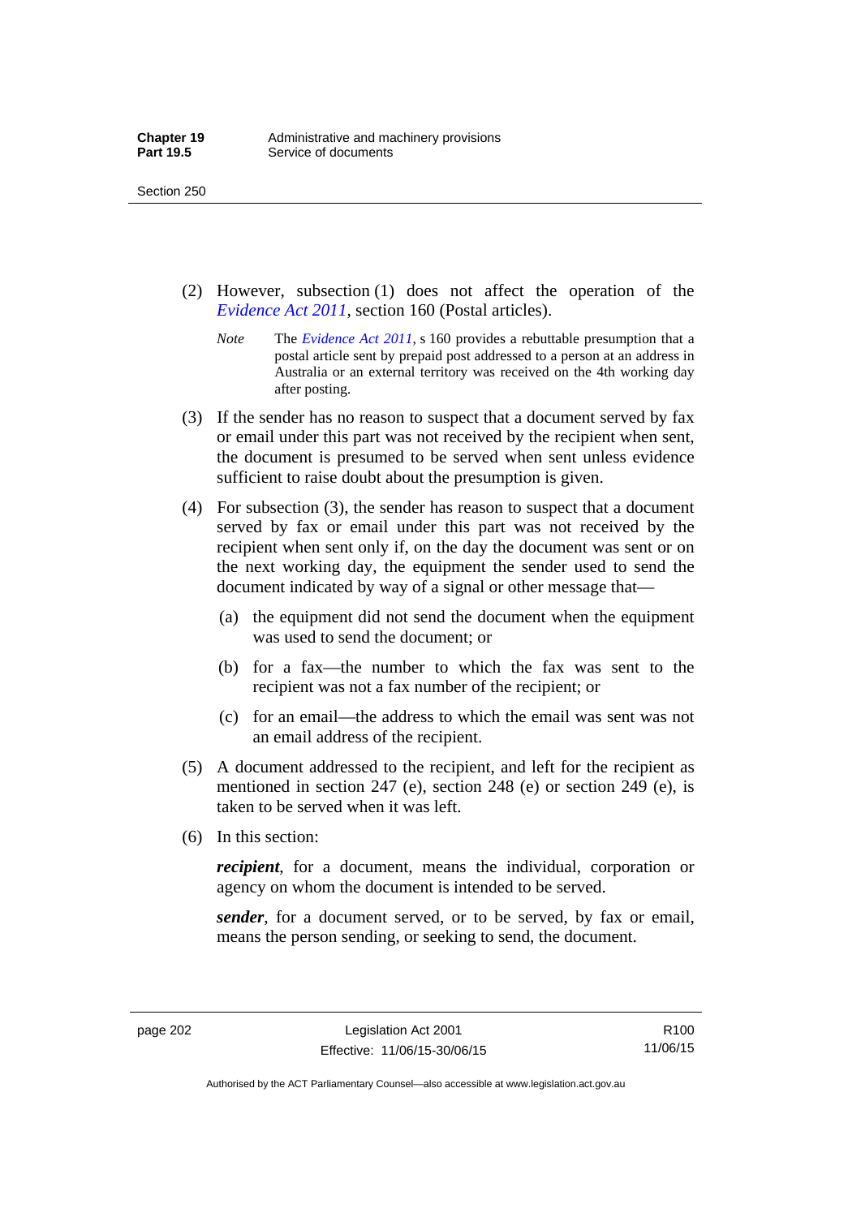(2) However, subsection (1) does not affect the operation of the *Evidence Act 2011*, section 160 (Postal articles).

*Note* The *Evidence Act 2011*, s 160 provides a rebuttable presumption that a postal article sent by prepaid post addressed to a person at an address in Australia or an external territory was received on the 4th working day after posting.

(3) If the sender has no reason to suspect that a document served by fax or email under this part was not received by the recipient when sent, the document is presumed to be served when sent unless evidence sufficient to raise doubt about the presumption is given.

(4) For subsection (3), the sender has reason to suspect that a document served by fax or email under this part was not received by the recipient when sent only if, on the day the document was sent or on the next working day, the equipment the sender used to send the document indicated by way of a signal or other message that—

(a) the equipment did not send the document when the equipment was used to send the document; or

(b) for a fax—the number to which the fax was sent to the recipient was not a fax number of the recipient; or

(c) for an email—the address to which the email was sent was not an email address of the recipient.

(5) A document addressed to the recipient, and left for the recipient as mentioned in section 247 (e), section 248 (e) or section 249 (e), is taken to be served when it was left.

(6) In this section:

***recipient***, for a document, means the individual, corporation or agency on whom the document is intended to be served.

***sender***, for a document served, or to be served, by fax or email, means the person sending, or seeking to send, the document.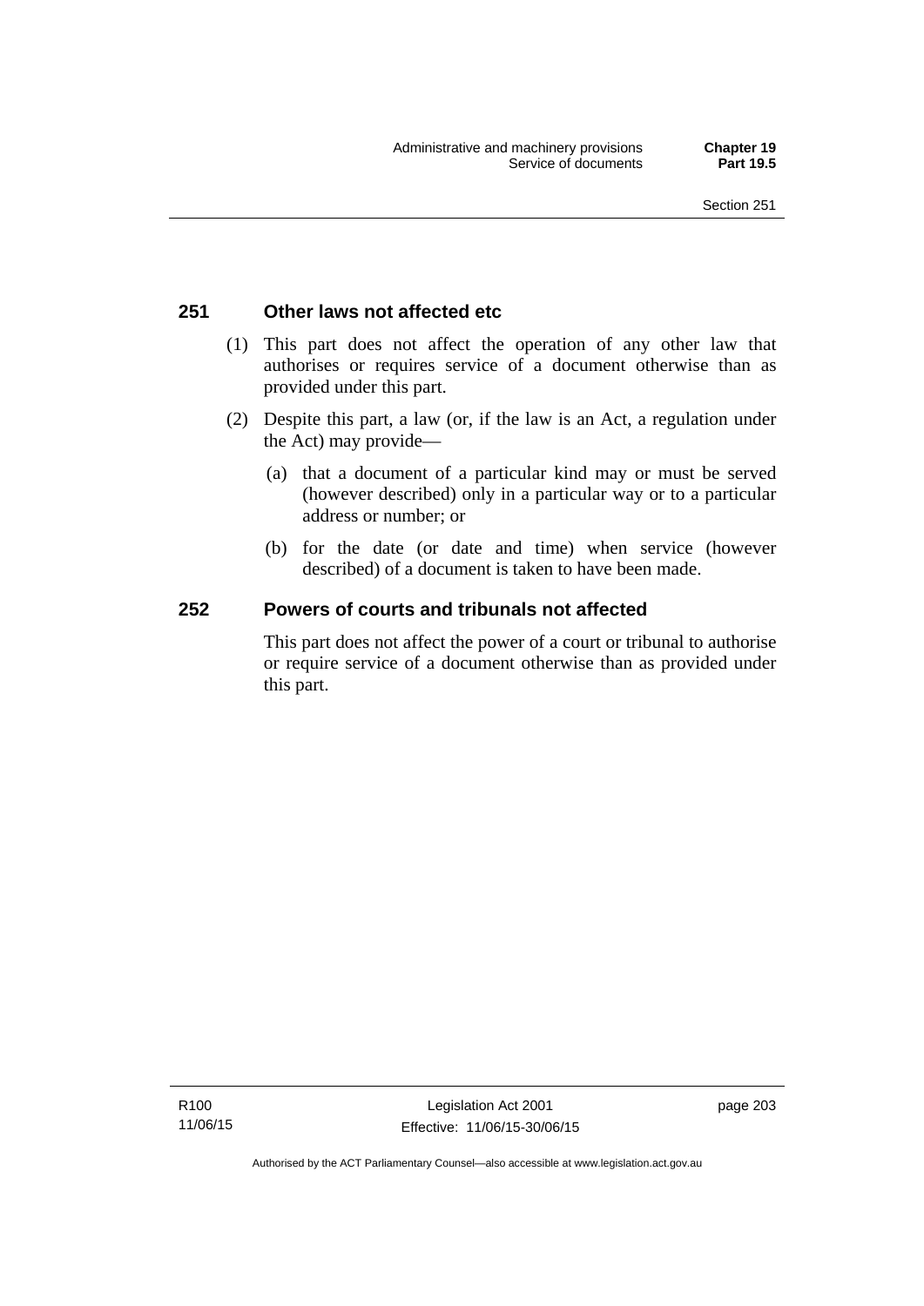## 251 Other laws not affected etc

(1) This part does not affect the operation of any other law that authorises or requires service of a document otherwise than as provided under this part.

(2) Despite this part, a law (or, if the law is an Act, a regulation under the Act) may provide—

(a) that a document of a particular kind may or must be served (however described) only in a particular way or to a particular address or number; or

(b) for the date (or date and time) when service (however described) of a document is taken to have been made.

## 252 Powers of courts and tribunals not affected

This part does not affect the power of a court or tribunal to authorise or require service of a document otherwise than as provided under this part.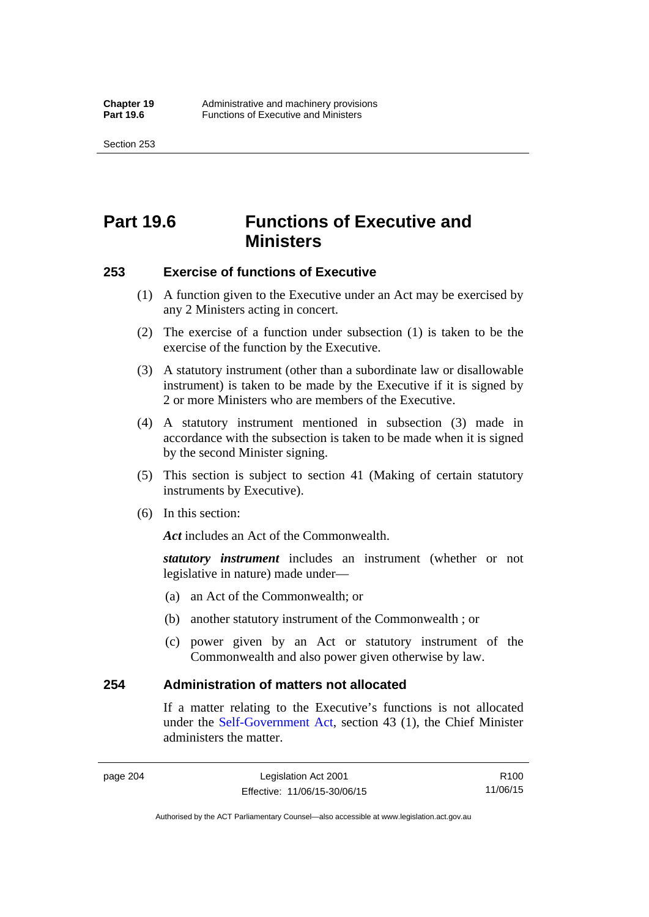# Part 19.6 Functions of Executive and Ministers

## 253 Exercise of functions of Executive

(1) A function given to the Executive under an Act may be exercised by any 2 Ministers acting in concert.

(2) The exercise of a function under subsection (1) is taken to be the exercise of the function by the Executive.

(3) A statutory instrument (other than a subordinate law or disallowable instrument) is taken to be made by the Executive if it is signed by 2 or more Ministers who are members of the Executive.

(4) A statutory instrument mentioned in subsection (3) made in accordance with the subsection is taken to be made when it is signed by the second Minister signing.

(5) This section is subject to section 41 (Making of certain statutory instruments by Executive).

(6) In this section:

***Act*** includes an Act of the Commonwealth.

***statutory instrument*** includes an instrument (whether or not legislative in nature) made under—

(a) an Act of the Commonwealth; or

(b) another statutory instrument of the Commonwealth ; or

(c) power given by an Act or statutory instrument of the Commonwealth and also power given otherwise by law.

## 254 Administration of matters not allocated

If a matter relating to the Executive's functions is not allocated under the Self-Government Act, section 43 (1), the Chief Minister administers the matter.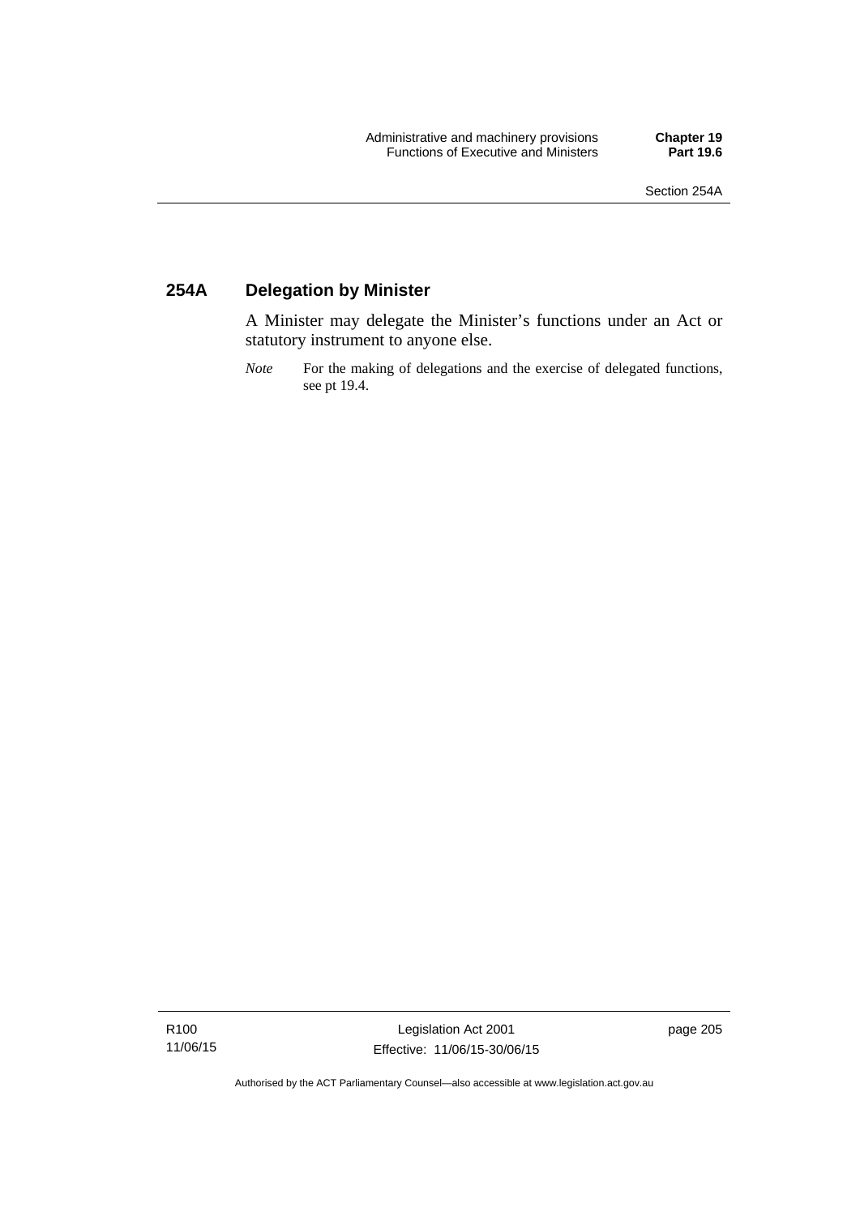## 254A Delegation by Minister

A Minister may delegate the Minister's functions under an Act or statutory instrument to anyone else.

*Note* For the making of delegations and the exercise of delegated functions, see pt 19.4.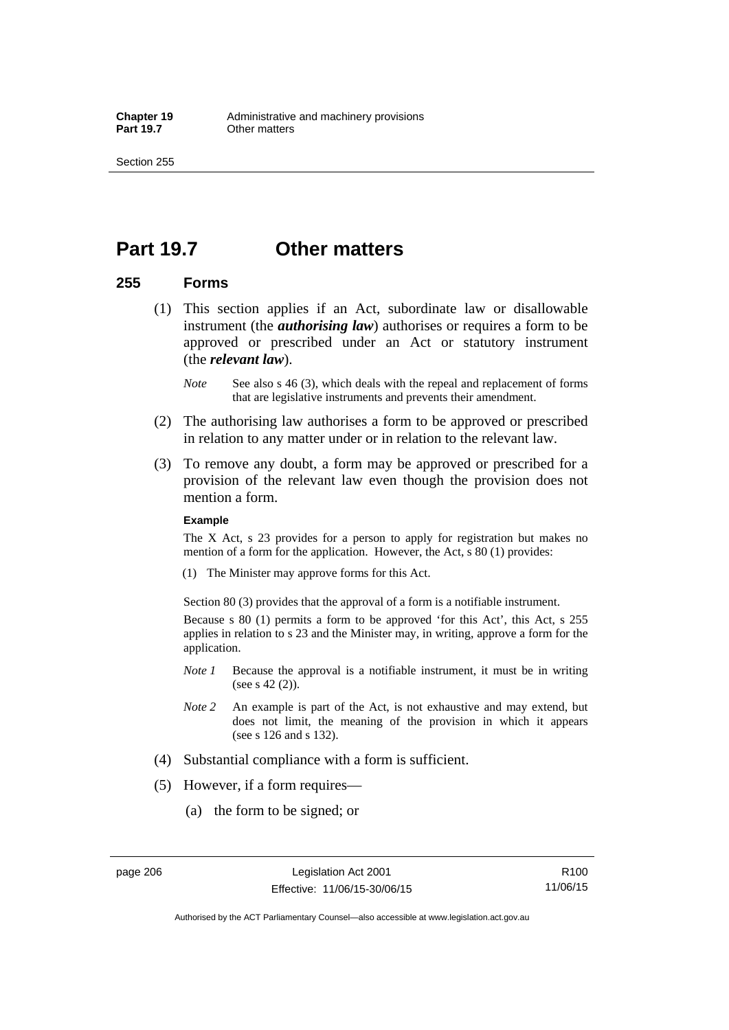# Part 19.7 Other matters

## 255 Forms

(1) This section applies if an Act, subordinate law or disallowable instrument (the ***authorising law***) authorises or requires a form to be approved or prescribed under an Act or statutory instrument (the ***relevant law***).

*Note* See also s 46 (3), which deals with the repeal and replacement of forms that are legislative instruments and prevents their amendment.

(2) The authorising law authorises a form to be approved or prescribed in relation to any matter under or in relation to the relevant law.

(3) To remove any doubt, a form may be approved or prescribed for a provision of the relevant law even though the provision does not mention a form.

**Example**

The X Act, s 23 provides for a person to apply for registration but makes no mention of a form for the application. However, the Act, s 80 (1) provides:

(1) The Minister may approve forms for this Act.

Section 80 (3) provides that the approval of a form is a notifiable instrument.

Because s 80 (1) permits a form to be approved 'for this Act', this Act, s 255 applies in relation to s 23 and the Minister may, in writing, approve a form for the application.

*Note 1* Because the approval is a notifiable instrument, it must be in writing (see s 42 (2)).

*Note 2* An example is part of the Act, is not exhaustive and may extend, but does not limit, the meaning of the provision in which it appears (see s 126 and s 132).

(4) Substantial compliance with a form is sufficient.

(5) However, if a form requires—

(a) the form to be signed; or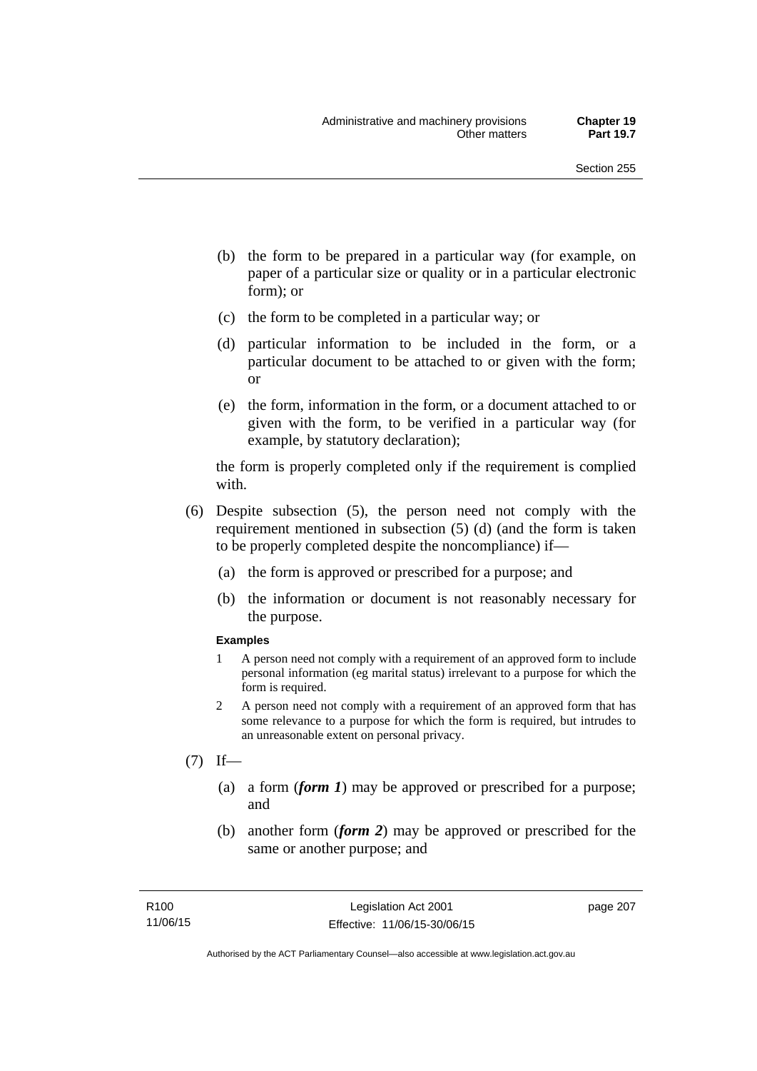(b) the form to be prepared in a particular way (for example, on paper of a particular size or quality or in a particular electronic form); or

(c) the form to be completed in a particular way; or

(d) particular information to be included in the form, or a particular document to be attached to or given with the form; or

(e) the form, information in the form, or a document attached to or given with the form, to be verified in a particular way (for example, by statutory declaration);

the form is properly completed only if the requirement is complied with.

(6) Despite subsection (5), the person need not comply with the requirement mentioned in subsection (5) (d) (and the form is taken to be properly completed despite the noncompliance) if—

(a) the form is approved or prescribed for a purpose; and

(b) the information or document is not reasonably necessary for the purpose.

**Examples**

1 A person need not comply with a requirement of an approved form to include personal information (eg marital status) irrelevant to a purpose for which the form is required.

2 A person need not comply with a requirement of an approved form that has some relevance to a purpose for which the form is required, but intrudes to an unreasonable extent on personal privacy.

(7) If—

(a) a form (***form 1***) may be approved or prescribed for a purpose; and

(b) another form (***form 2***) may be approved or prescribed for the same or another purpose; and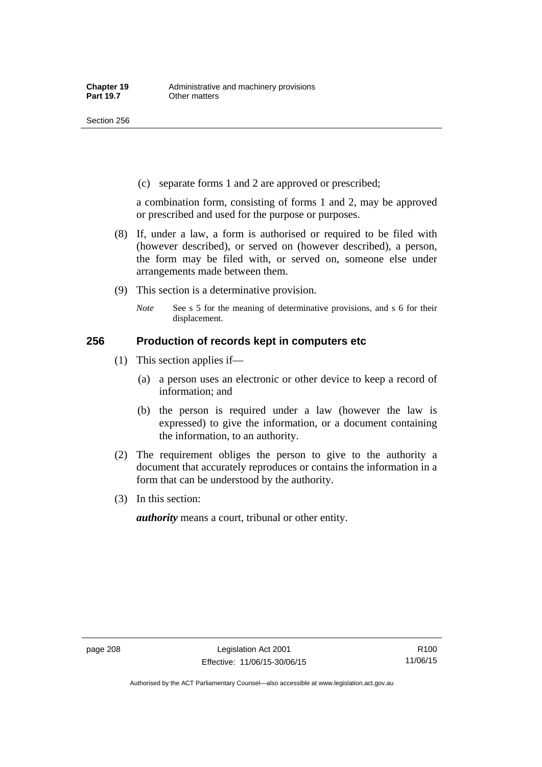(c) separate forms 1 and 2 are approved or prescribed;

a combination form, consisting of forms 1 and 2, may be approved or prescribed and used for the purpose or purposes.

(8) If, under a law, a form is authorised or required to be filed with (however described), or served on (however described), a person, the form may be filed with, or served on, someone else under arrangements made between them.

(9) This section is a determinative provision.

*Note* See s 5 for the meaning of determinative provisions, and s 6 for their displacement.

### 256 Production of records kept in computers etc

(1) This section applies if—

(a) a person uses an electronic or other device to keep a record of information; and

(b) the person is required under a law (however the law is expressed) to give the information, or a document containing the information, to an authority.

(2) The requirement obliges the person to give to the authority a document that accurately reproduces or contains the information in a form that can be understood by the authority.

(3) In this section:

***authority*** means a court, tribunal or other entity.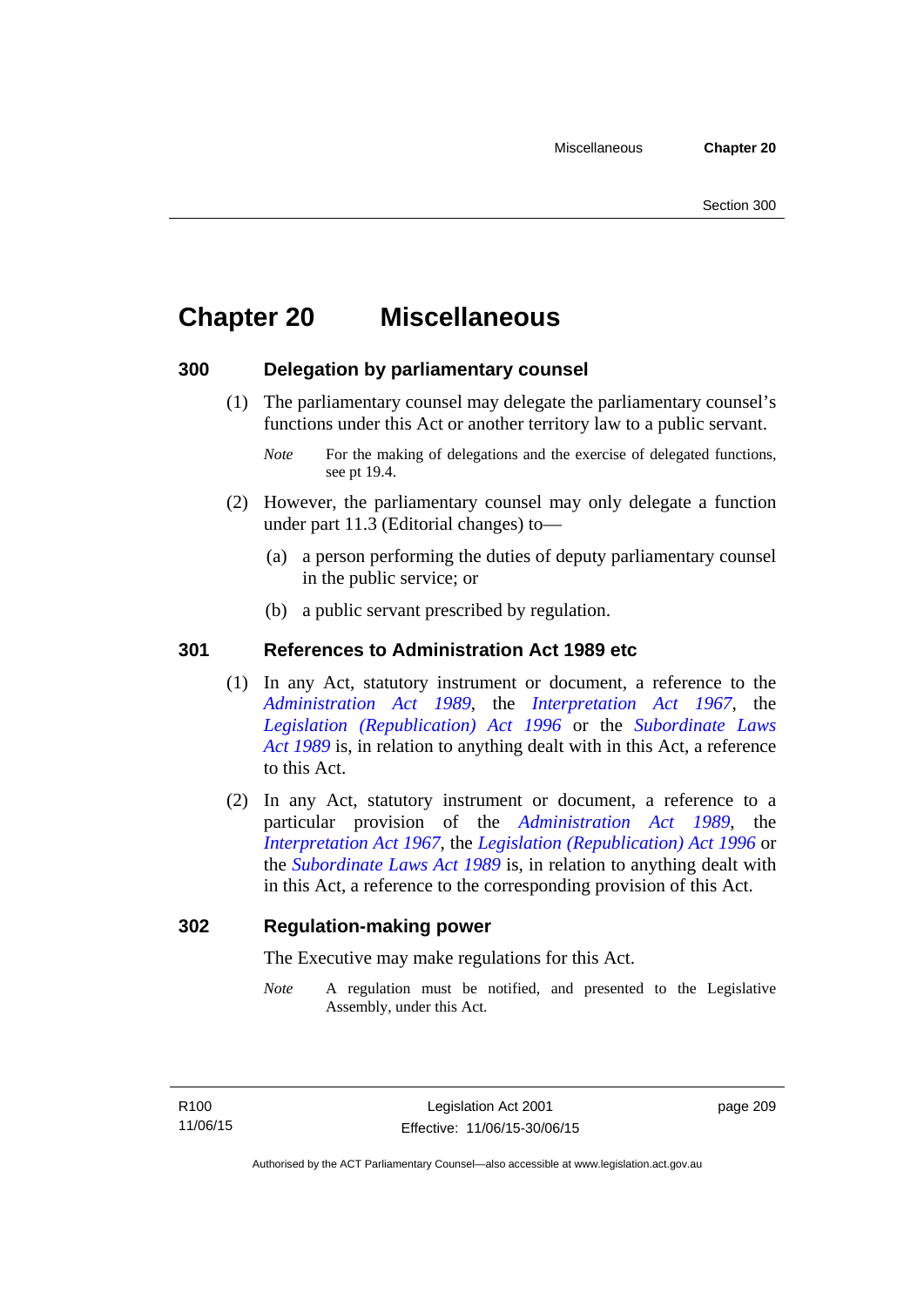# Chapter 20 Miscellaneous

## 300 Delegation by parliamentary counsel

(1) The parliamentary counsel may delegate the parliamentary counsel's functions under this Act or another territory law to a public servant.

*Note* For the making of delegations and the exercise of delegated functions, see pt 19.4.

(2) However, the parliamentary counsel may only delegate a function under part 11.3 (Editorial changes) to—

(a) a person performing the duties of deputy parliamentary counsel in the public service; or

(b) a public servant prescribed by regulation.

## 301 References to Administration Act 1989 etc

(1) In any Act, statutory instrument or document, a reference to the *Administration Act 1989*, the *Interpretation Act 1967*, the *Legislation (Republication) Act 1996* or the *Subordinate Laws Act 1989* is, in relation to anything dealt with in this Act, a reference to this Act.

(2) In any Act, statutory instrument or document, a reference to a particular provision of the *Administration Act 1989*, the *Interpretation Act 1967*, the *Legislation (Republication) Act 1996* or the *Subordinate Laws Act 1989* is, in relation to anything dealt with in this Act, a reference to the corresponding provision of this Act.

## 302 Regulation-making power

The Executive may make regulations for this Act.

*Note* A regulation must be notified, and presented to the Legislative Assembly, under this Act.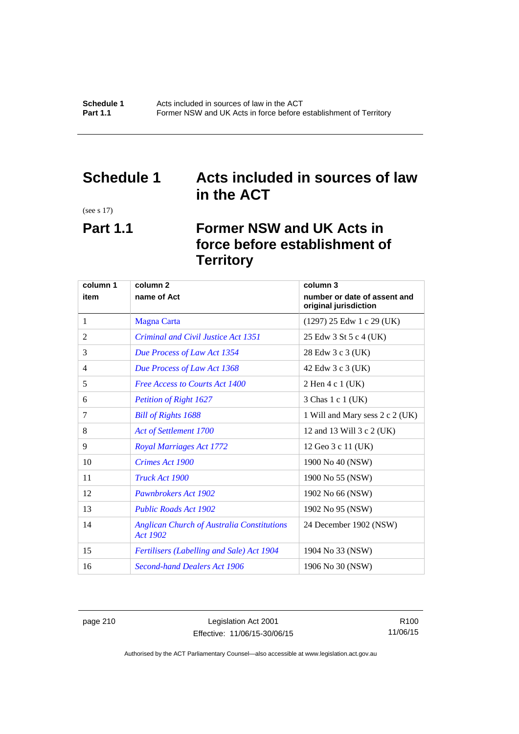# Schedule 1 Acts included in sources of law in the ACT

(see s 17)

## Part 1.1 Former NSW and UK Acts in force before establishment of Territory

| column 1<br>item | column 2<br>name of Act | column 3<br>number or date of assent and original jurisdiction |
|---|---|---|
| 1 | Magna Carta | (1297) 25 Edw 1 c 29 (UK) |
| 2 | *Criminal and Civil Justice Act 1351* | 25 Edw 3 St 5 c 4 (UK) |
| 3 | *Due Process of Law Act 1354* | 28 Edw 3 c 3 (UK) |
| 4 | *Due Process of Law Act 1368* | 42 Edw 3 c 3 (UK) |
| 5 | *Free Access to Courts Act 1400* | 2 Hen 4 c 1 (UK) |
| 6 | *Petition of Right 1627* | 3 Chas 1 c 1 (UK) |
| 7 | *Bill of Rights 1688* | 1 Will and Mary sess 2 c 2 (UK) |
| 8 | *Act of Settlement 1700* | 12 and 13 Will 3 c 2 (UK) |
| 9 | *Royal Marriages Act 1772* | 12 Geo 3 c 11 (UK) |
| 10 | *Crimes Act 1900* | 1900 No 40 (NSW) |
| 11 | *Truck Act 1900* | 1900 No 55 (NSW) |
| 12 | *Pawnbrokers Act 1902* | 1902 No 66 (NSW) |
| 13 | *Public Roads Act 1902* | 1902 No 95 (NSW) |
| 14 | *Anglican Church of Australia Constitutions Act 1902* | 24 December 1902 (NSW) |
| 15 | *Fertilisers (Labelling and Sale) Act 1904* | 1904 No 33 (NSW) |
| 16 | *Second-hand Dealers Act 1906* | 1906 No 30 (NSW) |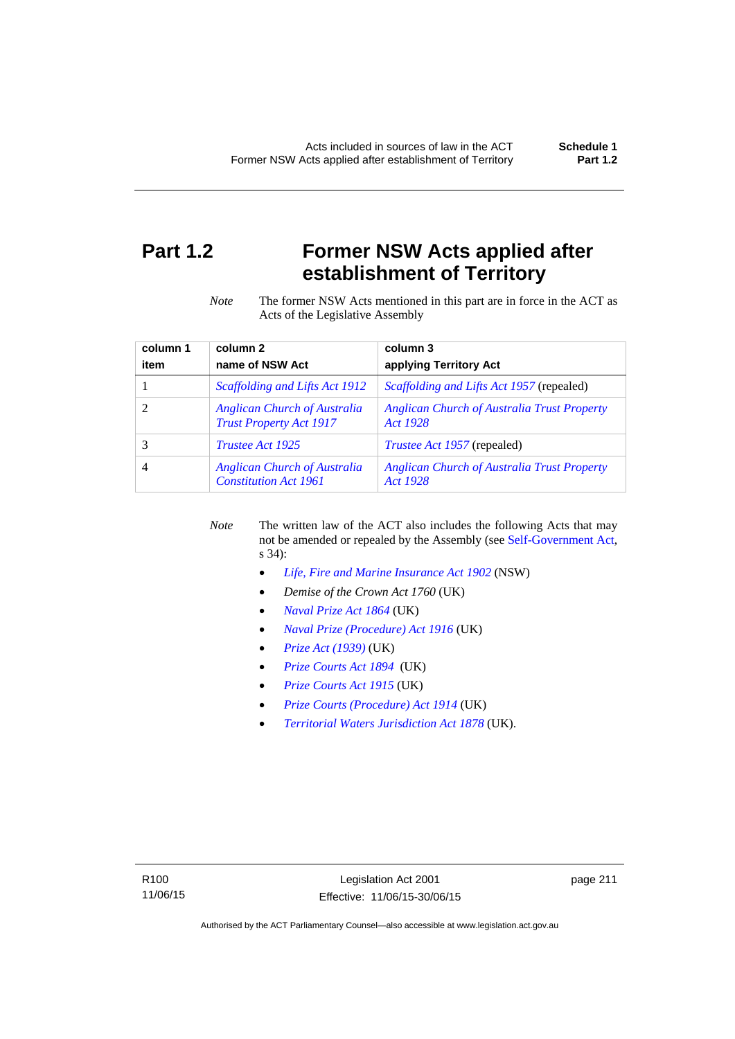# Part 1.2 Former NSW Acts applied after establishment of Territory

*Note* The former NSW Acts mentioned in this part are in force in the ACT as Acts of the Legislative Assembly

| column 1 item | column 2 name of NSW Act | column 3 applying Territory Act |
|---|---|---|
| 1 | *Scaffolding and Lifts Act 1912* | *Scaffolding and Lifts Act 1957* (repealed) |
| 2 | *Anglican Church of Australia Trust Property Act 1917* | *Anglican Church of Australia Trust Property Act 1928* |
| 3 | *Trustee Act 1925* | *Trustee Act 1957* (repealed) |
| 4 | *Anglican Church of Australia Constitution Act 1961* | *Anglican Church of Australia Trust Property Act 1928* |

*Note* The written law of the ACT also includes the following Acts that may not be amended or repealed by the Assembly (see Self-Government Act, s 34):

- *Life, Fire and Marine Insurance Act 1902* (NSW)
- *Demise of the Crown Act 1760* (UK)
- *Naval Prize Act 1864* (UK)
- *Naval Prize (Procedure) Act 1916* (UK)
- *Prize Act (1939)* (UK)
- *Prize Courts Act 1894* (UK)
- *Prize Courts Act 1915* (UK)
- *Prize Courts (Procedure) Act 1914* (UK)
- *Territorial Waters Jurisdiction Act 1878* (UK).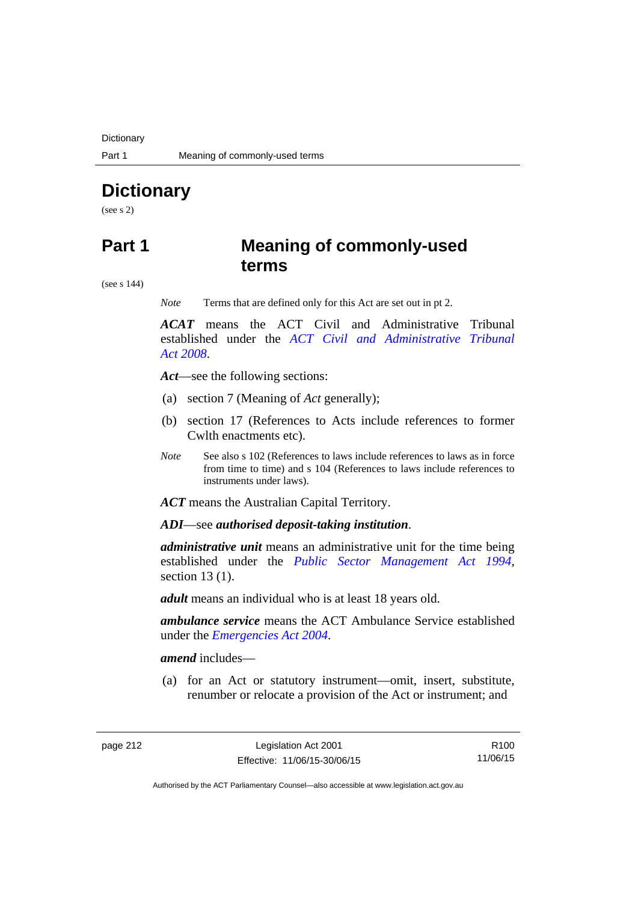# Dictionary

(see s 2)

## Part 1 Meaning of commonly-used terms

(see s 144)

*Note* Terms that are defined only for this Act are set out in pt 2.

***ACAT*** means the ACT Civil and Administrative Tribunal established under the *ACT Civil and Administrative Tribunal Act 2008*.

***Act***—see the following sections:

(a) section 7 (Meaning of *Act* generally);

(b) section 17 (References to Acts include references to former Cwlth enactments etc).

*Note* See also s 102 (References to laws include references to laws as in force from time to time) and s 104 (References to laws include references to instruments under laws).

***ACT*** means the Australian Capital Territory.

***ADI***—see ***authorised deposit-taking institution***.

***administrative unit*** means an administrative unit for the time being established under the *Public Sector Management Act 1994*, section 13 (1).

***adult*** means an individual who is at least 18 years old.

***ambulance service*** means the ACT Ambulance Service established under the *Emergencies Act 2004*.

***amend*** includes—

(a) for an Act or statutory instrument—omit, insert, substitute, renumber or relocate a provision of the Act or instrument; and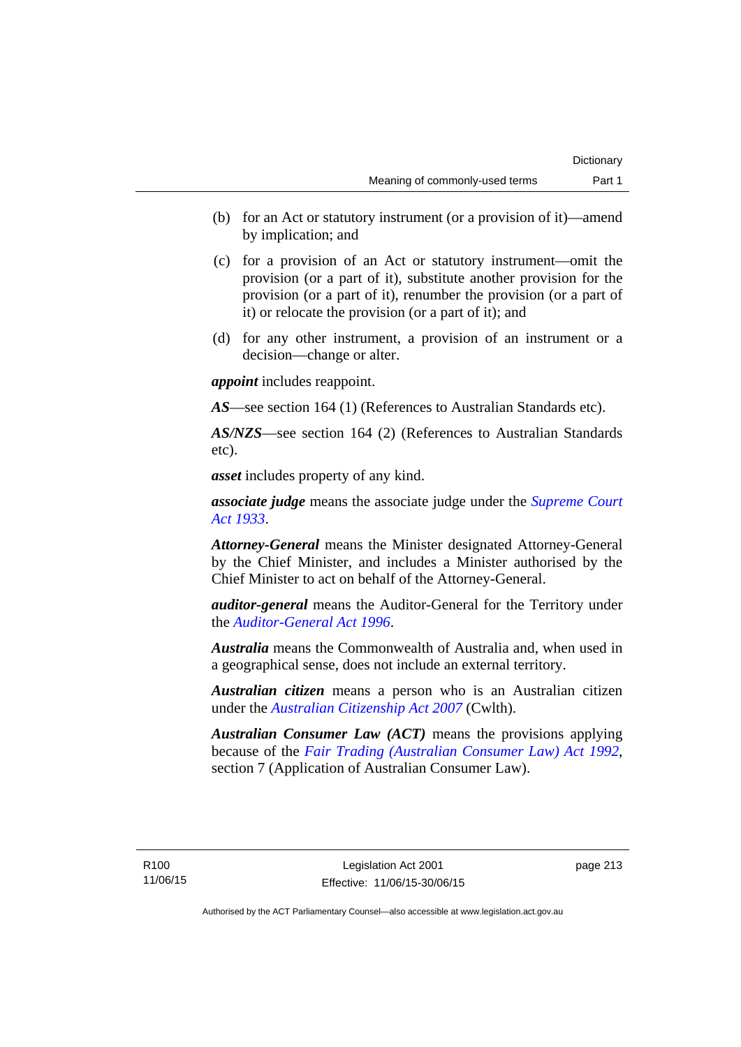(b) for an Act or statutory instrument (or a provision of it)—amend by implication; and

(c) for a provision of an Act or statutory instrument—omit the provision (or a part of it), substitute another provision for the provision (or a part of it), renumber the provision (or a part of it) or relocate the provision (or a part of it); and

(d) for any other instrument, a provision of an instrument or a decision—change or alter.

***appoint*** includes reappoint.

***AS***—see section 164 (1) (References to Australian Standards etc).

***AS/NZS***—see section 164 (2) (References to Australian Standards etc).

***asset*** includes property of any kind.

***associate judge*** means the associate judge under the *Supreme Court Act 1933*.

***Attorney-General*** means the Minister designated Attorney-General by the Chief Minister, and includes a Minister authorised by the Chief Minister to act on behalf of the Attorney-General.

***auditor-general*** means the Auditor-General for the Territory under the *Auditor-General Act 1996*.

***Australia*** means the Commonwealth of Australia and, when used in a geographical sense, does not include an external territory.

***Australian citizen*** means a person who is an Australian citizen under the *Australian Citizenship Act 2007* (Cwlth).

***Australian Consumer Law (ACT)*** means the provisions applying because of the *Fair Trading (Australian Consumer Law) Act 1992*, section 7 (Application of Australian Consumer Law).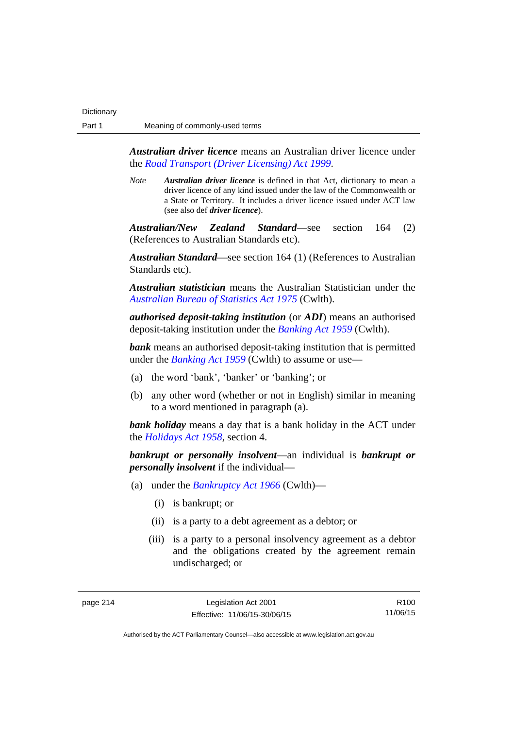***Australian driver licence*** means an Australian driver licence under the *Road Transport (Driver Licensing) Act 1999*.

*Note* ***Australian driver licence*** is defined in that Act, dictionary to mean a driver licence of any kind issued under the law of the Commonwealth or a State or Territory. It includes a driver licence issued under ACT law (see also def ***driver licence***).

***Australian/New Zealand Standard***—see section 164 (2) (References to Australian Standards etc).

***Australian Standard***—see section 164 (1) (References to Australian Standards etc).

***Australian statistician*** means the Australian Statistician under the *Australian Bureau of Statistics Act 1975* (Cwlth).

***authorised deposit-taking institution*** (or ***ADI***) means an authorised deposit-taking institution under the *Banking Act 1959* (Cwlth).

***bank*** means an authorised deposit-taking institution that is permitted under the *Banking Act 1959* (Cwlth) to assume or use—

(a) the word 'bank', 'banker' or 'banking'; or

(b) any other word (whether or not in English) similar in meaning to a word mentioned in paragraph (a).

***bank holiday*** means a day that is a bank holiday in the ACT under the *Holidays Act 1958*, section 4.

***bankrupt or personally insolvent***—an individual is ***bankrupt or personally insolvent*** if the individual—

(a) under the *Bankruptcy Act 1966* (Cwlth)—

(i) is bankrupt; or

(ii) is a party to a debt agreement as a debtor; or

(iii) is a party to a personal insolvency agreement as a debtor and the obligations created by the agreement remain undischarged; or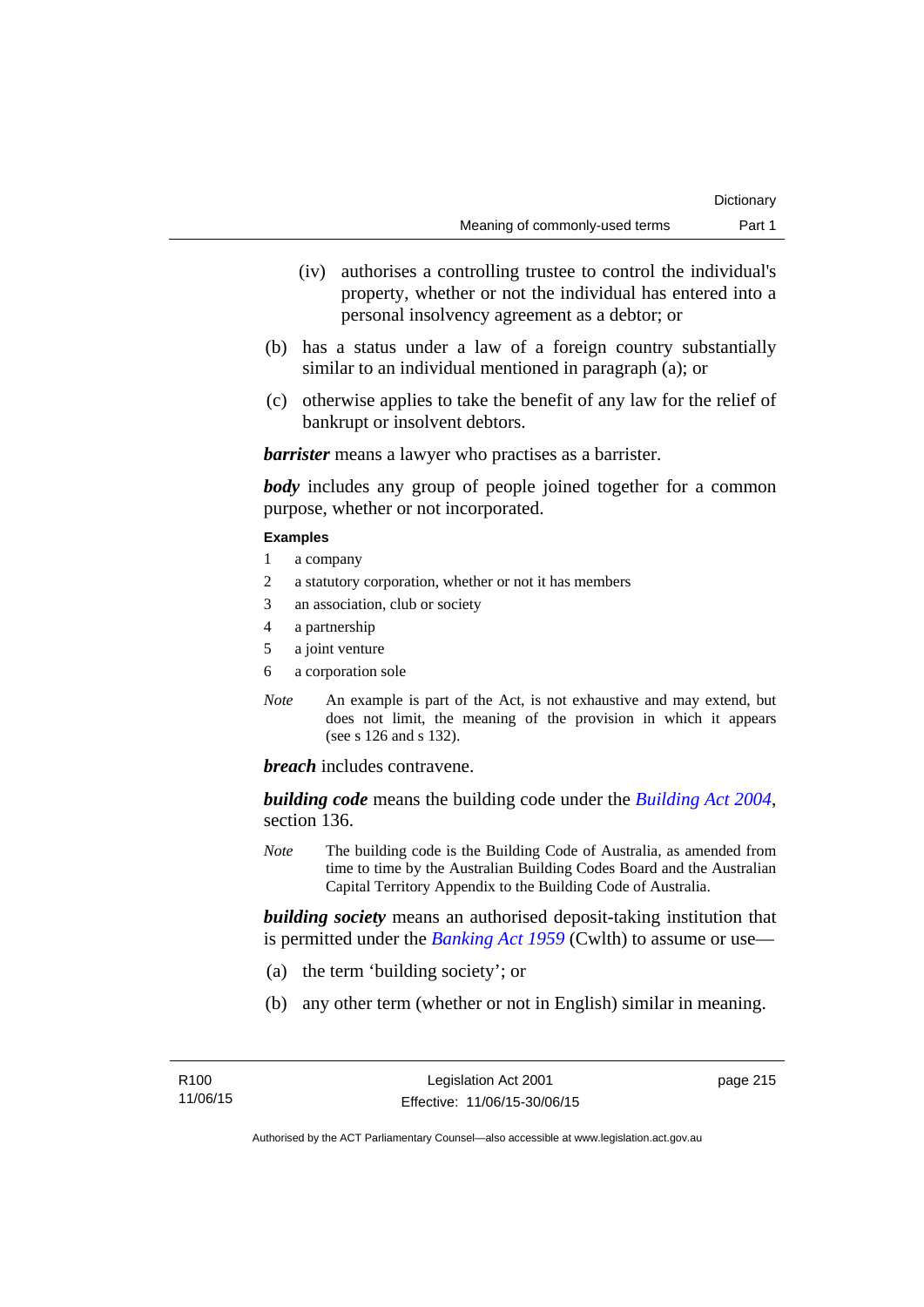(iv) authorises a controlling trustee to control the individual's property, whether or not the individual has entered into a personal insolvency agreement as a debtor; or

(b) has a status under a law of a foreign country substantially similar to an individual mentioned in paragraph (a); or

(c) otherwise applies to take the benefit of any law for the relief of bankrupt or insolvent debtors.

***barrister*** means a lawyer who practises as a barrister.

***body*** includes any group of people joined together for a common purpose, whether or not incorporated.

**Examples**

1 a company

2 a statutory corporation, whether or not it has members

3 an association, club or society

4 a partnership

5 a joint venture

6 a corporation sole

*Note* An example is part of the Act, is not exhaustive and may extend, but does not limit, the meaning of the provision in which it appears (see s 126 and s 132).

***breach*** includes contravene.

***building code*** means the building code under the *Building Act 2004*, section 136.

*Note* The building code is the Building Code of Australia, as amended from time to time by the Australian Building Codes Board and the Australian Capital Territory Appendix to the Building Code of Australia.

***building society*** means an authorised deposit-taking institution that is permitted under the *Banking Act 1959* (Cwlth) to assume or use—

(a) the term 'building society'; or

(b) any other term (whether or not in English) similar in meaning.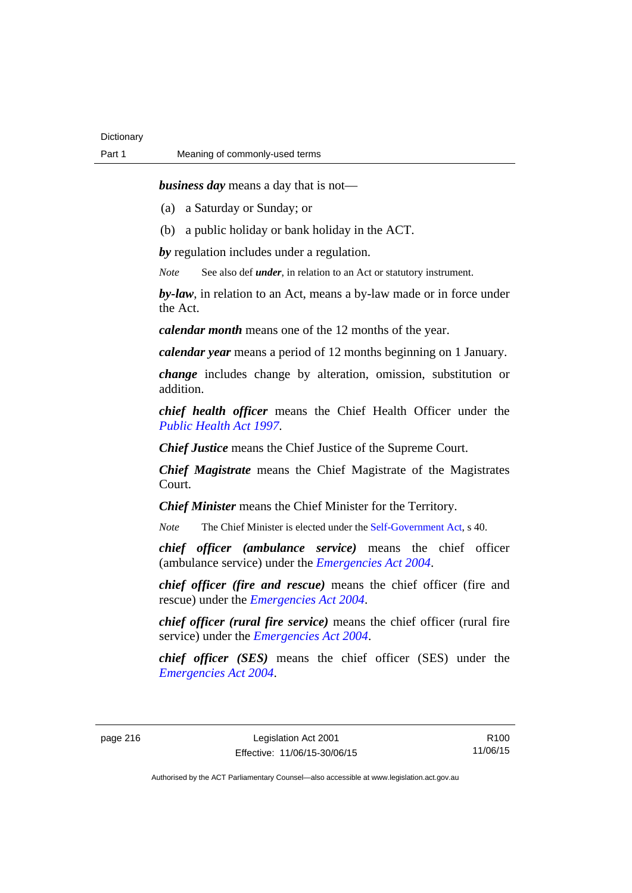***business day*** means a day that is not—

(a) a Saturday or Sunday; or

(b) a public holiday or bank holiday in the ACT.

***by*** regulation includes under a regulation.

*Note* See also def ***under***, in relation to an Act or statutory instrument.

***by-law***, in relation to an Act, means a by-law made or in force under the Act.

***calendar month*** means one of the 12 months of the year.

***calendar year*** means a period of 12 months beginning on 1 January.

***change*** includes change by alteration, omission, substitution or addition.

***chief health officer*** means the Chief Health Officer under the *Public Health Act 1997*.

***Chief Justice*** means the Chief Justice of the Supreme Court.

***Chief Magistrate*** means the Chief Magistrate of the Magistrates Court.

***Chief Minister*** means the Chief Minister for the Territory.

*Note* The Chief Minister is elected under the Self-Government Act, s 40.

***chief officer (ambulance service)*** means the chief officer (ambulance service) under the *Emergencies Act 2004*.

***chief officer (fire and rescue)*** means the chief officer (fire and rescue) under the *Emergencies Act 2004*.

***chief officer (rural fire service)*** means the chief officer (rural fire service) under the *Emergencies Act 2004*.

***chief officer (SES)*** means the chief officer (SES) under the *Emergencies Act 2004*.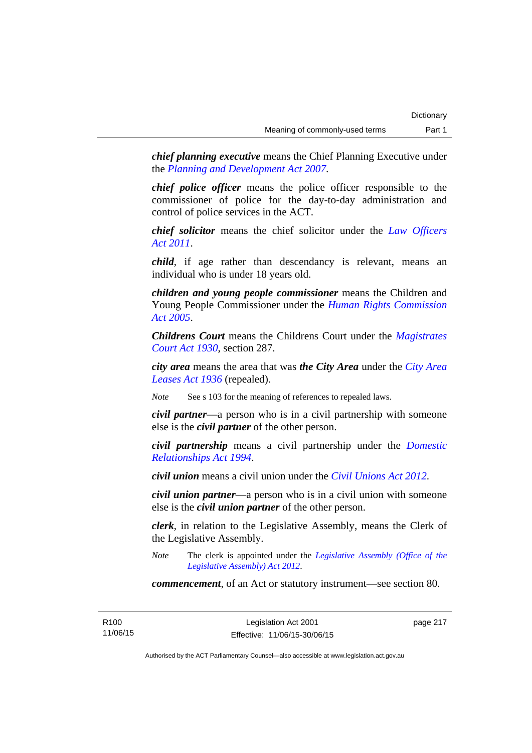***chief planning executive*** means the Chief Planning Executive under the *Planning and Development Act 2007*.

***chief police officer*** means the police officer responsible to the commissioner of police for the day-to-day administration and control of police services in the ACT.

***chief solicitor*** means the chief solicitor under the *Law Officers Act 2011*.

***child***, if age rather than descendancy is relevant, means an individual who is under 18 years old.

***children and young people commissioner*** means the Children and Young People Commissioner under the *Human Rights Commission Act 2005*.

***Childrens Court*** means the Childrens Court under the *Magistrates Court Act 1930*, section 287.

***city area*** means the area that was ***the City Area*** under the *City Area Leases Act 1936* (repealed).

*Note* See s 103 for the meaning of references to repealed laws.

***civil partner***—a person who is in a civil partnership with someone else is the ***civil partner*** of the other person.

***civil partnership*** means a civil partnership under the *Domestic Relationships Act 1994*.

***civil union*** means a civil union under the *Civil Unions Act 2012*.

***civil union partner***—a person who is in a civil union with someone else is the ***civil union partner*** of the other person.

***clerk***, in relation to the Legislative Assembly, means the Clerk of the Legislative Assembly.

*Note* The clerk is appointed under the *Legislative Assembly (Office of the Legislative Assembly) Act 2012*.

***commencement***, of an Act or statutory instrument—see section 80.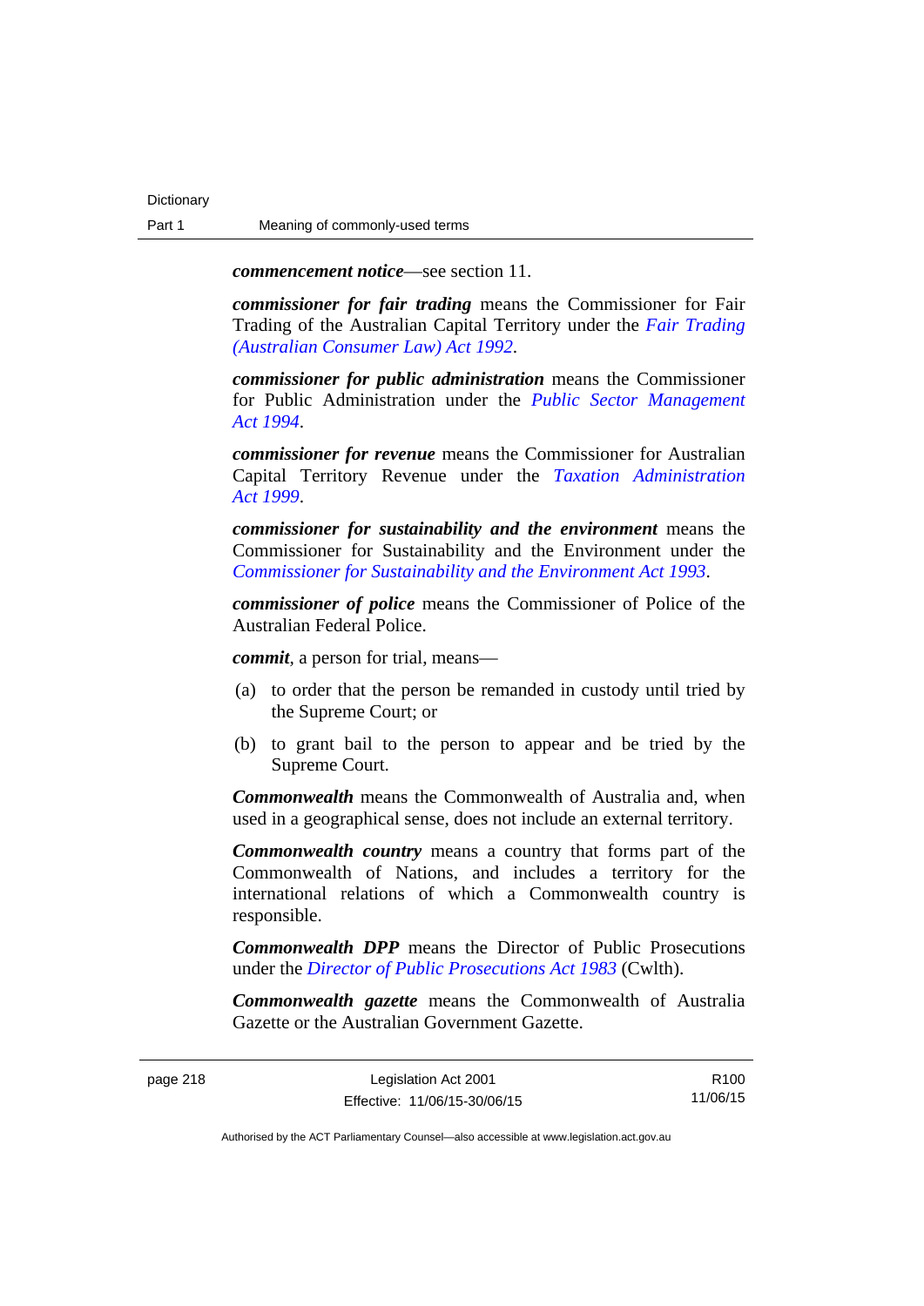***commencement notice***—see section 11.

***commissioner for fair trading*** means the Commissioner for Fair Trading of the Australian Capital Territory under the *Fair Trading (Australian Consumer Law) Act 1992*.

***commissioner for public administration*** means the Commissioner for Public Administration under the *Public Sector Management Act 1994*.

***commissioner for revenue*** means the Commissioner for Australian Capital Territory Revenue under the *Taxation Administration Act 1999*.

***commissioner for sustainability and the environment*** means the Commissioner for Sustainability and the Environment under the *Commissioner for Sustainability and the Environment Act 1993*.

***commissioner of police*** means the Commissioner of Police of the Australian Federal Police.

***commit***, a person for trial, means—

(a) to order that the person be remanded in custody until tried by the Supreme Court; or

(b) to grant bail to the person to appear and be tried by the Supreme Court.

***Commonwealth*** means the Commonwealth of Australia and, when used in a geographical sense, does not include an external territory.

***Commonwealth country*** means a country that forms part of the Commonwealth of Nations, and includes a territory for the international relations of which a Commonwealth country is responsible.

***Commonwealth DPP*** means the Director of Public Prosecutions under the *Director of Public Prosecutions Act 1983* (Cwlth).

***Commonwealth gazette*** means the Commonwealth of Australia Gazette or the Australian Government Gazette.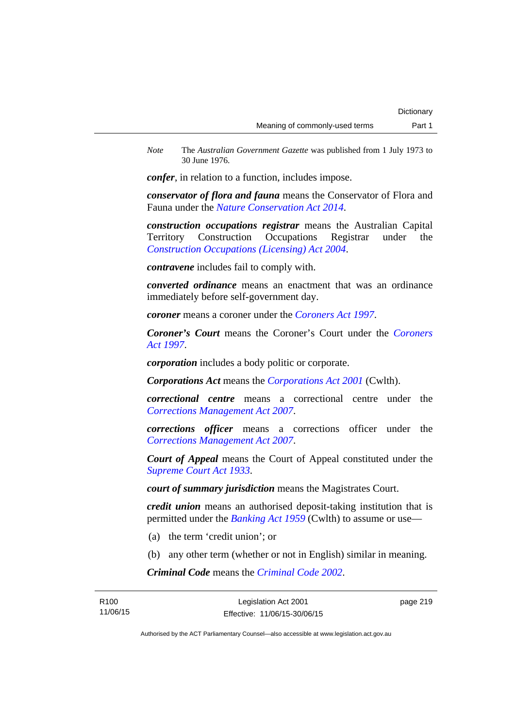*Note* The *Australian Government Gazette* was published from 1 July 1973 to 30 June 1976.

***confer***, in relation to a function, includes impose.

***conservator of flora and fauna*** means the Conservator of Flora and Fauna under the *Nature Conservation Act 2014*.

***construction occupations registrar*** means the Australian Capital Territory Construction Occupations Registrar under the *Construction Occupations (Licensing) Act 2004*.

***contravene*** includes fail to comply with.

***converted ordinance*** means an enactment that was an ordinance immediately before self-government day.

***coroner*** means a coroner under the *Coroners Act 1997*.

***Coroner's Court*** means the Coroner's Court under the *Coroners Act 1997*.

***corporation*** includes a body politic or corporate.

***Corporations Act*** means the *Corporations Act 2001* (Cwlth).

***correctional centre*** means a correctional centre under the *Corrections Management Act 2007*.

***corrections officer*** means a corrections officer under the *Corrections Management Act 2007*.

***Court of Appeal*** means the Court of Appeal constituted under the *Supreme Court Act 1933*.

***court of summary jurisdiction*** means the Magistrates Court.

***credit union*** means an authorised deposit-taking institution that is permitted under the *Banking Act 1959* (Cwlth) to assume or use—

(a) the term 'credit union'; or

(b) any other term (whether or not in English) similar in meaning.

***Criminal Code*** means the *Criminal Code 2002*.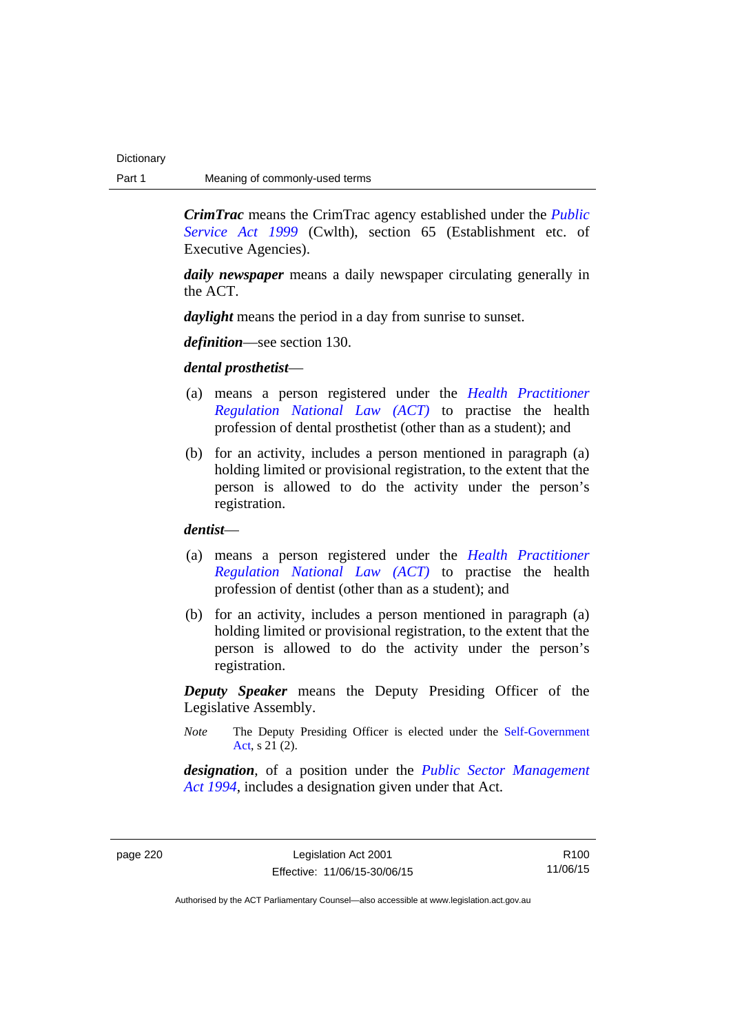***CrimTrac*** means the CrimTrac agency established under the *Public Service Act 1999* (Cwlth), section 65 (Establishment etc. of Executive Agencies).

***daily newspaper*** means a daily newspaper circulating generally in the ACT.

***daylight*** means the period in a day from sunrise to sunset.

***definition***—see section 130.

***dental prosthetist***—

(a) means a person registered under the *Health Practitioner Regulation National Law (ACT)* to practise the health profession of dental prosthetist (other than as a student); and

(b) for an activity, includes a person mentioned in paragraph (a) holding limited or provisional registration, to the extent that the person is allowed to do the activity under the person's registration.

***dentist***—

(a) means a person registered under the *Health Practitioner Regulation National Law (ACT)* to practise the health profession of dentist (other than as a student); and

(b) for an activity, includes a person mentioned in paragraph (a) holding limited or provisional registration, to the extent that the person is allowed to do the activity under the person's registration.

***Deputy Speaker*** means the Deputy Presiding Officer of the Legislative Assembly.

*Note* The Deputy Presiding Officer is elected under the Self-Government Act, s 21 (2).

***designation***, of a position under the *Public Sector Management Act 1994*, includes a designation given under that Act.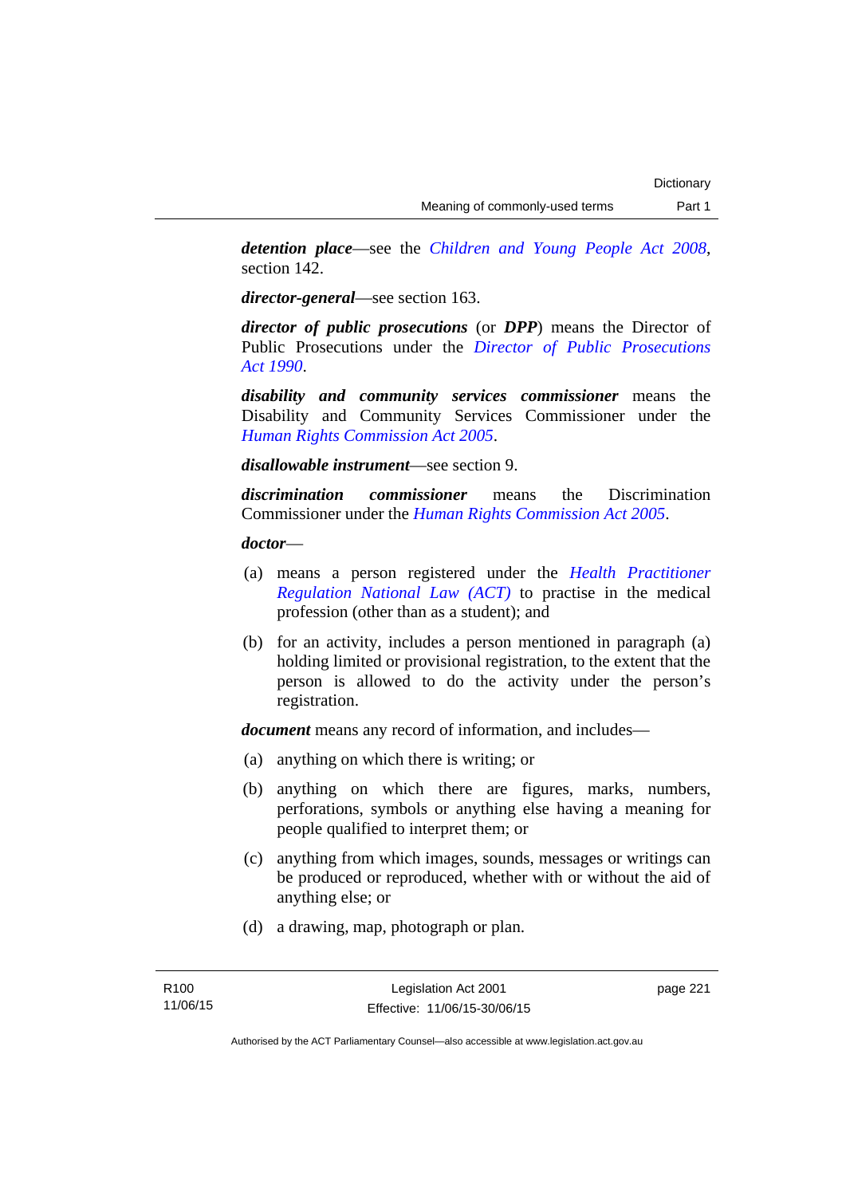***detention place***—see the *Children and Young People Act 2008*, section 142.

***director-general***—see section 163.

***director of public prosecutions*** (or ***DPP***) means the Director of Public Prosecutions under the *Director of Public Prosecutions Act 1990*.

***disability and community services commissioner*** means the Disability and Community Services Commissioner under the *Human Rights Commission Act 2005*.

***disallowable instrument***—see section 9.

***discrimination commissioner*** means the Discrimination Commissioner under the *Human Rights Commission Act 2005*.

***doctor***—

(a) means a person registered under the *Health Practitioner Regulation National Law (ACT)* to practise in the medical profession (other than as a student); and

(b) for an activity, includes a person mentioned in paragraph (a) holding limited or provisional registration, to the extent that the person is allowed to do the activity under the person's registration.

***document*** means any record of information, and includes—

(a) anything on which there is writing; or

(b) anything on which there are figures, marks, numbers, perforations, symbols or anything else having a meaning for people qualified to interpret them; or

(c) anything from which images, sounds, messages or writings can be produced or reproduced, whether with or without the aid of anything else; or

(d) a drawing, map, photograph or plan.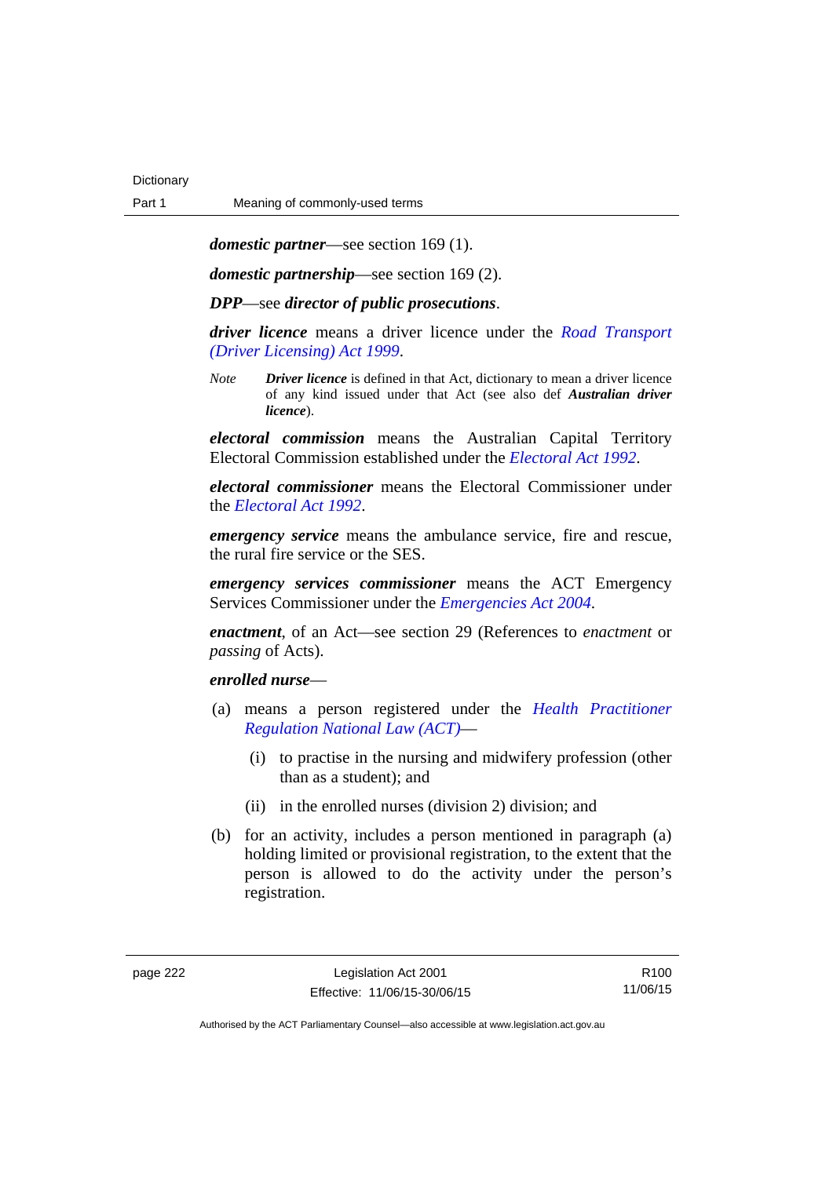***domestic partner***—see section 169 (1).

***domestic partnership***—see section 169 (2).

***DPP***—see ***director of public prosecutions***.

***driver licence*** means a driver licence under the *Road Transport (Driver Licensing) Act 1999*.

*Note* ***Driver licence*** is defined in that Act, dictionary to mean a driver licence of any kind issued under that Act (see also def ***Australian driver licence***).

***electoral commission*** means the Australian Capital Territory Electoral Commission established under the *Electoral Act 1992*.

***electoral commissioner*** means the Electoral Commissioner under the *Electoral Act 1992*.

***emergency service*** means the ambulance service, fire and rescue, the rural fire service or the SES.

***emergency services commissioner*** means the ACT Emergency Services Commissioner under the *Emergencies Act 2004*.

***enactment***, of an Act—see section 29 (References to *enactment* or *passing* of Acts).

***enrolled nurse***—

(a) means a person registered under the *Health Practitioner Regulation National Law (ACT)*—

  (i) to practise in the nursing and midwifery profession (other than as a student); and

  (ii) in the enrolled nurses (division 2) division; and

(b) for an activity, includes a person mentioned in paragraph (a) holding limited or provisional registration, to the extent that the person is allowed to do the activity under the person's registration.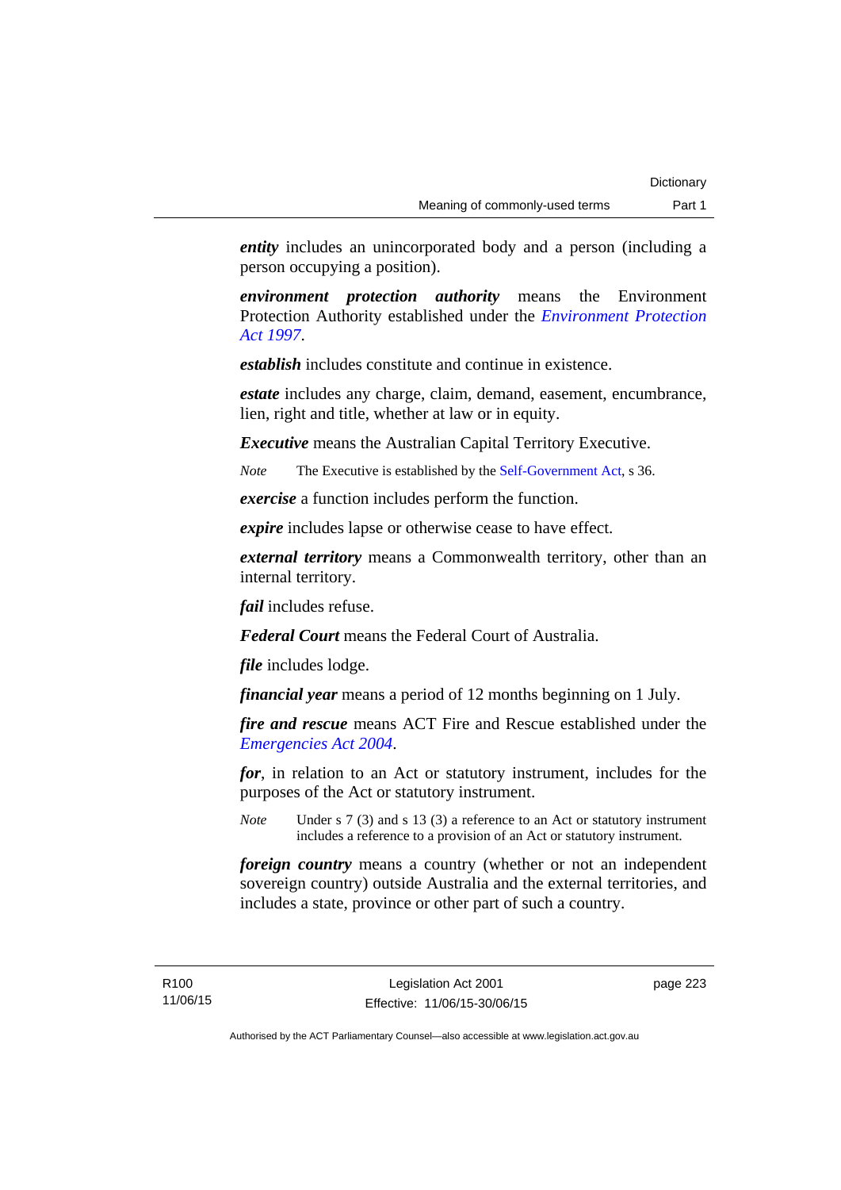***entity*** includes an unincorporated body and a person (including a person occupying a position).

***environment protection authority*** means the Environment Protection Authority established under the *Environment Protection Act 1997*.

***establish*** includes constitute and continue in existence.

***estate*** includes any charge, claim, demand, easement, encumbrance, lien, right and title, whether at law or in equity.

***Executive*** means the Australian Capital Territory Executive.

*Note* The Executive is established by the Self-Government Act, s 36.

***exercise*** a function includes perform the function.

***expire*** includes lapse or otherwise cease to have effect.

***external territory*** means a Commonwealth territory, other than an internal territory.

***fail*** includes refuse.

***Federal Court*** means the Federal Court of Australia.

***file*** includes lodge.

***financial year*** means a period of 12 months beginning on 1 July.

***fire and rescue*** means ACT Fire and Rescue established under the *Emergencies Act 2004*.

***for***, in relation to an Act or statutory instrument, includes for the purposes of the Act or statutory instrument.

*Note* Under s 7 (3) and s 13 (3) a reference to an Act or statutory instrument includes a reference to a provision of an Act or statutory instrument.

***foreign country*** means a country (whether or not an independent sovereign country) outside Australia and the external territories, and includes a state, province or other part of such a country.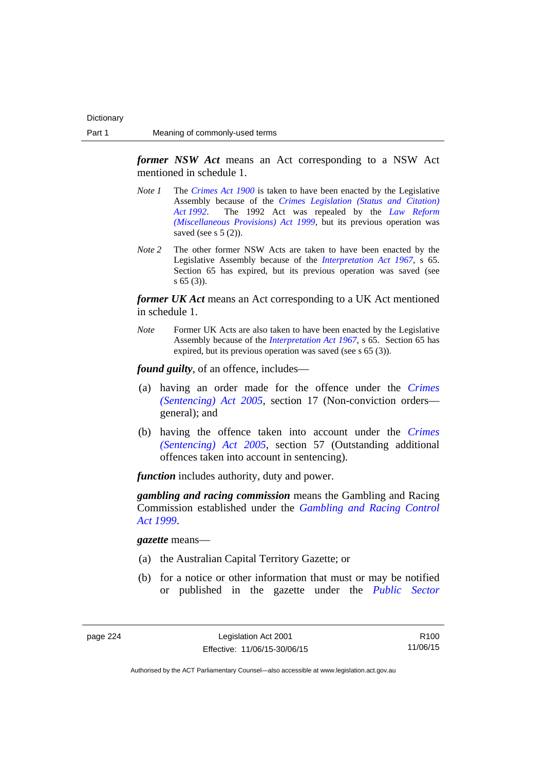***former NSW Act*** means an Act corresponding to a NSW Act mentioned in schedule 1.

*Note 1* The *Crimes Act 1900* is taken to have been enacted by the Legislative Assembly because of the *Crimes Legislation (Status and Citation) Act 1992*. The 1992 Act was repealed by the *Law Reform (Miscellaneous Provisions) Act 1999*, but its previous operation was saved (see s 5 (2)).

*Note 2* The other former NSW Acts are taken to have been enacted by the Legislative Assembly because of the *Interpretation Act 1967*, s 65. Section 65 has expired, but its previous operation was saved (see s 65 (3)).

***former UK Act*** means an Act corresponding to a UK Act mentioned in schedule 1.

*Note* Former UK Acts are also taken to have been enacted by the Legislative Assembly because of the *Interpretation Act 1967*, s 65. Section 65 has expired, but its previous operation was saved (see s 65 (3)).

***found guilty***, of an offence, includes—

(a) having an order made for the offence under the *Crimes (Sentencing) Act 2005*, section 17 (Non-conviction orders—general); and

(b) having the offence taken into account under the *Crimes (Sentencing) Act 2005*, section 57 (Outstanding additional offences taken into account in sentencing).

***function*** includes authority, duty and power.

***gambling and racing commission*** means the Gambling and Racing Commission established under the *Gambling and Racing Control Act 1999*.

***gazette*** means—

(a) the Australian Capital Territory Gazette; or

(b) for a notice or other information that must or may be notified or published in the gazette under the *Public Sector*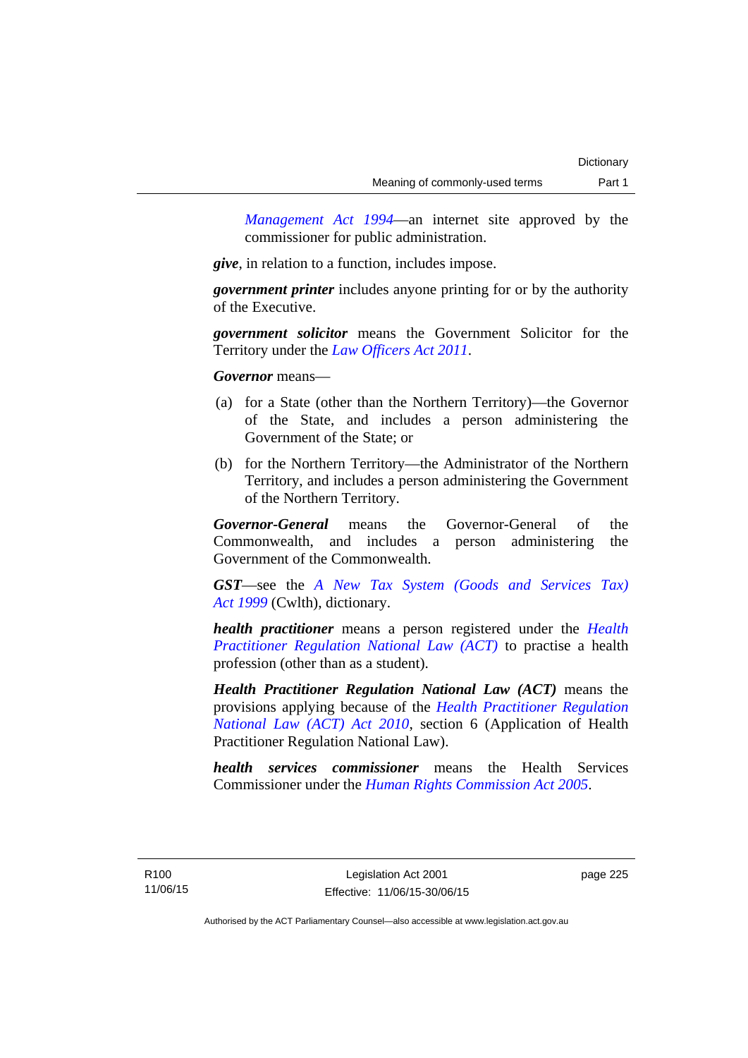*Management Act 1994*—an internet site approved by the commissioner for public administration.

***give***, in relation to a function, includes impose.

***government printer*** includes anyone printing for or by the authority of the Executive.

***government solicitor*** means the Government Solicitor for the Territory under the *Law Officers Act 2011*.

***Governor*** means—

(a) for a State (other than the Northern Territory)—the Governor of the State, and includes a person administering the Government of the State; or

(b) for the Northern Territory—the Administrator of the Northern Territory, and includes a person administering the Government of the Northern Territory.

***Governor-General*** means the Governor-General of the Commonwealth, and includes a person administering the Government of the Commonwealth.

***GST***—see the *A New Tax System (Goods and Services Tax) Act 1999* (Cwlth), dictionary.

***health practitioner*** means a person registered under the *Health Practitioner Regulation National Law (ACT)* to practise a health profession (other than as a student).

***Health Practitioner Regulation National Law (ACT)*** means the provisions applying because of the *Health Practitioner Regulation National Law (ACT) Act 2010*, section 6 (Application of Health Practitioner Regulation National Law).

***health services commissioner*** means the Health Services Commissioner under the *Human Rights Commission Act 2005*.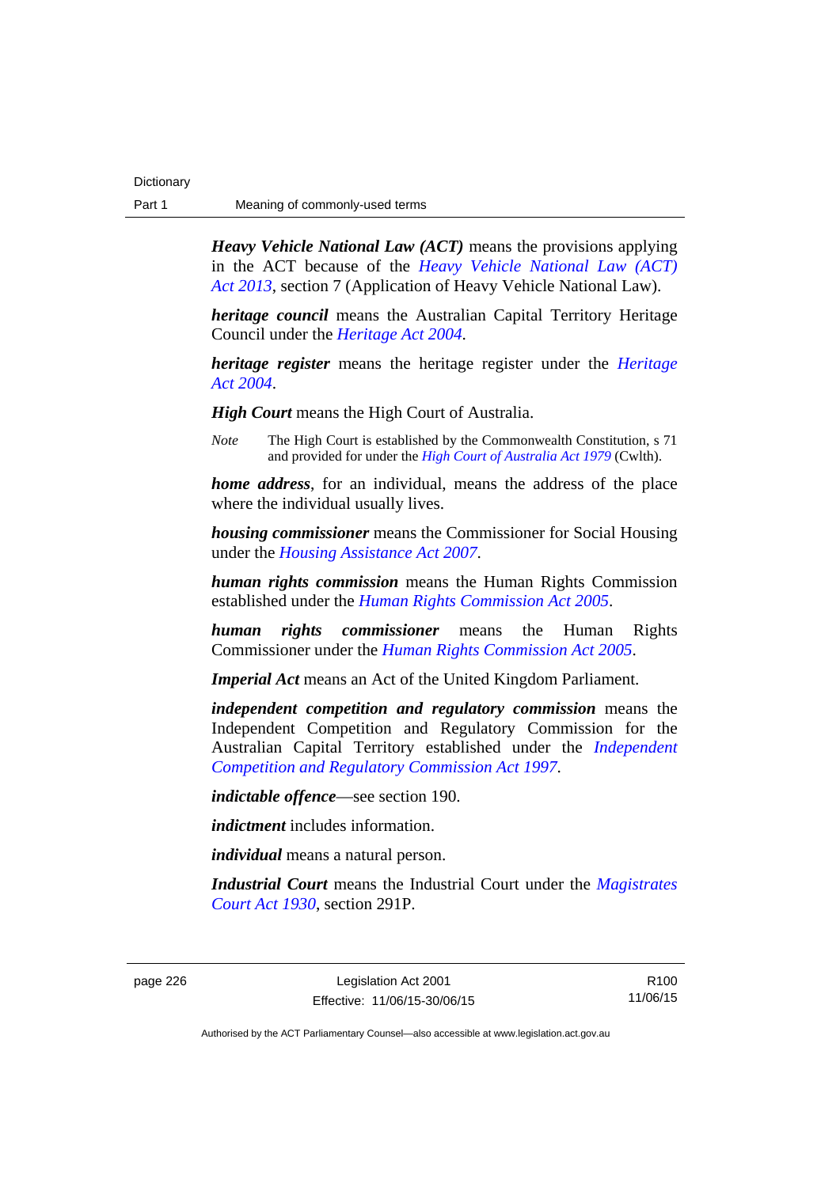***Heavy Vehicle National Law (ACT)*** means the provisions applying in the ACT because of the *Heavy Vehicle National Law (ACT) Act 2013*, section 7 (Application of Heavy Vehicle National Law).

***heritage council*** means the Australian Capital Territory Heritage Council under the *Heritage Act 2004*.

***heritage register*** means the heritage register under the *Heritage Act 2004*.

***High Court*** means the High Court of Australia.

*Note* The High Court is established by the Commonwealth Constitution, s 71 and provided for under the *High Court of Australia Act 1979* (Cwlth).

***home address***, for an individual, means the address of the place where the individual usually lives.

***housing commissioner*** means the Commissioner for Social Housing under the *Housing Assistance Act 2007*.

***human rights commission*** means the Human Rights Commission established under the *Human Rights Commission Act 2005*.

***human rights commissioner*** means the Human Rights Commissioner under the *Human Rights Commission Act 2005*.

***Imperial Act*** means an Act of the United Kingdom Parliament.

***independent competition and regulatory commission*** means the Independent Competition and Regulatory Commission for the Australian Capital Territory established under the *Independent Competition and Regulatory Commission Act 1997*.

***indictable offence***—see section 190.

***indictment*** includes information.

***individual*** means a natural person.

***Industrial Court*** means the Industrial Court under the *Magistrates Court Act 1930*, section 291P.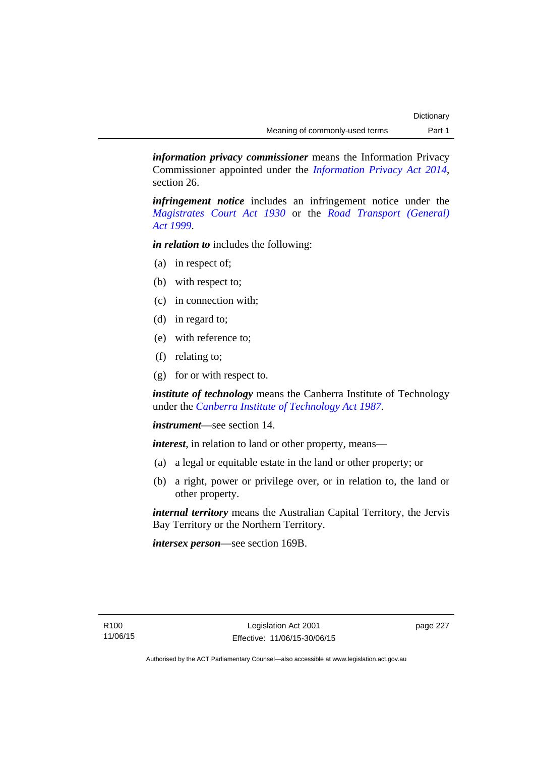***information privacy commissioner*** means the Information Privacy Commissioner appointed under the *Information Privacy Act 2014*, section 26.

***infringement notice*** includes an infringement notice under the *Magistrates Court Act 1930* or the *Road Transport (General) Act 1999*.

***in relation to*** includes the following:

(a) in respect of;

(b) with respect to;

(c) in connection with;

(d) in regard to;

(e) with reference to;

(f) relating to;

(g) for or with respect to.

***institute of technology*** means the Canberra Institute of Technology under the *Canberra Institute of Technology Act 1987*.

***instrument***—see section 14.

***interest***, in relation to land or other property, means—

(a) a legal or equitable estate in the land or other property; or

(b) a right, power or privilege over, or in relation to, the land or other property.

***internal territory*** means the Australian Capital Territory, the Jervis Bay Territory or the Northern Territory.

***intersex person***—see section 169B.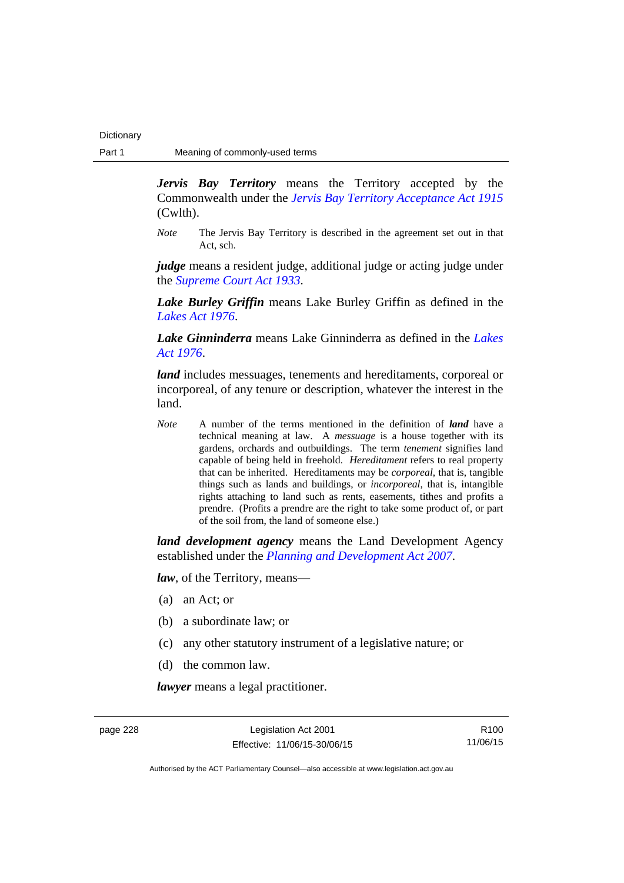***Jervis Bay Territory*** means the Territory accepted by the Commonwealth under the *Jervis Bay Territory Acceptance Act 1915* (Cwlth).

*Note* The Jervis Bay Territory is described in the agreement set out in that Act, sch.

***judge*** means a resident judge, additional judge or acting judge under the *Supreme Court Act 1933*.

***Lake Burley Griffin*** means Lake Burley Griffin as defined in the *Lakes Act 1976*.

***Lake Ginninderra*** means Lake Ginninderra as defined in the *Lakes Act 1976*.

***land*** includes messuages, tenements and hereditaments, corporeal or incorporeal, of any tenure or description, whatever the interest in the land.

*Note* A number of the terms mentioned in the definition of ***land*** have a technical meaning at law. A *messuage* is a house together with its gardens, orchards and outbuildings. The term *tenement* signifies land capable of being held in freehold. *Hereditament* refers to real property that can be inherited. Hereditaments may be *corporeal*, that is, tangible things such as lands and buildings, or *incorporeal*, that is, intangible rights attaching to land such as rents, easements, tithes and profits a prendre. (Profits a prendre are the right to take some product of, or part of the soil from, the land of someone else.)

***land development agency*** means the Land Development Agency established under the *Planning and Development Act 2007*.

***law***, of the Territory, means—

(a) an Act; or

(b) a subordinate law; or

(c) any other statutory instrument of a legislative nature; or

(d) the common law.

***lawyer*** means a legal practitioner.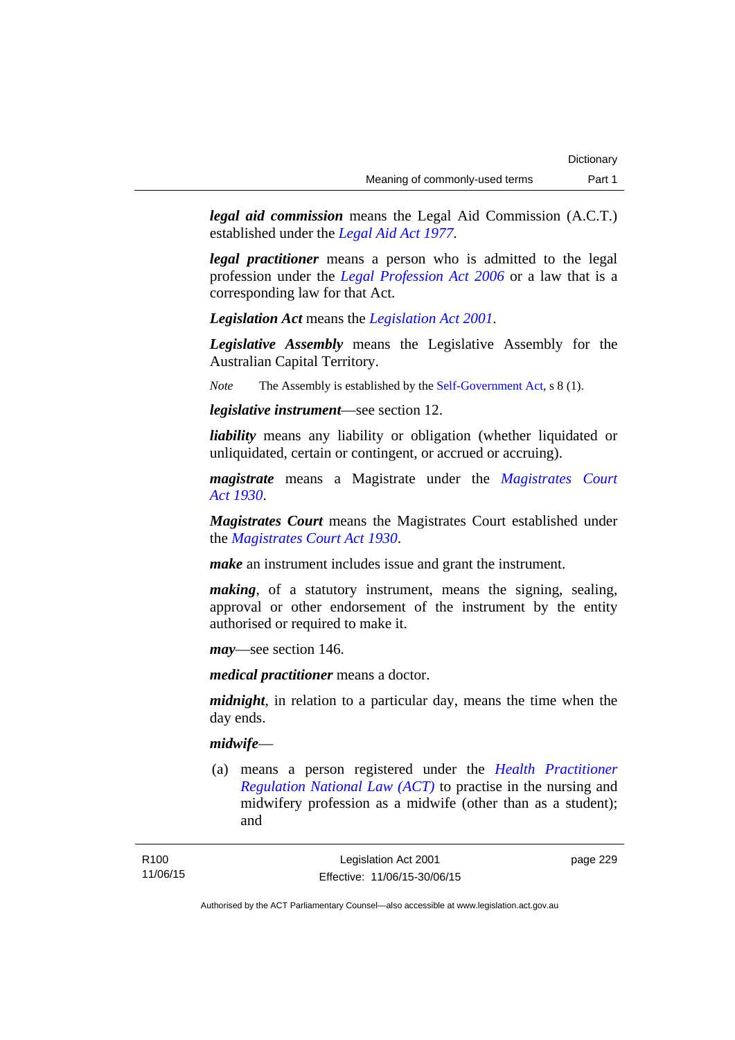***legal aid commission*** means the Legal Aid Commission (A.C.T.) established under the *Legal Aid Act 1977*.

***legal practitioner*** means a person who is admitted to the legal profession under the *Legal Profession Act 2006* or a law that is a corresponding law for that Act.

***Legislation Act*** means the *Legislation Act 2001*.

***Legislative Assembly*** means the Legislative Assembly for the Australian Capital Territory.

*Note* The Assembly is established by the Self-Government Act, s 8 (1).

***legislative instrument***—see section 12.

***liability*** means any liability or obligation (whether liquidated or unliquidated, certain or contingent, or accrued or accruing).

***magistrate*** means a Magistrate under the *Magistrates Court Act 1930*.

***Magistrates Court*** means the Magistrates Court established under the *Magistrates Court Act 1930*.

***make*** an instrument includes issue and grant the instrument.

***making***, of a statutory instrument, means the signing, sealing, approval or other endorsement of the instrument by the entity authorised or required to make it.

***may***—see section 146.

***medical practitioner*** means a doctor.

***midnight***, in relation to a particular day, means the time when the day ends.

***midwife***—

(a) means a person registered under the *Health Practitioner Regulation National Law (ACT)* to practise in the nursing and midwifery profession as a midwife (other than as a student); and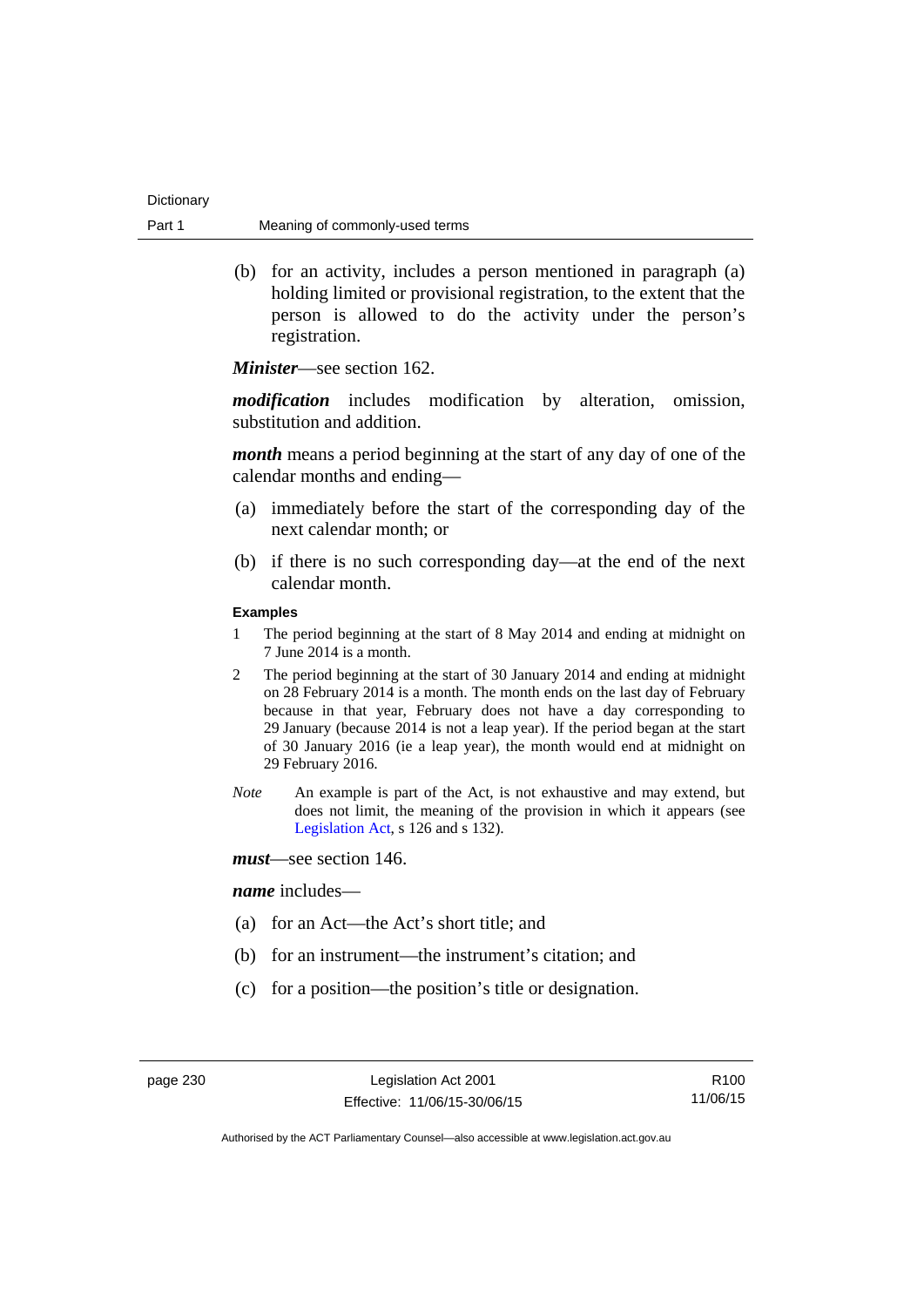(b) for an activity, includes a person mentioned in paragraph (a) holding limited or provisional registration, to the extent that the person is allowed to do the activity under the person's registration.

***Minister***—see section 162.

***modification*** includes modification by alteration, omission, substitution and addition.

***month*** means a period beginning at the start of any day of one of the calendar months and ending—

(a) immediately before the start of the corresponding day of the next calendar month; or

(b) if there is no such corresponding day—at the end of the next calendar month.

**Examples**

1 The period beginning at the start of 8 May 2014 and ending at midnight on 7 June 2014 is a month.

2 The period beginning at the start of 30 January 2014 and ending at midnight on 28 February 2014 is a month. The month ends on the last day of February because in that year, February does not have a day corresponding to 29 January (because 2014 is not a leap year). If the period began at the start of 30 January 2016 (ie a leap year), the month would end at midnight on 29 February 2016.

*Note* An example is part of the Act, is not exhaustive and may extend, but does not limit, the meaning of the provision in which it appears (see Legislation Act, s 126 and s 132).

***must***—see section 146.

***name*** includes—

(a) for an Act—the Act's short title; and

(b) for an instrument—the instrument's citation; and

(c) for a position—the position's title or designation.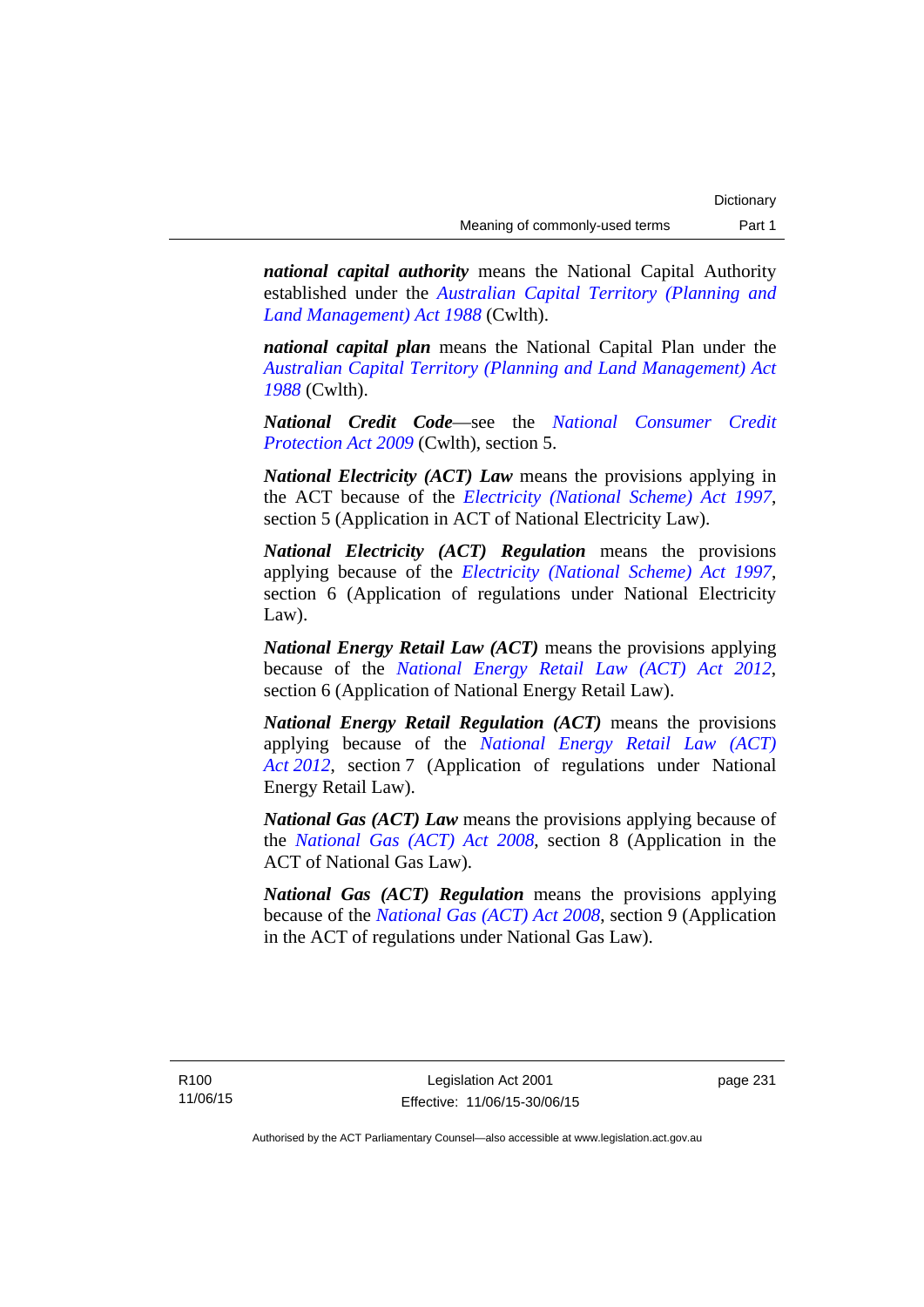***national capital authority*** means the National Capital Authority established under the *Australian Capital Territory (Planning and Land Management) Act 1988* (Cwlth).

***national capital plan*** means the National Capital Plan under the *Australian Capital Territory (Planning and Land Management) Act 1988* (Cwlth).

***National Credit Code***—see the *National Consumer Credit Protection Act 2009* (Cwlth), section 5.

***National Electricity (ACT) Law*** means the provisions applying in the ACT because of the *Electricity (National Scheme) Act 1997*, section 5 (Application in ACT of National Electricity Law).

***National Electricity (ACT) Regulation*** means the provisions applying because of the *Electricity (National Scheme) Act 1997*, section 6 (Application of regulations under National Electricity Law).

***National Energy Retail Law (ACT)*** means the provisions applying because of the *National Energy Retail Law (ACT) Act 2012*, section 6 (Application of National Energy Retail Law).

***National Energy Retail Regulation (ACT)*** means the provisions applying because of the *National Energy Retail Law (ACT) Act 2012*, section 7 (Application of regulations under National Energy Retail Law).

***National Gas (ACT) Law*** means the provisions applying because of the *National Gas (ACT) Act 2008*, section 8 (Application in the ACT of National Gas Law).

***National Gas (ACT) Regulation*** means the provisions applying because of the *National Gas (ACT) Act 2008*, section 9 (Application in the ACT of regulations under National Gas Law).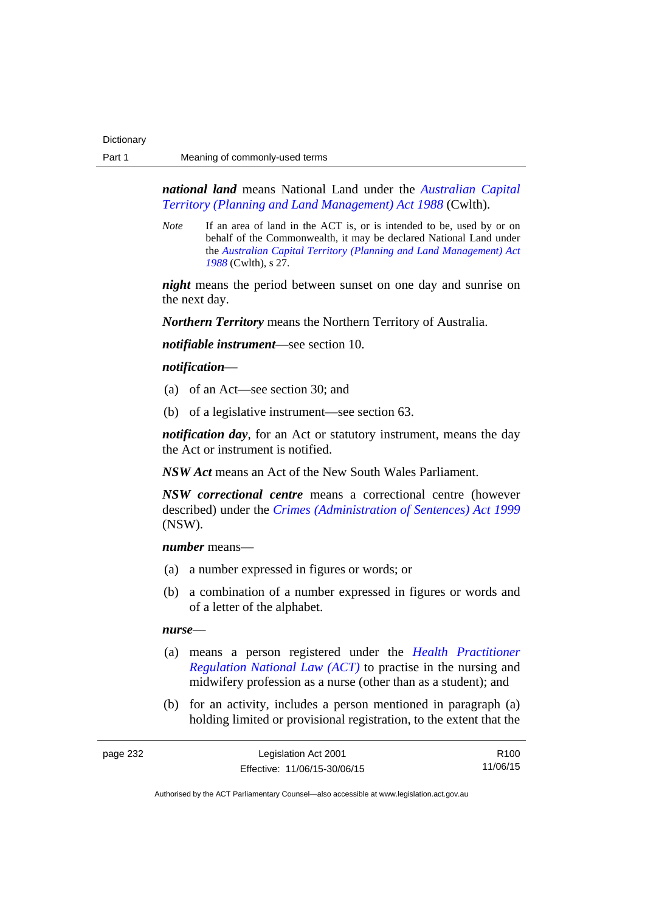***national land*** means National Land under the *Australian Capital Territory (Planning and Land Management) Act 1988* (Cwlth).

*Note* If an area of land in the ACT is, or is intended to be, used by or on behalf of the Commonwealth, it may be declared National Land under the *Australian Capital Territory (Planning and Land Management) Act 1988* (Cwlth), s 27.

***night*** means the period between sunset on one day and sunrise on the next day.

***Northern Territory*** means the Northern Territory of Australia.

***notifiable instrument***—see section 10.

***notification***—

(a) of an Act—see section 30; and

(b) of a legislative instrument—see section 63.

***notification day***, for an Act or statutory instrument, means the day the Act or instrument is notified.

***NSW Act*** means an Act of the New South Wales Parliament.

***NSW correctional centre*** means a correctional centre (however described) under the *Crimes (Administration of Sentences) Act 1999* (NSW).

***number*** means—

(a) a number expressed in figures or words; or

(b) a combination of a number expressed in figures or words and of a letter of the alphabet.

***nurse***—

(a) means a person registered under the *Health Practitioner Regulation National Law (ACT)* to practise in the nursing and midwifery profession as a nurse (other than as a student); and

(b) for an activity, includes a person mentioned in paragraph (a) holding limited or provisional registration, to the extent that the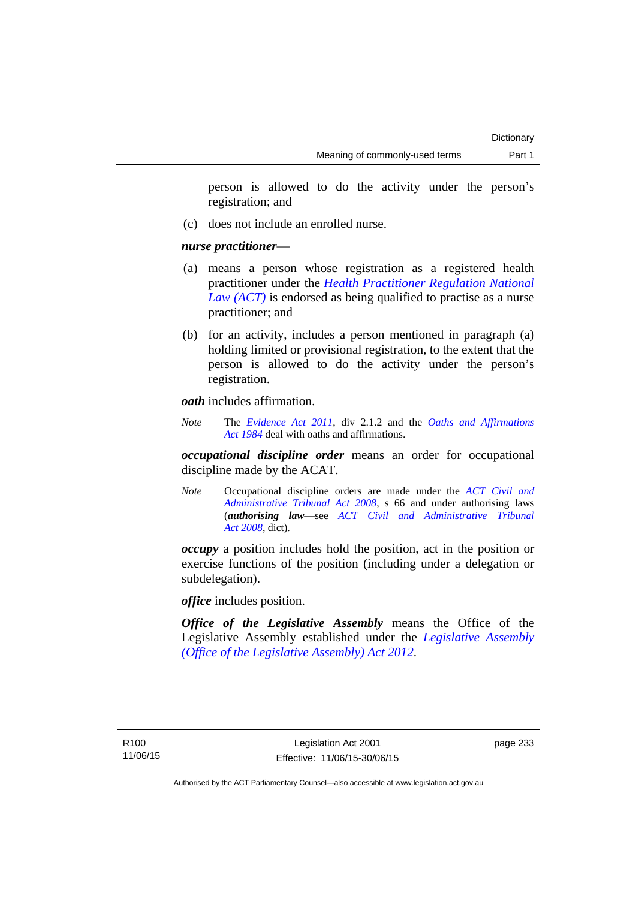person is allowed to do the activity under the person's registration; and

(c) does not include an enrolled nurse.

***nurse practitioner***—

(a) means a person whose registration as a registered health practitioner under the *Health Practitioner Regulation National Law (ACT)* is endorsed as being qualified to practise as a nurse practitioner; and

(b) for an activity, includes a person mentioned in paragraph (a) holding limited or provisional registration, to the extent that the person is allowed to do the activity under the person's registration.

***oath*** includes affirmation.

*Note* The *Evidence Act 2011*, div 2.1.2 and the *Oaths and Affirmations Act 1984* deal with oaths and affirmations.

***occupational discipline order*** means an order for occupational discipline made by the ACAT.

*Note* Occupational discipline orders are made under the *ACT Civil and Administrative Tribunal Act 2008*, s 66 and under authorising laws (***authorising law***—see *ACT Civil and Administrative Tribunal Act 2008*, dict).

***occupy*** a position includes hold the position, act in the position or exercise functions of the position (including under a delegation or subdelegation).

***office*** includes position.

***Office of the Legislative Assembly*** means the Office of the Legislative Assembly established under the *Legislative Assembly (Office of the Legislative Assembly) Act 2012*.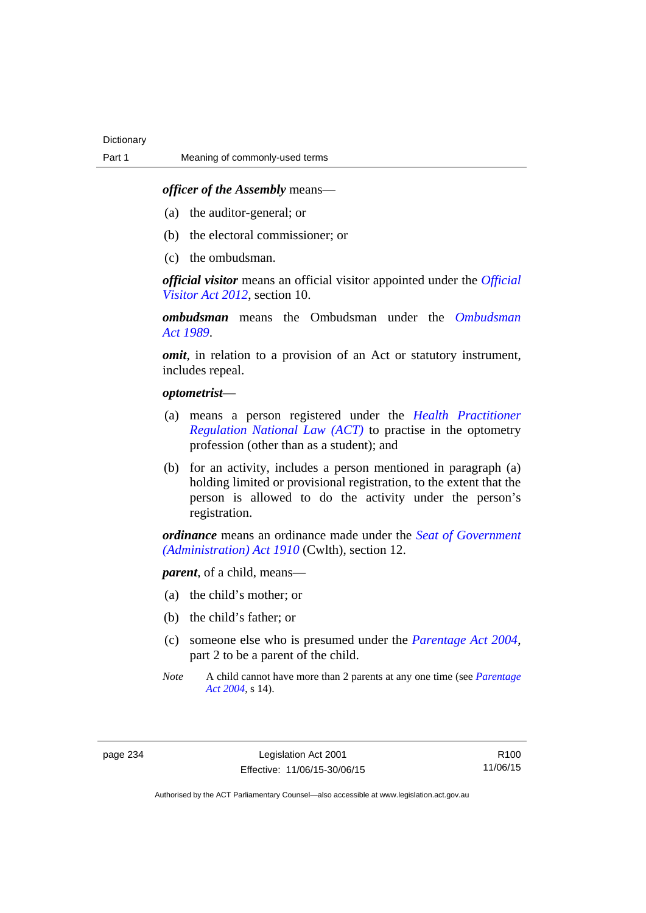***officer of the Assembly*** means—

(a) the auditor-general; or

(b) the electoral commissioner; or

(c) the ombudsman.

***official visitor*** means an official visitor appointed under the *Official Visitor Act 2012*, section 10.

***ombudsman*** means the Ombudsman under the *Ombudsman Act 1989*.

***omit***, in relation to a provision of an Act or statutory instrument, includes repeal.

***optometrist***—

(a) means a person registered under the *Health Practitioner Regulation National Law (ACT)* to practise in the optometry profession (other than as a student); and

(b) for an activity, includes a person mentioned in paragraph (a) holding limited or provisional registration, to the extent that the person is allowed to do the activity under the person's registration.

***ordinance*** means an ordinance made under the *Seat of Government (Administration) Act 1910* (Cwlth), section 12.

***parent***, of a child, means—

(a) the child's mother; or

(b) the child's father; or

(c) someone else who is presumed under the *Parentage Act 2004*, part 2 to be a parent of the child.

*Note* A child cannot have more than 2 parents at any one time (see *Parentage Act 2004*, s 14).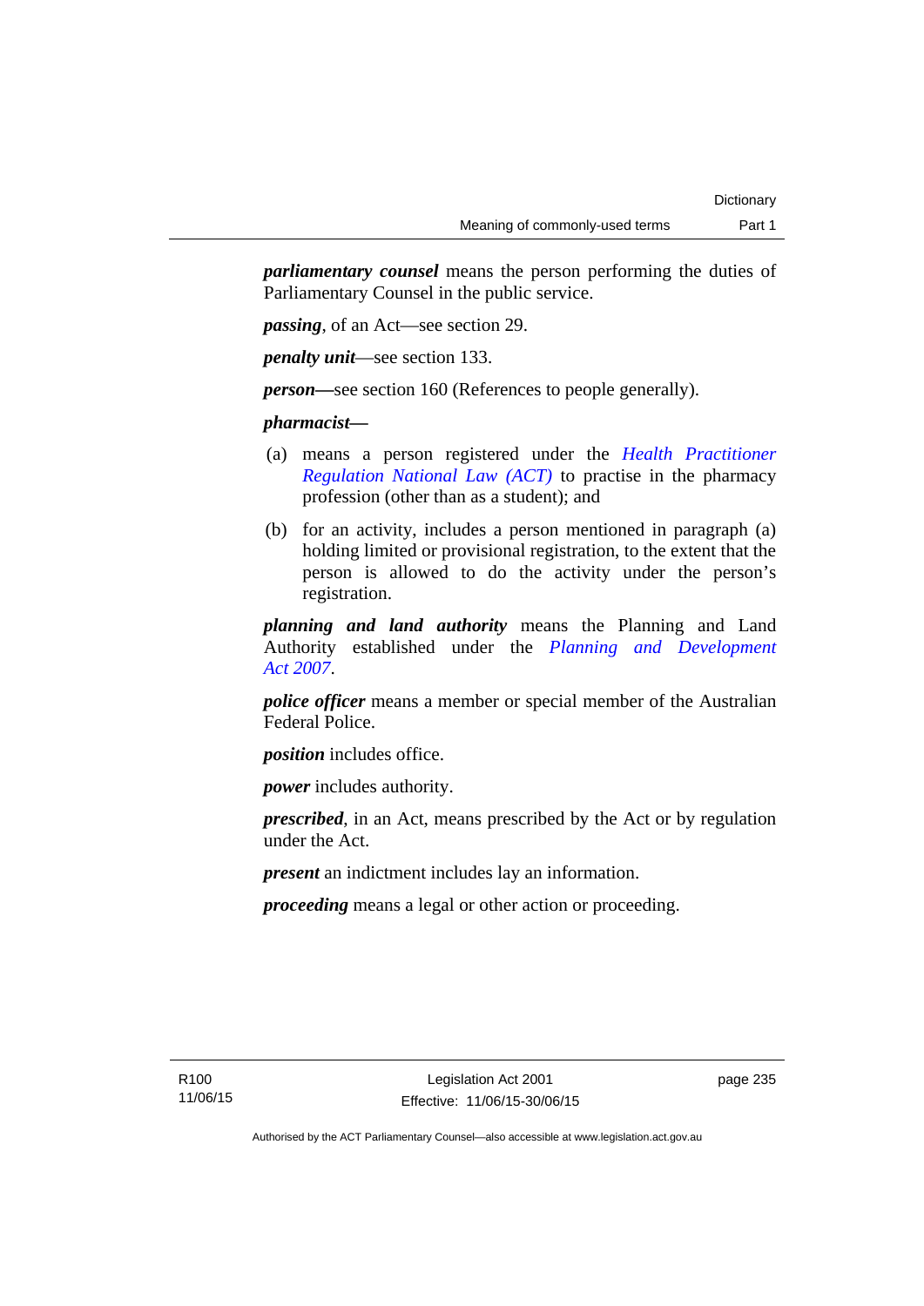***parliamentary counsel*** means the person performing the duties of Parliamentary Counsel in the public service.

***passing***, of an Act—see section 29.

***penalty unit***—see section 133.

***person***—see section 160 (References to people generally).

***pharmacist***—

(a) means a person registered under the *Health Practitioner Regulation National Law (ACT)* to practise in the pharmacy profession (other than as a student); and

(b) for an activity, includes a person mentioned in paragraph (a) holding limited or provisional registration, to the extent that the person is allowed to do the activity under the person's registration.

***planning and land authority*** means the Planning and Land Authority established under the *Planning and Development Act 2007*.

***police officer*** means a member or special member of the Australian Federal Police.

***position*** includes office.

***power*** includes authority.

***prescribed***, in an Act, means prescribed by the Act or by regulation under the Act.

***present*** an indictment includes lay an information.

***proceeding*** means a legal or other action or proceeding.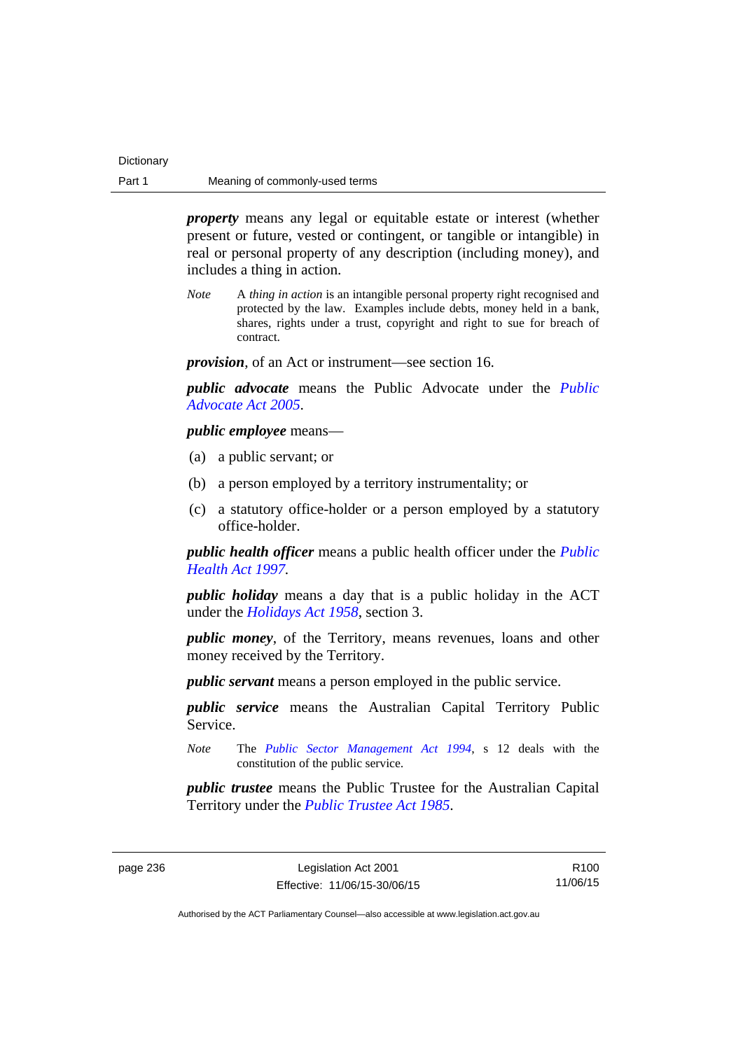***property*** means any legal or equitable estate or interest (whether present or future, vested or contingent, or tangible or intangible) in real or personal property of any description (including money), and includes a thing in action.

*Note* A *thing in action* is an intangible personal property right recognised and protected by the law. Examples include debts, money held in a bank, shares, rights under a trust, copyright and right to sue for breach of contract.

***provision***, of an Act or instrument—see section 16.

***public advocate*** means the Public Advocate under the *Public Advocate Act 2005*.

***public employee*** means—

(a) a public servant; or

(b) a person employed by a territory instrumentality; or

(c) a statutory office-holder or a person employed by a statutory office-holder.

***public health officer*** means a public health officer under the *Public Health Act 1997*.

***public holiday*** means a day that is a public holiday in the ACT under the *Holidays Act 1958*, section 3.

***public money***, of the Territory, means revenues, loans and other money received by the Territory.

***public servant*** means a person employed in the public service.

***public service*** means the Australian Capital Territory Public Service.

*Note* The *Public Sector Management Act 1994*, s 12 deals with the constitution of the public service.

***public trustee*** means the Public Trustee for the Australian Capital Territory under the *Public Trustee Act 1985*.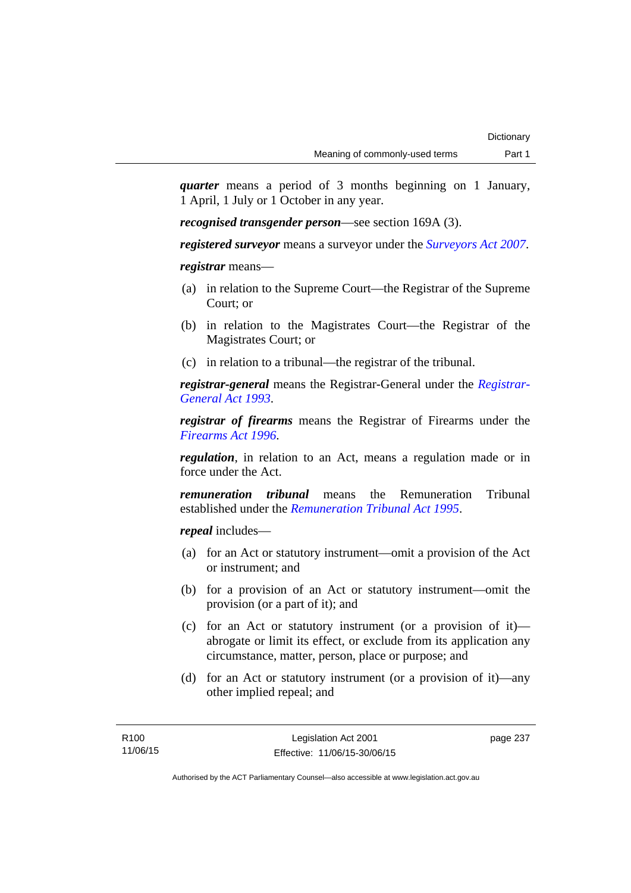***quarter*** means a period of 3 months beginning on 1 January, 1 April, 1 July or 1 October in any year.

***recognised transgender person***—see section 169A (3).

***registered surveyor*** means a surveyor under the *Surveyors Act 2007*.

***registrar*** means—

(a) in relation to the Supreme Court—the Registrar of the Supreme Court; or

(b) in relation to the Magistrates Court—the Registrar of the Magistrates Court; or

(c) in relation to a tribunal—the registrar of the tribunal.

***registrar-general*** means the Registrar-General under the *Registrar-General Act 1993*.

***registrar of firearms*** means the Registrar of Firearms under the *Firearms Act 1996*.

***regulation***, in relation to an Act, means a regulation made or in force under the Act.

***remuneration tribunal*** means the Remuneration Tribunal established under the *Remuneration Tribunal Act 1995*.

***repeal*** includes—

(a) for an Act or statutory instrument—omit a provision of the Act or instrument; and

(b) for a provision of an Act or statutory instrument—omit the provision (or a part of it); and

(c) for an Act or statutory instrument (or a provision of it)—abrogate or limit its effect, or exclude from its application any circumstance, matter, person, place or purpose; and

(d) for an Act or statutory instrument (or a provision of it)—any other implied repeal; and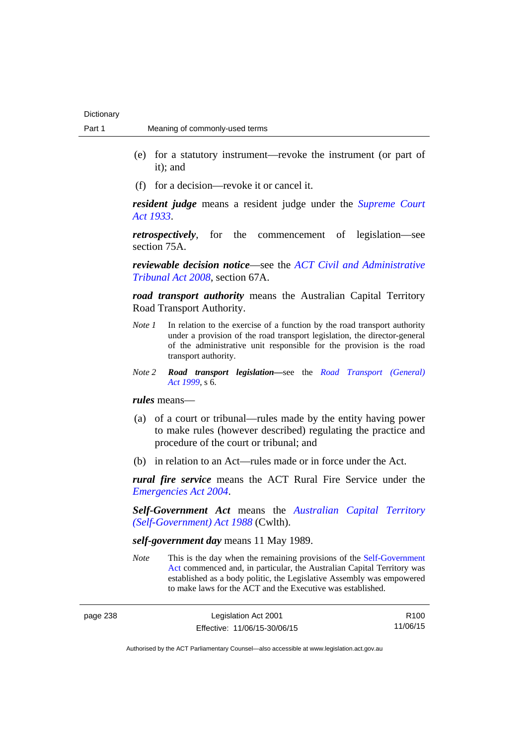(e) for a statutory instrument—revoke the instrument (or part of it); and

(f) for a decision—revoke it or cancel it.

***resident judge*** means a resident judge under the *Supreme Court Act 1933*.

***retrospectively***, for the commencement of legislation—see section 75A.

***reviewable decision notice***—see the *ACT Civil and Administrative Tribunal Act 2008*, section 67A.

***road transport authority*** means the Australian Capital Territory Road Transport Authority.

*Note 1* In relation to the exercise of a function by the road transport authority under a provision of the road transport legislation, the director-general of the administrative unit responsible for the provision is the road transport authority.

*Note 2* ***Road transport legislation***—see the *Road Transport (General) Act 1999*, s 6.

***rules*** means—

(a) of a court or tribunal—rules made by the entity having power to make rules (however described) regulating the practice and procedure of the court or tribunal; and

(b) in relation to an Act—rules made or in force under the Act.

***rural fire service*** means the ACT Rural Fire Service under the *Emergencies Act 2004*.

***Self-Government Act*** means the *Australian Capital Territory (Self-Government) Act 1988* (Cwlth).

***self-government day*** means 11 May 1989.

*Note* This is the day when the remaining provisions of the Self-Government Act commenced and, in particular, the Australian Capital Territory was established as a body politic, the Legislative Assembly was empowered to make laws for the ACT and the Executive was established.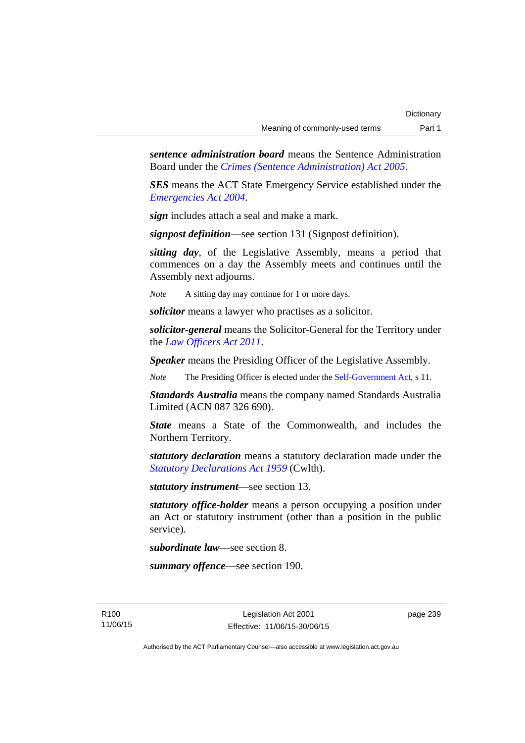***sentence administration board*** means the Sentence Administration Board under the *Crimes (Sentence Administration) Act 2005*.

***SES*** means the ACT State Emergency Service established under the *Emergencies Act 2004*.

***sign*** includes attach a seal and make a mark.

***signpost definition***—see section 131 (Signpost definition).

***sitting day***, of the Legislative Assembly, means a period that commences on a day the Assembly meets and continues until the Assembly next adjourns.

*Note* A sitting day may continue for 1 or more days.

***solicitor*** means a lawyer who practises as a solicitor.

***solicitor-general*** means the Solicitor-General for the Territory under the *Law Officers Act 2011*.

***Speaker*** means the Presiding Officer of the Legislative Assembly.

*Note* The Presiding Officer is elected under the Self-Government Act, s 11.

***Standards Australia*** means the company named Standards Australia Limited (ACN 087 326 690).

***State*** means a State of the Commonwealth, and includes the Northern Territory.

***statutory declaration*** means a statutory declaration made under the *Statutory Declarations Act 1959* (Cwlth).

***statutory instrument***—see section 13.

***statutory office-holder*** means a person occupying a position under an Act or statutory instrument (other than a position in the public service).

***subordinate law***—see section 8.

***summary offence***—see section 190.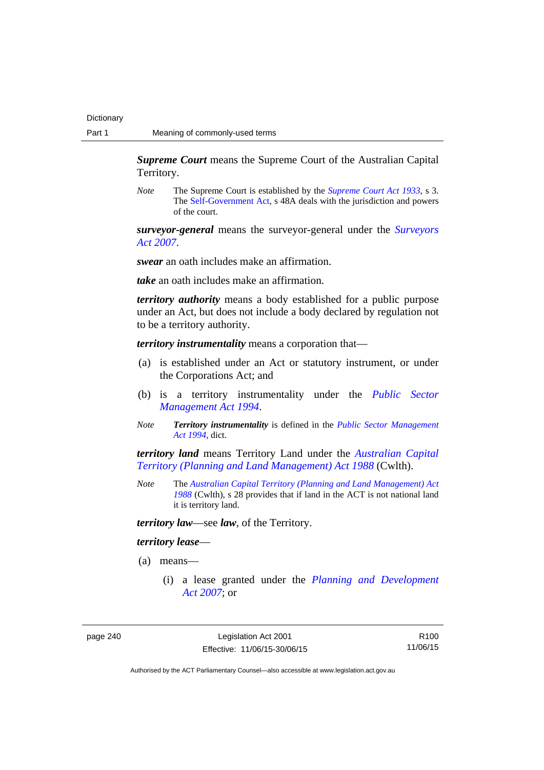***Supreme Court*** means the Supreme Court of the Australian Capital Territory.

*Note* The Supreme Court is established by the *Supreme Court Act 1933*, s 3. The Self-Government Act, s 48A deals with the jurisdiction and powers of the court.

***surveyor-general*** means the surveyor-general under the *Surveyors Act 2007*.

***swear*** an oath includes make an affirmation.

***take*** an oath includes make an affirmation.

***territory authority*** means a body established for a public purpose under an Act, but does not include a body declared by regulation not to be a territory authority.

***territory instrumentality*** means a corporation that—

(a) is established under an Act or statutory instrument, or under the Corporations Act; and

(b) is a territory instrumentality under the *Public Sector Management Act 1994*.

*Note* ***Territory instrumentality*** is defined in the *Public Sector Management Act 1994*, dict.

***territory land*** means Territory Land under the *Australian Capital Territory (Planning and Land Management) Act 1988* (Cwlth).

*Note* The *Australian Capital Territory (Planning and Land Management) Act 1988* (Cwlth), s 28 provides that if land in the ACT is not national land it is territory land.

***territory law***—see ***law***, of the Territory.

***territory lease***—

(a) means—

(i) a lease granted under the *Planning and Development Act 2007*; or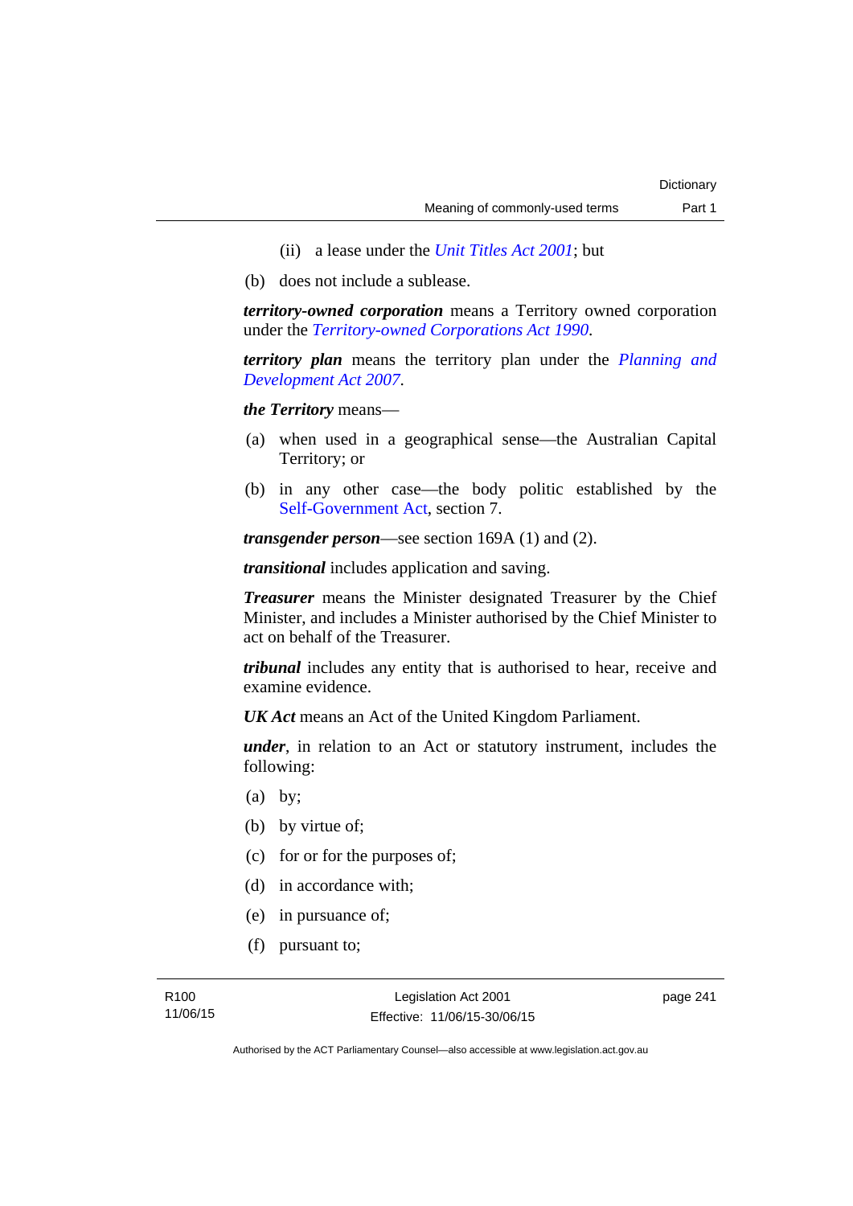(ii) a lease under the *Unit Titles Act 2001*; but

(b) does not include a sublease.

***territory-owned corporation*** means a Territory owned corporation under the *Territory-owned Corporations Act 1990*.

***territory plan*** means the territory plan under the *Planning and Development Act 2007*.

***the Territory*** means—

(a) when used in a geographical sense—the Australian Capital Territory; or

(b) in any other case—the body politic established by the Self-Government Act, section 7.

***transgender person***—see section 169A (1) and (2).

***transitional*** includes application and saving.

***Treasurer*** means the Minister designated Treasurer by the Chief Minister, and includes a Minister authorised by the Chief Minister to act on behalf of the Treasurer.

***tribunal*** includes any entity that is authorised to hear, receive and examine evidence.

***UK Act*** means an Act of the United Kingdom Parliament.

***under***, in relation to an Act or statutory instrument, includes the following:

(a) by;

(b) by virtue of;

(c) for or for the purposes of;

(d) in accordance with;

(e) in pursuance of;

(f) pursuant to;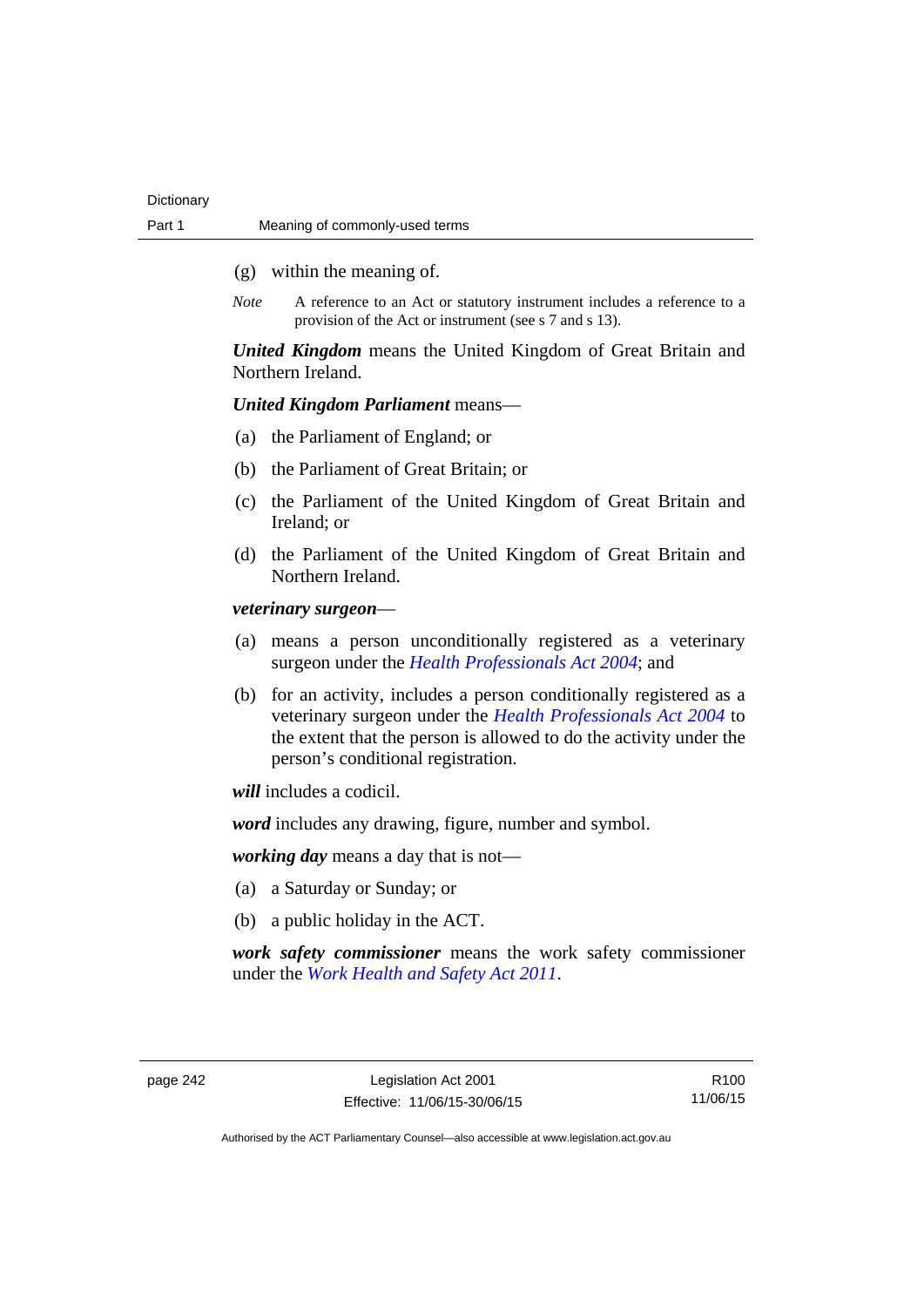(g) within the meaning of.

*Note* A reference to an Act or statutory instrument includes a reference to a provision of the Act or instrument (see s 7 and s 13).

***United Kingdom*** means the United Kingdom of Great Britain and Northern Ireland.

***United Kingdom Parliament*** means—

(a) the Parliament of England; or

(b) the Parliament of Great Britain; or

(c) the Parliament of the United Kingdom of Great Britain and Ireland; or

(d) the Parliament of the United Kingdom of Great Britain and Northern Ireland.

***veterinary surgeon***—

(a) means a person unconditionally registered as a veterinary surgeon under the *Health Professionals Act 2004*; and

(b) for an activity, includes a person conditionally registered as a veterinary surgeon under the *Health Professionals Act 2004* to the extent that the person is allowed to do the activity under the person's conditional registration.

***will*** includes a codicil.

***word*** includes any drawing, figure, number and symbol.

***working day*** means a day that is not—

(a) a Saturday or Sunday; or

(b) a public holiday in the ACT.

***work safety commissioner*** means the work safety commissioner under the *Work Health and Safety Act 2011*.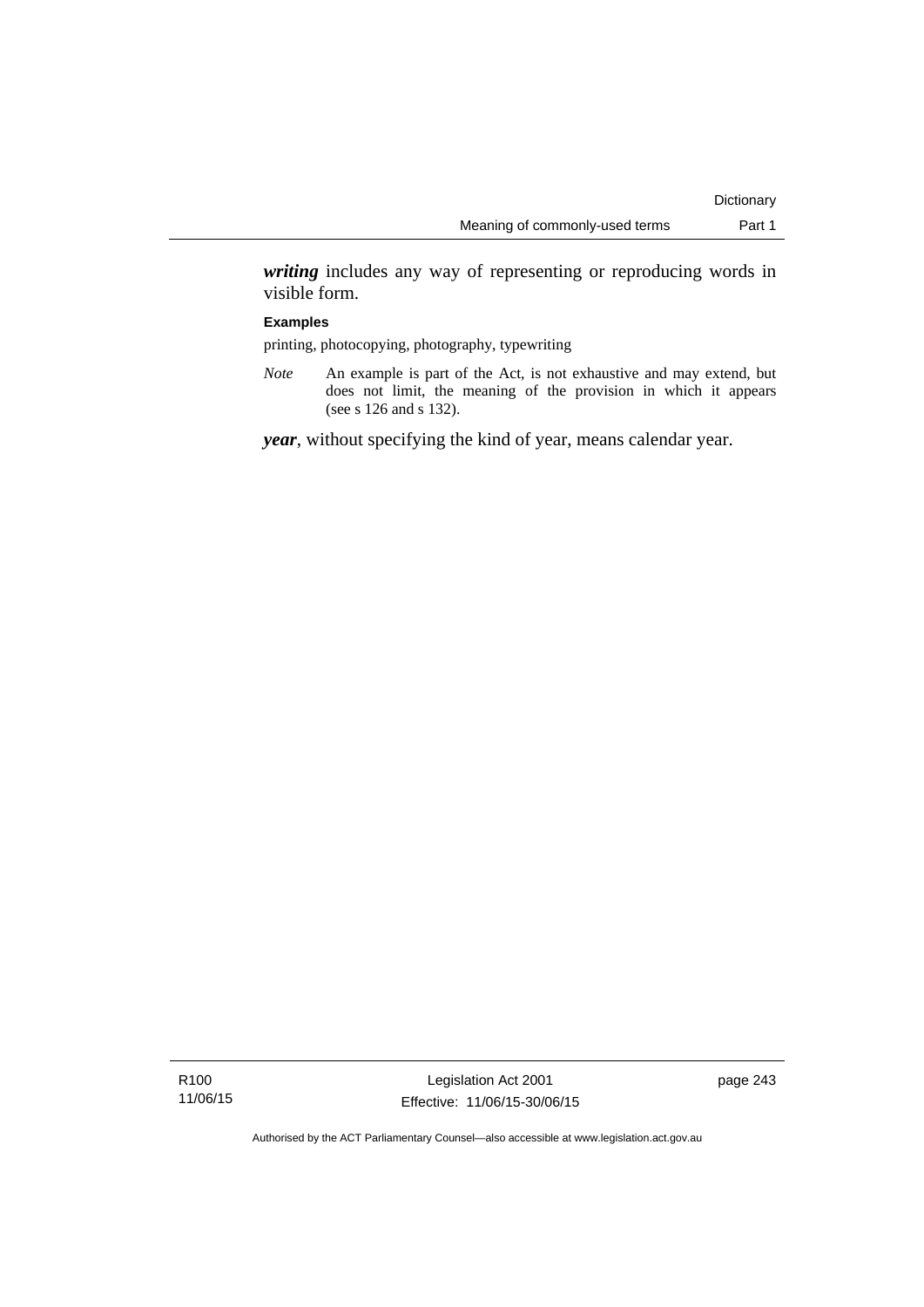***writing*** includes any way of representing or reproducing words in visible form.

**Examples**

printing, photocopying, photography, typewriting

*Note* An example is part of the Act, is not exhaustive and may extend, but does not limit, the meaning of the provision in which it appears (see s 126 and s 132).

***year***, without specifying the kind of year, means calendar year.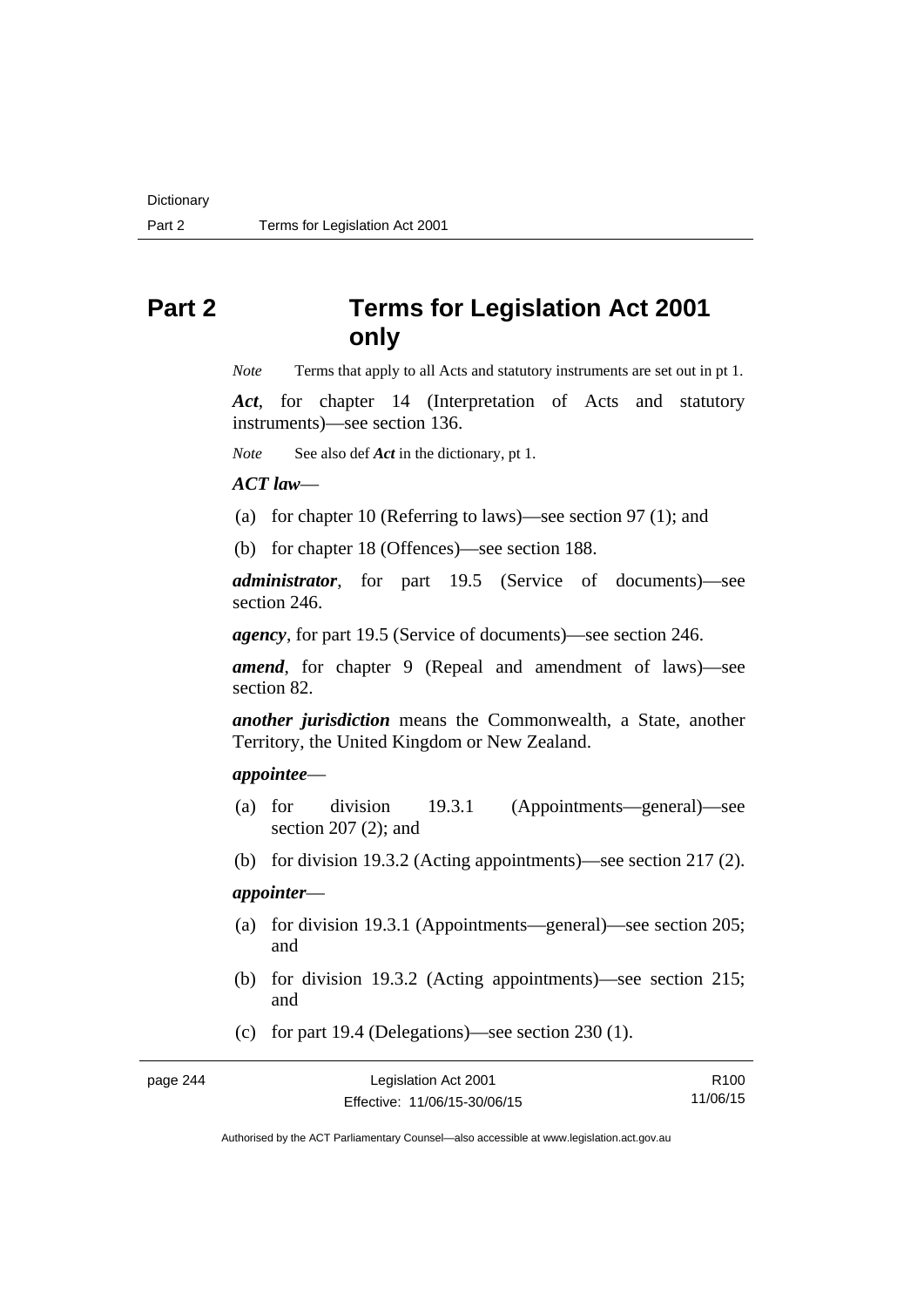# Part 2 Terms for Legislation Act 2001 only

*Note* Terms that apply to all Acts and statutory instruments are set out in pt 1.

***Act***, for chapter 14 (Interpretation of Acts and statutory instruments)—see section 136.

*Note* See also def ***Act*** in the dictionary, pt 1.

***ACT law***—

(a) for chapter 10 (Referring to laws)—see section 97 (1); and

(b) for chapter 18 (Offences)—see section 188.

***administrator***, for part 19.5 (Service of documents)—see section 246.

***agency***, for part 19.5 (Service of documents)—see section 246.

***amend***, for chapter 9 (Repeal and amendment of laws)—see section 82.

***another jurisdiction*** means the Commonwealth, a State, another Territory, the United Kingdom or New Zealand.

***appointee***—

(a) for division 19.3.1 (Appointments—general)—see section 207 (2); and

(b) for division 19.3.2 (Acting appointments)—see section 217 (2).

***appointer***—

(a) for division 19.3.1 (Appointments—general)—see section 205; and

(b) for division 19.3.2 (Acting appointments)—see section 215; and

(c) for part 19.4 (Delegations)—see section 230 (1).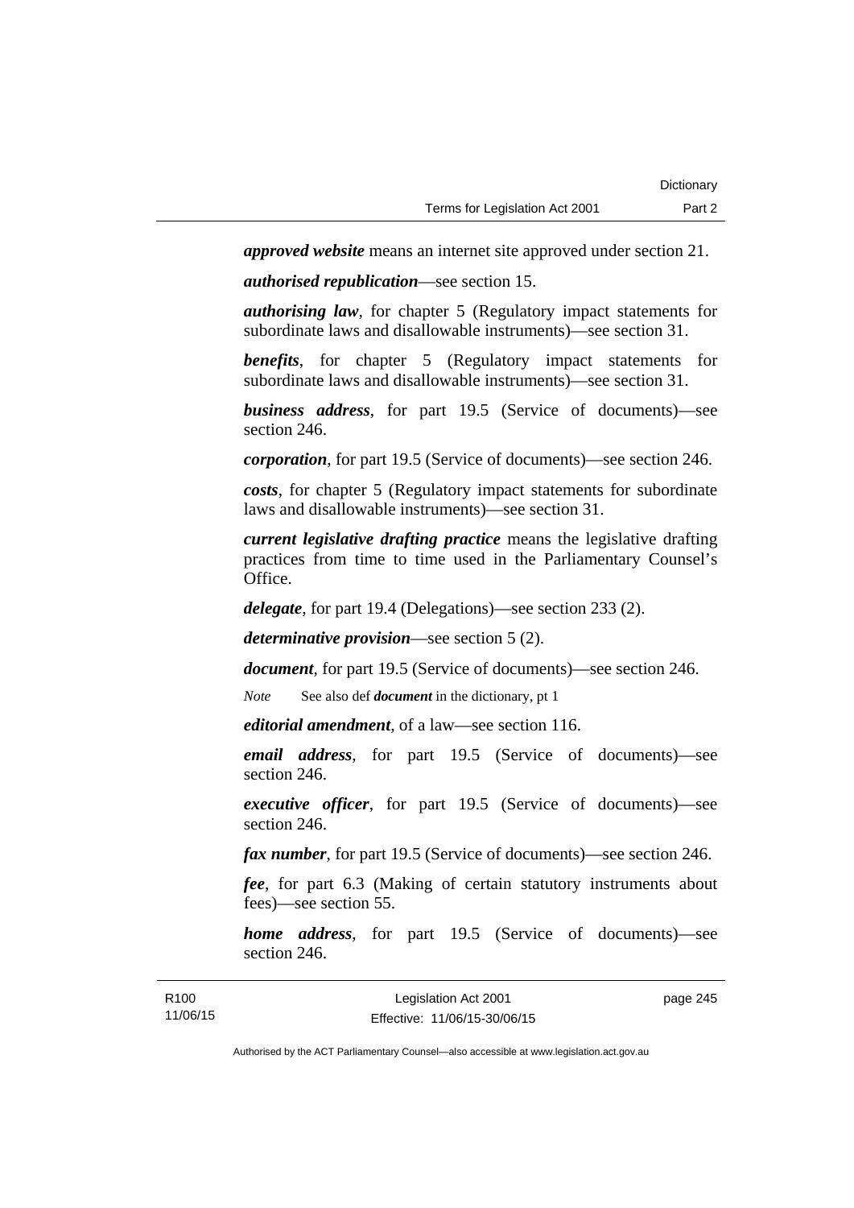***approved website*** means an internet site approved under section 21.

***authorised republication***—see section 15.

***authorising law***, for chapter 5 (Regulatory impact statements for subordinate laws and disallowable instruments)—see section 31.

***benefits***, for chapter 5 (Regulatory impact statements for subordinate laws and disallowable instruments)—see section 31.

***business address***, for part 19.5 (Service of documents)—see section 246.

***corporation***, for part 19.5 (Service of documents)—see section 246.

***costs***, for chapter 5 (Regulatory impact statements for subordinate laws and disallowable instruments)—see section 31.

***current legislative drafting practice*** means the legislative drafting practices from time to time used in the Parliamentary Counsel's Office.

***delegate***, for part 19.4 (Delegations)—see section 233 (2).

***determinative provision***—see section 5 (2).

***document***, for part 19.5 (Service of documents)—see section 246.

*Note* See also def ***document*** in the dictionary, pt 1

***editorial amendment***, of a law—see section 116.

***email address***, for part 19.5 (Service of documents)—see section 246.

***executive officer***, for part 19.5 (Service of documents)—see section 246.

***fax number***, for part 19.5 (Service of documents)—see section 246.

***fee***, for part 6.3 (Making of certain statutory instruments about fees)—see section 55.

***home address***, for part 19.5 (Service of documents)—see section 246.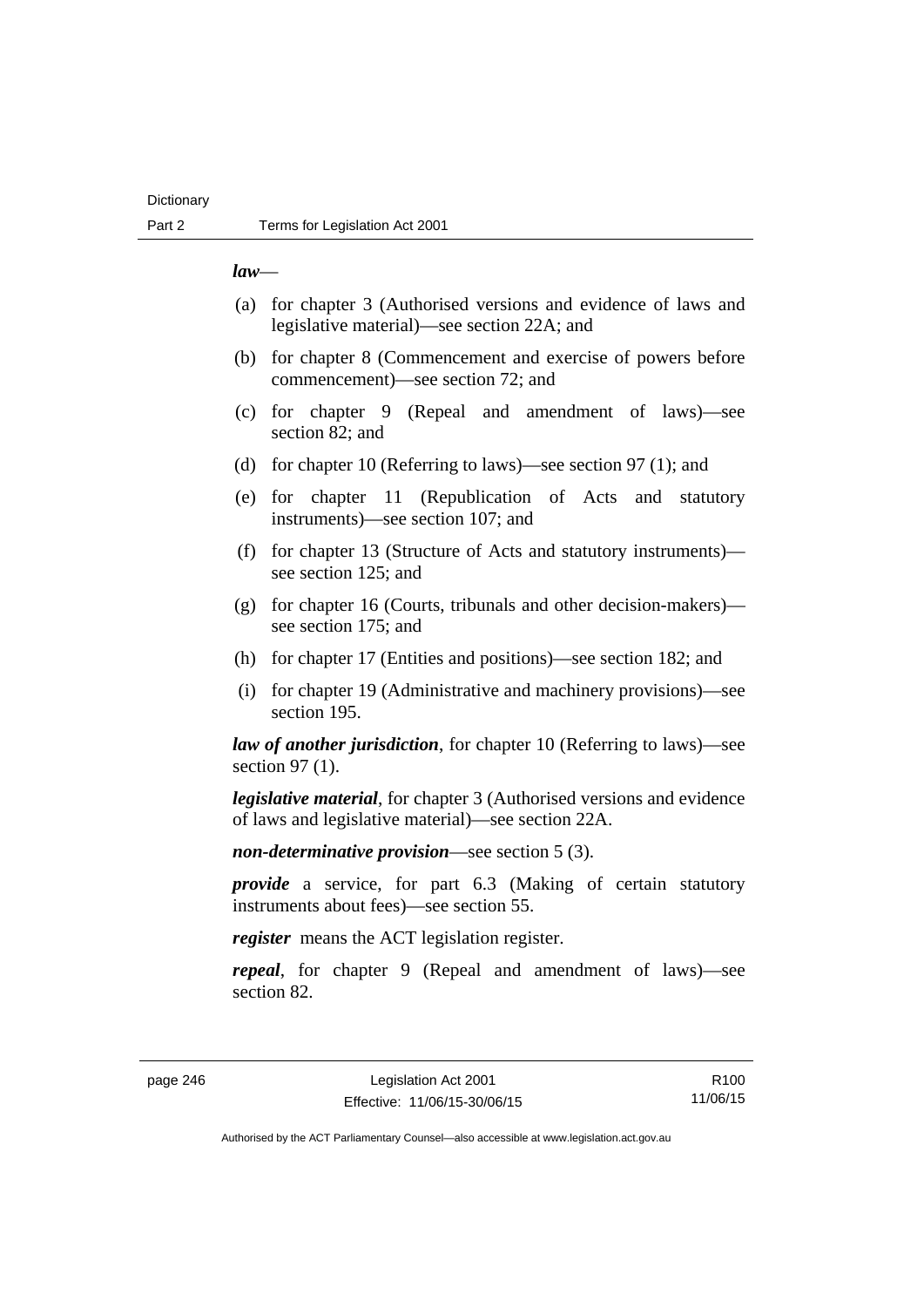***law***—

(a) for chapter 3 (Authorised versions and evidence of laws and legislative material)—see section 22A; and

(b) for chapter 8 (Commencement and exercise of powers before commencement)—see section 72; and

(c) for chapter 9 (Repeal and amendment of laws)—see section 82; and

(d) for chapter 10 (Referring to laws)—see section 97 (1); and

(e) for chapter 11 (Republication of Acts and statutory instruments)—see section 107; and

(f) for chapter 13 (Structure of Acts and statutory instruments)—see section 125; and

(g) for chapter 16 (Courts, tribunals and other decision-makers)—see section 175; and

(h) for chapter 17 (Entities and positions)—see section 182; and

(i) for chapter 19 (Administrative and machinery provisions)—see section 195.

***law of another jurisdiction***, for chapter 10 (Referring to laws)—see section 97 (1).

***legislative material***, for chapter 3 (Authorised versions and evidence of laws and legislative material)—see section 22A.

***non-determinative provision***—see section 5 (3).

***provide*** a service, for part 6.3 (Making of certain statutory instruments about fees)—see section 55.

***register*** means the ACT legislation register.

***repeal***, for chapter 9 (Repeal and amendment of laws)—see section 82.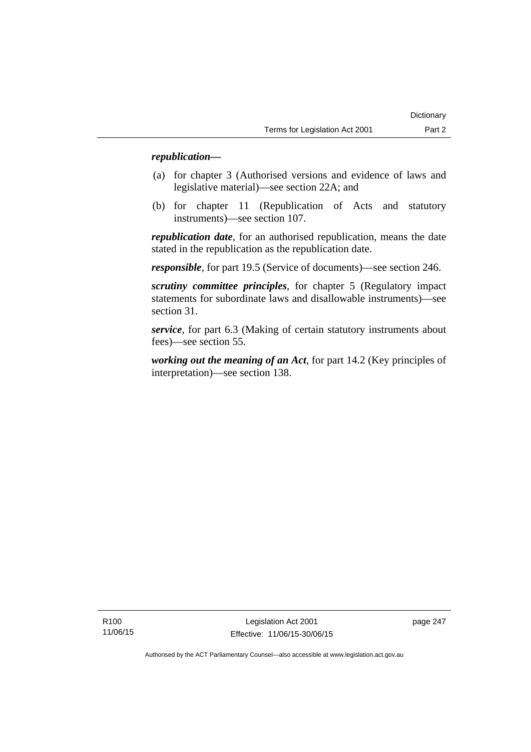***republication—***

(a) for chapter 3 (Authorised versions and evidence of laws and legislative material)—see section 22A; and

(b) for chapter 11 (Republication of Acts and statutory instruments)—see section 107.

***republication date***, for an authorised republication, means the date stated in the republication as the republication date.

***responsible***, for part 19.5 (Service of documents)—see section 246.

***scrutiny committee principles***, for chapter 5 (Regulatory impact statements for subordinate laws and disallowable instruments)—see section 31.

***service***, for part 6.3 (Making of certain statutory instruments about fees)—see section 55.

***working out the meaning of an Act***, for part 14.2 (Key principles of interpretation)—see section 138.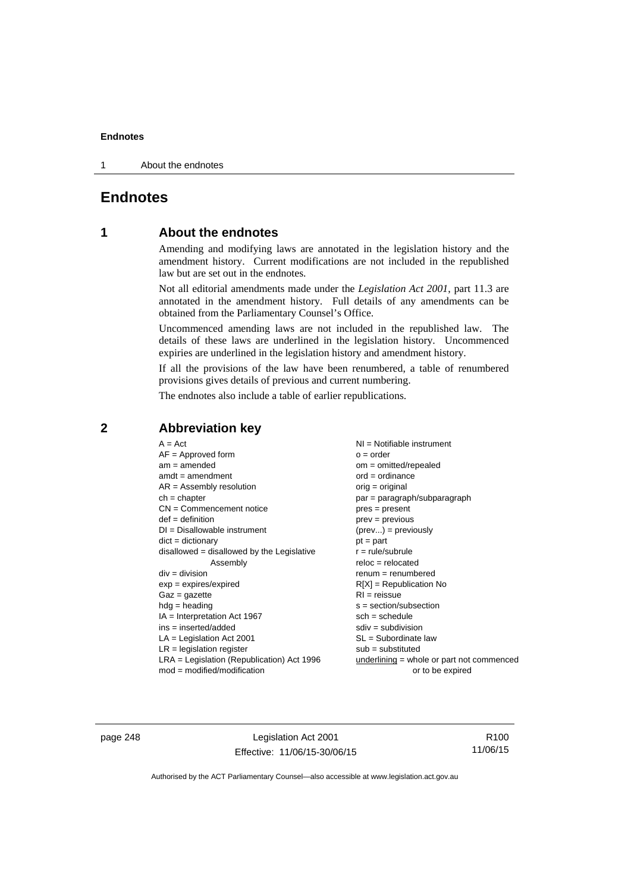# Endnotes

## 1 About the endnotes

Amending and modifying laws are annotated in the legislation history and the amendment history. Current modifications are not included in the republished law but are set out in the endnotes.

Not all editorial amendments made under the *Legislation Act 2001*, part 11.3 are annotated in the amendment history. Full details of any amendments can be obtained from the Parliamentary Counsel's Office.

Uncommenced amending laws are not included in the republished law. The details of these laws are underlined in the legislation history. Uncommenced expiries are underlined in the legislation history and amendment history.

If all the provisions of the law have been renumbered, a table of renumbered provisions gives details of previous and current numbering.

The endnotes also include a table of earlier republications.

## 2 Abbreviation key

A = Act
AF = Approved form
am = amended
amdt = amendment
AR = Assembly resolution
ch = chapter
CN = Commencement notice
def = definition
DI = Disallowable instrument
dict = dictionary
disallowed = disallowed by the Legislative Assembly
div = division
exp = expires/expired
Gaz = gazette
hdg = heading
IA = Interpretation Act 1967
ins = inserted/added
LA = Legislation Act 2001
LR = legislation register
LRA = Legislation (Republication) Act 1996
mod = modified/modification
NI = Notifiable instrument
o = order
om = omitted/repealed
ord = ordinance
orig = original
par = paragraph/subparagraph
pres = present
prev = previous
(prev...) = previously
pt = part
r = rule/subrule
reloc = relocated
renum = renumbered
R[X] = Republication No
RI = reissue
s = section/subsection
sch = schedule
sdiv = subdivision
SL = Subordinate law
sub = substituted
underlining = whole or part not commenced or to be expired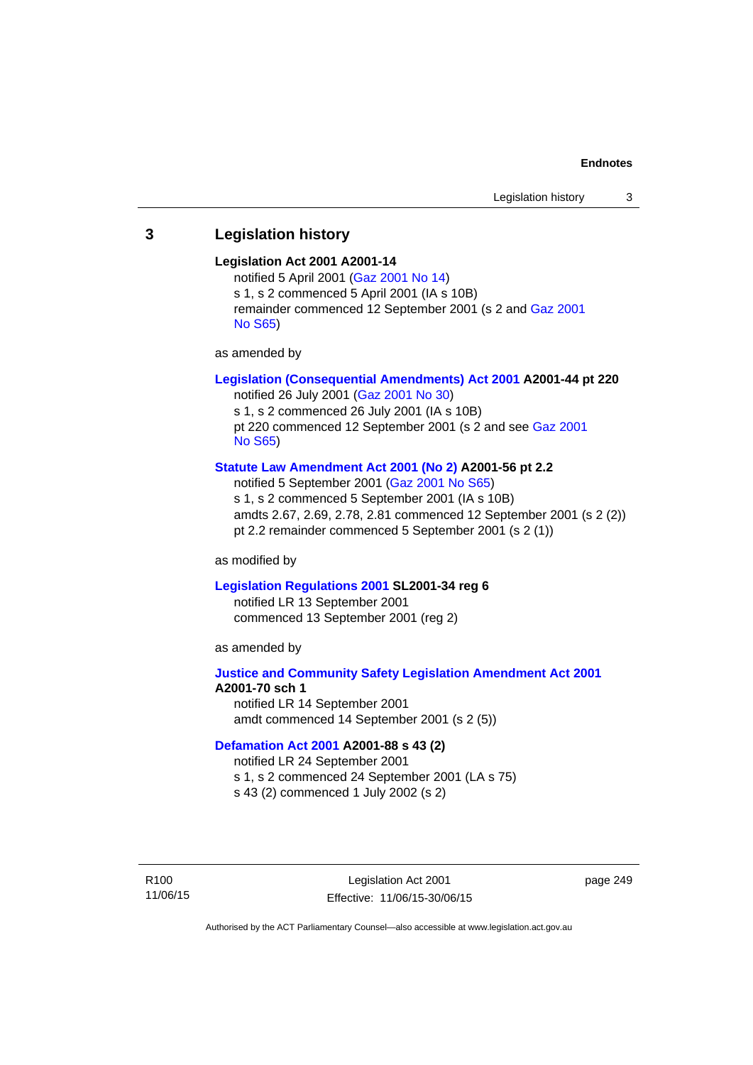## 3 Legislation history

**Legislation Act 2001 A2001-14**

notified 5 April 2001 (Gaz 2001 No 14)

s 1, s 2 commenced 5 April 2001 (IA s 10B)

remainder commenced 12 September 2001 (s 2 and Gaz 2001 No S65)

as amended by

**Legislation (Consequential Amendments) Act 2001 A2001-44 pt 220**

notified 26 July 2001 (Gaz 2001 No 30)

s 1, s 2 commenced 26 July 2001 (IA s 10B)

pt 220 commenced 12 September 2001 (s 2 and see Gaz 2001 No S65)

**Statute Law Amendment Act 2001 (No 2) A2001-56 pt 2.2**

notified 5 September 2001 (Gaz 2001 No S65)

s 1, s 2 commenced 5 September 2001 (IA s 10B)

amdts 2.67, 2.69, 2.78, 2.81 commenced 12 September 2001 (s 2 (2))

pt 2.2 remainder commenced 5 September 2001 (s 2 (1))

as modified by

**Legislation Regulations 2001 SL2001-34 reg 6**

notified LR 13 September 2001

commenced 13 September 2001 (reg 2)

as amended by

**Justice and Community Safety Legislation Amendment Act 2001 A2001-70 sch 1**

notified LR 14 September 2001

amdt commenced 14 September 2001 (s 2 (5))

**Defamation Act 2001 A2001-88 s 43 (2)**

notified LR 24 September 2001

s 1, s 2 commenced 24 September 2001 (LA s 75)

s 43 (2) commenced 1 July 2002 (s 2)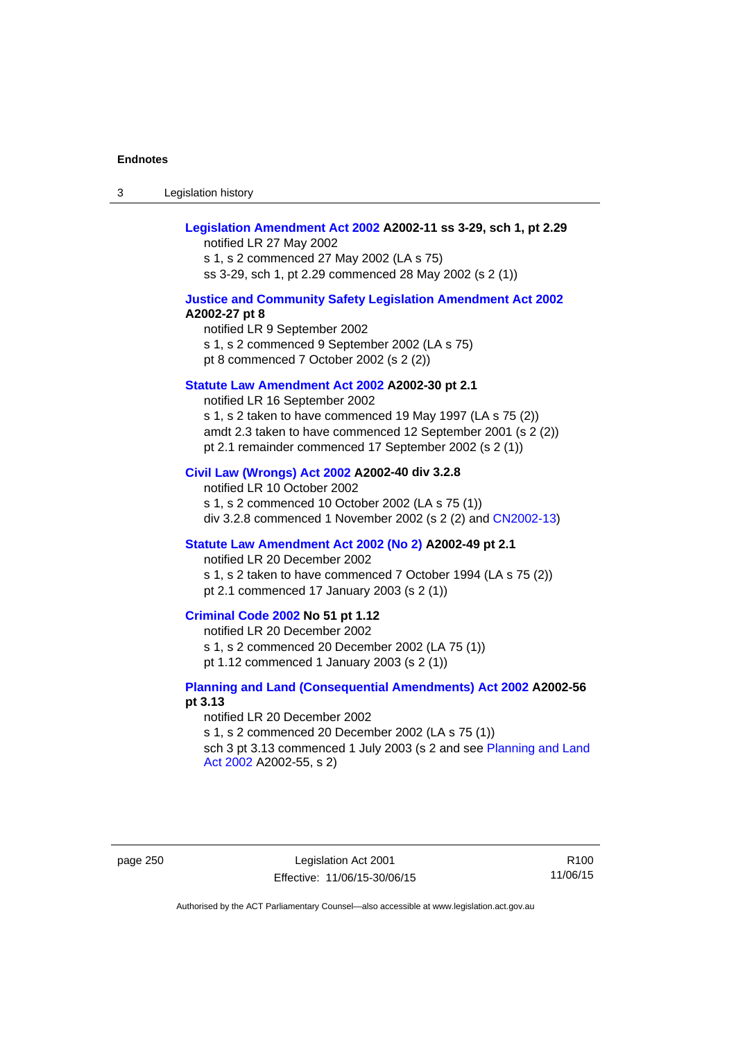**Legislation Amendment Act 2002 A2002-11 ss 3-29, sch 1, pt 2.29**

notified LR 27 May 2002
s 1, s 2 commenced 27 May 2002 (LA s 75)
ss 3-29, sch 1, pt 2.29 commenced 28 May 2002 (s 2 (1))

**Justice and Community Safety Legislation Amendment Act 2002 A2002-27 pt 8**

notified LR 9 September 2002
s 1, s 2 commenced 9 September 2002 (LA s 75)
pt 8 commenced 7 October 2002 (s 2 (2))

**Statute Law Amendment Act 2002 A2002-30 pt 2.1**

notified LR 16 September 2002
s 1, s 2 taken to have commenced 19 May 1997 (LA s 75 (2))
amdt 2.3 taken to have commenced 12 September 2001 (s 2 (2))
pt 2.1 remainder commenced 17 September 2002 (s 2 (1))

**Civil Law (Wrongs) Act 2002 A2002-40 div 3.2.8**

notified LR 10 October 2002
s 1, s 2 commenced 10 October 2002 (LA s 75 (1))
div 3.2.8 commenced 1 November 2002 (s 2 (2) and CN2002-13)

**Statute Law Amendment Act 2002 (No 2) A2002-49 pt 2.1**

notified LR 20 December 2002
s 1, s 2 taken to have commenced 7 October 1994 (LA s 75 (2))
pt 2.1 commenced 17 January 2003 (s 2 (1))

**Criminal Code 2002 No 51 pt 1.12**

notified LR 20 December 2002
s 1, s 2 commenced 20 December 2002 (LA 75 (1))
pt 1.12 commenced 1 January 2003 (s 2 (1))

**Planning and Land (Consequential Amendments) Act 2002 A2002-56 pt 3.13**

notified LR 20 December 2002
s 1, s 2 commenced 20 December 2002 (LA s 75 (1))
sch 3 pt 3.13 commenced 1 July 2003 (s 2 and see Planning and Land Act 2002 A2002-55, s 2)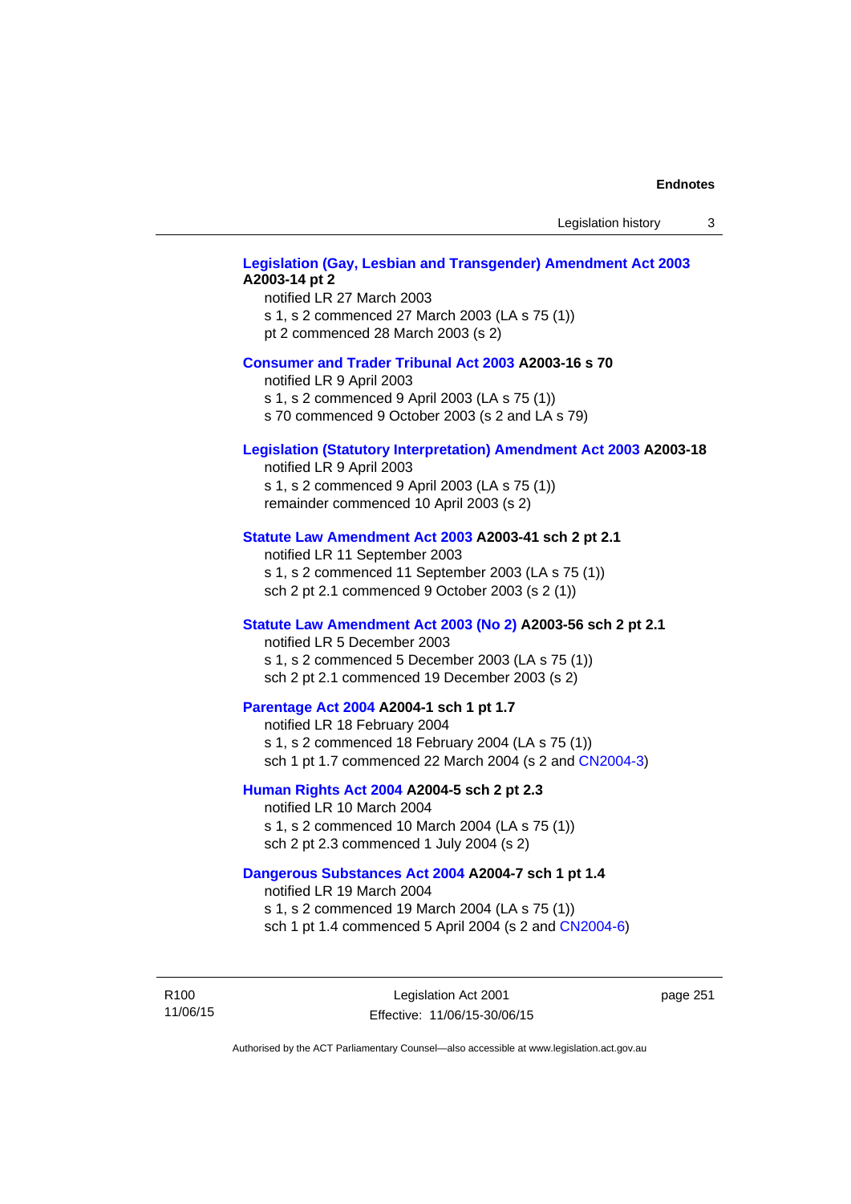**Legislation (Gay, Lesbian and Transgender) Amendment Act 2003 A2003-14 pt 2**

notified LR 27 March 2003
s 1, s 2 commenced 27 March 2003 (LA s 75 (1))
pt 2 commenced 28 March 2003 (s 2)

**Consumer and Trader Tribunal Act 2003 A2003-16 s 70**

notified LR 9 April 2003
s 1, s 2 commenced 9 April 2003 (LA s 75 (1))
s 70 commenced 9 October 2003 (s 2 and LA s 79)

**Legislation (Statutory Interpretation) Amendment Act 2003 A2003-18**

notified LR 9 April 2003
s 1, s 2 commenced 9 April 2003 (LA s 75 (1))
remainder commenced 10 April 2003 (s 2)

**Statute Law Amendment Act 2003 A2003-41 sch 2 pt 2.1**

notified LR 11 September 2003
s 1, s 2 commenced 11 September 2003 (LA s 75 (1))
sch 2 pt 2.1 commenced 9 October 2003 (s 2 (1))

**Statute Law Amendment Act 2003 (No 2) A2003-56 sch 2 pt 2.1**

notified LR 5 December 2003
s 1, s 2 commenced 5 December 2003 (LA s 75 (1))
sch 2 pt 2.1 commenced 19 December 2003 (s 2)

**Parentage Act 2004 A2004-1 sch 1 pt 1.7**

notified LR 18 February 2004
s 1, s 2 commenced 18 February 2004 (LA s 75 (1))
sch 1 pt 1.7 commenced 22 March 2004 (s 2 and CN2004-3)

**Human Rights Act 2004 A2004-5 sch 2 pt 2.3**

notified LR 10 March 2004
s 1, s 2 commenced 10 March 2004 (LA s 75 (1))
sch 2 pt 2.3 commenced 1 July 2004 (s 2)

**Dangerous Substances Act 2004 A2004-7 sch 1 pt 1.4**

notified LR 19 March 2004
s 1, s 2 commenced 19 March 2004 (LA s 75 (1))
sch 1 pt 1.4 commenced 5 April 2004 (s 2 and CN2004-6)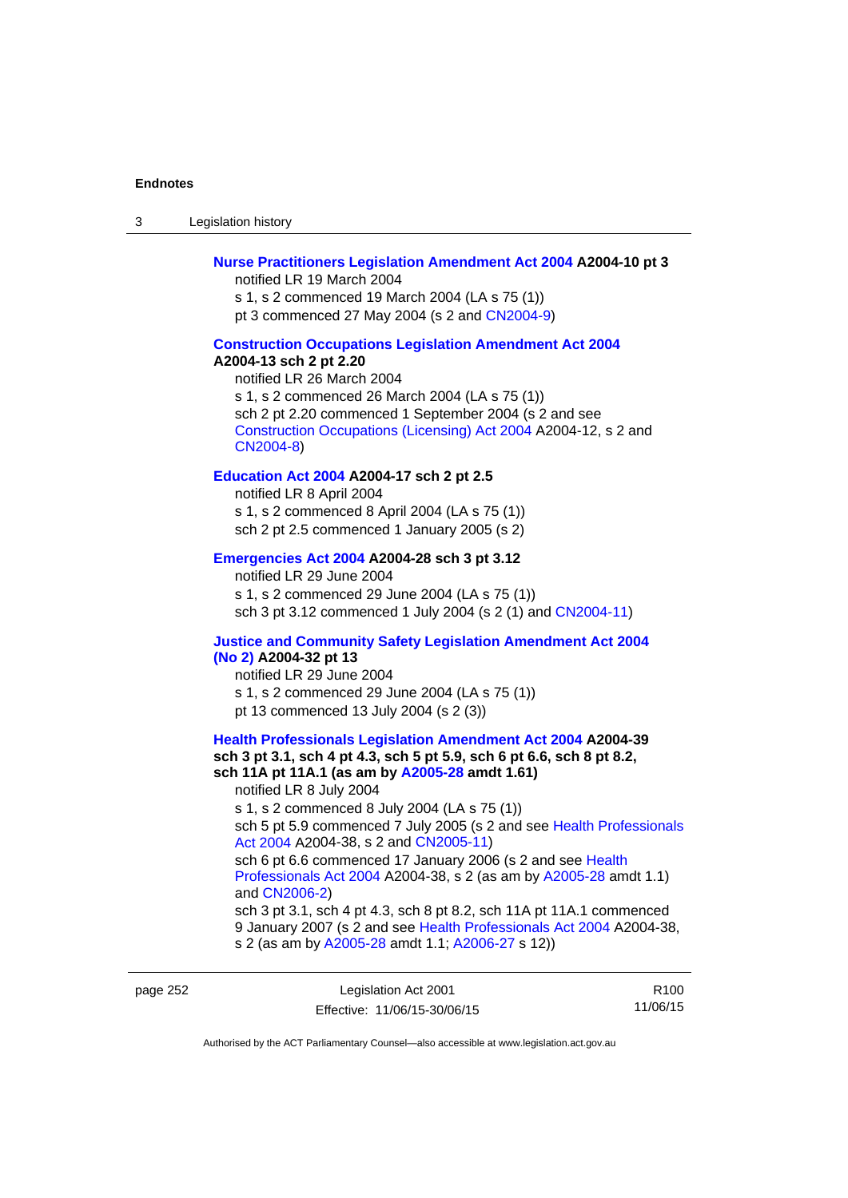**Nurse Practitioners Legislation Amendment Act 2004 A2004-10 pt 3**

notified LR 19 March 2004

s 1, s 2 commenced 19 March 2004 (LA s 75 (1))

pt 3 commenced 27 May 2004 (s 2 and CN2004-9)

**Construction Occupations Legislation Amendment Act 2004 A2004-13 sch 2 pt 2.20**

notified LR 26 March 2004

s 1, s 2 commenced 26 March 2004 (LA s 75 (1))

sch 2 pt 2.20 commenced 1 September 2004 (s 2 and see Construction Occupations (Licensing) Act 2004 A2004-12, s 2 and CN2004-8)

**Education Act 2004 A2004-17 sch 2 pt 2.5**

notified LR 8 April 2004

s 1, s 2 commenced 8 April 2004 (LA s 75 (1))

sch 2 pt 2.5 commenced 1 January 2005 (s 2)

**Emergencies Act 2004 A2004-28 sch 3 pt 3.12**

notified LR 29 June 2004

s 1, s 2 commenced 29 June 2004 (LA s 75 (1))

sch 3 pt 3.12 commenced 1 July 2004 (s 2 (1) and CN2004-11)

**Justice and Community Safety Legislation Amendment Act 2004 (No 2) A2004-32 pt 13**

notified LR 29 June 2004

s 1, s 2 commenced 29 June 2004 (LA s 75 (1))

pt 13 commenced 13 July 2004 (s 2 (3))

**Health Professionals Legislation Amendment Act 2004 A2004-39 sch 3 pt 3.1, sch 4 pt 4.3, sch 5 pt 5.9, sch 6 pt 6.6, sch 8 pt 8.2, sch 11A pt 11A.1 (as am by A2005-28 amdt 1.61)**

notified LR 8 July 2004

s 1, s 2 commenced 8 July 2004 (LA s 75 (1))

sch 5 pt 5.9 commenced 7 July 2005 (s 2 and see Health Professionals Act 2004 A2004-38, s 2 and CN2005-11)

sch 6 pt 6.6 commenced 17 January 2006 (s 2 and see Health Professionals Act 2004 A2004-38, s 2 (as am by A2005-28 amdt 1.1) and CN2006-2)

sch 3 pt 3.1, sch 4 pt 4.3, sch 8 pt 8.2, sch 11A pt 11A.1 commenced 9 January 2007 (s 2 and see Health Professionals Act 2004 A2004-38, s 2 (as am by A2005-28 amdt 1.1; A2006-27 s 12))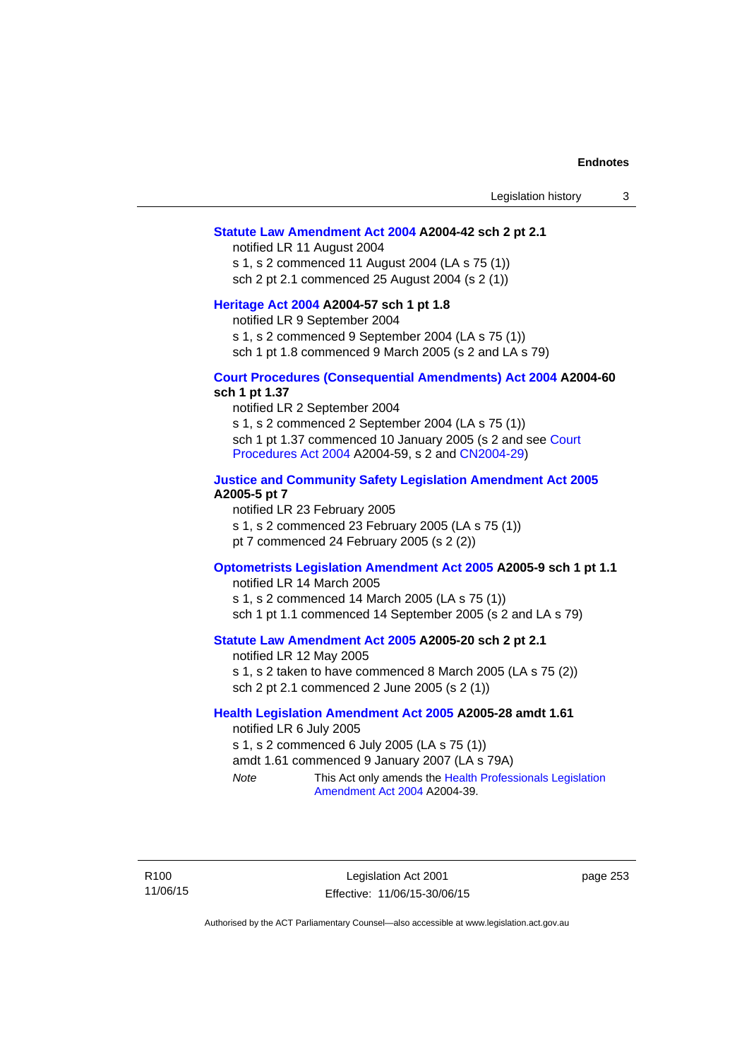**Statute Law Amendment Act 2004 A2004-42 sch 2 pt 2.1**

notified LR 11 August 2004

s 1, s 2 commenced 11 August 2004 (LA s 75 (1))

sch 2 pt 2.1 commenced 25 August 2004 (s 2 (1))

**Heritage Act 2004 A2004-57 sch 1 pt 1.8**

notified LR 9 September 2004

s 1, s 2 commenced 9 September 2004 (LA s 75 (1))

sch 1 pt 1.8 commenced 9 March 2005 (s 2 and LA s 79)

**Court Procedures (Consequential Amendments) Act 2004 A2004-60 sch 1 pt 1.37**

notified LR 2 September 2004

s 1, s 2 commenced 2 September 2004 (LA s 75 (1))

sch 1 pt 1.37 commenced 10 January 2005 (s 2 and see Court Procedures Act 2004 A2004-59, s 2 and CN2004-29)

**Justice and Community Safety Legislation Amendment Act 2005 A2005-5 pt 7**

notified LR 23 February 2005

s 1, s 2 commenced 23 February 2005 (LA s 75 (1))

pt 7 commenced 24 February 2005 (s 2 (2))

**Optometrists Legislation Amendment Act 2005 A2005-9 sch 1 pt 1.1**

notified LR 14 March 2005

s 1, s 2 commenced 14 March 2005 (LA s 75 (1))

sch 1 pt 1.1 commenced 14 September 2005 (s 2 and LA s 79)

**Statute Law Amendment Act 2005 A2005-20 sch 2 pt 2.1**

notified LR 12 May 2005

s 1, s 2 taken to have commenced 8 March 2005 (LA s 75 (2))

sch 2 pt 2.1 commenced 2 June 2005 (s 2 (1))

**Health Legislation Amendment Act 2005 A2005-28 amdt 1.61**

notified LR 6 July 2005

s 1, s 2 commenced 6 July 2005 (LA s 75 (1))

amdt 1.61 commenced 9 January 2007 (LA s 79A)

*Note* This Act only amends the Health Professionals Legislation Amendment Act 2004 A2004-39.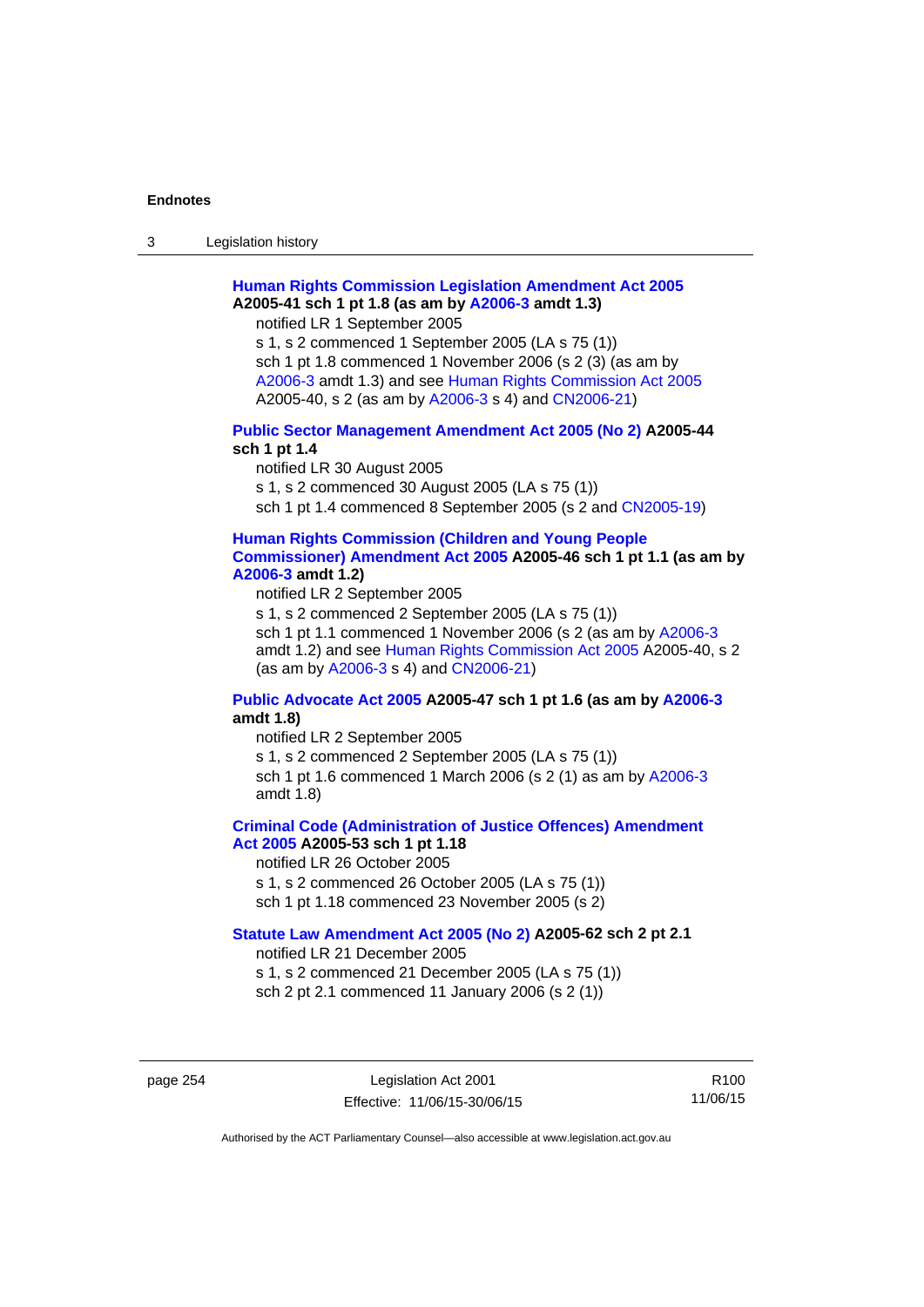**Human Rights Commission Legislation Amendment Act 2005 A2005-41 sch 1 pt 1.8 (as am by A2006-3 amdt 1.3)**

notified LR 1 September 2005

s 1, s 2 commenced 1 September 2005 (LA s 75 (1))

sch 1 pt 1.8 commenced 1 November 2006 (s 2 (3) (as am by A2006-3 amdt 1.3) and see Human Rights Commission Act 2005 A2005-40, s 2 (as am by A2006-3 s 4) and CN2006-21)

**Public Sector Management Amendment Act 2005 (No 2) A2005-44 sch 1 pt 1.4**

notified LR 30 August 2005

s 1, s 2 commenced 30 August 2005 (LA s 75 (1))

sch 1 pt 1.4 commenced 8 September 2005 (s 2 and CN2005-19)

**Human Rights Commission (Children and Young People Commissioner) Amendment Act 2005 A2005-46 sch 1 pt 1.1 (as am by A2006-3 amdt 1.2)**

notified LR 2 September 2005

s 1, s 2 commenced 2 September 2005 (LA s 75 (1))

sch 1 pt 1.1 commenced 1 November 2006 (s 2 (as am by A2006-3 amdt 1.2) and see Human Rights Commission Act 2005 A2005-40, s 2 (as am by A2006-3 s 4) and CN2006-21)

**Public Advocate Act 2005 A2005-47 sch 1 pt 1.6 (as am by A2006-3 amdt 1.8)**

notified LR 2 September 2005

s 1, s 2 commenced 2 September 2005 (LA s 75 (1))

sch 1 pt 1.6 commenced 1 March 2006 (s 2 (1) as am by A2006-3 amdt 1.8)

**Criminal Code (Administration of Justice Offences) Amendment Act 2005 A2005-53 sch 1 pt 1.18**

notified LR 26 October 2005

s 1, s 2 commenced 26 October 2005 (LA s 75 (1))

sch 1 pt 1.18 commenced 23 November 2005 (s 2)

**Statute Law Amendment Act 2005 (No 2) A2005-62 sch 2 pt 2.1**

notified LR 21 December 2005

s 1, s 2 commenced 21 December 2005 (LA s 75 (1))

sch 2 pt 2.1 commenced 11 January 2006 (s 2 (1))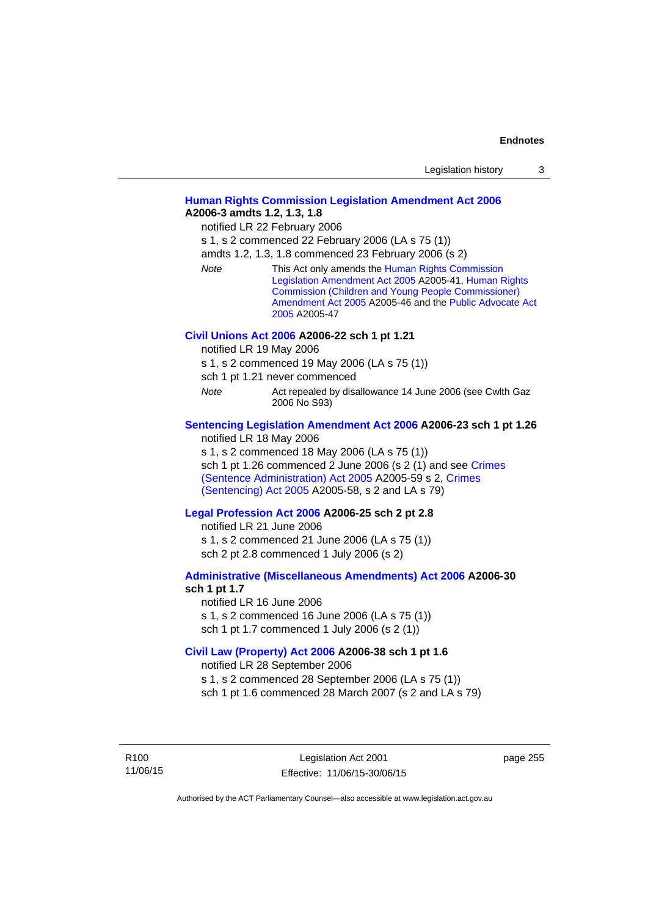**Human Rights Commission Legislation Amendment Act 2006**
**A2006-3 amdts 1.2, 1.3, 1.8**

notified LR 22 February 2006

s 1, s 2 commenced 22 February 2006 (LA s 75 (1))

amdts 1.2, 1.3, 1.8 commenced 23 February 2006 (s 2)

*Note* This Act only amends the Human Rights Commission Legislation Amendment Act 2005 A2005-41, Human Rights Commission (Children and Young People Commissioner) Amendment Act 2005 A2005-46 and the Public Advocate Act 2005 A2005-47

**Civil Unions Act 2006 A2006-22 sch 1 pt 1.21**

notified LR 19 May 2006

s 1, s 2 commenced 19 May 2006 (LA s 75 (1))

sch 1 pt 1.21 never commenced

*Note* Act repealed by disallowance 14 June 2006 (see Cwlth Gaz 2006 No S93)

**Sentencing Legislation Amendment Act 2006 A2006-23 sch 1 pt 1.26**

notified LR 18 May 2006

s 1, s 2 commenced 18 May 2006 (LA s 75 (1))

sch 1 pt 1.26 commenced 2 June 2006 (s 2 (1) and see Crimes (Sentence Administration) Act 2005 A2005-59 s 2, Crimes (Sentencing) Act 2005 A2005-58, s 2 and LA s 79)

**Legal Profession Act 2006 A2006-25 sch 2 pt 2.8**

notified LR 21 June 2006

s 1, s 2 commenced 21 June 2006 (LA s 75 (1))

sch 2 pt 2.8 commenced 1 July 2006 (s 2)

**Administrative (Miscellaneous Amendments) Act 2006 A2006-30 sch 1 pt 1.7**

notified LR 16 June 2006

s 1, s 2 commenced 16 June 2006 (LA s 75 (1))

sch 1 pt 1.7 commenced 1 July 2006 (s 2 (1))

**Civil Law (Property) Act 2006 A2006-38 sch 1 pt 1.6**

notified LR 28 September 2006

s 1, s 2 commenced 28 September 2006 (LA s 75 (1))

sch 1 pt 1.6 commenced 28 March 2007 (s 2 and LA s 79)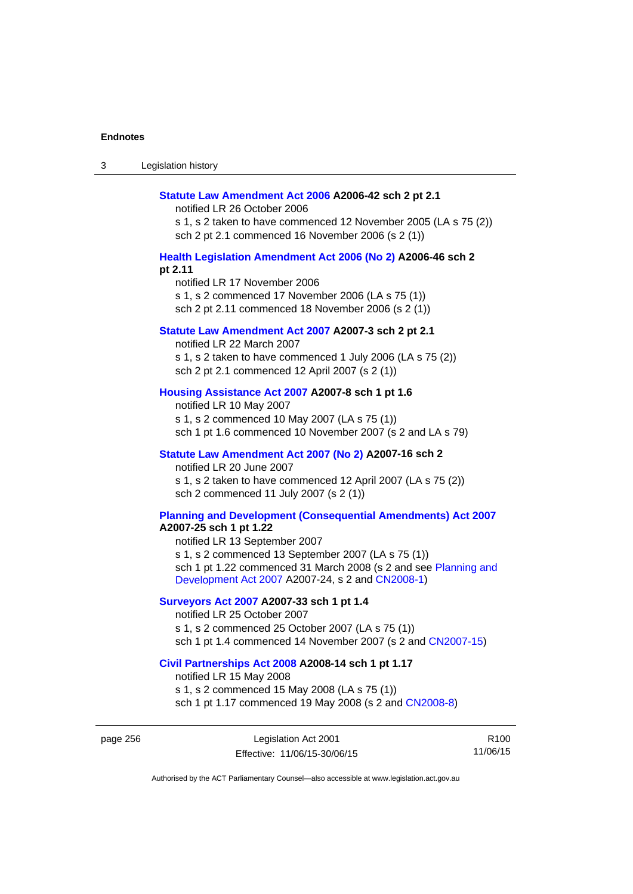**Statute Law Amendment Act 2006 A2006-42 sch 2 pt 2.1**

notified LR 26 October 2006

s 1, s 2 taken to have commenced 12 November 2005 (LA s 75 (2))

sch 2 pt 2.1 commenced 16 November 2006 (s 2 (1))

**Health Legislation Amendment Act 2006 (No 2) A2006-46 sch 2 pt 2.11**

notified LR 17 November 2006

s 1, s 2 commenced 17 November 2006 (LA s 75 (1))

sch 2 pt 2.11 commenced 18 November 2006 (s 2 (1))

**Statute Law Amendment Act 2007 A2007-3 sch 2 pt 2.1**

notified LR 22 March 2007

s 1, s 2 taken to have commenced 1 July 2006 (LA s 75 (2))

sch 2 pt 2.1 commenced 12 April 2007 (s 2 (1))

**Housing Assistance Act 2007 A2007-8 sch 1 pt 1.6**

notified LR 10 May 2007

s 1, s 2 commenced 10 May 2007 (LA s 75 (1))

sch 1 pt 1.6 commenced 10 November 2007 (s 2 and LA s 79)

**Statute Law Amendment Act 2007 (No 2) A2007-16 sch 2**

notified LR 20 June 2007

s 1, s 2 taken to have commenced 12 April 2007 (LA s 75 (2))

sch 2 commenced 11 July 2007 (s 2 (1))

**Planning and Development (Consequential Amendments) Act 2007 A2007-25 sch 1 pt 1.22**

notified LR 13 September 2007

s 1, s 2 commenced 13 September 2007 (LA s 75 (1))

sch 1 pt 1.22 commenced 31 March 2008 (s 2 and see Planning and Development Act 2007 A2007-24, s 2 and CN2008-1)

**Surveyors Act 2007 A2007-33 sch 1 pt 1.4**

notified LR 25 October 2007

s 1, s 2 commenced 25 October 2007 (LA s 75 (1))

sch 1 pt 1.4 commenced 14 November 2007 (s 2 and CN2007-15)

**Civil Partnerships Act 2008 A2008-14 sch 1 pt 1.17**

notified LR 15 May 2008

s 1, s 2 commenced 15 May 2008 (LA s 75 (1))

sch 1 pt 1.17 commenced 19 May 2008 (s 2 and CN2008-8)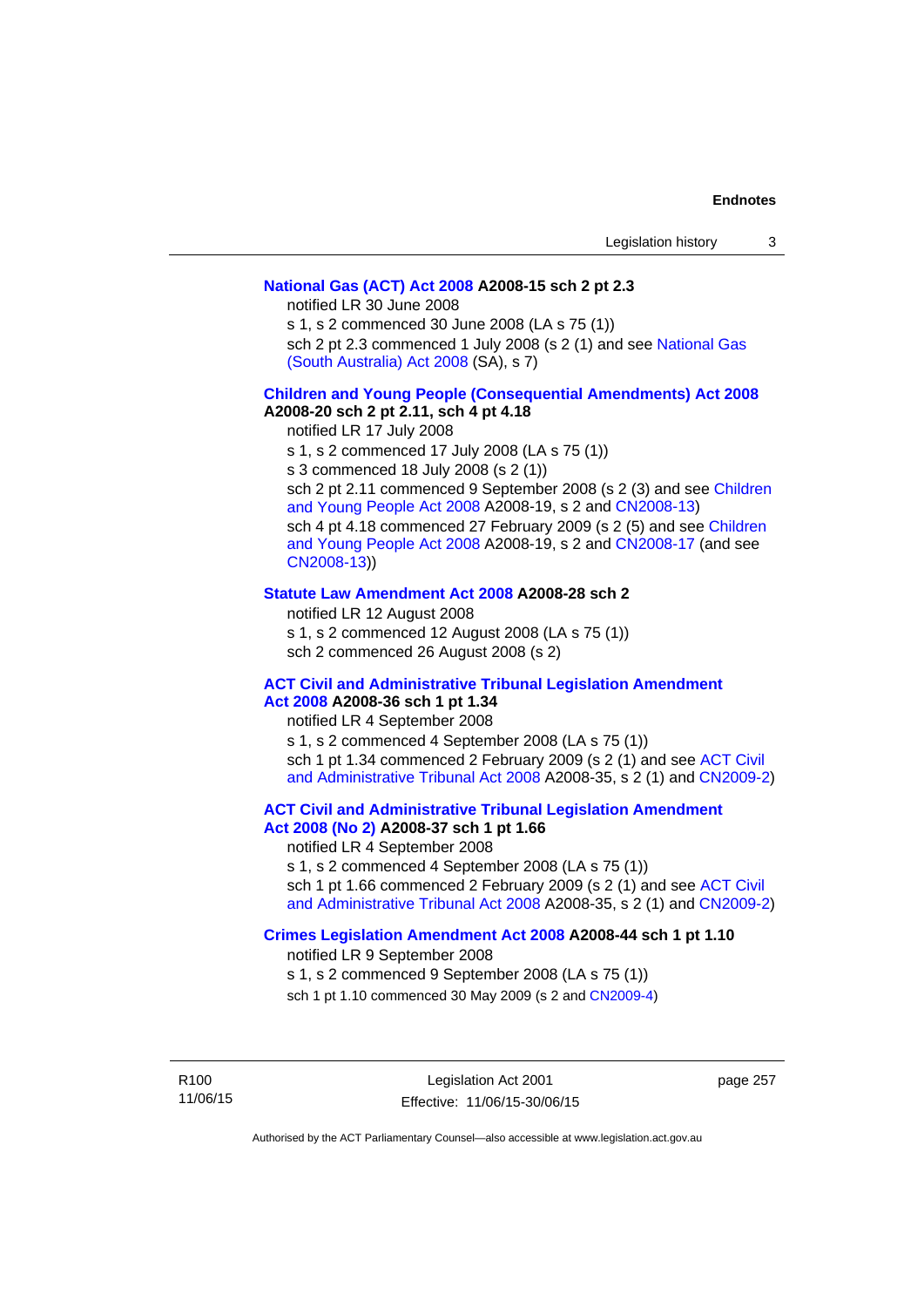**National Gas (ACT) Act 2008 A2008-15 sch 2 pt 2.3**

notified LR 30 June 2008

s 1, s 2 commenced 30 June 2008 (LA s 75 (1))

sch 2 pt 2.3 commenced 1 July 2008 (s 2 (1) and see National Gas (South Australia) Act 2008 (SA), s 7)

**Children and Young People (Consequential Amendments) Act 2008 A2008-20 sch 2 pt 2.11, sch 4 pt 4.18**

notified LR 17 July 2008

s 1, s 2 commenced 17 July 2008 (LA s 75 (1))

s 3 commenced 18 July 2008 (s 2 (1))

sch 2 pt 2.11 commenced 9 September 2008 (s 2 (3) and see Children and Young People Act 2008 A2008-19, s 2 and CN2008-13)

sch 4 pt 4.18 commenced 27 February 2009 (s 2 (5) and see Children and Young People Act 2008 A2008-19, s 2 and CN2008-17 (and see CN2008-13))

**Statute Law Amendment Act 2008 A2008-28 sch 2**

notified LR 12 August 2008

s 1, s 2 commenced 12 August 2008 (LA s 75 (1))

sch 2 commenced 26 August 2008 (s 2)

**ACT Civil and Administrative Tribunal Legislation Amendment Act 2008 A2008-36 sch 1 pt 1.34**

notified LR 4 September 2008

s 1, s 2 commenced 4 September 2008 (LA s 75 (1))

sch 1 pt 1.34 commenced 2 February 2009 (s 2 (1) and see ACT Civil and Administrative Tribunal Act 2008 A2008-35, s 2 (1) and CN2009-2)

**ACT Civil and Administrative Tribunal Legislation Amendment Act 2008 (No 2) A2008-37 sch 1 pt 1.66**

notified LR 4 September 2008

s 1, s 2 commenced 4 September 2008 (LA s 75 (1))

sch 1 pt 1.66 commenced 2 February 2009 (s 2 (1) and see ACT Civil and Administrative Tribunal Act 2008 A2008-35, s 2 (1) and CN2009-2)

**Crimes Legislation Amendment Act 2008 A2008-44 sch 1 pt 1.10**

notified LR 9 September 2008

s 1, s 2 commenced 9 September 2008 (LA s 75 (1))

sch 1 pt 1.10 commenced 30 May 2009 (s 2 and CN2009-4)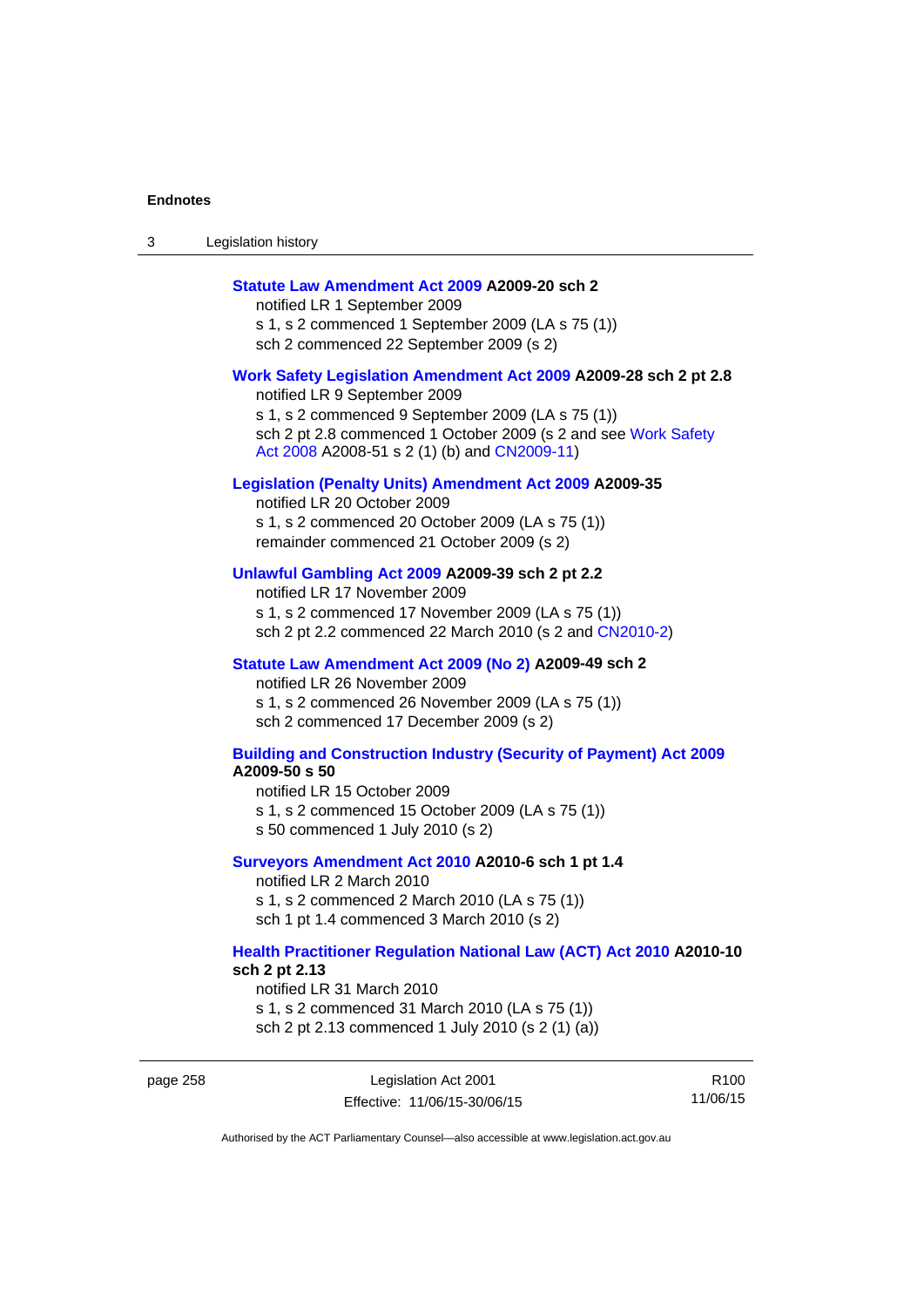**Statute Law Amendment Act 2009 A2009-20 sch 2**

notified LR 1 September 2009

s 1, s 2 commenced 1 September 2009 (LA s 75 (1))

sch 2 commenced 22 September 2009 (s 2)

**Work Safety Legislation Amendment Act 2009 A2009-28 sch 2 pt 2.8**

notified LR 9 September 2009

s 1, s 2 commenced 9 September 2009 (LA s 75 (1))

sch 2 pt 2.8 commenced 1 October 2009 (s 2 and see Work Safety Act 2008 A2008-51 s 2 (1) (b) and CN2009-11)

**Legislation (Penalty Units) Amendment Act 2009 A2009-35**

notified LR 20 October 2009

s 1, s 2 commenced 20 October 2009 (LA s 75 (1))

remainder commenced 21 October 2009 (s 2)

**Unlawful Gambling Act 2009 A2009-39 sch 2 pt 2.2**

notified LR 17 November 2009

s 1, s 2 commenced 17 November 2009 (LA s 75 (1))

sch 2 pt 2.2 commenced 22 March 2010 (s 2 and CN2010-2)

**Statute Law Amendment Act 2009 (No 2) A2009-49 sch 2**

notified LR 26 November 2009

s 1, s 2 commenced 26 November 2009 (LA s 75 (1))

sch 2 commenced 17 December 2009 (s 2)

**Building and Construction Industry (Security of Payment) Act 2009 A2009-50 s 50**

notified LR 15 October 2009

s 1, s 2 commenced 15 October 2009 (LA s 75 (1))

s 50 commenced 1 July 2010 (s 2)

**Surveyors Amendment Act 2010 A2010-6 sch 1 pt 1.4**

notified LR 2 March 2010

s 1, s 2 commenced 2 March 2010 (LA s 75 (1))

sch 1 pt 1.4 commenced 3 March 2010 (s 2)

**Health Practitioner Regulation National Law (ACT) Act 2010 A2010-10 sch 2 pt 2.13**

notified LR 31 March 2010

s 1, s 2 commenced 31 March 2010 (LA s 75 (1))

sch 2 pt 2.13 commenced 1 July 2010 (s 2 (1) (a))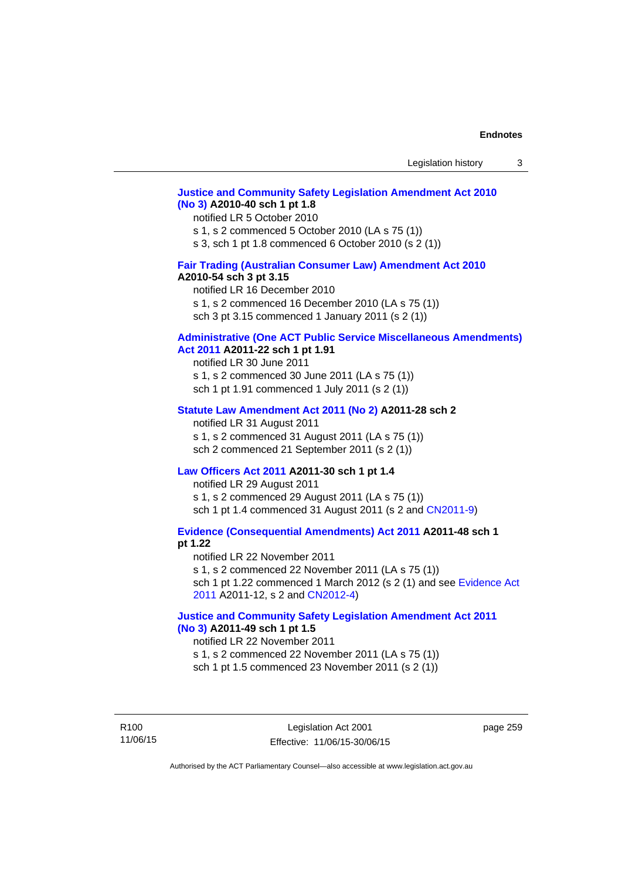**Justice and Community Safety Legislation Amendment Act 2010 (No 3) A2010-40 sch 1 pt 1.8**

notified LR 5 October 2010

s 1, s 2 commenced 5 October 2010 (LA s 75 (1))

s 3, sch 1 pt 1.8 commenced 6 October 2010 (s 2 (1))

**Fair Trading (Australian Consumer Law) Amendment Act 2010 A2010-54 sch 3 pt 3.15**

notified LR 16 December 2010

s 1, s 2 commenced 16 December 2010 (LA s 75 (1))

sch 3 pt 3.15 commenced 1 January 2011 (s 2 (1))

**Administrative (One ACT Public Service Miscellaneous Amendments) Act 2011 A2011-22 sch 1 pt 1.91**

notified LR 30 June 2011

s 1, s 2 commenced 30 June 2011 (LA s 75 (1))

sch 1 pt 1.91 commenced 1 July 2011 (s 2 (1))

**Statute Law Amendment Act 2011 (No 2) A2011-28 sch 2**

notified LR 31 August 2011

s 1, s 2 commenced 31 August 2011 (LA s 75 (1))

sch 2 commenced 21 September 2011 (s 2 (1))

**Law Officers Act 2011 A2011-30 sch 1 pt 1.4**

notified LR 29 August 2011

s 1, s 2 commenced 29 August 2011 (LA s 75 (1))

sch 1 pt 1.4 commenced 31 August 2011 (s 2 and CN2011-9)

**Evidence (Consequential Amendments) Act 2011 A2011-48 sch 1 pt 1.22**

notified LR 22 November 2011

s 1, s 2 commenced 22 November 2011 (LA s 75 (1))

sch 1 pt 1.22 commenced 1 March 2012 (s 2 (1) and see Evidence Act 2011 A2011-12, s 2 and CN2012-4)

**Justice and Community Safety Legislation Amendment Act 2011 (No 3) A2011-49 sch 1 pt 1.5**

notified LR 22 November 2011

s 1, s 2 commenced 22 November 2011 (LA s 75 (1))

sch 1 pt 1.5 commenced 23 November 2011 (s 2 (1))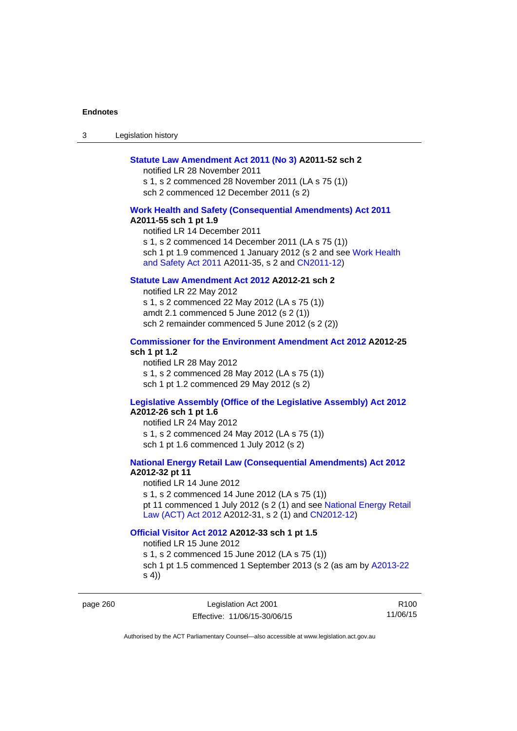**Statute Law Amendment Act 2011 (No 3) A2011-52 sch 2**

notified LR 28 November 2011

s 1, s 2 commenced 28 November 2011 (LA s 75 (1))

sch 2 commenced 12 December 2011 (s 2)

**Work Health and Safety (Consequential Amendments) Act 2011 A2011-55 sch 1 pt 1.9**

notified LR 14 December 2011

s 1, s 2 commenced 14 December 2011 (LA s 75 (1))

sch 1 pt 1.9 commenced 1 January 2012 (s 2 and see Work Health and Safety Act 2011 A2011-35, s 2 and CN2011-12)

**Statute Law Amendment Act 2012 A2012-21 sch 2**

notified LR 22 May 2012

s 1, s 2 commenced 22 May 2012 (LA s 75 (1))

amdt 2.1 commenced 5 June 2012 (s 2 (1))

sch 2 remainder commenced 5 June 2012 (s 2 (2))

**Commissioner for the Environment Amendment Act 2012 A2012-25 sch 1 pt 1.2**

notified LR 28 May 2012

s 1, s 2 commenced 28 May 2012 (LA s 75 (1))

sch 1 pt 1.2 commenced 29 May 2012 (s 2)

**Legislative Assembly (Office of the Legislative Assembly) Act 2012 A2012-26 sch 1 pt 1.6**

notified LR 24 May 2012

s 1, s 2 commenced 24 May 2012 (LA s 75 (1))

sch 1 pt 1.6 commenced 1 July 2012 (s 2)

**National Energy Retail Law (Consequential Amendments) Act 2012 A2012-32 pt 11**

notified LR 14 June 2012

s 1, s 2 commenced 14 June 2012 (LA s 75 (1))

pt 11 commenced 1 July 2012 (s 2 (1) and see National Energy Retail Law (ACT) Act 2012 A2012-31, s 2 (1) and CN2012-12)

**Official Visitor Act 2012 A2012-33 sch 1 pt 1.5**

notified LR 15 June 2012

s 1, s 2 commenced 15 June 2012 (LA s 75 (1))

sch 1 pt 1.5 commenced 1 September 2013 (s 2 (as am by A2013-22 s 4))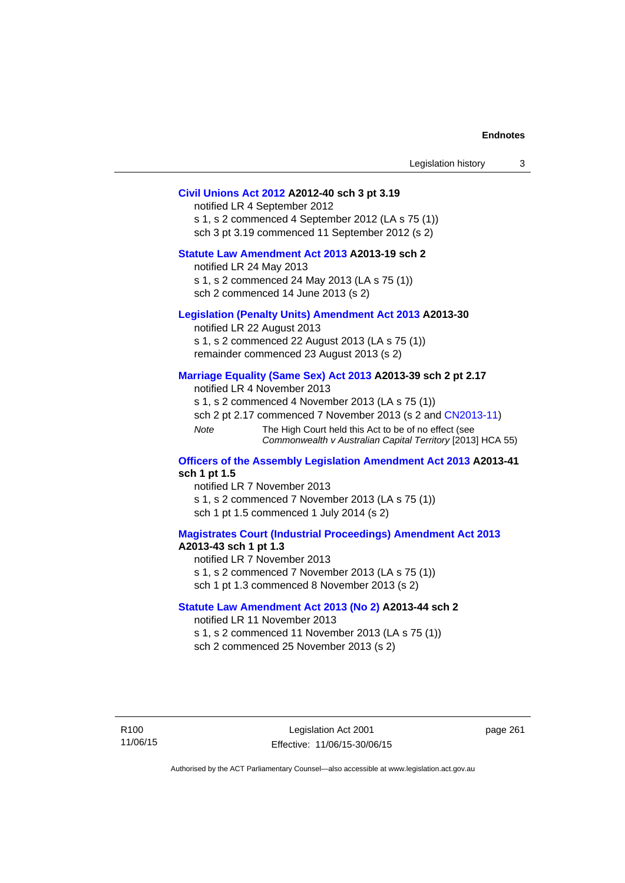**Civil Unions Act 2012 A2012-40 sch 3 pt 3.19**

notified LR 4 September 2012
s 1, s 2 commenced 4 September 2012 (LA s 75 (1))
sch 3 pt 3.19 commenced 11 September 2012 (s 2)

**Statute Law Amendment Act 2013 A2013-19 sch 2**

notified LR 24 May 2013
s 1, s 2 commenced 24 May 2013 (LA s 75 (1))
sch 2 commenced 14 June 2013 (s 2)

**Legislation (Penalty Units) Amendment Act 2013 A2013-30**

notified LR 22 August 2013
s 1, s 2 commenced 22 August 2013 (LA s 75 (1))
remainder commenced 23 August 2013 (s 2)

**Marriage Equality (Same Sex) Act 2013 A2013-39 sch 2 pt 2.17**

notified LR 4 November 2013
s 1, s 2 commenced 4 November 2013 (LA s 75 (1))
sch 2 pt 2.17 commenced 7 November 2013 (s 2 and CN2013-11)

*Note* The High Court held this Act to be of no effect (see *Commonwealth v Australian Capital Territory* [2013] HCA 55)

**Officers of the Assembly Legislation Amendment Act 2013 A2013-41 sch 1 pt 1.5**

notified LR 7 November 2013
s 1, s 2 commenced 7 November 2013 (LA s 75 (1))
sch 1 pt 1.5 commenced 1 July 2014 (s 2)

**Magistrates Court (Industrial Proceedings) Amendment Act 2013 A2013-43 sch 1 pt 1.3**

notified LR 7 November 2013
s 1, s 2 commenced 7 November 2013 (LA s 75 (1))
sch 1 pt 1.3 commenced 8 November 2013 (s 2)

**Statute Law Amendment Act 2013 (No 2) A2013-44 sch 2**

notified LR 11 November 2013
s 1, s 2 commenced 11 November 2013 (LA s 75 (1))
sch 2 commenced 25 November 2013 (s 2)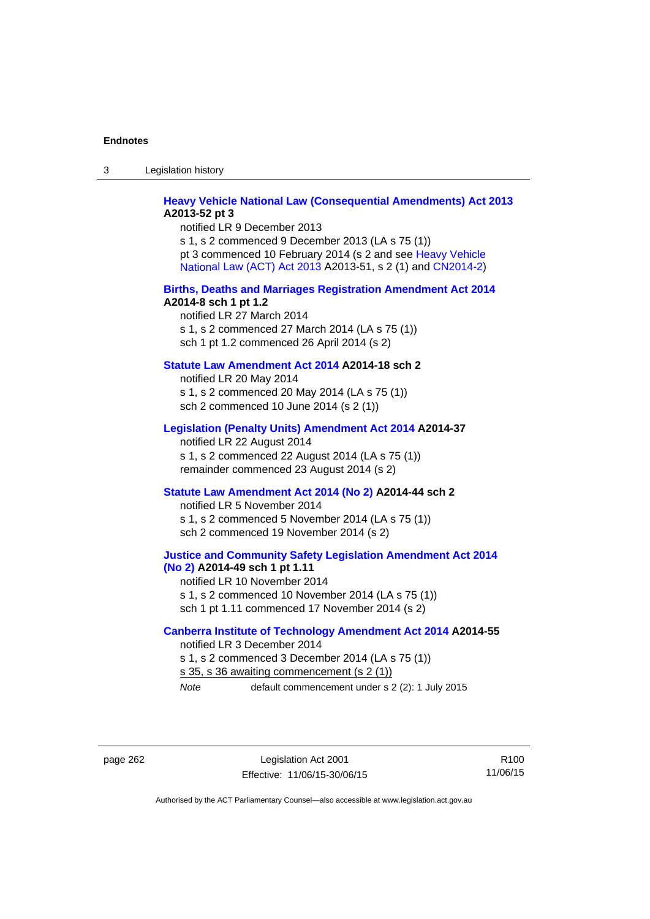**Heavy Vehicle National Law (Consequential Amendments) Act 2013 A2013-52 pt 3**
notified LR 9 December 2013
s 1, s 2 commenced 9 December 2013 (LA s 75 (1))
pt 3 commenced 10 February 2014 (s 2 and see Heavy Vehicle National Law (ACT) Act 2013 A2013-51, s 2 (1) and CN2014-2)

**Births, Deaths and Marriages Registration Amendment Act 2014 A2014-8 sch 1 pt 1.2**
notified LR 27 March 2014
s 1, s 2 commenced 27 March 2014 (LA s 75 (1))
sch 1 pt 1.2 commenced 26 April 2014 (s 2)

**Statute Law Amendment Act 2014 A2014-18 sch 2**
notified LR 20 May 2014
s 1, s 2 commenced 20 May 2014 (LA s 75 (1))
sch 2 commenced 10 June 2014 (s 2 (1))

**Legislation (Penalty Units) Amendment Act 2014 A2014-37**
notified LR 22 August 2014
s 1, s 2 commenced 22 August 2014 (LA s 75 (1))
remainder commenced 23 August 2014 (s 2)

**Statute Law Amendment Act 2014 (No 2) A2014-44 sch 2**
notified LR 5 November 2014
s 1, s 2 commenced 5 November 2014 (LA s 75 (1))
sch 2 commenced 19 November 2014 (s 2)

**Justice and Community Safety Legislation Amendment Act 2014 (No 2) A2014-49 sch 1 pt 1.11**
notified LR 10 November 2014
s 1, s 2 commenced 10 November 2014 (LA s 75 (1))
sch 1 pt 1.11 commenced 17 November 2014 (s 2)

**Canberra Institute of Technology Amendment Act 2014 A2014-55**
notified LR 3 December 2014
s 1, s 2 commenced 3 December 2014 (LA s 75 (1))
s 35, s 36 awaiting commencement (s 2 (1))

*Note* default commencement under s 2 (2): 1 July 2015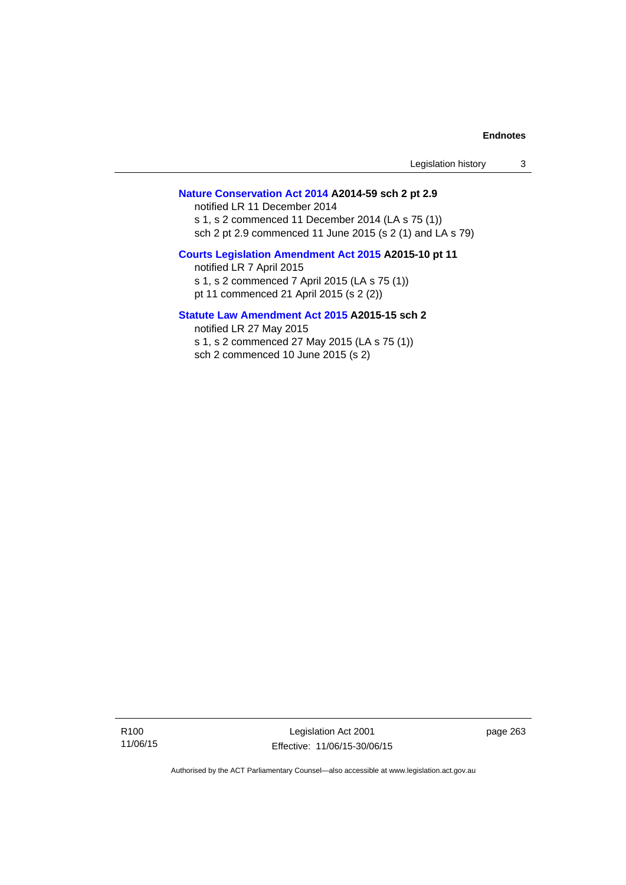**Nature Conservation Act 2014 A2014-59 sch 2 pt 2.9**

notified LR 11 December 2014

s 1, s 2 commenced 11 December 2014 (LA s 75 (1))

sch 2 pt 2.9 commenced 11 June 2015 (s 2 (1) and LA s 79)

**Courts Legislation Amendment Act 2015 A2015-10 pt 11**

notified LR 7 April 2015

s 1, s 2 commenced 7 April 2015 (LA s 75 (1))

pt 11 commenced 21 April 2015 (s 2 (2))

**Statute Law Amendment Act 2015 A2015-15 sch 2**

notified LR 27 May 2015

s 1, s 2 commenced 27 May 2015 (LA s 75 (1))

sch 2 commenced 10 June 2015 (s 2)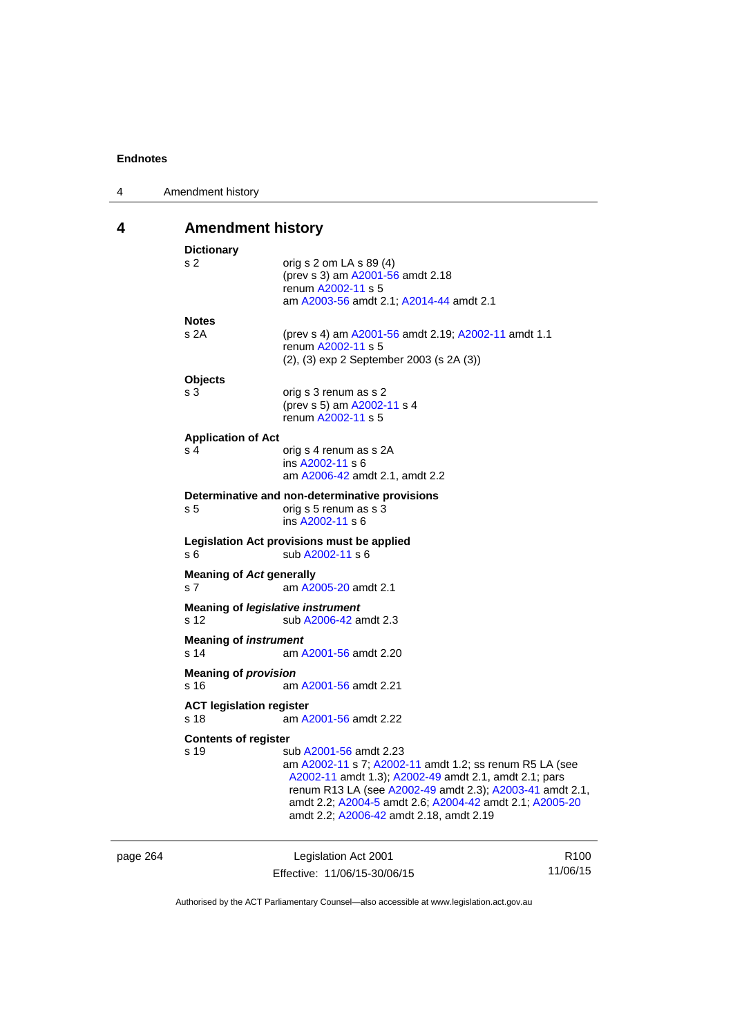# 4 Amendment history

**Dictionary**

s 2 orig s 2 om LA s 89 (4)
(prev s 3) am A2001-56 amdt 2.18
renum A2002-11 s 5
am A2003-56 amdt 2.1; A2014-44 amdt 2.1

**Notes**

s 2A (prev s 4) am A2001-56 amdt 2.19; A2002-11 amdt 1.1
renum A2002-11 s 5
(2), (3) exp 2 September 2003 (s 2A (3))

**Objects**

s 3 orig s 3 renum as s 2
(prev s 5) am A2002-11 s 4
renum A2002-11 s 5

**Application of Act**

s 4 orig s 4 renum as s 2A
ins A2002-11 s 6
am A2006-42 amdt 2.1, amdt 2.2

**Determinative and non-determinative provisions**

s 5 orig s 5 renum as s 3
ins A2002-11 s 6

**Legislation Act provisions must be applied**

s 6 sub A2002-11 s 6

**Meaning of *Act* generally**

s 7 am A2005-20 amdt 2.1

**Meaning of *legislative instrument***

s 12 sub A2006-42 amdt 2.3

**Meaning of *instrument***

s 14 am A2001-56 amdt 2.20

**Meaning of *provision***

s 16 am A2001-56 amdt 2.21

**ACT legislation register**

s 18 am A2001-56 amdt 2.22

**Contents of register**

s 19 sub A2001-56 amdt 2.23
am A2002-11 s 7; A2002-11 amdt 1.2; ss renum R5 LA (see A2002-11 amdt 1.3); A2002-49 amdt 2.1, amdt 2.1; pars renum R13 LA (see A2002-49 amdt 2.3); A2003-41 amdt 2.1, amdt 2.2; A2004-5 amdt 2.6; A2004-42 amdt 2.1; A2005-20 amdt 2.2; A2006-42 amdt 2.18, amdt 2.19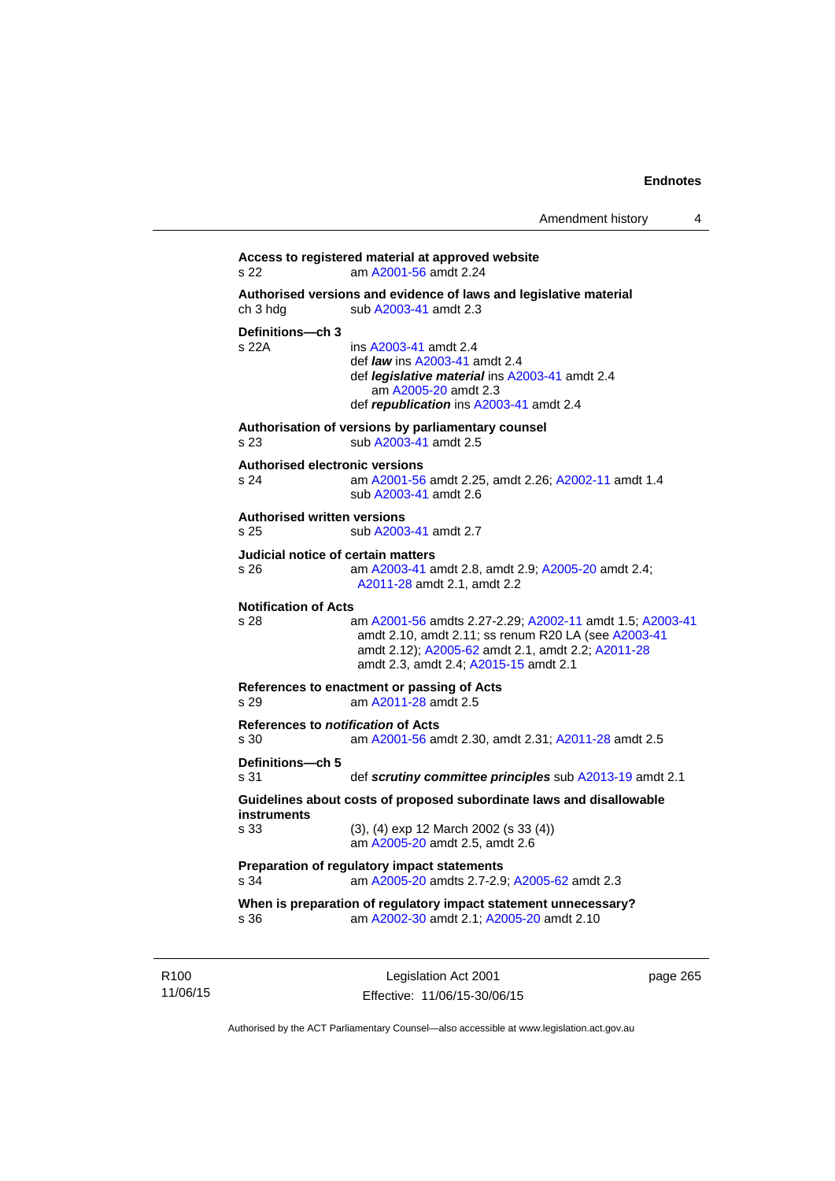**Access to registered material at approved website**

s 22 am A2001-56 amdt 2.24

**Authorised versions and evidence of laws and legislative material**

ch 3 hdg sub A2003-41 amdt 2.3

**Definitions—ch 3**

s 22A ins A2003-41 amdt 2.4
def ***law*** ins A2003-41 amdt 2.4
def ***legislative material*** ins A2003-41 amdt 2.4
am A2005-20 amdt 2.3
def ***republication*** ins A2003-41 amdt 2.4

**Authorisation of versions by parliamentary counsel**

s 23 sub A2003-41 amdt 2.5

**Authorised electronic versions**

s 24 am A2001-56 amdt 2.25, amdt 2.26; A2002-11 amdt 1.4
sub A2003-41 amdt 2.6

**Authorised written versions**

s 25 sub A2003-41 amdt 2.7

**Judicial notice of certain matters**

s 26 am A2003-41 amdt 2.8, amdt 2.9; A2005-20 amdt 2.4; A2011-28 amdt 2.1, amdt 2.2

**Notification of Acts**

s 28 am A2001-56 amdts 2.27-2.29; A2002-11 amdt 1.5; A2003-41 amdt 2.10, amdt 2.11; ss renum R20 LA (see A2003-41 amdt 2.12); A2005-62 amdt 2.1, amdt 2.2; A2011-28 amdt 2.3, amdt 2.4; A2015-15 amdt 2.1

**References to enactment or passing of Acts**

s 29 am A2011-28 amdt 2.5

**References to *notification* of Acts**

s 30 am A2001-56 amdt 2.30, amdt 2.31; A2011-28 amdt 2.5

**Definitions—ch 5**

s 31 def ***scrutiny committee principles*** sub A2013-19 amdt 2.1

**Guidelines about costs of proposed subordinate laws and disallowable instruments**

s 33 (3), (4) exp 12 March 2002 (s 33 (4))
am A2005-20 amdt 2.5, amdt 2.6

**Preparation of regulatory impact statements**

s 34 am A2005-20 amdts 2.7-2.9; A2005-62 amdt 2.3

**When is preparation of regulatory impact statement unnecessary?**

s 36 am A2002-30 amdt 2.1; A2005-20 amdt 2.10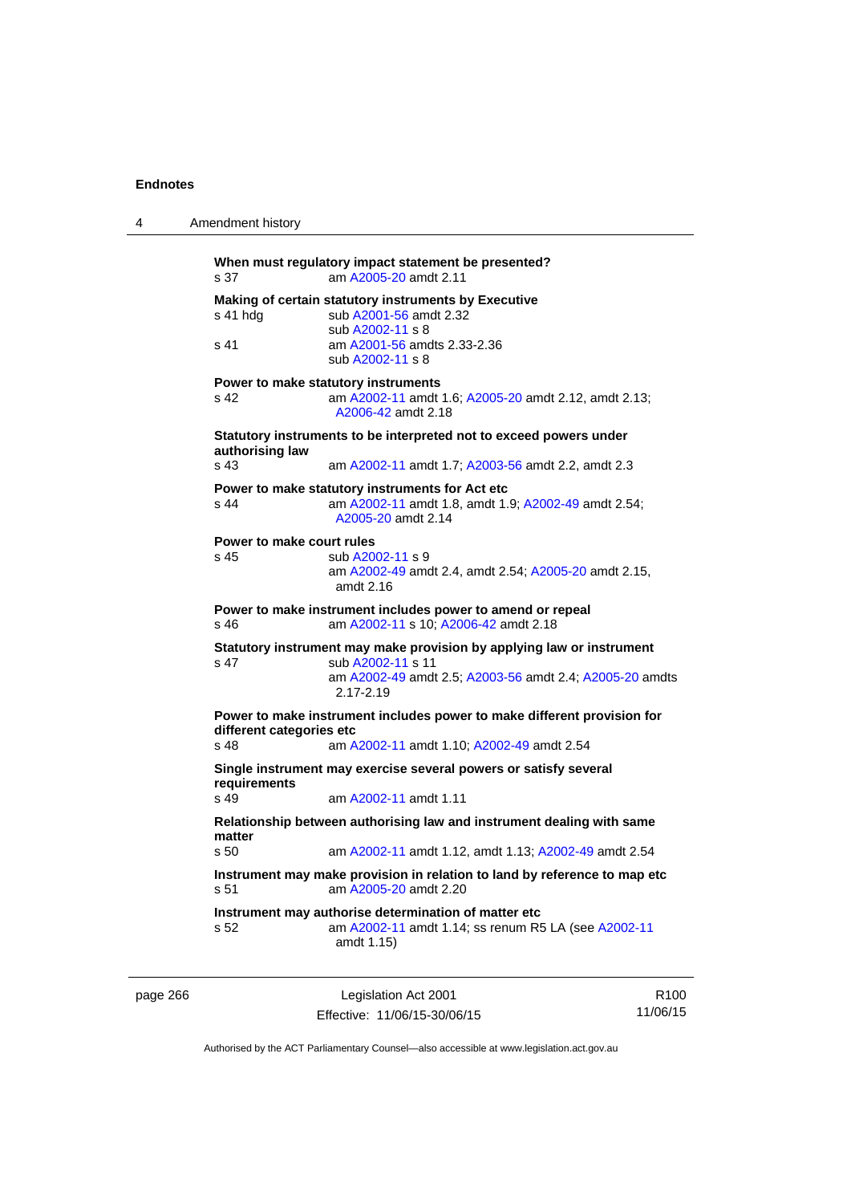**When must regulatory impact statement be presented?**
s 37 am A2005-20 amdt 2.11

**Making of certain statutory instruments by Executive**
s 41 hdg sub A2001-56 amdt 2.32
sub A2002-11 s 8
s 41 am A2001-56 amdts 2.33-2.36
sub A2002-11 s 8

**Power to make statutory instruments**
s 42 am A2002-11 amdt 1.6; A2005-20 amdt 2.12, amdt 2.13; A2006-42 amdt 2.18

**Statutory instruments to be interpreted not to exceed powers under authorising law**
s 43 am A2002-11 amdt 1.7; A2003-56 amdt 2.2, amdt 2.3

**Power to make statutory instruments for Act etc**
s 44 am A2002-11 amdt 1.8, amdt 1.9; A2002-49 amdt 2.54; A2005-20 amdt 2.14

**Power to make court rules**
s 45 sub A2002-11 s 9
am A2002-49 amdt 2.4, amdt 2.54; A2005-20 amdt 2.15, amdt 2.16

**Power to make instrument includes power to amend or repeal**
s 46 am A2002-11 s 10; A2006-42 amdt 2.18

**Statutory instrument may make provision by applying law or instrument**
s 47 sub A2002-11 s 11
am A2002-49 amdt 2.5; A2003-56 amdt 2.4; A2005-20 amdts 2.17-2.19

**Power to make instrument includes power to make different provision for different categories etc**
s 48 am A2002-11 amdt 1.10; A2002-49 amdt 2.54

**Single instrument may exercise several powers or satisfy several requirements**
s 49 am A2002-11 amdt 1.11

**Relationship between authorising law and instrument dealing with same matter**
s 50 am A2002-11 amdt 1.12, amdt 1.13; A2002-49 amdt 2.54

**Instrument may make provision in relation to land by reference to map etc**
s 51 am A2005-20 amdt 2.20

**Instrument may authorise determination of matter etc**
s 52 am A2002-11 amdt 1.14; ss renum R5 LA (see A2002-11 amdt 1.15)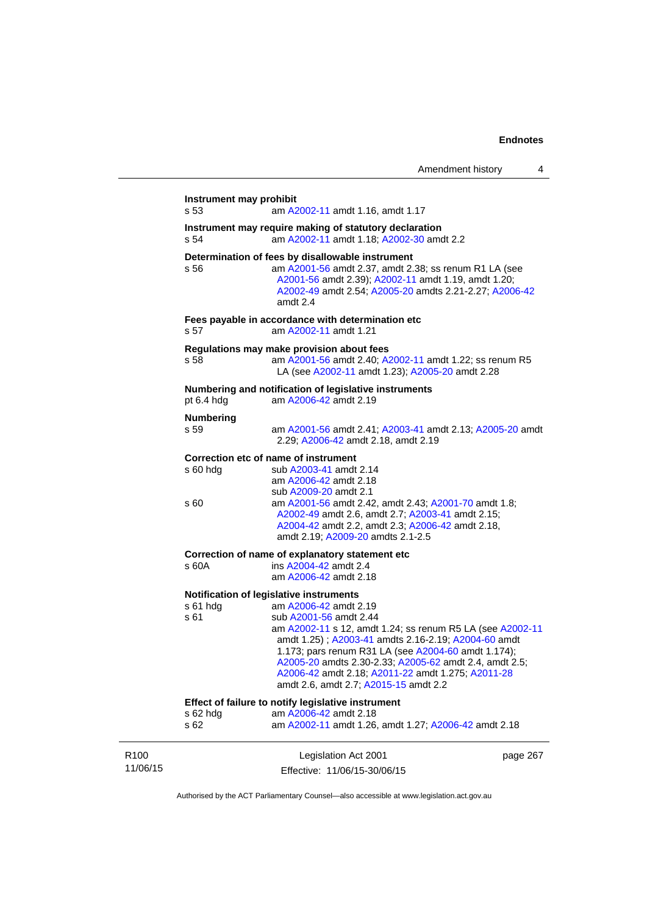**Instrument may prohibit**

s 53 am A2002-11 amdt 1.16, amdt 1.17

**Instrument may require making of statutory declaration**

s 54 am A2002-11 amdt 1.18; A2002-30 amdt 2.2

**Determination of fees by disallowable instrument**

s 56 am A2001-56 amdt 2.37, amdt 2.38; ss renum R1 LA (see A2001-56 amdt 2.39); A2002-11 amdt 1.19, amdt 1.20; A2002-49 amdt 2.54; A2005-20 amdts 2.21-2.27; A2006-42 amdt 2.4

**Fees payable in accordance with determination etc**

s 57 am A2002-11 amdt 1.21

**Regulations may make provision about fees**

s 58 am A2001-56 amdt 2.40; A2002-11 amdt 1.22; ss renum R5 LA (see A2002-11 amdt 1.23); A2005-20 amdt 2.28

**Numbering and notification of legislative instruments**

pt 6.4 hdg am A2006-42 amdt 2.19

**Numbering**

s 59 am A2001-56 amdt 2.41; A2003-41 amdt 2.13; A2005-20 amdt 2.29; A2006-42 amdt 2.18, amdt 2.19

**Correction etc of name of instrument**

s 60 hdg sub A2003-41 amdt 2.14
am A2006-42 amdt 2.18
sub A2009-20 amdt 2.1

s 60 am A2001-56 amdt 2.42, amdt 2.43; A2001-70 amdt 1.8; A2002-49 amdt 2.6, amdt 2.7; A2003-41 amdt 2.15; A2004-42 amdt 2.2, amdt 2.3; A2006-42 amdt 2.18, amdt 2.19; A2009-20 amdts 2.1-2.5

**Correction of name of explanatory statement etc**

s 60A ins A2004-42 amdt 2.4
am A2006-42 amdt 2.18

**Notification of legislative instruments**

s 61 hdg am A2006-42 amdt 2.19

s 61 sub A2001-56 amdt 2.44
am A2002-11 s 12, amdt 1.24; ss renum R5 LA (see A2002-11 amdt 1.25) ; A2003-41 amdts 2.16-2.19; A2004-60 amdt 1.173; pars renum R31 LA (see A2004-60 amdt 1.174); A2005-20 amdts 2.30-2.33; A2005-62 amdt 2.4, amdt 2.5; A2006-42 amdt 2.18; A2011-22 amdt 1.275; A2011-28 amdt 2.6, amdt 2.7; A2015-15 amdt 2.2

**Effect of failure to notify legislative instrument**

s 62 hdg am A2006-42 amdt 2.18

s 62 am A2002-11 amdt 1.26, amdt 1.27; A2006-42 amdt 2.18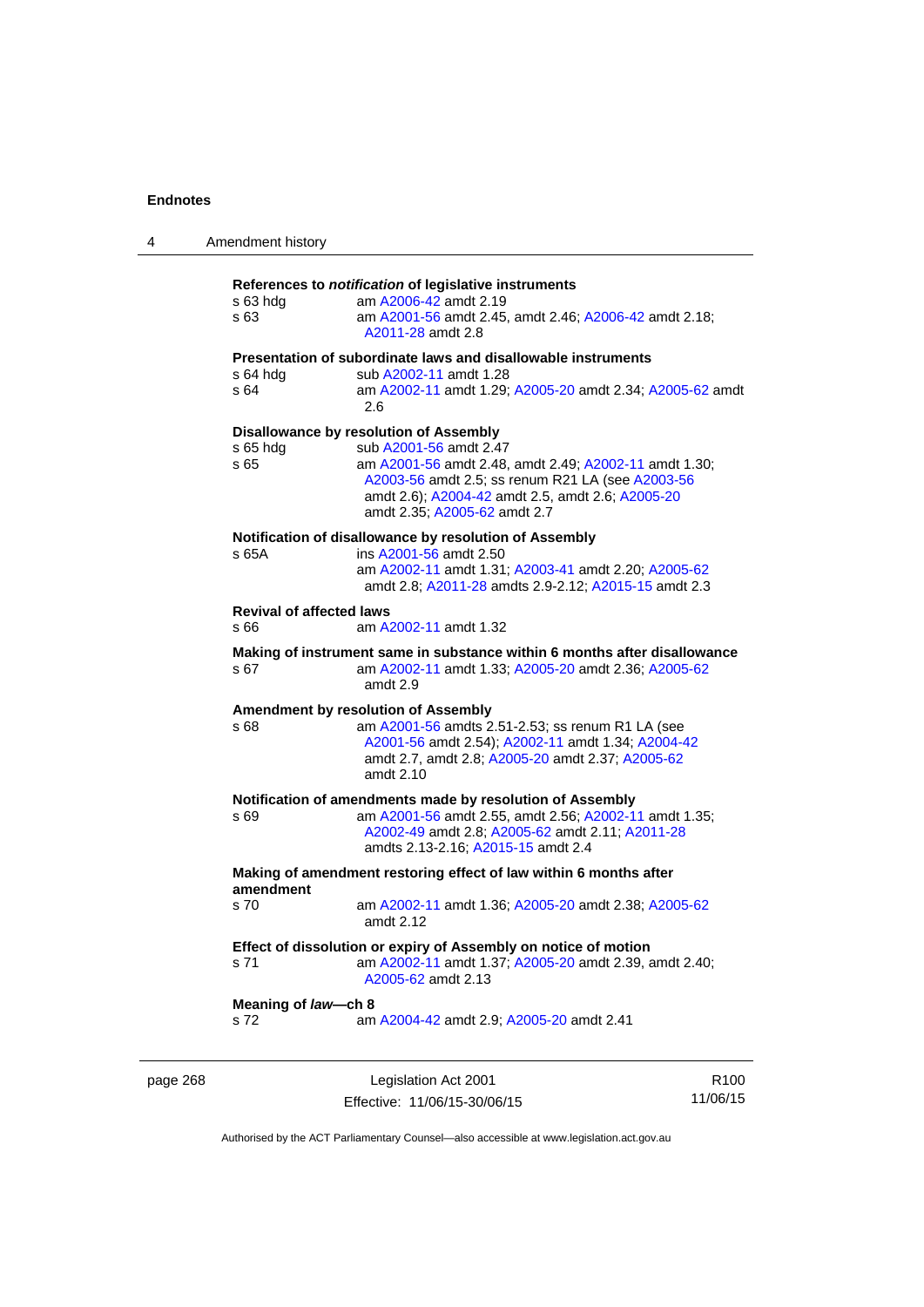**References to *notification* of legislative instruments**

s 63 hdg — am A2006-42 amdt 2.19

s 63 — am A2001-56 amdt 2.45, amdt 2.46; A2006-42 amdt 2.18; A2011-28 amdt 2.8

**Presentation of subordinate laws and disallowable instruments**

s 64 hdg — sub A2002-11 amdt 1.28

s 64 — am A2002-11 amdt 1.29; A2005-20 amdt 2.34; A2005-62 amdt 2.6

**Disallowance by resolution of Assembly**

s 65 hdg — sub A2001-56 amdt 2.47

s 65 — am A2001-56 amdt 2.48, amdt 2.49; A2002-11 amdt 1.30; A2003-56 amdt 2.5; ss renum R21 LA (see A2003-56 amdt 2.6); A2004-42 amdt 2.5, amdt 2.6; A2005-20 amdt 2.35; A2005-62 amdt 2.7

**Notification of disallowance by resolution of Assembly**

s 65A — ins A2001-56 amdt 2.50
am A2002-11 amdt 1.31; A2003-41 amdt 2.20; A2005-62 amdt 2.8; A2011-28 amdts 2.9-2.12; A2015-15 amdt 2.3

**Revival of affected laws**

s 66 — am A2002-11 amdt 1.32

**Making of instrument same in substance within 6 months after disallowance**

s 67 — am A2002-11 amdt 1.33; A2005-20 amdt 2.36; A2005-62 amdt 2.9

**Amendment by resolution of Assembly**

s 68 — am A2001-56 amdts 2.51-2.53; ss renum R1 LA (see A2001-56 amdt 2.54); A2002-11 amdt 1.34; A2004-42 amdt 2.7, amdt 2.8; A2005-20 amdt 2.37; A2005-62 amdt 2.10

**Notification of amendments made by resolution of Assembly**

s 69 — am A2001-56 amdt 2.55, amdt 2.56; A2002-11 amdt 1.35; A2002-49 amdt 2.8; A2005-62 amdt 2.11; A2011-28 amdts 2.13-2.16; A2015-15 amdt 2.4

**Making of amendment restoring effect of law within 6 months after amendment**

s 70 — am A2002-11 amdt 1.36; A2005-20 amdt 2.38; A2005-62 amdt 2.12

**Effect of dissolution or expiry of Assembly on notice of motion**

s 71 — am A2002-11 amdt 1.37; A2005-20 amdt 2.39, amdt 2.40; A2005-62 amdt 2.13

**Meaning of *law*—ch 8**

s 72 — am A2004-42 amdt 2.9; A2005-20 amdt 2.41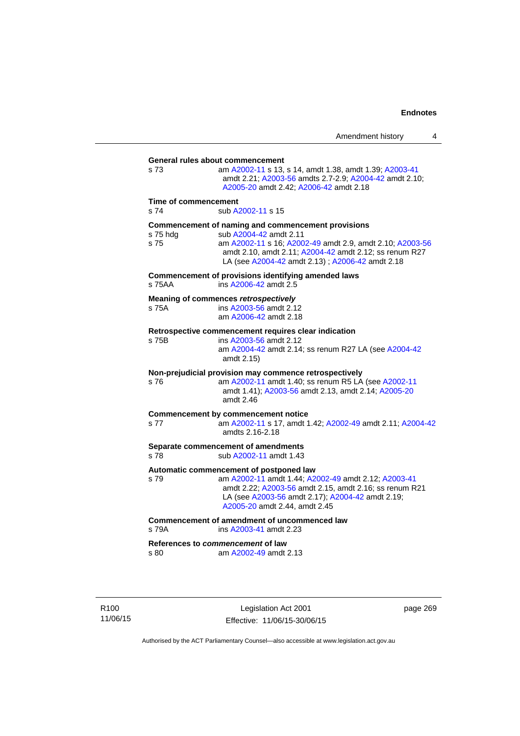**General rules about commencement**

s 73 — am A2002-11 s 13, s 14, amdt 1.38, amdt 1.39; A2003-41 amdt 2.21; A2003-56 amdts 2.7-2.9; A2004-42 amdt 2.10; A2005-20 amdt 2.42; A2006-42 amdt 2.18

**Time of commencement**

s 74 — sub A2002-11 s 15

**Commencement of naming and commencement provisions**

s 75 hdg — sub A2004-42 amdt 2.11

s 75 — am A2002-11 s 16; A2002-49 amdt 2.9, amdt 2.10; A2003-56 amdt 2.10, amdt 2.11; A2004-42 amdt 2.12; ss renum R27 LA (see A2004-42 amdt 2.13) ; A2006-42 amdt 2.18

**Commencement of provisions identifying amended laws**

s 75AA — ins A2006-42 amdt 2.5

**Meaning of commences *retrospectively***

s 75A — ins A2003-56 amdt 2.12
am A2006-42 amdt 2.18

**Retrospective commencement requires clear indication**

s 75B — ins A2003-56 amdt 2.12
am A2004-42 amdt 2.14; ss renum R27 LA (see A2004-42 amdt 2.15)

**Non-prejudicial provision may commence retrospectively**

s 76 — am A2002-11 amdt 1.40; ss renum R5 LA (see A2002-11 amdt 1.41); A2003-56 amdt 2.13, amdt 2.14; A2005-20 amdt 2.46

**Commencement by commencement notice**

s 77 — am A2002-11 s 17, amdt 1.42; A2002-49 amdt 2.11; A2004-42 amdts 2.16-2.18

**Separate commencement of amendments**

s 78 — sub A2002-11 amdt 1.43

**Automatic commencement of postponed law**

s 79 — am A2002-11 amdt 1.44; A2002-49 amdt 2.12; A2003-41 amdt 2.22; A2003-56 amdt 2.15, amdt 2.16; ss renum R21 LA (see A2003-56 amdt 2.17); A2004-42 amdt 2.19; A2005-20 amdt 2.44, amdt 2.45

**Commencement of amendment of uncommenced law**

s 79A — ins A2003-41 amdt 2.23

**References to *commencement* of law**

s 80 — am A2002-49 amdt 2.13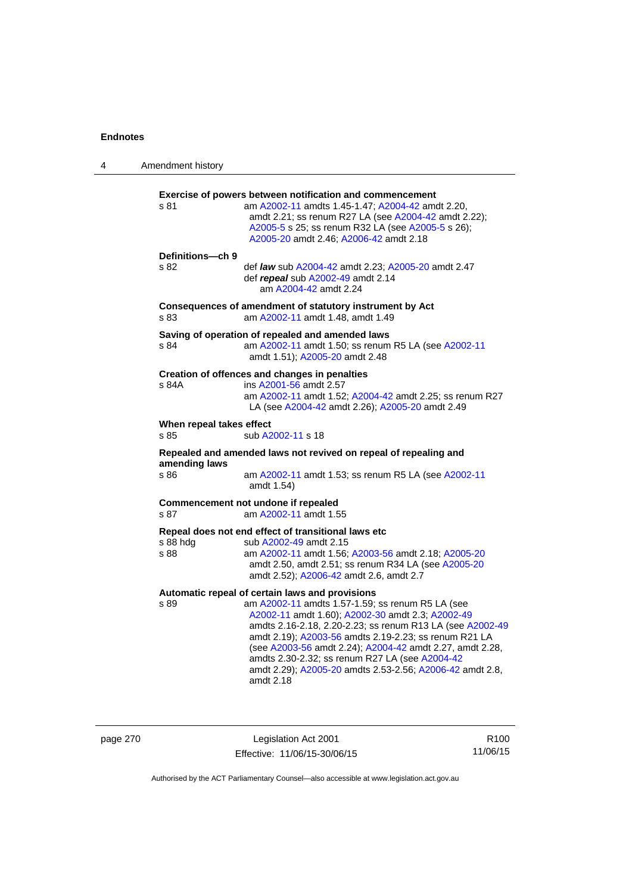**Exercise of powers between notification and commencement**

s 81 am A2002-11 amdts 1.45-1.47; A2004-42 amdt 2.20, amdt 2.21; ss renum R27 LA (see A2004-42 amdt 2.22); A2005-5 s 25; ss renum R32 LA (see A2005-5 s 26); A2005-20 amdt 2.46; A2006-42 amdt 2.18

**Definitions—ch 9**

s 82 def ***law*** sub A2004-42 amdt 2.23; A2005-20 amdt 2.47
def ***repeal*** sub A2002-49 amdt 2.14
am A2004-42 amdt 2.24

**Consequences of amendment of statutory instrument by Act**

s 83 am A2002-11 amdt 1.48, amdt 1.49

**Saving of operation of repealed and amended laws**

s 84 am A2002-11 amdt 1.50; ss renum R5 LA (see A2002-11 amdt 1.51); A2005-20 amdt 2.48

**Creation of offences and changes in penalties**

s 84A ins A2001-56 amdt 2.57
am A2002-11 amdt 1.52; A2004-42 amdt 2.25; ss renum R27 LA (see A2004-42 amdt 2.26); A2005-20 amdt 2.49

**When repeal takes effect**

s 85 sub A2002-11 s 18

**Repealed and amended laws not revived on repeal of repealing and amending laws**

s 86 am A2002-11 amdt 1.53; ss renum R5 LA (see A2002-11 amdt 1.54)

**Commencement not undone if repealed**

s 87 am A2002-11 amdt 1.55

**Repeal does not end effect of transitional laws etc**

s 88 hdg sub A2002-49 amdt 2.15
s 88 am A2002-11 amdt 1.56; A2003-56 amdt 2.18; A2005-20 amdt 2.50, amdt 2.51; ss renum R34 LA (see A2005-20 amdt 2.52); A2006-42 amdt 2.6, amdt 2.7

**Automatic repeal of certain laws and provisions**

s 89 am A2002-11 amdts 1.57-1.59; ss renum R5 LA (see A2002-11 amdt 1.60); A2002-30 amdt 2.3; A2002-49 amdts 2.16-2.18, 2.20-2.23; ss renum R13 LA (see A2002-49 amdt 2.19); A2003-56 amdts 2.19-2.23; ss renum R21 LA (see A2003-56 amdt 2.24); A2004-42 amdt 2.27, amdt 2.28, amdts 2.30-2.32; ss renum R27 LA (see A2004-42 amdt 2.29); A2005-20 amdts 2.53-2.56; A2006-42 amdt 2.8, amdt 2.18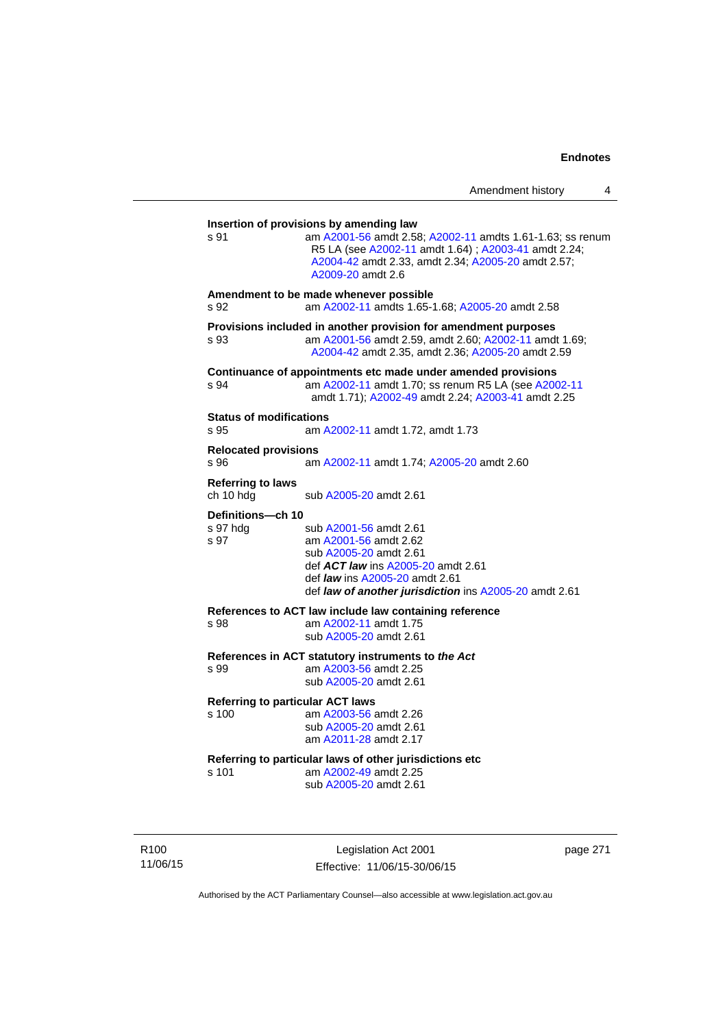**Insertion of provisions by amending law**

s 91 am A2001-56 amdt 2.58; A2002-11 amdts 1.61-1.63; ss renum R5 LA (see A2002-11 amdt 1.64) ; A2003-41 amdt 2.24; A2004-42 amdt 2.33, amdt 2.34; A2005-20 amdt 2.57; A2009-20 amdt 2.6

**Amendment to be made whenever possible**

s 92 am A2002-11 amdts 1.65-1.68; A2005-20 amdt 2.58

**Provisions included in another provision for amendment purposes**

s 93 am A2001-56 amdt 2.59, amdt 2.60; A2002-11 amdt 1.69; A2004-42 amdt 2.35, amdt 2.36; A2005-20 amdt 2.59

**Continuance of appointments etc made under amended provisions**

s 94 am A2002-11 amdt 1.70; ss renum R5 LA (see A2002-11 amdt 1.71); A2002-49 amdt 2.24; A2003-41 amdt 2.25

**Status of modifications**

s 95 am A2002-11 amdt 1.72, amdt 1.73

**Relocated provisions**

s 96 am A2002-11 amdt 1.74; A2005-20 amdt 2.60

**Referring to laws**

ch 10 hdg sub A2005-20 amdt 2.61

**Definitions—ch 10**

s 97 hdg sub A2001-56 amdt 2.61

s 97 am A2001-56 amdt 2.62
sub A2005-20 amdt 2.61
def ***ACT law*** ins A2005-20 amdt 2.61
def ***law*** ins A2005-20 amdt 2.61
def ***law of another jurisdiction*** ins A2005-20 amdt 2.61

**References to ACT law include law containing reference**

s 98 am A2002-11 amdt 1.75
sub A2005-20 amdt 2.61

**References in ACT statutory instruments to *the Act***

s 99 am A2003-56 amdt 2.25
sub A2005-20 amdt 2.61

**Referring to particular ACT laws**

s 100 am A2003-56 amdt 2.26
sub A2005-20 amdt 2.61
am A2011-28 amdt 2.17

**Referring to particular laws of other jurisdictions etc**

s 101 am A2002-49 amdt 2.25
sub A2005-20 amdt 2.61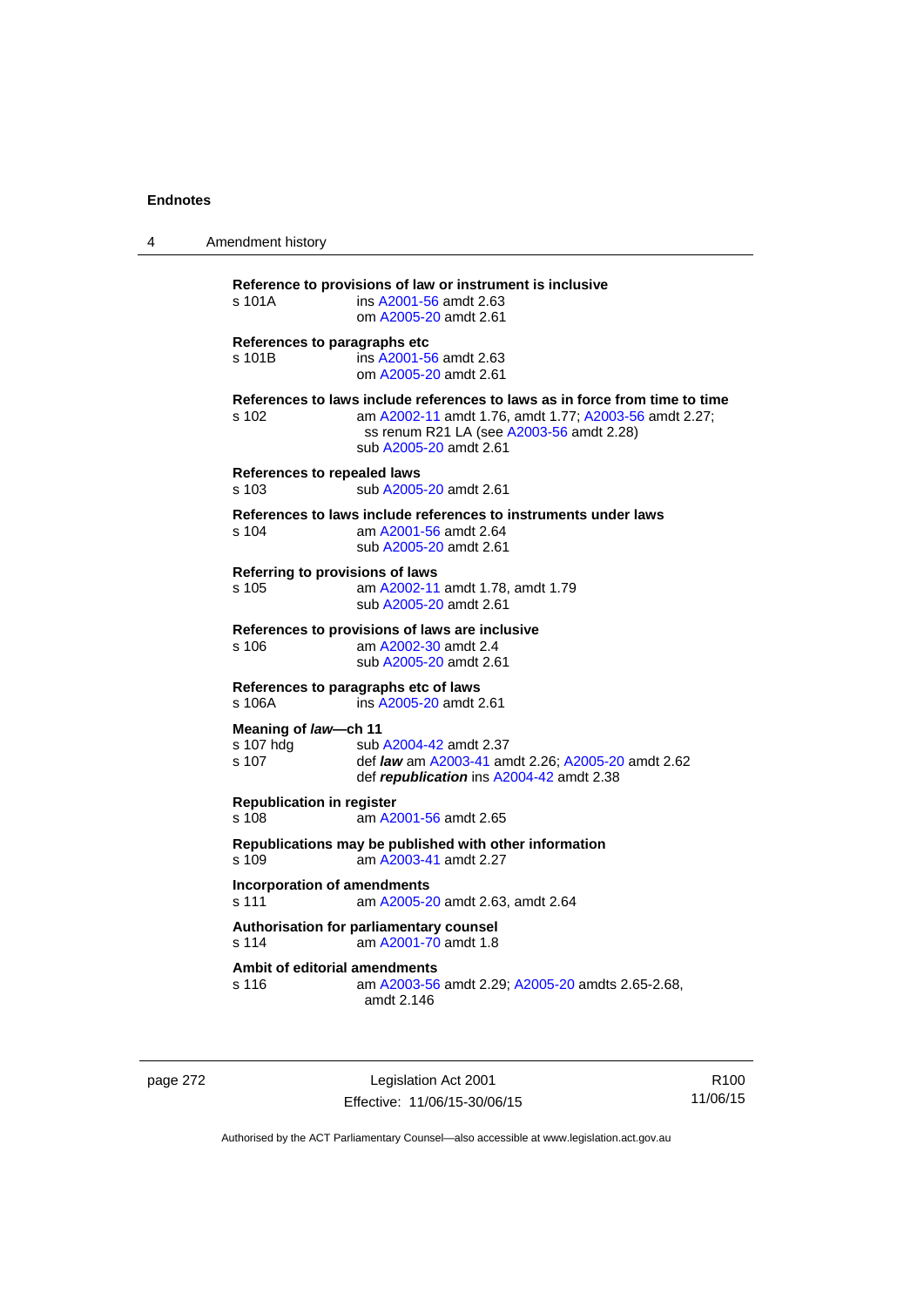**Reference to provisions of law or instrument is inclusive**
s 101A ins A2001-56 amdt 2.63
om A2005-20 amdt 2.61

**References to paragraphs etc**
s 101B ins A2001-56 amdt 2.63
om A2005-20 amdt 2.61

**References to laws include references to laws as in force from time to time**
s 102 am A2002-11 amdt 1.76, amdt 1.77; A2003-56 amdt 2.27; ss renum R21 LA (see A2003-56 amdt 2.28)
sub A2005-20 amdt 2.61

**References to repealed laws**
s 103 sub A2005-20 amdt 2.61

**References to laws include references to instruments under laws**
s 104 am A2001-56 amdt 2.64
sub A2005-20 amdt 2.61

**Referring to provisions of laws**
s 105 am A2002-11 amdt 1.78, amdt 1.79
sub A2005-20 amdt 2.61

**References to provisions of laws are inclusive**
s 106 am A2002-30 amdt 2.4
sub A2005-20 amdt 2.61

**References to paragraphs etc of laws**
s 106A ins A2005-20 amdt 2.61

**Meaning of *law*—ch 11**
s 107 hdg sub A2004-42 amdt 2.37
s 107 def ***law*** am A2003-41 amdt 2.26; A2005-20 amdt 2.62
def ***republication*** ins A2004-42 amdt 2.38

**Republication in register**
s 108 am A2001-56 amdt 2.65

**Republications may be published with other information**
s 109 am A2003-41 amdt 2.27

**Incorporation of amendments**
s 111 am A2005-20 amdt 2.63, amdt 2.64

**Authorisation for parliamentary counsel**
s 114 am A2001-70 amdt 1.8

**Ambit of editorial amendments**
s 116 am A2003-56 amdt 2.29; A2005-20 amdts 2.65-2.68, amdt 2.146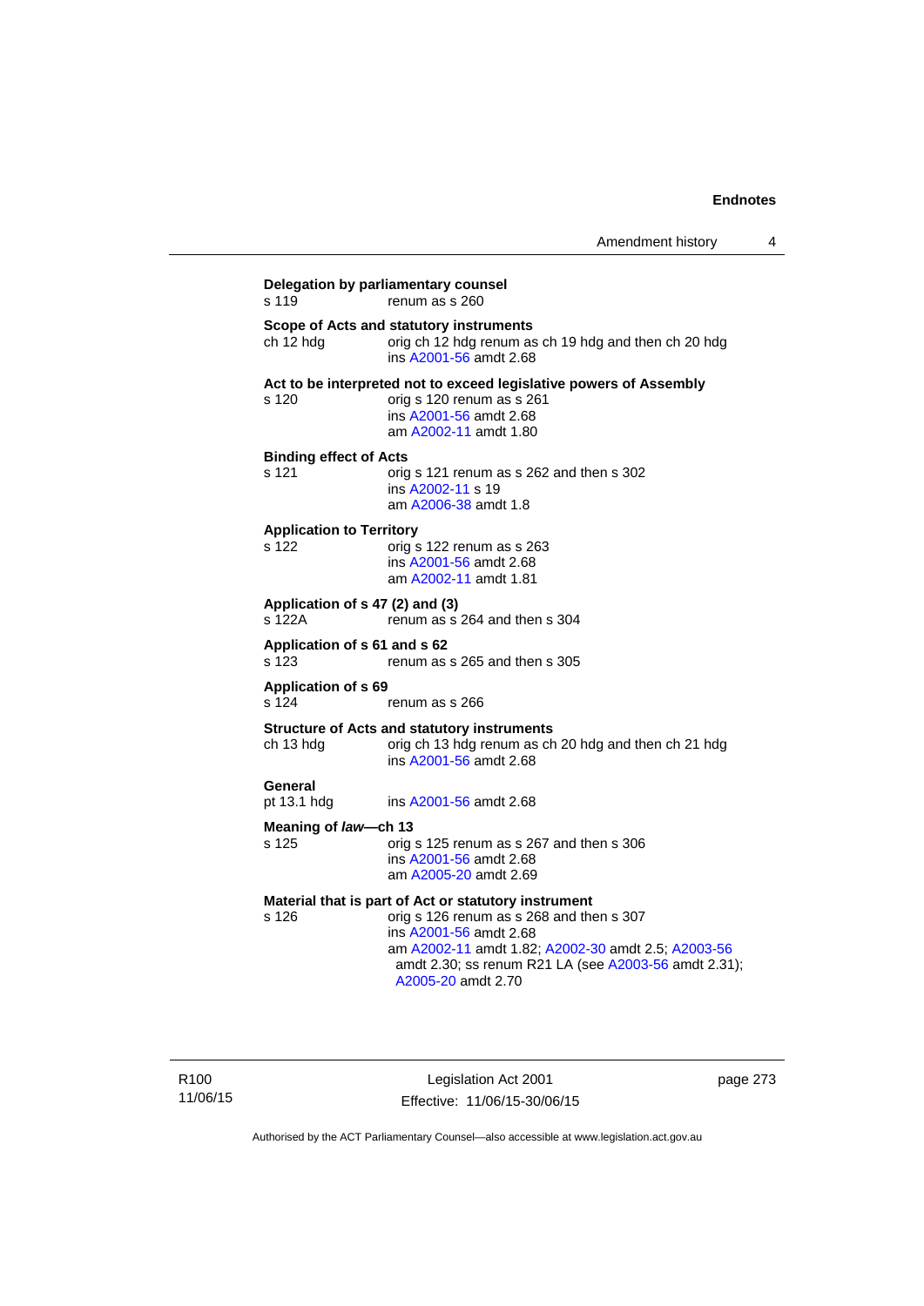**Delegation by parliamentary counsel**
s 119 renum as s 260

**Scope of Acts and statutory instruments**
ch 12 hdg orig ch 12 hdg renum as ch 19 hdg and then ch 20 hdg
ins A2001-56 amdt 2.68

**Act to be interpreted not to exceed legislative powers of Assembly**
s 120 orig s 120 renum as s 261
ins A2001-56 amdt 2.68
am A2002-11 amdt 1.80

**Binding effect of Acts**
s 121 orig s 121 renum as s 262 and then s 302
ins A2002-11 s 19
am A2006-38 amdt 1.8

**Application to Territory**
s 122 orig s 122 renum as s 263
ins A2001-56 amdt 2.68
am A2002-11 amdt 1.81

**Application of s 47 (2) and (3)**
s 122A renum as s 264 and then s 304

**Application of s 61 and s 62**
s 123 renum as s 265 and then s 305

**Application of s 69**
s 124 renum as s 266

**Structure of Acts and statutory instruments**
ch 13 hdg orig ch 13 hdg renum as ch 20 hdg and then ch 21 hdg
ins A2001-56 amdt 2.68

**General**
pt 13.1 hdg ins A2001-56 amdt 2.68

**Meaning of *law*—ch 13**
s 125 orig s 125 renum as s 267 and then s 306
ins A2001-56 amdt 2.68
am A2005-20 amdt 2.69

**Material that is part of Act or statutory instrument**
s 126 orig s 126 renum as s 268 and then s 307
ins A2001-56 amdt 2.68
am A2002-11 amdt 1.82; A2002-30 amdt 2.5; A2003-56 amdt 2.30; ss renum R21 LA (see A2003-56 amdt 2.31); A2005-20 amdt 2.70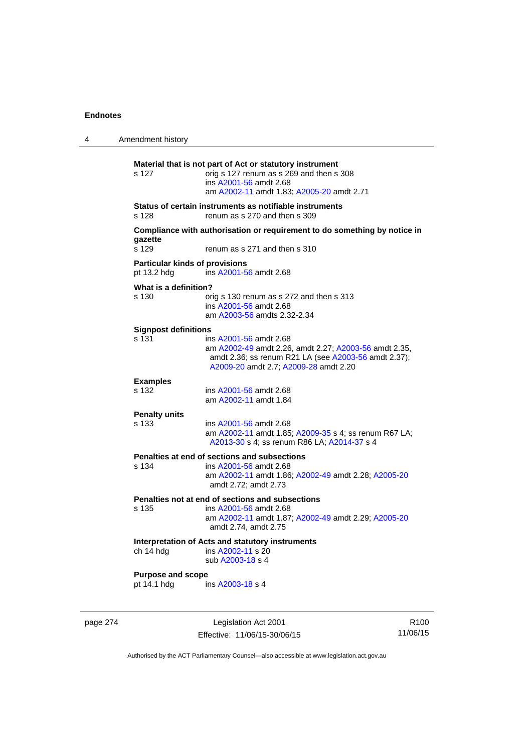**Material that is not part of Act or statutory instrument**

s 127 orig s 127 renum as s 269 and then s 308
ins A2001-56 amdt 2.68
am A2002-11 amdt 1.83; A2005-20 amdt 2.71

**Status of certain instruments as notifiable instruments**

s 128 renum as s 270 and then s 309

**Compliance with authorisation or requirement to do something by notice in gazette**

s 129 renum as s 271 and then s 310

**Particular kinds of provisions**

pt 13.2 hdg ins A2001-56 amdt 2.68

**What is a definition?**

s 130 orig s 130 renum as s 272 and then s 313
ins A2001-56 amdt 2.68
am A2003-56 amdts 2.32-2.34

**Signpost definitions**

s 131 ins A2001-56 amdt 2.68
am A2002-49 amdt 2.26, amdt 2.27; A2003-56 amdt 2.35, amdt 2.36; ss renum R21 LA (see A2003-56 amdt 2.37); A2009-20 amdt 2.7; A2009-28 amdt 2.20

**Examples**

s 132 ins A2001-56 amdt 2.68
am A2002-11 amdt 1.84

**Penalty units**

s 133 ins A2001-56 amdt 2.68
am A2002-11 amdt 1.85; A2009-35 s 4; ss renum R67 LA; A2013-30 s 4; ss renum R86 LA; A2014-37 s 4

**Penalties at end of sections and subsections**

s 134 ins A2001-56 amdt 2.68
am A2002-11 amdt 1.86; A2002-49 amdt 2.28; A2005-20 amdt 2.72; amdt 2.73

**Penalties not at end of sections and subsections**

s 135 ins A2001-56 amdt 2.68
am A2002-11 amdt 1.87; A2002-49 amdt 2.29; A2005-20 amdt 2.74, amdt 2.75

**Interpretation of Acts and statutory instruments**

ch 14 hdg ins A2002-11 s 20
sub A2003-18 s 4

**Purpose and scope**

pt 14.1 hdg ins A2003-18 s 4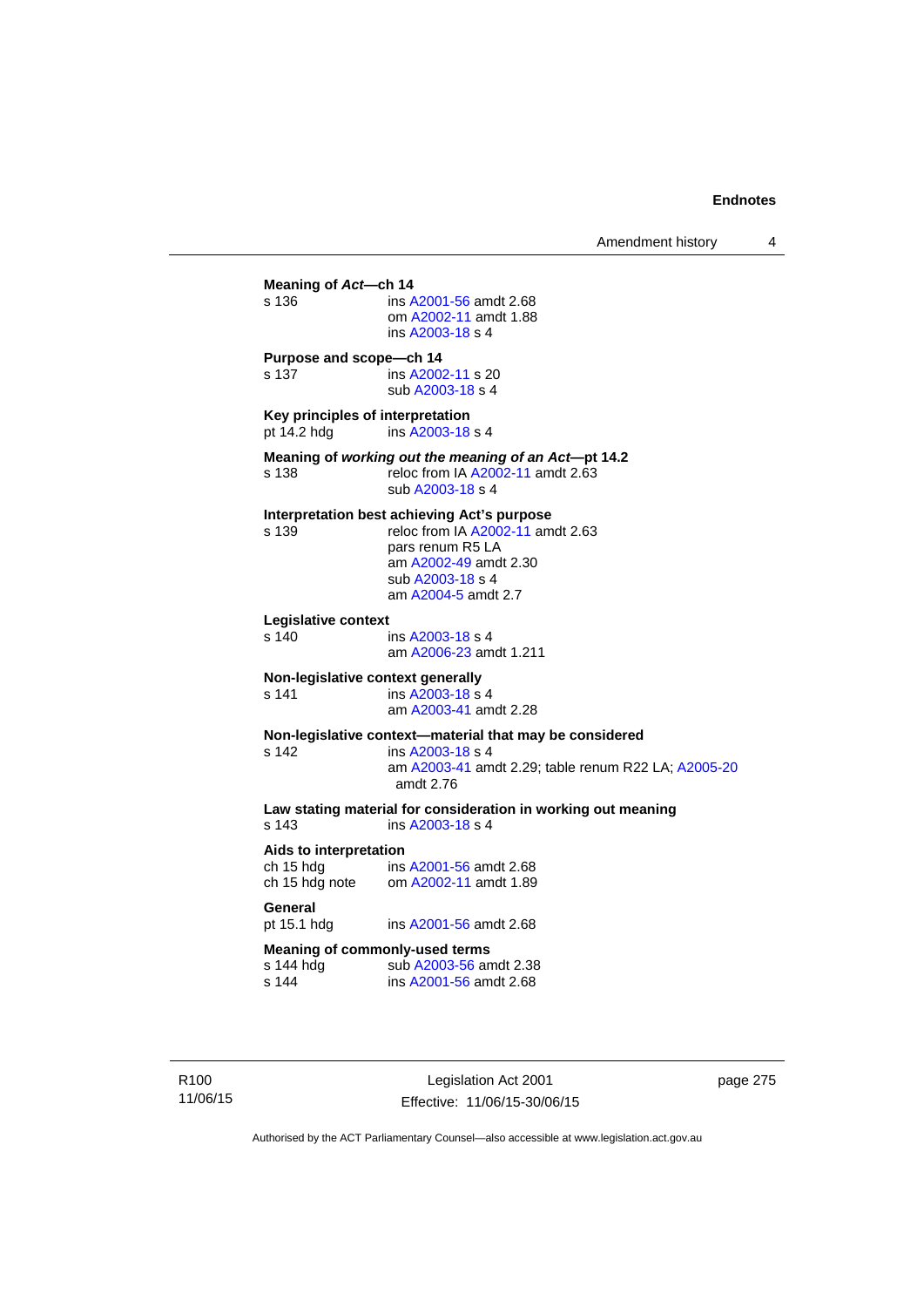**Meaning of *Act*—ch 14**

s 136 ins A2001-56 amdt 2.68
om A2002-11 amdt 1.88
ins A2003-18 s 4

**Purpose and scope—ch 14**

s 137 ins A2002-11 s 20
sub A2003-18 s 4

**Key principles of interpretation**

pt 14.2 hdg ins A2003-18 s 4

**Meaning of *working out the meaning of an Act*—pt 14.2**

s 138 reloc from IA A2002-11 amdt 2.63
sub A2003-18 s 4

**Interpretation best achieving Act's purpose**

s 139 reloc from IA A2002-11 amdt 2.63
pars renum R5 LA
am A2002-49 amdt 2.30
sub A2003-18 s 4
am A2004-5 amdt 2.7

**Legislative context**

s 140 ins A2003-18 s 4
am A2006-23 amdt 1.211

**Non-legislative context generally**

s 141 ins A2003-18 s 4
am A2003-41 amdt 2.28

**Non-legislative context—material that may be considered**

s 142 ins A2003-18 s 4
am A2003-41 amdt 2.29; table renum R22 LA; A2005-20 amdt 2.76

**Law stating material for consideration in working out meaning**

s 143 ins A2003-18 s 4

**Aids to interpretation**

ch 15 hdg ins A2001-56 amdt 2.68
ch 15 hdg note om A2002-11 amdt 1.89

**General**

pt 15.1 hdg ins A2001-56 amdt 2.68

**Meaning of commonly-used terms**

s 144 hdg sub A2003-56 amdt 2.38
s 144 ins A2001-56 amdt 2.68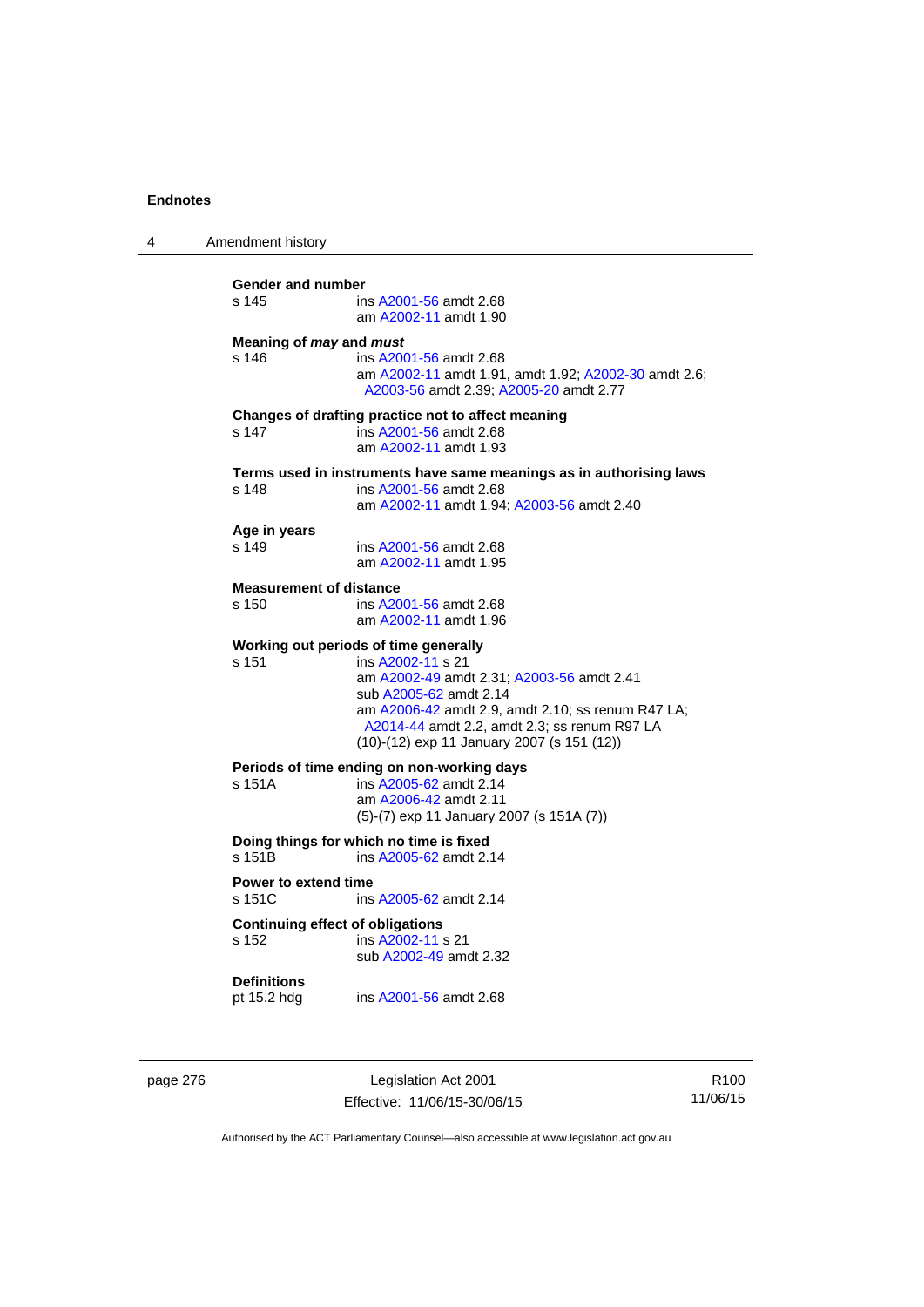**Gender and number**

s 145 — ins A2001-56 amdt 2.68
am A2002-11 amdt 1.90

**Meaning of *may* and *must***

s 146 — ins A2001-56 amdt 2.68
am A2002-11 amdt 1.91, amdt 1.92; A2002-30 amdt 2.6; A2003-56 amdt 2.39; A2005-20 amdt 2.77

**Changes of drafting practice not to affect meaning**

s 147 — ins A2001-56 amdt 2.68
am A2002-11 amdt 1.93

**Terms used in instruments have same meanings as in authorising laws**

s 148 — ins A2001-56 amdt 2.68
am A2002-11 amdt 1.94; A2003-56 amdt 2.40

**Age in years**

s 149 — ins A2001-56 amdt 2.68
am A2002-11 amdt 1.95

**Measurement of distance**

s 150 — ins A2001-56 amdt 2.68
am A2002-11 amdt 1.96

**Working out periods of time generally**

s 151 — ins A2002-11 s 21
am A2002-49 amdt 2.31; A2003-56 amdt 2.41
sub A2005-62 amdt 2.14
am A2006-42 amdt 2.9, amdt 2.10; ss renum R47 LA; A2014-44 amdt 2.2, amdt 2.3; ss renum R97 LA
(10)-(12) exp 11 January 2007 (s 151 (12))

**Periods of time ending on non-working days**

s 151A — ins A2005-62 amdt 2.14
am A2006-42 amdt 2.11
(5)-(7) exp 11 January 2007 (s 151A (7))

**Doing things for which no time is fixed**

s 151B — ins A2005-62 amdt 2.14

**Power to extend time**

s 151C — ins A2005-62 amdt 2.14

**Continuing effect of obligations**

s 152 — ins A2002-11 s 21
sub A2002-49 amdt 2.32

**Definitions**

pt 15.2 hdg — ins A2001-56 amdt 2.68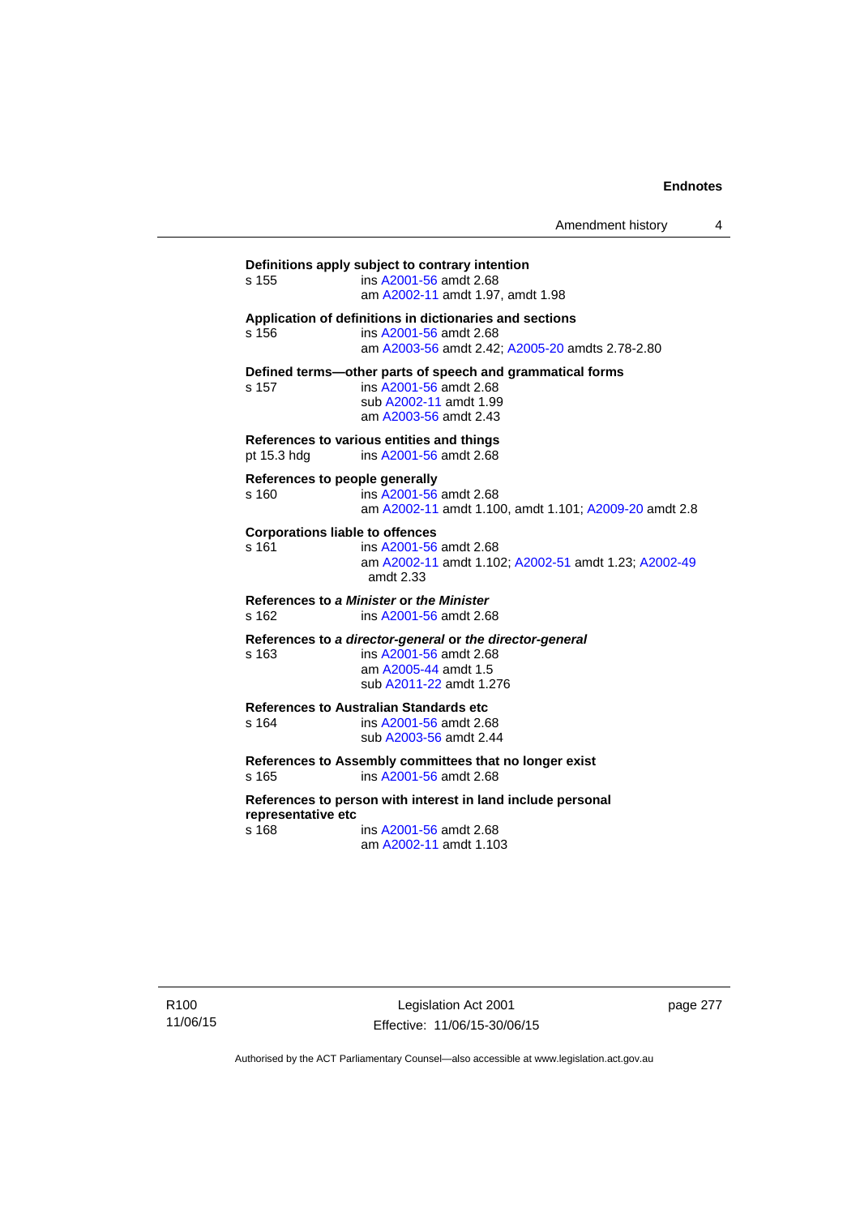**Definitions apply subject to contrary intention**

s 155 ins A2001-56 amdt 2.68
am A2002-11 amdt 1.97, amdt 1.98

**Application of definitions in dictionaries and sections**

s 156 ins A2001-56 amdt 2.68
am A2003-56 amdt 2.42; A2005-20 amdts 2.78-2.80

**Defined terms—other parts of speech and grammatical forms**

s 157 ins A2001-56 amdt 2.68
sub A2002-11 amdt 1.99
am A2003-56 amdt 2.43

**References to various entities and things**

pt 15.3 hdg ins A2001-56 amdt 2.68

**References to people generally**

s 160 ins A2001-56 amdt 2.68
am A2002-11 amdt 1.100, amdt 1.101; A2009-20 amdt 2.8

**Corporations liable to offences**

s 161 ins A2001-56 amdt 2.68
am A2002-11 amdt 1.102; A2002-51 amdt 1.23; A2002-49 amdt 2.33

**References to *a Minister* or *the Minister***

s 162 ins A2001-56 amdt 2.68

**References to *a director-general* or *the director-general***

s 163 ins A2001-56 amdt 2.68
am A2005-44 amdt 1.5
sub A2011-22 amdt 1.276

**References to Australian Standards etc**

s 164 ins A2001-56 amdt 2.68
sub A2003-56 amdt 2.44

**References to Assembly committees that no longer exist**

s 165 ins A2001-56 amdt 2.68

**References to person with interest in land include personal representative etc**

s 168 ins A2001-56 amdt 2.68
am A2002-11 amdt 1.103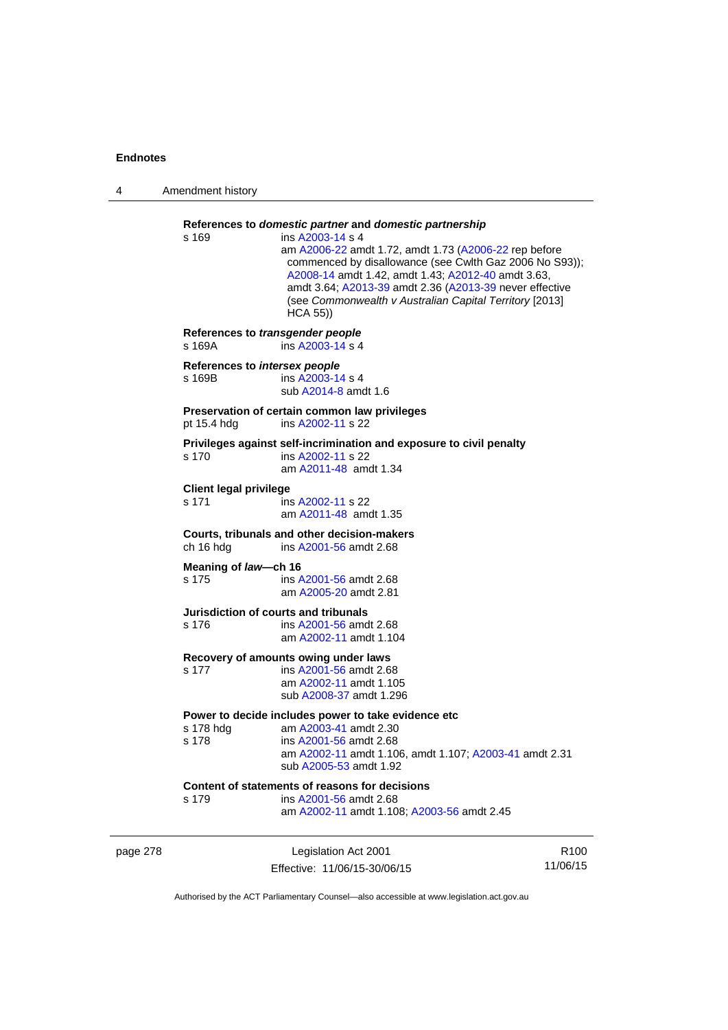**References to *domestic partner* and *domestic partnership***

s 169 ins A2003-14 s 4
am A2006-22 amdt 1.72, amdt 1.73 (A2006-22 rep before commenced by disallowance (see Cwlth Gaz 2006 No S93)); A2008-14 amdt 1.42, amdt 1.43; A2012-40 amdt 3.63, amdt 3.64; A2013-39 amdt 2.36 (A2013-39 never effective (see *Commonwealth v Australian Capital Territory* [2013] HCA 55))

**References to *transgender people***

s 169A ins A2003-14 s 4

**References to *intersex people***

s 169B ins A2003-14 s 4
sub A2014-8 amdt 1.6

**Preservation of certain common law privileges**

pt 15.4 hdg ins A2002-11 s 22

**Privileges against self-incrimination and exposure to civil penalty**

s 170 ins A2002-11 s 22
am A2011-48 amdt 1.34

**Client legal privilege**

s 171 ins A2002-11 s 22
am A2011-48 amdt 1.35

**Courts, tribunals and other decision-makers**

ch 16 hdg ins A2001-56 amdt 2.68

**Meaning of *law*—ch 16**

s 175 ins A2001-56 amdt 2.68
am A2005-20 amdt 2.81

**Jurisdiction of courts and tribunals**

s 176 ins A2001-56 amdt 2.68
am A2002-11 amdt 1.104

**Recovery of amounts owing under laws**

s 177 ins A2001-56 amdt 2.68
am A2002-11 amdt 1.105
sub A2008-37 amdt 1.296

**Power to decide includes power to take evidence etc**

s 178 hdg am A2003-41 amdt 2.30
s 178 ins A2001-56 amdt 2.68
am A2002-11 amdt 1.106, amdt 1.107; A2003-41 amdt 2.31
sub A2005-53 amdt 1.92

**Content of statements of reasons for decisions**

s 179 ins A2001-56 amdt 2.68
am A2002-11 amdt 1.108; A2003-56 amdt 2.45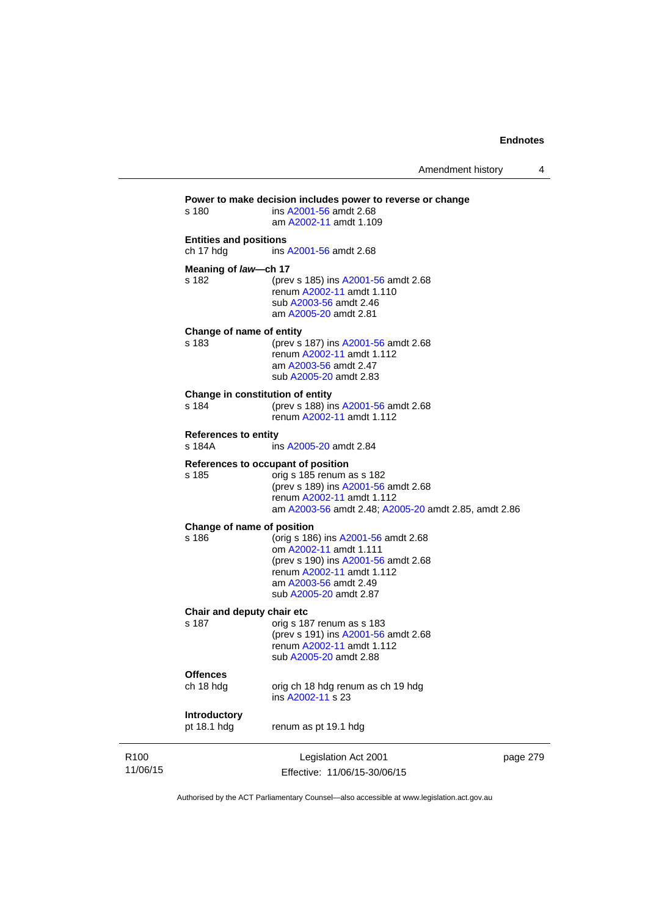**Power to make decision includes power to reverse or change**

s 180 ins A2001-56 amdt 2.68
am A2002-11 amdt 1.109

**Entities and positions**

ch 17 hdg ins A2001-56 amdt 2.68

**Meaning of *law*—ch 17**

s 182 (prev s 185) ins A2001-56 amdt 2.68
renum A2002-11 amdt 1.110
sub A2003-56 amdt 2.46
am A2005-20 amdt 2.81

**Change of name of entity**

s 183 (prev s 187) ins A2001-56 amdt 2.68
renum A2002-11 amdt 1.112
am A2003-56 amdt 2.47
sub A2005-20 amdt 2.83

**Change in constitution of entity**

s 184 (prev s 188) ins A2001-56 amdt 2.68
renum A2002-11 amdt 1.112

**References to entity**

s 184A ins A2005-20 amdt 2.84

**References to occupant of position**

s 185 orig s 185 renum as s 182
(prev s 189) ins A2001-56 amdt 2.68
renum A2002-11 amdt 1.112
am A2003-56 amdt 2.48; A2005-20 amdt 2.85, amdt 2.86

**Change of name of position**

s 186 (orig s 186) ins A2001-56 amdt 2.68
om A2002-11 amdt 1.111
(prev s 190) ins A2001-56 amdt 2.68
renum A2002-11 amdt 1.112
am A2003-56 amdt 2.49
sub A2005-20 amdt 2.87

**Chair and deputy chair etc**

s 187 orig s 187 renum as s 183
(prev s 191) ins A2001-56 amdt 2.68
renum A2002-11 amdt 1.112
sub A2005-20 amdt 2.88

**Offences**

ch 18 hdg orig ch 18 hdg renum as ch 19 hdg
ins A2002-11 s 23

**Introductory**

pt 18.1 hdg renum as pt 19.1 hdg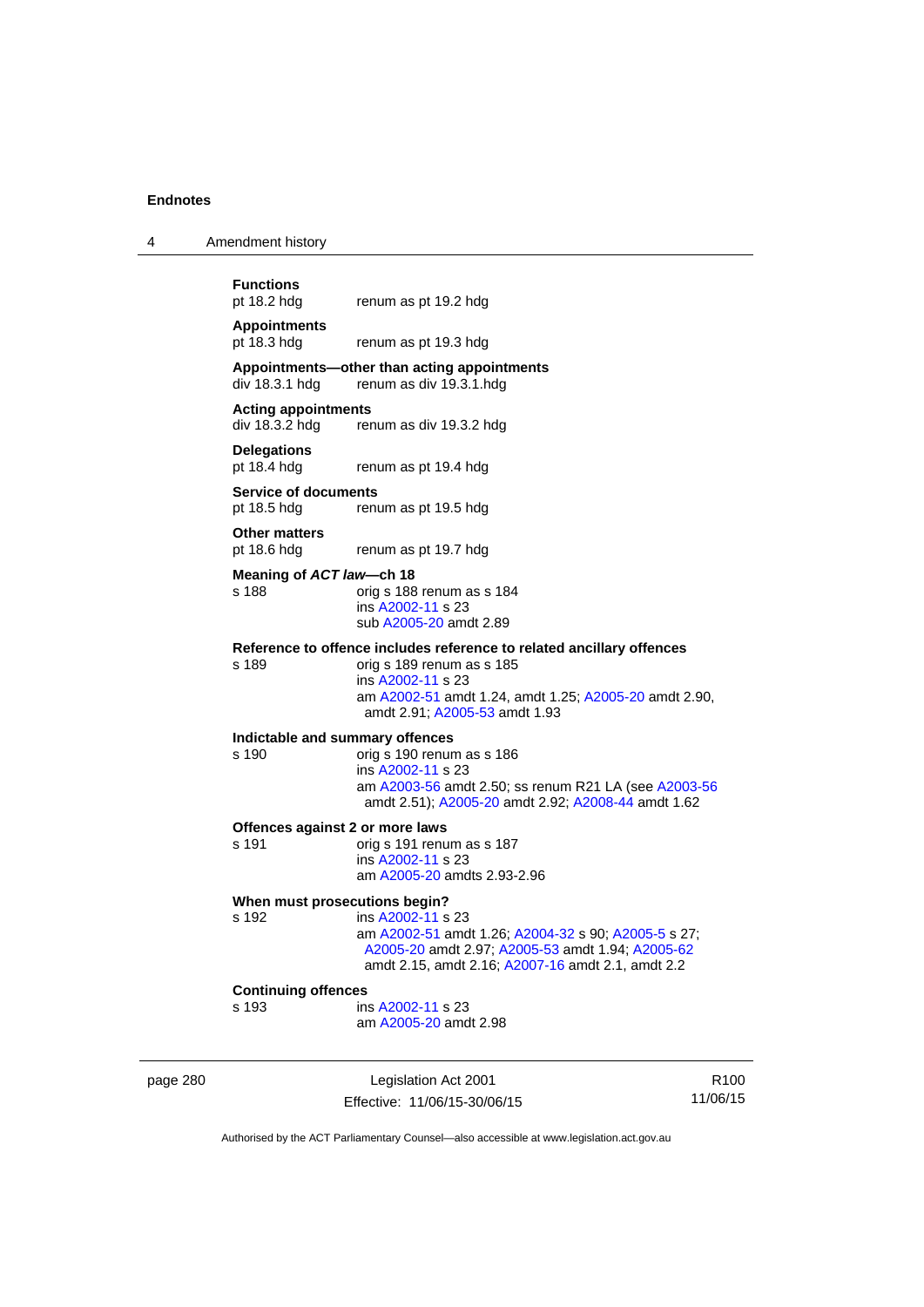**Functions**
pt 18.2 hdg renum as pt 19.2 hdg

**Appointments**
pt 18.3 hdg renum as pt 19.3 hdg

**Appointments—other than acting appointments**
div 18.3.1 hdg renum as div 19.3.1.hdg

**Acting appointments**
div 18.3.2 hdg renum as div 19.3.2 hdg

**Delegations**
pt 18.4 hdg renum as pt 19.4 hdg

**Service of documents**
pt 18.5 hdg renum as pt 19.5 hdg

**Other matters**
pt 18.6 hdg renum as pt 19.7 hdg

**Meaning of *ACT law*—ch 18**
s 188 orig s 188 renum as s 184
ins A2002-11 s 23
sub A2005-20 amdt 2.89

**Reference to offence includes reference to related ancillary offences**
s 189 orig s 189 renum as s 185
ins A2002-11 s 23
am A2002-51 amdt 1.24, amdt 1.25; A2005-20 amdt 2.90, amdt 2.91; A2005-53 amdt 1.93

**Indictable and summary offences**
s 190 orig s 190 renum as s 186
ins A2002-11 s 23
am A2003-56 amdt 2.50; ss renum R21 LA (see A2003-56 amdt 2.51); A2005-20 amdt 2.92; A2008-44 amdt 1.62

**Offences against 2 or more laws**
s 191 orig s 191 renum as s 187
ins A2002-11 s 23
am A2005-20 amdts 2.93-2.96

**When must prosecutions begin?**
s 192 ins A2002-11 s 23
am A2002-51 amdt 1.26; A2004-32 s 90; A2005-5 s 27; A2005-20 amdt 2.97; A2005-53 amdt 1.94; A2005-62 amdt 2.15, amdt 2.16; A2007-16 amdt 2.1, amdt 2.2

**Continuing offences**
s 193 ins A2002-11 s 23
am A2005-20 amdt 2.98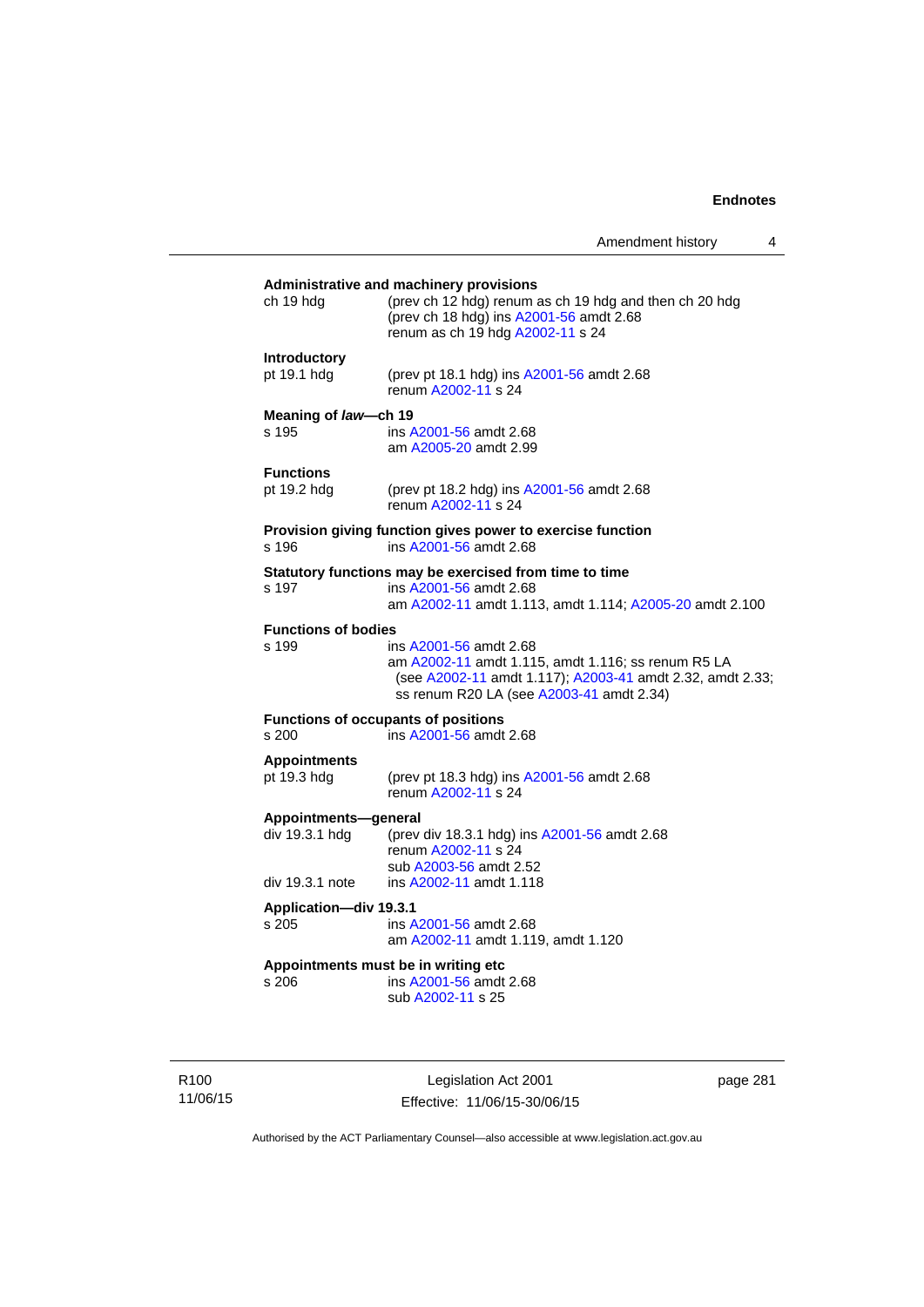**Administrative and machinery provisions**

ch 19 hdg — (prev ch 12 hdg) renum as ch 19 hdg and then ch 20 hdg
(prev ch 18 hdg) ins A2001-56 amdt 2.68
renum as ch 19 hdg A2002-11 s 24

**Introductory**

pt 19.1 hdg — (prev pt 18.1 hdg) ins A2001-56 amdt 2.68
renum A2002-11 s 24

**Meaning of *law*—ch 19**

s 195 — ins A2001-56 amdt 2.68
am A2005-20 amdt 2.99

**Functions**

pt 19.2 hdg — (prev pt 18.2 hdg) ins A2001-56 amdt 2.68
renum A2002-11 s 24

**Provision giving function gives power to exercise function**

s 196 — ins A2001-56 amdt 2.68

**Statutory functions may be exercised from time to time**

s 197 — ins A2001-56 amdt 2.68
am A2002-11 amdt 1.113, amdt 1.114; A2005-20 amdt 2.100

**Functions of bodies**

s 199 — ins A2001-56 amdt 2.68
am A2002-11 amdt 1.115, amdt 1.116; ss renum R5 LA (see A2002-11 amdt 1.117); A2003-41 amdt 2.32, amdt 2.33; ss renum R20 LA (see A2003-41 amdt 2.34)

**Functions of occupants of positions**

s 200 — ins A2001-56 amdt 2.68

**Appointments**

pt 19.3 hdg — (prev pt 18.3 hdg) ins A2001-56 amdt 2.68
renum A2002-11 s 24

**Appointments—general**

div 19.3.1 hdg — (prev div 18.3.1 hdg) ins A2001-56 amdt 2.68
renum A2002-11 s 24
sub A2003-56 amdt 2.52

div 19.3.1 note — ins A2002-11 amdt 1.118

**Application—div 19.3.1**

s 205 — ins A2001-56 amdt 2.68
am A2002-11 amdt 1.119, amdt 1.120

**Appointments must be in writing etc**

s 206 — ins A2001-56 amdt 2.68
sub A2002-11 s 25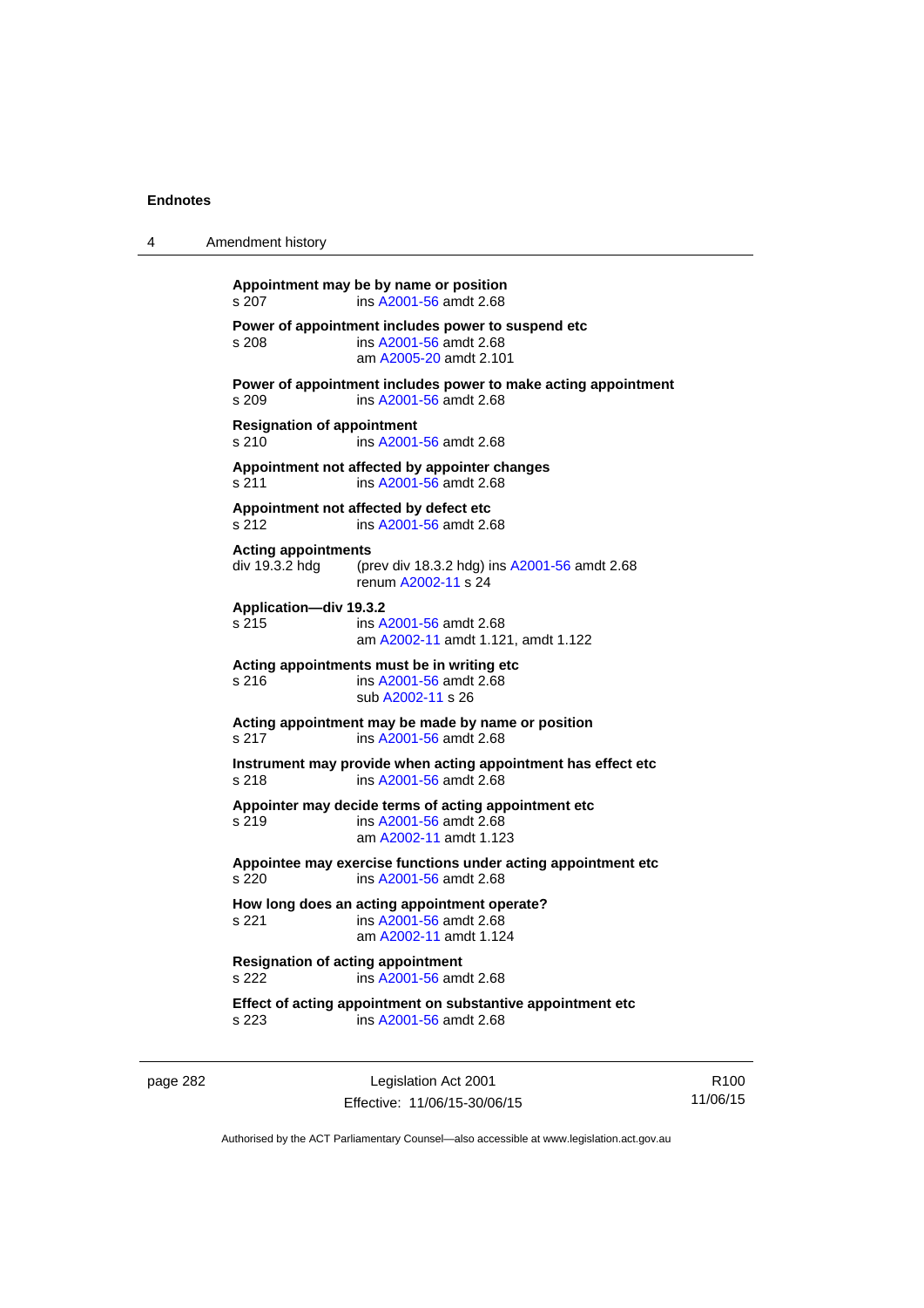**Appointment may be by name or position**
s 207 ins A2001-56 amdt 2.68

**Power of appointment includes power to suspend etc**
s 208 ins A2001-56 amdt 2.68
am A2005-20 amdt 2.101

**Power of appointment includes power to make acting appointment**
s 209 ins A2001-56 amdt 2.68

**Resignation of appointment**
s 210 ins A2001-56 amdt 2.68

**Appointment not affected by appointer changes**
s 211 ins A2001-56 amdt 2.68

**Appointment not affected by defect etc**
s 212 ins A2001-56 amdt 2.68

**Acting appointments**
div 19.3.2 hdg (prev div 18.3.2 hdg) ins A2001-56 amdt 2.68
renum A2002-11 s 24

**Application—div 19.3.2**
s 215 ins A2001-56 amdt 2.68
am A2002-11 amdt 1.121, amdt 1.122

**Acting appointments must be in writing etc**
s 216 ins A2001-56 amdt 2.68
sub A2002-11 s 26

**Acting appointment may be made by name or position**
s 217 ins A2001-56 amdt 2.68

**Instrument may provide when acting appointment has effect etc**
s 218 ins A2001-56 amdt 2.68

**Appointer may decide terms of acting appointment etc**
s 219 ins A2001-56 amdt 2.68
am A2002-11 amdt 1.123

**Appointee may exercise functions under acting appointment etc**
s 220 ins A2001-56 amdt 2.68

**How long does an acting appointment operate?**
s 221 ins A2001-56 amdt 2.68
am A2002-11 amdt 1.124

**Resignation of acting appointment**
s 222 ins A2001-56 amdt 2.68

**Effect of acting appointment on substantive appointment etc**
s 223 ins A2001-56 amdt 2.68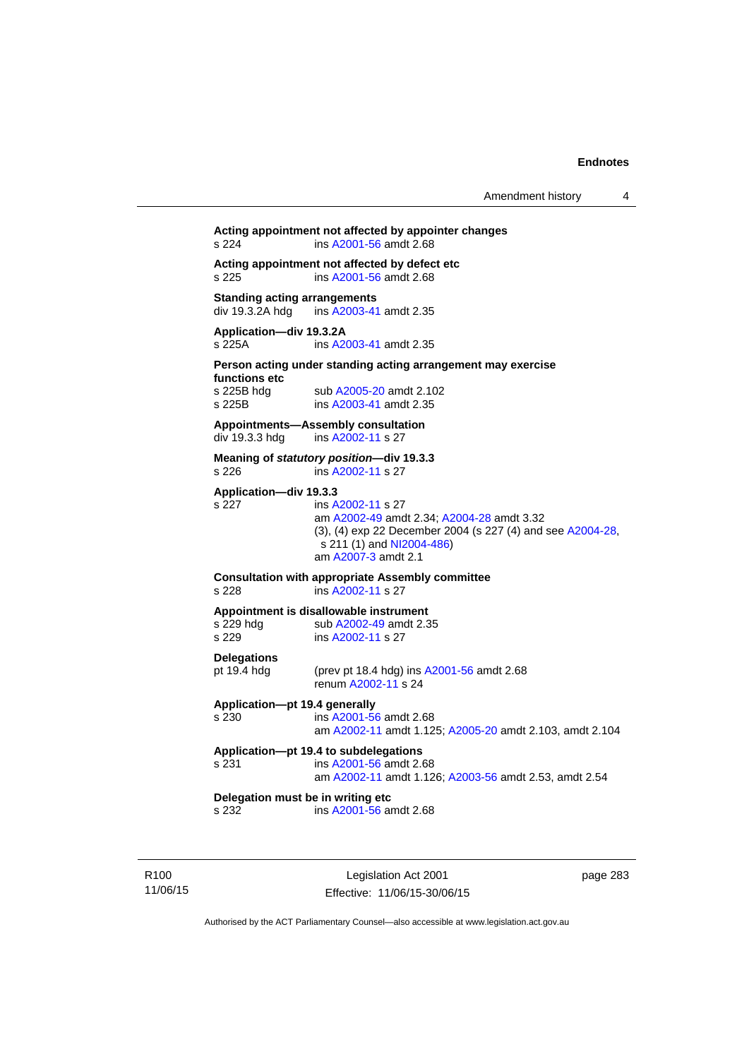**Acting appointment not affected by appointer changes**
s 224 ins A2001-56 amdt 2.68

**Acting appointment not affected by defect etc**
s 225 ins A2001-56 amdt 2.68

**Standing acting arrangements**
div 19.3.2A hdg ins A2003-41 amdt 2.35

**Application—div 19.3.2A**
s 225A ins A2003-41 amdt 2.35

**Person acting under standing acting arrangement may exercise functions etc**
s 225B hdg sub A2005-20 amdt 2.102
s 225B ins A2003-41 amdt 2.35

**Appointments—Assembly consultation**
div 19.3.3 hdg ins A2002-11 s 27

**Meaning of *statutory position*—div 19.3.3**
s 226 ins A2002-11 s 27

**Application—div 19.3.3**
s 227 ins A2002-11 s 27
am A2002-49 amdt 2.34; A2004-28 amdt 3.32
(3), (4) exp 22 December 2004 (s 227 (4) and see A2004-28, s 211 (1) and NI2004-486)
am A2007-3 amdt 2.1

**Consultation with appropriate Assembly committee**
s 228 ins A2002-11 s 27

**Appointment is disallowable instrument**
s 229 hdg sub A2002-49 amdt 2.35
s 229 ins A2002-11 s 27

**Delegations**
pt 19.4 hdg (prev pt 18.4 hdg) ins A2001-56 amdt 2.68
renum A2002-11 s 24

**Application—pt 19.4 generally**
s 230 ins A2001-56 amdt 2.68
am A2002-11 amdt 1.125; A2005-20 amdt 2.103, amdt 2.104

**Application—pt 19.4 to subdelegations**
s 231 ins A2001-56 amdt 2.68
am A2002-11 amdt 1.126; A2003-56 amdt 2.53, amdt 2.54

**Delegation must be in writing etc**
s 232 ins A2001-56 amdt 2.68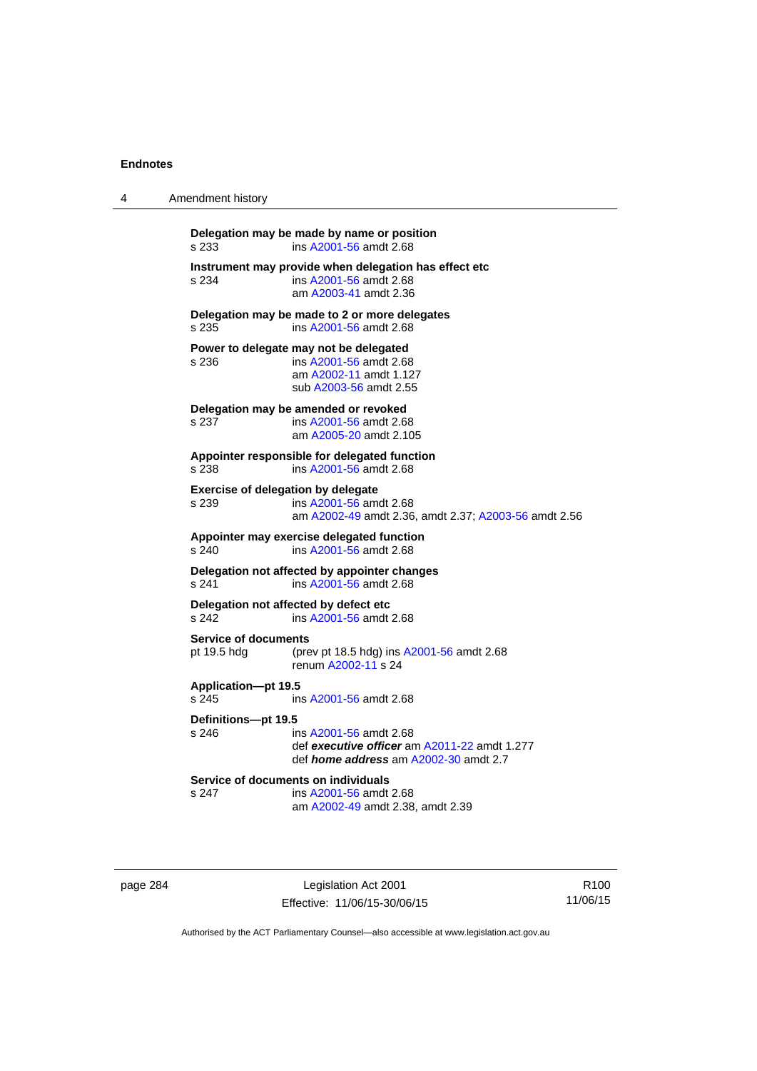**Delegation may be made by name or position**

s 233 ins A2001-56 amdt 2.68

**Instrument may provide when delegation has effect etc**

s 234 ins A2001-56 amdt 2.68
am A2003-41 amdt 2.36

**Delegation may be made to 2 or more delegates**

s 235 ins A2001-56 amdt 2.68

**Power to delegate may not be delegated**

s 236 ins A2001-56 amdt 2.68
am A2002-11 amdt 1.127
sub A2003-56 amdt 2.55

**Delegation may be amended or revoked**

s 237 ins A2001-56 amdt 2.68
am A2005-20 amdt 2.105

**Appointer responsible for delegated function**

s 238 ins A2001-56 amdt 2.68

**Exercise of delegation by delegate**

s 239 ins A2001-56 amdt 2.68
am A2002-49 amdt 2.36, amdt 2.37; A2003-56 amdt 2.56

**Appointer may exercise delegated function**

s 240 ins A2001-56 amdt 2.68

**Delegation not affected by appointer changes**

s 241 ins A2001-56 amdt 2.68

**Delegation not affected by defect etc**

s 242 ins A2001-56 amdt 2.68

**Service of documents**

pt 19.5 hdg (prev pt 18.5 hdg) ins A2001-56 amdt 2.68
renum A2002-11 s 24

**Application—pt 19.5**

s 245 ins A2001-56 amdt 2.68

**Definitions—pt 19.5**

s 246 ins A2001-56 amdt 2.68
def ***executive officer*** am A2011-22 amdt 1.277
def ***home address*** am A2002-30 amdt 2.7

**Service of documents on individuals**

s 247 ins A2001-56 amdt 2.68
am A2002-49 amdt 2.38, amdt 2.39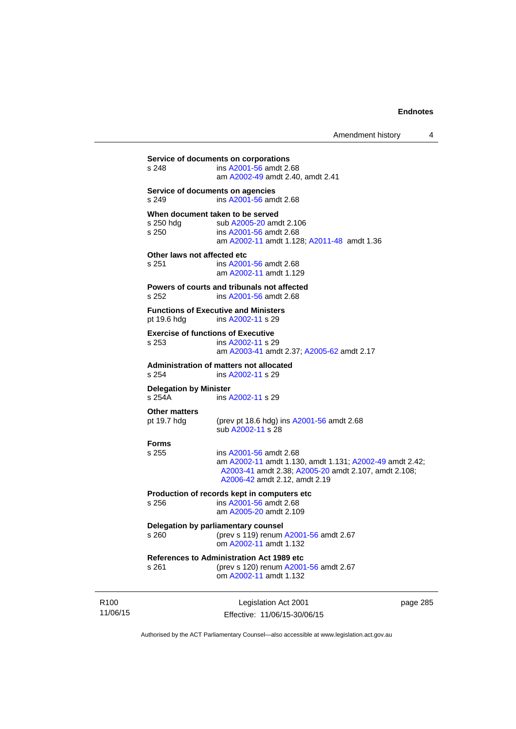**Service of documents on corporations**
s 248 ins A2001-56 amdt 2.68
am A2002-49 amdt 2.40, amdt 2.41

**Service of documents on agencies**
s 249 ins A2001-56 amdt 2.68

**When document taken to be served**
s 250 hdg sub A2005-20 amdt 2.106
s 250 ins A2001-56 amdt 2.68
am A2002-11 amdt 1.128; A2011-48 amdt 1.36

**Other laws not affected etc**
s 251 ins A2001-56 amdt 2.68
am A2002-11 amdt 1.129

**Powers of courts and tribunals not affected**
s 252 ins A2001-56 amdt 2.68

**Functions of Executive and Ministers**
pt 19.6 hdg ins A2002-11 s 29

**Exercise of functions of Executive**
s 253 ins A2002-11 s 29
am A2003-41 amdt 2.37; A2005-62 amdt 2.17

**Administration of matters not allocated**
s 254 ins A2002-11 s 29

**Delegation by Minister**
s 254A ins A2002-11 s 29

**Other matters**
pt 19.7 hdg (prev pt 18.6 hdg) ins A2001-56 amdt 2.68
sub A2002-11 s 28

**Forms**
s 255 ins A2001-56 amdt 2.68
am A2002-11 amdt 1.130, amdt 1.131; A2002-49 amdt 2.42; A2003-41 amdt 2.38; A2005-20 amdt 2.107, amdt 2.108; A2006-42 amdt 2.12, amdt 2.19

**Production of records kept in computers etc**
s 256 ins A2001-56 amdt 2.68
am A2005-20 amdt 2.109

**Delegation by parliamentary counsel**
s 260 (prev s 119) renum A2001-56 amdt 2.67
om A2002-11 amdt 1.132

**References to Administration Act 1989 etc**
s 261 (prev s 120) renum A2001-56 amdt 2.67
om A2002-11 amdt 1.132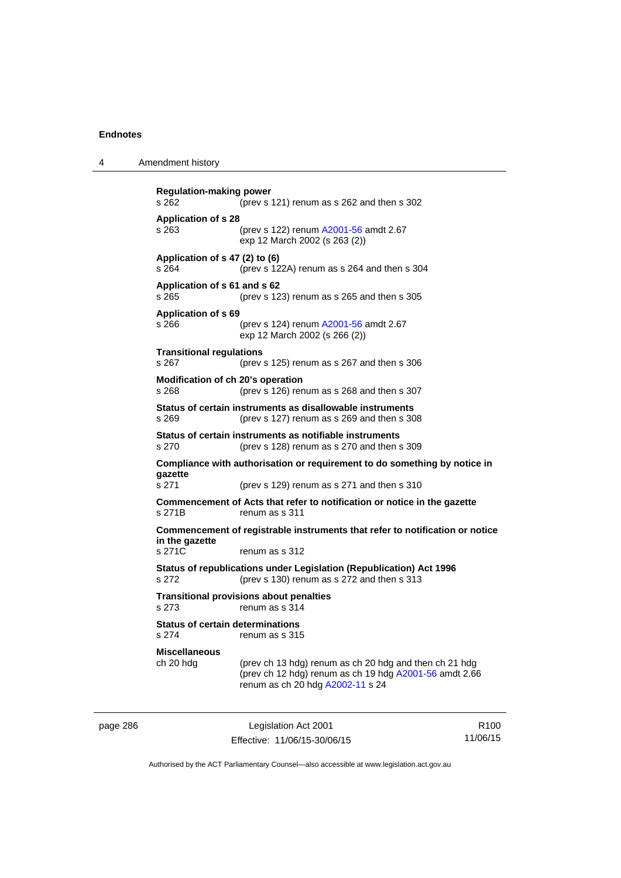**Regulation-making power**
s 262 (prev s 121) renum as s 262 and then s 302

**Application of s 28**
s 263 (prev s 122) renum A2001-56 amdt 2.67
exp 12 March 2002 (s 263 (2))

**Application of s 47 (2) to (6)**
s 264 (prev s 122A) renum as s 264 and then s 304

**Application of s 61 and s 62**
s 265 (prev s 123) renum as s 265 and then s 305

**Application of s 69**
s 266 (prev s 124) renum A2001-56 amdt 2.67
exp 12 March 2002 (s 266 (2))

**Transitional regulations**
s 267 (prev s 125) renum as s 267 and then s 306

**Modification of ch 20's operation**
s 268 (prev s 126) renum as s 268 and then s 307

**Status of certain instruments as disallowable instruments**
s 269 (prev s 127) renum as s 269 and then s 308

**Status of certain instruments as notifiable instruments**
s 270 (prev s 128) renum as s 270 and then s 309

**Compliance with authorisation or requirement to do something by notice in gazette**
s 271 (prev s 129) renum as s 271 and then s 310

**Commencement of Acts that refer to notification or notice in the gazette**
s 271B renum as s 311

**Commencement of registrable instruments that refer to notification or notice in the gazette**
s 271C renum as s 312

**Status of republications under Legislation (Republication) Act 1996**
s 272 (prev s 130) renum as s 272 and then s 313

**Transitional provisions about penalties**
s 273 renum as s 314

**Status of certain determinations**
s 274 renum as s 315

**Miscellaneous**
ch 20 hdg (prev ch 13 hdg) renum as ch 20 hdg and then ch 21 hdg
(prev ch 12 hdg) renum as ch 19 hdg A2001-56 amdt 2.66
renum as ch 20 hdg A2002-11 s 24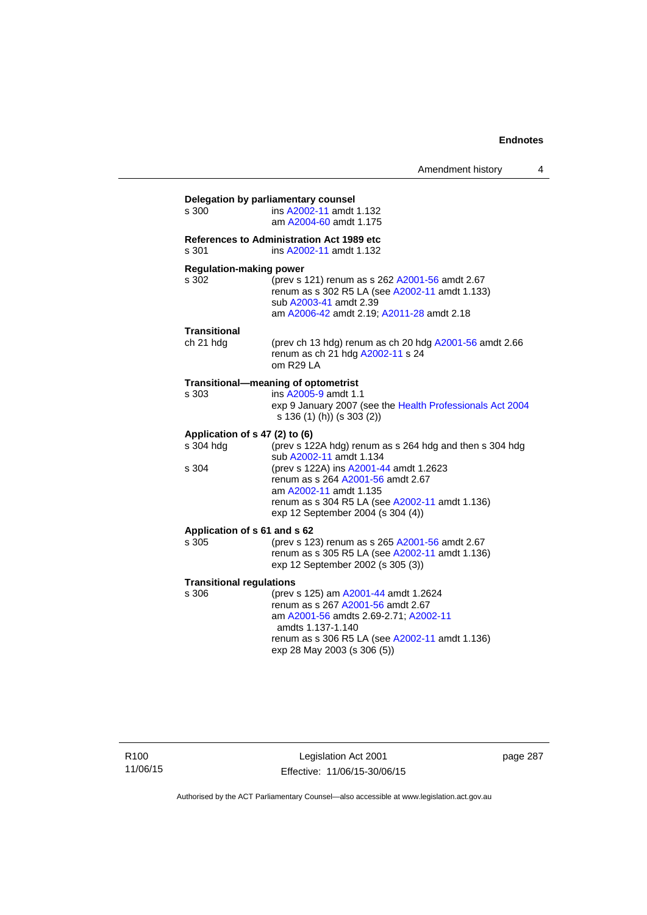**Delegation by parliamentary counsel**

s 300 ins A2002-11 amdt 1.132
am A2004-60 amdt 1.175

**References to Administration Act 1989 etc**

s 301 ins A2002-11 amdt 1.132

**Regulation-making power**

s 302 (prev s 121) renum as s 262 A2001-56 amdt 2.67
renum as s 302 R5 LA (see A2002-11 amdt 1.133)
sub A2003-41 amdt 2.39
am A2006-42 amdt 2.19; A2011-28 amdt 2.18

**Transitional**

ch 21 hdg (prev ch 13 hdg) renum as ch 20 hdg A2001-56 amdt 2.66
renum as ch 21 hdg A2002-11 s 24
om R29 LA

**Transitional—meaning of optometrist**

s 303 ins A2005-9 amdt 1.1
exp 9 January 2007 (see the Health Professionals Act 2004 s 136 (1) (h)) (s 303 (2))

**Application of s 47 (2) to (6)**

s 304 hdg (prev s 122A hdg) renum as s 264 hdg and then s 304 hdg
sub A2002-11 amdt 1.134

s 304 (prev s 122A) ins A2001-44 amdt 1.2623
renum as s 264 A2001-56 amdt 2.67
am A2002-11 amdt 1.135
renum as s 304 R5 LA (see A2002-11 amdt 1.136)
exp 12 September 2004 (s 304 (4))

**Application of s 61 and s 62**

s 305 (prev s 123) renum as s 265 A2001-56 amdt 2.67
renum as s 305 R5 LA (see A2002-11 amdt 1.136)
exp 12 September 2002 (s 305 (3))

**Transitional regulations**

s 306 (prev s 125) am A2001-44 amdt 1.2624
renum as s 267 A2001-56 amdt 2.67
am A2001-56 amdts 2.69-2.71; A2002-11 amdts 1.137-1.140
renum as s 306 R5 LA (see A2002-11 amdt 1.136)
exp 28 May 2003 (s 306 (5))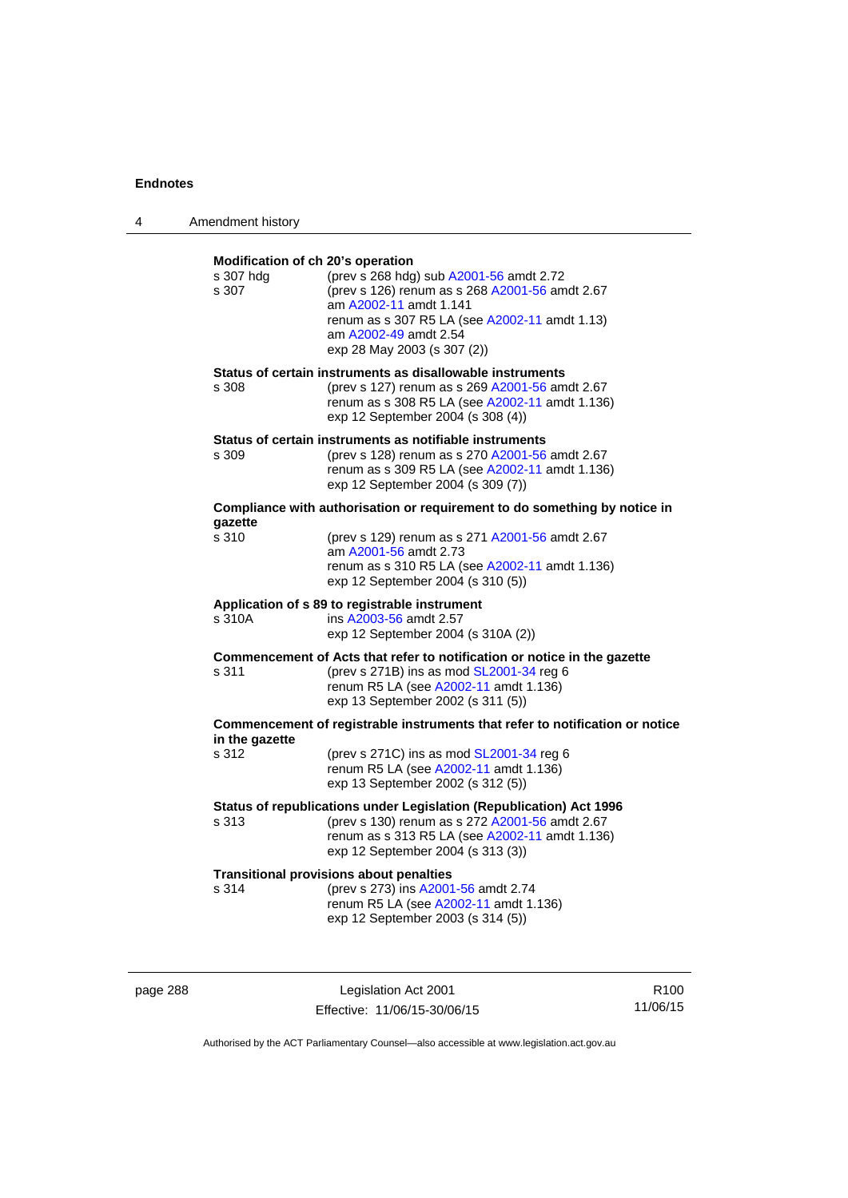**Modification of ch 20's operation**

s 307 hdg (prev s 268 hdg) sub A2001-56 amdt 2.72
s 307 (prev s 126) renum as s 268 A2001-56 amdt 2.67
am A2002-11 amdt 1.141
renum as s 307 R5 LA (see A2002-11 amdt 1.13)
am A2002-49 amdt 2.54
exp 28 May 2003 (s 307 (2))

**Status of certain instruments as disallowable instruments**

s 308 (prev s 127) renum as s 269 A2001-56 amdt 2.67
renum as s 308 R5 LA (see A2002-11 amdt 1.136)
exp 12 September 2004 (s 308 (4))

**Status of certain instruments as notifiable instruments**

s 309 (prev s 128) renum as s 270 A2001-56 amdt 2.67
renum as s 309 R5 LA (see A2002-11 amdt 1.136)
exp 12 September 2004 (s 309 (7))

**Compliance with authorisation or requirement to do something by notice in gazette**

s 310 (prev s 129) renum as s 271 A2001-56 amdt 2.67
am A2001-56 amdt 2.73
renum as s 310 R5 LA (see A2002-11 amdt 1.136)
exp 12 September 2004 (s 310 (5))

**Application of s 89 to registrable instrument**

s 310A ins A2003-56 amdt 2.57
exp 12 September 2004 (s 310A (2))

**Commencement of Acts that refer to notification or notice in the gazette**

s 311 (prev s 271B) ins as mod SL2001-34 reg 6
renum R5 LA (see A2002-11 amdt 1.136)
exp 13 September 2002 (s 311 (5))

**Commencement of registrable instruments that refer to notification or notice in the gazette**

s 312 (prev s 271C) ins as mod SL2001-34 reg 6
renum R5 LA (see A2002-11 amdt 1.136)
exp 13 September 2002 (s 312 (5))

**Status of republications under Legislation (Republication) Act 1996**

s 313 (prev s 130) renum as s 272 A2001-56 amdt 2.67
renum as s 313 R5 LA (see A2002-11 amdt 1.136)
exp 12 September 2004 (s 313 (3))

**Transitional provisions about penalties**

s 314 (prev s 273) ins A2001-56 amdt 2.74
renum R5 LA (see A2002-11 amdt 1.136)
exp 12 September 2003 (s 314 (5))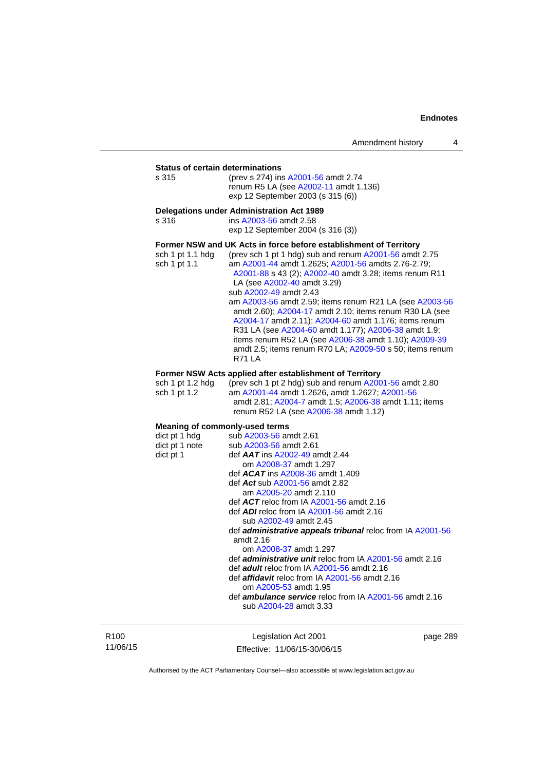**Status of certain determinations**

s 315 (prev s 274) ins A2001-56 amdt 2.74
renum R5 LA (see A2002-11 amdt 1.136)
exp 12 September 2003 (s 315 (6))

**Delegations under Administration Act 1989**

s 316 ins A2003-56 amdt 2.58
exp 12 September 2004 (s 316 (3))

**Former NSW and UK Acts in force before establishment of Territory**

sch 1 pt 1.1 hdg (prev sch 1 pt 1 hdg) sub and renum A2001-56 amdt 2.75

sch 1 pt 1.1 am A2001-44 amdt 1.2625; A2001-56 amdts 2.76-2.79; A2001-88 s 43 (2); A2002-40 amdt 3.28; items renum R11 LA (see A2002-40 amdt 3.29)
sub A2002-49 amdt 2.43
am A2003-56 amdt 2.59; items renum R21 LA (see A2003-56 amdt 2.60); A2004-17 amdt 2.10; items renum R30 LA (see A2004-17 amdt 2.11); A2004-60 amdt 1.176; items renum R31 LA (see A2004-60 amdt 1.177); A2006-38 amdt 1.9; items renum R52 LA (see A2006-38 amdt 1.10); A2009-39 amdt 2.5; items renum R70 LA; A2009-50 s 50; items renum R71 LA

**Former NSW Acts applied after establishment of Territory**

sch 1 pt 1.2 hdg (prev sch 1 pt 2 hdg) sub and renum A2001-56 amdt 2.80

sch 1 pt 1.2 am A2001-44 amdt 1.2626, amdt 1.2627; A2001-56 amdt 2.81; A2004-7 amdt 1.5; A2006-38 amdt 1.11; items renum R52 LA (see A2006-38 amdt 1.12)

**Meaning of commonly-used terms**

dict pt 1 hdg sub A2003-56 amdt 2.61

dict pt 1 note sub A2003-56 amdt 2.61

dict pt 1 def ***AAT*** ins A2002-49 amdt 2.44
om A2008-37 amdt 1.297
def ***ACAT*** ins A2008-36 amdt 1.409
def ***Act*** sub A2001-56 amdt 2.82
am A2005-20 amdt 2.110
def ***ACT*** reloc from IA A2001-56 amdt 2.16
def ***ADI*** reloc from IA A2001-56 amdt 2.16
sub A2002-49 amdt 2.45
def ***administrative appeals tribunal*** reloc from IA A2001-56 amdt 2.16
om A2008-37 amdt 1.297
def ***administrative unit*** reloc from IA A2001-56 amdt 2.16
def ***adult*** reloc from IA A2001-56 amdt 2.16
def ***affidavit*** reloc from IA A2001-56 amdt 2.16
om A2005-53 amdt 1.95
def ***ambulance service*** reloc from IA A2001-56 amdt 2.16
sub A2004-28 amdt 3.33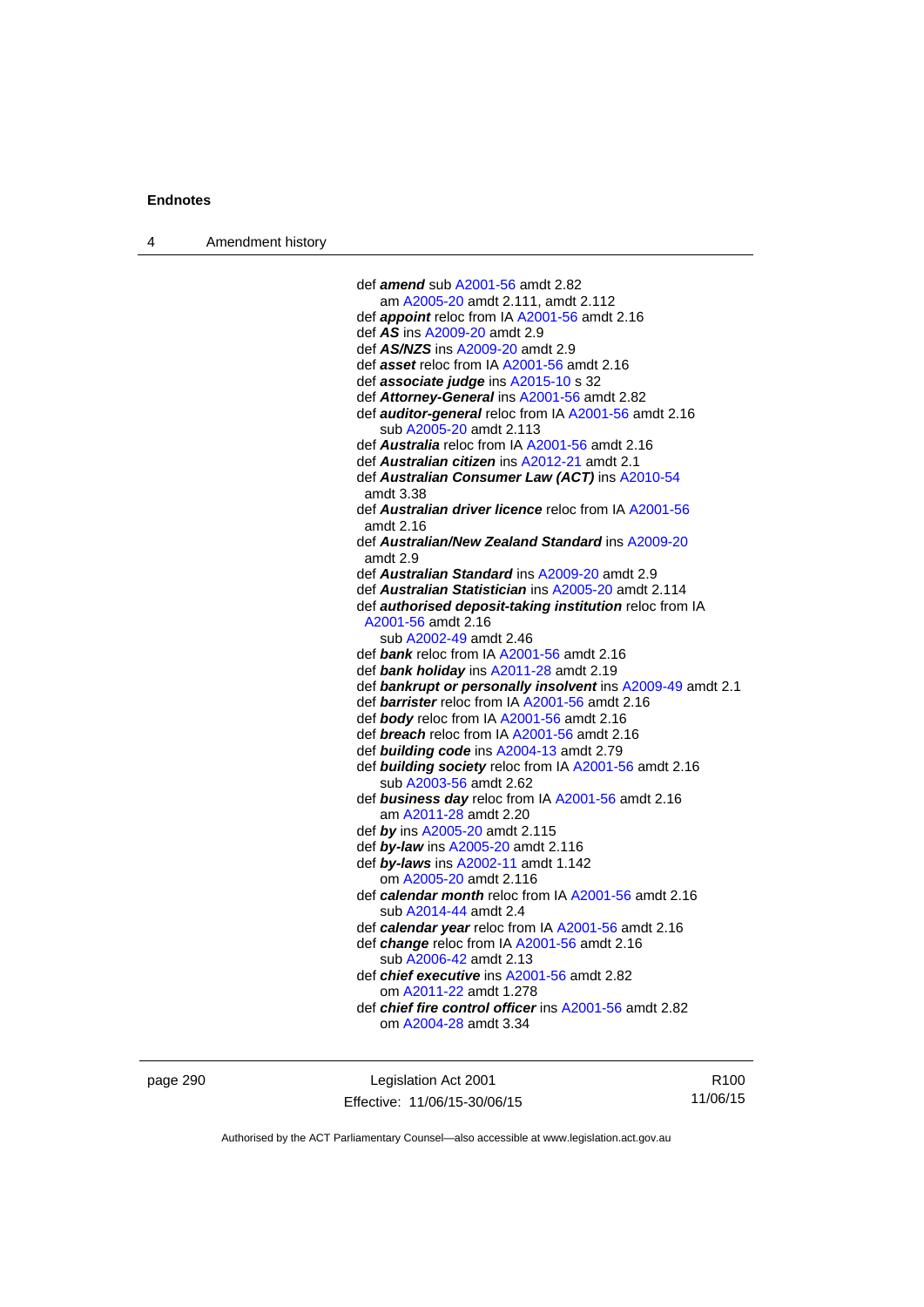def ***amend*** sub A2001-56 amdt 2.82
  am A2005-20 amdt 2.111, amdt 2.112
def ***appoint*** reloc from IA A2001-56 amdt 2.16
def ***AS*** ins A2009-20 amdt 2.9
def ***AS/NZS*** ins A2009-20 amdt 2.9
def ***asset*** reloc from IA A2001-56 amdt 2.16
def ***associate judge*** ins A2015-10 s 32
def ***Attorney-General*** ins A2001-56 amdt 2.82
def ***auditor-general*** reloc from IA A2001-56 amdt 2.16
  sub A2005-20 amdt 2.113
def ***Australia*** reloc from IA A2001-56 amdt 2.16
def ***Australian citizen*** ins A2012-21 amdt 2.1
def ***Australian Consumer Law (ACT)*** ins A2010-54 amdt 3.38
def ***Australian driver licence*** reloc from IA A2001-56 amdt 2.16
def ***Australian/New Zealand Standard*** ins A2009-20 amdt 2.9
def ***Australian Standard*** ins A2009-20 amdt 2.9
def ***Australian Statistician*** ins A2005-20 amdt 2.114
def ***authorised deposit-taking institution*** reloc from IA A2001-56 amdt 2.16
  sub A2002-49 amdt 2.46
def ***bank*** reloc from IA A2001-56 amdt 2.16
def ***bank holiday*** ins A2011-28 amdt 2.19
def ***bankrupt or personally insolvent*** ins A2009-49 amdt 2.1
def ***barrister*** reloc from IA A2001-56 amdt 2.16
def ***body*** reloc from IA A2001-56 amdt 2.16
def ***breach*** reloc from IA A2001-56 amdt 2.16
def ***building code*** ins A2004-13 amdt 2.79
def ***building society*** reloc from IA A2001-56 amdt 2.16
  sub A2003-56 amdt 2.62
def ***business day*** reloc from IA A2001-56 amdt 2.16
  am A2011-28 amdt 2.20
def ***by*** ins A2005-20 amdt 2.115
def ***by-law*** ins A2005-20 amdt 2.116
def ***by-laws*** ins A2002-11 amdt 1.142
  om A2005-20 amdt 2.116
def ***calendar month*** reloc from IA A2001-56 amdt 2.16
  sub A2014-44 amdt 2.4
def ***calendar year*** reloc from IA A2001-56 amdt 2.16
def ***change*** reloc from IA A2001-56 amdt 2.16
  sub A2006-42 amdt 2.13
def ***chief executive*** ins A2001-56 amdt 2.82
  om A2011-22 amdt 1.278
def ***chief fire control officer*** ins A2001-56 amdt 2.82
  om A2004-28 amdt 3.34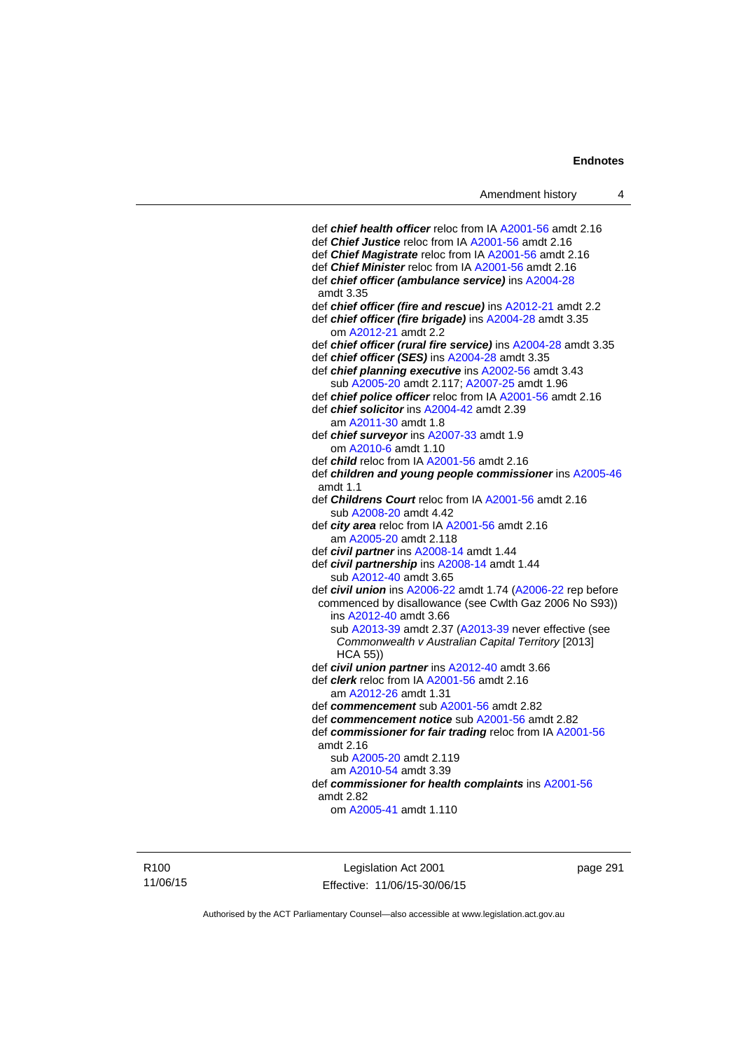def ***chief health officer*** reloc from IA A2001-56 amdt 2.16
def ***Chief Justice*** reloc from IA A2001-56 amdt 2.16
def ***Chief Magistrate*** reloc from IA A2001-56 amdt 2.16
def ***Chief Minister*** reloc from IA A2001-56 amdt 2.16
def ***chief officer (ambulance service)*** ins A2004-28 amdt 3.35
def ***chief officer (fire and rescue)*** ins A2012-21 amdt 2.2
def ***chief officer (fire brigade)*** ins A2004-28 amdt 3.35
  om A2012-21 amdt 2.2
def ***chief officer (rural fire service)*** ins A2004-28 amdt 3.35
def ***chief officer (SES)*** ins A2004-28 amdt 3.35
def ***chief planning executive*** ins A2002-56 amdt 3.43
  sub A2005-20 amdt 2.117; A2007-25 amdt 1.96
def ***chief police officer*** reloc from IA A2001-56 amdt 2.16
def ***chief solicitor*** ins A2004-42 amdt 2.39
  am A2011-30 amdt 1.8
def ***chief surveyor*** ins A2007-33 amdt 1.9
  om A2010-6 amdt 1.10
def ***child*** reloc from IA A2001-56 amdt 2.16
def ***children and young people commissioner*** ins A2005-46 amdt 1.1
def ***Childrens Court*** reloc from IA A2001-56 amdt 2.16
  sub A2008-20 amdt 4.42
def ***city area*** reloc from IA A2001-56 amdt 2.16
  am A2005-20 amdt 2.118
def ***civil partner*** ins A2008-14 amdt 1.44
def ***civil partnership*** ins A2008-14 amdt 1.44
  sub A2012-40 amdt 3.65
def ***civil union*** ins A2006-22 amdt 1.74 (A2006-22 rep before commenced by disallowance (see Cwlth Gaz 2006 No S93))
  ins A2012-40 amdt 3.66
  sub A2013-39 amdt 2.37 (A2013-39 never effective (see *Commonwealth v Australian Capital Territory* [2013] HCA 55))
def ***civil union partner*** ins A2012-40 amdt 3.66
def ***clerk*** reloc from IA A2001-56 amdt 2.16
  am A2012-26 amdt 1.31
def ***commencement*** sub A2001-56 amdt 2.82
def ***commencement notice*** sub A2001-56 amdt 2.82
def ***commissioner for fair trading*** reloc from IA A2001-56 amdt 2.16
  sub A2005-20 amdt 2.119
  am A2010-54 amdt 3.39
def ***commissioner for health complaints*** ins A2001-56 amdt 2.82
  om A2005-41 amdt 1.110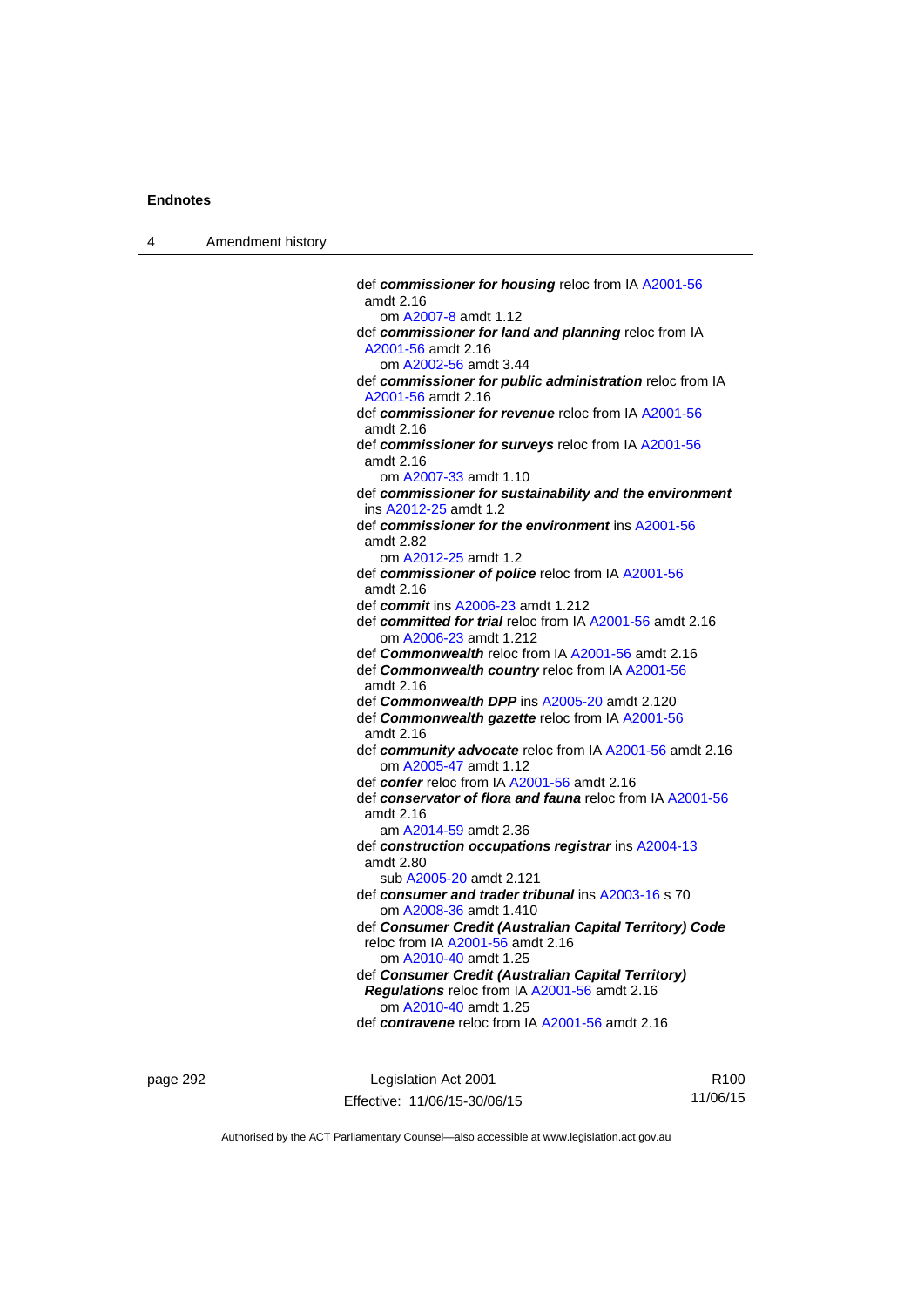def ***commissioner for housing*** reloc from IA A2001-56 amdt 2.16
om A2007-8 amdt 1.12

def ***commissioner for land and planning*** reloc from IA A2001-56 amdt 2.16
om A2002-56 amdt 3.44

def ***commissioner for public administration*** reloc from IA A2001-56 amdt 2.16

def ***commissioner for revenue*** reloc from IA A2001-56 amdt 2.16

def ***commissioner for surveys*** reloc from IA A2001-56 amdt 2.16
om A2007-33 amdt 1.10

def ***commissioner for sustainability and the environment*** ins A2012-25 amdt 1.2

def ***commissioner for the environment*** ins A2001-56 amdt 2.82
om A2012-25 amdt 1.2

def ***commissioner of police*** reloc from IA A2001-56 amdt 2.16

def ***commit*** ins A2006-23 amdt 1.212

def ***committed for trial*** reloc from IA A2001-56 amdt 2.16
om A2006-23 amdt 1.212

def ***Commonwealth*** reloc from IA A2001-56 amdt 2.16

def ***Commonwealth country*** reloc from IA A2001-56 amdt 2.16

def ***Commonwealth DPP*** ins A2005-20 amdt 2.120

def ***Commonwealth gazette*** reloc from IA A2001-56 amdt 2.16

def ***community advocate*** reloc from IA A2001-56 amdt 2.16
om A2005-47 amdt 1.12

def ***confer*** reloc from IA A2001-56 amdt 2.16

def ***conservator of flora and fauna*** reloc from IA A2001-56 amdt 2.16
am A2014-59 amdt 2.36

def ***construction occupations registrar*** ins A2004-13 amdt 2.80
sub A2005-20 amdt 2.121

def ***consumer and trader tribunal*** ins A2003-16 s 70
om A2008-36 amdt 1.410

def ***Consumer Credit (Australian Capital Territory) Code*** reloc from IA A2001-56 amdt 2.16
om A2010-40 amdt 1.25

def ***Consumer Credit (Australian Capital Territory) Regulations*** reloc from IA A2001-56 amdt 2.16
om A2010-40 amdt 1.25

def ***contravene*** reloc from IA A2001-56 amdt 2.16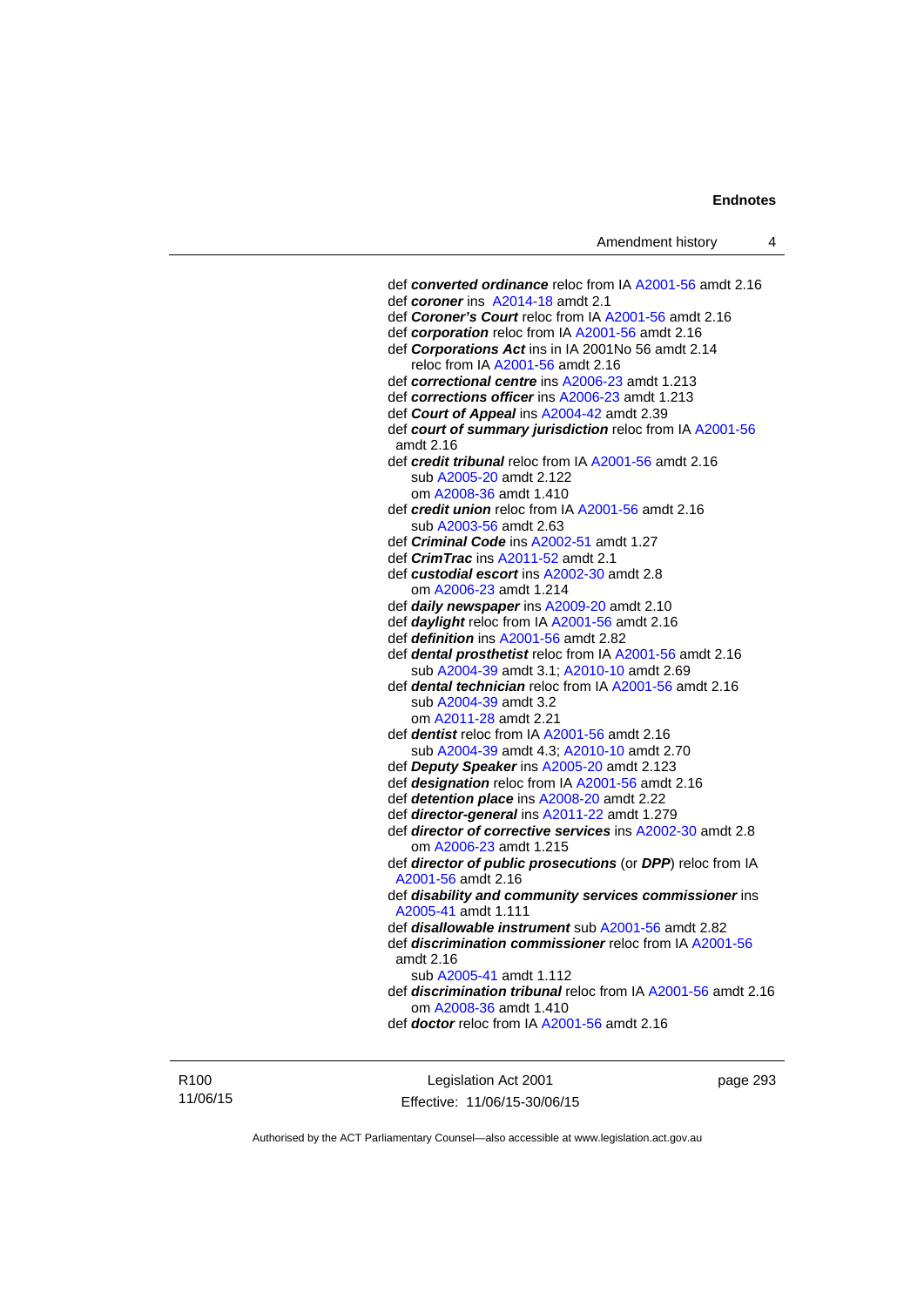def ***converted ordinance*** reloc from IA A2001-56 amdt 2.16
def ***coroner*** ins A2014-18 amdt 2.1
def ***Coroner's Court*** reloc from IA A2001-56 amdt 2.16
def ***corporation*** reloc from IA A2001-56 amdt 2.16
def ***Corporations Act*** ins in IA 2001No 56 amdt 2.14
    reloc from IA A2001-56 amdt 2.16
def ***correctional centre*** ins A2006-23 amdt 1.213
def ***corrections officer*** ins A2006-23 amdt 1.213
def ***Court of Appeal*** ins A2004-42 amdt 2.39
def ***court of summary jurisdiction*** reloc from IA A2001-56 amdt 2.16
def ***credit tribunal*** reloc from IA A2001-56 amdt 2.16
    sub A2005-20 amdt 2.122
    om A2008-36 amdt 1.410
def ***credit union*** reloc from IA A2001-56 amdt 2.16
    sub A2003-56 amdt 2.63
def ***Criminal Code*** ins A2002-51 amdt 1.27
def ***CrimTrac*** ins A2011-52 amdt 2.1
def ***custodial escort*** ins A2002-30 amdt 2.8
    om A2006-23 amdt 1.214
def ***daily newspaper*** ins A2009-20 amdt 2.10
def ***daylight*** reloc from IA A2001-56 amdt 2.16
def ***definition*** ins A2001-56 amdt 2.82
def ***dental prosthetist*** reloc from IA A2001-56 amdt 2.16
    sub A2004-39 amdt 3.1; A2010-10 amdt 2.69
def ***dental technician*** reloc from IA A2001-56 amdt 2.16
    sub A2004-39 amdt 3.2
    om A2011-28 amdt 2.21
def ***dentist*** reloc from IA A2001-56 amdt 2.16
    sub A2004-39 amdt 4.3; A2010-10 amdt 2.70
def ***Deputy Speaker*** ins A2005-20 amdt 2.123
def ***designation*** reloc from IA A2001-56 amdt 2.16
def ***detention place*** ins A2008-20 amdt 2.22
def ***director-general*** ins A2011-22 amdt 1.279
def ***director of corrective services*** ins A2002-30 amdt 2.8
    om A2006-23 amdt 1.215
def ***director of public prosecutions*** (or ***DPP***) reloc from IA A2001-56 amdt 2.16
def ***disability and community services commissioner*** ins A2005-41 amdt 1.111
def ***disallowable instrument*** sub A2001-56 amdt 2.82
def ***discrimination commissioner*** reloc from IA A2001-56 amdt 2.16
    sub A2005-41 amdt 1.112
def ***discrimination tribunal*** reloc from IA A2001-56 amdt 2.16
    om A2008-36 amdt 1.410
def ***doctor*** reloc from IA A2001-56 amdt 2.16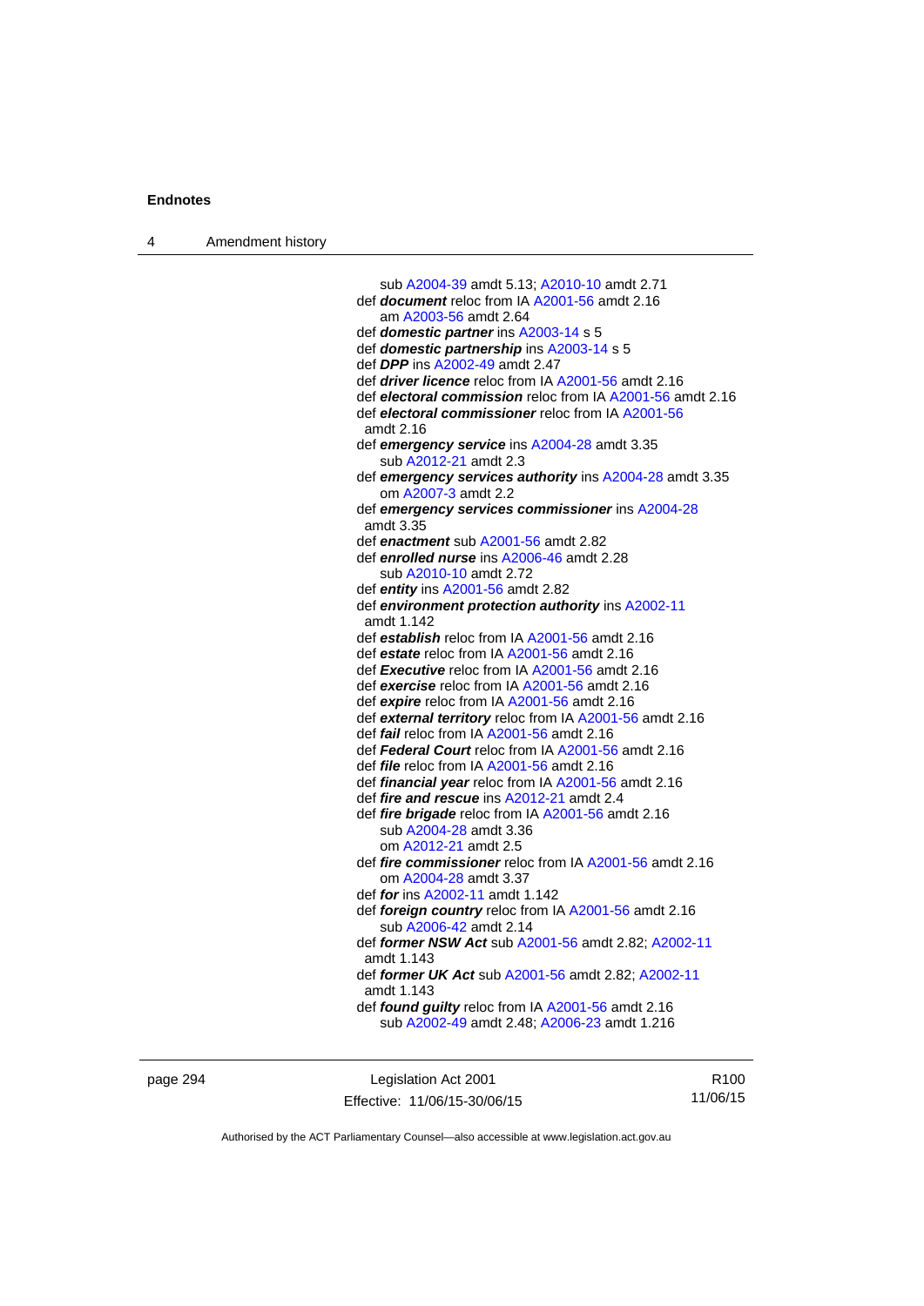sub A2004-39 amdt 5.13; A2010-10 amdt 2.71
def ***document*** reloc from IA A2001-56 amdt 2.16
am A2003-56 amdt 2.64
def ***domestic partner*** ins A2003-14 s 5
def ***domestic partnership*** ins A2003-14 s 5
def ***DPP*** ins A2002-49 amdt 2.47
def ***driver licence*** reloc from IA A2001-56 amdt 2.16
def ***electoral commission*** reloc from IA A2001-56 amdt 2.16
def ***electoral commissioner*** reloc from IA A2001-56 amdt 2.16
def ***emergency service*** ins A2004-28 amdt 3.35
sub A2012-21 amdt 2.3
def ***emergency services authority*** ins A2004-28 amdt 3.35
om A2007-3 amdt 2.2
def ***emergency services commissioner*** ins A2004-28 amdt 3.35
def ***enactment*** sub A2001-56 amdt 2.82
def ***enrolled nurse*** ins A2006-46 amdt 2.28
sub A2010-10 amdt 2.72
def ***entity*** ins A2001-56 amdt 2.82
def ***environment protection authority*** ins A2002-11 amdt 1.142
def ***establish*** reloc from IA A2001-56 amdt 2.16
def ***estate*** reloc from IA A2001-56 amdt 2.16
def ***Executive*** reloc from IA A2001-56 amdt 2.16
def ***exercise*** reloc from IA A2001-56 amdt 2.16
def ***expire*** reloc from IA A2001-56 amdt 2.16
def ***external territory*** reloc from IA A2001-56 amdt 2.16
def ***fail*** reloc from IA A2001-56 amdt 2.16
def ***Federal Court*** reloc from IA A2001-56 amdt 2.16
def ***file*** reloc from IA A2001-56 amdt 2.16
def ***financial year*** reloc from IA A2001-56 amdt 2.16
def ***fire and rescue*** ins A2012-21 amdt 2.4
def ***fire brigade*** reloc from IA A2001-56 amdt 2.16
sub A2004-28 amdt 3.36
om A2012-21 amdt 2.5
def ***fire commissioner*** reloc from IA A2001-56 amdt 2.16
om A2004-28 amdt 3.37
def ***for*** ins A2002-11 amdt 1.142
def ***foreign country*** reloc from IA A2001-56 amdt 2.16
sub A2006-42 amdt 2.14
def ***former NSW Act*** sub A2001-56 amdt 2.82; A2002-11 amdt 1.143
def ***former UK Act*** sub A2001-56 amdt 2.82; A2002-11 amdt 1.143
def ***found guilty*** reloc from IA A2001-56 amdt 2.16
sub A2002-49 amdt 2.48; A2006-23 amdt 1.216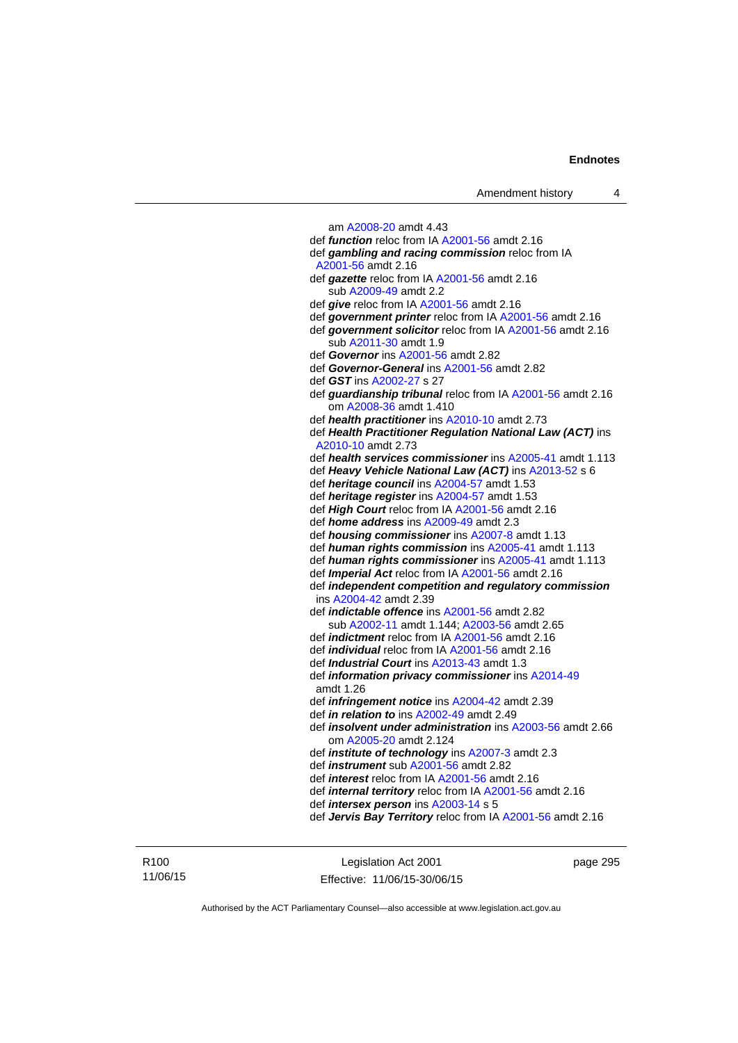am A2008-20 amdt 4.43
def ***function*** reloc from IA A2001-56 amdt 2.16
def ***gambling and racing commission*** reloc from IA A2001-56 amdt 2.16
def ***gazette*** reloc from IA A2001-56 amdt 2.16
sub A2009-49 amdt 2.2
def ***give*** reloc from IA A2001-56 amdt 2.16
def ***government printer*** reloc from IA A2001-56 amdt 2.16
def ***government solicitor*** reloc from IA A2001-56 amdt 2.16
sub A2011-30 amdt 1.9
def ***Governor*** ins A2001-56 amdt 2.82
def ***Governor-General*** ins A2001-56 amdt 2.82
def ***GST*** ins A2002-27 s 27
def ***guardianship tribunal*** reloc from IA A2001-56 amdt 2.16
om A2008-36 amdt 1.410
def ***health practitioner*** ins A2010-10 amdt 2.73
def ***Health Practitioner Regulation National Law (ACT)*** ins A2010-10 amdt 2.73
def ***health services commissioner*** ins A2005-41 amdt 1.113
def ***Heavy Vehicle National Law (ACT)*** ins A2013-52 s 6
def ***heritage council*** ins A2004-57 amdt 1.53
def ***heritage register*** ins A2004-57 amdt 1.53
def ***High Court*** reloc from IA A2001-56 amdt 2.16
def ***home address*** ins A2009-49 amdt 2.3
def ***housing commissioner*** ins A2007-8 amdt 1.13
def ***human rights commission*** ins A2005-41 amdt 1.113
def ***human rights commissioner*** ins A2005-41 amdt 1.113
def ***Imperial Act*** reloc from IA A2001-56 amdt 2.16
def ***independent competition and regulatory commission*** ins A2004-42 amdt 2.39
def ***indictable offence*** ins A2001-56 amdt 2.82
sub A2002-11 amdt 1.144; A2003-56 amdt 2.65
def ***indictment*** reloc from IA A2001-56 amdt 2.16
def ***individual*** reloc from IA A2001-56 amdt 2.16
def ***Industrial Court*** ins A2013-43 amdt 1.3
def ***information privacy commissioner*** ins A2014-49 amdt 1.26
def ***infringement notice*** ins A2004-42 amdt 2.39
def ***in relation to*** ins A2002-49 amdt 2.49
def ***insolvent under administration*** ins A2003-56 amdt 2.66
om A2005-20 amdt 2.124
def ***institute of technology*** ins A2007-3 amdt 2.3
def ***instrument*** sub A2001-56 amdt 2.82
def ***interest*** reloc from IA A2001-56 amdt 2.16
def ***internal territory*** reloc from IA A2001-56 amdt 2.16
def ***intersex person*** ins A2003-14 s 5
def ***Jervis Bay Territory*** reloc from IA A2001-56 amdt 2.16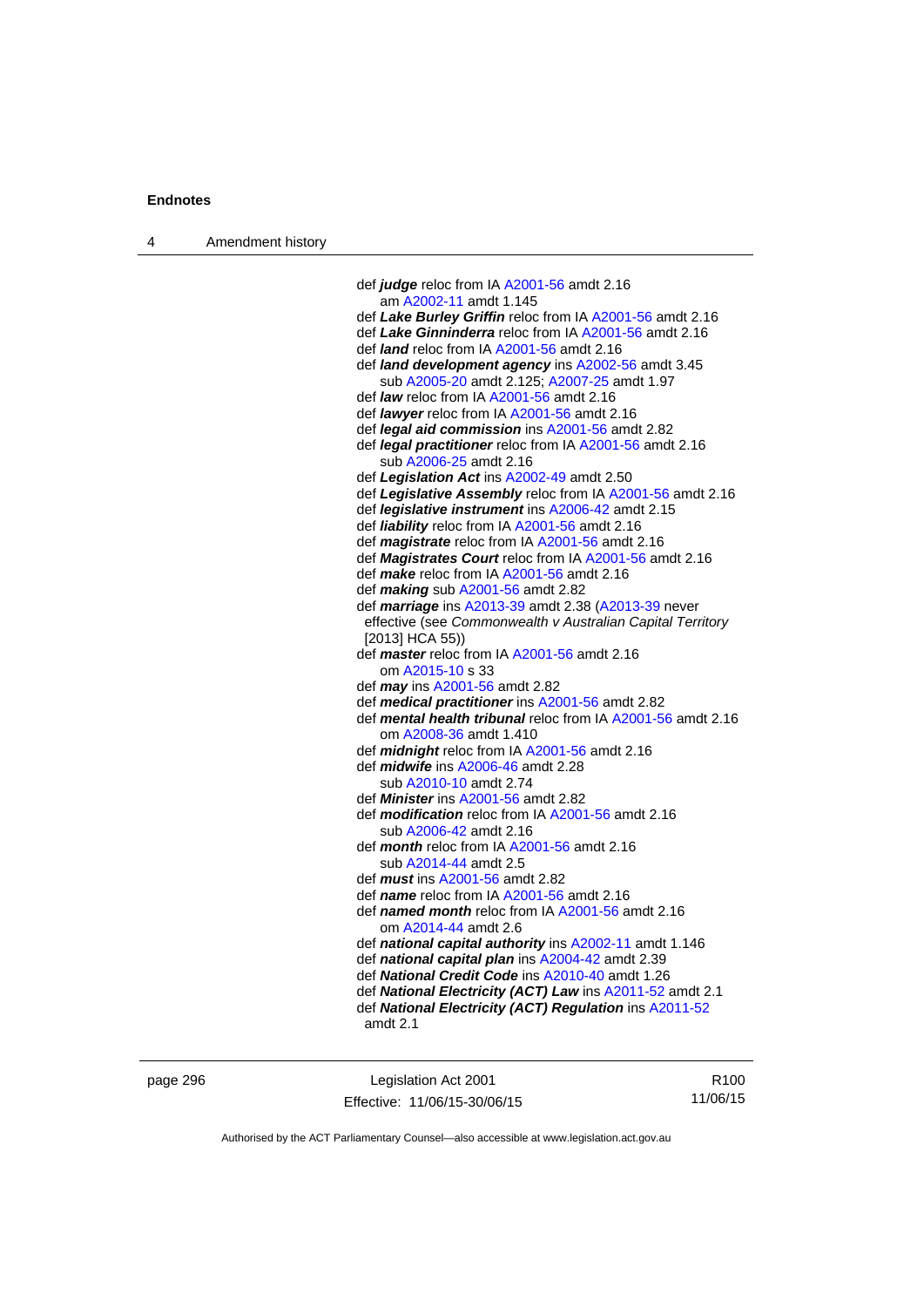def ***judge*** reloc from IA A2001-56 amdt 2.16
am A2002-11 amdt 1.145

def ***Lake Burley Griffin*** reloc from IA A2001-56 amdt 2.16

def ***Lake Ginninderra*** reloc from IA A2001-56 amdt 2.16

def ***land*** reloc from IA A2001-56 amdt 2.16

def ***land development agency*** ins A2002-56 amdt 3.45
sub A2005-20 amdt 2.125; A2007-25 amdt 1.97

def ***law*** reloc from IA A2001-56 amdt 2.16

def ***lawyer*** reloc from IA A2001-56 amdt 2.16

def ***legal aid commission*** ins A2001-56 amdt 2.82

def ***legal practitioner*** reloc from IA A2001-56 amdt 2.16
sub A2006-25 amdt 2.16

def ***Legislation Act*** ins A2002-49 amdt 2.50

def ***Legislative Assembly*** reloc from IA A2001-56 amdt 2.16

def ***legislative instrument*** ins A2006-42 amdt 2.15

def ***liability*** reloc from IA A2001-56 amdt 2.16

def ***magistrate*** reloc from IA A2001-56 amdt 2.16

def ***Magistrates Court*** reloc from IA A2001-56 amdt 2.16

def ***make*** reloc from IA A2001-56 amdt 2.16

def ***making*** sub A2001-56 amdt 2.82

def ***marriage*** ins A2013-39 amdt 2.38 (A2013-39 never effective (see *Commonwealth v Australian Capital Territory* [2013] HCA 55))

def ***master*** reloc from IA A2001-56 amdt 2.16
om A2015-10 s 33

def ***may*** ins A2001-56 amdt 2.82

def ***medical practitioner*** ins A2001-56 amdt 2.82

def ***mental health tribunal*** reloc from IA A2001-56 amdt 2.16
om A2008-36 amdt 1.410

def ***midnight*** reloc from IA A2001-56 amdt 2.16

def ***midwife*** ins A2006-46 amdt 2.28
sub A2010-10 amdt 2.74

def ***Minister*** ins A2001-56 amdt 2.82

def ***modification*** reloc from IA A2001-56 amdt 2.16
sub A2006-42 amdt 2.16

def ***month*** reloc from IA A2001-56 amdt 2.16
sub A2014-44 amdt 2.5

def ***must*** ins A2001-56 amdt 2.82

def ***name*** reloc from IA A2001-56 amdt 2.16

def ***named month*** reloc from IA A2001-56 amdt 2.16
om A2014-44 amdt 2.6

def ***national capital authority*** ins A2002-11 amdt 1.146

def ***national capital plan*** ins A2004-42 amdt 2.39

def ***National Credit Code*** ins A2010-40 amdt 1.26

def ***National Electricity (ACT) Law*** ins A2011-52 amdt 2.1

def ***National Electricity (ACT) Regulation*** ins A2011-52 amdt 2.1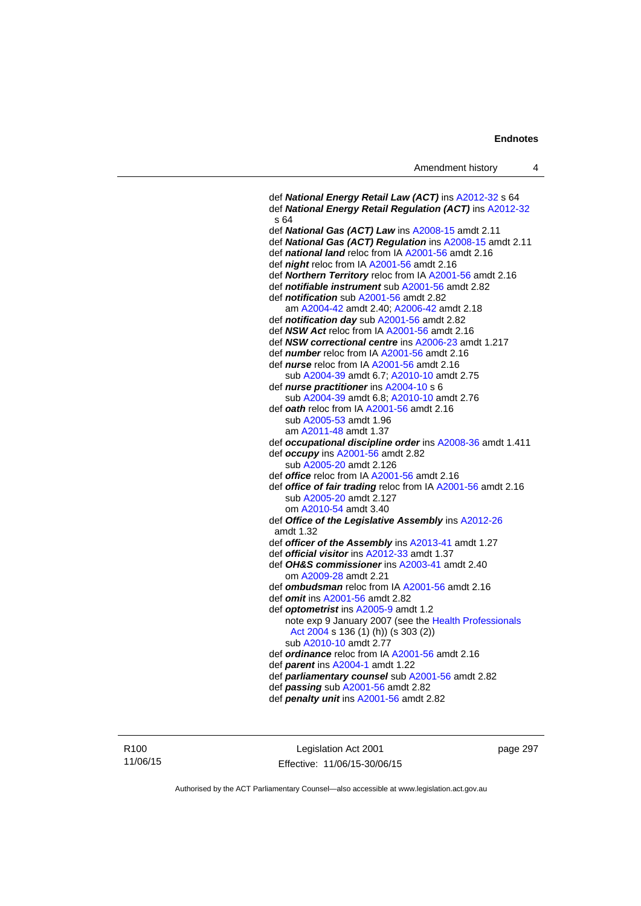def ***National Energy Retail Law (ACT)*** ins A2012-32 s 64
def ***National Energy Retail Regulation (ACT)*** ins A2012-32 s 64
def ***National Gas (ACT) Law*** ins A2008-15 amdt 2.11
def ***National Gas (ACT) Regulation*** ins A2008-15 amdt 2.11
def ***national land*** reloc from IA A2001-56 amdt 2.16
def ***night*** reloc from IA A2001-56 amdt 2.16
def ***Northern Territory*** reloc from IA A2001-56 amdt 2.16
def ***notifiable instrument*** sub A2001-56 amdt 2.82
def ***notification*** sub A2001-56 amdt 2.82
  am A2004-42 amdt 2.40; A2006-42 amdt 2.18
def ***notification day*** sub A2001-56 amdt 2.82
def ***NSW Act*** reloc from IA A2001-56 amdt 2.16
def ***NSW correctional centre*** ins A2006-23 amdt 1.217
def ***number*** reloc from IA A2001-56 amdt 2.16
def ***nurse*** reloc from IA A2001-56 amdt 2.16
  sub A2004-39 amdt 6.7; A2010-10 amdt 2.75
def ***nurse practitioner*** ins A2004-10 s 6
  sub A2004-39 amdt 6.8; A2010-10 amdt 2.76
def ***oath*** reloc from IA A2001-56 amdt 2.16
  sub A2005-53 amdt 1.96
  am A2011-48 amdt 1.37
def ***occupational discipline order*** ins A2008-36 amdt 1.411
def ***occupy*** ins A2001-56 amdt 2.82
  sub A2005-20 amdt 2.126
def ***office*** reloc from IA A2001-56 amdt 2.16
def ***office of fair trading*** reloc from IA A2001-56 amdt 2.16
  sub A2005-20 amdt 2.127
  om A2010-54 amdt 3.40
def ***Office of the Legislative Assembly*** ins A2012-26 amdt 1.32
def ***officer of the Assembly*** ins A2013-41 amdt 1.27
def ***official visitor*** ins A2012-33 amdt 1.37
def ***OH&S commissioner*** ins A2003-41 amdt 2.40
  om A2009-28 amdt 2.21
def ***ombudsman*** reloc from IA A2001-56 amdt 2.16
def ***omit*** ins A2001-56 amdt 2.82
def ***optometrist*** ins A2005-9 amdt 1.2
  note exp 9 January 2007 (see the Health Professionals Act 2004 s 136 (1) (h)) (s 303 (2))
  sub A2010-10 amdt 2.77
def ***ordinance*** reloc from IA A2001-56 amdt 2.16
def ***parent*** ins A2004-1 amdt 1.22
def ***parliamentary counsel*** sub A2001-56 amdt 2.82
def ***passing*** sub A2001-56 amdt 2.82
def ***penalty unit*** ins A2001-56 amdt 2.82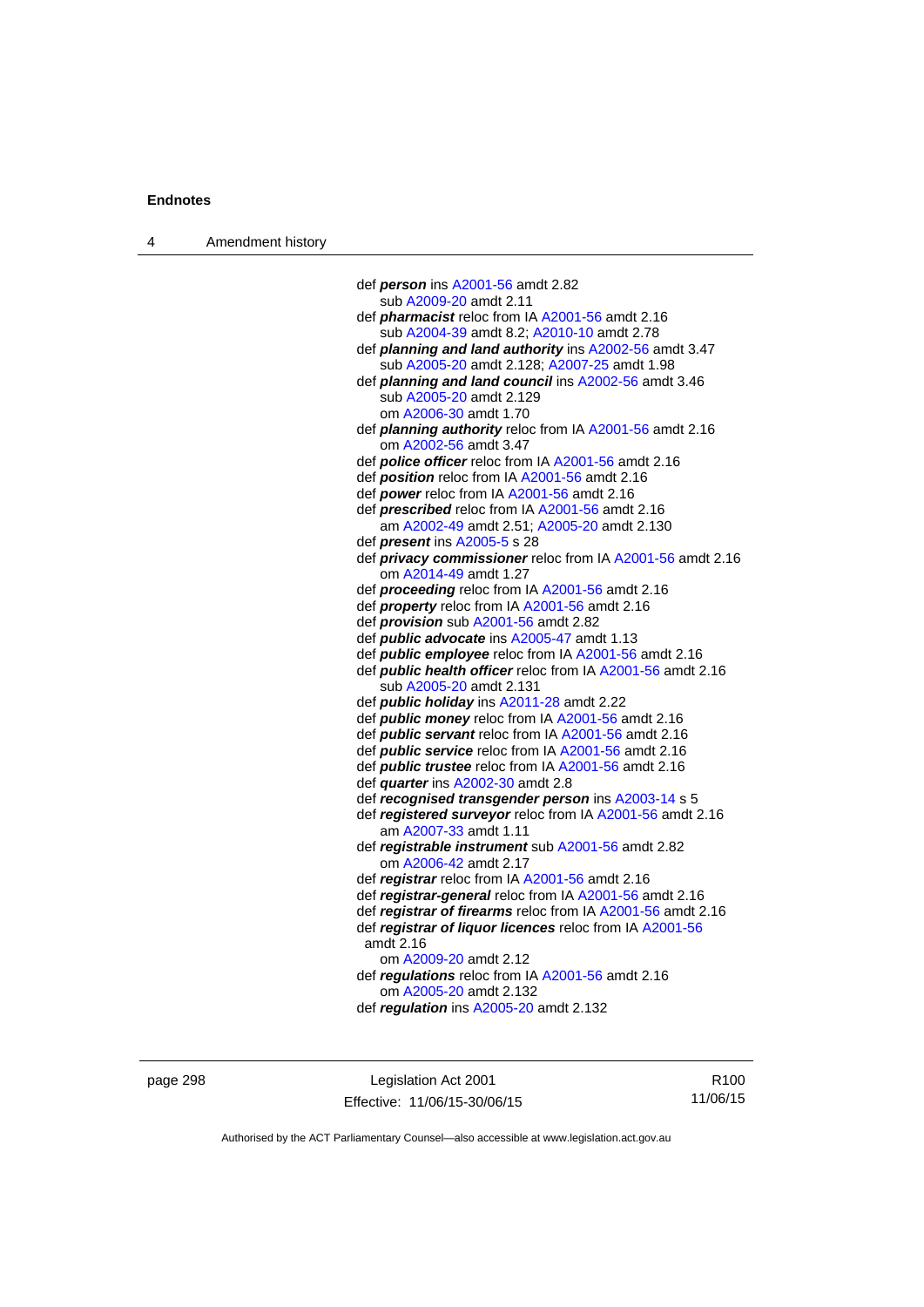def ***person*** ins A2001-56 amdt 2.82
sub A2009-20 amdt 2.11

def ***pharmacist*** reloc from IA A2001-56 amdt 2.16
sub A2004-39 amdt 8.2; A2010-10 amdt 2.78

def ***planning and land authority*** ins A2002-56 amdt 3.47
sub A2005-20 amdt 2.128; A2007-25 amdt 1.98

def ***planning and land council*** ins A2002-56 amdt 3.46
sub A2005-20 amdt 2.129
om A2006-30 amdt 1.70

def ***planning authority*** reloc from IA A2001-56 amdt 2.16
om A2002-56 amdt 3.47

def ***police officer*** reloc from IA A2001-56 amdt 2.16

def ***position*** reloc from IA A2001-56 amdt 2.16

def ***power*** reloc from IA A2001-56 amdt 2.16

def ***prescribed*** reloc from IA A2001-56 amdt 2.16
am A2002-49 amdt 2.51; A2005-20 amdt 2.130

def ***present*** ins A2005-5 s 28

def ***privacy commissioner*** reloc from IA A2001-56 amdt 2.16
om A2014-49 amdt 1.27

def ***proceeding*** reloc from IA A2001-56 amdt 2.16

def ***property*** reloc from IA A2001-56 amdt 2.16

def ***provision*** sub A2001-56 amdt 2.82

def ***public advocate*** ins A2005-47 amdt 1.13

def ***public employee*** reloc from IA A2001-56 amdt 2.16

def ***public health officer*** reloc from IA A2001-56 amdt 2.16
sub A2005-20 amdt 2.131

def ***public holiday*** ins A2011-28 amdt 2.22

def ***public money*** reloc from IA A2001-56 amdt 2.16

def ***public servant*** reloc from IA A2001-56 amdt 2.16

def ***public service*** reloc from IA A2001-56 amdt 2.16

def ***public trustee*** reloc from IA A2001-56 amdt 2.16

def ***quarter*** ins A2002-30 amdt 2.8

def ***recognised transgender person*** ins A2003-14 s 5

def ***registered surveyor*** reloc from IA A2001-56 amdt 2.16
am A2007-33 amdt 1.11

def ***registrable instrument*** sub A2001-56 amdt 2.82
om A2006-42 amdt 2.17

def ***registrar*** reloc from IA A2001-56 amdt 2.16

def ***registrar-general*** reloc from IA A2001-56 amdt 2.16

def ***registrar of firearms*** reloc from IA A2001-56 amdt 2.16

def ***registrar of liquor licences*** reloc from IA A2001-56 amdt 2.16
om A2009-20 amdt 2.12

def ***regulations*** reloc from IA A2001-56 amdt 2.16
om A2005-20 amdt 2.132

def ***regulation*** ins A2005-20 amdt 2.132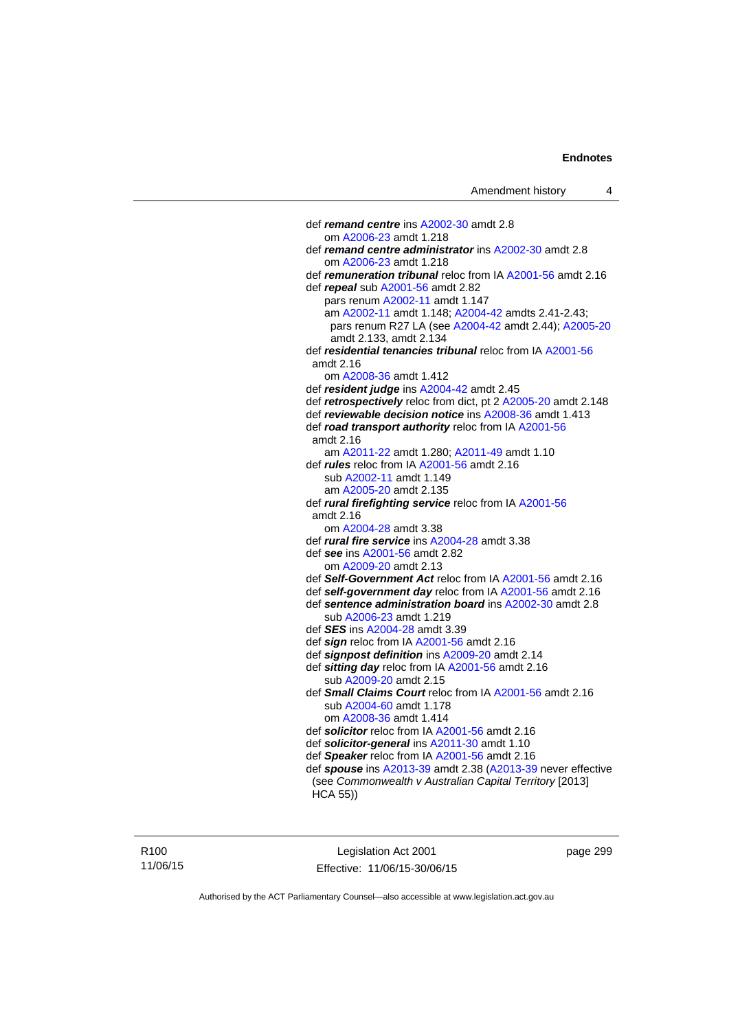def ***remand centre*** ins A2002-30 amdt 2.8
om A2006-23 amdt 1.218

def ***remand centre administrator*** ins A2002-30 amdt 2.8
om A2006-23 amdt 1.218

def ***remuneration tribunal*** reloc from IA A2001-56 amdt 2.16

def ***repeal*** sub A2001-56 amdt 2.82
pars renum A2002-11 amdt 1.147
am A2002-11 amdt 1.148; A2004-42 amdts 2.41-2.43;
pars renum R27 LA (see A2004-42 amdt 2.44); A2005-20 amdt 2.133, amdt 2.134

def ***residential tenancies tribunal*** reloc from IA A2001-56 amdt 2.16
om A2008-36 amdt 1.412

def ***resident judge*** ins A2004-42 amdt 2.45

def ***retrospectively*** reloc from dict, pt 2 A2005-20 amdt 2.148

def ***reviewable decision notice*** ins A2008-36 amdt 1.413

def ***road transport authority*** reloc from IA A2001-56 amdt 2.16
am A2011-22 amdt 1.280; A2011-49 amdt 1.10

def ***rules*** reloc from IA A2001-56 amdt 2.16
sub A2002-11 amdt 1.149
am A2005-20 amdt 2.135

def ***rural firefighting service*** reloc from IA A2001-56 amdt 2.16
om A2004-28 amdt 3.38

def ***rural fire service*** ins A2004-28 amdt 3.38

def ***see*** ins A2001-56 amdt 2.82
om A2009-20 amdt 2.13

def ***Self-Government Act*** reloc from IA A2001-56 amdt 2.16

def ***self-government day*** reloc from IA A2001-56 amdt 2.16

def ***sentence administration board*** ins A2002-30 amdt 2.8
sub A2006-23 amdt 1.219

def ***SES*** ins A2004-28 amdt 3.39

def ***sign*** reloc from IA A2001-56 amdt 2.16

def ***signpost definition*** ins A2009-20 amdt 2.14

def ***sitting day*** reloc from IA A2001-56 amdt 2.16
sub A2009-20 amdt 2.15

def ***Small Claims Court*** reloc from IA A2001-56 amdt 2.16
sub A2004-60 amdt 1.178
om A2008-36 amdt 1.414

def ***solicitor*** reloc from IA A2001-56 amdt 2.16

def ***solicitor-general*** ins A2011-30 amdt 1.10

def ***Speaker*** reloc from IA A2001-56 amdt 2.16

def ***spouse*** ins A2013-39 amdt 2.38 (A2013-39 never effective (see *Commonwealth v Australian Capital Territory* [2013] HCA 55))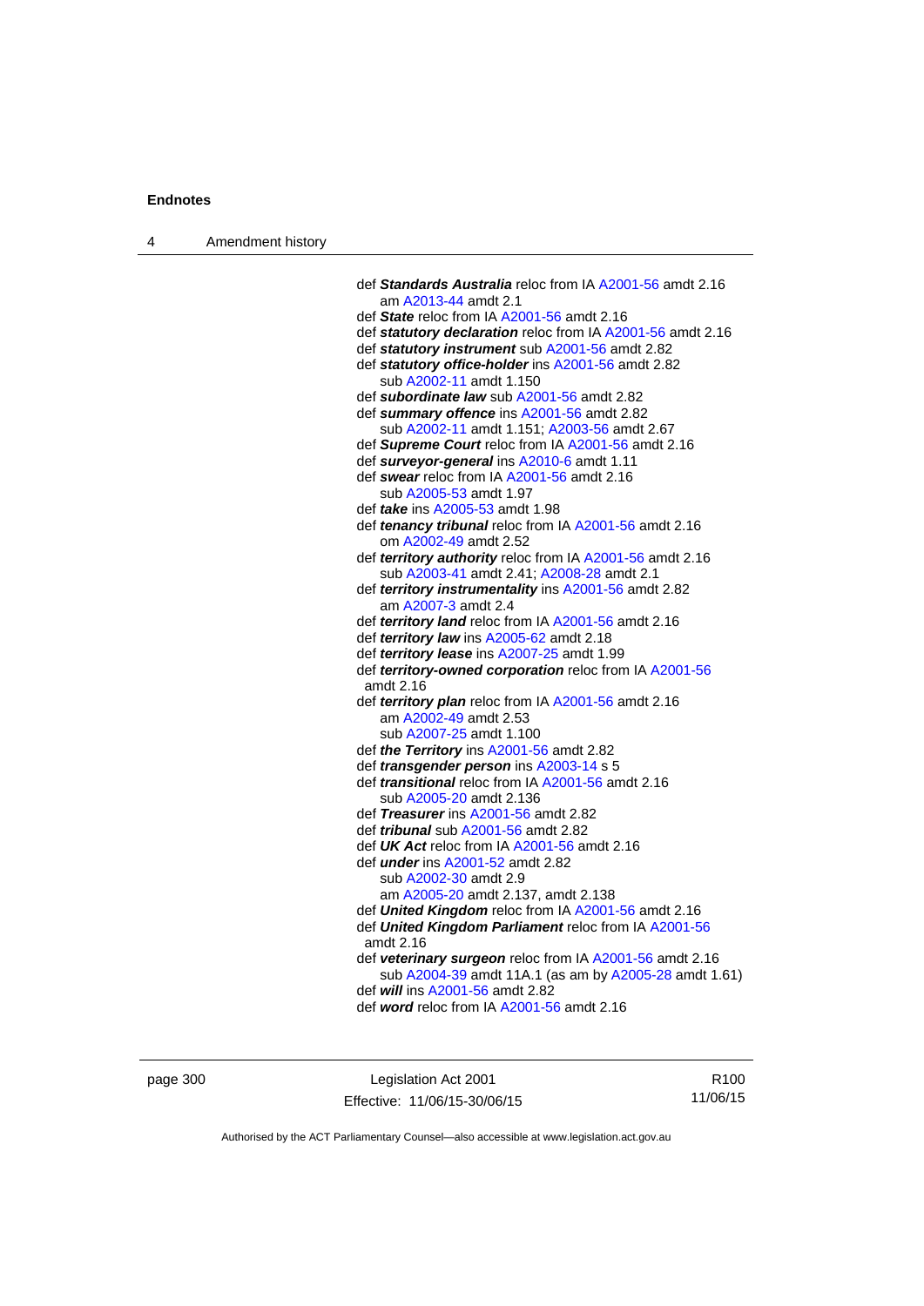def ***Standards Australia*** reloc from IA A2001-56 amdt 2.16
  am A2013-44 amdt 2.1
def ***State*** reloc from IA A2001-56 amdt 2.16
def ***statutory declaration*** reloc from IA A2001-56 amdt 2.16
def ***statutory instrument*** sub A2001-56 amdt 2.82
def ***statutory office-holder*** ins A2001-56 amdt 2.82
  sub A2002-11 amdt 1.150
def ***subordinate law*** sub A2001-56 amdt 2.82
def ***summary offence*** ins A2001-56 amdt 2.82
  sub A2002-11 amdt 1.151; A2003-56 amdt 2.67
def ***Supreme Court*** reloc from IA A2001-56 amdt 2.16
def ***surveyor-general*** ins A2010-6 amdt 1.11
def ***swear*** reloc from IA A2001-56 amdt 2.16
  sub A2005-53 amdt 1.97
def ***take*** ins A2005-53 amdt 1.98
def ***tenancy tribunal*** reloc from IA A2001-56 amdt 2.16
  om A2002-49 amdt 2.52
def ***territory authority*** reloc from IA A2001-56 amdt 2.16
  sub A2003-41 amdt 2.41; A2008-28 amdt 2.1
def ***territory instrumentality*** ins A2001-56 amdt 2.82
  am A2007-3 amdt 2.4
def ***territory land*** reloc from IA A2001-56 amdt 2.16
def ***territory law*** ins A2005-62 amdt 2.18
def ***territory lease*** ins A2007-25 amdt 1.99
def ***territory-owned corporation*** reloc from IA A2001-56 amdt 2.16
def ***territory plan*** reloc from IA A2001-56 amdt 2.16
  am A2002-49 amdt 2.53
  sub A2007-25 amdt 1.100
def ***the Territory*** ins A2001-56 amdt 2.82
def ***transgender person*** ins A2003-14 s 5
def ***transitional*** reloc from IA A2001-56 amdt 2.16
  sub A2005-20 amdt 2.136
def ***Treasurer*** ins A2001-56 amdt 2.82
def ***tribunal*** sub A2001-56 amdt 2.82
def ***UK Act*** reloc from IA A2001-56 amdt 2.16
def ***under*** ins A2001-52 amdt 2.82
  sub A2002-30 amdt 2.9
  am A2005-20 amdt 2.137, amdt 2.138
def ***United Kingdom*** reloc from IA A2001-56 amdt 2.16
def ***United Kingdom Parliament*** reloc from IA A2001-56 amdt 2.16
def ***veterinary surgeon*** reloc from IA A2001-56 amdt 2.16
  sub A2004-39 amdt 11A.1 (as am by A2005-28 amdt 1.61)
def ***will*** ins A2001-56 amdt 2.82
def ***word*** reloc from IA A2001-56 amdt 2.16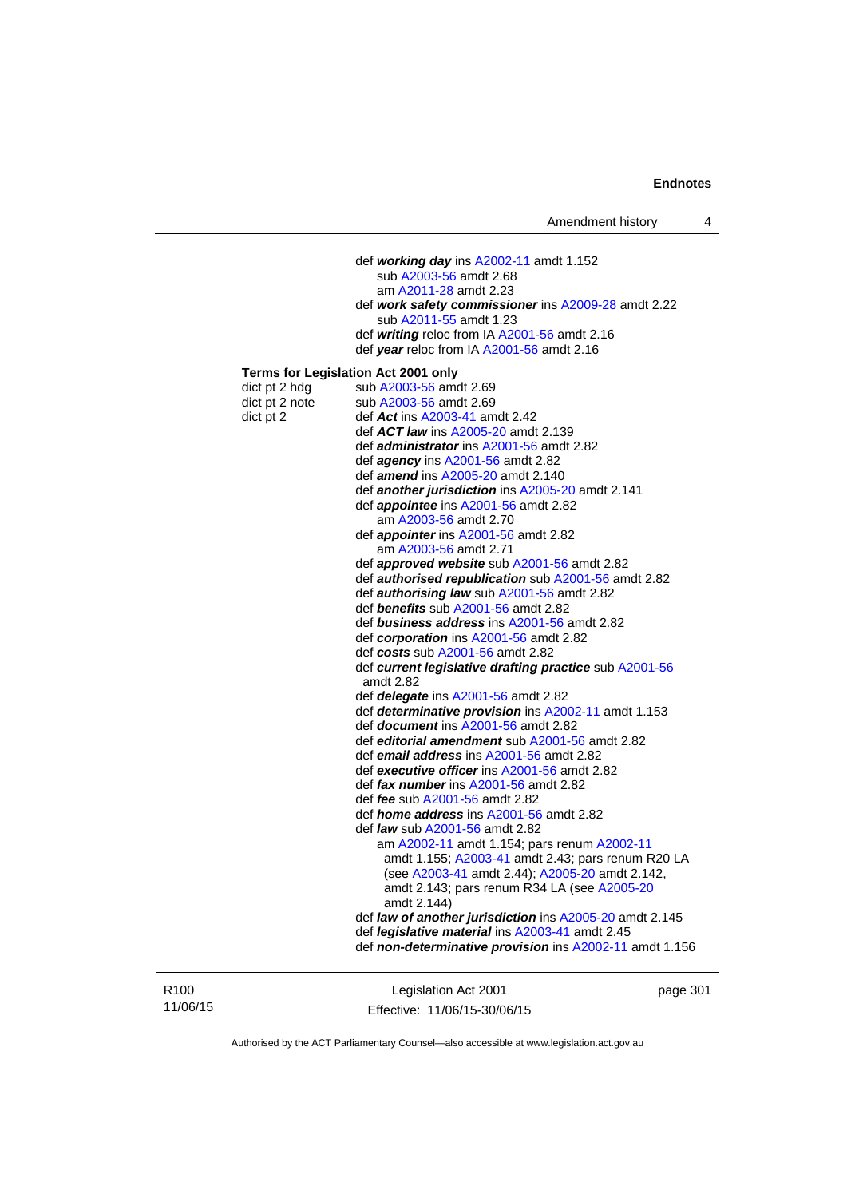def ***working day*** ins A2002-11 amdt 1.152
    sub A2003-56 amdt 2.68
    am A2011-28 amdt 2.23
def ***work safety commissioner*** ins A2009-28 amdt 2.22
    sub A2011-55 amdt 1.23
def ***writing*** reloc from IA A2001-56 amdt 2.16
def ***year*** reloc from IA A2001-56 amdt 2.16

**Terms for Legislation Act 2001 only**

dict pt 2 hdg     sub A2003-56 amdt 2.69
dict pt 2 note    sub A2003-56 amdt 2.69
dict pt 2         def ***Act*** ins A2003-41 amdt 2.42
def ***ACT law*** ins A2005-20 amdt 2.139
def ***administrator*** ins A2001-56 amdt 2.82
def ***agency*** ins A2001-56 amdt 2.82
def ***amend*** ins A2005-20 amdt 2.140
def ***another jurisdiction*** ins A2005-20 amdt 2.141
def ***appointee*** ins A2001-56 amdt 2.82
    am A2003-56 amdt 2.70
def ***appointer*** ins A2001-56 amdt 2.82
    am A2003-56 amdt 2.71
def ***approved website*** sub A2001-56 amdt 2.82
def ***authorised republication*** sub A2001-56 amdt 2.82
def ***authorising law*** sub A2001-56 amdt 2.82
def ***benefits*** sub A2001-56 amdt 2.82
def ***business address*** ins A2001-56 amdt 2.82
def ***corporation*** ins A2001-56 amdt 2.82
def ***costs*** sub A2001-56 amdt 2.82
def ***current legislative drafting practice*** sub A2001-56 amdt 2.82
def ***delegate*** ins A2001-56 amdt 2.82
def ***determinative provision*** ins A2002-11 amdt 1.153
def ***document*** ins A2001-56 amdt 2.82
def ***editorial amendment*** sub A2001-56 amdt 2.82
def ***email address*** ins A2001-56 amdt 2.82
def ***executive officer*** ins A2001-56 amdt 2.82
def ***fax number*** ins A2001-56 amdt 2.82
def ***fee*** sub A2001-56 amdt 2.82
def ***home address*** ins A2001-56 amdt 2.82
def ***law*** sub A2001-56 amdt 2.82
    am A2002-11 amdt 1.154; pars renum A2002-11 amdt 1.155; A2003-41 amdt 2.43; pars renum R20 LA (see A2003-41 amdt 2.44); A2005-20 amdt 2.142, amdt 2.143; pars renum R34 LA (see A2005-20 amdt 2.144)
def ***law of another jurisdiction*** ins A2005-20 amdt 2.145
def ***legislative material*** ins A2003-41 amdt 2.45
def ***non-determinative provision*** ins A2002-11 amdt 1.156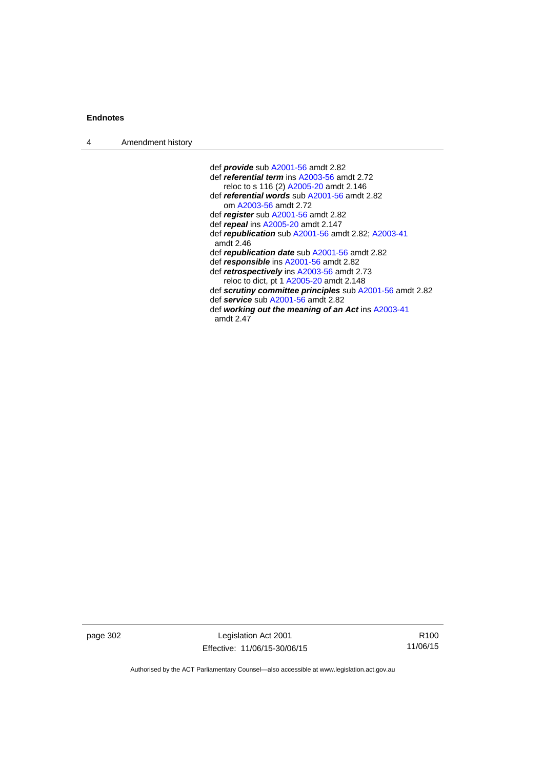def ***provide*** sub A2001-56 amdt 2.82
def ***referential term*** ins A2003-56 amdt 2.72
  reloc to s 116 (2) A2005-20 amdt 2.146
def ***referential words*** sub A2001-56 amdt 2.82
  om A2003-56 amdt 2.72
def ***register*** sub A2001-56 amdt 2.82
def ***repeal*** ins A2005-20 amdt 2.147
def ***republication*** sub A2001-56 amdt 2.82; A2003-41 amdt 2.46
def ***republication date*** sub A2001-56 amdt 2.82
def ***responsible*** ins A2001-56 amdt 2.82
def ***retrospectively*** ins A2003-56 amdt 2.73
  reloc to dict, pt 1 A2005-20 amdt 2.148
def ***scrutiny committee principles*** sub A2001-56 amdt 2.82
def ***service*** sub A2001-56 amdt 2.82
def ***working out the meaning of an Act*** ins A2003-41 amdt 2.47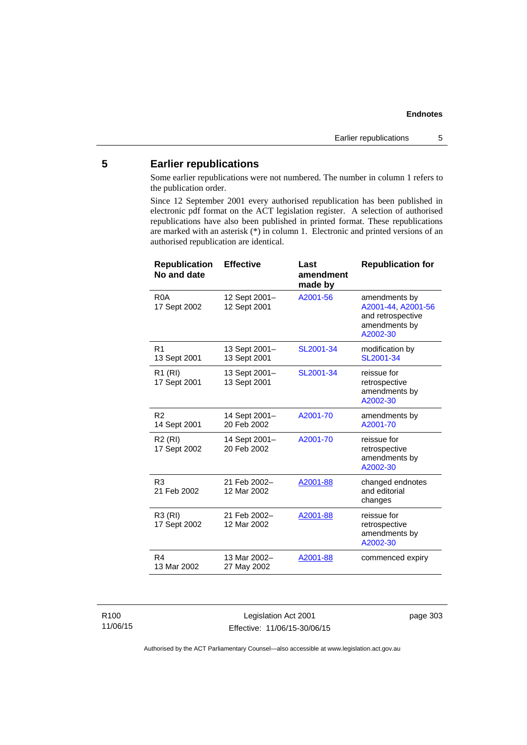## 5 Earlier republications

Some earlier republications were not numbered. The number in column 1 refers to the publication order.

Since 12 September 2001 every authorised republication has been published in electronic pdf format on the ACT legislation register. A selection of authorised republications have also been published in printed format. These republications are marked with an asterisk (*) in column 1. Electronic and printed versions of an authorised republication are identical.

| Republication No and date | Effective | Last amendment made by | Republication for |
|---|---|---|---|
| R0A<br>17 Sept 2002 | 12 Sept 2001–<br>12 Sept 2001 | A2001-56 | amendments by A2001-44, A2001-56 and retrospective amendments by A2002-30 |
| R1<br>13 Sept 2001 | 13 Sept 2001–<br>13 Sept 2001 | SL2001-34 | modification by SL2001-34 |
| R1 (RI)<br>17 Sept 2001 | 13 Sept 2001–<br>13 Sept 2001 | SL2001-34 | reissue for retrospective amendments by A2002-30 |
| R2<br>14 Sept 2001 | 14 Sept 2001–<br>20 Feb 2002 | A2001-70 | amendments by A2001-70 |
| R2 (RI)<br>17 Sept 2002 | 14 Sept 2001–<br>20 Feb 2002 | A2001-70 | reissue for retrospective amendments by A2002-30 |
| R3<br>21 Feb 2002 | 21 Feb 2002–<br>12 Mar 2002 | A2001-88 | changed endnotes and editorial changes |
| R3 (RI)<br>17 Sept 2002 | 21 Feb 2002–<br>12 Mar 2002 | A2001-88 | reissue for retrospective amendments by A2002-30 |
| R4<br>13 Mar 2002 | 13 Mar 2002–<br>27 May 2002 | A2001-88 | commenced expiry |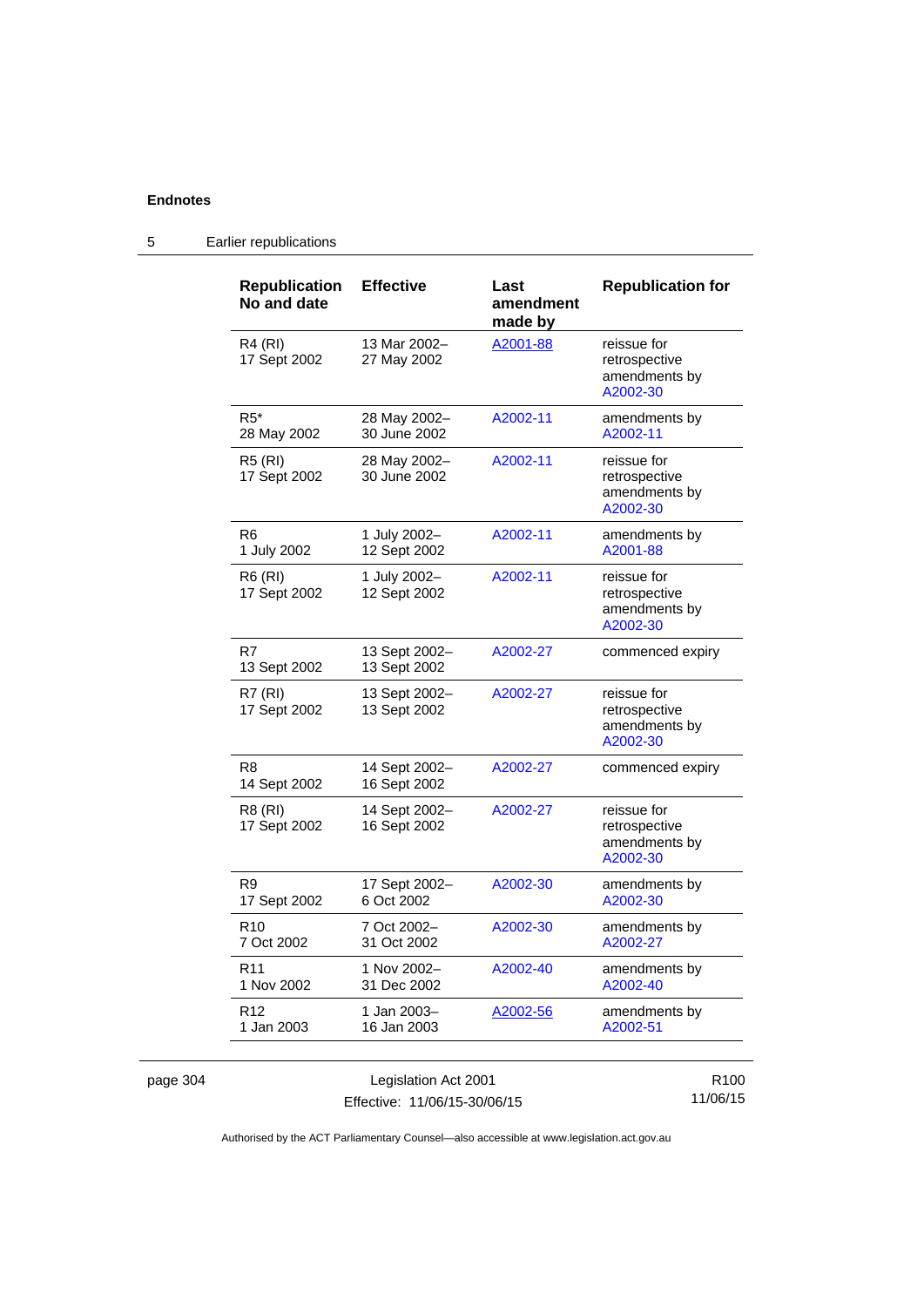## 5 Earlier republications

| Republication No and date | Effective | Last amendment made by | Republication for |
|---|---|---|---|
| R4 (RI) 17 Sept 2002 | 13 Mar 2002– 27 May 2002 | A2001-88 | reissue for retrospective amendments by A2002-30 |
| R5* 28 May 2002 | 28 May 2002– 30 June 2002 | A2002-11 | amendments by A2002-11 |
| R5 (RI) 17 Sept 2002 | 28 May 2002– 30 June 2002 | A2002-11 | reissue for retrospective amendments by A2002-30 |
| R6 1 July 2002 | 1 July 2002– 12 Sept 2002 | A2002-11 | amendments by A2001-88 |
| R6 (RI) 17 Sept 2002 | 1 July 2002– 12 Sept 2002 | A2002-11 | reissue for retrospective amendments by A2002-30 |
| R7 13 Sept 2002 | 13 Sept 2002– 13 Sept 2002 | A2002-27 | commenced expiry |
| R7 (RI) 17 Sept 2002 | 13 Sept 2002– 13 Sept 2002 | A2002-27 | reissue for retrospective amendments by A2002-30 |
| R8 14 Sept 2002 | 14 Sept 2002– 16 Sept 2002 | A2002-27 | commenced expiry |
| R8 (RI) 17 Sept 2002 | 14 Sept 2002– 16 Sept 2002 | A2002-27 | reissue for retrospective amendments by A2002-30 |
| R9 17 Sept 2002 | 17 Sept 2002– 6 Oct 2002 | A2002-30 | amendments by A2002-30 |
| R10 7 Oct 2002 | 7 Oct 2002– 31 Oct 2002 | A2002-30 | amendments by A2002-27 |
| R11 1 Nov 2002 | 1 Nov 2002– 31 Dec 2002 | A2002-40 | amendments by A2002-40 |
| R12 1 Jan 2003 | 1 Jan 2003– 16 Jan 2003 | A2002-56 | amendments by A2002-51 |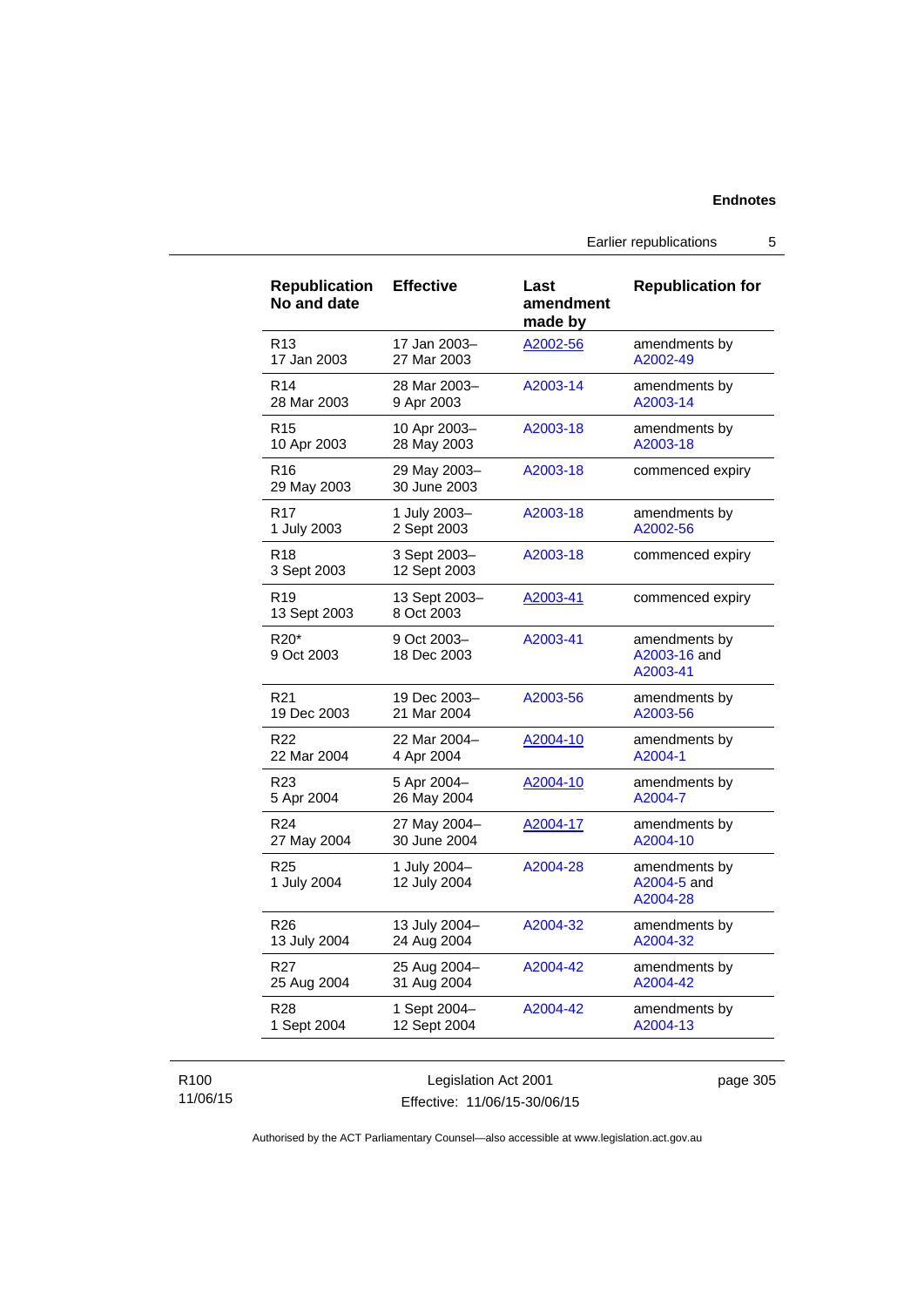| Republication No and date | Effective | Last amendment made by | Republication for |
|---|---|---|---|
| R13<br>17 Jan 2003 | 17 Jan 2003–<br>27 Mar 2003 | A2002-56 | amendments by A2002-49 |
| R14<br>28 Mar 2003 | 28 Mar 2003–<br>9 Apr 2003 | A2003-14 | amendments by A2003-14 |
| R15<br>10 Apr 2003 | 10 Apr 2003–<br>28 May 2003 | A2003-18 | amendments by A2003-18 |
| R16<br>29 May 2003 | 29 May 2003–<br>30 June 2003 | A2003-18 | commenced expiry |
| R17<br>1 July 2003 | 1 July 2003–<br>2 Sept 2003 | A2003-18 | amendments by A2002-56 |
| R18<br>3 Sept 2003 | 3 Sept 2003–<br>12 Sept 2003 | A2003-18 | commenced expiry |
| R19<br>13 Sept 2003 | 13 Sept 2003–<br>8 Oct 2003 | A2003-41 | commenced expiry |
| R20*<br>9 Oct 2003 | 9 Oct 2003–<br>18 Dec 2003 | A2003-41 | amendments by A2003-16 and A2003-41 |
| R21<br>19 Dec 2003 | 19 Dec 2003–<br>21 Mar 2004 | A2003-56 | amendments by A2003-56 |
| R22<br>22 Mar 2004 | 22 Mar 2004–<br>4 Apr 2004 | A2004-10 | amendments by A2004-1 |
| R23<br>5 Apr 2004 | 5 Apr 2004–<br>26 May 2004 | A2004-10 | amendments by A2004-7 |
| R24<br>27 May 2004 | 27 May 2004–<br>30 June 2004 | A2004-17 | amendments by A2004-10 |
| R25<br>1 July 2004 | 1 July 2004–<br>12 July 2004 | A2004-28 | amendments by A2004-5 and A2004-28 |
| R26<br>13 July 2004 | 13 July 2004–<br>24 Aug 2004 | A2004-32 | amendments by A2004-32 |
| R27<br>25 Aug 2004 | 25 Aug 2004–<br>31 Aug 2004 | A2004-42 | amendments by A2004-42 |
| R28<br>1 Sept 2004 | 1 Sept 2004–<br>12 Sept 2004 | A2004-42 | amendments by A2004-13 |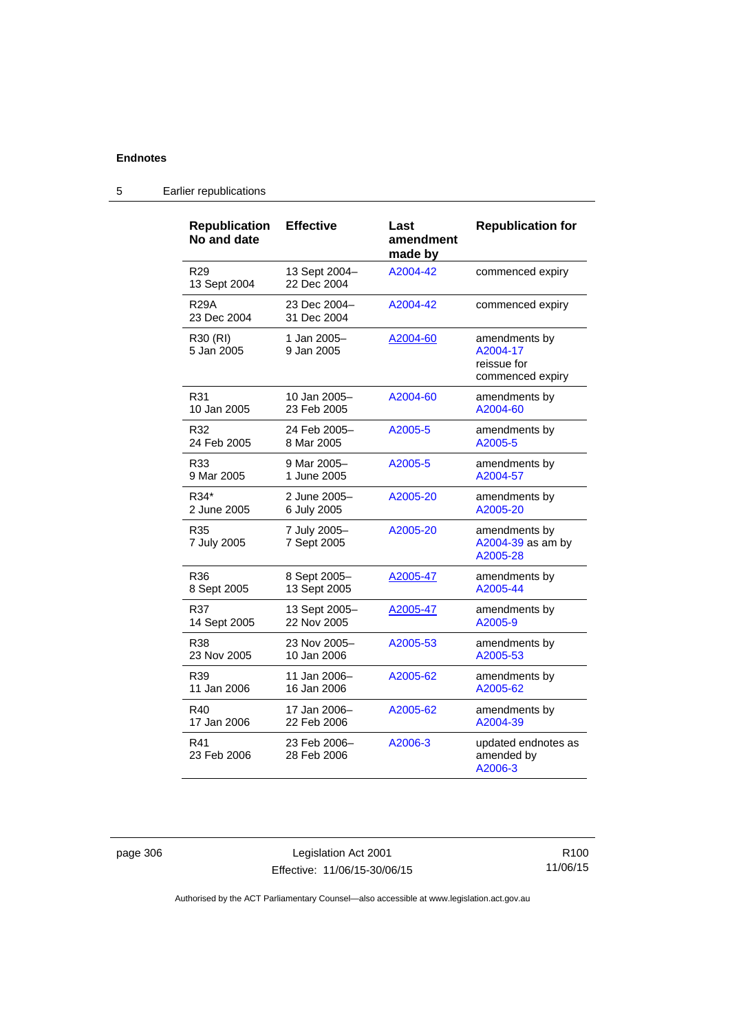## 5 Earlier republications

| Republication No and date | Effective | Last amendment made by | Republication for |
|---|---|---|---|
| R29<br>13 Sept 2004 | 13 Sept 2004–<br>22 Dec 2004 | A2004-42 | commenced expiry |
| R29A<br>23 Dec 2004 | 23 Dec 2004–<br>31 Dec 2004 | A2004-42 | commenced expiry |
| R30 (RI)<br>5 Jan 2005 | 1 Jan 2005–<br>9 Jan 2005 | A2004-60 | amendments by A2004-17<br>reissue for commenced expiry |
| R31<br>10 Jan 2005 | 10 Jan 2005–<br>23 Feb 2005 | A2004-60 | amendments by A2004-60 |
| R32<br>24 Feb 2005 | 24 Feb 2005–<br>8 Mar 2005 | A2005-5 | amendments by A2005-5 |
| R33<br>9 Mar 2005 | 9 Mar 2005–<br>1 June 2005 | A2005-5 | amendments by A2004-57 |
| R34*<br>2 June 2005 | 2 June 2005–<br>6 July 2005 | A2005-20 | amendments by A2005-20 |
| R35<br>7 July 2005 | 7 July 2005–<br>7 Sept 2005 | A2005-20 | amendments by A2004-39 as am by A2005-28 |
| R36<br>8 Sept 2005 | 8 Sept 2005–<br>13 Sept 2005 | A2005-47 | amendments by A2005-44 |
| R37<br>14 Sept 2005 | 13 Sept 2005–<br>22 Nov 2005 | A2005-47 | amendments by A2005-9 |
| R38<br>23 Nov 2005 | 23 Nov 2005–<br>10 Jan 2006 | A2005-53 | amendments by A2005-53 |
| R39<br>11 Jan 2006 | 11 Jan 2006–<br>16 Jan 2006 | A2005-62 | amendments by A2005-62 |
| R40<br>17 Jan 2006 | 17 Jan 2006–<br>22 Feb 2006 | A2005-62 | amendments by A2004-39 |
| R41<br>23 Feb 2006 | 23 Feb 2006–<br>28 Feb 2006 | A2006-3 | updated endnotes as amended by A2006-3 |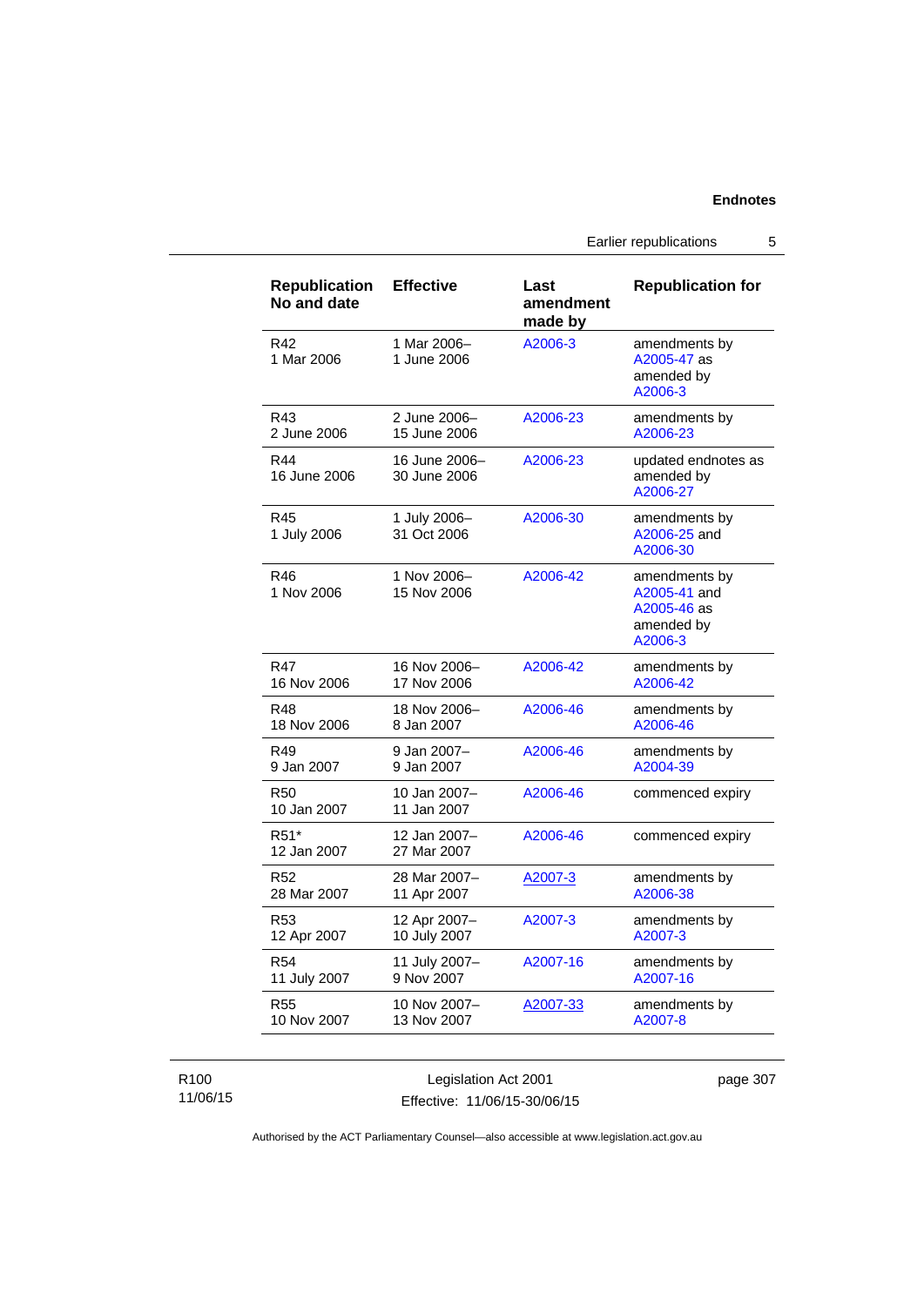| Republication No and date | Effective | Last amendment made by | Republication for |
|---|---|---|---|
| R42<br>1 Mar 2006 | 1 Mar 2006–<br>1 June 2006 | A2006-3 | amendments by A2005-47 as amended by A2006-3 |
| R43<br>2 June 2006 | 2 June 2006–<br>15 June 2006 | A2006-23 | amendments by A2006-23 |
| R44<br>16 June 2006 | 16 June 2006–<br>30 June 2006 | A2006-23 | updated endnotes as amended by A2006-27 |
| R45<br>1 July 2006 | 1 July 2006–<br>31 Oct 2006 | A2006-30 | amendments by A2006-25 and A2006-30 |
| R46<br>1 Nov 2006 | 1 Nov 2006–<br>15 Nov 2006 | A2006-42 | amendments by A2005-41 and A2005-46 as amended by A2006-3 |
| R47<br>16 Nov 2006 | 16 Nov 2006–<br>17 Nov 2006 | A2006-42 | amendments by A2006-42 |
| R48<br>18 Nov 2006 | 18 Nov 2006–<br>8 Jan 2007 | A2006-46 | amendments by A2006-46 |
| R49<br>9 Jan 2007 | 9 Jan 2007–<br>9 Jan 2007 | A2006-46 | amendments by A2004-39 |
| R50<br>10 Jan 2007 | 10 Jan 2007–<br>11 Jan 2007 | A2006-46 | commenced expiry |
| R51*<br>12 Jan 2007 | 12 Jan 2007–<br>27 Mar 2007 | A2006-46 | commenced expiry |
| R52<br>28 Mar 2007 | 28 Mar 2007–<br>11 Apr 2007 | A2007-3 | amendments by A2006-38 |
| R53<br>12 Apr 2007 | 12 Apr 2007–<br>10 July 2007 | A2007-3 | amendments by A2007-3 |
| R54<br>11 July 2007 | 11 July 2007–<br>9 Nov 2007 | A2007-16 | amendments by A2007-16 |
| R55<br>10 Nov 2007 | 10 Nov 2007–<br>13 Nov 2007 | A2007-33 | amendments by A2007-8 |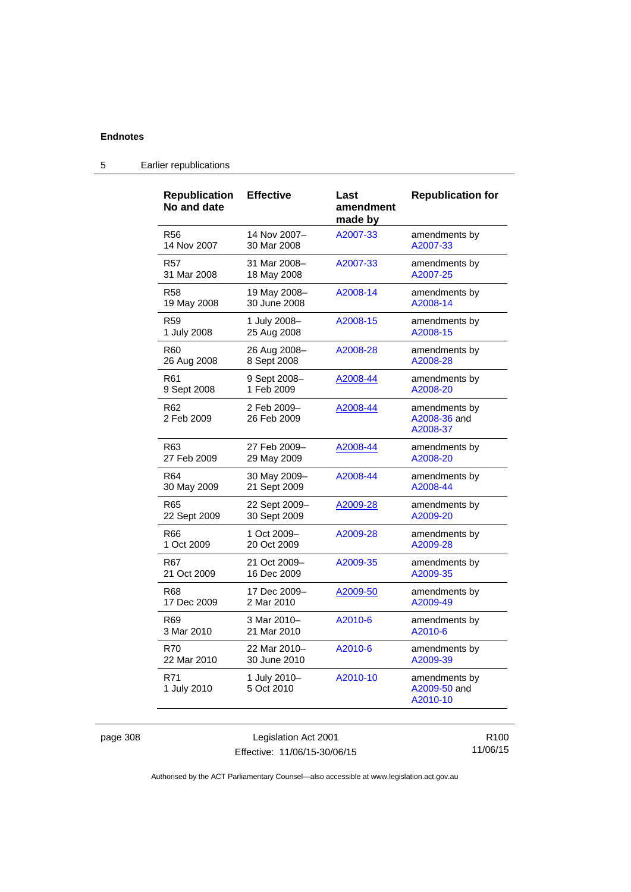## Endnotes

### 5 Earlier republications

| Republication No and date | Effective | Last amendment made by | Republication for |
|---|---|---|---|
| R56 14 Nov 2007 | 14 Nov 2007–30 Mar 2008 | A2007-33 | amendments by A2007-33 |
| R57 31 Mar 2008 | 31 Mar 2008–18 May 2008 | A2007-33 | amendments by A2007-25 |
| R58 19 May 2008 | 19 May 2008–30 June 2008 | A2008-14 | amendments by A2008-14 |
| R59 1 July 2008 | 1 July 2008–25 Aug 2008 | A2008-15 | amendments by A2008-15 |
| R60 26 Aug 2008 | 26 Aug 2008–8 Sept 2008 | A2008-28 | amendments by A2008-28 |
| R61 9 Sept 2008 | 9 Sept 2008–1 Feb 2009 | A2008-44 | amendments by A2008-20 |
| R62 2 Feb 2009 | 2 Feb 2009–26 Feb 2009 | A2008-44 | amendments by A2008-36 and A2008-37 |
| R63 27 Feb 2009 | 27 Feb 2009–29 May 2009 | A2008-44 | amendments by A2008-20 |
| R64 30 May 2009 | 30 May 2009–21 Sept 2009 | A2008-44 | amendments by A2008-44 |
| R65 22 Sept 2009 | 22 Sept 2009–30 Sept 2009 | A2009-28 | amendments by A2009-20 |
| R66 1 Oct 2009 | 1 Oct 2009–20 Oct 2009 | A2009-28 | amendments by A2009-28 |
| R67 21 Oct 2009 | 21 Oct 2009–16 Dec 2009 | A2009-35 | amendments by A2009-35 |
| R68 17 Dec 2009 | 17 Dec 2009–2 Mar 2010 | A2009-50 | amendments by A2009-49 |
| R69 3 Mar 2010 | 3 Mar 2010–21 Mar 2010 | A2010-6 | amendments by A2010-6 |
| R70 22 Mar 2010 | 22 Mar 2010–30 June 2010 | A2010-6 | amendments by A2009-39 |
| R71 1 July 2010 | 1 July 2010–5 Oct 2010 | A2010-10 | amendments by A2009-50 and A2010-10 |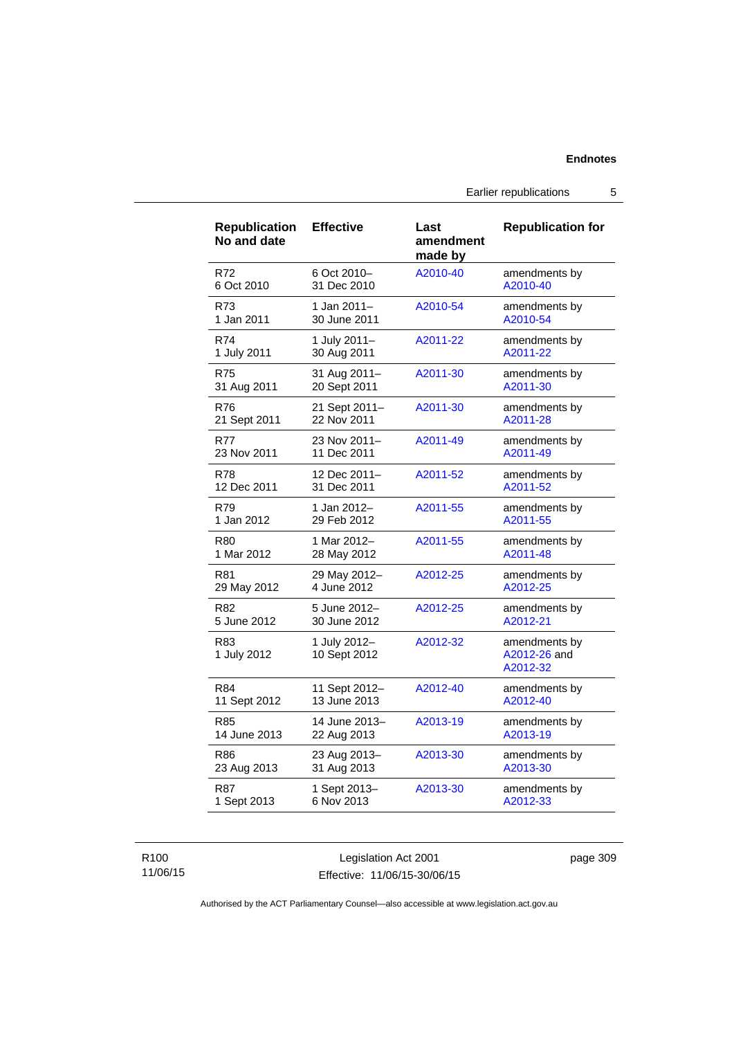| Republication No and date | Effective | Last amendment made by | Republication for |
|---|---|---|---|
| R72<br>6 Oct 2010 | 6 Oct 2010–<br>31 Dec 2010 | A2010-40 | amendments by A2010-40 |
| R73<br>1 Jan 2011 | 1 Jan 2011–<br>30 June 2011 | A2010-54 | amendments by A2010-54 |
| R74<br>1 July 2011 | 1 July 2011–<br>30 Aug 2011 | A2011-22 | amendments by A2011-22 |
| R75<br>31 Aug 2011 | 31 Aug 2011–<br>20 Sept 2011 | A2011-30 | amendments by A2011-30 |
| R76<br>21 Sept 2011 | 21 Sept 2011–<br>22 Nov 2011 | A2011-30 | amendments by A2011-28 |
| R77<br>23 Nov 2011 | 23 Nov 2011–<br>11 Dec 2011 | A2011-49 | amendments by A2011-49 |
| R78<br>12 Dec 2011 | 12 Dec 2011–<br>31 Dec 2011 | A2011-52 | amendments by A2011-52 |
| R79<br>1 Jan 2012 | 1 Jan 2012–<br>29 Feb 2012 | A2011-55 | amendments by A2011-55 |
| R80<br>1 Mar 2012 | 1 Mar 2012–<br>28 May 2012 | A2011-55 | amendments by A2011-48 |
| R81<br>29 May 2012 | 29 May 2012–<br>4 June 2012 | A2012-25 | amendments by A2012-25 |
| R82<br>5 June 2012 | 5 June 2012–<br>30 June 2012 | A2012-25 | amendments by A2012-21 |
| R83<br>1 July 2012 | 1 July 2012–<br>10 Sept 2012 | A2012-32 | amendments by A2012-26 and A2012-32 |
| R84<br>11 Sept 2012 | 11 Sept 2012–<br>13 June 2013 | A2012-40 | amendments by A2012-40 |
| R85<br>14 June 2013 | 14 June 2013–<br>22 Aug 2013 | A2013-19 | amendments by A2013-19 |
| R86<br>23 Aug 2013 | 23 Aug 2013–<br>31 Aug 2013 | A2013-30 | amendments by A2013-30 |
| R87<br>1 Sept 2013 | 1 Sept 2013–<br>6 Nov 2013 | A2013-30 | amendments by A2012-33 |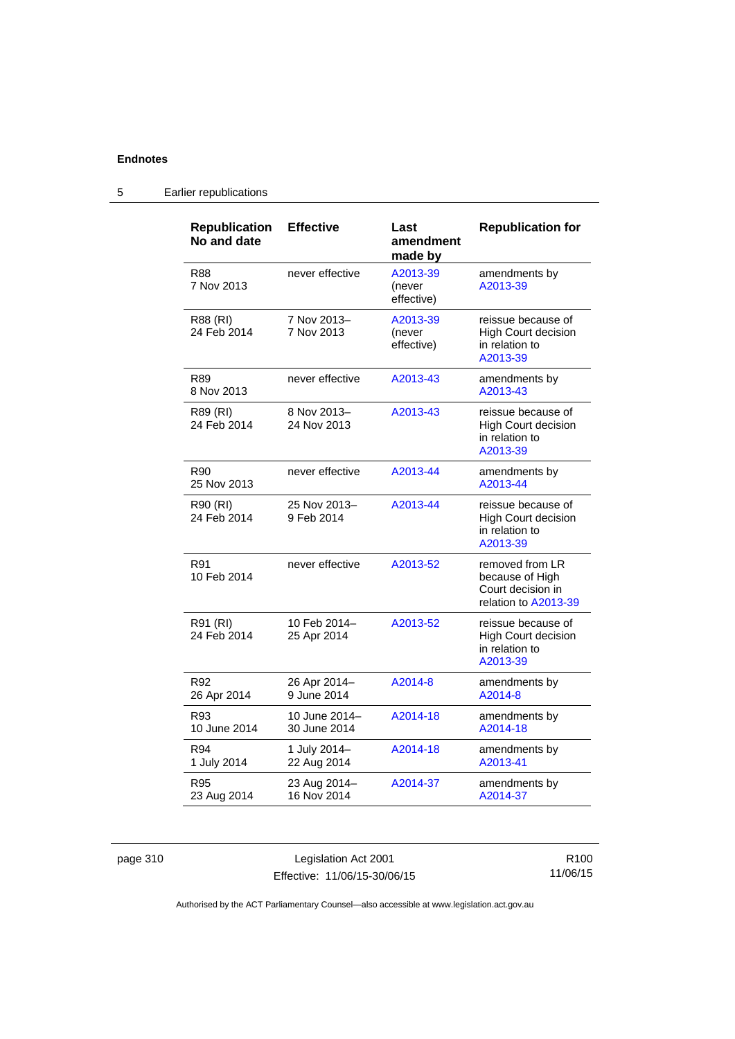## 5 Earlier republications

| Republication No and date | Effective | Last amendment made by | Republication for |
|---|---|---|---|
| R88<br>7 Nov 2013 | never effective | A2013-39<br>(never effective) | amendments by A2013-39 |
| R88 (RI)<br>24 Feb 2014 | 7 Nov 2013–<br>7 Nov 2013 | A2013-39<br>(never effective) | reissue because of High Court decision in relation to A2013-39 |
| R89<br>8 Nov 2013 | never effective | A2013-43 | amendments by A2013-43 |
| R89 (RI)<br>24 Feb 2014 | 8 Nov 2013–<br>24 Nov 2013 | A2013-43 | reissue because of High Court decision in relation to A2013-39 |
| R90<br>25 Nov 2013 | never effective | A2013-44 | amendments by A2013-44 |
| R90 (RI)<br>24 Feb 2014 | 25 Nov 2013–<br>9 Feb 2014 | A2013-44 | reissue because of High Court decision in relation to A2013-39 |
| R91<br>10 Feb 2014 | never effective | A2013-52 | removed from LR because of High Court decision in relation to A2013-39 |
| R91 (RI)<br>24 Feb 2014 | 10 Feb 2014–<br>25 Apr 2014 | A2013-52 | reissue because of High Court decision in relation to A2013-39 |
| R92<br>26 Apr 2014 | 26 Apr 2014–<br>9 June 2014 | A2014-8 | amendments by A2014-8 |
| R93<br>10 June 2014 | 10 June 2014–<br>30 June 2014 | A2014-18 | amendments by A2014-18 |
| R94<br>1 July 2014 | 1 July 2014–<br>22 Aug 2014 | A2014-18 | amendments by A2013-41 |
| R95<br>23 Aug 2014 | 23 Aug 2014–<br>16 Nov 2014 | A2014-37 | amendments by A2014-37 |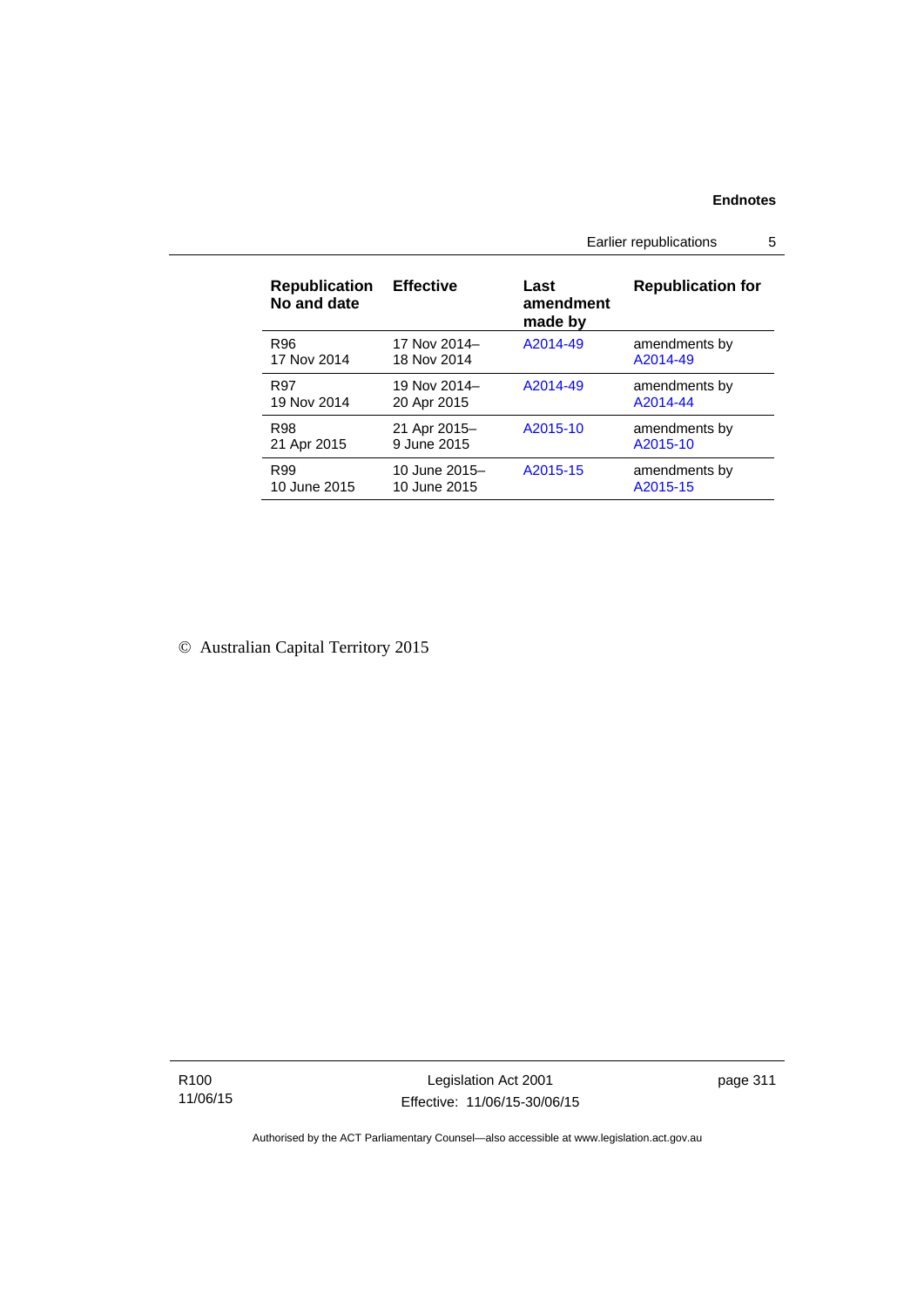| Republication No and date | Effective | Last amendment made by | Republication for |
|---|---|---|---|
| R96<br>17 Nov 2014 | 17 Nov 2014–<br>18 Nov 2014 | A2014-49 | amendments by A2014-49 |
| R97<br>19 Nov 2014 | 19 Nov 2014–<br>20 Apr 2015 | A2014-49 | amendments by A2014-44 |
| R98<br>21 Apr 2015 | 21 Apr 2015–<br>9 June 2015 | A2015-10 | amendments by A2015-10 |
| R99<br>10 June 2015 | 10 June 2015–<br>10 June 2015 | A2015-15 | amendments by A2015-15 |

© Australian Capital Territory 2015